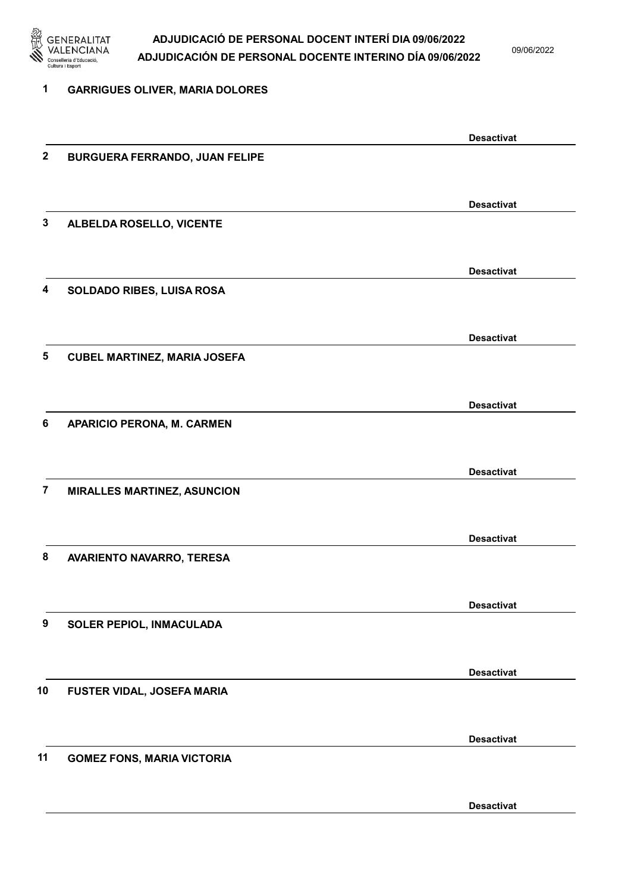# ADJUDICACIÓ DE PERSONAL DOCENT INTERÍ DIA 09/06/2022
# ADJUDICACIÓN DE PERSONAL DOCENTE INTERINO DÍA 09/06/2022

09/06/2022

**1 GARRIGUES OLIVER, MARIA DOLORES**

**Desactivat**

**2 BURGUERA FERRANDO, JUAN FELIPE**

**Desactivat**

**3 ALBELDA ROSELLO, VICENTE**

**Desactivat**

**4 SOLDADO RIBES, LUISA ROSA**

**Desactivat**

**5 CUBEL MARTINEZ, MARIA JOSEFA**

**Desactivat**

**6 APARICIO PERONA, M. CARMEN**

**Desactivat**

**7 MIRALLES MARTINEZ, ASUNCION**

**Desactivat**

**8 AVARIENTO NAVARRO, TERESA**

**Desactivat**

**9 SOLER PEPIOL, INMACULADA**

**Desactivat**

**10 FUSTER VIDAL, JOSEFA MARIA**

**Desactivat**

**11 GOMEZ FONS, MARIA VICTORIA**

**Desactivat**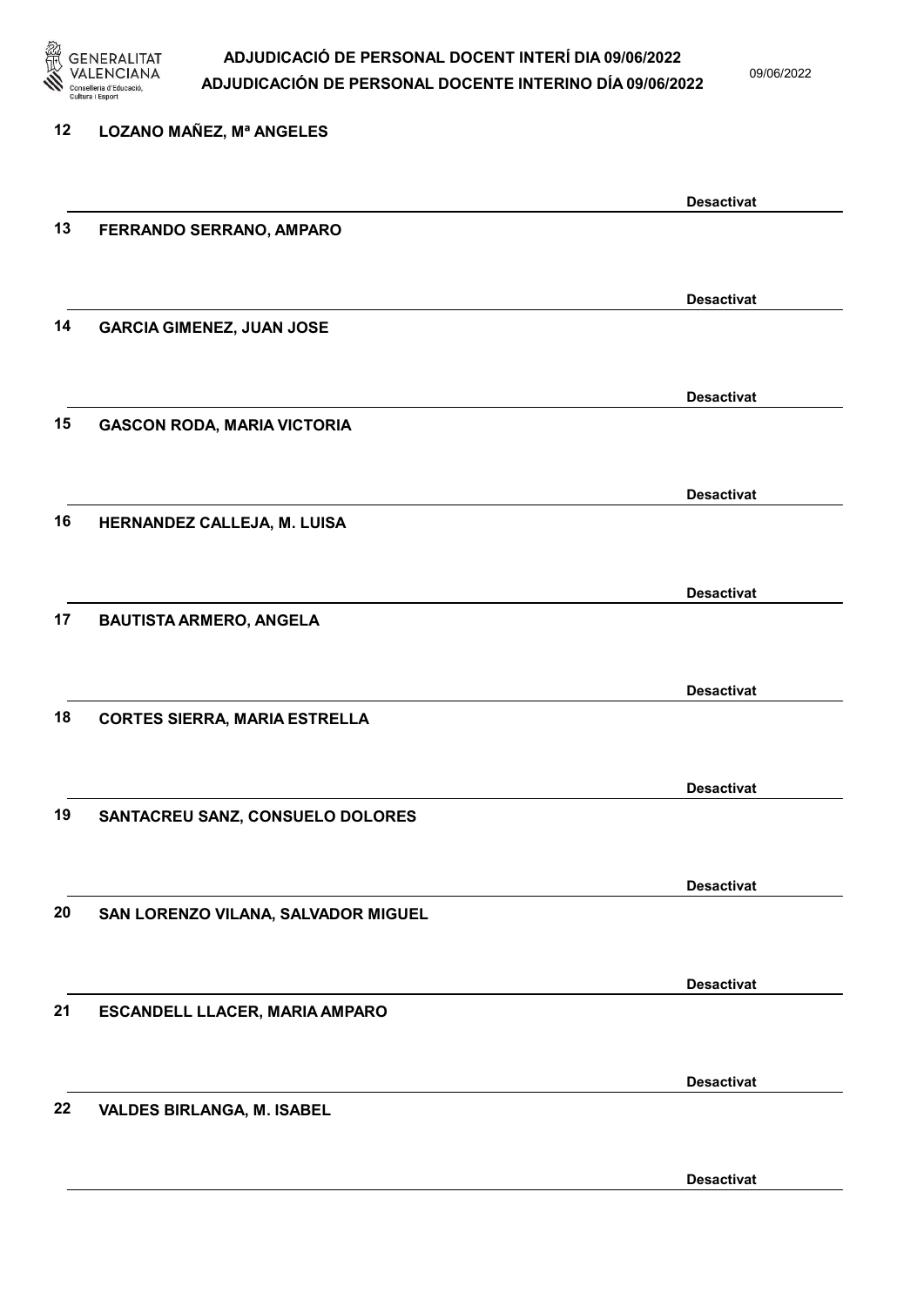12 LOZANO MAÑEZ, Mª ANGELES

Desactivat

13 FERRANDO SERRANO, AMPARO

Desactivat

14 GARCIA GIMENEZ, JUAN JOSE

Desactivat

15 GASCON RODA, MARIA VICTORIA

Desactivat

16 HERNANDEZ CALLEJA, M. LUISA

Desactivat

17 BAUTISTA ARMERO, ANGELA

Desactivat

18 CORTES SIERRA, MARIA ESTRELLA

Desactivat

19 SANTACREU SANZ, CONSUELO DOLORES

Desactivat

20 SAN LORENZO VILANA, SALVADOR MIGUEL

Desactivat

21 ESCANDELL LLACER, MARIA AMPARO

Desactivat

22 VALDES BIRLANGA, M. ISABEL

Desactivat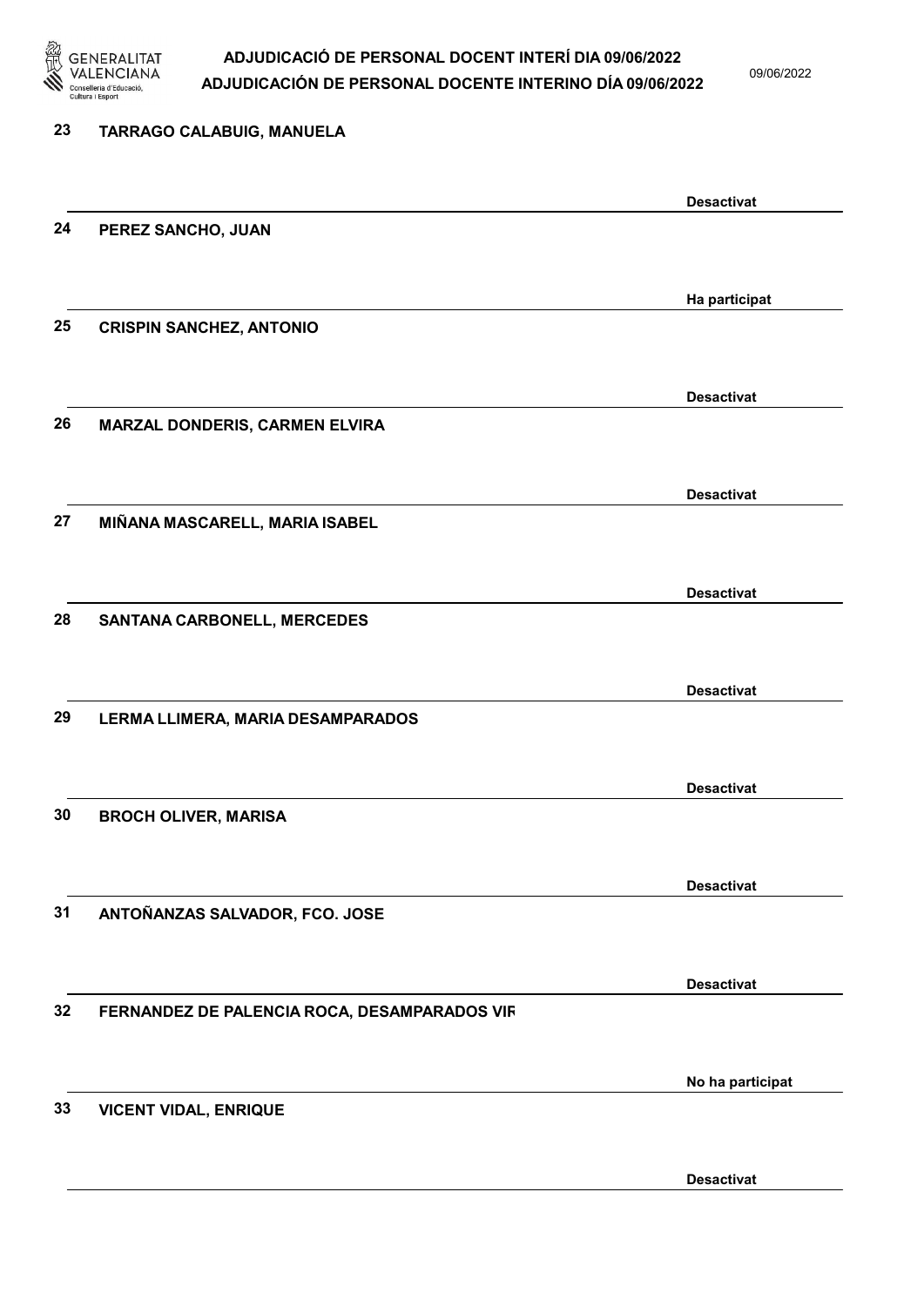23 TARRAGO CALABUIG, MANUELA

Desactivat

24 PEREZ SANCHO, JUAN

Ha participat

25 CRISPIN SANCHEZ, ANTONIO

Desactivat

26 MARZAL DONDERIS, CARMEN ELVIRA

Desactivat

27 MIÑANA MASCARELL, MARIA ISABEL

Desactivat

28 SANTANA CARBONELL, MERCEDES

Desactivat

29 LERMA LLIMERA, MARIA DESAMPARADOS

Desactivat

30 BROCH OLIVER, MARISA

Desactivat

31 ANTOÑANZAS SALVADOR, FCO. JOSE

Desactivat

32 FERNANDEZ DE PALENCIA ROCA, DESAMPARADOS VIR

No ha participat

33 VICENT VIDAL, ENRIQUE

Desactivat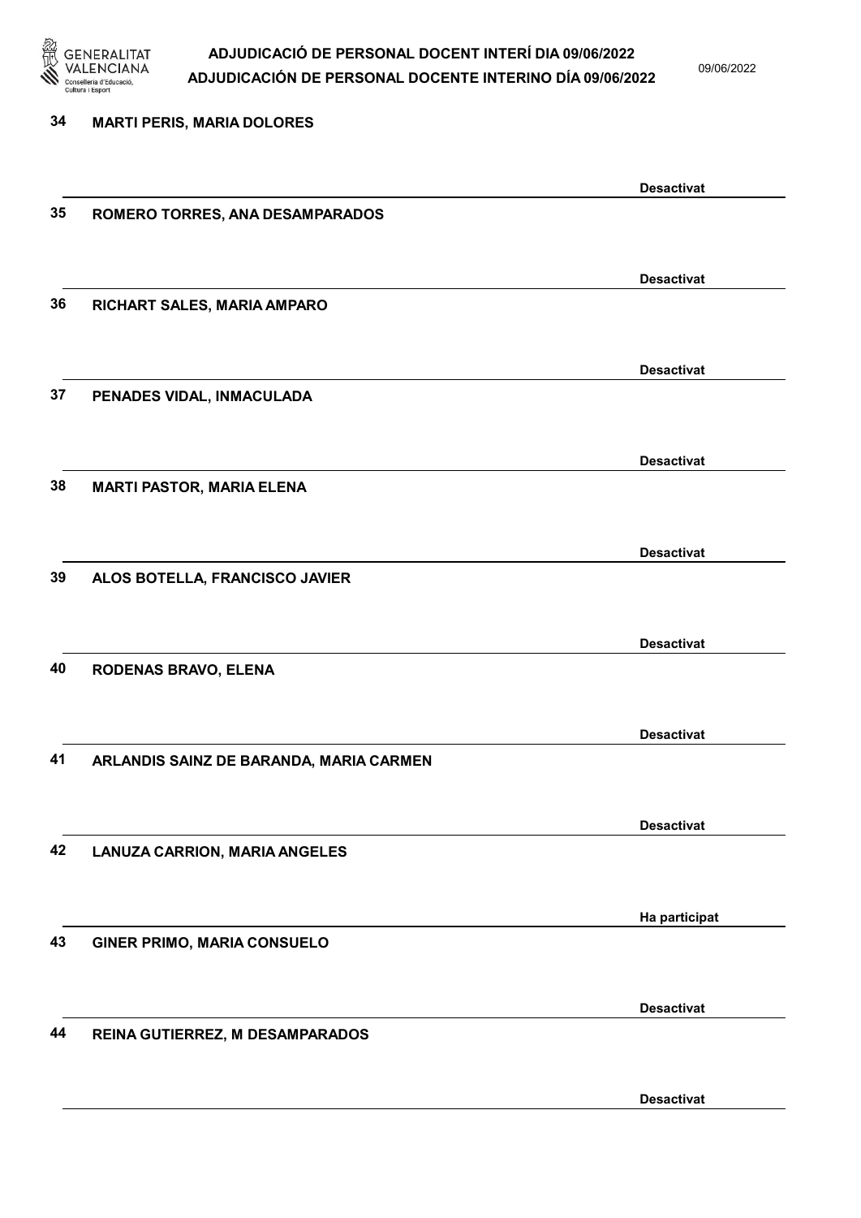34 MARTI PERIS, MARIA DOLORES

Desactivat

35 ROMERO TORRES, ANA DESAMPARADOS

Desactivat

36 RICHART SALES, MARIA AMPARO

Desactivat

37 PENADES VIDAL, INMACULADA

Desactivat

38 MARTI PASTOR, MARIA ELENA

Desactivat

39 ALOS BOTELLA, FRANCISCO JAVIER

Desactivat

40 RODENAS BRAVO, ELENA

Desactivat

41 ARLANDIS SAINZ DE BARANDA, MARIA CARMEN

Desactivat

42 LANUZA CARRION, MARIA ANGELES

Ha participat

43 GINER PRIMO, MARIA CONSUELO

Desactivat

44 REINA GUTIERREZ, M DESAMPARADOS

Desactivat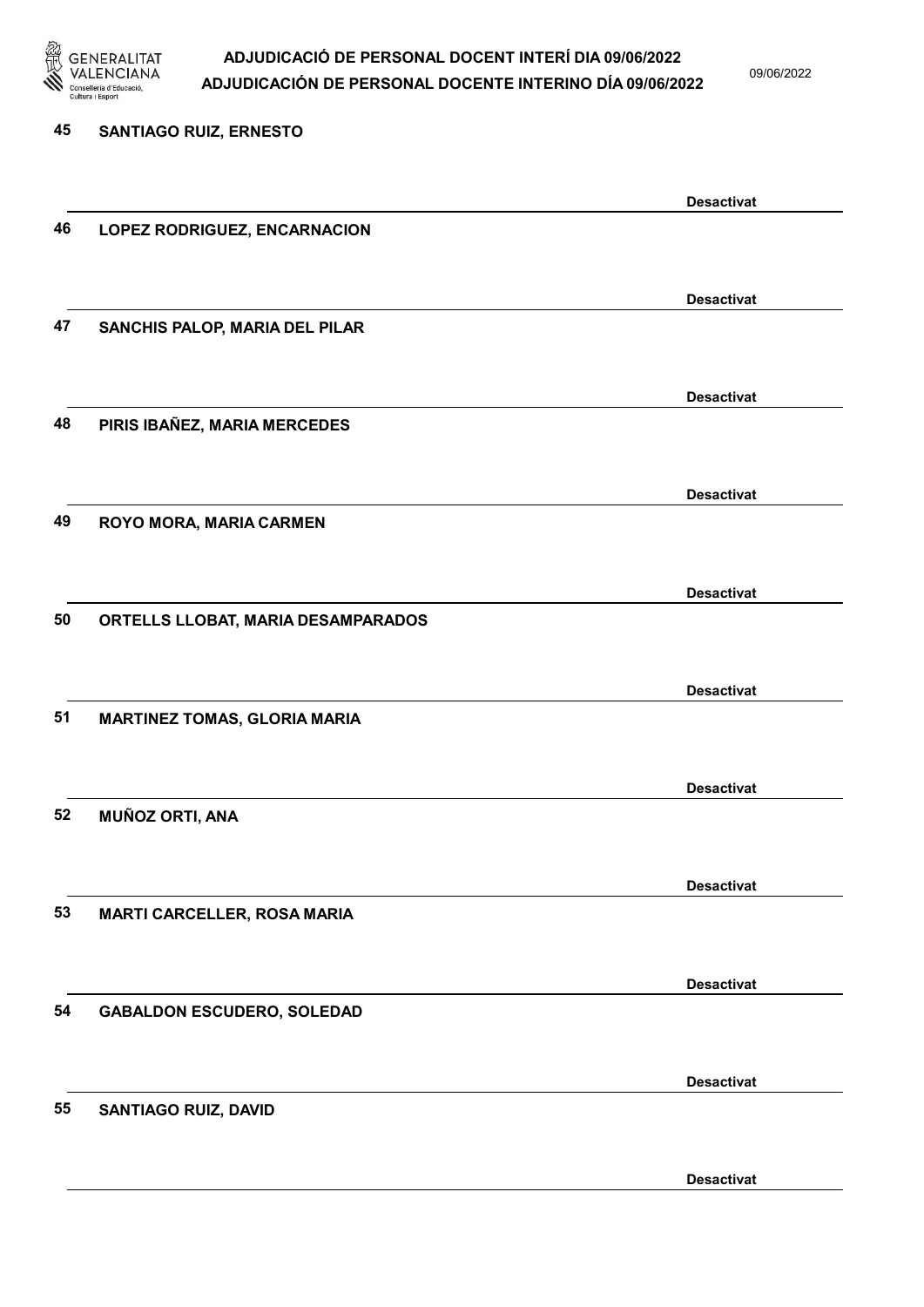45 SANTIAGO RUIZ, ERNESTO

Desactivat

46 LOPEZ RODRIGUEZ, ENCARNACION

Desactivat

47 SANCHIS PALOP, MARIA DEL PILAR

Desactivat

48 PIRIS IBAÑEZ, MARIA MERCEDES

Desactivat

49 ROYO MORA, MARIA CARMEN

Desactivat

50 ORTELLS LLOBAT, MARIA DESAMPARADOS

Desactivat

51 MARTINEZ TOMAS, GLORIA MARIA

Desactivat

52 MUÑOZ ORTI, ANA

Desactivat

53 MARTI CARCELLER, ROSA MARIA

Desactivat

54 GABALDON ESCUDERO, SOLEDAD

Desactivat

55 SANTIAGO RUIZ, DAVID

Desactivat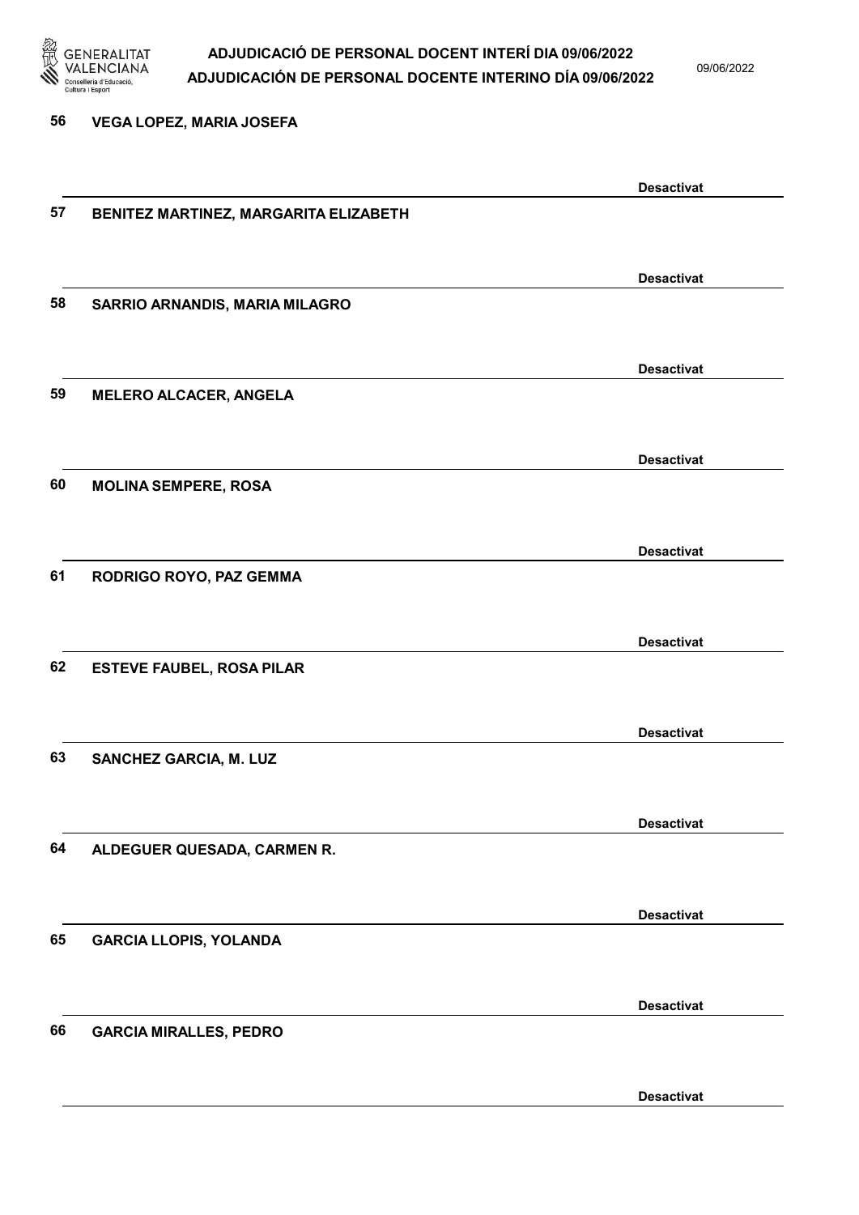56 VEGA LOPEZ, MARIA JOSEFA

Desactivat

57 BENITEZ MARTINEZ, MARGARITA ELIZABETH

Desactivat

58 SARRIO ARNANDIS, MARIA MILAGRO

Desactivat

59 MELERO ALCACER, ANGELA

Desactivat

60 MOLINA SEMPERE, ROSA

Desactivat

61 RODRIGO ROYO, PAZ GEMMA

Desactivat

62 ESTEVE FAUBEL, ROSA PILAR

Desactivat

63 SANCHEZ GARCIA, M. LUZ

Desactivat

64 ALDEGUER QUESADA, CARMEN R.

Desactivat

65 GARCIA LLOPIS, YOLANDA

Desactivat

66 GARCIA MIRALLES, PEDRO

Desactivat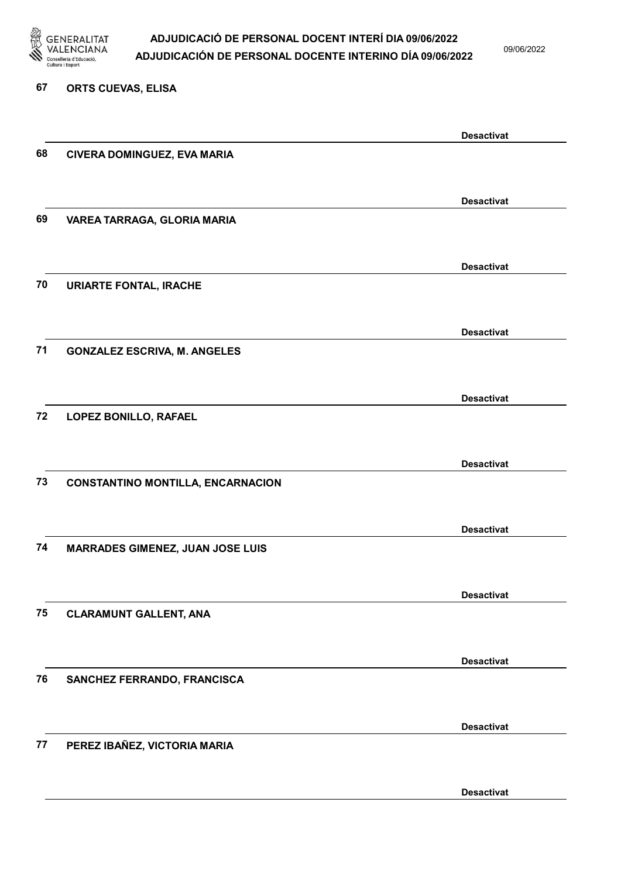67 **ORTS CUEVAS, ELISA**

**Desactivat**

68 **CIVERA DOMINGUEZ, EVA MARIA**

**Desactivat**

69 **VAREA TARRAGA, GLORIA MARIA**

**Desactivat**

70 **URIARTE FONTAL, IRACHE**

**Desactivat**

71 **GONZALEZ ESCRIVA, M. ANGELES**

**Desactivat**

72 **LOPEZ BONILLO, RAFAEL**

**Desactivat**

73 **CONSTANTINO MONTILLA, ENCARNACION**

**Desactivat**

74 **MARRADES GIMENEZ, JUAN JOSE LUIS**

**Desactivat**

75 **CLARAMUNT GALLENT, ANA**

**Desactivat**

76 **SANCHEZ FERRANDO, FRANCISCA**

**Desactivat**

77 **PEREZ IBAÑEZ, VICTORIA MARIA**

**Desactivat**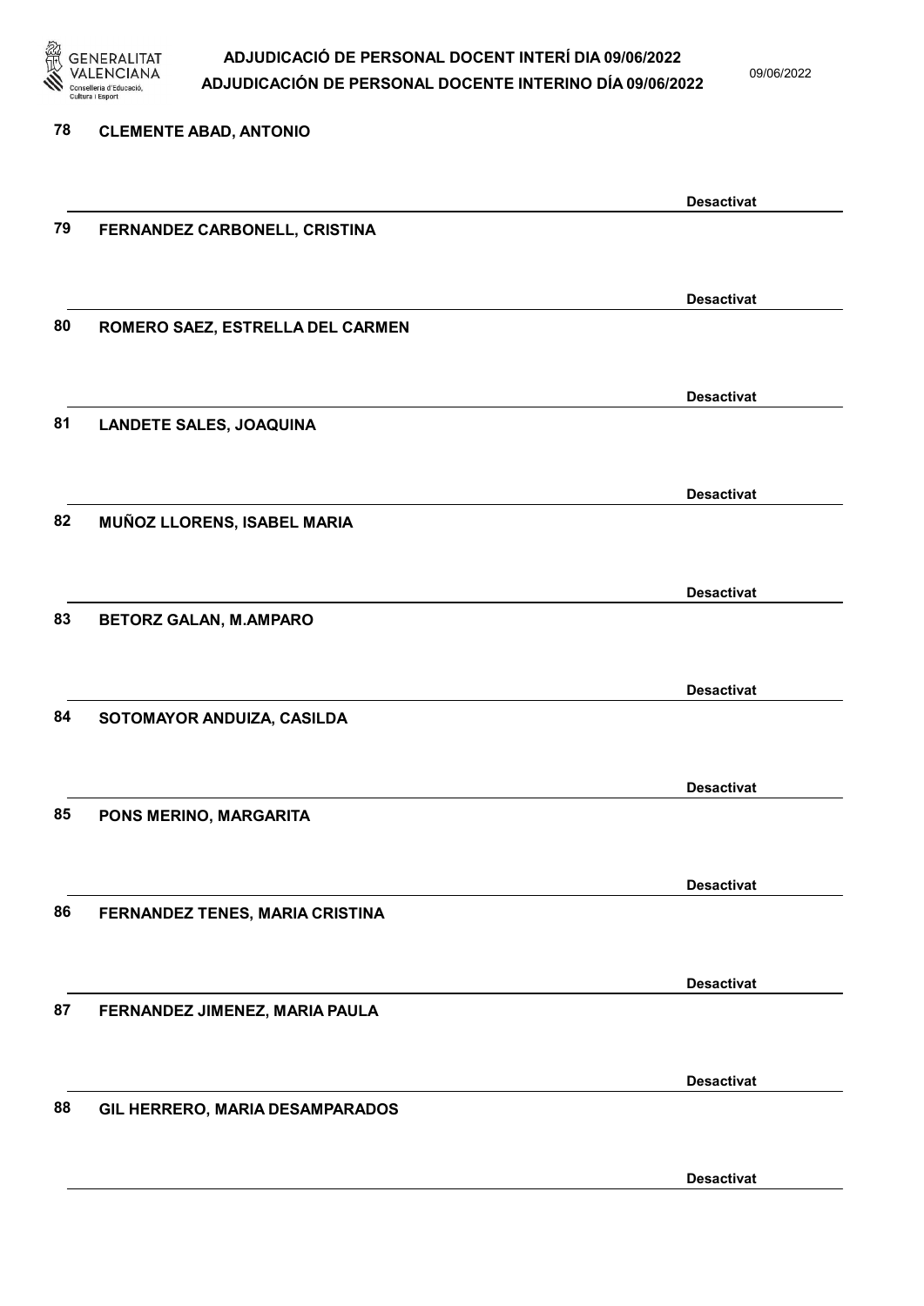78 CLEMENTE ABAD, ANTONIO

Desactivat

79 FERNANDEZ CARBONELL, CRISTINA

Desactivat

80 ROMERO SAEZ, ESTRELLA DEL CARMEN

Desactivat

81 LANDETE SALES, JOAQUINA

Desactivat

82 MUÑOZ LLORENS, ISABEL MARIA

Desactivat

83 BETORZ GALAN, M.AMPARO

Desactivat

84 SOTOMAYOR ANDUIZA, CASILDA

Desactivat

85 PONS MERINO, MARGARITA

Desactivat

86 FERNANDEZ TENES, MARIA CRISTINA

Desactivat

87 FERNANDEZ JIMENEZ, MARIA PAULA

Desactivat

88 GIL HERRERO, MARIA DESAMPARADOS

Desactivat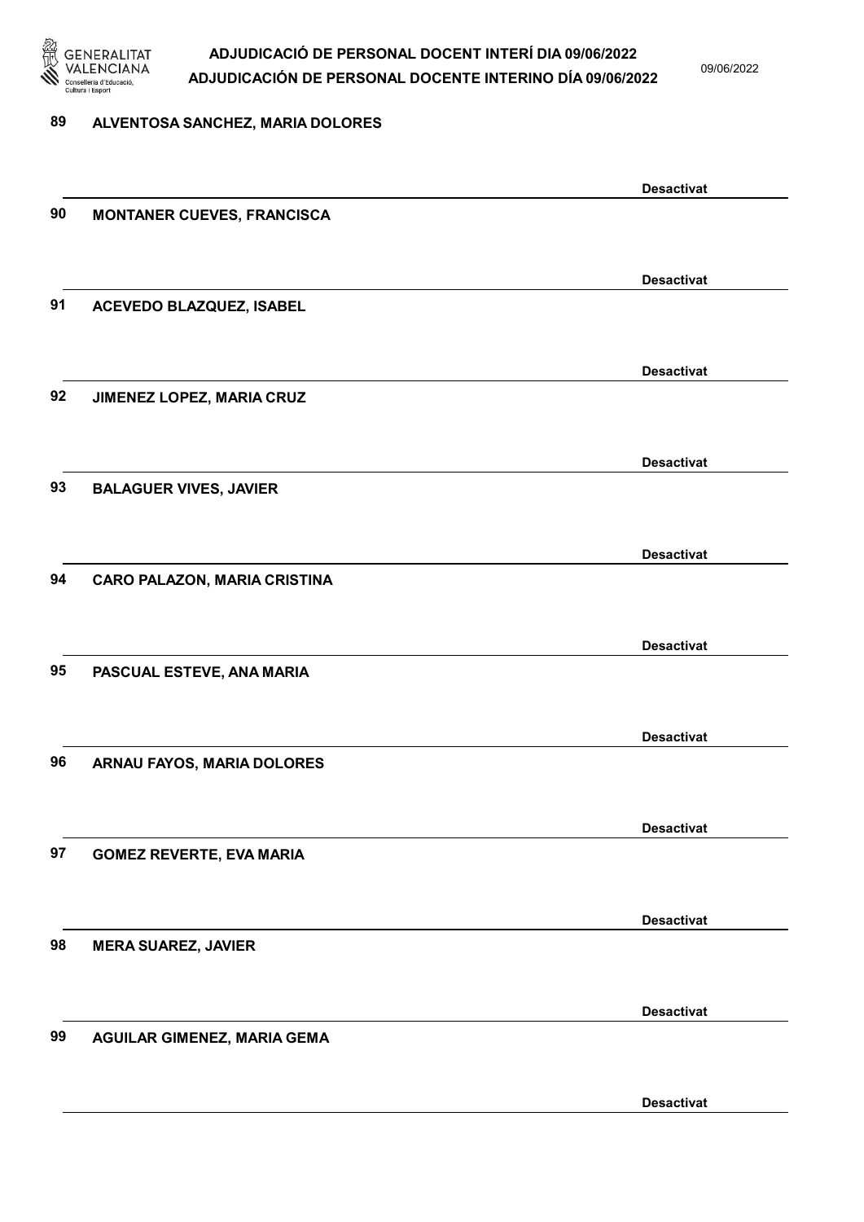89 ALVENTOSA SANCHEZ, MARIA DOLORES

Desactivat

90 MONTANER CUEVES, FRANCISCA

Desactivat

91 ACEVEDO BLAZQUEZ, ISABEL

Desactivat

92 JIMENEZ LOPEZ, MARIA CRUZ

Desactivat

93 BALAGUER VIVES, JAVIER

Desactivat

94 CARO PALAZON, MARIA CRISTINA

Desactivat

95 PASCUAL ESTEVE, ANA MARIA

Desactivat

96 ARNAU FAYOS, MARIA DOLORES

Desactivat

97 GOMEZ REVERTE, EVA MARIA

Desactivat

98 MERA SUAREZ, JAVIER

Desactivat

99 AGUILAR GIMENEZ, MARIA GEMA

Desactivat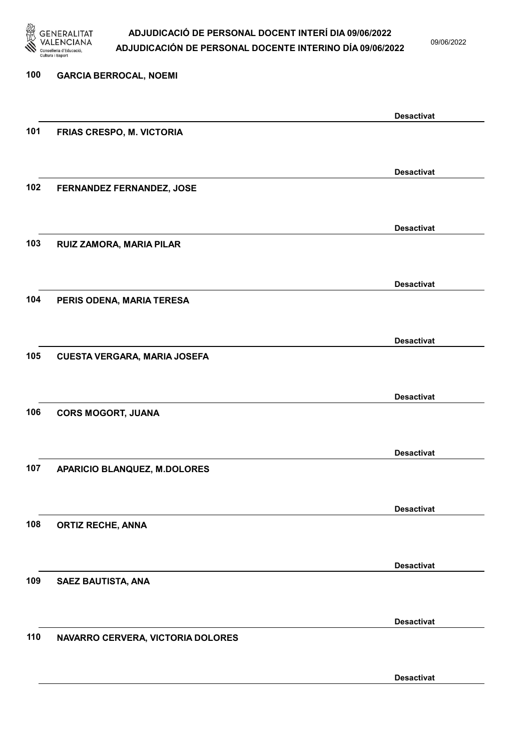100 GARCIA BERROCAL, NOEMI

Desactivat

101 FRIAS CRESPO, M. VICTORIA

Desactivat

102 FERNANDEZ FERNANDEZ, JOSE

Desactivat

103 RUIZ ZAMORA, MARIA PILAR

Desactivat

104 PERIS ODENA, MARIA TERESA

Desactivat

105 CUESTA VERGARA, MARIA JOSEFA

Desactivat

106 CORS MOGORT, JUANA

Desactivat

107 APARICIO BLANQUEZ, M.DOLORES

Desactivat

108 ORTIZ RECHE, ANNA

Desactivat

109 SAEZ BAUTISTA, ANA

Desactivat

110 NAVARRO CERVERA, VICTORIA DOLORES

Desactivat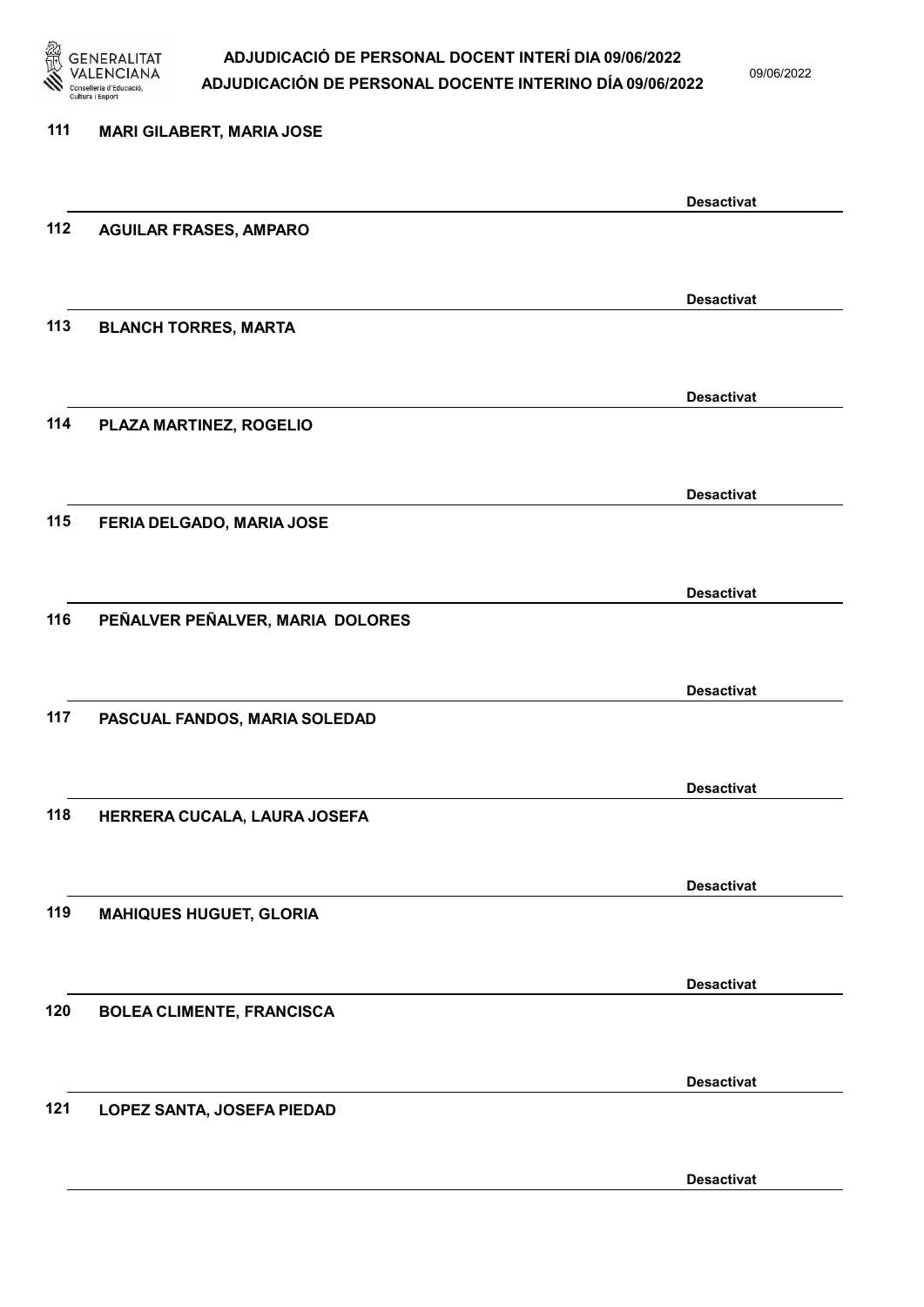111 MARI GILABERT, MARIA JOSE

Desactivat

112 AGUILAR FRASES, AMPARO

Desactivat

113 BLANCH TORRES, MARTA

Desactivat

114 PLAZA MARTINEZ, ROGELIO

Desactivat

115 FERIA DELGADO, MARIA JOSE

Desactivat

116 PEÑALVER PEÑALVER, MARIA DOLORES

Desactivat

117 PASCUAL FANDOS, MARIA SOLEDAD

Desactivat

118 HERRERA CUCALA, LAURA JOSEFA

Desactivat

119 MAHIQUES HUGUET, GLORIA

Desactivat

120 BOLEA CLIMENTE, FRANCISCA

Desactivat

121 LOPEZ SANTA, JOSEFA PIEDAD

Desactivat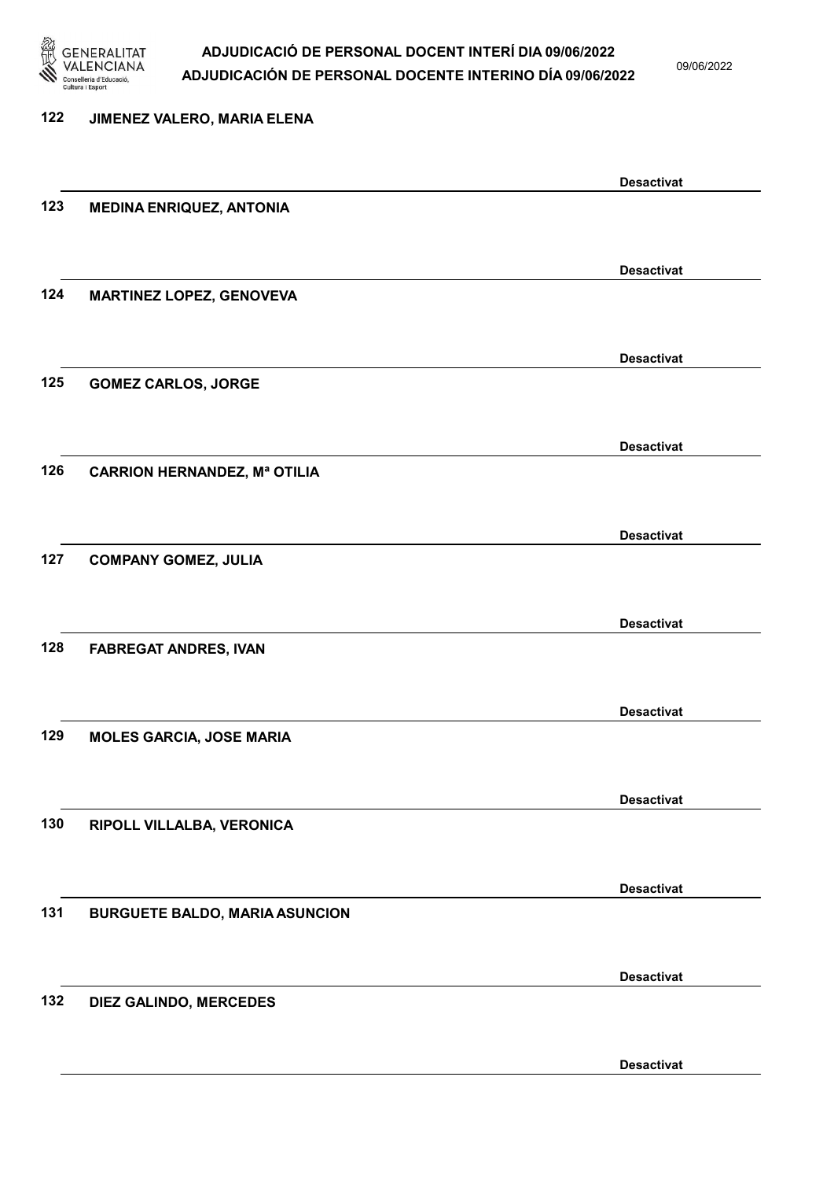122 JIMENEZ VALERO, MARIA ELENA

Desactivat

123 MEDINA ENRIQUEZ, ANTONIA

Desactivat

124 MARTINEZ LOPEZ, GENOVEVA

Desactivat

125 GOMEZ CARLOS, JORGE

Desactivat

126 CARRION HERNANDEZ, Mª OTILIA

Desactivat

127 COMPANY GOMEZ, JULIA

Desactivat

128 FABREGAT ANDRES, IVAN

Desactivat

129 MOLES GARCIA, JOSE MARIA

Desactivat

130 RIPOLL VILLALBA, VERONICA

Desactivat

131 BURGUETE BALDO, MARIA ASUNCION

Desactivat

132 DIEZ GALINDO, MERCEDES

Desactivat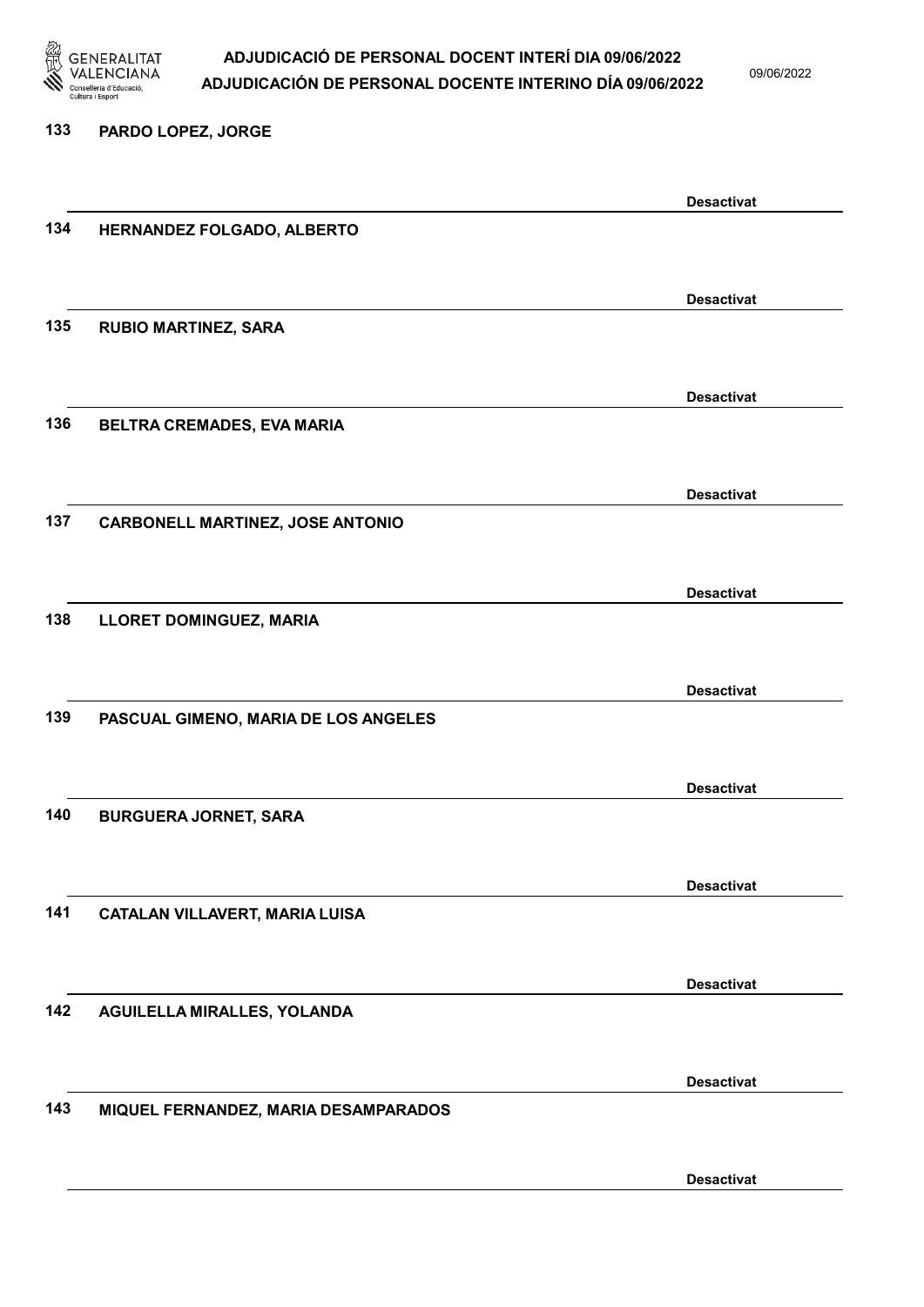133 PARDO LOPEZ, JORGE

Desactivat

134 HERNANDEZ FOLGADO, ALBERTO

Desactivat

135 RUBIO MARTINEZ, SARA

Desactivat

136 BELTRA CREMADES, EVA MARIA

Desactivat

137 CARBONELL MARTINEZ, JOSE ANTONIO

Desactivat

138 LLORET DOMINGUEZ, MARIA

Desactivat

139 PASCUAL GIMENO, MARIA DE LOS ANGELES

Desactivat

140 BURGUERA JORNET, SARA

Desactivat

141 CATALAN VILLAVERT, MARIA LUISA

Desactivat

142 AGUILELLA MIRALLES, YOLANDA

Desactivat

143 MIQUEL FERNANDEZ, MARIA DESAMPARADOS

Desactivat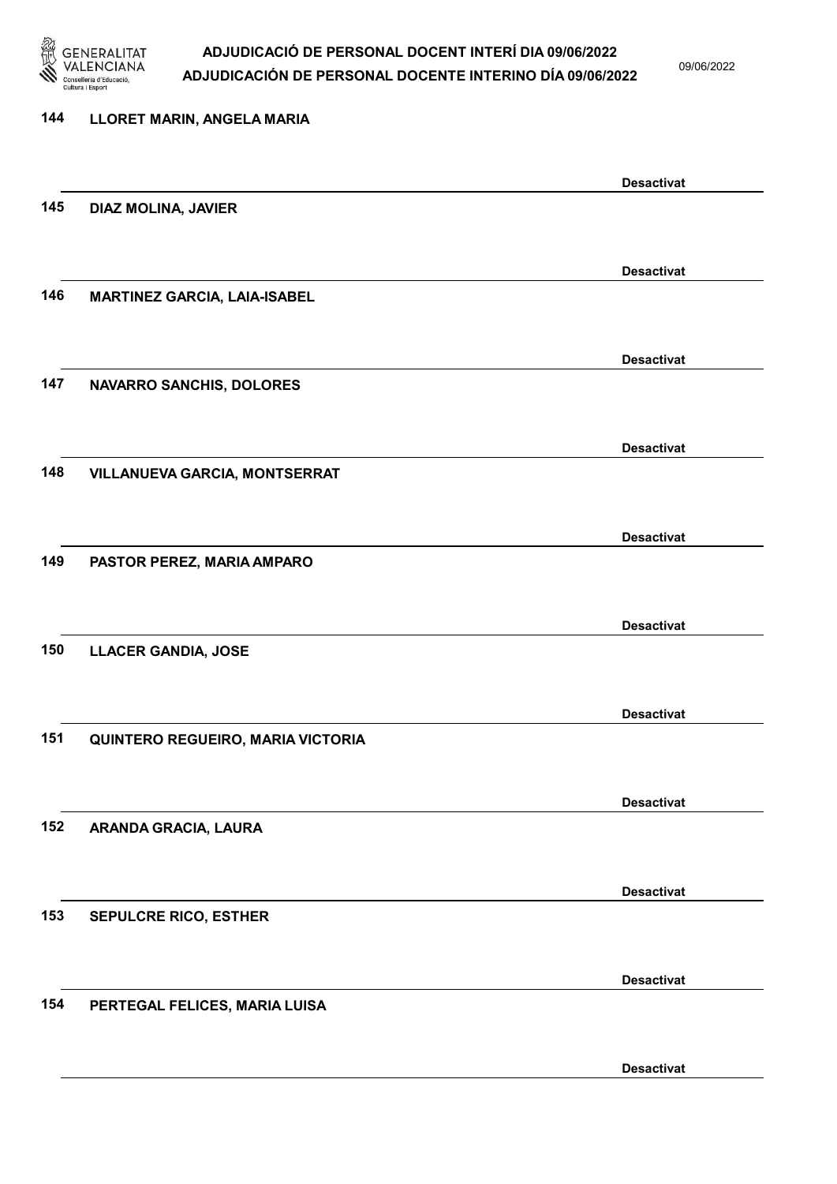144 LLORET MARIN, ANGELA MARIA

Desactivat

145 DIAZ MOLINA, JAVIER

Desactivat

146 MARTINEZ GARCIA, LAIA-ISABEL

Desactivat

147 NAVARRO SANCHIS, DOLORES

Desactivat

148 VILLANUEVA GARCIA, MONTSERRAT

Desactivat

149 PASTOR PEREZ, MARIA AMPARO

Desactivat

150 LLACER GANDIA, JOSE

Desactivat

151 QUINTERO REGUEIRO, MARIA VICTORIA

Desactivat

152 ARANDA GRACIA, LAURA

Desactivat

153 SEPULCRE RICO, ESTHER

Desactivat

154 PERTEGAL FELICES, MARIA LUISA

Desactivat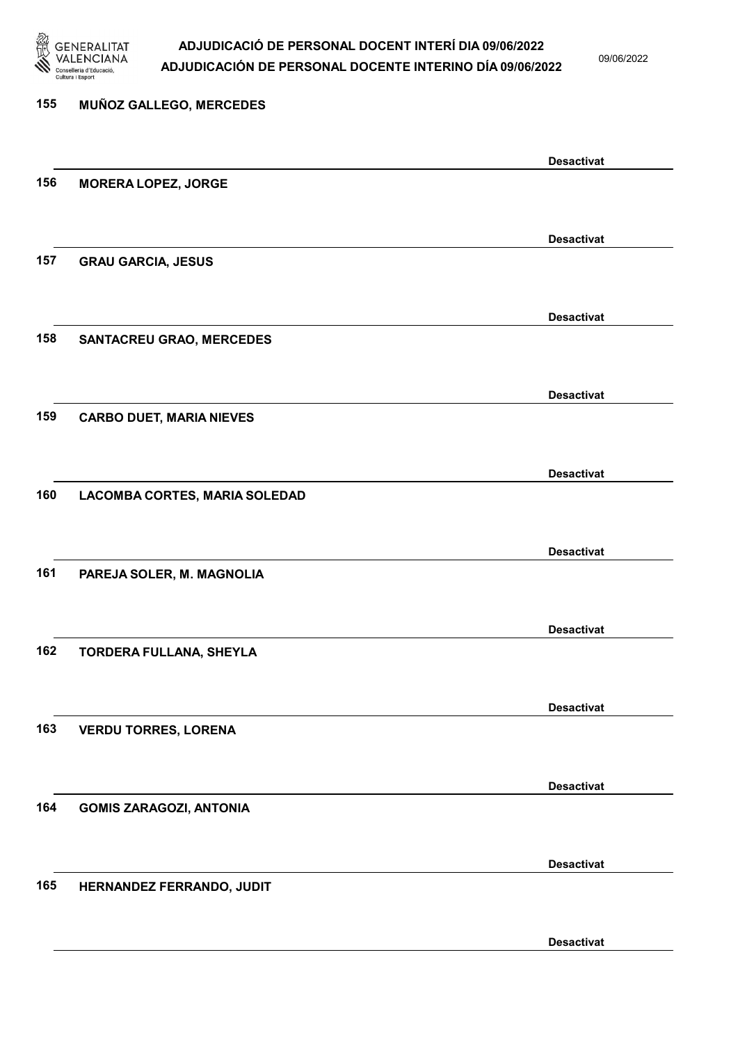155 MUÑOZ GALLEGO, MERCEDES

Desactivat

156 MORERA LOPEZ, JORGE

Desactivat

157 GRAU GARCIA, JESUS

Desactivat

158 SANTACREU GRAO, MERCEDES

Desactivat

159 CARBO DUET, MARIA NIEVES

Desactivat

160 LACOMBA CORTES, MARIA SOLEDAD

Desactivat

161 PAREJA SOLER, M. MAGNOLIA

Desactivat

162 TORDERA FULLANA, SHEYLA

Desactivat

163 VERDU TORRES, LORENA

Desactivat

164 GOMIS ZARAGOZI, ANTONIA

Desactivat

165 HERNANDEZ FERRANDO, JUDIT

Desactivat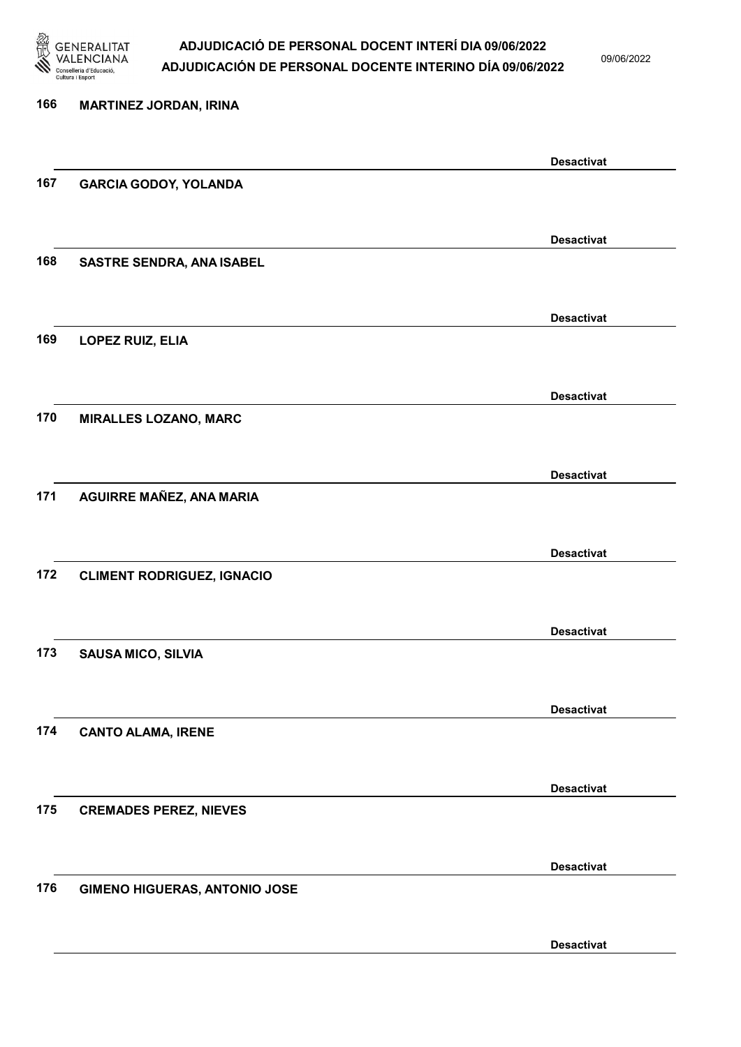166 **MARTINEZ JORDAN, IRINA**

**Desactivat**

167 **GARCIA GODOY, YOLANDA**

**Desactivat**

168 **SASTRE SENDRA, ANA ISABEL**

**Desactivat**

169 **LOPEZ RUIZ, ELIA**

**Desactivat**

170 **MIRALLES LOZANO, MARC**

**Desactivat**

171 **AGUIRRE MAÑEZ, ANA MARIA**

**Desactivat**

172 **CLIMENT RODRIGUEZ, IGNACIO**

**Desactivat**

173 **SAUSA MICO, SILVIA**

**Desactivat**

174 **CANTO ALAMA, IRENE**

**Desactivat**

175 **CREMADES PEREZ, NIEVES**

**Desactivat**

176 **GIMENO HIGUERAS, ANTONIO JOSE**

**Desactivat**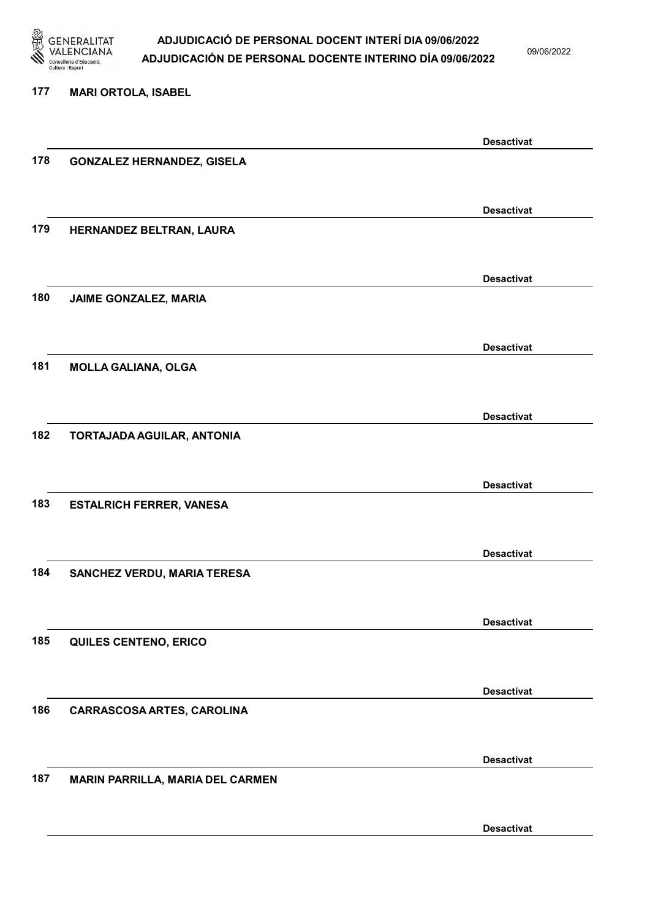177 **MARI ORTOLA, ISABEL**

**Desactivat**

178 **GONZALEZ HERNANDEZ, GISELA**

**Desactivat**

179 **HERNANDEZ BELTRAN, LAURA**

**Desactivat**

180 **JAIME GONZALEZ, MARIA**

**Desactivat**

181 **MOLLA GALIANA, OLGA**

**Desactivat**

182 **TORTAJADA AGUILAR, ANTONIA**

**Desactivat**

183 **ESTALRICH FERRER, VANESA**

**Desactivat**

184 **SANCHEZ VERDU, MARIA TERESA**

**Desactivat**

185 **QUILES CENTENO, ERICO**

**Desactivat**

186 **CARRASCOSA ARTES, CAROLINA**

**Desactivat**

187 **MARIN PARRILLA, MARIA DEL CARMEN**

**Desactivat**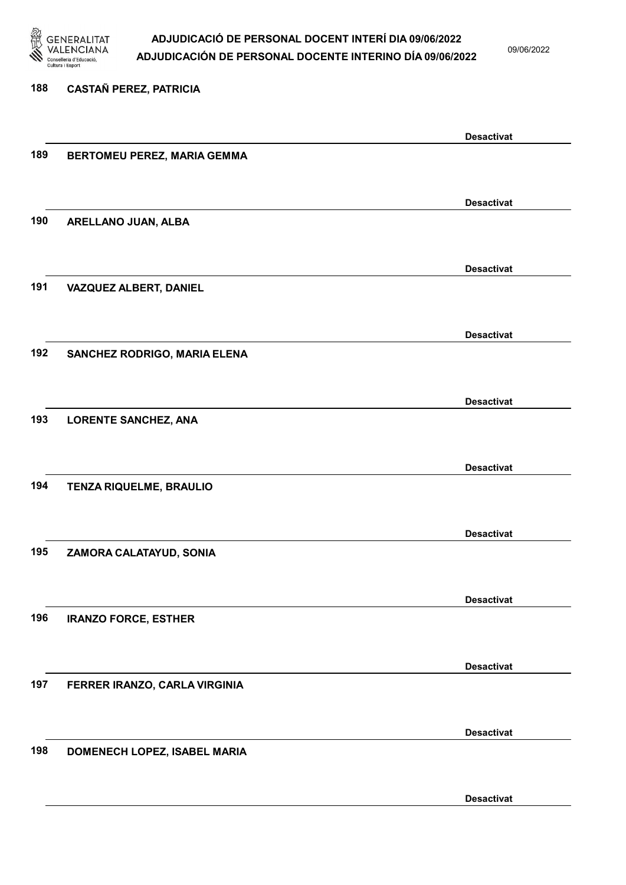188 CASTAÑ PEREZ, PATRICIA

Desactivat

189 BERTOMEU PEREZ, MARIA GEMMA

Desactivat

190 ARELLANO JUAN, ALBA

Desactivat

191 VAZQUEZ ALBERT, DANIEL

Desactivat

192 SANCHEZ RODRIGO, MARIA ELENA

Desactivat

193 LORENTE SANCHEZ, ANA

Desactivat

194 TENZA RIQUELME, BRAULIO

Desactivat

195 ZAMORA CALATAYUD, SONIA

Desactivat

196 IRANZO FORCE, ESTHER

Desactivat

197 FERRER IRANZO, CARLA VIRGINIA

Desactivat

198 DOMENECH LOPEZ, ISABEL MARIA

Desactivat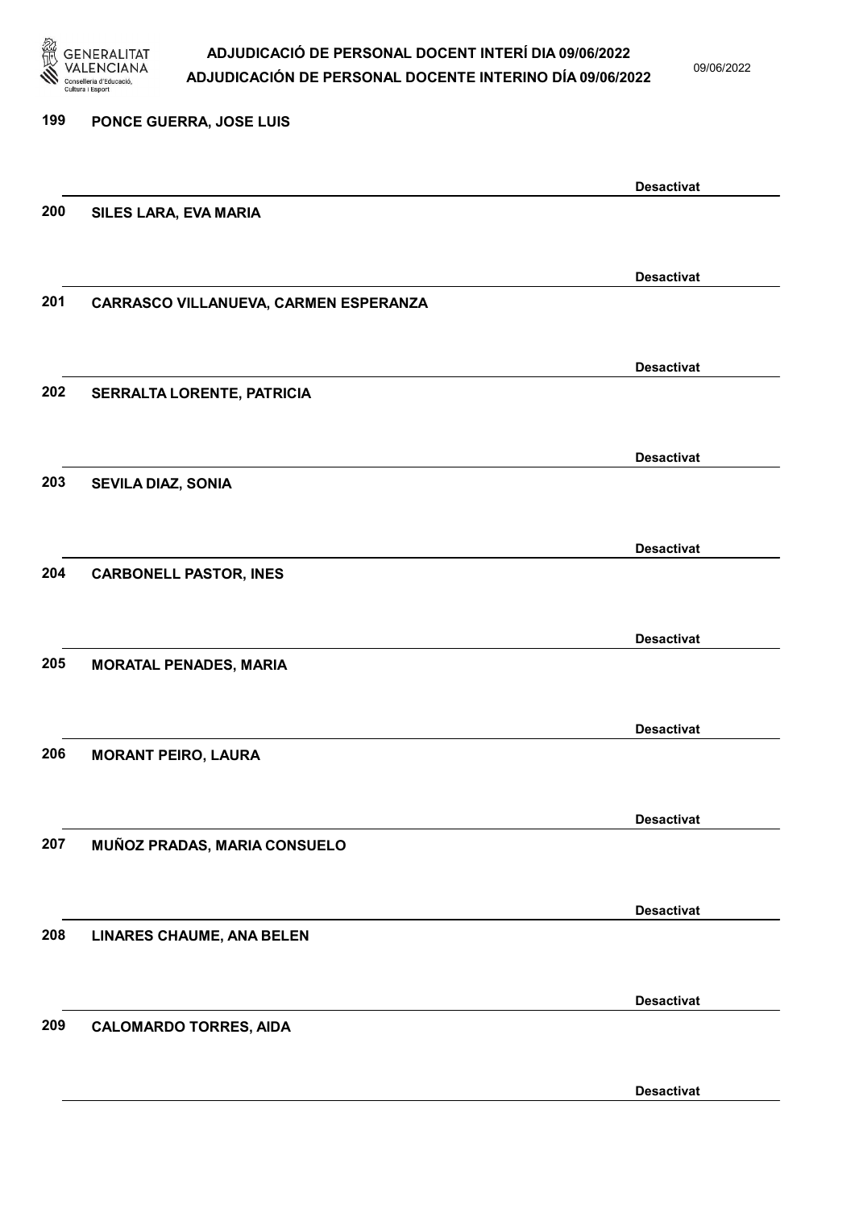199 PONCE GUERRA, JOSE LUIS

Desactivat

200 SILES LARA, EVA MARIA

Desactivat

201 CARRASCO VILLANUEVA, CARMEN ESPERANZA

Desactivat

202 SERRALTA LORENTE, PATRICIA

Desactivat

203 SEVILA DIAZ, SONIA

Desactivat

204 CARBONELL PASTOR, INES

Desactivat

205 MORATAL PENADES, MARIA

Desactivat

206 MORANT PEIRO, LAURA

Desactivat

207 MUÑOZ PRADAS, MARIA CONSUELO

Desactivat

208 LINARES CHAUME, ANA BELEN

Desactivat

209 CALOMARDO TORRES, AIDA

Desactivat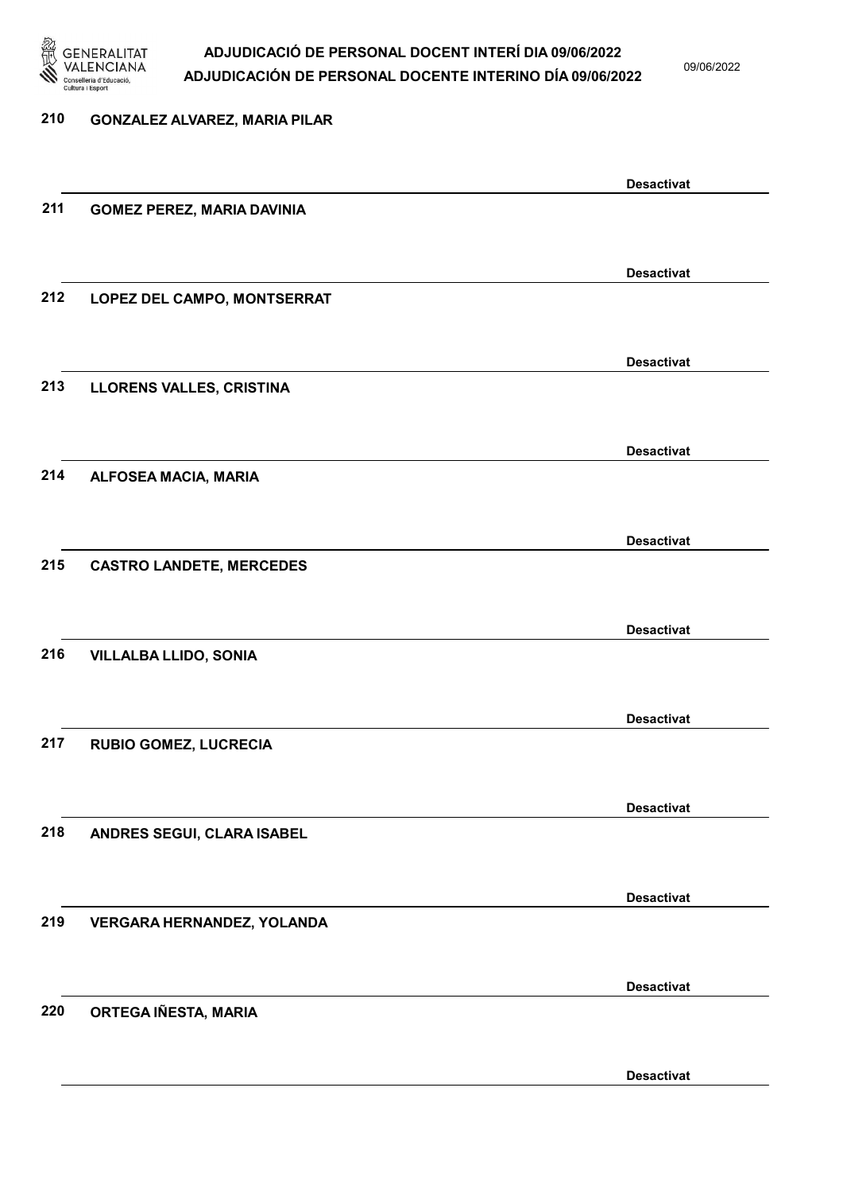210 GONZALEZ ALVAREZ, MARIA PILAR

Desactivat

211 GOMEZ PEREZ, MARIA DAVINIA

Desactivat

212 LOPEZ DEL CAMPO, MONTSERRAT

Desactivat

213 LLORENS VALLES, CRISTINA

Desactivat

214 ALFOSEA MACIA, MARIA

Desactivat

215 CASTRO LANDETE, MERCEDES

Desactivat

216 VILLALBA LLIDO, SONIA

Desactivat

217 RUBIO GOMEZ, LUCRECIA

Desactivat

218 ANDRES SEGUI, CLARA ISABEL

Desactivat

219 VERGARA HERNANDEZ, YOLANDA

Desactivat

220 ORTEGA IÑESTA, MARIA

Desactivat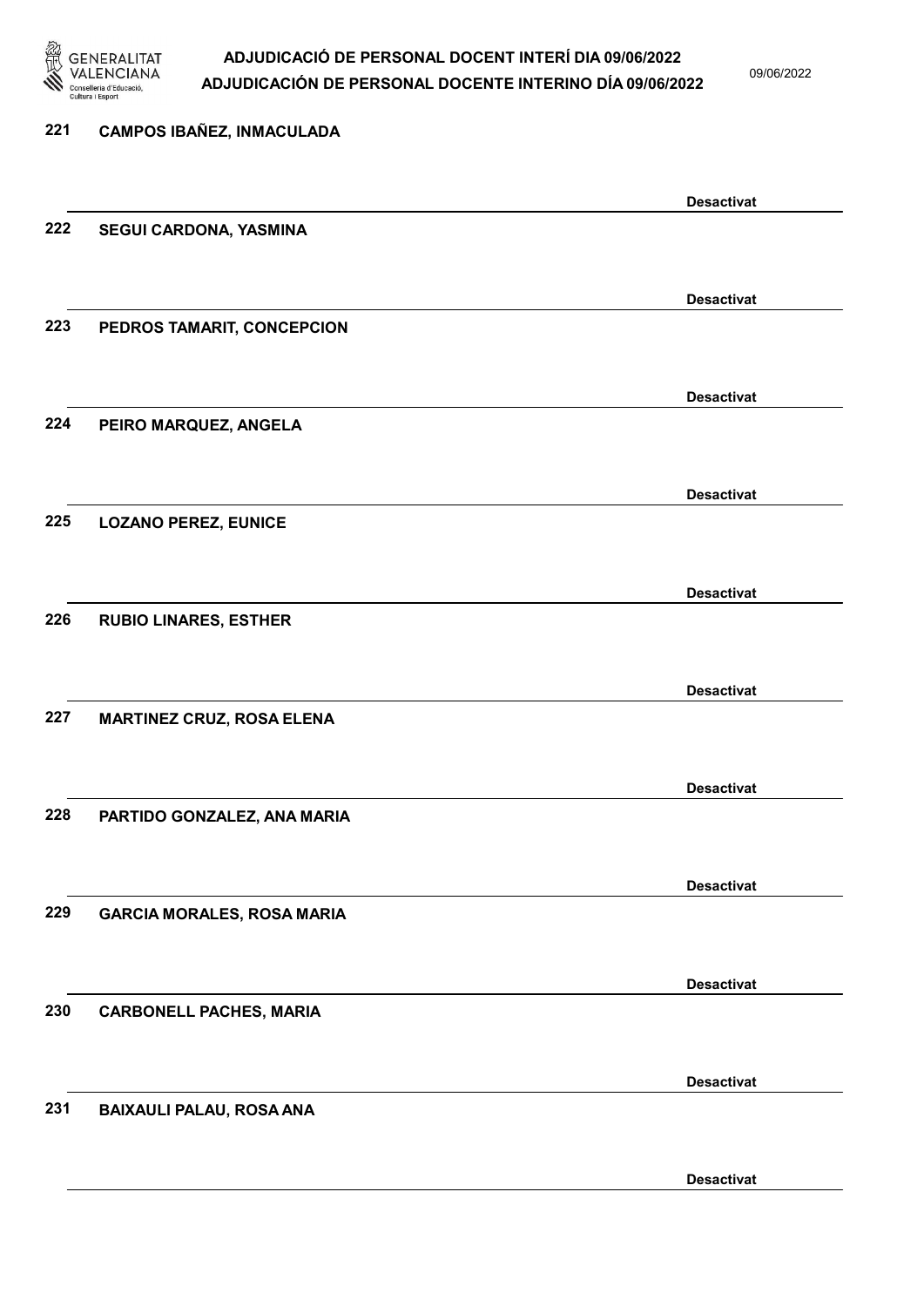221 CAMPOS IBAÑEZ, INMACULADA

Desactivat

222 SEGUI CARDONA, YASMINA

Desactivat

223 PEDROS TAMARIT, CONCEPCION

Desactivat

224 PEIRO MARQUEZ, ANGELA

Desactivat

225 LOZANO PEREZ, EUNICE

Desactivat

226 RUBIO LINARES, ESTHER

Desactivat

227 MARTINEZ CRUZ, ROSA ELENA

Desactivat

228 PARTIDO GONZALEZ, ANA MARIA

Desactivat

229 GARCIA MORALES, ROSA MARIA

Desactivat

230 CARBONELL PACHES, MARIA

Desactivat

231 BAIXAULI PALAU, ROSA ANA

Desactivat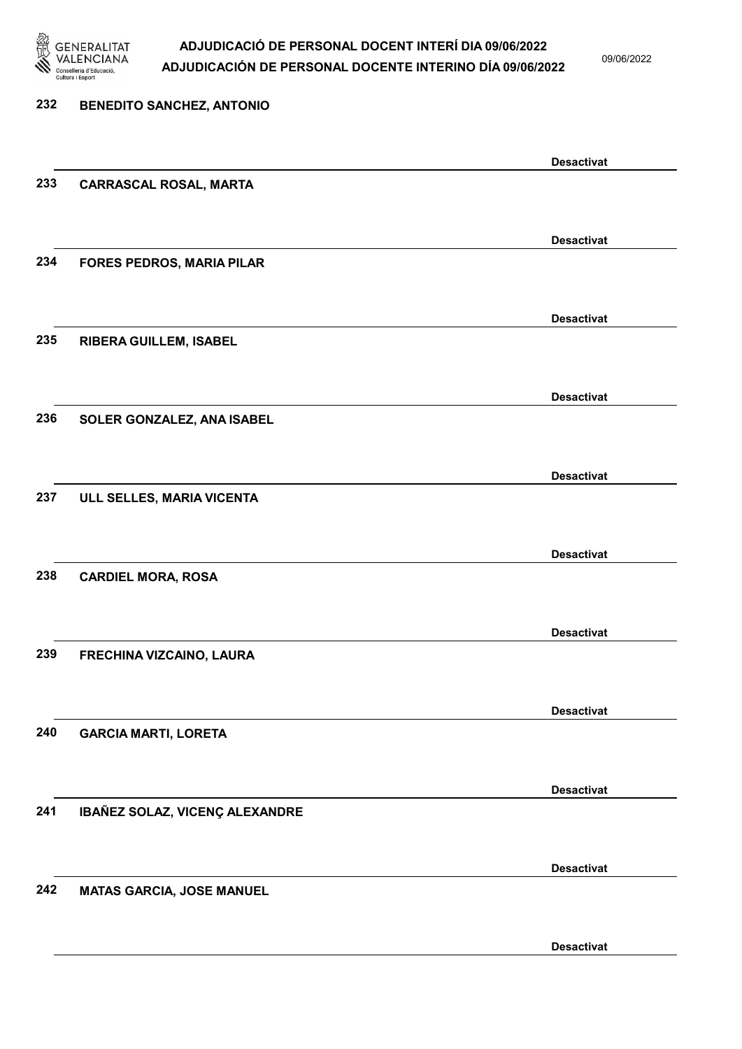232 **BENEDITO SANCHEZ, ANTONIO**

**Desactivat**

233 **CARRASCAL ROSAL, MARTA**

**Desactivat**

234 **FORES PEDROS, MARIA PILAR**

**Desactivat**

235 **RIBERA GUILLEM, ISABEL**

**Desactivat**

236 **SOLER GONZALEZ, ANA ISABEL**

**Desactivat**

237 **ULL SELLES, MARIA VICENTA**

**Desactivat**

238 **CARDIEL MORA, ROSA**

**Desactivat**

239 **FRECHINA VIZCAINO, LAURA**

**Desactivat**

240 **GARCIA MARTI, LORETA**

**Desactivat**

241 **IBAÑEZ SOLAZ, VICENÇ ALEXANDRE**

**Desactivat**

242 **MATAS GARCIA, JOSE MANUEL**

**Desactivat**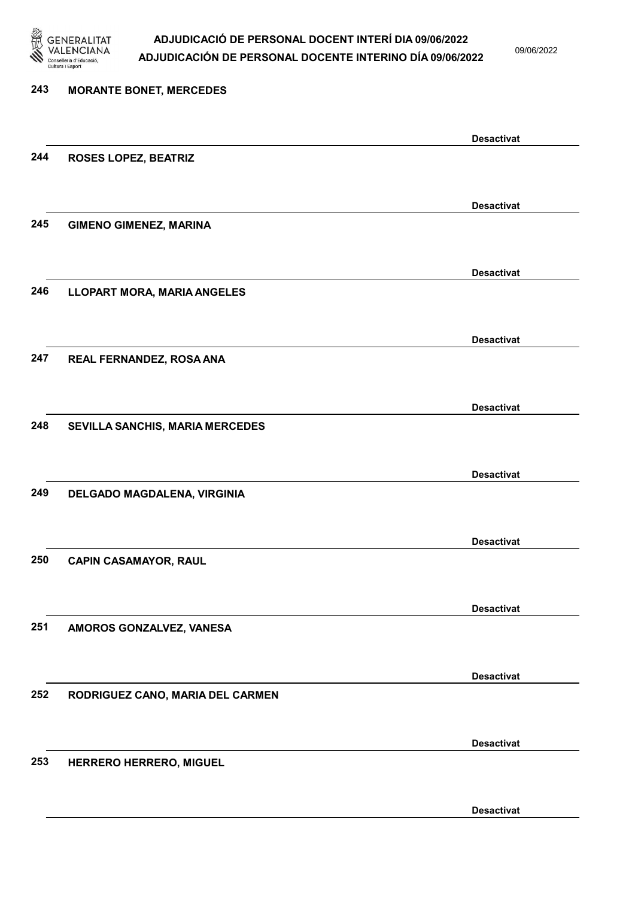243 **MORANTE BONET, MERCEDES**

**Desactivat**

244 **ROSES LOPEZ, BEATRIZ**

**Desactivat**

245 **GIMENO GIMENEZ, MARINA**

**Desactivat**

246 **LLOPART MORA, MARIA ANGELES**

**Desactivat**

247 **REAL FERNANDEZ, ROSA ANA**

**Desactivat**

248 **SEVILLA SANCHIS, MARIA MERCEDES**

**Desactivat**

249 **DELGADO MAGDALENA, VIRGINIA**

**Desactivat**

250 **CAPIN CASAMAYOR, RAUL**

**Desactivat**

251 **AMOROS GONZALVEZ, VANESA**

**Desactivat**

252 **RODRIGUEZ CANO, MARIA DEL CARMEN**

**Desactivat**

253 **HERRERO HERRERO, MIGUEL**

**Desactivat**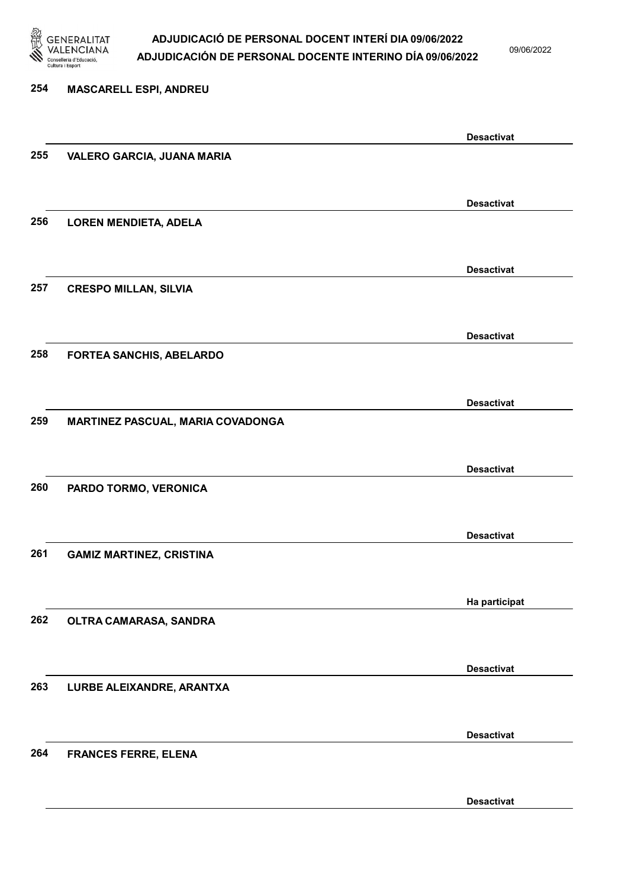254 **MASCARELL ESPI, ANDREU**

**Desactivat**

255 **VALERO GARCIA, JUANA MARIA**

**Desactivat**

256 **LOREN MENDIETA, ADELA**

**Desactivat**

257 **CRESPO MILLAN, SILVIA**

**Desactivat**

258 **FORTEA SANCHIS, ABELARDO**

**Desactivat**

259 **MARTINEZ PASCUAL, MARIA COVADONGA**

**Desactivat**

260 **PARDO TORMO, VERONICA**

**Desactivat**

261 **GAMIZ MARTINEZ, CRISTINA**

**Ha participat**

262 **OLTRA CAMARASA, SANDRA**

**Desactivat**

263 **LURBE ALEIXANDRE, ARANTXA**

**Desactivat**

264 **FRANCES FERRE, ELENA**

**Desactivat**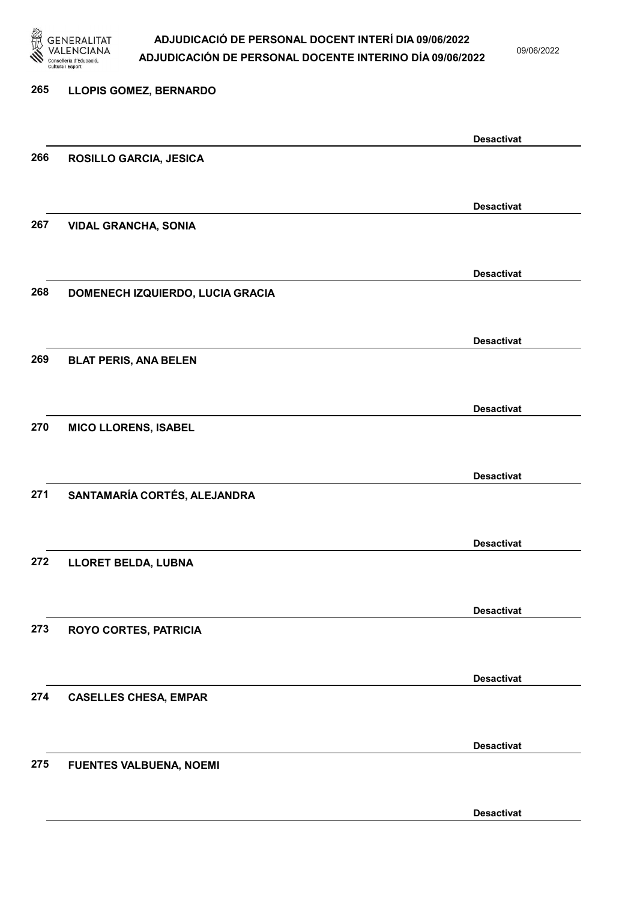265 LLOPIS GOMEZ, BERNARDO

Desactivat

266 ROSILLO GARCIA, JESICA

Desactivat

267 VIDAL GRANCHA, SONIA

Desactivat

268 DOMENECH IZQUIERDO, LUCIA GRACIA

Desactivat

269 BLAT PERIS, ANA BELEN

Desactivat

270 MICO LLORENS, ISABEL

Desactivat

271 SANTAMARÍA CORTÉS, ALEJANDRA

Desactivat

272 LLORET BELDA, LUBNA

Desactivat

273 ROYO CORTES, PATRICIA

Desactivat

274 CASELLES CHESA, EMPAR

Desactivat

275 FUENTES VALBUENA, NOEMI

Desactivat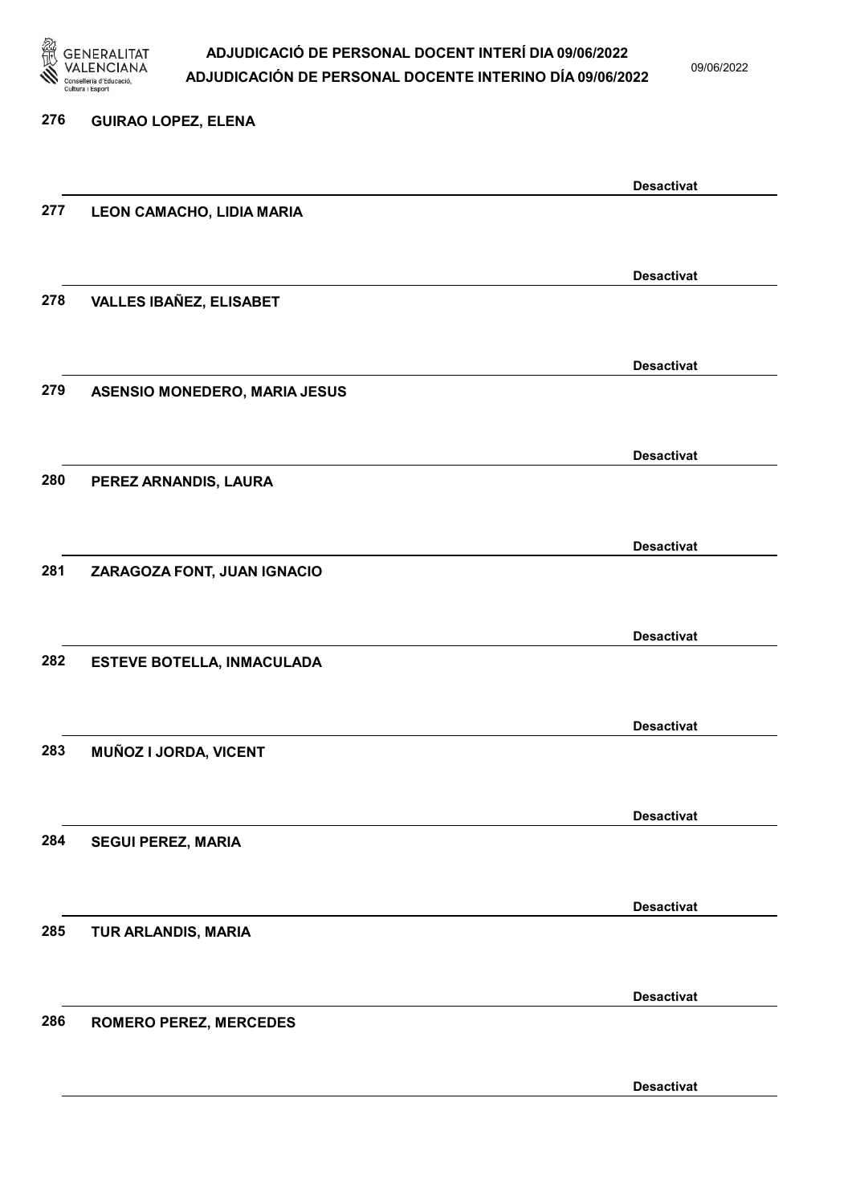276 GUIRAO LOPEZ, ELENA

Desactivat

277 LEON CAMACHO, LIDIA MARIA

Desactivat

278 VALLES IBAÑEZ, ELISABET

Desactivat

279 ASENSIO MONEDERO, MARIA JESUS

Desactivat

280 PEREZ ARNANDIS, LAURA

Desactivat

281 ZARAGOZA FONT, JUAN IGNACIO

Desactivat

282 ESTEVE BOTELLA, INMACULADA

Desactivat

283 MUÑOZ I JORDA, VICENT

Desactivat

284 SEGUI PEREZ, MARIA

Desactivat

285 TUR ARLANDIS, MARIA

Desactivat

286 ROMERO PEREZ, MERCEDES

Desactivat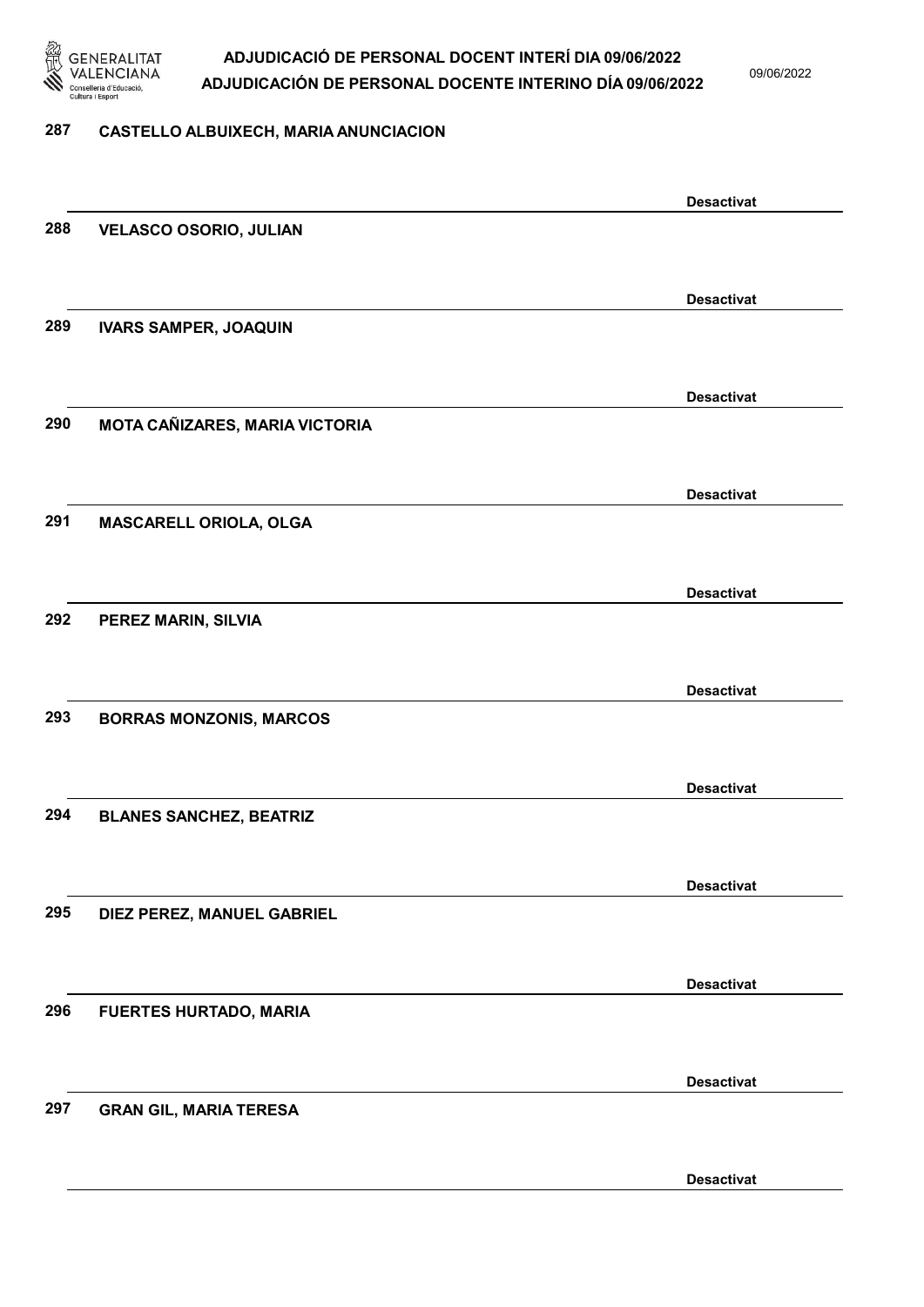287 CASTELLO ALBUIXECH, MARIA ANUNCIACION

Desactivat

288 VELASCO OSORIO, JULIAN

Desactivat

289 IVARS SAMPER, JOAQUIN

Desactivat

290 MOTA CAÑIZARES, MARIA VICTORIA

Desactivat

291 MASCARELL ORIOLA, OLGA

Desactivat

292 PEREZ MARIN, SILVIA

Desactivat

293 BORRAS MONZONIS, MARCOS

Desactivat

294 BLANES SANCHEZ, BEATRIZ

Desactivat

295 DIEZ PEREZ, MANUEL GABRIEL

Desactivat

296 FUERTES HURTADO, MARIA

Desactivat

297 GRAN GIL, MARIA TERESA

Desactivat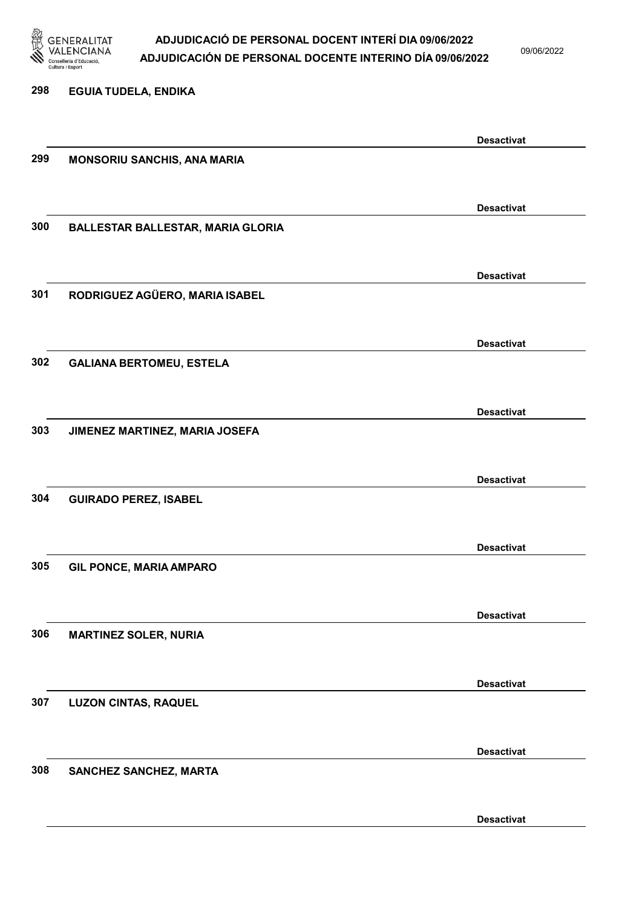298 EGUIA TUDELA, ENDIKA

Desactivat

299 MONSORIU SANCHIS, ANA MARIA

Desactivat

300 BALLESTAR BALLESTAR, MARIA GLORIA

Desactivat

301 RODRIGUEZ AGÜERO, MARIA ISABEL

Desactivat

302 GALIANA BERTOMEU, ESTELA

Desactivat

303 JIMENEZ MARTINEZ, MARIA JOSEFA

Desactivat

304 GUIRADO PEREZ, ISABEL

Desactivat

305 GIL PONCE, MARIA AMPARO

Desactivat

306 MARTINEZ SOLER, NURIA

Desactivat

307 LUZON CINTAS, RAQUEL

Desactivat

308 SANCHEZ SANCHEZ, MARTA

Desactivat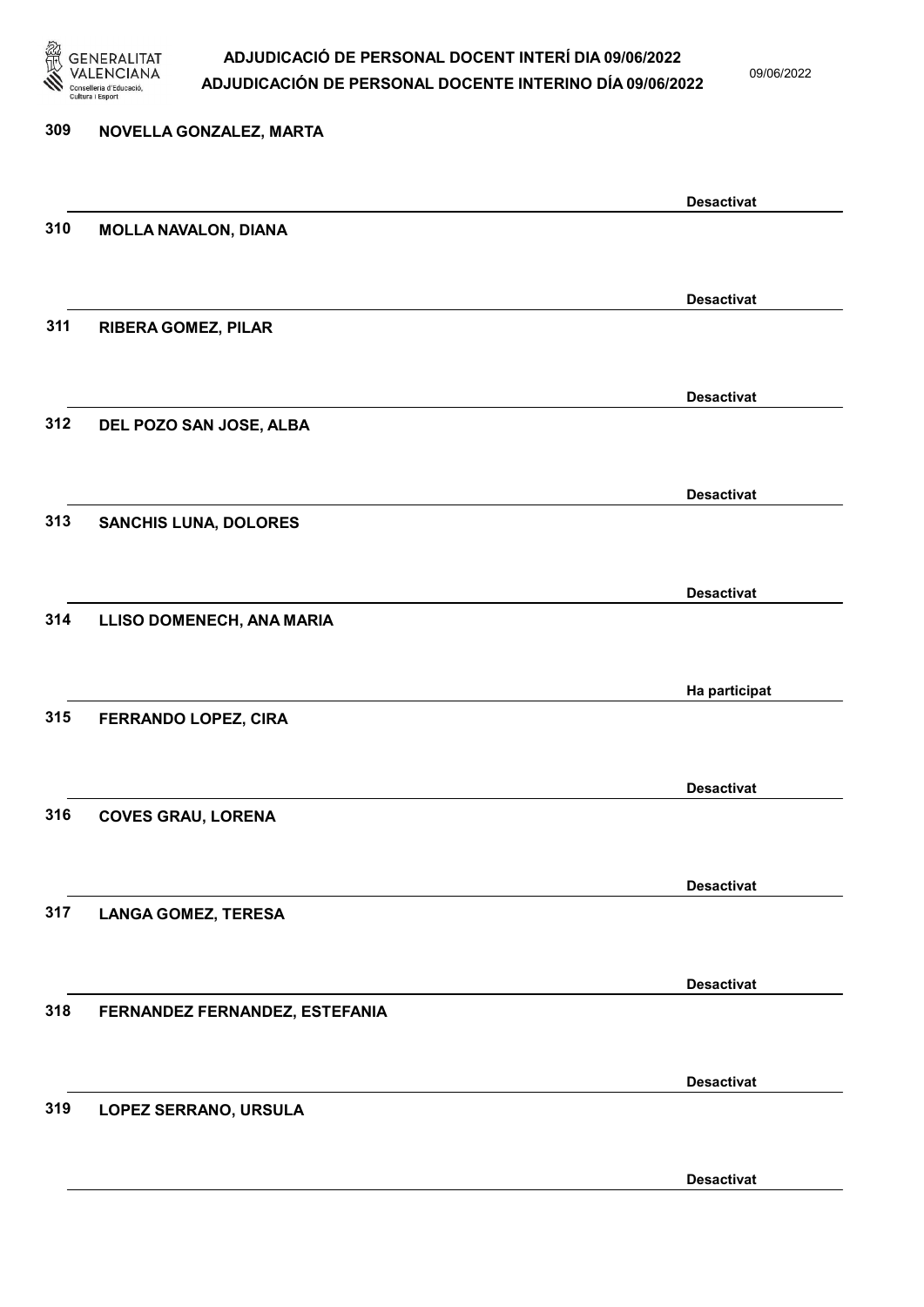309 **NOVELLA GONZALEZ, MARTA**

**Desactivat**

310 **MOLLA NAVALON, DIANA**

**Desactivat**

311 **RIBERA GOMEZ, PILAR**

**Desactivat**

312 **DEL POZO SAN JOSE, ALBA**

**Desactivat**

313 **SANCHIS LUNA, DOLORES**

**Desactivat**

314 **LLISO DOMENECH, ANA MARIA**

**Ha participat**

315 **FERRANDO LOPEZ, CIRA**

**Desactivat**

316 **COVES GRAU, LORENA**

**Desactivat**

317 **LANGA GOMEZ, TERESA**

**Desactivat**

318 **FERNANDEZ FERNANDEZ, ESTEFANIA**

**Desactivat**

319 **LOPEZ SERRANO, URSULA**

**Desactivat**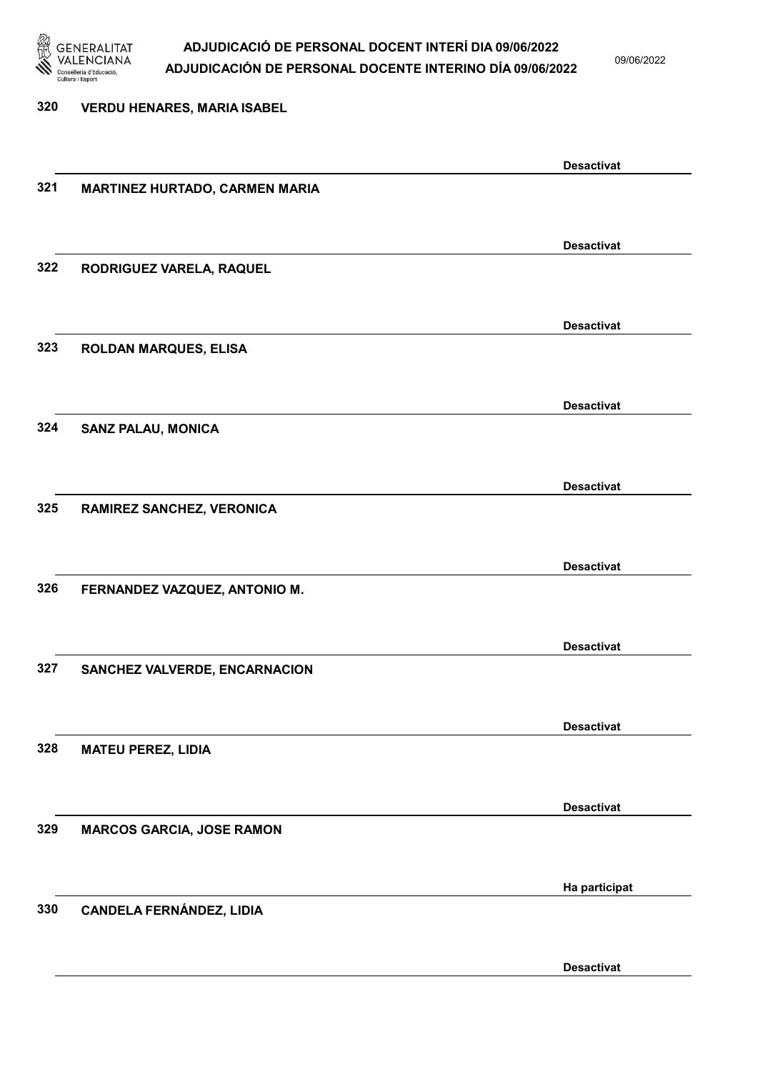320 VERDU HENARES, MARIA ISABEL

Desactivat

321 MARTINEZ HURTADO, CARMEN MARIA

Desactivat

322 RODRIGUEZ VARELA, RAQUEL

Desactivat

323 ROLDAN MARQUES, ELISA

Desactivat

324 SANZ PALAU, MONICA

Desactivat

325 RAMIREZ SANCHEZ, VERONICA

Desactivat

326 FERNANDEZ VAZQUEZ, ANTONIO M.

Desactivat

327 SANCHEZ VALVERDE, ENCARNACION

Desactivat

328 MATEU PEREZ, LIDIA

Desactivat

329 MARCOS GARCIA, JOSE RAMON

Ha participat

330 CANDELA FERNÁNDEZ, LIDIA

Desactivat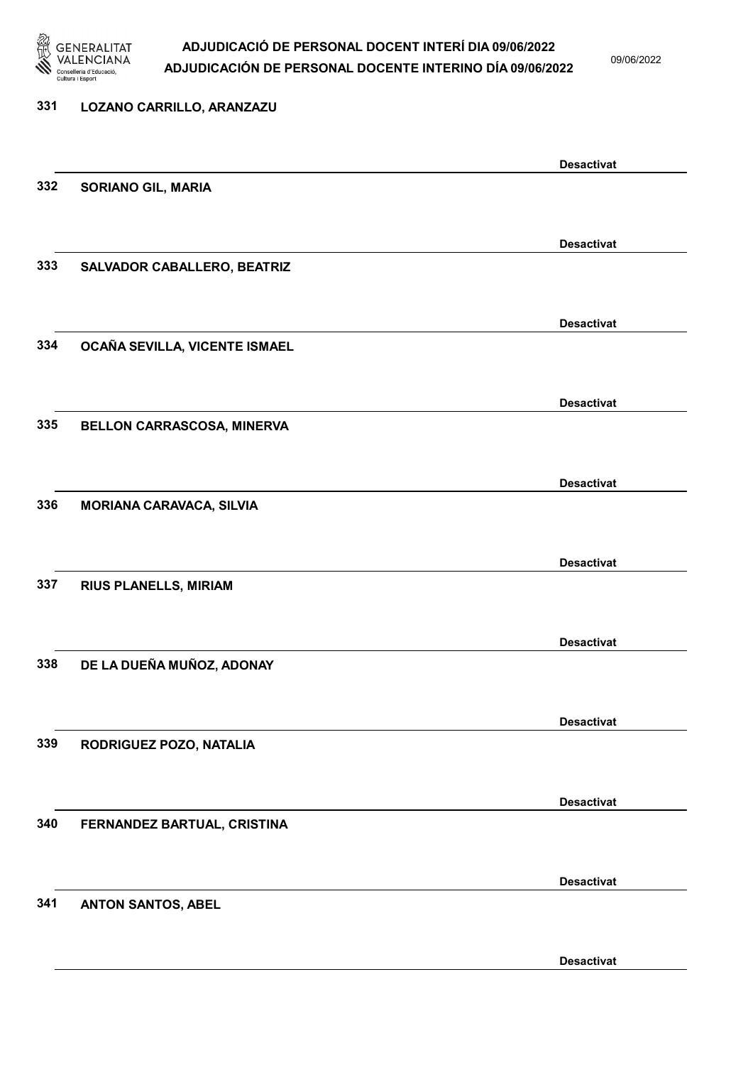331 LOZANO CARRILLO, ARANZAZU

Desactivat

332 SORIANO GIL, MARIA

Desactivat

333 SALVADOR CABALLERO, BEATRIZ

Desactivat

334 OCAÑA SEVILLA, VICENTE ISMAEL

Desactivat

335 BELLON CARRASCOSA, MINERVA

Desactivat

336 MORIANA CARAVACA, SILVIA

Desactivat

337 RIUS PLANELLS, MIRIAM

Desactivat

338 DE LA DUEÑA MUÑOZ, ADONAY

Desactivat

339 RODRIGUEZ POZO, NATALIA

Desactivat

340 FERNANDEZ BARTUAL, CRISTINA

Desactivat

341 ANTON SANTOS, ABEL

Desactivat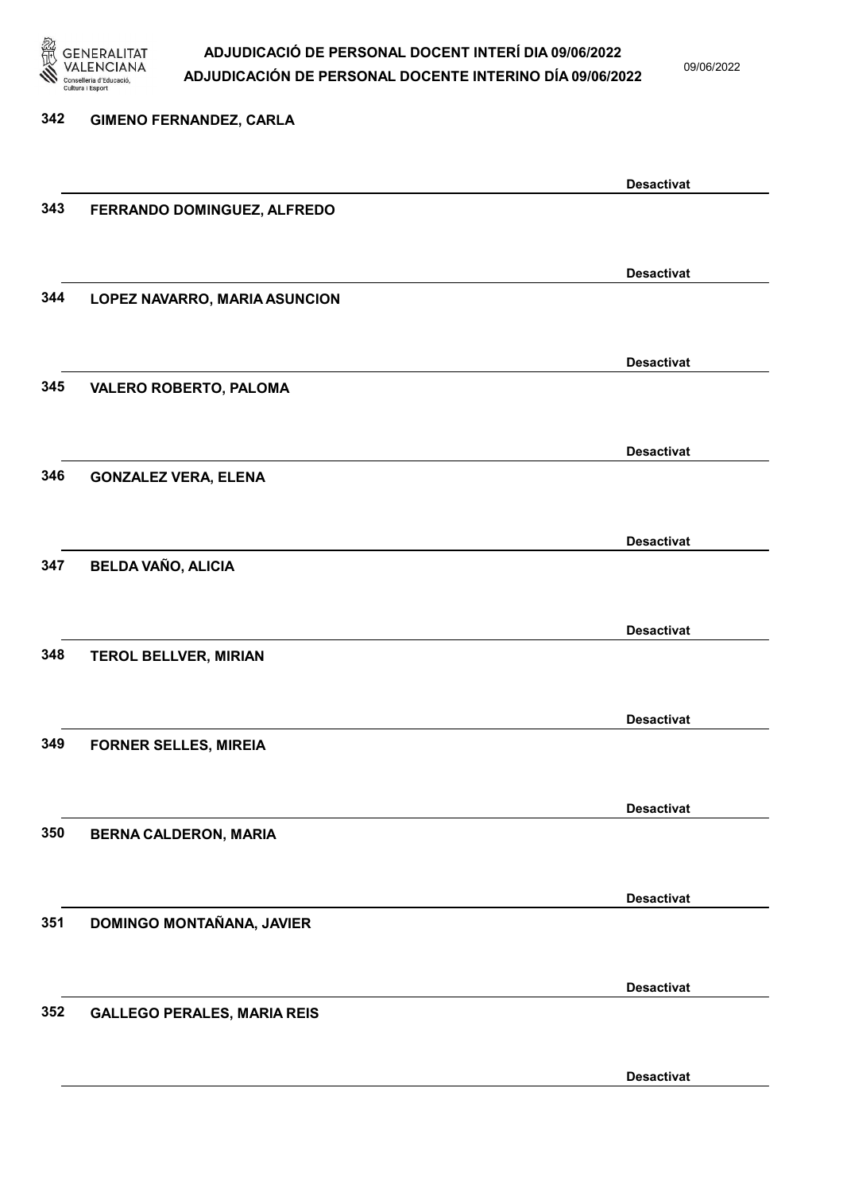342 GIMENO FERNANDEZ, CARLA

Desactivat

343 FERRANDO DOMINGUEZ, ALFREDO

Desactivat

344 LOPEZ NAVARRO, MARIA ASUNCION

Desactivat

345 VALERO ROBERTO, PALOMA

Desactivat

346 GONZALEZ VERA, ELENA

Desactivat

347 BELDA VAÑO, ALICIA

Desactivat

348 TEROL BELLVER, MIRIAN

Desactivat

349 FORNER SELLES, MIREIA

Desactivat

350 BERNA CALDERON, MARIA

Desactivat

351 DOMINGO MONTAÑANA, JAVIER

Desactivat

352 GALLEGO PERALES, MARIA REIS

Desactivat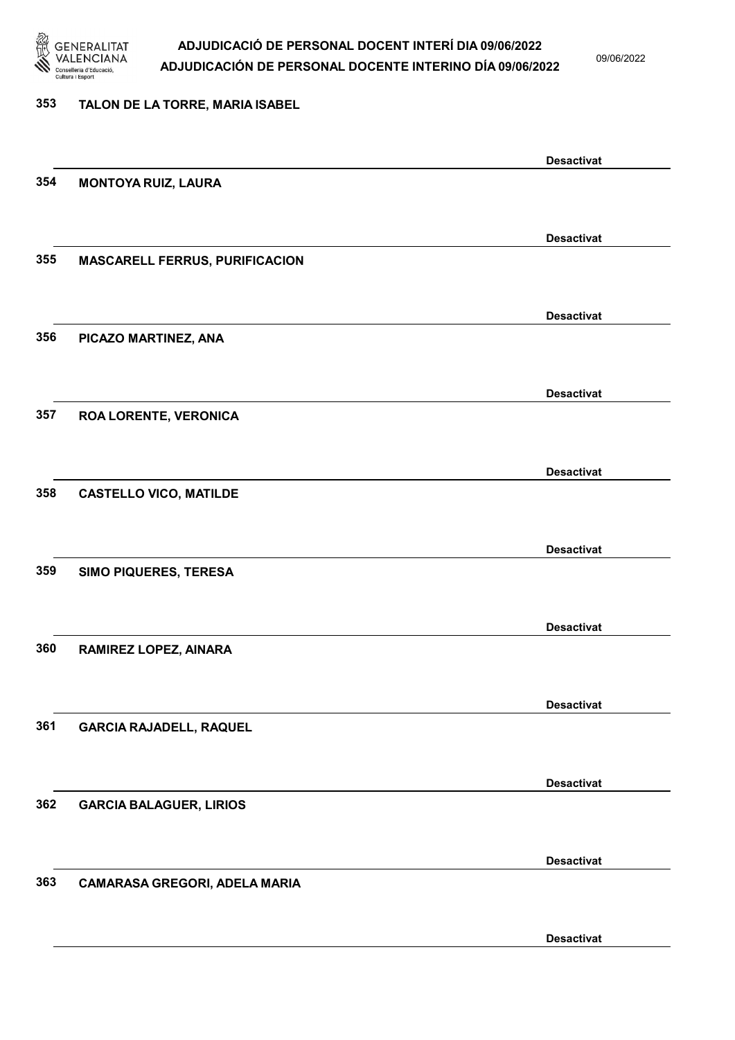353 TALON DE LA TORRE, MARIA ISABEL

Desactivat

354 MONTOYA RUIZ, LAURA

Desactivat

355 MASCARELL FERRUS, PURIFICACION

Desactivat

356 PICAZO MARTINEZ, ANA

Desactivat

357 ROA LORENTE, VERONICA

Desactivat

358 CASTELLO VICO, MATILDE

Desactivat

359 SIMO PIQUERES, TERESA

Desactivat

360 RAMIREZ LOPEZ, AINARA

Desactivat

361 GARCIA RAJADELL, RAQUEL

Desactivat

362 GARCIA BALAGUER, LIRIOS

Desactivat

363 CAMARASA GREGORI, ADELA MARIA

Desactivat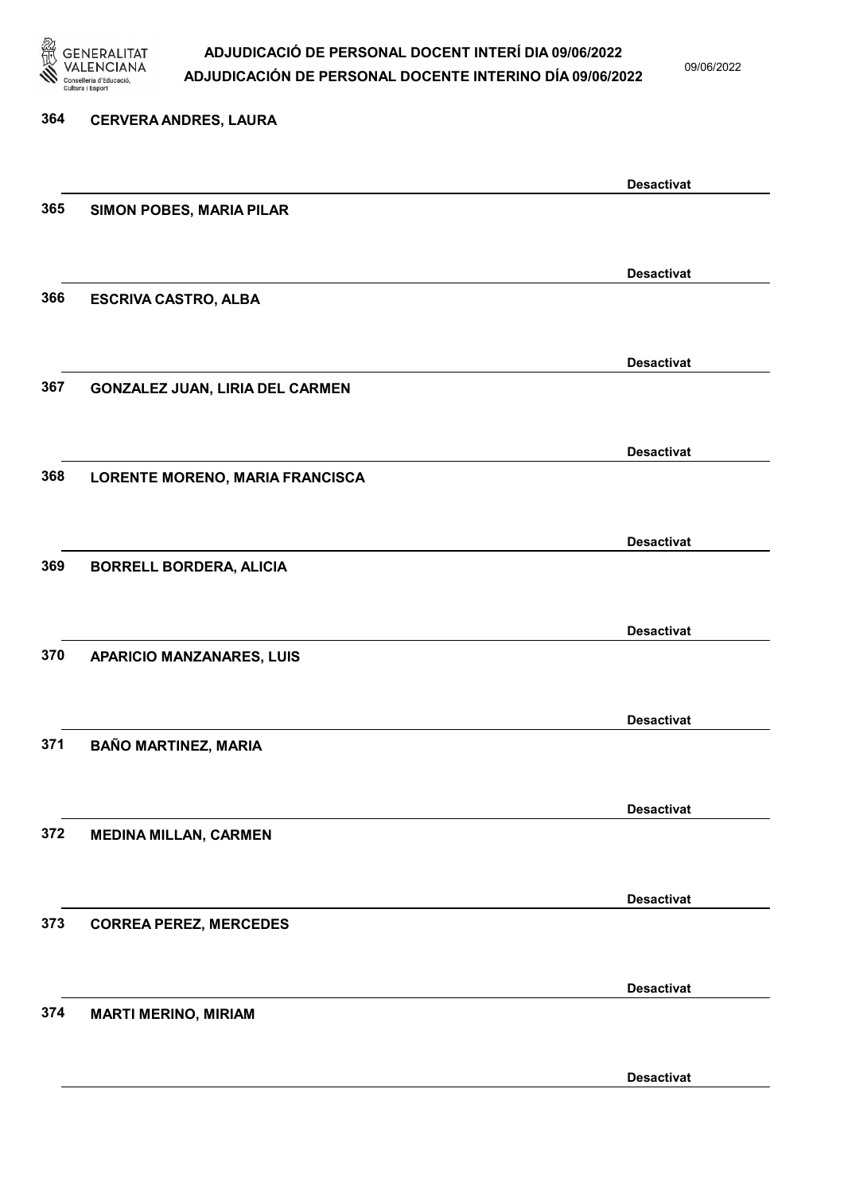364 **CERVERA ANDRES, LAURA**

**Desactivat**

365 **SIMON POBES, MARIA PILAR**

**Desactivat**

366 **ESCRIVA CASTRO, ALBA**

**Desactivat**

367 **GONZALEZ JUAN, LIRIA DEL CARMEN**

**Desactivat**

368 **LORENTE MORENO, MARIA FRANCISCA**

**Desactivat**

369 **BORRELL BORDERA, ALICIA**

**Desactivat**

370 **APARICIO MANZANARES, LUIS**

**Desactivat**

371 **BAÑO MARTINEZ, MARIA**

**Desactivat**

372 **MEDINA MILLAN, CARMEN**

**Desactivat**

373 **CORREA PEREZ, MERCEDES**

**Desactivat**

374 **MARTI MERINO, MIRIAM**

**Desactivat**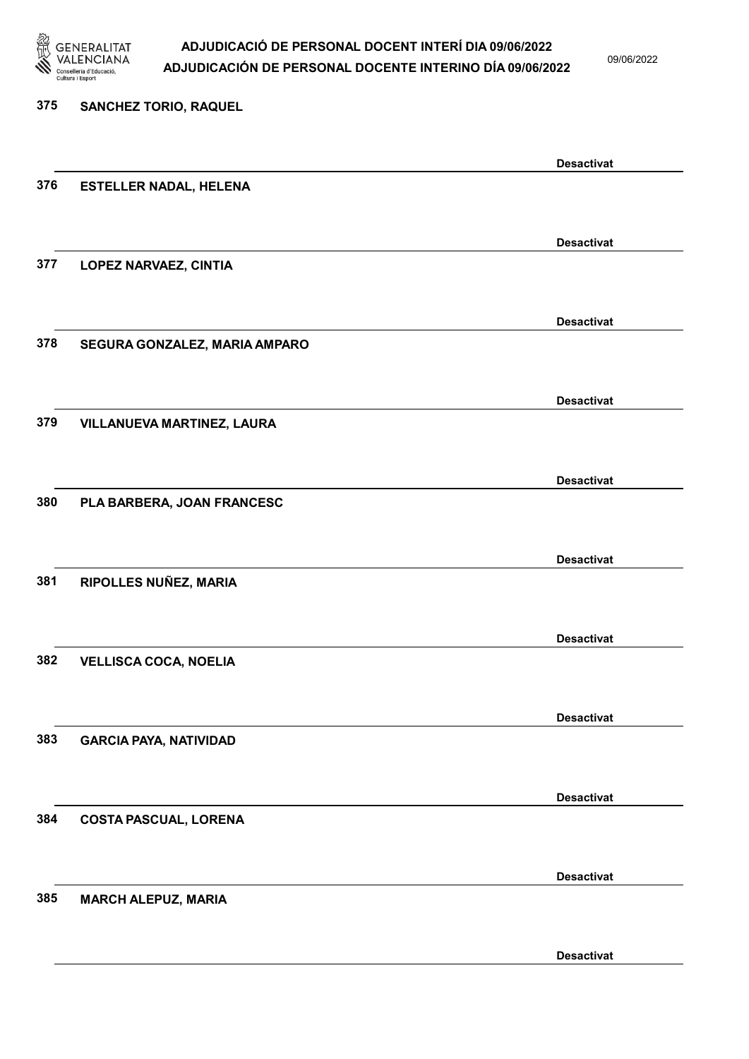375 SANCHEZ TORIO, RAQUEL

Desactivat

376 ESTELLER NADAL, HELENA

Desactivat

377 LOPEZ NARVAEZ, CINTIA

Desactivat

378 SEGURA GONZALEZ, MARIA AMPARO

Desactivat

379 VILLANUEVA MARTINEZ, LAURA

Desactivat

380 PLA BARBERA, JOAN FRANCESC

Desactivat

381 RIPOLLES NUÑEZ, MARIA

Desactivat

382 VELLISCA COCA, NOELIA

Desactivat

383 GARCIA PAYA, NATIVIDAD

Desactivat

384 COSTA PASCUAL, LORENA

Desactivat

385 MARCH ALEPUZ, MARIA

Desactivat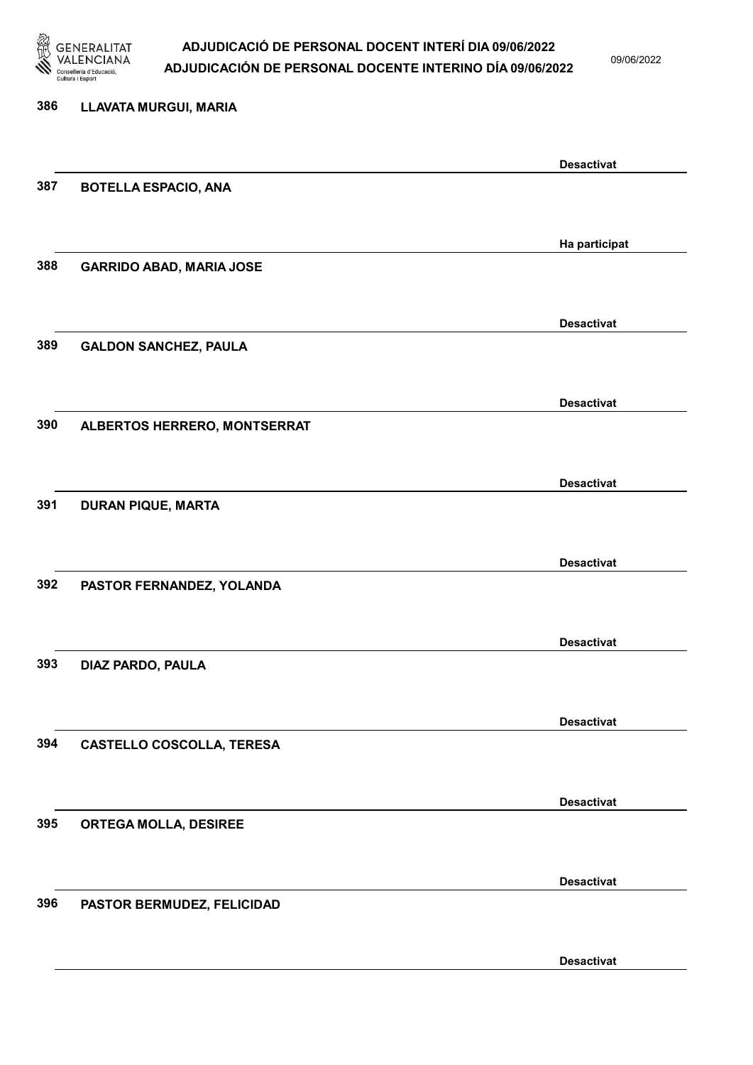| | | |
|---|---|---|
| 386 | LLAVATA MURGUI, MARIA | Desactivat |
| 387 | BOTELLA ESPACIO, ANA | Ha participat |
| 388 | GARRIDO ABAD, MARIA JOSE | Desactivat |
| 389 | GALDON SANCHEZ, PAULA | Desactivat |
| 390 | ALBERTOS HERRERO, MONTSERRAT | Desactivat |
| 391 | DURAN PIQUE, MARTA | Desactivat |
| 392 | PASTOR FERNANDEZ, YOLANDA | Desactivat |
| 393 | DIAZ PARDO, PAULA | Desactivat |
| 394 | CASTELLO COSCOLLA, TERESA | Desactivat |
| 395 | ORTEGA MOLLA, DESIREE | Desactivat |
| 396 | PASTOR BERMUDEZ, FELICIDAD | Desactivat |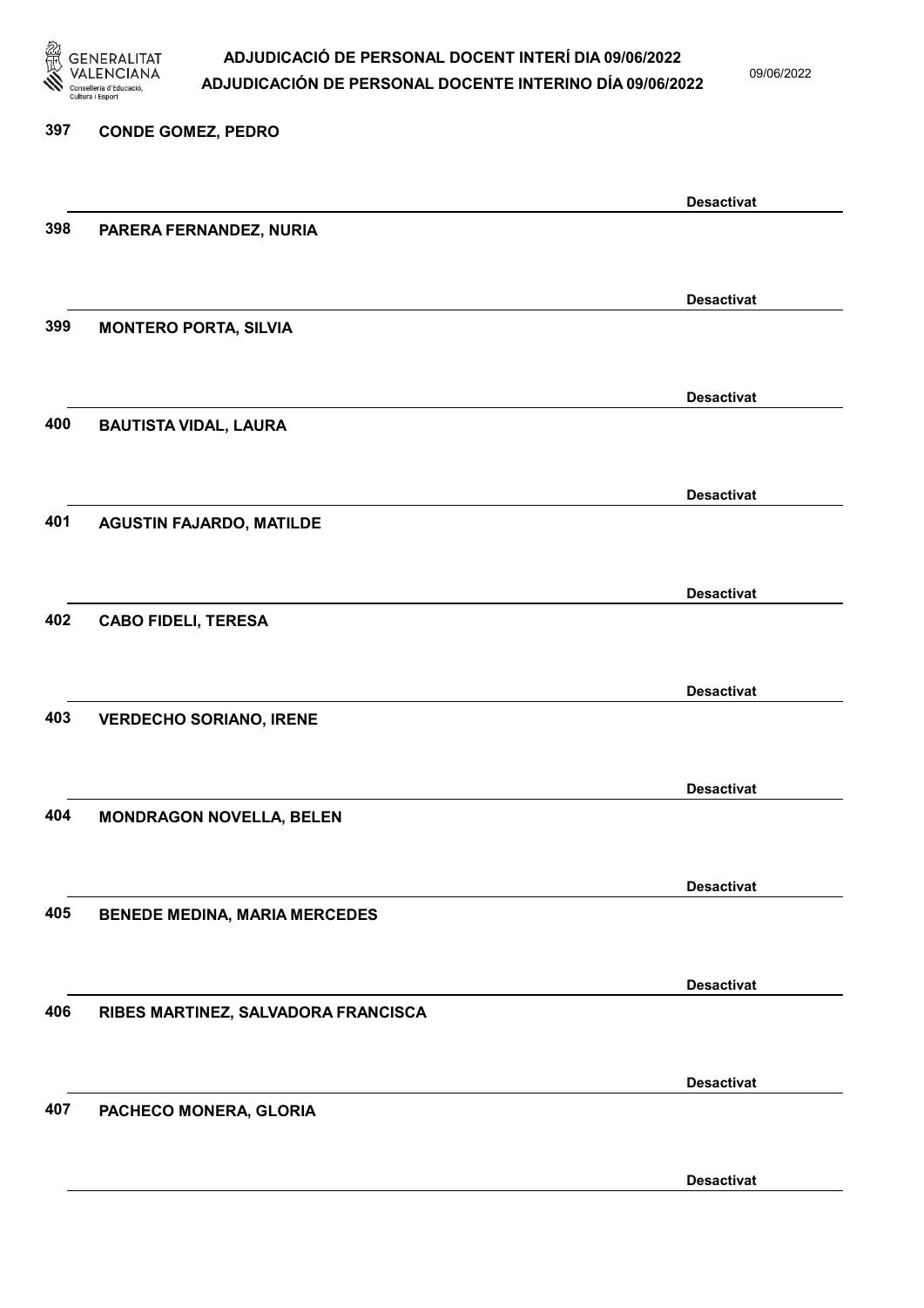397 CONDE GOMEZ, PEDRO

Desactivat

398 PARERA FERNANDEZ, NURIA

Desactivat

399 MONTERO PORTA, SILVIA

Desactivat

400 BAUTISTA VIDAL, LAURA

Desactivat

401 AGUSTIN FAJARDO, MATILDE

Desactivat

402 CABO FIDELI, TERESA

Desactivat

403 VERDECHO SORIANO, IRENE

Desactivat

404 MONDRAGON NOVELLA, BELEN

Desactivat

405 BENEDE MEDINA, MARIA MERCEDES

Desactivat

406 RIBES MARTINEZ, SALVADORA FRANCISCA

Desactivat

407 PACHECO MONERA, GLORIA

Desactivat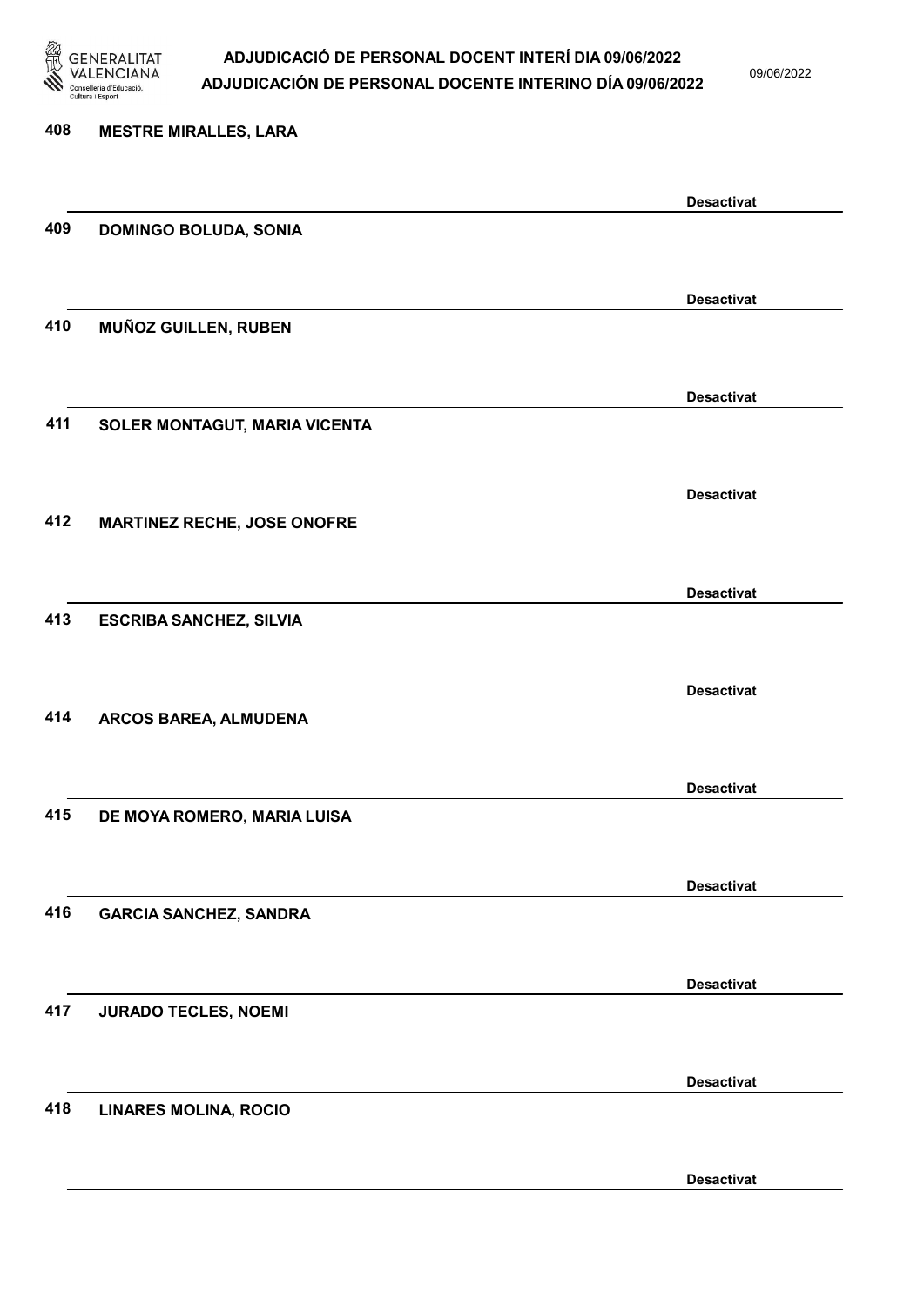408 MESTRE MIRALLES, LARA

Desactivat

409 DOMINGO BOLUDA, SONIA

Desactivat

410 MUÑOZ GUILLEN, RUBEN

Desactivat

411 SOLER MONTAGUT, MARIA VICENTA

Desactivat

412 MARTINEZ RECHE, JOSE ONOFRE

Desactivat

413 ESCRIBA SANCHEZ, SILVIA

Desactivat

414 ARCOS BAREA, ALMUDENA

Desactivat

415 DE MOYA ROMERO, MARIA LUISA

Desactivat

416 GARCIA SANCHEZ, SANDRA

Desactivat

417 JURADO TECLES, NOEMI

Desactivat

418 LINARES MOLINA, ROCIO

Desactivat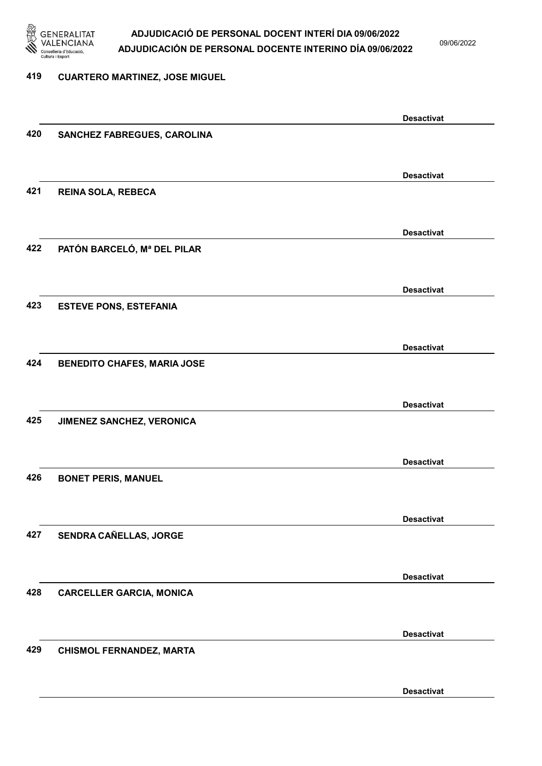419 CUARTERO MARTINEZ, JOSE MIGUEL

Desactivat

420 SANCHEZ FABREGUES, CAROLINA

Desactivat

421 REINA SOLA, REBECA

Desactivat

422 PATÓN BARCELÓ, Mª DEL PILAR

Desactivat

423 ESTEVE PONS, ESTEFANIA

Desactivat

424 BENEDITO CHAFES, MARIA JOSE

Desactivat

425 JIMENEZ SANCHEZ, VERONICA

Desactivat

426 BONET PERIS, MANUEL

Desactivat

427 SENDRA CAÑELLAS, JORGE

Desactivat

428 CARCELLER GARCIA, MONICA

Desactivat

429 CHISMOL FERNANDEZ, MARTA

Desactivat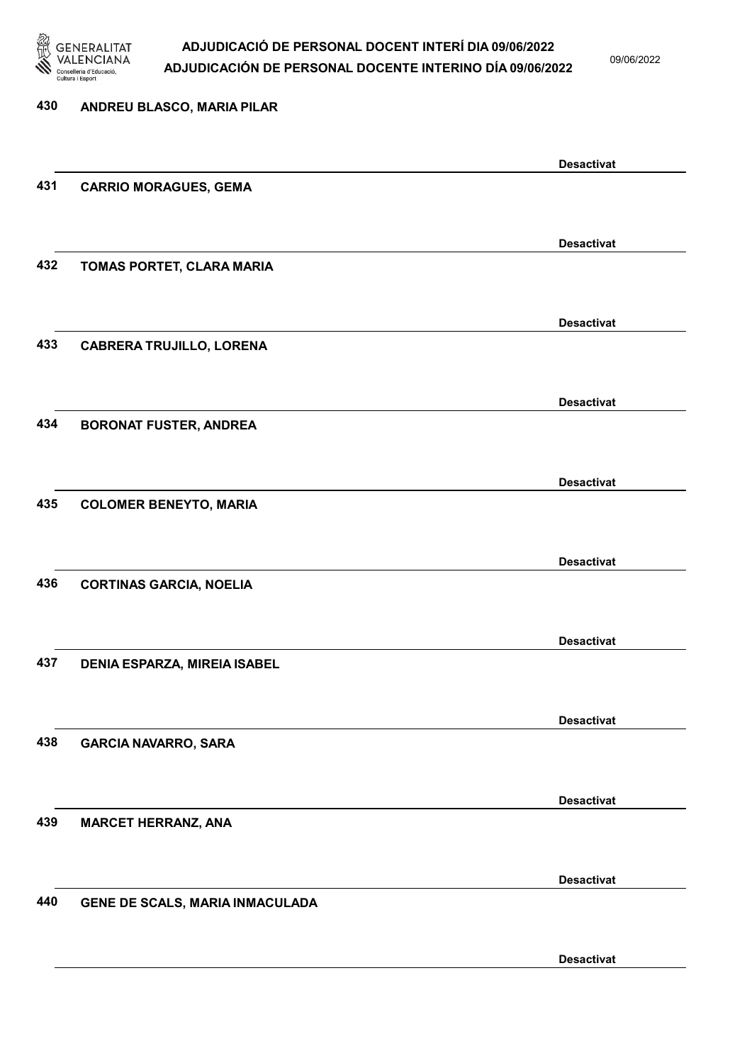430 **ANDREU BLASCO, MARIA PILAR**

**Desactivat**

431 **CARRIO MORAGUES, GEMA**

**Desactivat**

432 **TOMAS PORTET, CLARA MARIA**

**Desactivat**

433 **CABRERA TRUJILLO, LORENA**

**Desactivat**

434 **BORONAT FUSTER, ANDREA**

**Desactivat**

435 **COLOMER BENEYTO, MARIA**

**Desactivat**

436 **CORTINAS GARCIA, NOELIA**

**Desactivat**

437 **DENIA ESPARZA, MIREIA ISABEL**

**Desactivat**

438 **GARCIA NAVARRO, SARA**

**Desactivat**

439 **MARCET HERRANZ, ANA**

**Desactivat**

440 **GENE DE SCALS, MARIA INMACULADA**

**Desactivat**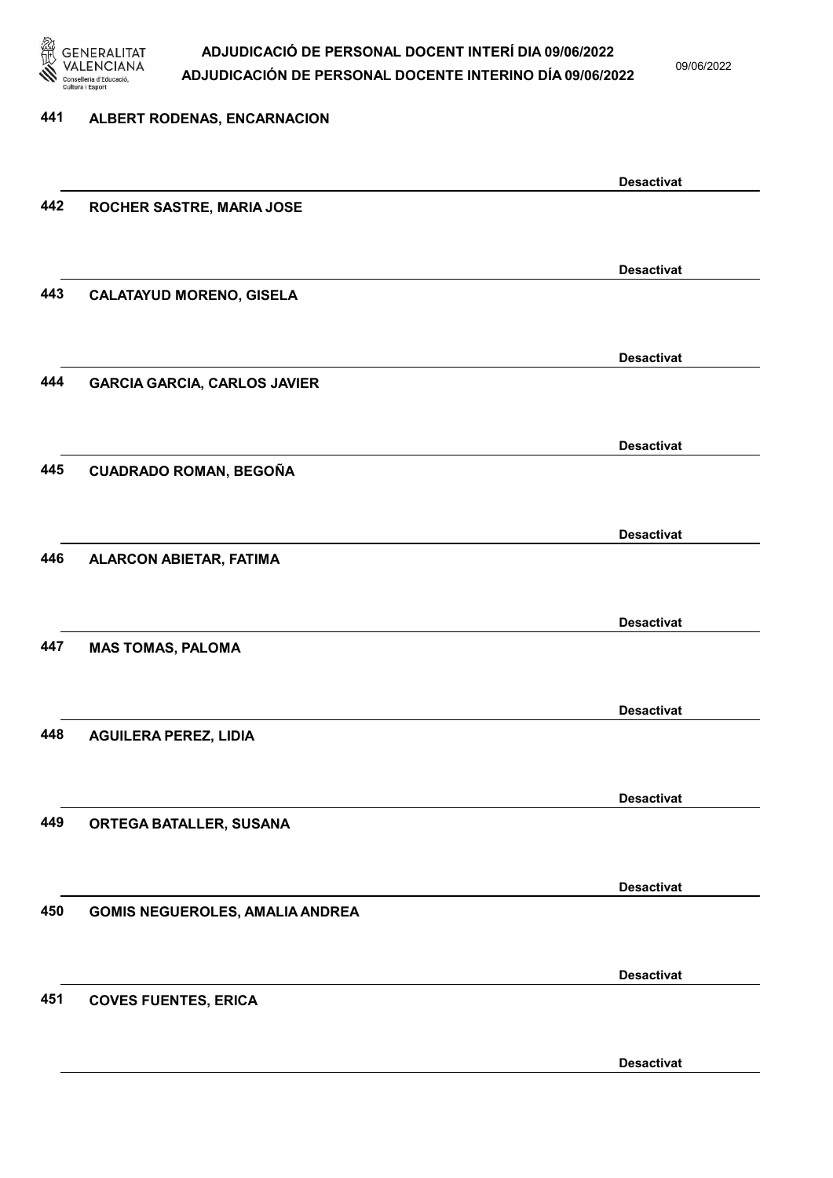441 **ALBERT RODENAS, ENCARNACION**

**Desactivat**

442 **ROCHER SASTRE, MARIA JOSE**

**Desactivat**

443 **CALATAYUD MORENO, GISELA**

**Desactivat**

444 **GARCIA GARCIA, CARLOS JAVIER**

**Desactivat**

445 **CUADRADO ROMAN, BEGOÑA**

**Desactivat**

446 **ALARCON ABIETAR, FATIMA**

**Desactivat**

447 **MAS TOMAS, PALOMA**

**Desactivat**

448 **AGUILERA PEREZ, LIDIA**

**Desactivat**

449 **ORTEGA BATALLER, SUSANA**

**Desactivat**

450 **GOMIS NEGUEROLES, AMALIA ANDREA**

**Desactivat**

451 **COVES FUENTES, ERICA**

**Desactivat**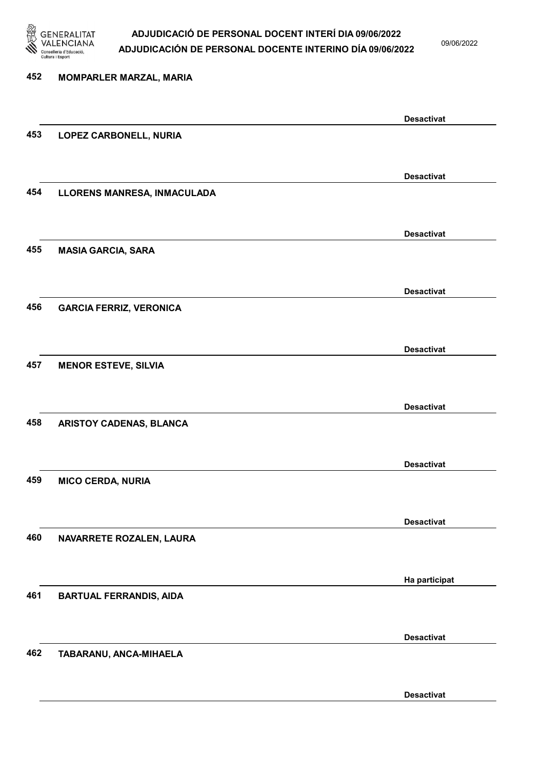452 MOMPARLER MARZAL, MARIA

Desactivat

453 LOPEZ CARBONELL, NURIA

Desactivat

454 LLORENS MANRESA, INMACULADA

Desactivat

455 MASIA GARCIA, SARA

Desactivat

456 GARCIA FERRIZ, VERONICA

Desactivat

457 MENOR ESTEVE, SILVIA

Desactivat

458 ARISTOY CADENAS, BLANCA

Desactivat

459 MICO CERDA, NURIA

Desactivat

460 NAVARRETE ROZALEN, LAURA

Ha participat

461 BARTUAL FERRANDIS, AIDA

Desactivat

462 TABARANU, ANCA-MIHAELA

Desactivat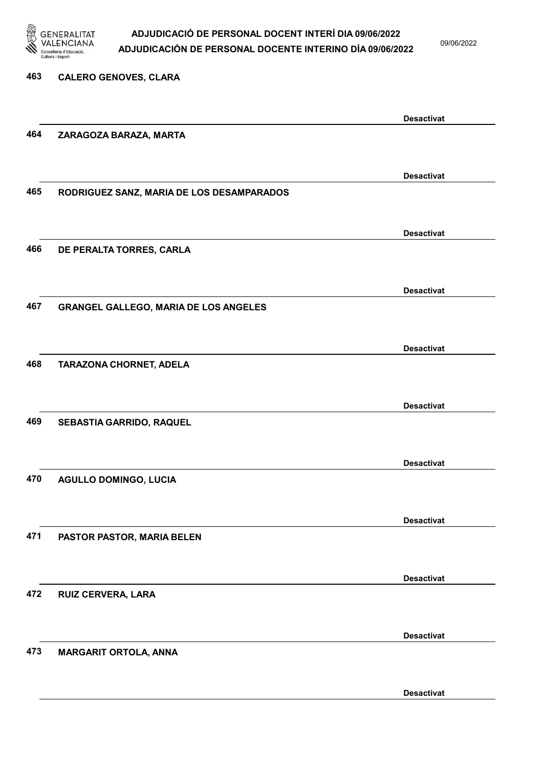463 **CALERO GENOVES, CLARA**

**Desactivat**

464 **ZARAGOZA BARAZA, MARTA**

**Desactivat**

465 **RODRIGUEZ SANZ, MARIA DE LOS DESAMPARADOS**

**Desactivat**

466 **DE PERALTA TORRES, CARLA**

**Desactivat**

467 **GRANGEL GALLEGO, MARIA DE LOS ANGELES**

**Desactivat**

468 **TARAZONA CHORNET, ADELA**

**Desactivat**

469 **SEBASTIA GARRIDO, RAQUEL**

**Desactivat**

470 **AGULLO DOMINGO, LUCIA**

**Desactivat**

471 **PASTOR PASTOR, MARIA BELEN**

**Desactivat**

472 **RUIZ CERVERA, LARA**

**Desactivat**

473 **MARGARIT ORTOLA, ANNA**

**Desactivat**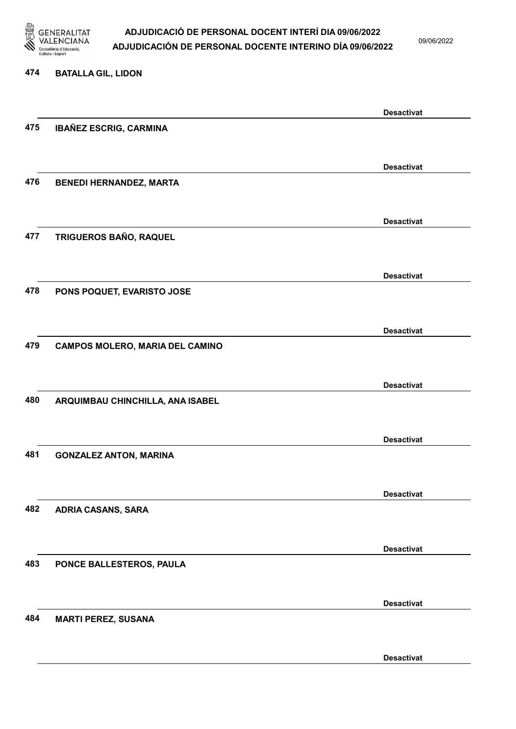474 **BATALLA GIL, LIDON**

**Desactivat**

475 **IBAÑEZ ESCRIG, CARMINA**

**Desactivat**

476 **BENEDI HERNANDEZ, MARTA**

**Desactivat**

477 **TRIGUEROS BAÑO, RAQUEL**

**Desactivat**

478 **PONS POQUET, EVARISTO JOSE**

**Desactivat**

479 **CAMPOS MOLERO, MARIA DEL CAMINO**

**Desactivat**

480 **ARQUIMBAU CHINCHILLA, ANA ISABEL**

**Desactivat**

481 **GONZALEZ ANTON, MARINA**

**Desactivat**

482 **ADRIA CASANS, SARA**

**Desactivat**

483 **PONCE BALLESTEROS, PAULA**

**Desactivat**

484 **MARTI PEREZ, SUSANA**

**Desactivat**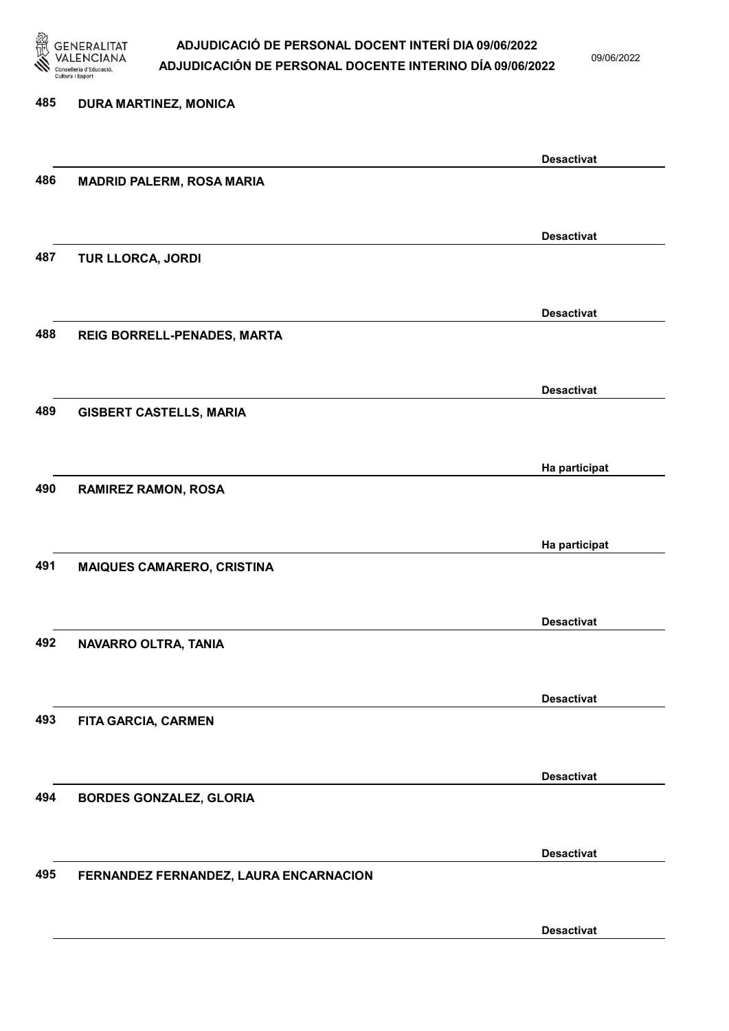485 DURA MARTINEZ, MONICA

Desactivat

486 MADRID PALERM, ROSA MARIA

Desactivat

487 TUR LLORCA, JORDI

Desactivat

488 REIG BORRELL-PENADES, MARTA

Desactivat

489 GISBERT CASTELLS, MARIA

Ha participat

490 RAMIREZ RAMON, ROSA

Ha participat

491 MAIQUES CAMARERO, CRISTINA

Desactivat

492 NAVARRO OLTRA, TANIA

Desactivat

493 FITA GARCIA, CARMEN

Desactivat

494 BORDES GONZALEZ, GLORIA

Desactivat

495 FERNANDEZ FERNANDEZ, LAURA ENCARNACION

Desactivat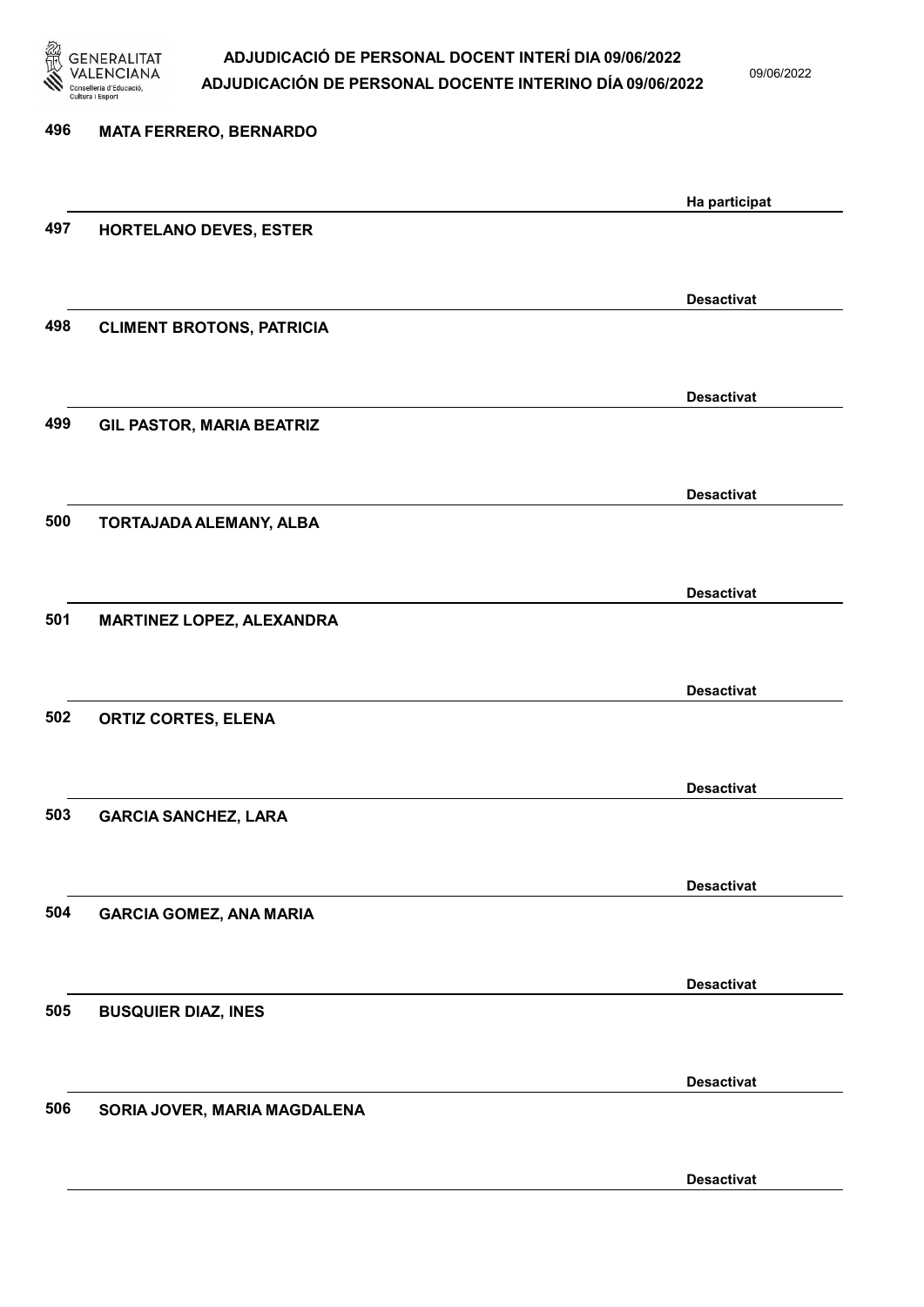| Nº | Nom | Estat |
|---|---|---|
| 496 | MATA FERRERO, BERNARDO | Ha participat |
| 497 | HORTELANO DEVES, ESTER | Desactivat |
| 498 | CLIMENT BROTONS, PATRICIA | Desactivat |
| 499 | GIL PASTOR, MARIA BEATRIZ | Desactivat |
| 500 | TORTAJADA ALEMANY, ALBA | Desactivat |
| 501 | MARTINEZ LOPEZ, ALEXANDRA | Desactivat |
| 502 | ORTIZ CORTES, ELENA | Desactivat |
| 503 | GARCIA SANCHEZ, LARA | Desactivat |
| 504 | GARCIA GOMEZ, ANA MARIA | Desactivat |
| 505 | BUSQUIER DIAZ, INES | Desactivat |
| 506 | SORIA JOVER, MARIA MAGDALENA | Desactivat |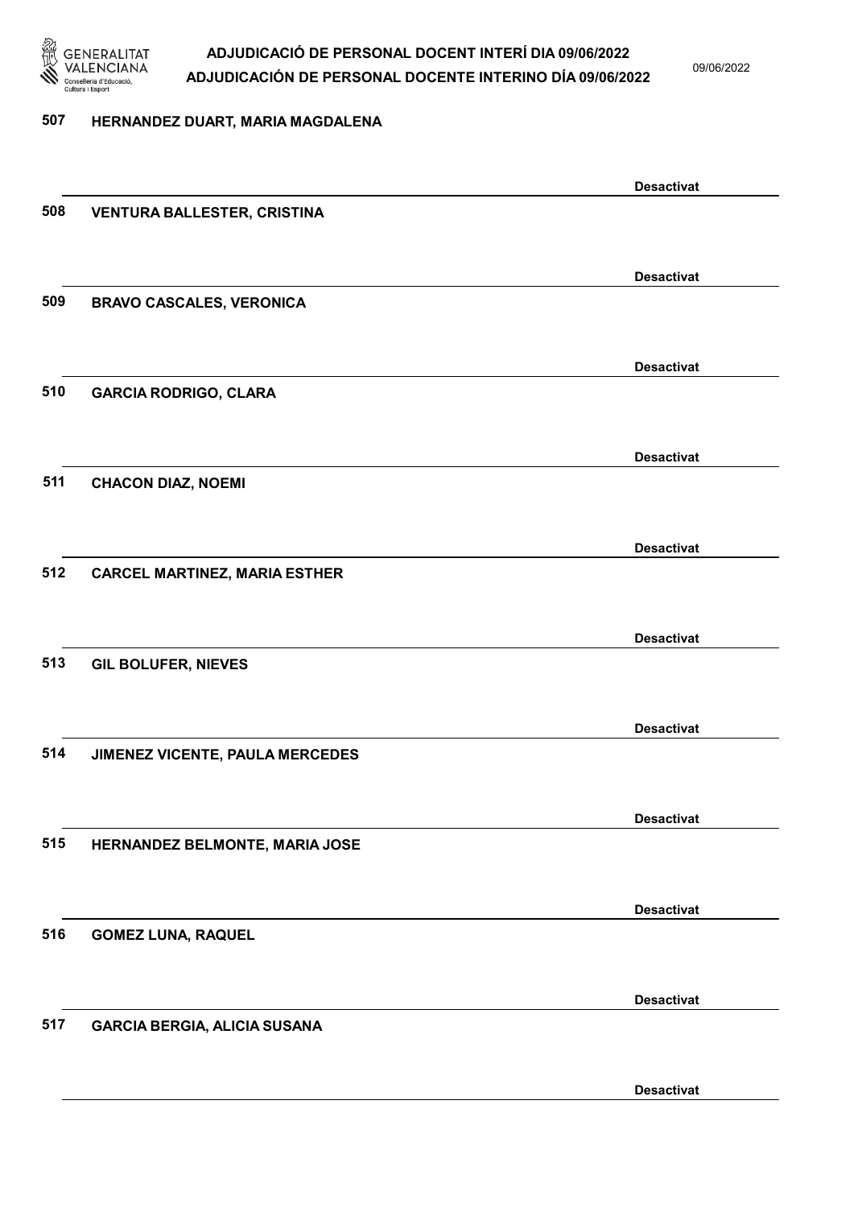507 HERNANDEZ DUART, MARIA MAGDALENA

Desactivat

508 VENTURA BALLESTER, CRISTINA

Desactivat

509 BRAVO CASCALES, VERONICA

Desactivat

510 GARCIA RODRIGO, CLARA

Desactivat

511 CHACON DIAZ, NOEMI

Desactivat

512 CARCEL MARTINEZ, MARIA ESTHER

Desactivat

513 GIL BOLUFER, NIEVES

Desactivat

514 JIMENEZ VICENTE, PAULA MERCEDES

Desactivat

515 HERNANDEZ BELMONTE, MARIA JOSE

Desactivat

516 GOMEZ LUNA, RAQUEL

Desactivat

517 GARCIA BERGIA, ALICIA SUSANA

Desactivat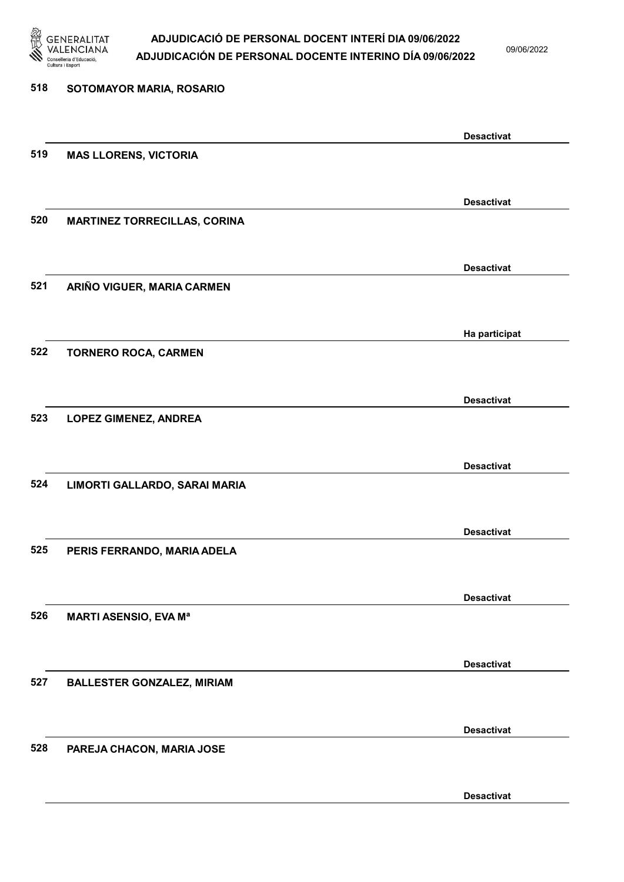518 SOTOMAYOR MARIA, ROSARIO

Desactivat

519 MAS LLORENS, VICTORIA

Desactivat

520 MARTINEZ TORRECILLAS, CORINA

Desactivat

521 ARIÑO VIGUER, MARIA CARMEN

Ha participat

522 TORNERO ROCA, CARMEN

Desactivat

523 LOPEZ GIMENEZ, ANDREA

Desactivat

524 LIMORTI GALLARDO, SARAI MARIA

Desactivat

525 PERIS FERRANDO, MARIA ADELA

Desactivat

526 MARTI ASENSIO, EVA Mª

Desactivat

527 BALLESTER GONZALEZ, MIRIAM

Desactivat

528 PAREJA CHACON, MARIA JOSE

Desactivat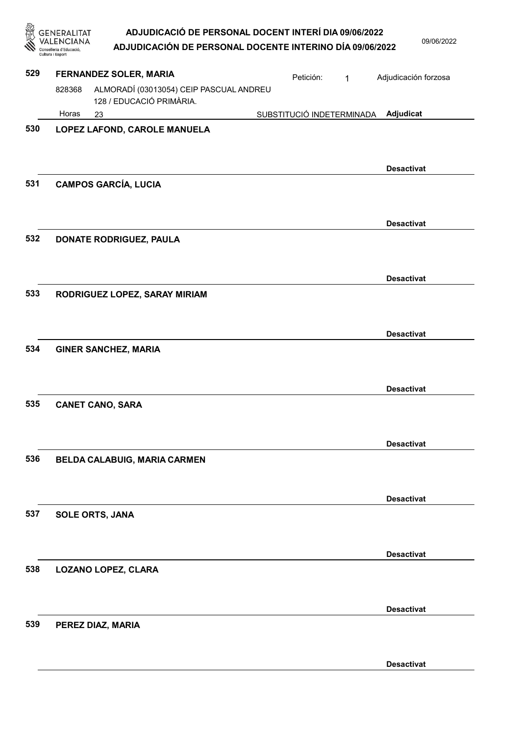**529 FERNANDEZ SOLER, MARIA**

Petición: 1 — Adjudicación forzosa

828368 — ALMORADÍ (03013054) CEIP PASCUAL ANDREU 128 / EDUCACIÓ PRIMÀRIA.

Horas: 23 — SUBSTITUCIÓ INDETERMINADA — **Adjudicat**

---

**530 LOPEZ LAFOND, CAROLE MANUELA**

**Desactivat**

---

**531 CAMPOS GARCÍA, LUCIA**

**Desactivat**

---

**532 DONATE RODRIGUEZ, PAULA**

**Desactivat**

---

**533 RODRIGUEZ LOPEZ, SARAY MIRIAM**

**Desactivat**

---

**534 GINER SANCHEZ, MARIA**

**Desactivat**

---

**535 CANET CANO, SARA**

**Desactivat**

---

**536 BELDA CALABUIG, MARIA CARMEN**

**Desactivat**

---

**537 SOLE ORTS, JANA**

**Desactivat**

---

**538 LOZANO LOPEZ, CLARA**

**Desactivat**

---

**539 PEREZ DIAZ, MARIA**

**Desactivat**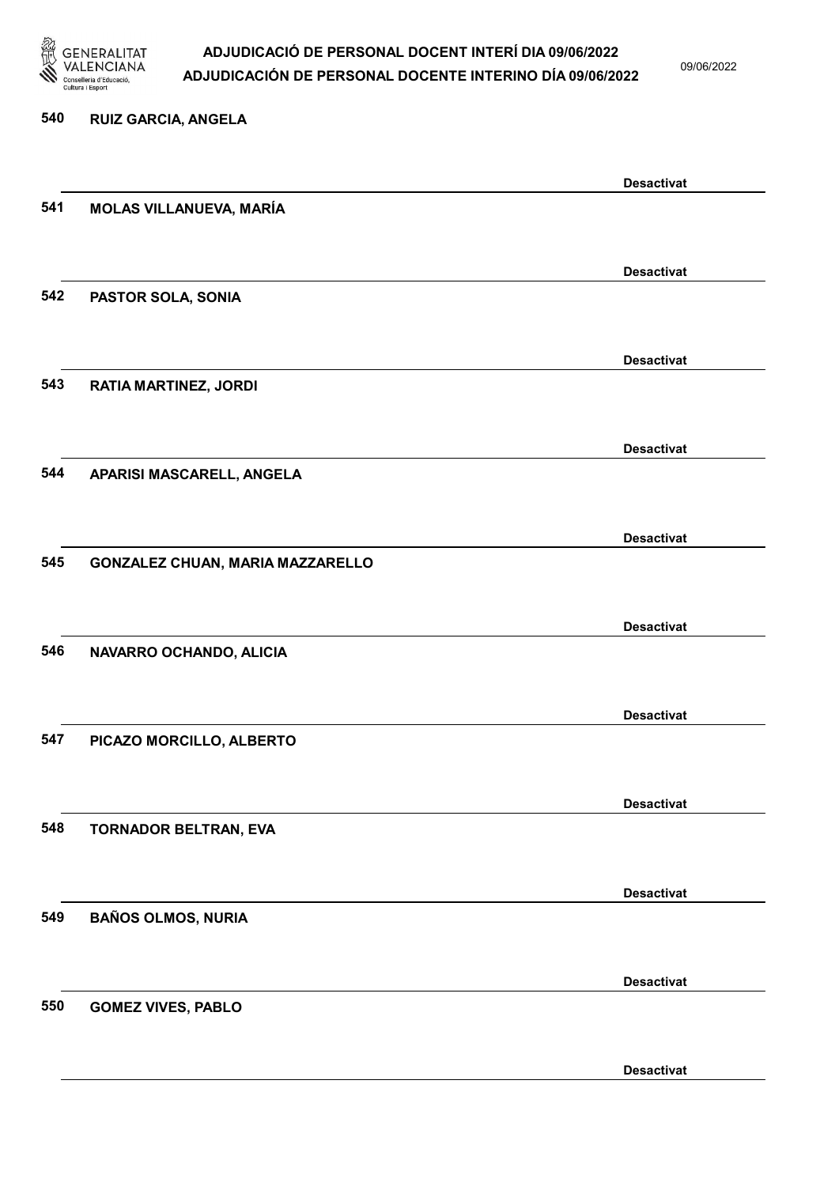540 RUIZ GARCIA, ANGELA

Desactivat

541 MOLAS VILLANUEVA, MARÍA

Desactivat

542 PASTOR SOLA, SONIA

Desactivat

543 RATIA MARTINEZ, JORDI

Desactivat

544 APARISI MASCARELL, ANGELA

Desactivat

545 GONZALEZ CHUAN, MARIA MAZZARELLO

Desactivat

546 NAVARRO OCHANDO, ALICIA

Desactivat

547 PICAZO MORCILLO, ALBERTO

Desactivat

548 TORNADOR BELTRAN, EVA

Desactivat

549 BAÑOS OLMOS, NURIA

Desactivat

550 GOMEZ VIVES, PABLO

Desactivat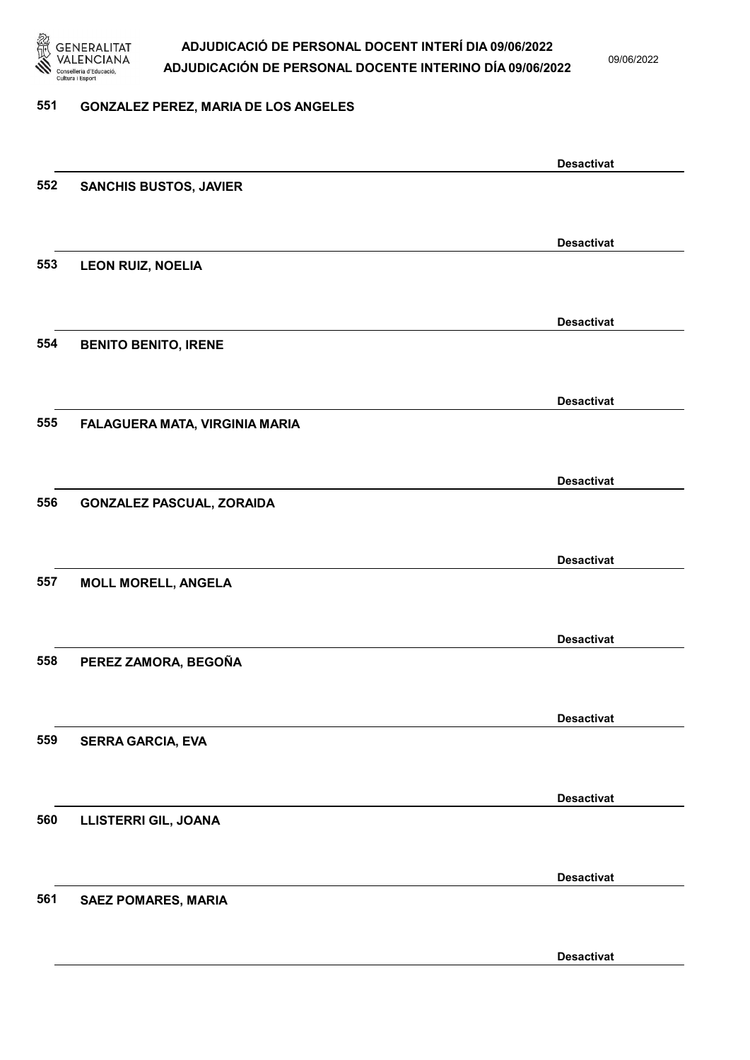551 GONZALEZ PEREZ, MARIA DE LOS ANGELES

Desactivat

552 SANCHIS BUSTOS, JAVIER

Desactivat

553 LEON RUIZ, NOELIA

Desactivat

554 BENITO BENITO, IRENE

Desactivat

555 FALAGUERA MATA, VIRGINIA MARIA

Desactivat

556 GONZALEZ PASCUAL, ZORAIDA

Desactivat

557 MOLL MORELL, ANGELA

Desactivat

558 PEREZ ZAMORA, BEGOÑA

Desactivat

559 SERRA GARCIA, EVA

Desactivat

560 LLISTERRI GIL, JOANA

Desactivat

561 SAEZ POMARES, MARIA

Desactivat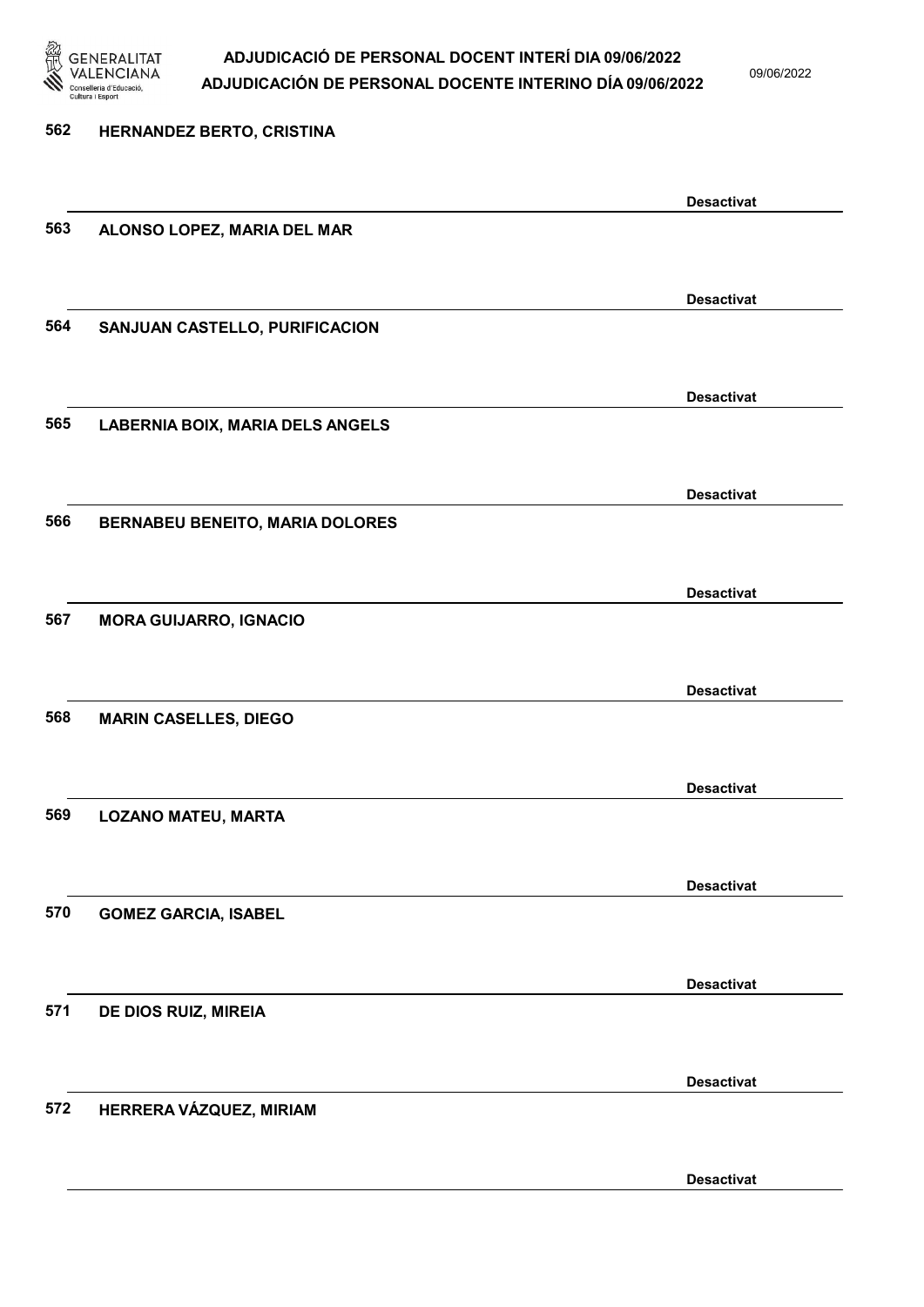562 HERNANDEZ BERTO, CRISTINA

Desactivat

563 ALONSO LOPEZ, MARIA DEL MAR

Desactivat

564 SANJUAN CASTELLO, PURIFICACION

Desactivat

565 LABERNIA BOIX, MARIA DELS ANGELS

Desactivat

566 BERNABEU BENEITO, MARIA DOLORES

Desactivat

567 MORA GUIJARRO, IGNACIO

Desactivat

568 MARIN CASELLES, DIEGO

Desactivat

569 LOZANO MATEU, MARTA

Desactivat

570 GOMEZ GARCIA, ISABEL

Desactivat

571 DE DIOS RUIZ, MIREIA

Desactivat

572 HERRERA VÁZQUEZ, MIRIAM

Desactivat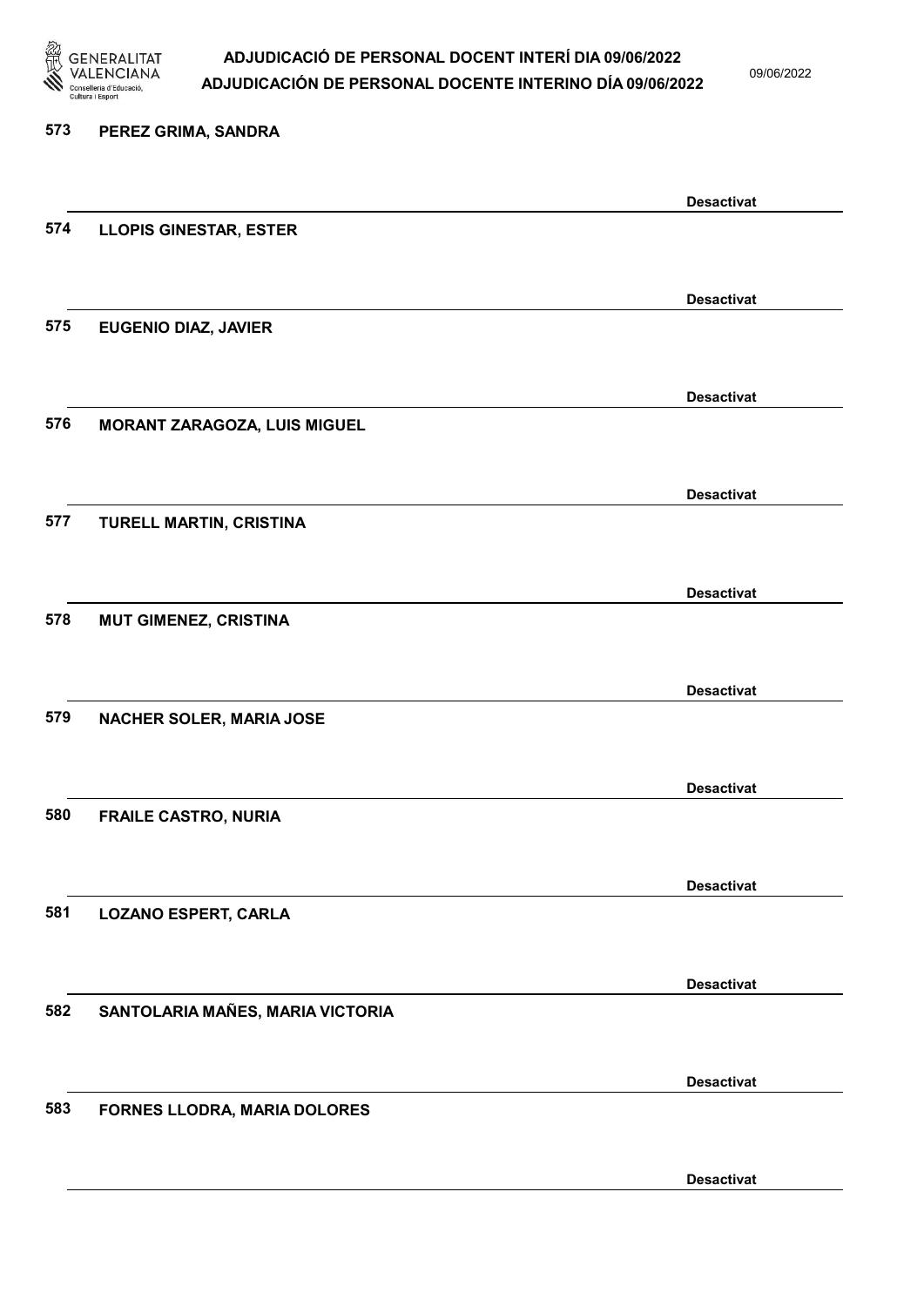573 PEREZ GRIMA, SANDRA

Desactivat

574 LLOPIS GINESTAR, ESTER

Desactivat

575 EUGENIO DIAZ, JAVIER

Desactivat

576 MORANT ZARAGOZA, LUIS MIGUEL

Desactivat

577 TURELL MARTIN, CRISTINA

Desactivat

578 MUT GIMENEZ, CRISTINA

Desactivat

579 NACHER SOLER, MARIA JOSE

Desactivat

580 FRAILE CASTRO, NURIA

Desactivat

581 LOZANO ESPERT, CARLA

Desactivat

582 SANTOLARIA MAÑES, MARIA VICTORIA

Desactivat

583 FORNES LLODRA, MARIA DOLORES

Desactivat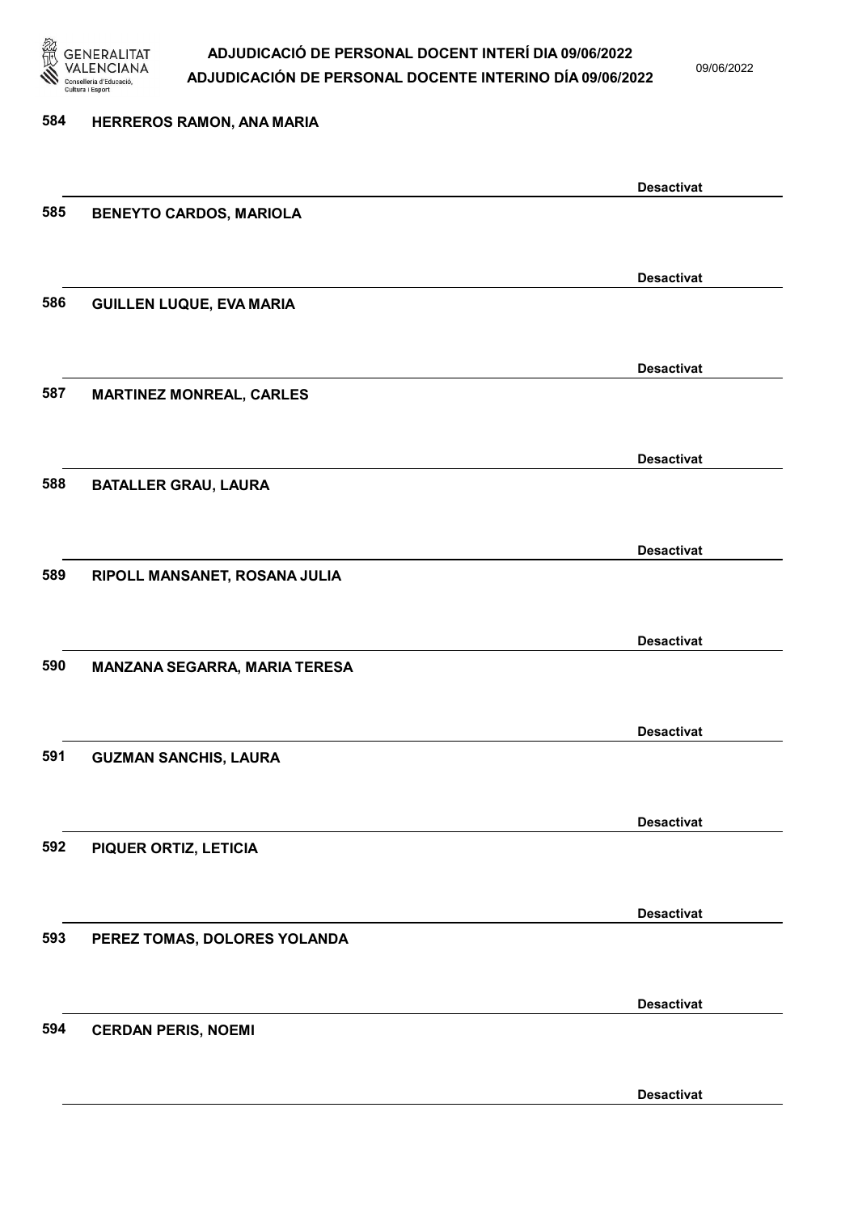584 HERREROS RAMON, ANA MARIA

Desactivat

585 BENEYTO CARDOS, MARIOLA

Desactivat

586 GUILLEN LUQUE, EVA MARIA

Desactivat

587 MARTINEZ MONREAL, CARLES

Desactivat

588 BATALLER GRAU, LAURA

Desactivat

589 RIPOLL MANSANET, ROSANA JULIA

Desactivat

590 MANZANA SEGARRA, MARIA TERESA

Desactivat

591 GUZMAN SANCHIS, LAURA

Desactivat

592 PIQUER ORTIZ, LETICIA

Desactivat

593 PEREZ TOMAS, DOLORES YOLANDA

Desactivat

594 CERDAN PERIS, NOEMI

Desactivat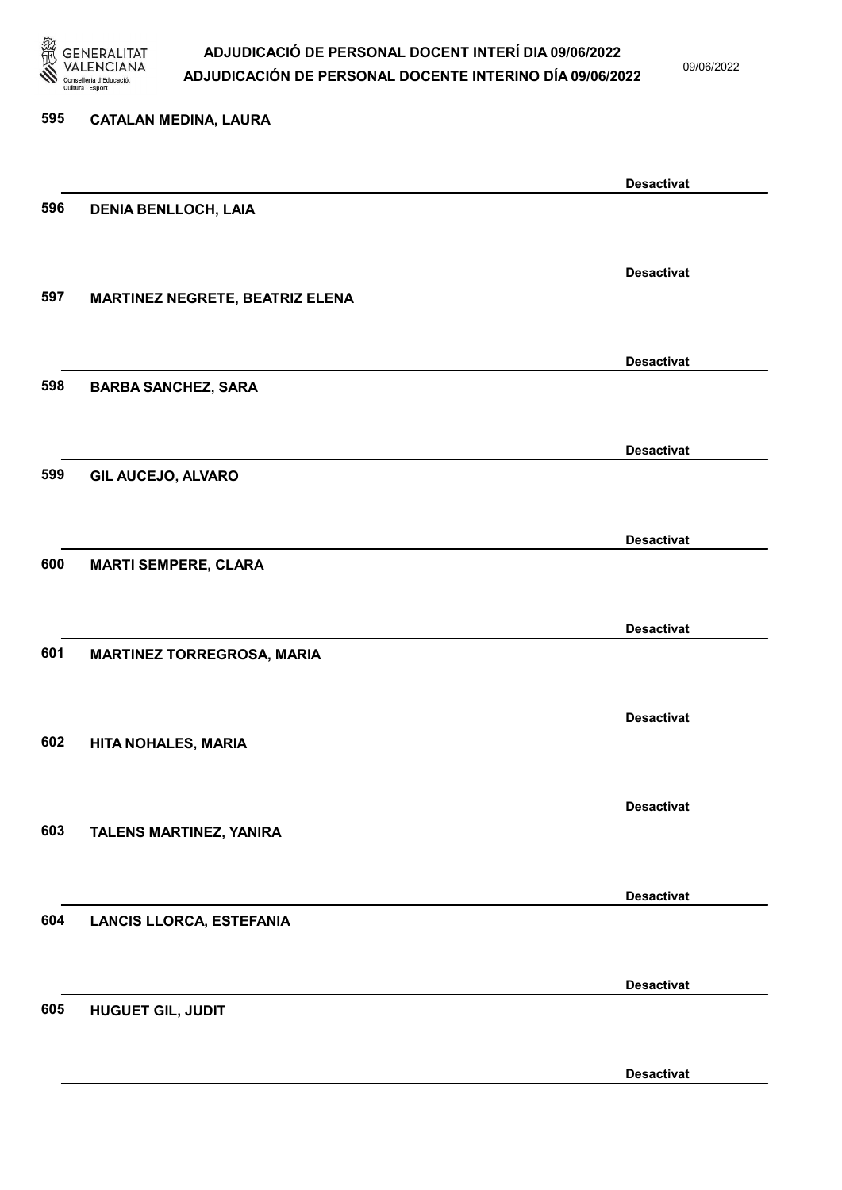595 CATALAN MEDINA, LAURA

Desactivat

596 DENIA BENLLOCH, LAIA

Desactivat

597 MARTINEZ NEGRETE, BEATRIZ ELENA

Desactivat

598 BARBA SANCHEZ, SARA

Desactivat

599 GIL AUCEJO, ALVARO

Desactivat

600 MARTI SEMPERE, CLARA

Desactivat

601 MARTINEZ TORREGROSA, MARIA

Desactivat

602 HITA NOHALES, MARIA

Desactivat

603 TALENS MARTINEZ, YANIRA

Desactivat

604 LANCIS LLORCA, ESTEFANIA

Desactivat

605 HUGUET GIL, JUDIT

Desactivat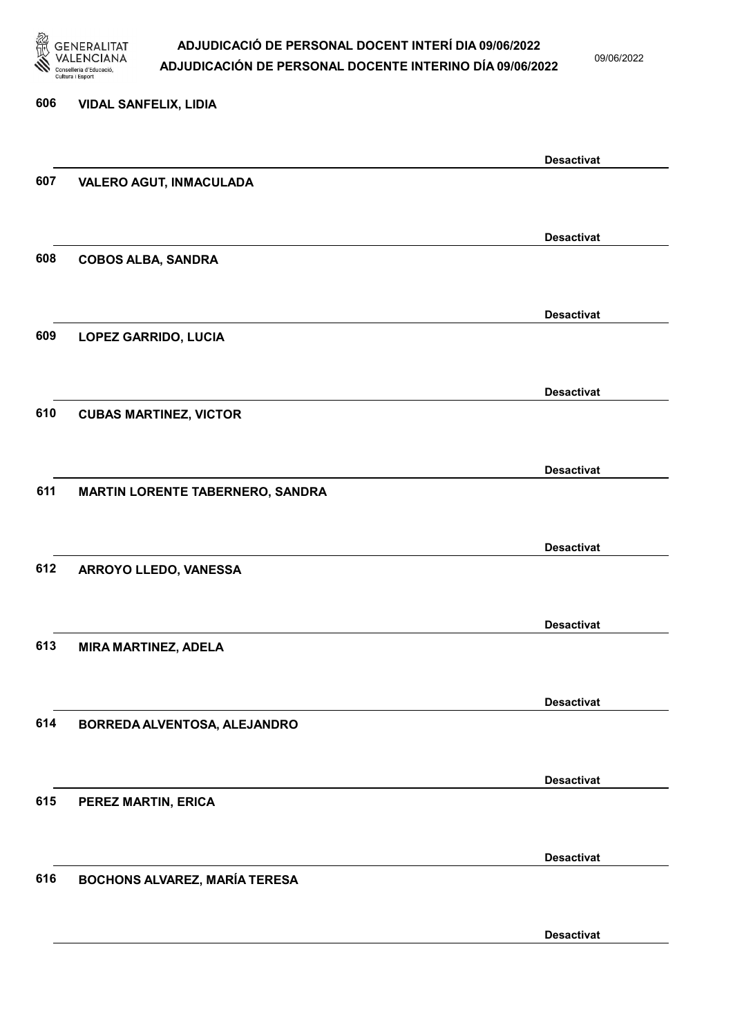606 **VIDAL SANFELIX, LIDIA**

**Desactivat**

607 **VALERO AGUT, INMACULADA**

**Desactivat**

608 **COBOS ALBA, SANDRA**

**Desactivat**

609 **LOPEZ GARRIDO, LUCIA**

**Desactivat**

610 **CUBAS MARTINEZ, VICTOR**

**Desactivat**

611 **MARTIN LORENTE TABERNERO, SANDRA**

**Desactivat**

612 **ARROYO LLEDO, VANESSA**

**Desactivat**

613 **MIRA MARTINEZ, ADELA**

**Desactivat**

614 **BORREDA ALVENTOSA, ALEJANDRO**

**Desactivat**

615 **PEREZ MARTIN, ERICA**

**Desactivat**

616 **BOCHONS ALVAREZ, MARÍA TERESA**

**Desactivat**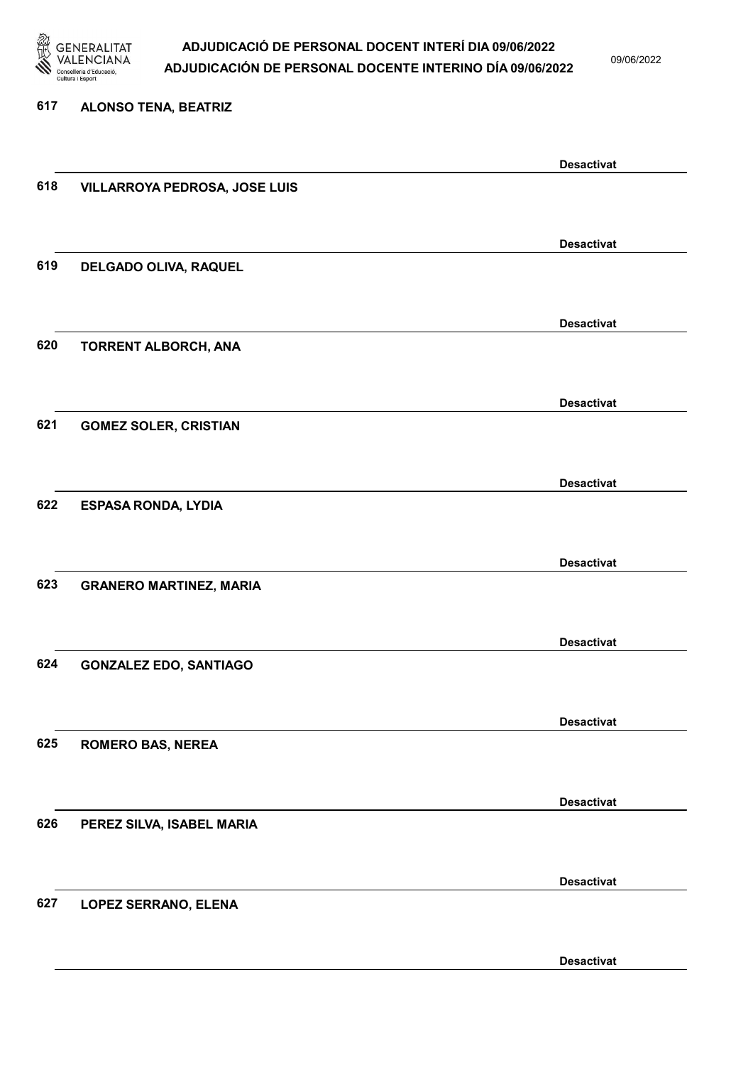617 ALONSO TENA, BEATRIZ

Desactivat

618 VILLARROYA PEDROSA, JOSE LUIS

Desactivat

619 DELGADO OLIVA, RAQUEL

Desactivat

620 TORRENT ALBORCH, ANA

Desactivat

621 GOMEZ SOLER, CRISTIAN

Desactivat

622 ESPASA RONDA, LYDIA

Desactivat

623 GRANERO MARTINEZ, MARIA

Desactivat

624 GONZALEZ EDO, SANTIAGO

Desactivat

625 ROMERO BAS, NEREA

Desactivat

626 PEREZ SILVA, ISABEL MARIA

Desactivat

627 LOPEZ SERRANO, ELENA

Desactivat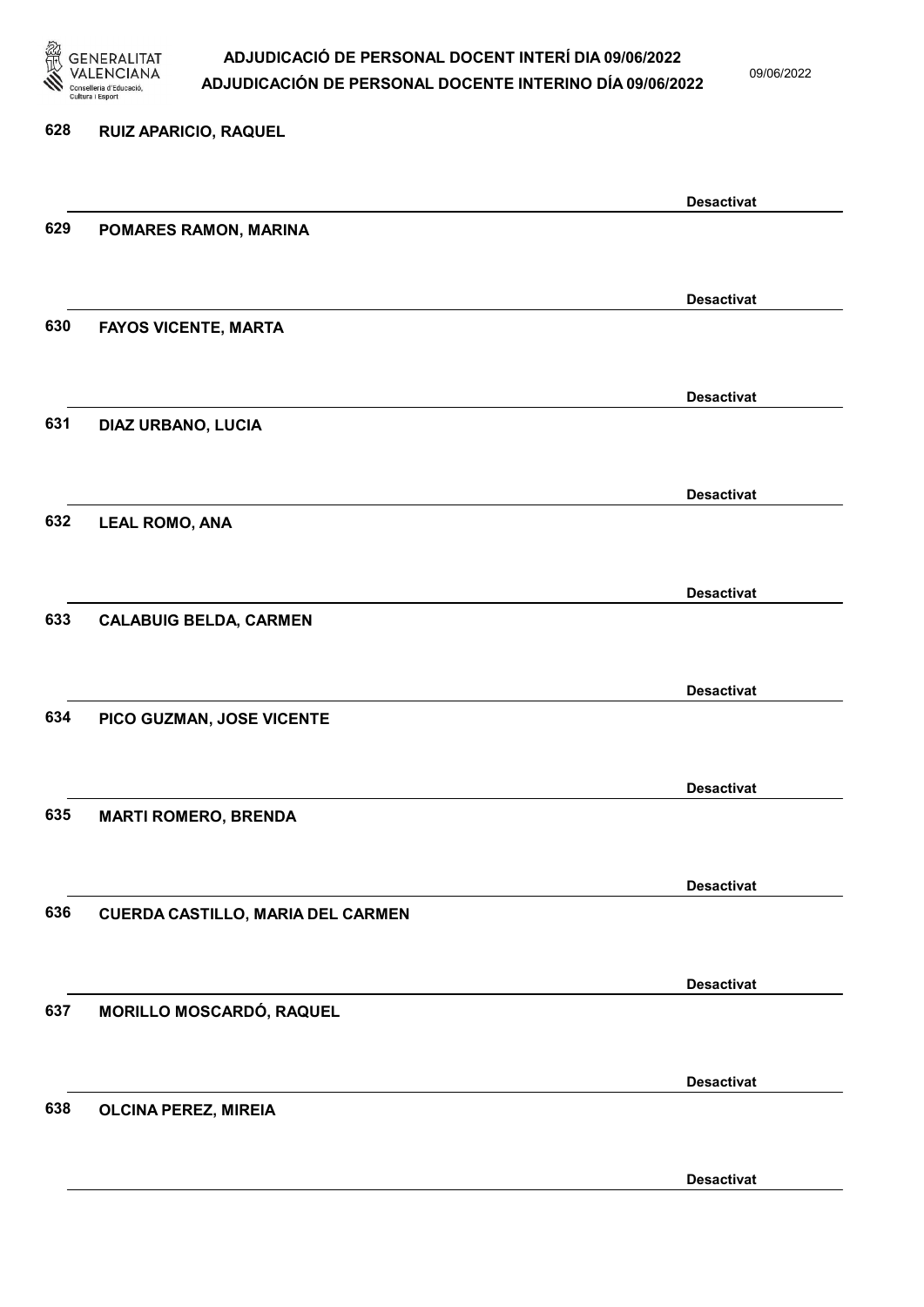628 **RUIZ APARICIO, RAQUEL**

**Desactivat**

629 **POMARES RAMON, MARINA**

**Desactivat**

630 **FAYOS VICENTE, MARTA**

**Desactivat**

631 **DIAZ URBANO, LUCIA**

**Desactivat**

632 **LEAL ROMO, ANA**

**Desactivat**

633 **CALABUIG BELDA, CARMEN**

**Desactivat**

634 **PICO GUZMAN, JOSE VICENTE**

**Desactivat**

635 **MARTI ROMERO, BRENDA**

**Desactivat**

636 **CUERDA CASTILLO, MARIA DEL CARMEN**

**Desactivat**

637 **MORILLO MOSCARDÓ, RAQUEL**

**Desactivat**

638 **OLCINA PEREZ, MIREIA**

**Desactivat**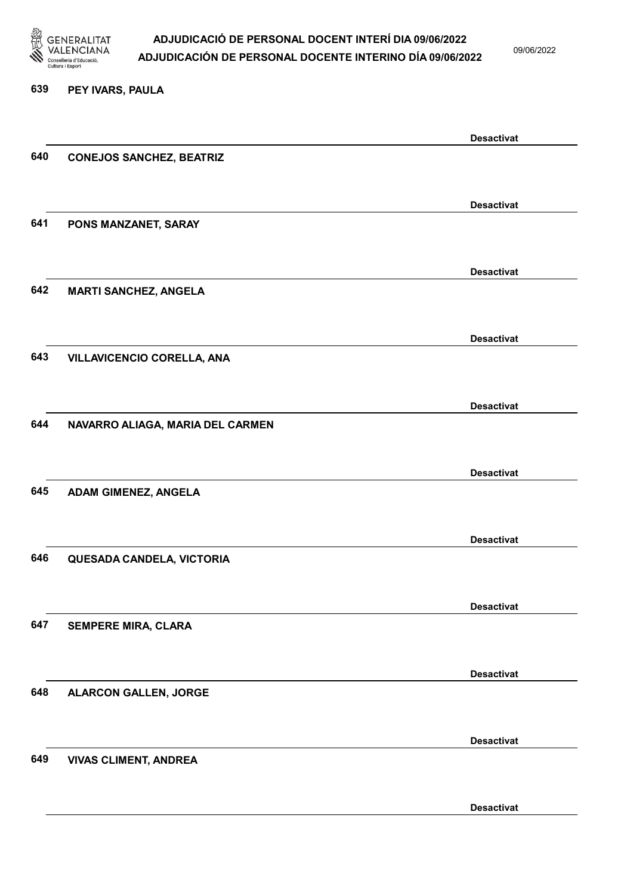639 PEY IVARS, PAULA

Desactivat

640 CONEJOS SANCHEZ, BEATRIZ

Desactivat

641 PONS MANZANET, SARAY

Desactivat

642 MARTI SANCHEZ, ANGELA

Desactivat

643 VILLAVICENCIO CORELLA, ANA

Desactivat

644 NAVARRO ALIAGA, MARIA DEL CARMEN

Desactivat

645 ADAM GIMENEZ, ANGELA

Desactivat

646 QUESADA CANDELA, VICTORIA

Desactivat

647 SEMPERE MIRA, CLARA

Desactivat

648 ALARCON GALLEN, JORGE

Desactivat

649 VIVAS CLIMENT, ANDREA

Desactivat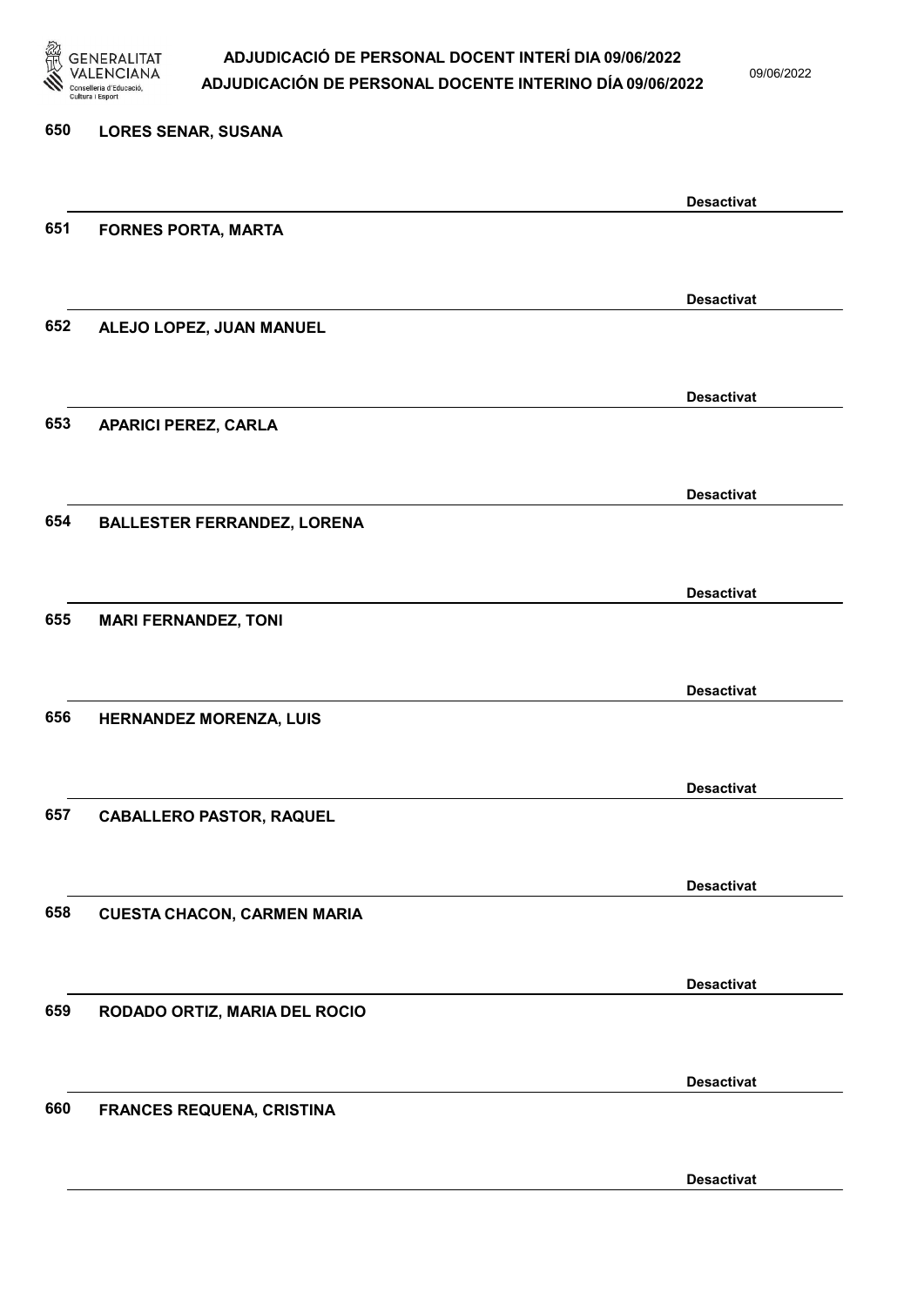650 LORES SENAR, SUSANA

Desactivat

651 FORNES PORTA, MARTA

Desactivat

652 ALEJO LOPEZ, JUAN MANUEL

Desactivat

653 APARICI PEREZ, CARLA

Desactivat

654 BALLESTER FERRANDEZ, LORENA

Desactivat

655 MARI FERNANDEZ, TONI

Desactivat

656 HERNANDEZ MORENZA, LUIS

Desactivat

657 CABALLERO PASTOR, RAQUEL

Desactivat

658 CUESTA CHACON, CARMEN MARIA

Desactivat

659 RODADO ORTIZ, MARIA DEL ROCIO

Desactivat

660 FRANCES REQUENA, CRISTINA

Desactivat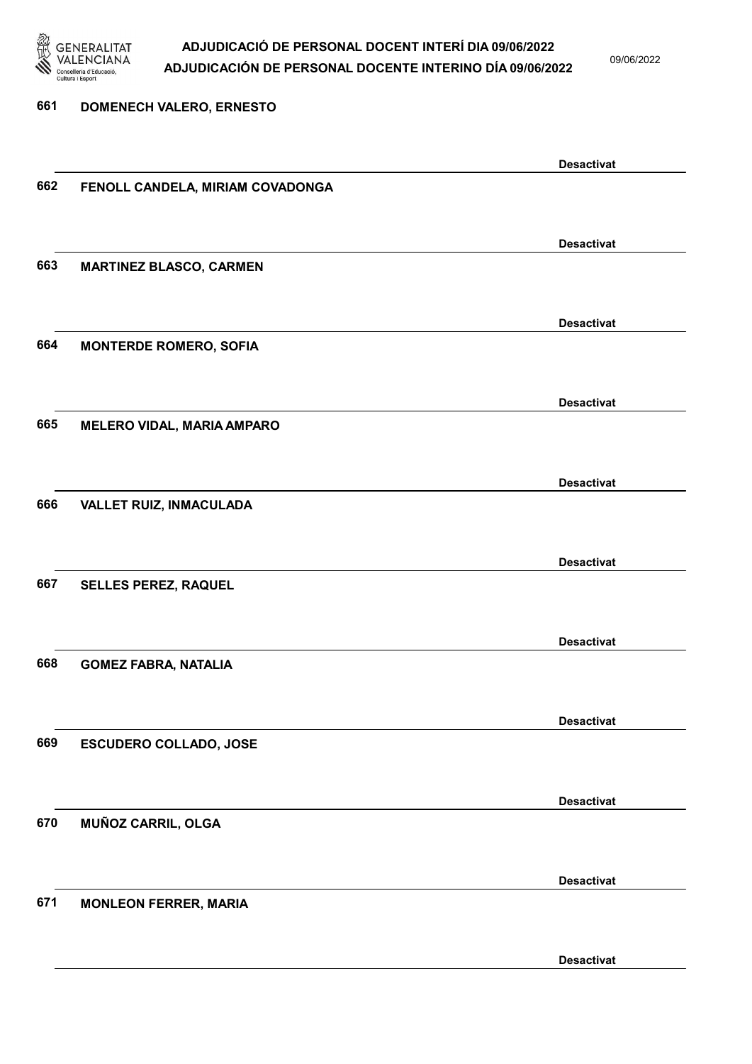661 DOMENECH VALERO, ERNESTO

Desactivat

662 FENOLL CANDELA, MIRIAM COVADONGA

Desactivat

663 MARTINEZ BLASCO, CARMEN

Desactivat

664 MONTERDE ROMERO, SOFIA

Desactivat

665 MELERO VIDAL, MARIA AMPARO

Desactivat

666 VALLET RUIZ, INMACULADA

Desactivat

667 SELLES PEREZ, RAQUEL

Desactivat

668 GOMEZ FABRA, NATALIA

Desactivat

669 ESCUDERO COLLADO, JOSE

Desactivat

670 MUÑOZ CARRIL, OLGA

Desactivat

671 MONLEON FERRER, MARIA

Desactivat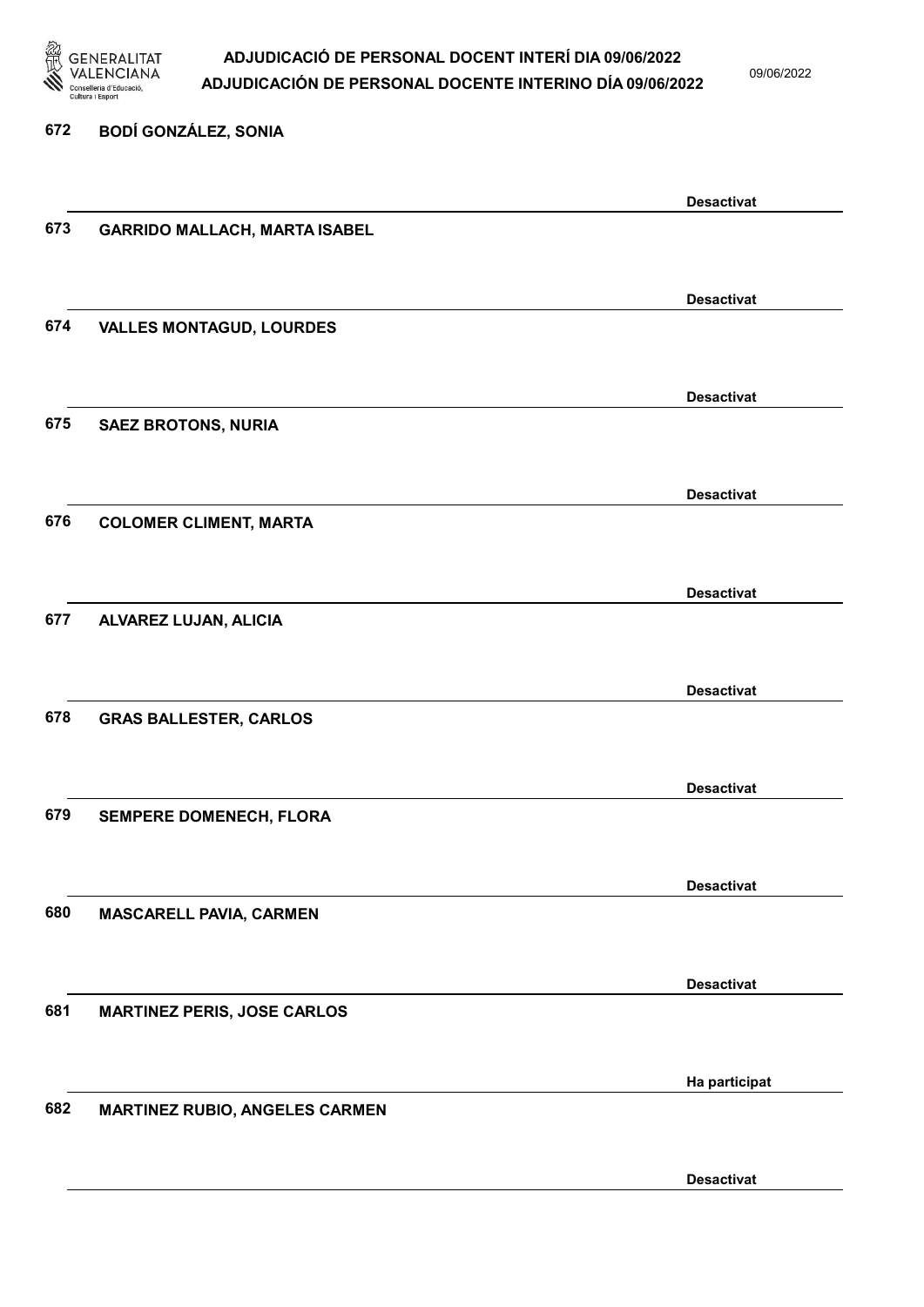672 BODÍ GONZÁLEZ, SONIA

Desactivat

673 GARRIDO MALLACH, MARTA ISABEL

Desactivat

674 VALLES MONTAGUD, LOURDES

Desactivat

675 SAEZ BROTONS, NURIA

Desactivat

676 COLOMER CLIMENT, MARTA

Desactivat

677 ALVAREZ LUJAN, ALICIA

Desactivat

678 GRAS BALLESTER, CARLOS

Desactivat

679 SEMPERE DOMENECH, FLORA

Desactivat

680 MASCARELL PAVIA, CARMEN

Desactivat

681 MARTINEZ PERIS, JOSE CARLOS

Ha participat

682 MARTINEZ RUBIO, ANGELES CARMEN

Desactivat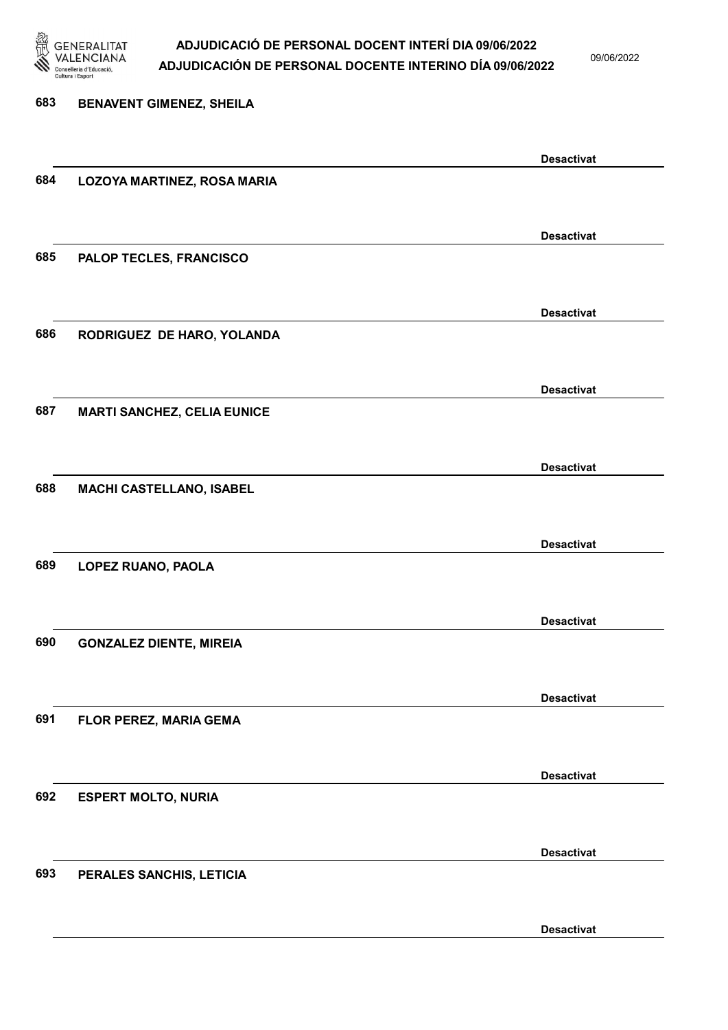683 BENAVENT GIMENEZ, SHEILA

Desactivat

684 LOZOYA MARTINEZ, ROSA MARIA

Desactivat

685 PALOP TECLES, FRANCISCO

Desactivat

686 RODRIGUEZ DE HARO, YOLANDA

Desactivat

687 MARTI SANCHEZ, CELIA EUNICE

Desactivat

688 MACHI CASTELLANO, ISABEL

Desactivat

689 LOPEZ RUANO, PAOLA

Desactivat

690 GONZALEZ DIENTE, MIREIA

Desactivat

691 FLOR PEREZ, MARIA GEMA

Desactivat

692 ESPERT MOLTO, NURIA

Desactivat

693 PERALES SANCHIS, LETICIA

Desactivat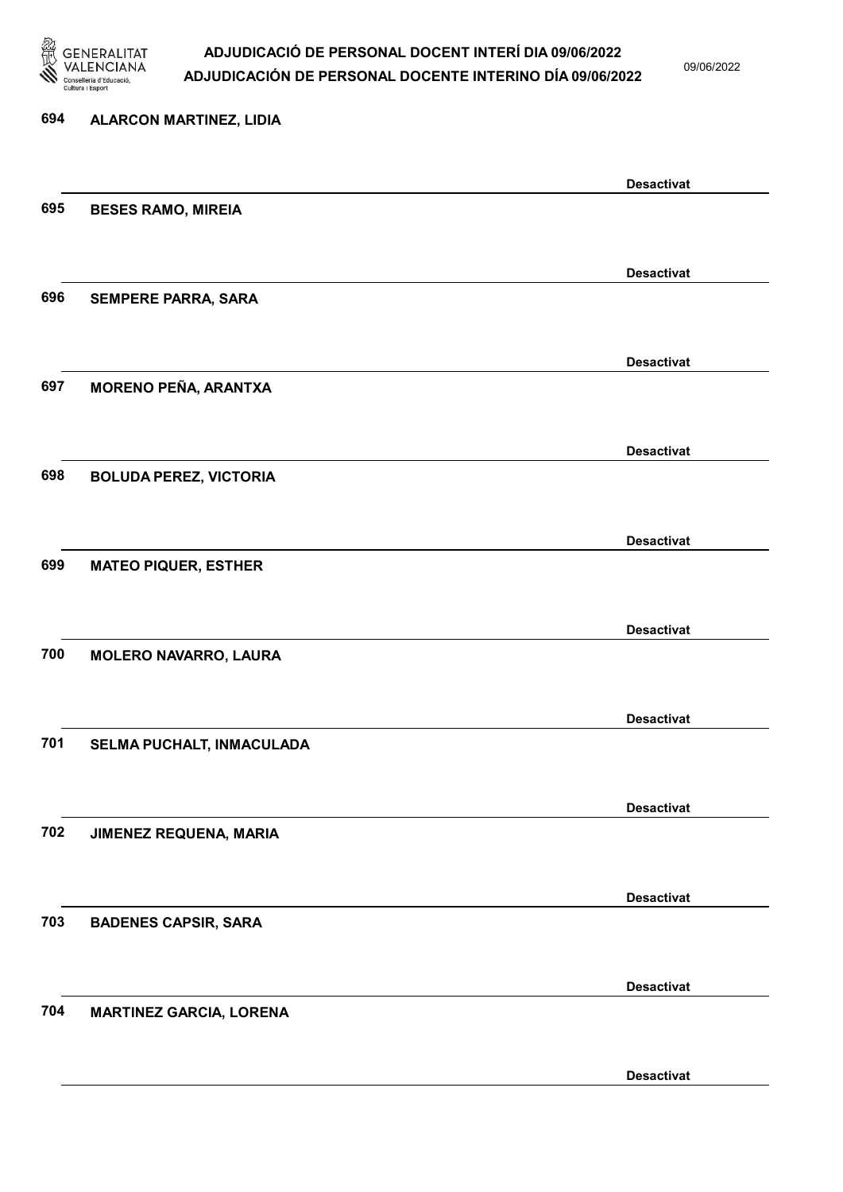694 ALARCON MARTINEZ, LIDIA

Desactivat

695 BESES RAMO, MIREIA

Desactivat

696 SEMPERE PARRA, SARA

Desactivat

697 MORENO PEÑA, ARANTXA

Desactivat

698 BOLUDA PEREZ, VICTORIA

Desactivat

699 MATEO PIQUER, ESTHER

Desactivat

700 MOLERO NAVARRO, LAURA

Desactivat

701 SELMA PUCHALT, INMACULADA

Desactivat

702 JIMENEZ REQUENA, MARIA

Desactivat

703 BADENES CAPSIR, SARA

Desactivat

704 MARTINEZ GARCIA, LORENA

Desactivat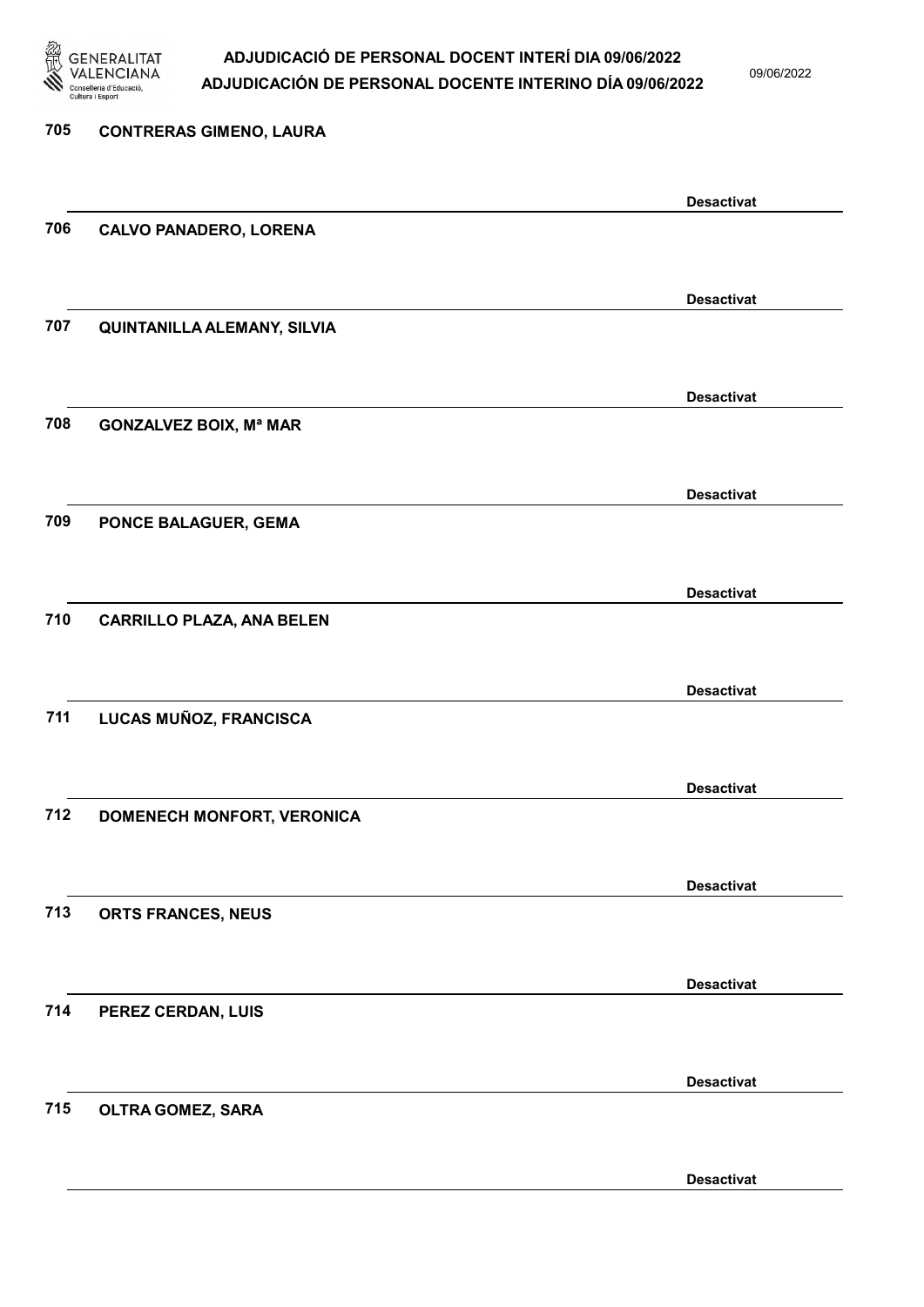705 CONTRERAS GIMENO, LAURA

Desactivat

706 CALVO PANADERO, LORENA

Desactivat

707 QUINTANILLA ALEMANY, SILVIA

Desactivat

708 GONZALVEZ BOIX, Mª MAR

Desactivat

709 PONCE BALAGUER, GEMA

Desactivat

710 CARRILLO PLAZA, ANA BELEN

Desactivat

711 LUCAS MUÑOZ, FRANCISCA

Desactivat

712 DOMENECH MONFORT, VERONICA

Desactivat

713 ORTS FRANCES, NEUS

Desactivat

714 PEREZ CERDAN, LUIS

Desactivat

715 OLTRA GOMEZ, SARA

Desactivat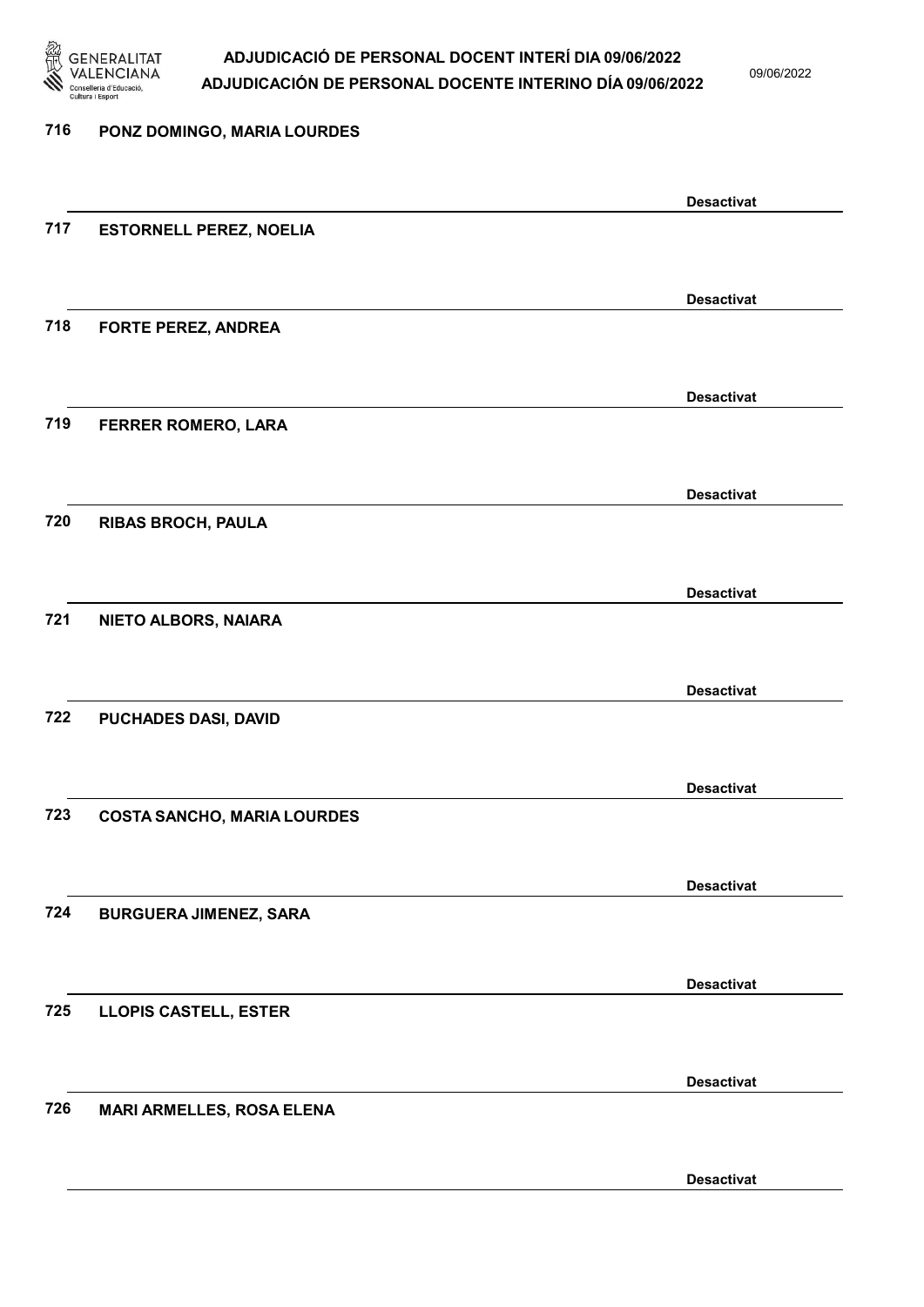716 PONZ DOMINGO, MARIA LOURDES

Desactivat

717 ESTORNELL PEREZ, NOELIA

Desactivat

718 FORTE PEREZ, ANDREA

Desactivat

719 FERRER ROMERO, LARA

Desactivat

720 RIBAS BROCH, PAULA

Desactivat

721 NIETO ALBORS, NAIARA

Desactivat

722 PUCHADES DASI, DAVID

Desactivat

723 COSTA SANCHO, MARIA LOURDES

Desactivat

724 BURGUERA JIMENEZ, SARA

Desactivat

725 LLOPIS CASTELL, ESTER

Desactivat

726 MARI ARMELLES, ROSA ELENA

Desactivat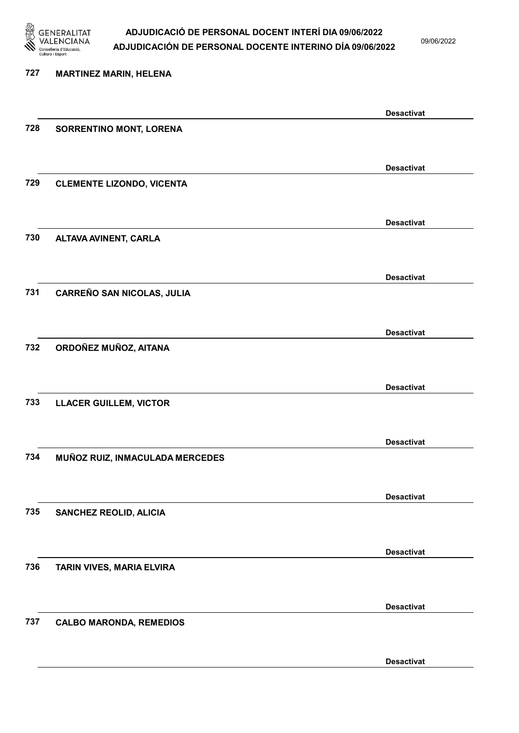727 **MARTINEZ MARIN, HELENA**

**Desactivat**

728 **SORRENTINO MONT, LORENA**

**Desactivat**

729 **CLEMENTE LIZONDO, VICENTA**

**Desactivat**

730 **ALTAVA AVINENT, CARLA**

**Desactivat**

731 **CARREÑO SAN NICOLAS, JULIA**

**Desactivat**

732 **ORDOÑEZ MUÑOZ, AITANA**

**Desactivat**

733 **LLACER GUILLEM, VICTOR**

**Desactivat**

734 **MUÑOZ RUIZ, INMACULADA MERCEDES**

**Desactivat**

735 **SANCHEZ REOLID, ALICIA**

**Desactivat**

736 **TARIN VIVES, MARIA ELVIRA**

**Desactivat**

737 **CALBO MARONDA, REMEDIOS**

**Desactivat**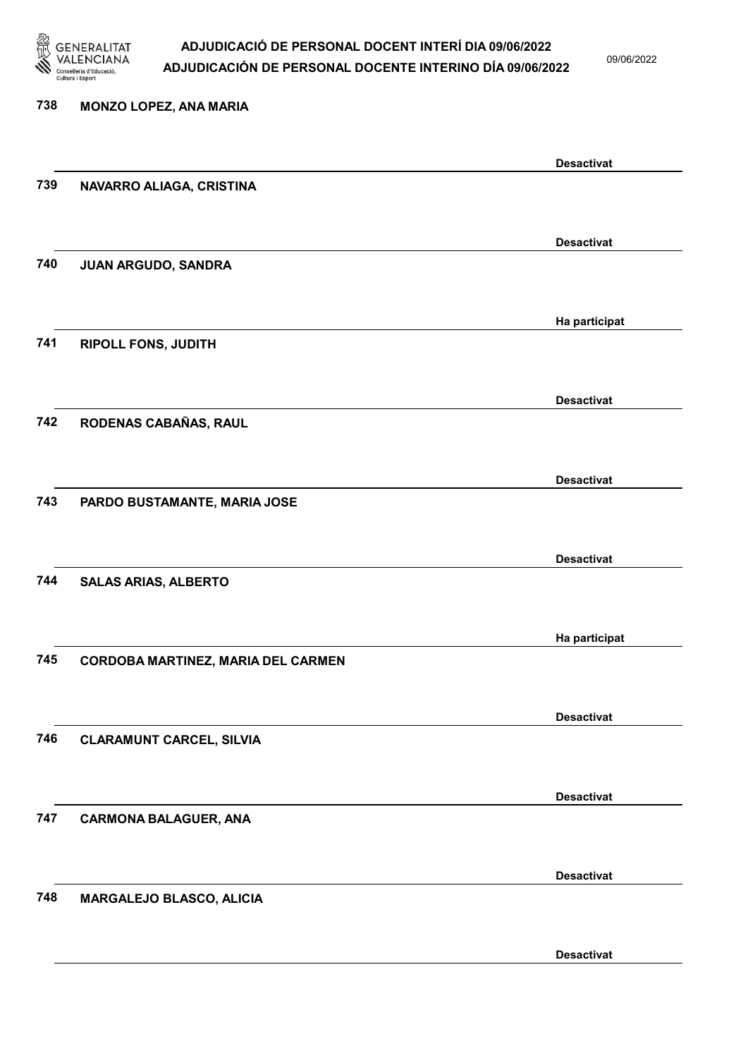| Nº | Nom | Estat |
|---|---|---|
| 738 | MONZO LOPEZ, ANA MARIA | Desactivat |
| 739 | NAVARRO ALIAGA, CRISTINA | Desactivat |
| 740 | JUAN ARGUDO, SANDRA | Ha participat |
| 741 | RIPOLL FONS, JUDITH | Desactivat |
| 742 | RODENAS CABAÑAS, RAUL | Desactivat |
| 743 | PARDO BUSTAMANTE, MARIA JOSE | Desactivat |
| 744 | SALAS ARIAS, ALBERTO | Ha participat |
| 745 | CORDOBA MARTINEZ, MARIA DEL CARMEN | Desactivat |
| 746 | CLARAMUNT CARCEL, SILVIA | Desactivat |
| 747 | CARMONA BALAGUER, ANA | Desactivat |
| 748 | MARGALEJO BLASCO, ALICIA | Desactivat |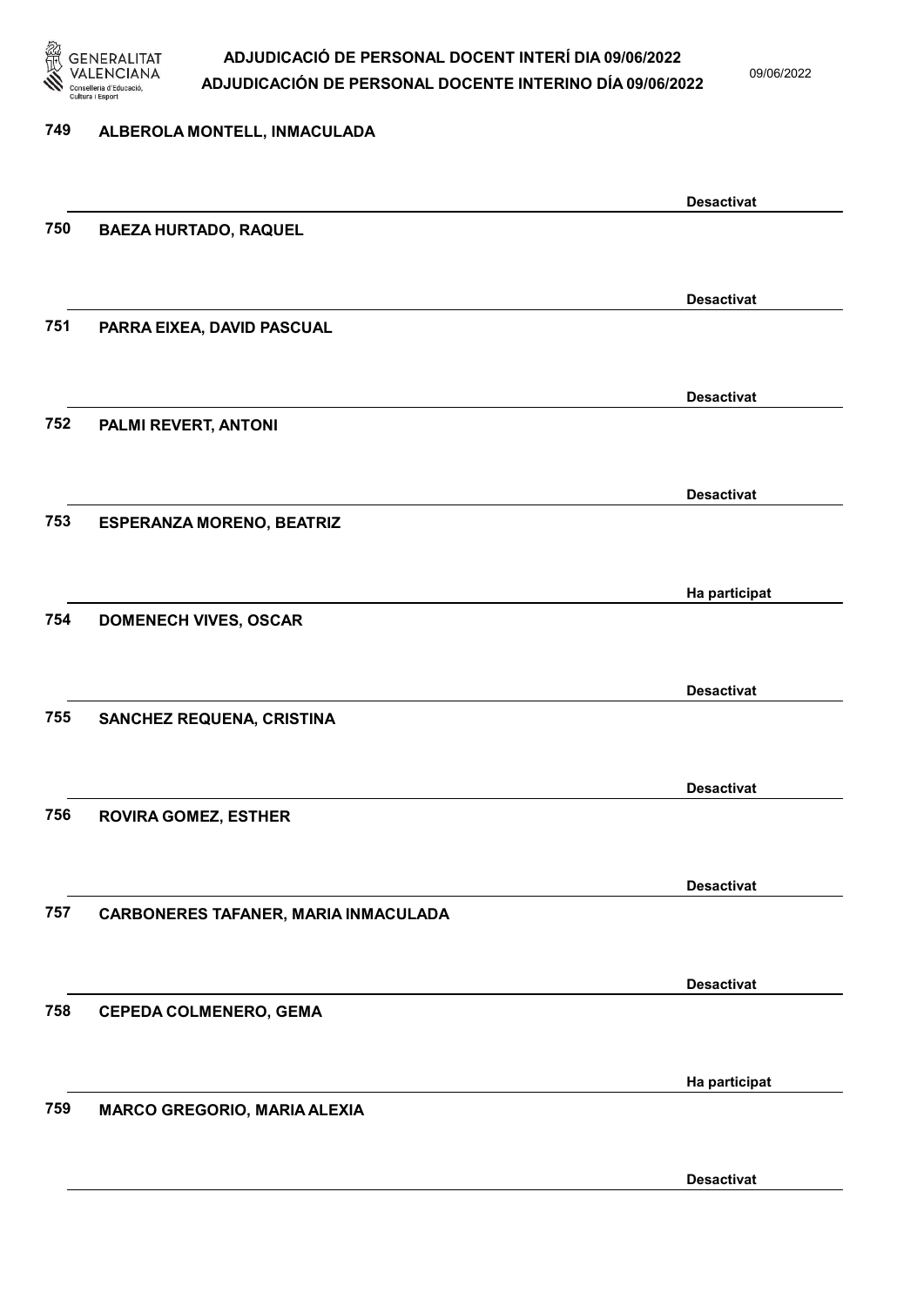749 **ALBEROLA MONTELL, INMACULADA**

**Desactivat**

750 **BAEZA HURTADO, RAQUEL**

**Desactivat**

751 **PARRA EIXEA, DAVID PASCUAL**

**Desactivat**

752 **PALMI REVERT, ANTONI**

**Desactivat**

753 **ESPERANZA MORENO, BEATRIZ**

**Ha participat**

754 **DOMENECH VIVES, OSCAR**

**Desactivat**

755 **SANCHEZ REQUENA, CRISTINA**

**Desactivat**

756 **ROVIRA GOMEZ, ESTHER**

**Desactivat**

757 **CARBONERES TAFANER, MARIA INMACULADA**

**Desactivat**

758 **CEPEDA COLMENERO, GEMA**

**Ha participat**

759 **MARCO GREGORIO, MARIA ALEXIA**

**Desactivat**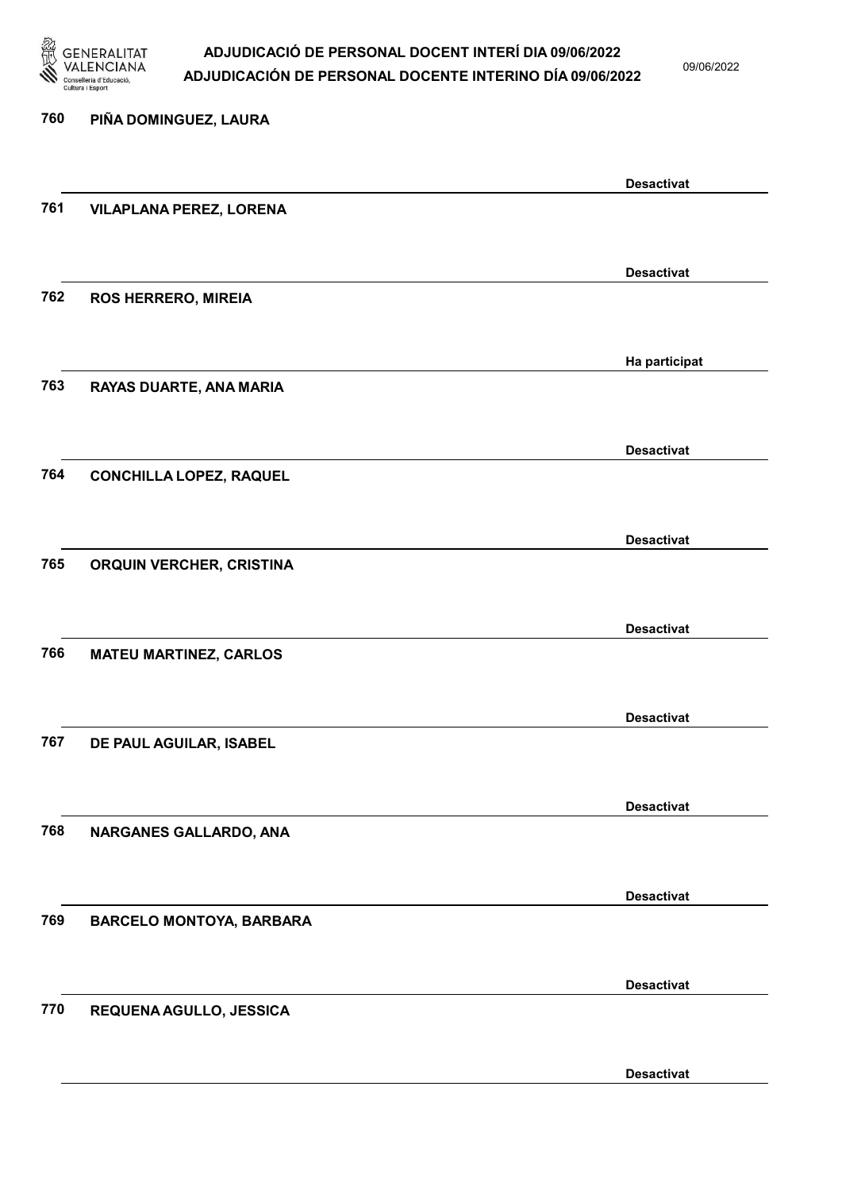760 PIÑA DOMINGUEZ, LAURA

Desactivat

761 VILAPLANA PEREZ, LORENA

Desactivat

762 ROS HERRERO, MIREIA

Ha participat

763 RAYAS DUARTE, ANA MARIA

Desactivat

764 CONCHILLA LOPEZ, RAQUEL

Desactivat

765 ORQUIN VERCHER, CRISTINA

Desactivat

766 MATEU MARTINEZ, CARLOS

Desactivat

767 DE PAUL AGUILAR, ISABEL

Desactivat

768 NARGANES GALLARDO, ANA

Desactivat

769 BARCELO MONTOYA, BARBARA

Desactivat

770 REQUENA AGULLO, JESSICA

Desactivat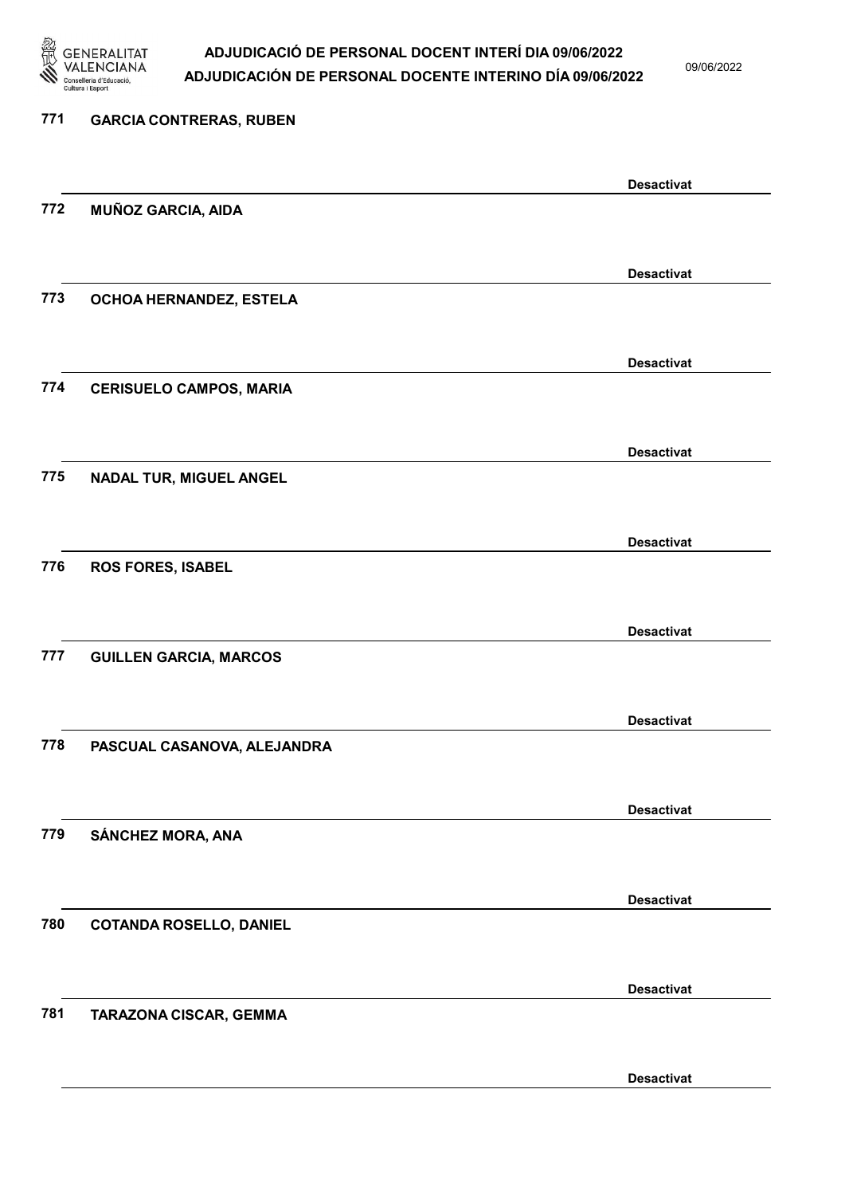771 GARCIA CONTRERAS, RUBEN

Desactivat

772 MUÑOZ GARCIA, AIDA

Desactivat

773 OCHOA HERNANDEZ, ESTELA

Desactivat

774 CERISUELO CAMPOS, MARIA

Desactivat

775 NADAL TUR, MIGUEL ANGEL

Desactivat

776 ROS FORES, ISABEL

Desactivat

777 GUILLEN GARCIA, MARCOS

Desactivat

778 PASCUAL CASANOVA, ALEJANDRA

Desactivat

779 SÁNCHEZ MORA, ANA

Desactivat

780 COTANDA ROSELLO, DANIEL

Desactivat

781 TARAZONA CISCAR, GEMMA

Desactivat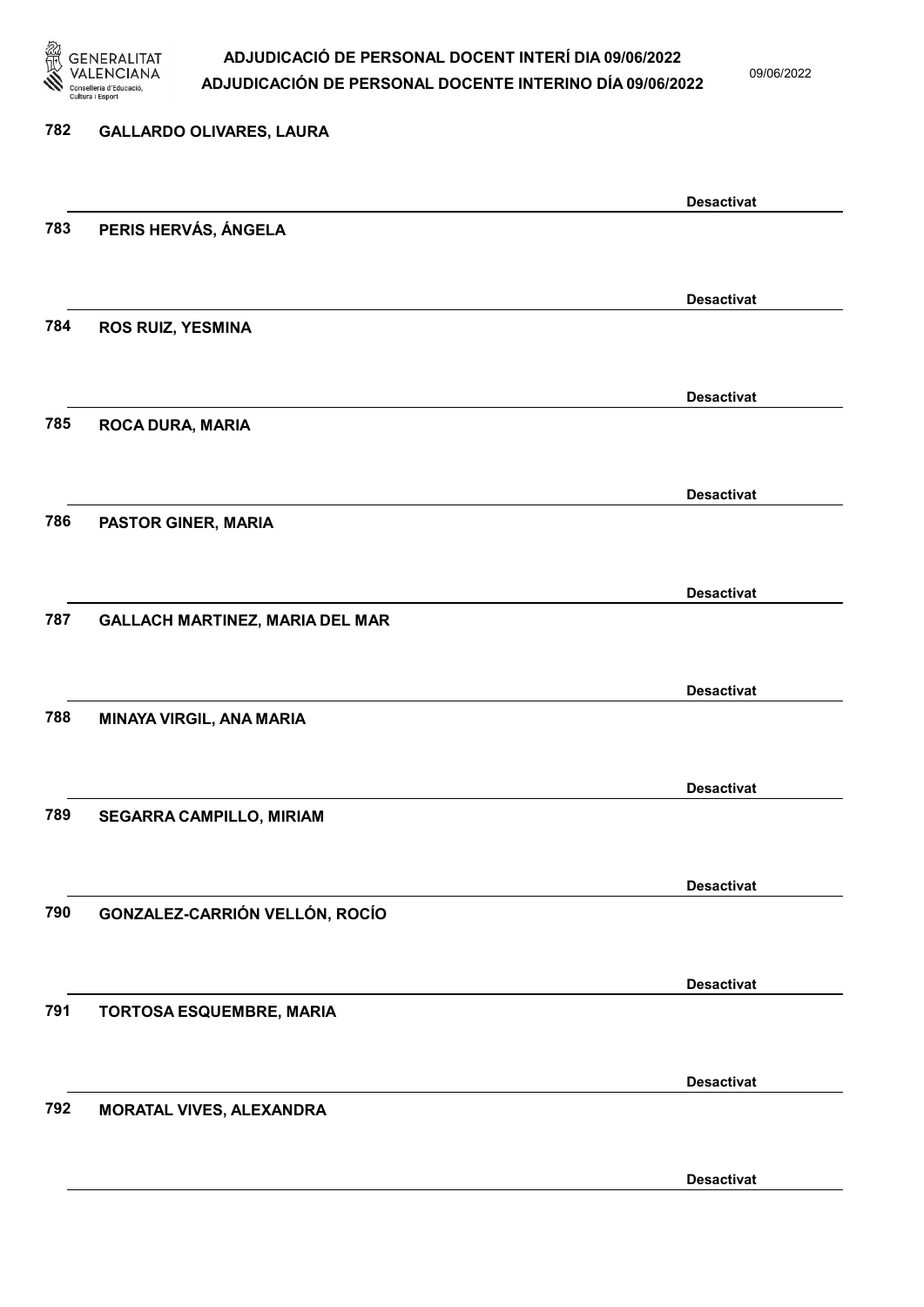782 **GALLARDO OLIVARES, LAURA**

**Desactivat**

783 **PERIS HERVÁS, ÁNGELA**

**Desactivat**

784 **ROS RUIZ, YESMINA**

**Desactivat**

785 **ROCA DURA, MARIA**

**Desactivat**

786 **PASTOR GINER, MARIA**

**Desactivat**

787 **GALLACH MARTINEZ, MARIA DEL MAR**

**Desactivat**

788 **MINAYA VIRGIL, ANA MARIA**

**Desactivat**

789 **SEGARRA CAMPILLO, MIRIAM**

**Desactivat**

790 **GONZALEZ-CARRIÓN VELLÓN, ROCÍO**

**Desactivat**

791 **TORTOSA ESQUEMBRE, MARIA**

**Desactivat**

792 **MORATAL VIVES, ALEXANDRA**

**Desactivat**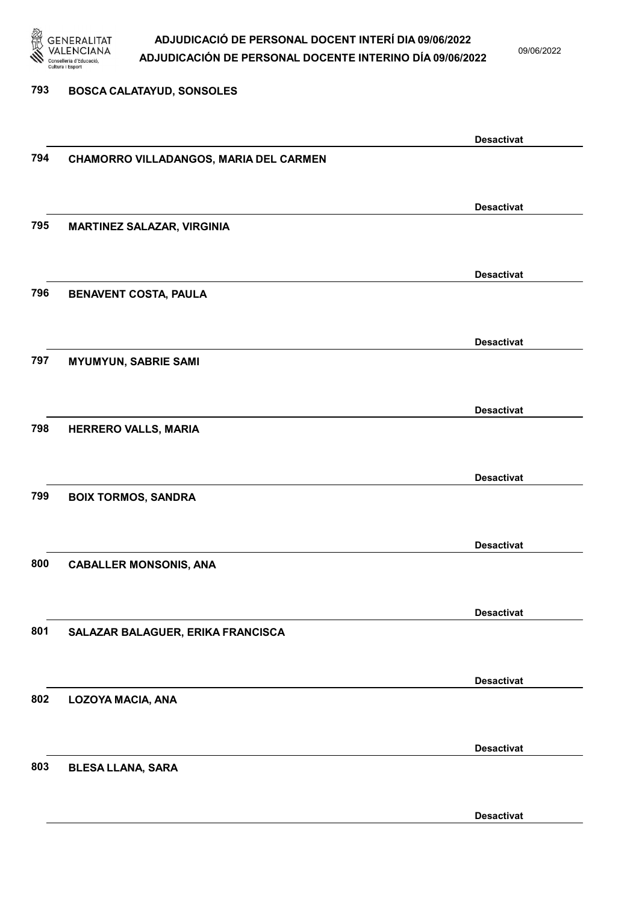793 BOSCA CALATAYUD, SONSOLES

Desactivat

794 CHAMORRO VILLADANGOS, MARIA DEL CARMEN

Desactivat

795 MARTINEZ SALAZAR, VIRGINIA

Desactivat

796 BENAVENT COSTA, PAULA

Desactivat

797 MYUMYUN, SABRIE SAMI

Desactivat

798 HERRERO VALLS, MARIA

Desactivat

799 BOIX TORMOS, SANDRA

Desactivat

800 CABALLER MONSONIS, ANA

Desactivat

801 SALAZAR BALAGUER, ERIKA FRANCISCA

Desactivat

802 LOZOYA MACIA, ANA

Desactivat

803 BLESA LLANA, SARA

Desactivat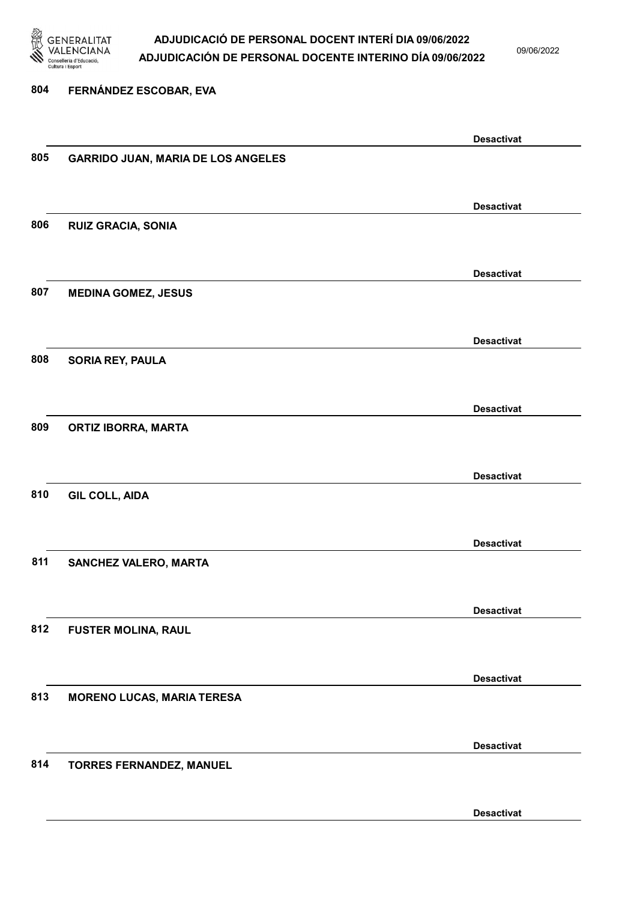804 **FERNÁNDEZ ESCOBAR, EVA**

**Desactivat**

805 **GARRIDO JUAN, MARIA DE LOS ANGELES**

**Desactivat**

806 **RUIZ GRACIA, SONIA**

**Desactivat**

807 **MEDINA GOMEZ, JESUS**

**Desactivat**

808 **SORIA REY, PAULA**

**Desactivat**

809 **ORTIZ IBORRA, MARTA**

**Desactivat**

810 **GIL COLL, AIDA**

**Desactivat**

811 **SANCHEZ VALERO, MARTA**

**Desactivat**

812 **FUSTER MOLINA, RAUL**

**Desactivat**

813 **MORENO LUCAS, MARIA TERESA**

**Desactivat**

814 **TORRES FERNANDEZ, MANUEL**

**Desactivat**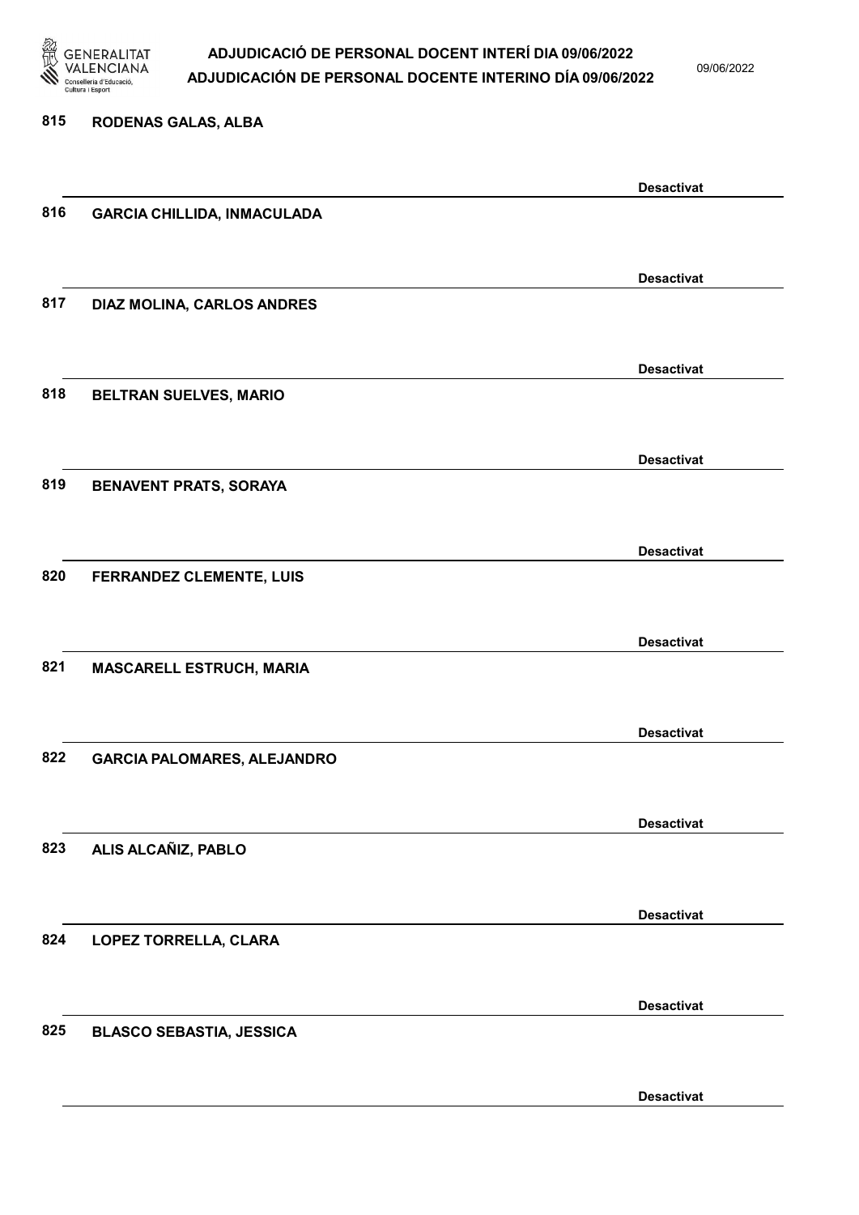815 RODENAS GALAS, ALBA

Desactivat

816 GARCIA CHILLIDA, INMACULADA

Desactivat

817 DIAZ MOLINA, CARLOS ANDRES

Desactivat

818 BELTRAN SUELVES, MARIO

Desactivat

819 BENAVENT PRATS, SORAYA

Desactivat

820 FERRANDEZ CLEMENTE, LUIS

Desactivat

821 MASCARELL ESTRUCH, MARIA

Desactivat

822 GARCIA PALOMARES, ALEJANDRO

Desactivat

823 ALIS ALCAÑIZ, PABLO

Desactivat

824 LOPEZ TORRELLA, CLARA

Desactivat

825 BLASCO SEBASTIA, JESSICA

Desactivat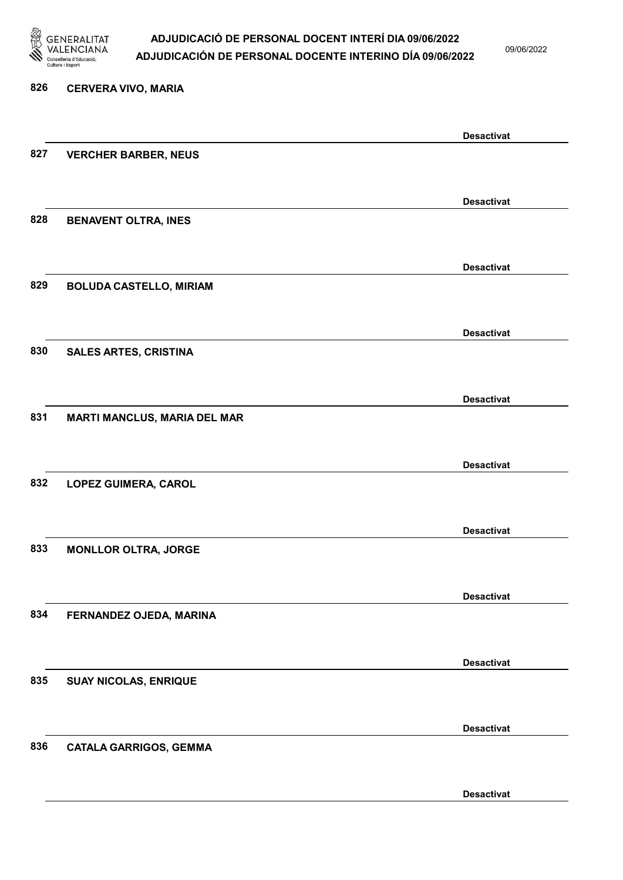826 **CERVERA VIVO, MARIA**

**Desactivat**

827 **VERCHER BARBER, NEUS**

**Desactivat**

828 **BENAVENT OLTRA, INES**

**Desactivat**

829 **BOLUDA CASTELLO, MIRIAM**

**Desactivat**

830 **SALES ARTES, CRISTINA**

**Desactivat**

831 **MARTI MANCLUS, MARIA DEL MAR**

**Desactivat**

832 **LOPEZ GUIMERA, CAROL**

**Desactivat**

833 **MONLLOR OLTRA, JORGE**

**Desactivat**

834 **FERNANDEZ OJEDA, MARINA**

**Desactivat**

835 **SUAY NICOLAS, ENRIQUE**

**Desactivat**

836 **CATALA GARRIGOS, GEMMA**

**Desactivat**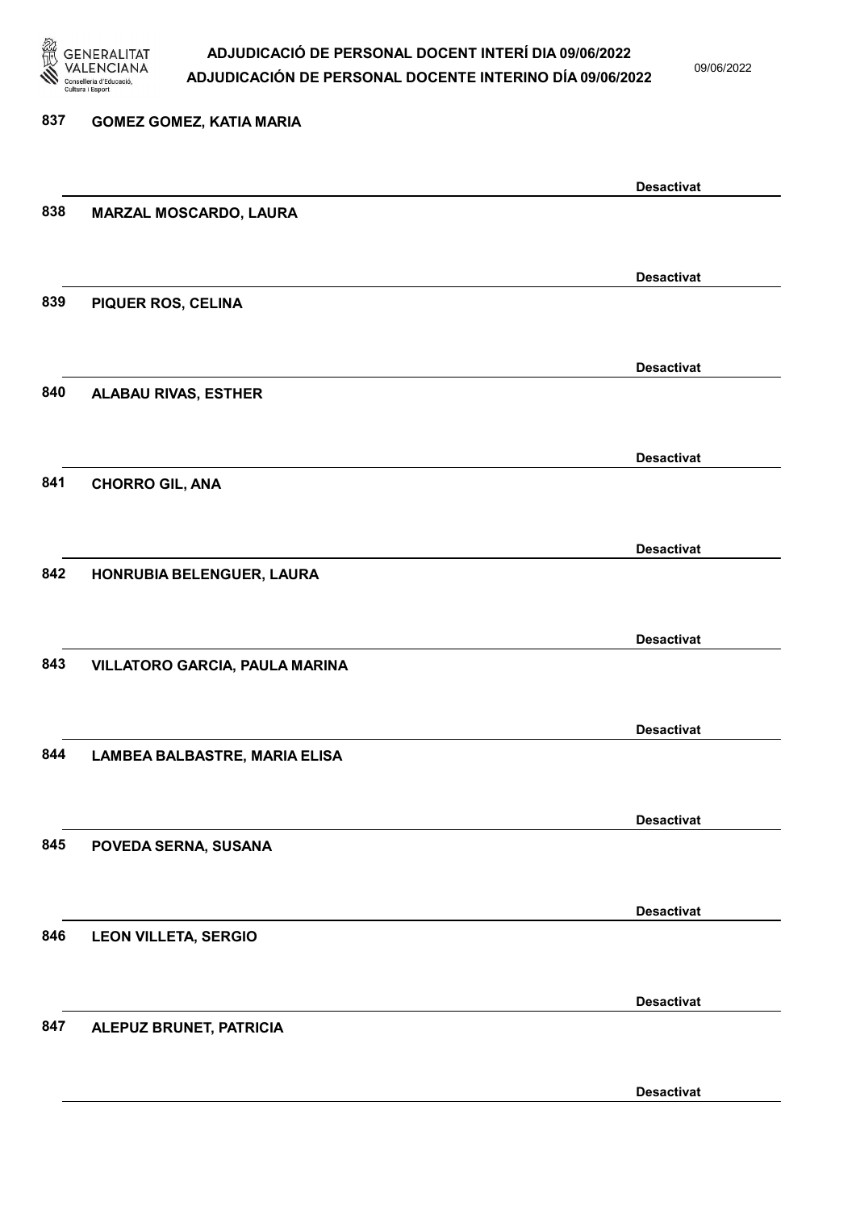837 GOMEZ GOMEZ, KATIA MARIA

Desactivat

838 MARZAL MOSCARDO, LAURA

Desactivat

839 PIQUER ROS, CELINA

Desactivat

840 ALABAU RIVAS, ESTHER

Desactivat

841 CHORRO GIL, ANA

Desactivat

842 HONRUBIA BELENGUER, LAURA

Desactivat

843 VILLATORO GARCIA, PAULA MARINA

Desactivat

844 LAMBEA BALBASTRE, MARIA ELISA

Desactivat

845 POVEDA SERNA, SUSANA

Desactivat

846 LEON VILLETA, SERGIO

Desactivat

847 ALEPUZ BRUNET, PATRICIA

Desactivat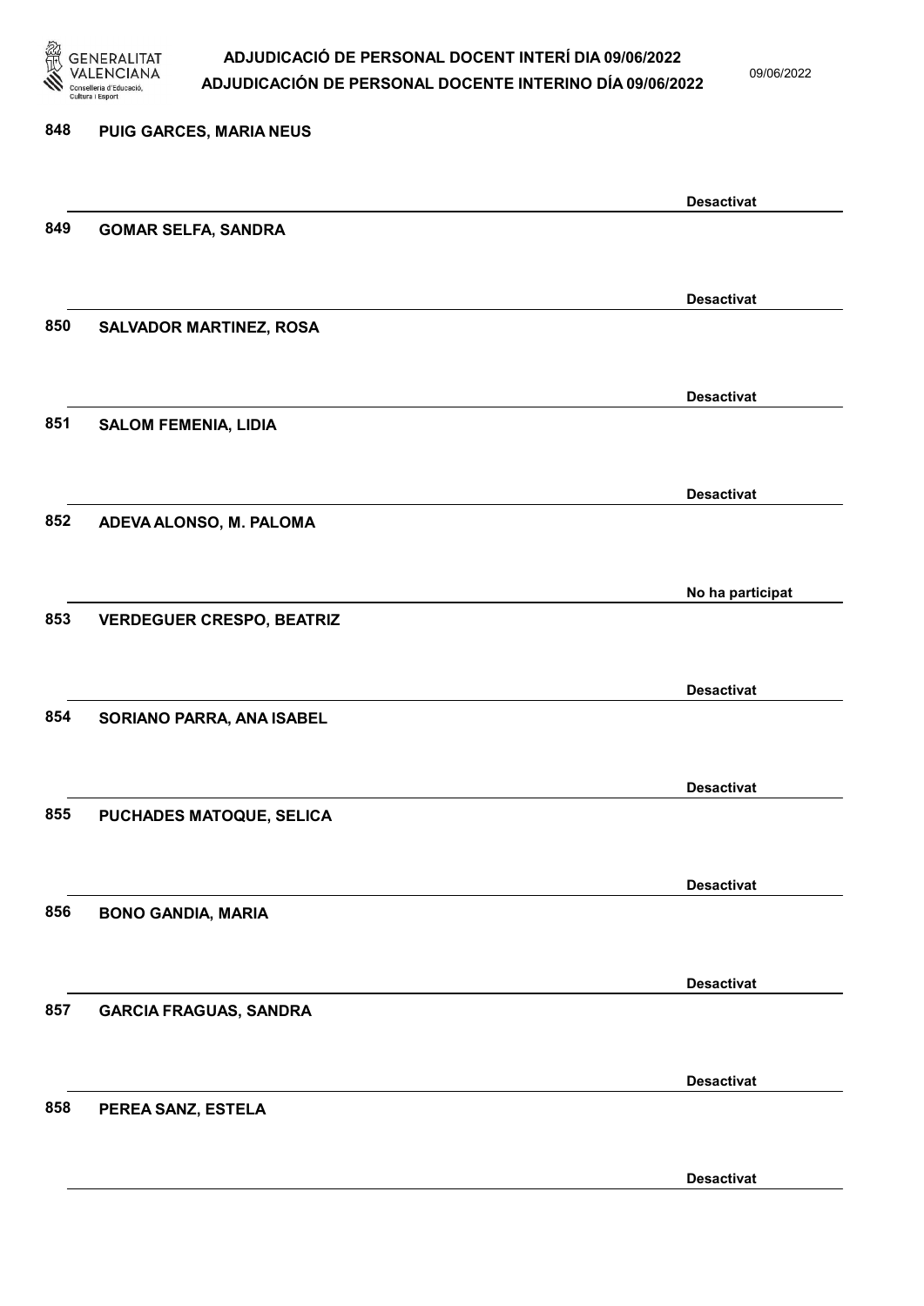848 PUIG GARCES, MARIA NEUS

Desactivat

849 GOMAR SELFA, SANDRA

Desactivat

850 SALVADOR MARTINEZ, ROSA

Desactivat

851 SALOM FEMENIA, LIDIA

Desactivat

852 ADEVA ALONSO, M. PALOMA

No ha participat

853 VERDEGUER CRESPO, BEATRIZ

Desactivat

854 SORIANO PARRA, ANA ISABEL

Desactivat

855 PUCHADES MATOQUE, SELICA

Desactivat

856 BONO GANDIA, MARIA

Desactivat

857 GARCIA FRAGUAS, SANDRA

Desactivat

858 PEREA SANZ, ESTELA

Desactivat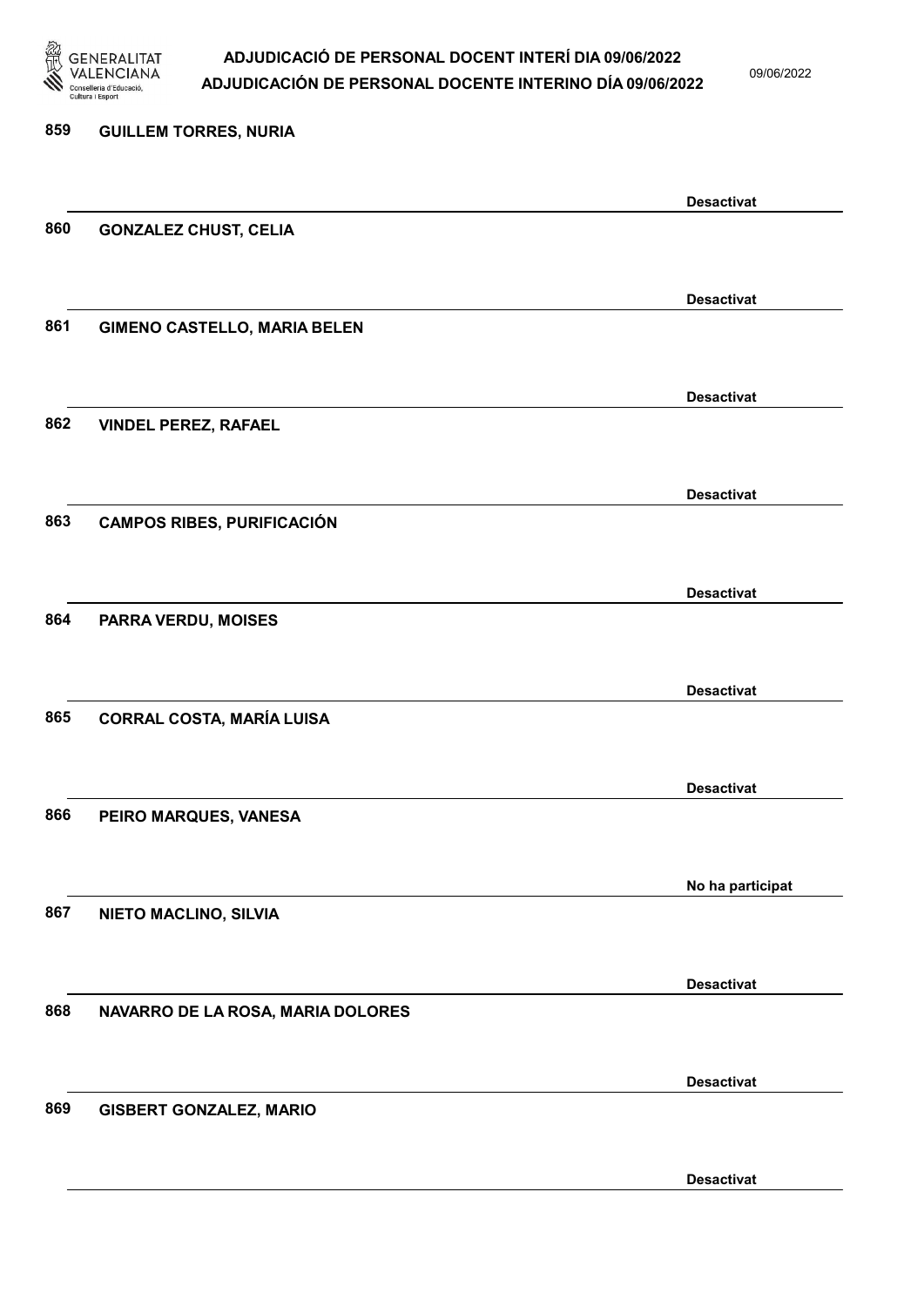859 GUILLEM TORRES, NURIA

Desactivat

860 GONZALEZ CHUST, CELIA

Desactivat

861 GIMENO CASTELLO, MARIA BELEN

Desactivat

862 VINDEL PEREZ, RAFAEL

Desactivat

863 CAMPOS RIBES, PURIFICACIÓN

Desactivat

864 PARRA VERDU, MOISES

Desactivat

865 CORRAL COSTA, MARÍA LUISA

Desactivat

866 PEIRO MARQUES, VANESA

No ha participat

867 NIETO MACLINO, SILVIA

Desactivat

868 NAVARRO DE LA ROSA, MARIA DOLORES

Desactivat

869 GISBERT GONZALEZ, MARIO

Desactivat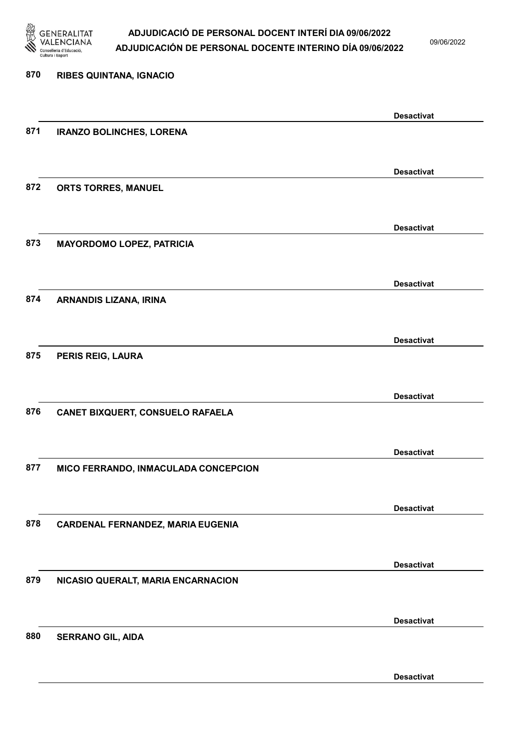870 RIBES QUINTANA, IGNACIO

Desactivat

871 IRANZO BOLINCHES, LORENA

Desactivat

872 ORTS TORRES, MANUEL

Desactivat

873 MAYORDOMO LOPEZ, PATRICIA

Desactivat

874 ARNANDIS LIZANA, IRINA

Desactivat

875 PERIS REIG, LAURA

Desactivat

876 CANET BIXQUERT, CONSUELO RAFAELA

Desactivat

877 MICO FERRANDO, INMACULADA CONCEPCION

Desactivat

878 CARDENAL FERNANDEZ, MARIA EUGENIA

Desactivat

879 NICASIO QUERALT, MARIA ENCARNACION

Desactivat

880 SERRANO GIL, AIDA

Desactivat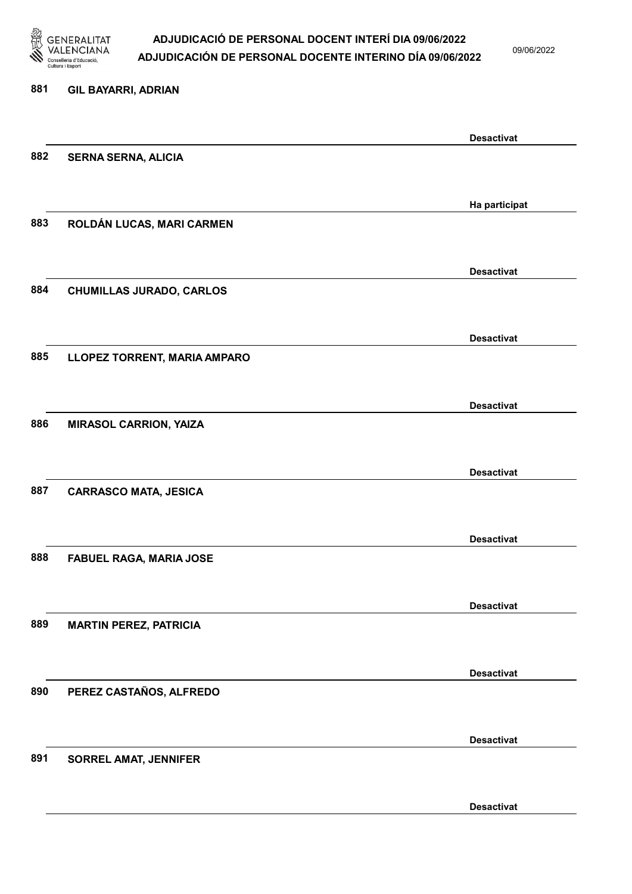881 GIL BAYARRI, ADRIAN

Desactivat

882 SERNA SERNA, ALICIA

Ha participat

883 ROLDÁN LUCAS, MARI CARMEN

Desactivat

884 CHUMILLAS JURADO, CARLOS

Desactivat

885 LLOPEZ TORRENT, MARIA AMPARO

Desactivat

886 MIRASOL CARRION, YAIZA

Desactivat

887 CARRASCO MATA, JESICA

Desactivat

888 FABUEL RAGA, MARIA JOSE

Desactivat

889 MARTIN PEREZ, PATRICIA

Desactivat

890 PEREZ CASTAÑOS, ALFREDO

Desactivat

891 SORREL AMAT, JENNIFER

Desactivat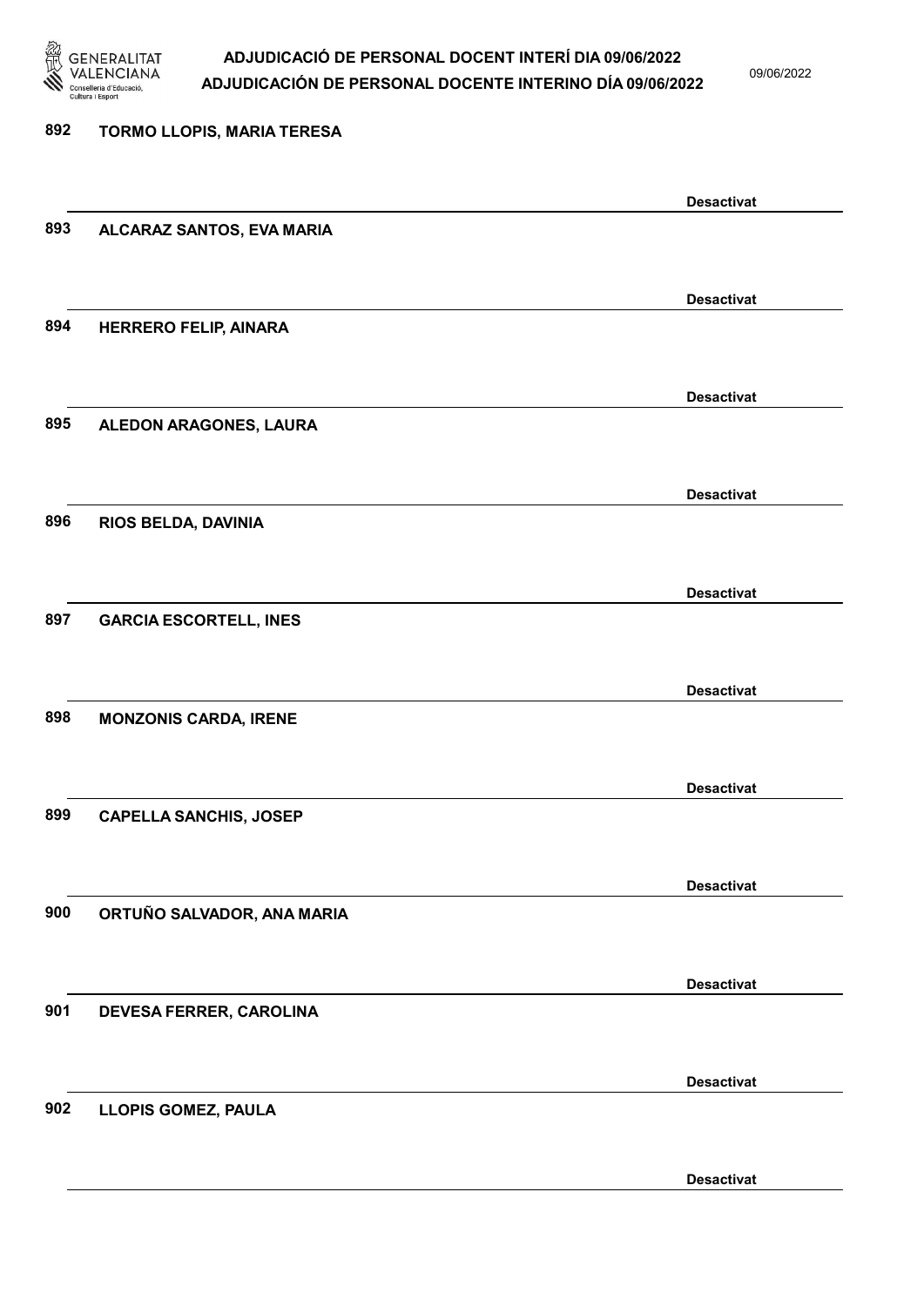892 **TORMO LLOPIS, MARIA TERESA**

**Desactivat**

893 **ALCARAZ SANTOS, EVA MARIA**

**Desactivat**

894 **HERRERO FELIP, AINARA**

**Desactivat**

895 **ALEDON ARAGONES, LAURA**

**Desactivat**

896 **RIOS BELDA, DAVINIA**

**Desactivat**

897 **GARCIA ESCORTELL, INES**

**Desactivat**

898 **MONZONIS CARDA, IRENE**

**Desactivat**

899 **CAPELLA SANCHIS, JOSEP**

**Desactivat**

900 **ORTUÑO SALVADOR, ANA MARIA**

**Desactivat**

901 **DEVESA FERRER, CAROLINA**

**Desactivat**

902 **LLOPIS GOMEZ, PAULA**

**Desactivat**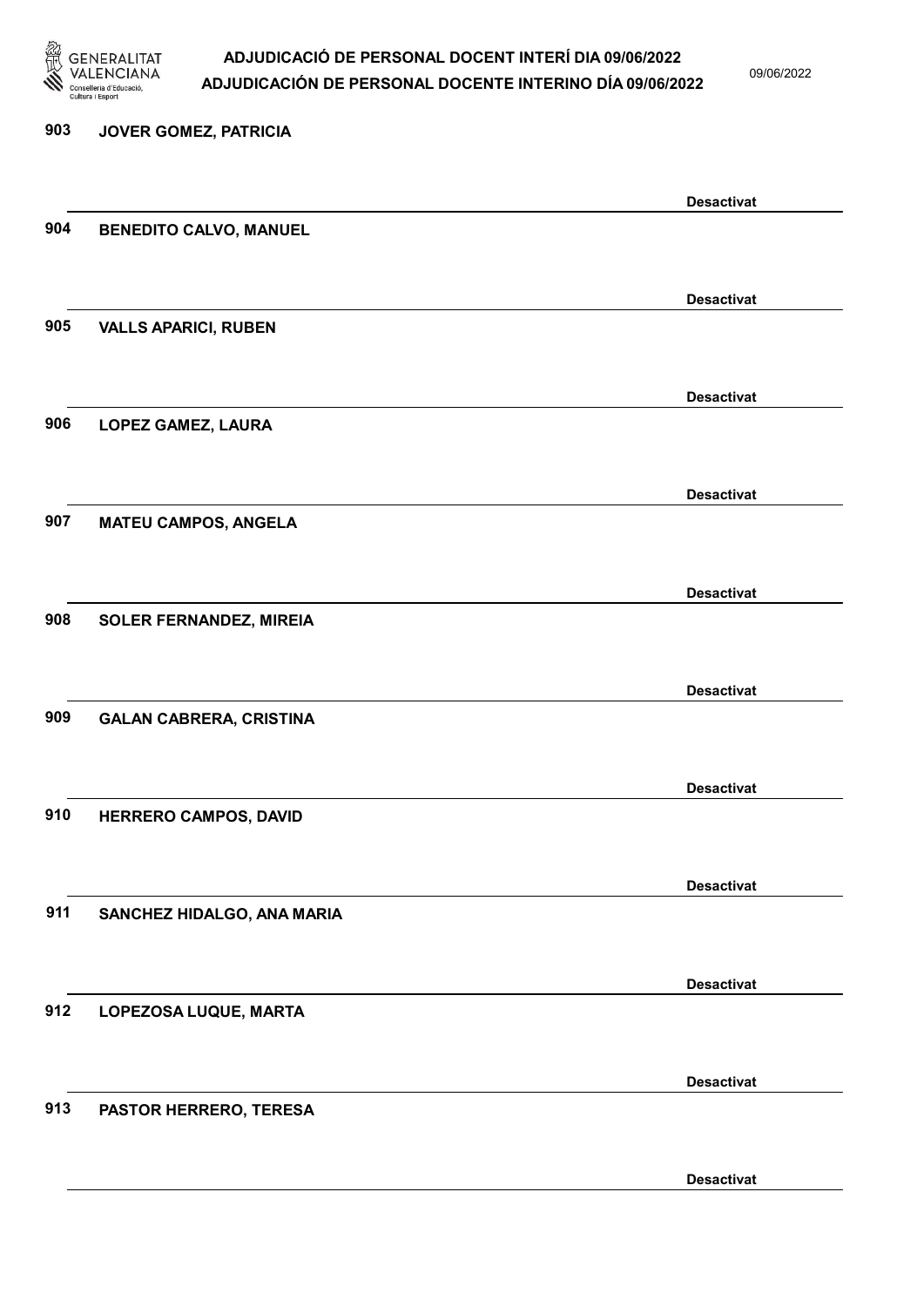903 JOVER GOMEZ, PATRICIA

Desactivat

904 BENEDITO CALVO, MANUEL

Desactivat

905 VALLS APARICI, RUBEN

Desactivat

906 LOPEZ GAMEZ, LAURA

Desactivat

907 MATEU CAMPOS, ANGELA

Desactivat

908 SOLER FERNANDEZ, MIREIA

Desactivat

909 GALAN CABRERA, CRISTINA

Desactivat

910 HERRERO CAMPOS, DAVID

Desactivat

911 SANCHEZ HIDALGO, ANA MARIA

Desactivat

912 LOPEZOSA LUQUE, MARTA

Desactivat

913 PASTOR HERRERO, TERESA

Desactivat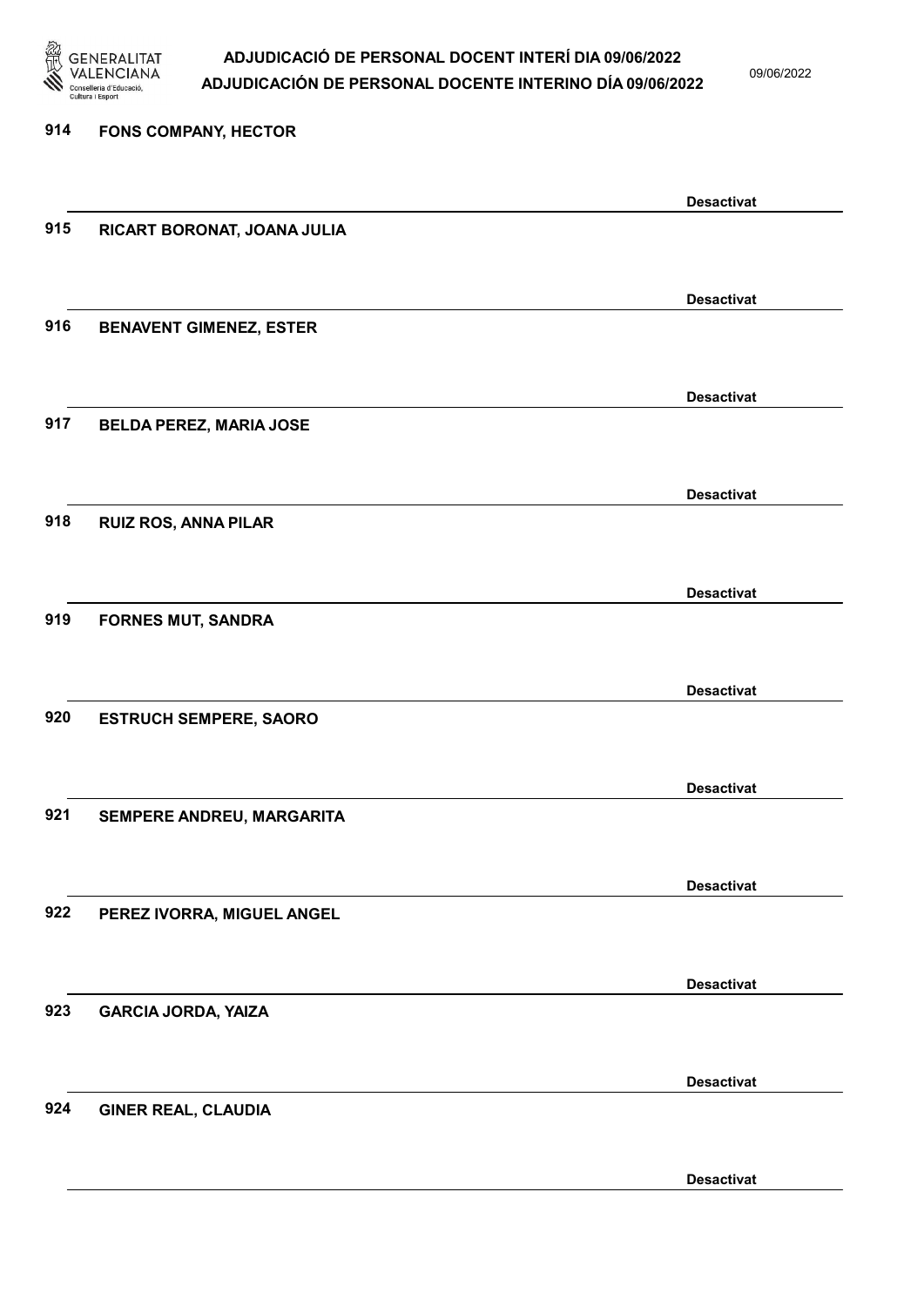914 **FONS COMPANY, HECTOR**

**Desactivat**

915 **RICART BORONAT, JOANA JULIA**

**Desactivat**

916 **BENAVENT GIMENEZ, ESTER**

**Desactivat**

917 **BELDA PEREZ, MARIA JOSE**

**Desactivat**

918 **RUIZ ROS, ANNA PILAR**

**Desactivat**

919 **FORNES MUT, SANDRA**

**Desactivat**

920 **ESTRUCH SEMPERE, SAORO**

**Desactivat**

921 **SEMPERE ANDREU, MARGARITA**

**Desactivat**

922 **PEREZ IVORRA, MIGUEL ANGEL**

**Desactivat**

923 **GARCIA JORDA, YAIZA**

**Desactivat**

924 **GINER REAL, CLAUDIA**

**Desactivat**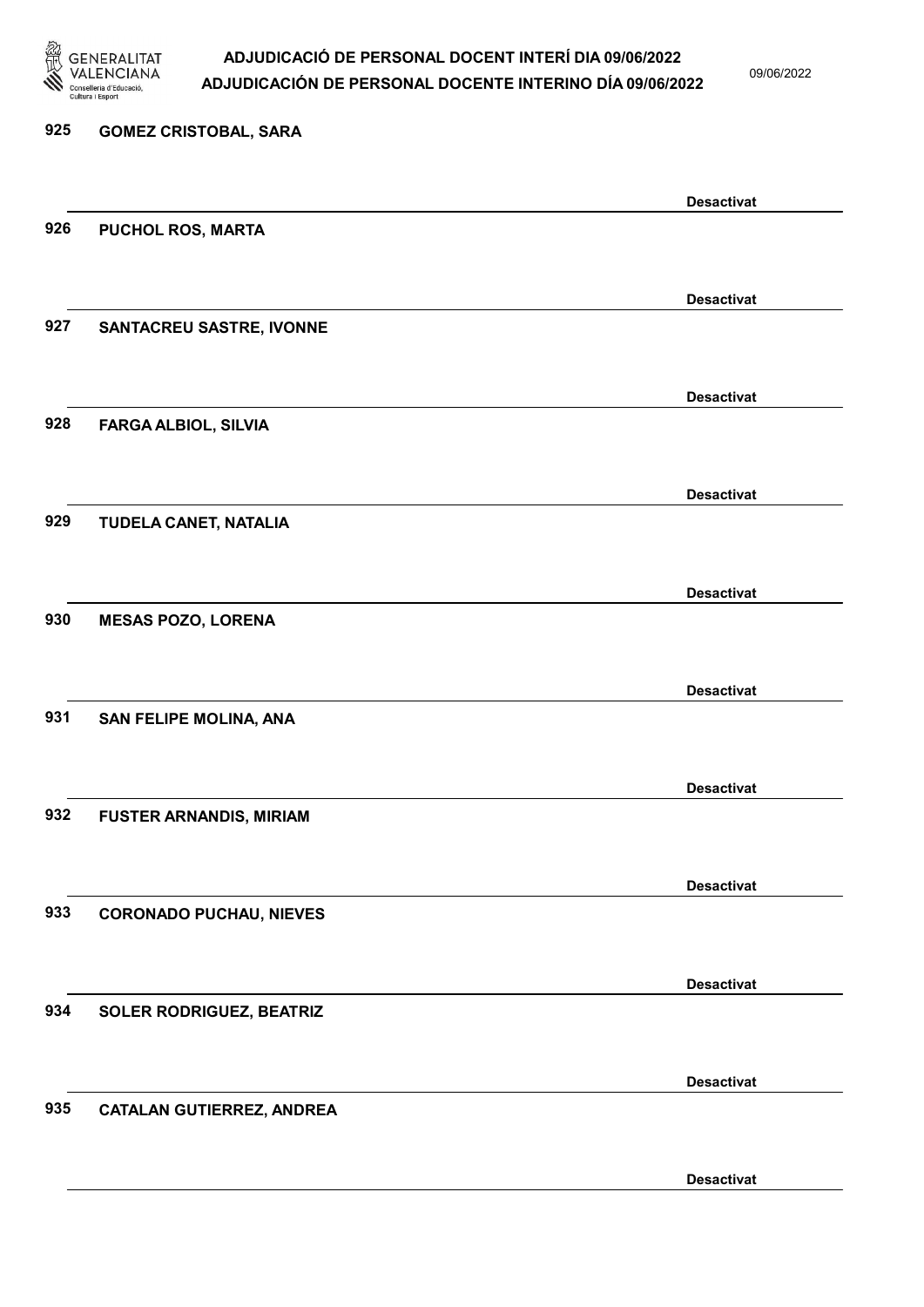925 GOMEZ CRISTOBAL, SARA

Desactivat

926 PUCHOL ROS, MARTA

Desactivat

927 SANTACREU SASTRE, IVONNE

Desactivat

928 FARGA ALBIOL, SILVIA

Desactivat

929 TUDELA CANET, NATALIA

Desactivat

930 MESAS POZO, LORENA

Desactivat

931 SAN FELIPE MOLINA, ANA

Desactivat

932 FUSTER ARNANDIS, MIRIAM

Desactivat

933 CORONADO PUCHAU, NIEVES

Desactivat

934 SOLER RODRIGUEZ, BEATRIZ

Desactivat

935 CATALAN GUTIERREZ, ANDREA

Desactivat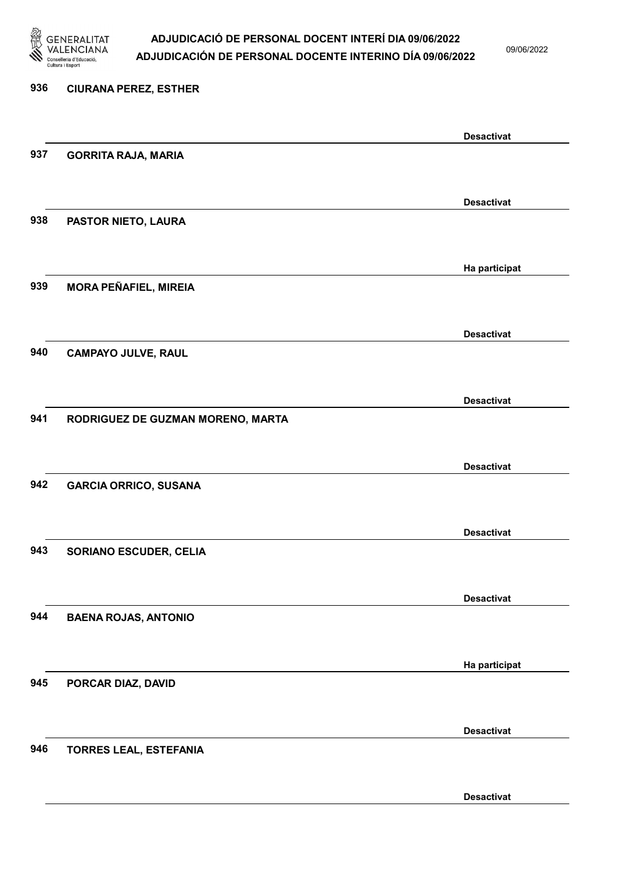936 CIURANA PEREZ, ESTHER

Desactivat

937 GORRITA RAJA, MARIA

Desactivat

938 PASTOR NIETO, LAURA

Ha participat

939 MORA PEÑAFIEL, MIREIA

Desactivat

940 CAMPAYO JULVE, RAUL

Desactivat

941 RODRIGUEZ DE GUZMAN MORENO, MARTA

Desactivat

942 GARCIA ORRICO, SUSANA

Desactivat

943 SORIANO ESCUDER, CELIA

Desactivat

944 BAENA ROJAS, ANTONIO

Ha participat

945 PORCAR DIAZ, DAVID

Desactivat

946 TORRES LEAL, ESTEFANIA

Desactivat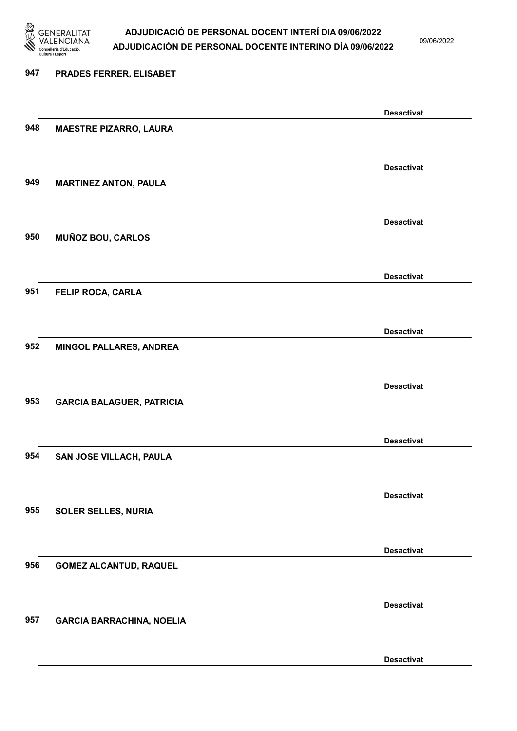947 **PRADES FERRER, ELISABET**

**Desactivat**

948 **MAESTRE PIZARRO, LAURA**

**Desactivat**

949 **MARTINEZ ANTON, PAULA**

**Desactivat**

950 **MUÑOZ BOU, CARLOS**

**Desactivat**

951 **FELIP ROCA, CARLA**

**Desactivat**

952 **MINGOL PALLARES, ANDREA**

**Desactivat**

953 **GARCIA BALAGUER, PATRICIA**

**Desactivat**

954 **SAN JOSE VILLACH, PAULA**

**Desactivat**

955 **SOLER SELLES, NURIA**

**Desactivat**

956 **GOMEZ ALCANTUD, RAQUEL**

**Desactivat**

957 **GARCIA BARRACHINA, NOELIA**

**Desactivat**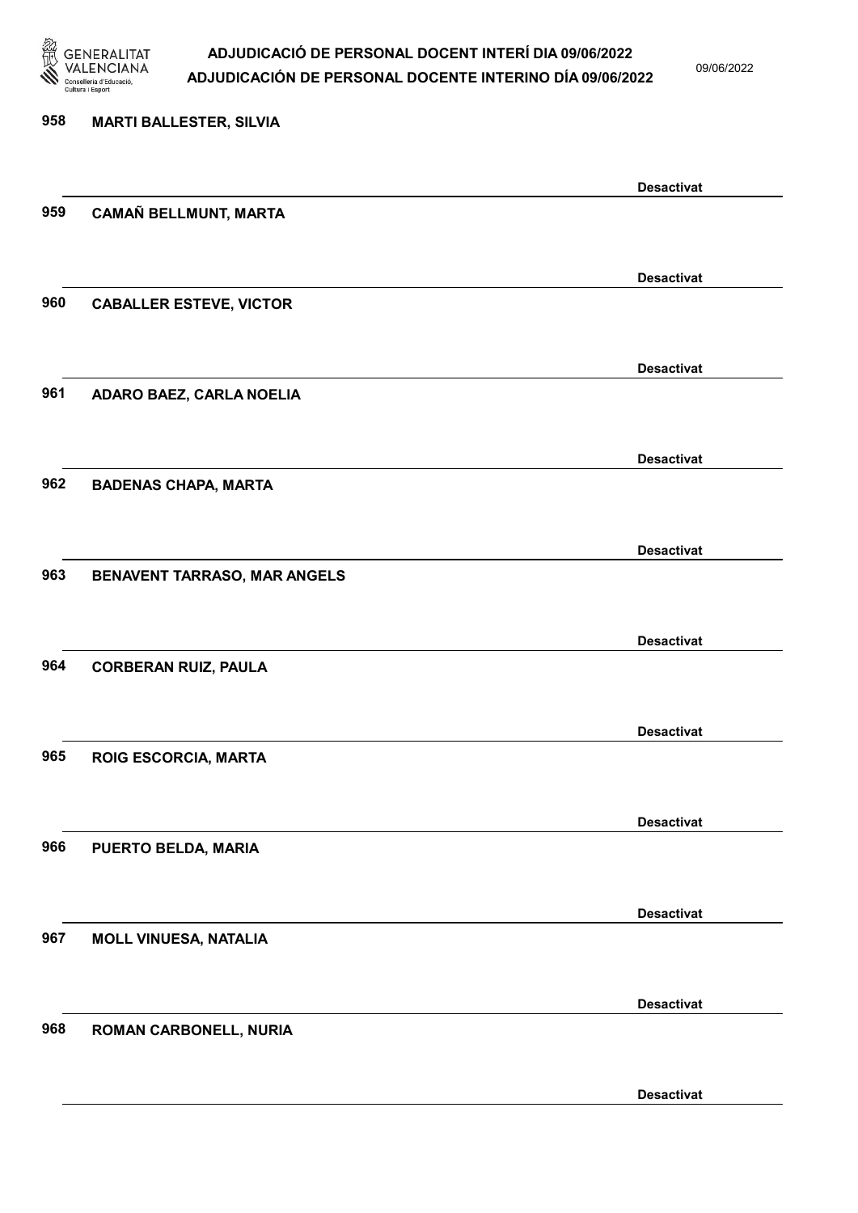958 MARTI BALLESTER, SILVIA

Desactivat

959 CAMAÑ BELLMUNT, MARTA

Desactivat

960 CABALLER ESTEVE, VICTOR

Desactivat

961 ADARO BAEZ, CARLA NOELIA

Desactivat

962 BADENAS CHAPA, MARTA

Desactivat

963 BENAVENT TARRASO, MAR ANGELS

Desactivat

964 CORBERAN RUIZ, PAULA

Desactivat

965 ROIG ESCORCIA, MARTA

Desactivat

966 PUERTO BELDA, MARIA

Desactivat

967 MOLL VINUESA, NATALIA

Desactivat

968 ROMAN CARBONELL, NURIA

Desactivat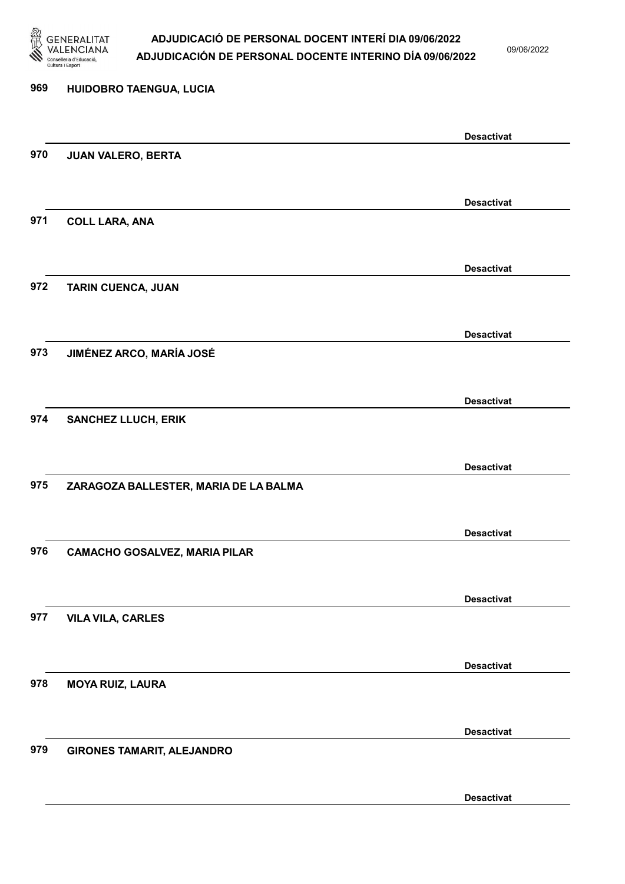969 HUIDOBRO TAENGUA, LUCIA

Desactivat

970 JUAN VALERO, BERTA

Desactivat

971 COLL LARA, ANA

Desactivat

972 TARIN CUENCA, JUAN

Desactivat

973 JIMÉNEZ ARCO, MARÍA JOSÉ

Desactivat

974 SANCHEZ LLUCH, ERIK

Desactivat

975 ZARAGOZA BALLESTER, MARIA DE LA BALMA

Desactivat

976 CAMACHO GOSALVEZ, MARIA PILAR

Desactivat

977 VILA VILA, CARLES

Desactivat

978 MOYA RUIZ, LAURA

Desactivat

979 GIRONES TAMARIT, ALEJANDRO

Desactivat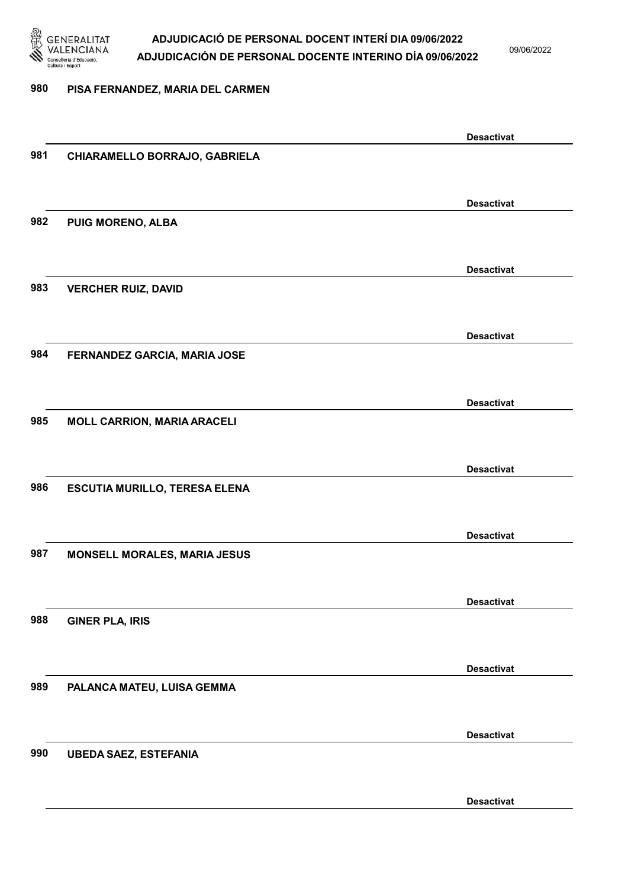980 PISA FERNANDEZ, MARIA DEL CARMEN

Desactivat

981 CHIARAMELLO BORRAJO, GABRIELA

Desactivat

982 PUIG MORENO, ALBA

Desactivat

983 VERCHER RUIZ, DAVID

Desactivat

984 FERNANDEZ GARCIA, MARIA JOSE

Desactivat

985 MOLL CARRION, MARIA ARACELI

Desactivat

986 ESCUTIA MURILLO, TERESA ELENA

Desactivat

987 MONSELL MORALES, MARIA JESUS

Desactivat

988 GINER PLA, IRIS

Desactivat

989 PALANCA MATEU, LUISA GEMMA

Desactivat

990 UBEDA SAEZ, ESTEFANIA

Desactivat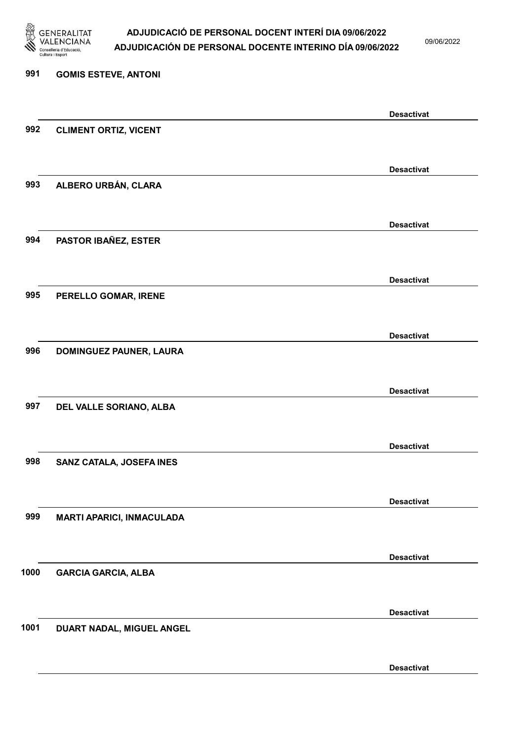991 GOMIS ESTEVE, ANTONI

Desactivat

992 CLIMENT ORTIZ, VICENT

Desactivat

993 ALBERO URBÁN, CLARA

Desactivat

994 PASTOR IBAÑEZ, ESTER

Desactivat

995 PERELLO GOMAR, IRENE

Desactivat

996 DOMINGUEZ PAUNER, LAURA

Desactivat

997 DEL VALLE SORIANO, ALBA

Desactivat

998 SANZ CATALA, JOSEFA INES

Desactivat

999 MARTI APARICI, INMACULADA

Desactivat

1000 GARCIA GARCIA, ALBA

Desactivat

1001 DUART NADAL, MIGUEL ANGEL

Desactivat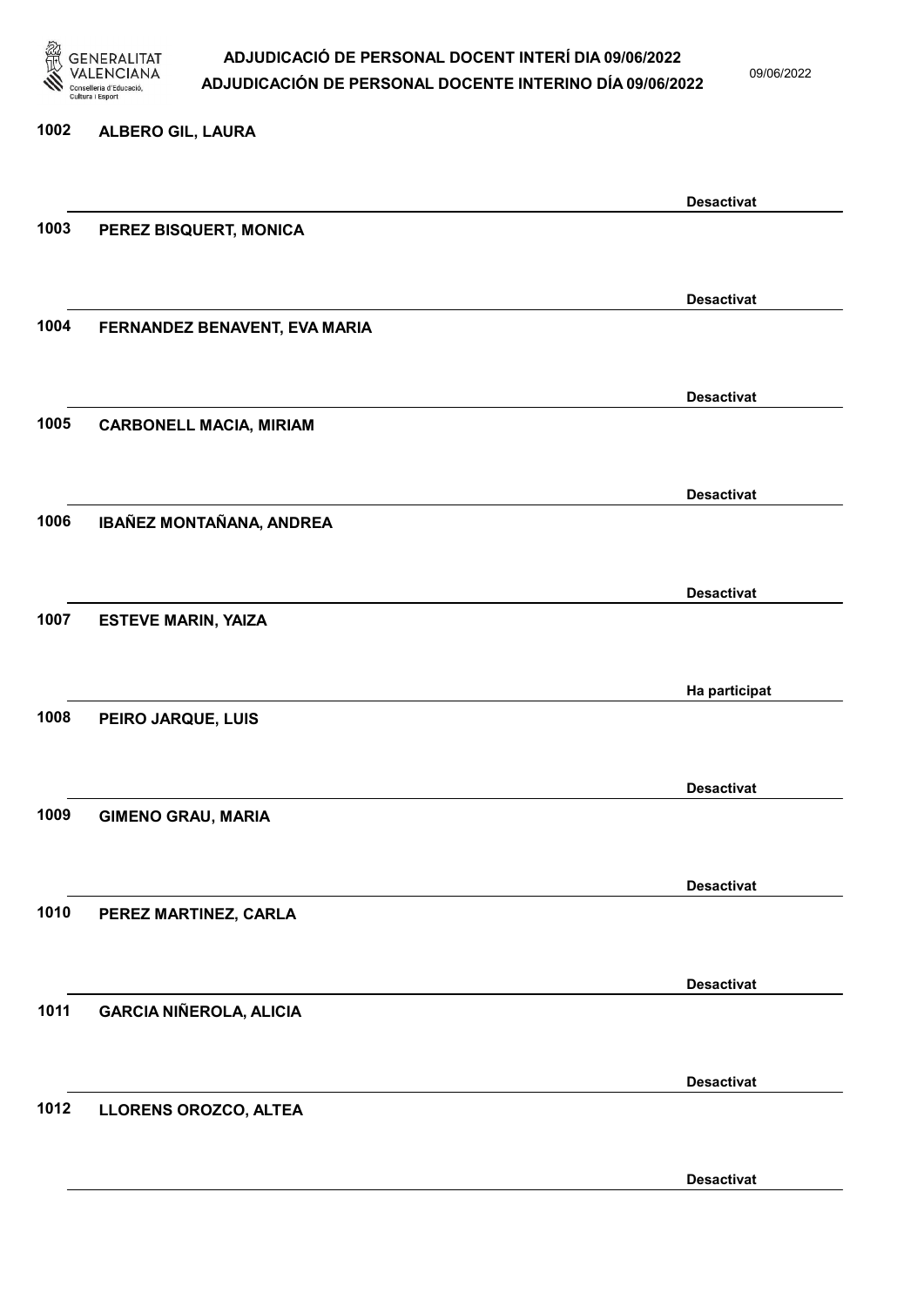| Núm. | Nom | Estat |
|---|---|---|
| 1002 | ALBERO GIL, LAURA | Desactivat |
| 1003 | PEREZ BISQUERT, MONICA | Desactivat |
| 1004 | FERNANDEZ BENAVENT, EVA MARIA | Desactivat |
| 1005 | CARBONELL MACIA, MIRIAM | Desactivat |
| 1006 | IBAÑEZ MONTAÑANA, ANDREA | Desactivat |
| 1007 | ESTEVE MARIN, YAIZA | Ha participat |
| 1008 | PEIRO JARQUE, LUIS | Desactivat |
| 1009 | GIMENO GRAU, MARIA | Desactivat |
| 1010 | PEREZ MARTINEZ, CARLA | Desactivat |
| 1011 | GARCIA NIÑEROLA, ALICIA | Desactivat |
| 1012 | LLORENS OROZCO, ALTEA | Desactivat |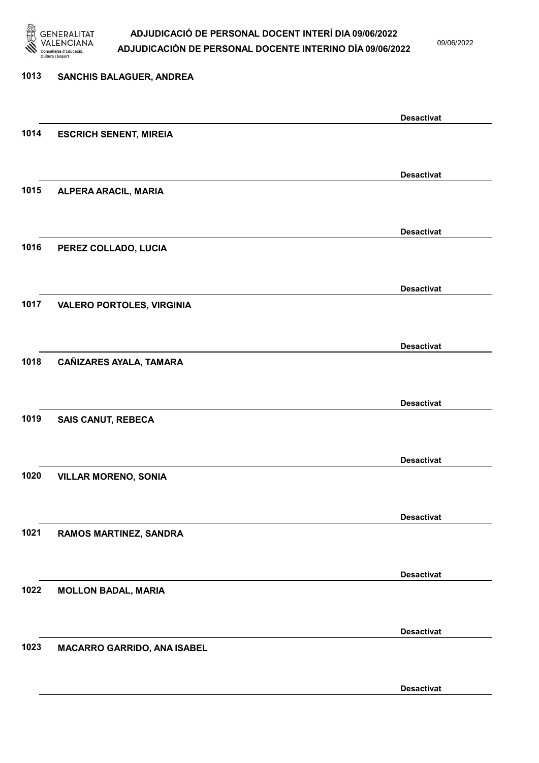1013 SANCHIS BALAGUER, ANDREA

Desactivat

1014 ESCRICH SENENT, MIREIA

Desactivat

1015 ALPERA ARACIL, MARIA

Desactivat

1016 PEREZ COLLADO, LUCIA

Desactivat

1017 VALERO PORTOLES, VIRGINIA

Desactivat

1018 CAÑIZARES AYALA, TAMARA

Desactivat

1019 SAIS CANUT, REBECA

Desactivat

1020 VILLAR MORENO, SONIA

Desactivat

1021 RAMOS MARTINEZ, SANDRA

Desactivat

1022 MOLLON BADAL, MARIA

Desactivat

1023 MACARRO GARRIDO, ANA ISABEL

Desactivat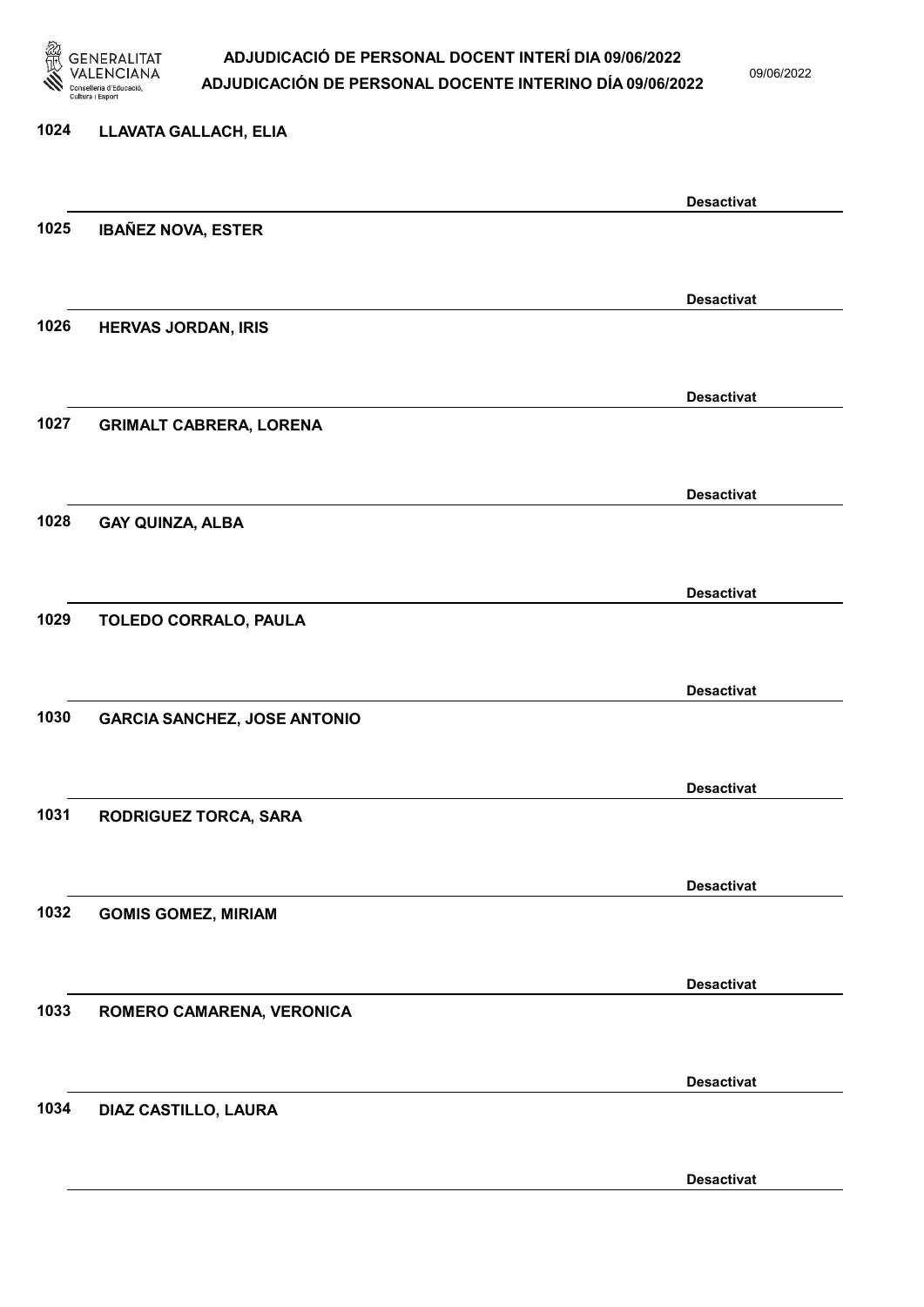1024 LLAVATA GALLACH, ELIA

Desactivat

1025 IBAÑEZ NOVA, ESTER

Desactivat

1026 HERVAS JORDAN, IRIS

Desactivat

1027 GRIMALT CABRERA, LORENA

Desactivat

1028 GAY QUINZA, ALBA

Desactivat

1029 TOLEDO CORRALO, PAULA

Desactivat

1030 GARCIA SANCHEZ, JOSE ANTONIO

Desactivat

1031 RODRIGUEZ TORCA, SARA

Desactivat

1032 GOMIS GOMEZ, MIRIAM

Desactivat

1033 ROMERO CAMARENA, VERONICA

Desactivat

1034 DIAZ CASTILLO, LAURA

Desactivat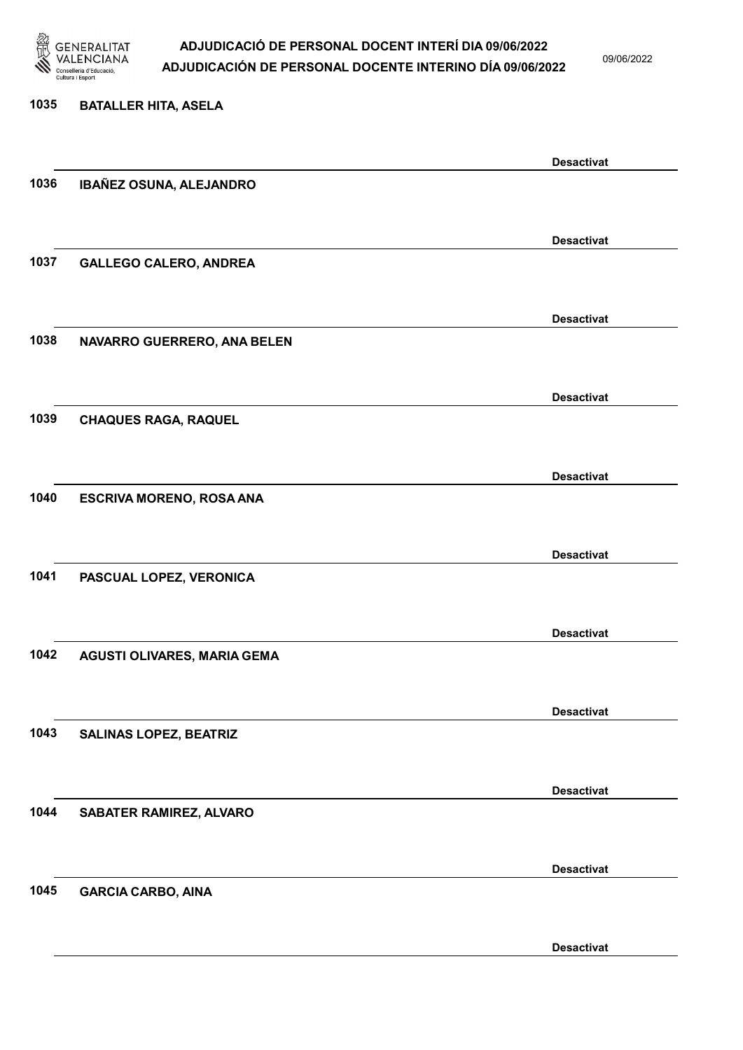1035 BATALLER HITA, ASELA

Desactivat

1036 IBAÑEZ OSUNA, ALEJANDRO

Desactivat

1037 GALLEGO CALERO, ANDREA

Desactivat

1038 NAVARRO GUERRERO, ANA BELEN

Desactivat

1039 CHAQUES RAGA, RAQUEL

Desactivat

1040 ESCRIVA MORENO, ROSA ANA

Desactivat

1041 PASCUAL LOPEZ, VERONICA

Desactivat

1042 AGUSTI OLIVARES, MARIA GEMA

Desactivat

1043 SALINAS LOPEZ, BEATRIZ

Desactivat

1044 SABATER RAMIREZ, ALVARO

Desactivat

1045 GARCIA CARBO, AINA

Desactivat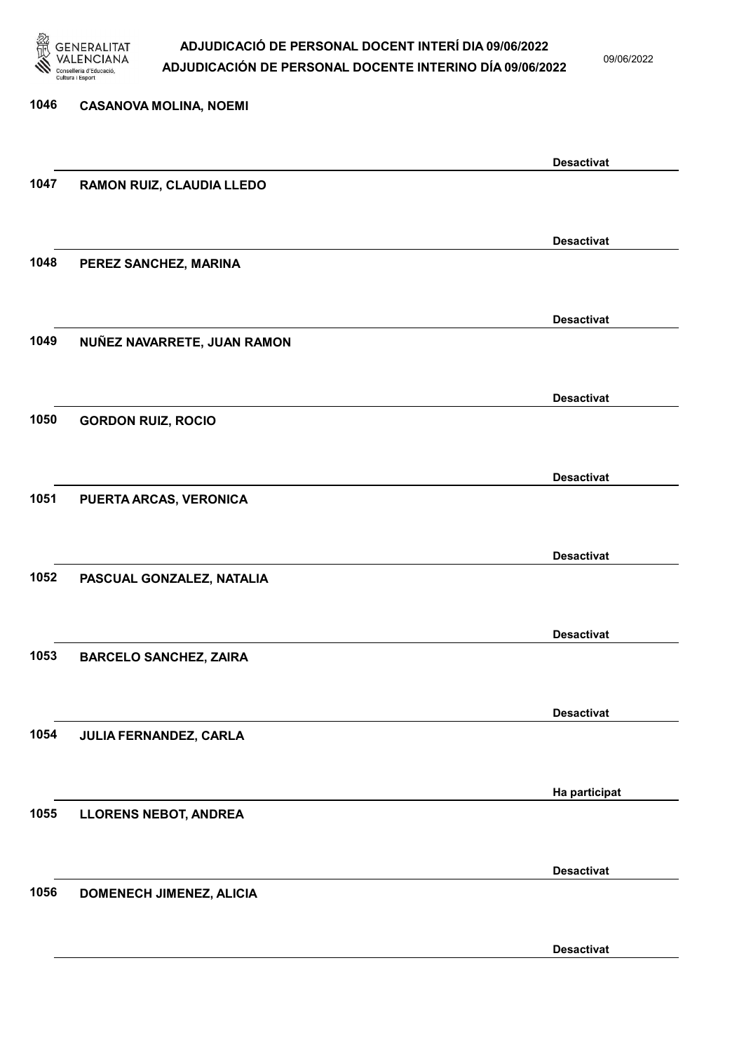| | | |
|---|---|---|
| 1046 | CASANOVA MOLINA, NOEMI | Desactivat |
| 1047 | RAMON RUIZ, CLAUDIA LLEDO | Desactivat |
| 1048 | PEREZ SANCHEZ, MARINA | Desactivat |
| 1049 | NUÑEZ NAVARRETE, JUAN RAMON | Desactivat |
| 1050 | GORDON RUIZ, ROCIO | Desactivat |
| 1051 | PUERTA ARCAS, VERONICA | Desactivat |
| 1052 | PASCUAL GONZALEZ, NATALIA | Desactivat |
| 1053 | BARCELO SANCHEZ, ZAIRA | Desactivat |
| 1054 | JULIA FERNANDEZ, CARLA | Ha participat |
| 1055 | LLORENS NEBOT, ANDREA | Desactivat |
| 1056 | DOMENECH JIMENEZ, ALICIA | Desactivat |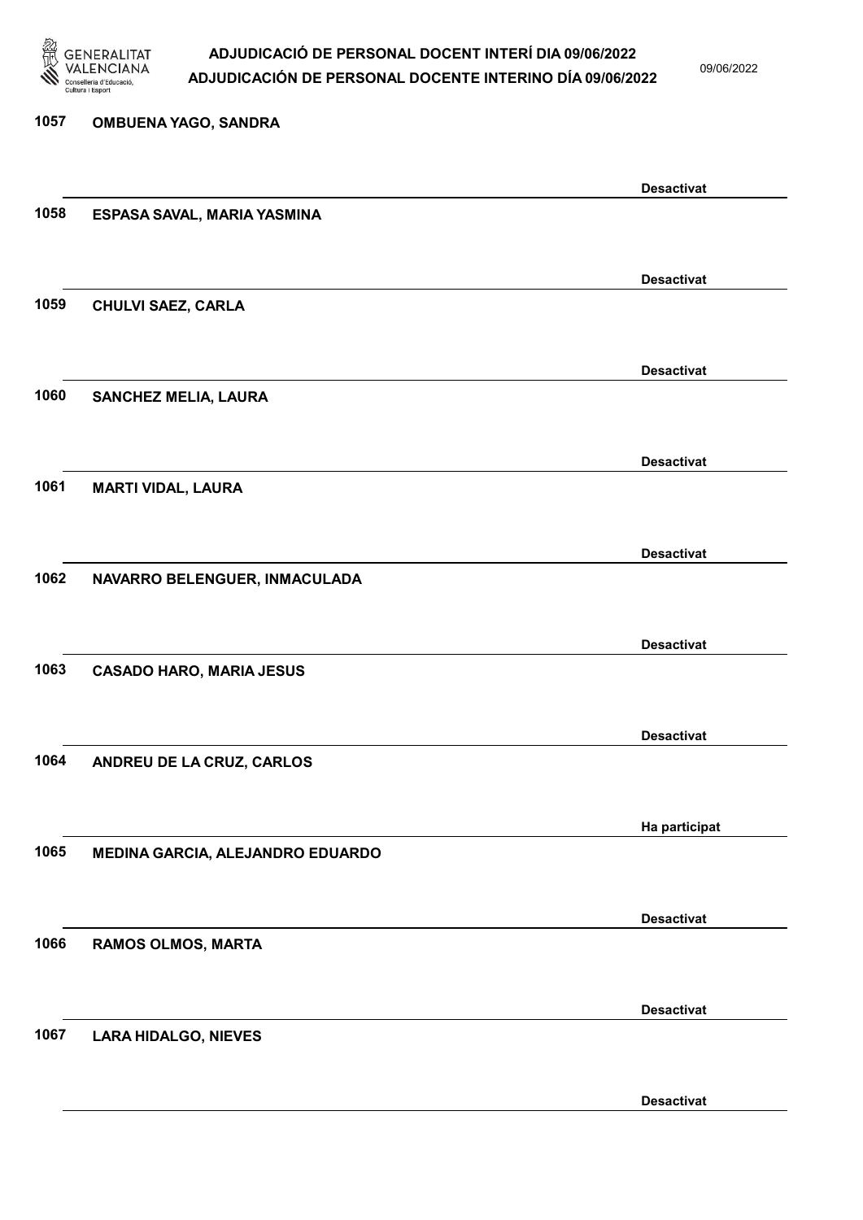| Núm. | Nom | Estat |
| --- | --- | --- |
| 1057 | OMBUENA YAGO, SANDRA | Desactivat |
| 1058 | ESPASA SAVAL, MARIA YASMINA | Desactivat |
| 1059 | CHULVI SAEZ, CARLA | Desactivat |
| 1060 | SANCHEZ MELIA, LAURA | Desactivat |
| 1061 | MARTI VIDAL, LAURA | Desactivat |
| 1062 | NAVARRO BELENGUER, INMACULADA | Desactivat |
| 1063 | CASADO HARO, MARIA JESUS | Desactivat |
| 1064 | ANDREU DE LA CRUZ, CARLOS | Ha participat |
| 1065 | MEDINA GARCIA, ALEJANDRO EDUARDO | Desactivat |
| 1066 | RAMOS OLMOS, MARTA | Desactivat |
| 1067 | LARA HIDALGO, NIEVES | Desactivat |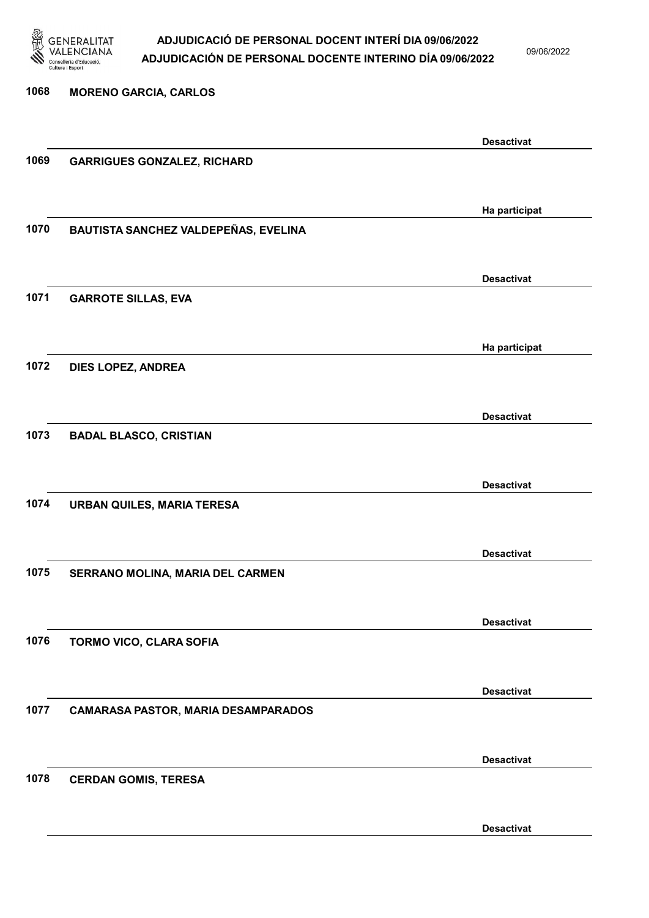1068 **MORENO GARCIA, CARLOS**

**Desactivat**

1069 **GARRIGUES GONZALEZ, RICHARD**

**Ha participat**

1070 **BAUTISTA SANCHEZ VALDEPEÑAS, EVELINA**

**Desactivat**

1071 **GARROTE SILLAS, EVA**

**Ha participat**

1072 **DIES LOPEZ, ANDREA**

**Desactivat**

1073 **BADAL BLASCO, CRISTIAN**

**Desactivat**

1074 **URBAN QUILES, MARIA TERESA**

**Desactivat**

1075 **SERRANO MOLINA, MARIA DEL CARMEN**

**Desactivat**

1076 **TORMO VICO, CLARA SOFIA**

**Desactivat**

1077 **CAMARASA PASTOR, MARIA DESAMPARADOS**

**Desactivat**

1078 **CERDAN GOMIS, TERESA**

**Desactivat**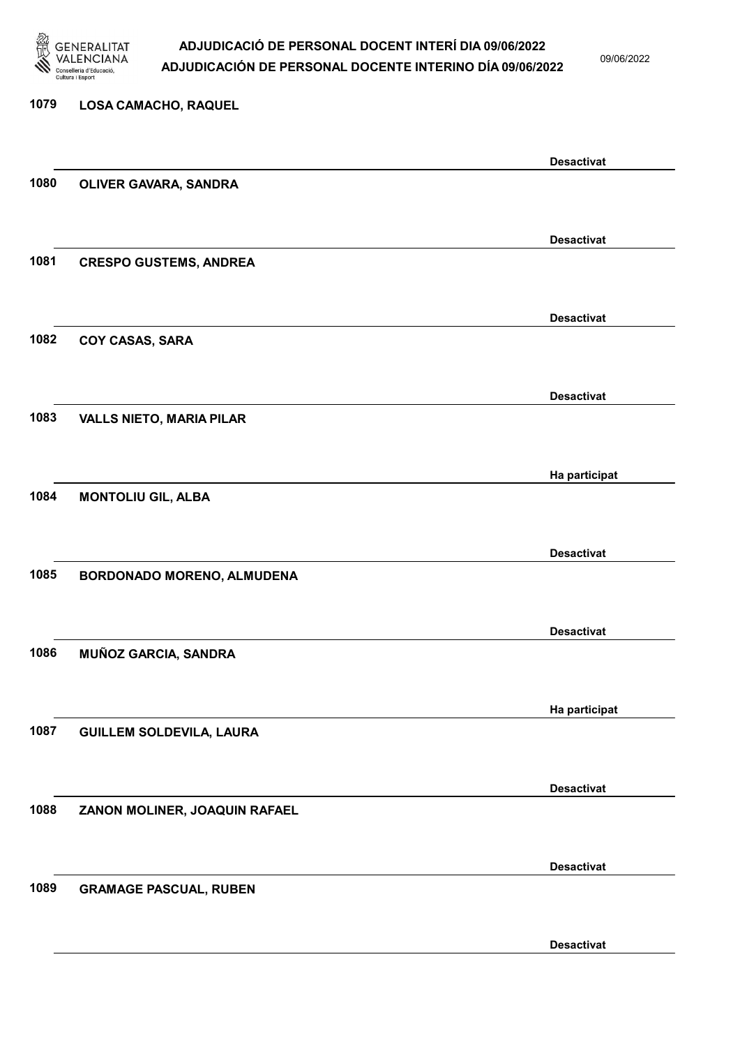1079 LOSA CAMACHO, RAQUEL

Desactivat

1080 OLIVER GAVARA, SANDRA

Desactivat

1081 CRESPO GUSTEMS, ANDREA

Desactivat

1082 COY CASAS, SARA

Desactivat

1083 VALLS NIETO, MARIA PILAR

Ha participat

1084 MONTOLIU GIL, ALBA

Desactivat

1085 BORDONADO MORENO, ALMUDENA

Desactivat

1086 MUÑOZ GARCIA, SANDRA

Ha participat

1087 GUILLEM SOLDEVILA, LAURA

Desactivat

1088 ZANON MOLINER, JOAQUIN RAFAEL

Desactivat

1089 GRAMAGE PASCUAL, RUBEN

Desactivat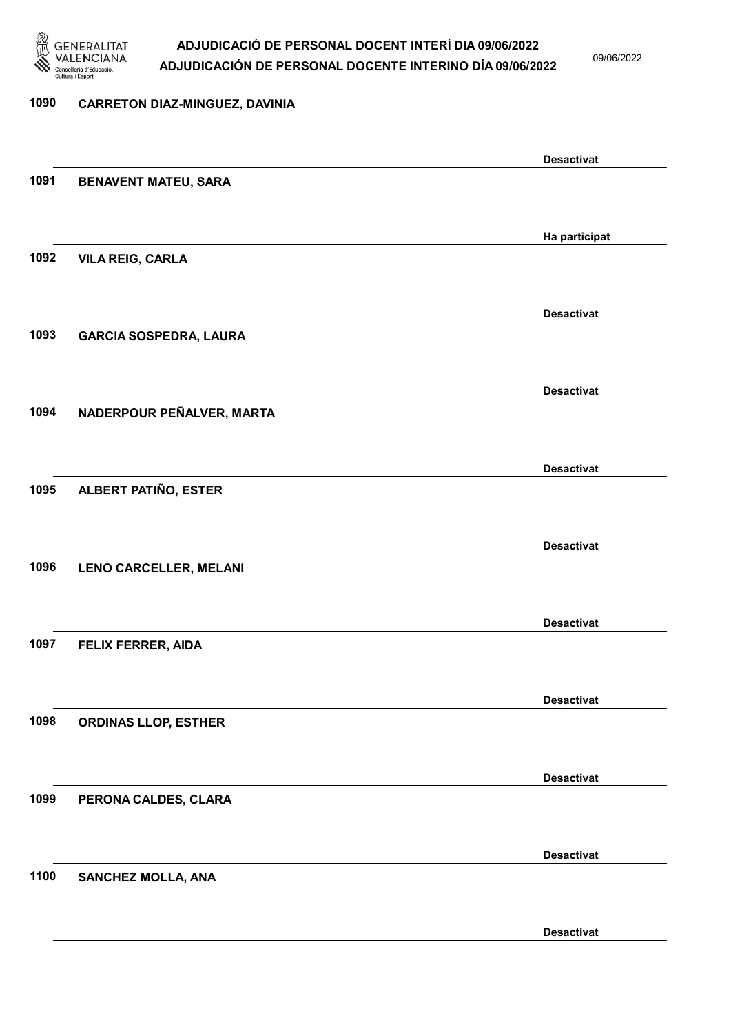1090 CARRETON DIAZ-MINGUEZ, DAVINIA

Desactivat

1091 BENAVENT MATEU, SARA

Ha participat

1092 VILA REIG, CARLA

Desactivat

1093 GARCIA SOSPEDRA, LAURA

Desactivat

1094 NADERPOUR PEÑALVER, MARTA

Desactivat

1095 ALBERT PATIÑO, ESTER

Desactivat

1096 LENO CARCELLER, MELANI

Desactivat

1097 FELIX FERRER, AIDA

Desactivat

1098 ORDINAS LLOP, ESTHER

Desactivat

1099 PERONA CALDES, CLARA

Desactivat

1100 SANCHEZ MOLLA, ANA

Desactivat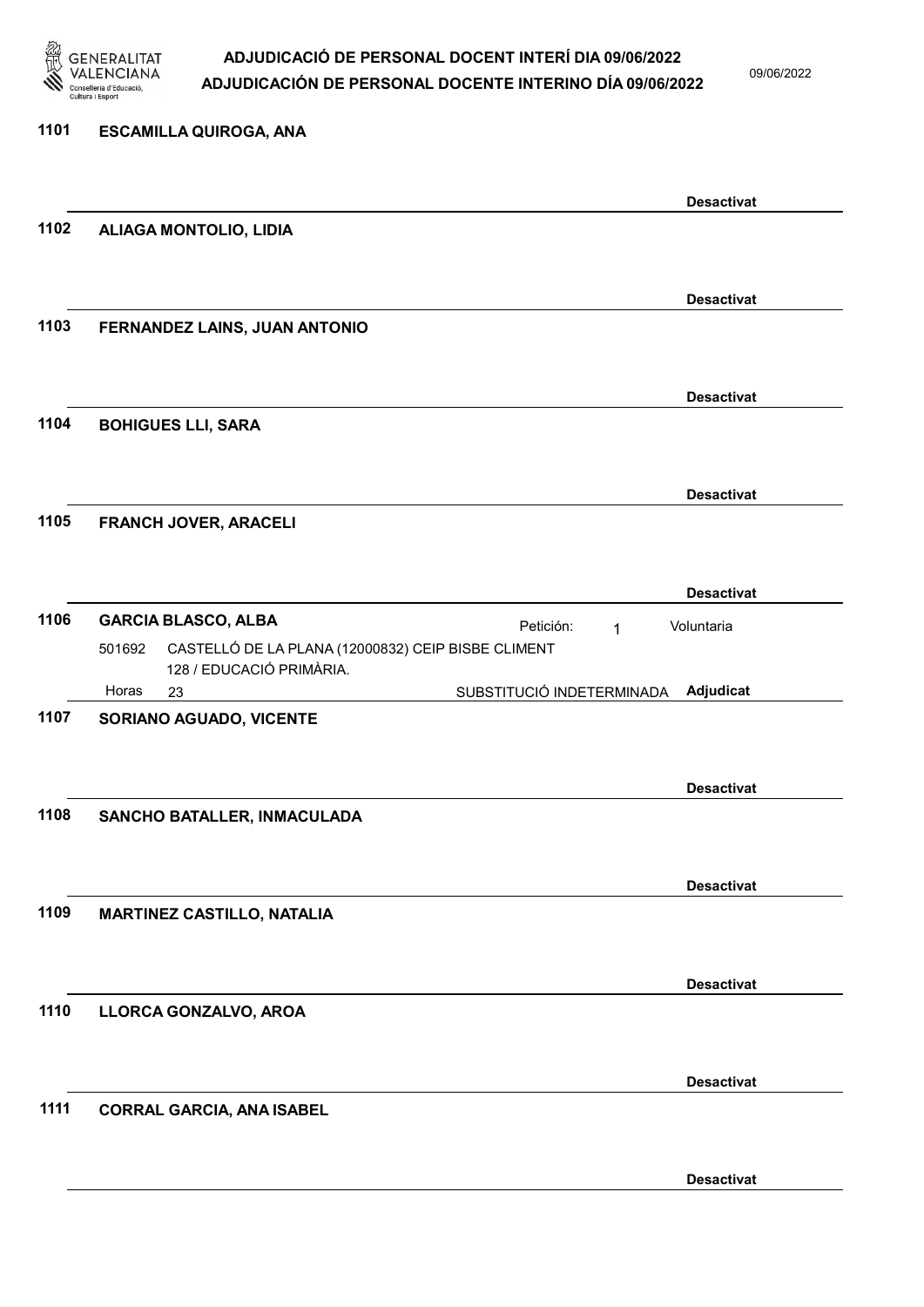1101 **ESCAMILLA QUIROGA, ANA**

**Desactivat**

1102 **ALIAGA MONTOLIO, LIDIA**

**Desactivat**

1103 **FERNANDEZ LAINS, JUAN ANTONIO**

**Desactivat**

1104 **BOHIGUES LLI, SARA**

**Desactivat**

1105 **FRANCH JOVER, ARACELI**

**Desactivat**

1106 **GARCIA BLASCO, ALBA** Petición: 1 Voluntaria

501692 CASTELLÓ DE LA PLANA (12000832) CEIP BISBE CLIMENT 128 / EDUCACIÓ PRIMÀRIA.

Horas 23 SUBSTITUCIÓ INDETERMINADA **Adjudicat**

1107 **SORIANO AGUADO, VICENTE**

**Desactivat**

1108 **SANCHO BATALLER, INMACULADA**

**Desactivat**

1109 **MARTINEZ CASTILLO, NATALIA**

**Desactivat**

1110 **LLORCA GONZALVO, AROA**

**Desactivat**

1111 **CORRAL GARCIA, ANA ISABEL**

**Desactivat**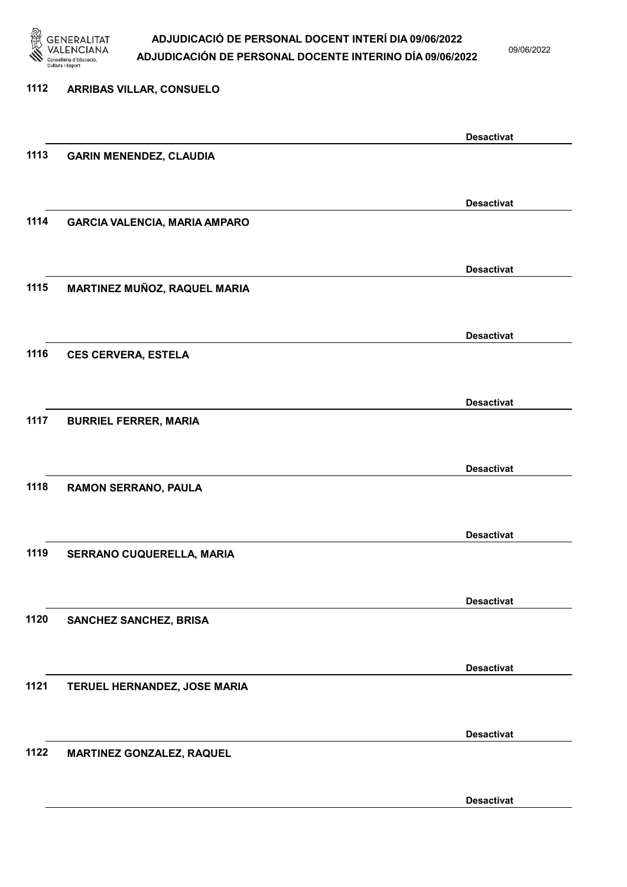1112 ARRIBAS VILLAR, CONSUELO

Desactivat

1113 GARIN MENENDEZ, CLAUDIA

Desactivat

1114 GARCIA VALENCIA, MARIA AMPARO

Desactivat

1115 MARTINEZ MUÑOZ, RAQUEL MARIA

Desactivat

1116 CES CERVERA, ESTELA

Desactivat

1117 BURRIEL FERRER, MARIA

Desactivat

1118 RAMON SERRANO, PAULA

Desactivat

1119 SERRANO CUQUERELLA, MARIA

Desactivat

1120 SANCHEZ SANCHEZ, BRISA

Desactivat

1121 TERUEL HERNANDEZ, JOSE MARIA

Desactivat

1122 MARTINEZ GONZALEZ, RAQUEL

Desactivat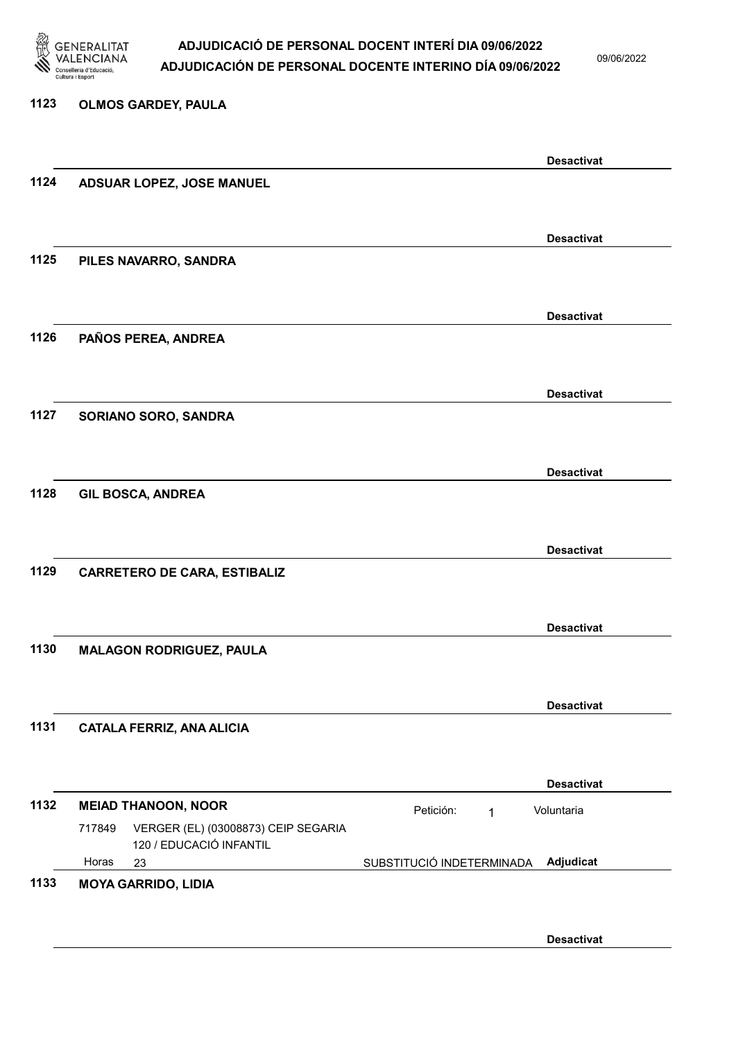1123 **OLMOS GARDEY, PAULA**

**Desactivat**

1124 **ADSUAR LOPEZ, JOSE MANUEL**

**Desactivat**

1125 **PILES NAVARRO, SANDRA**

**Desactivat**

1126 **PAÑOS PEREA, ANDREA**

**Desactivat**

1127 **SORIANO SORO, SANDRA**

**Desactivat**

1128 **GIL BOSCA, ANDREA**

**Desactivat**

1129 **CARRETERO DE CARA, ESTIBALIZ**

**Desactivat**

1130 **MALAGON RODRIGUEZ, PAULA**

**Desactivat**

1131 **CATALA FERRIZ, ANA ALICIA**

**Desactivat**

1132 **MEIAD THANOON, NOOR** Petición: 1 Voluntaria

717849 VERGER (EL) (03008873) CEIP SEGARIA
120 / EDUCACIÓ INFANTIL
Horas 23 SUBSTITUCIÓ INDETERMINADA **Adjudicat**

1133 **MOYA GARRIDO, LIDIA**

**Desactivat**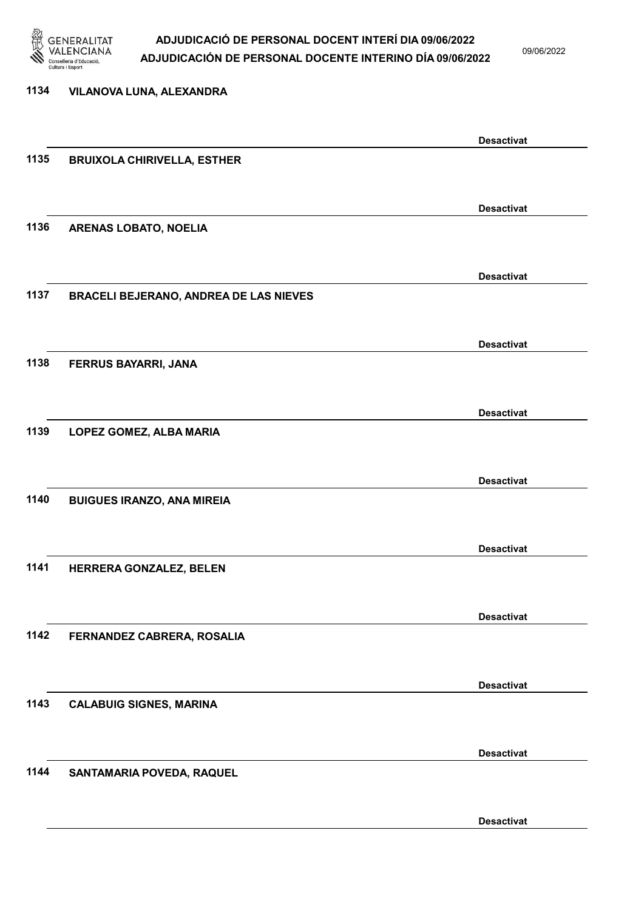1134 VILANOVA LUNA, ALEXANDRA

Desactivat

1135 BRUIXOLA CHIRIVELLA, ESTHER

Desactivat

1136 ARENAS LOBATO, NOELIA

Desactivat

1137 BRACELI BEJERANO, ANDREA DE LAS NIEVES

Desactivat

1138 FERRUS BAYARRI, JANA

Desactivat

1139 LOPEZ GOMEZ, ALBA MARIA

Desactivat

1140 BUIGUES IRANZO, ANA MIREIA

Desactivat

1141 HERRERA GONZALEZ, BELEN

Desactivat

1142 FERNANDEZ CABRERA, ROSALIA

Desactivat

1143 CALABUIG SIGNES, MARINA

Desactivat

1144 SANTAMARIA POVEDA, RAQUEL

Desactivat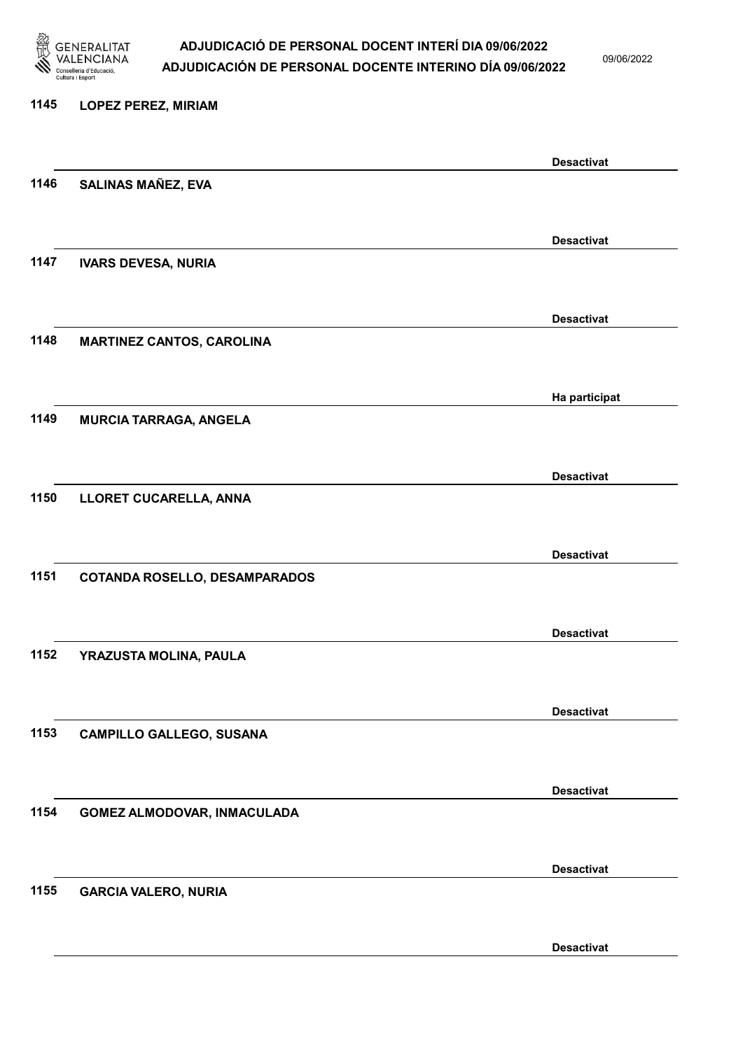| | | |
|---|---|---|
| 1145 | LOPEZ PEREZ, MIRIAM | Desactivat |
| 1146 | SALINAS MAÑEZ, EVA | Desactivat |
| 1147 | IVARS DEVESA, NURIA | Desactivat |
| 1148 | MARTINEZ CANTOS, CAROLINA | Ha participat |
| 1149 | MURCIA TARRAGA, ANGELA | Desactivat |
| 1150 | LLORET CUCARELLA, ANNA | Desactivat |
| 1151 | COTANDA ROSELLO, DESAMPARADOS | Desactivat |
| 1152 | YRAZUSTA MOLINA, PAULA | Desactivat |
| 1153 | CAMPILLO GALLEGO, SUSANA | Desactivat |
| 1154 | GOMEZ ALMODOVAR, INMACULADA | Desactivat |
| 1155 | GARCIA VALERO, NURIA | Desactivat |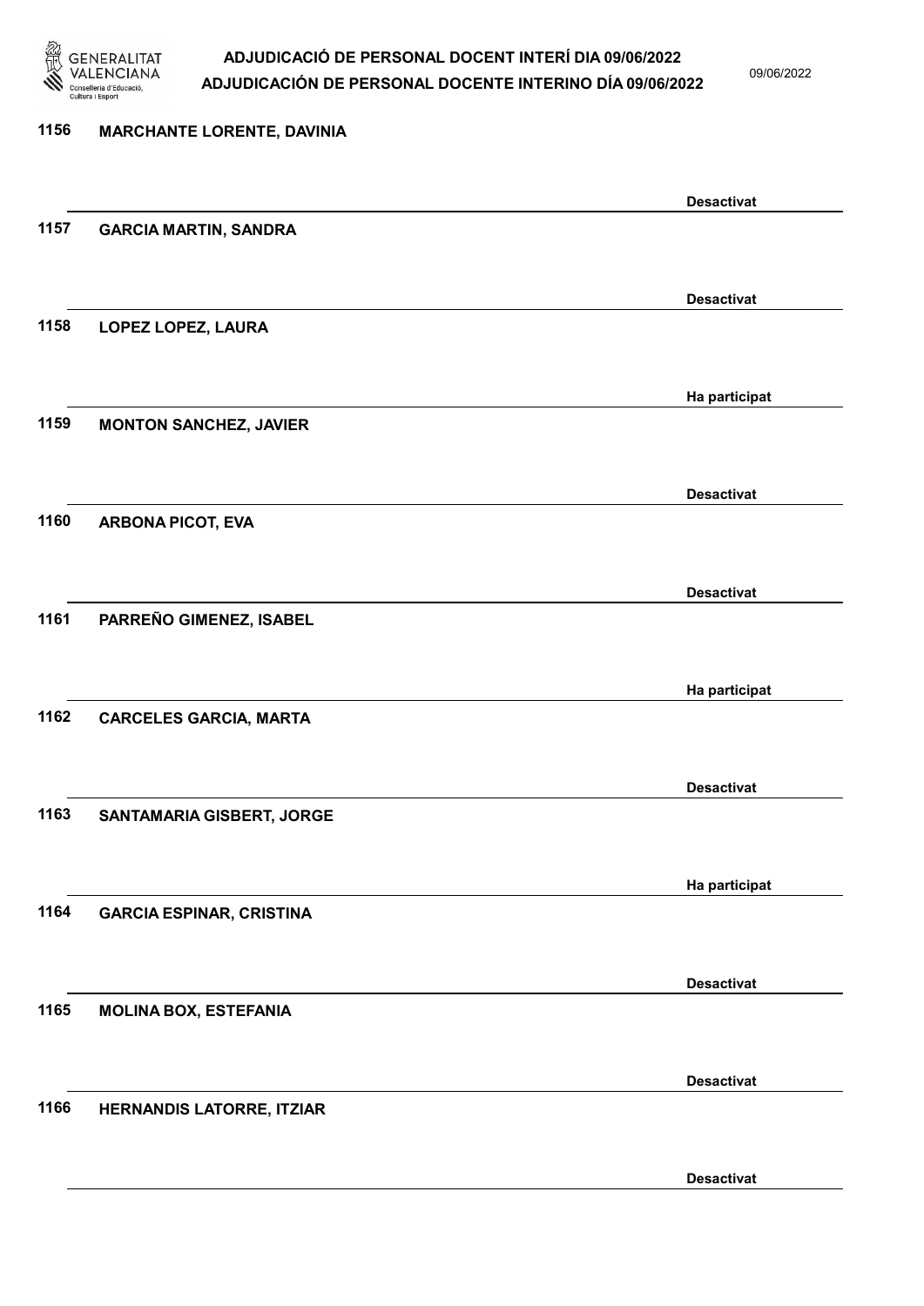| Núm. | Nom | Estat |
|---|---|---|
| 1156 | MARCHANTE LORENTE, DAVINIA | Desactivat |
| 1157 | GARCIA MARTIN, SANDRA | Desactivat |
| 1158 | LOPEZ LOPEZ, LAURA | Ha participat |
| 1159 | MONTON SANCHEZ, JAVIER | Desactivat |
| 1160 | ARBONA PICOT, EVA | Desactivat |
| 1161 | PARREÑO GIMENEZ, ISABEL | Ha participat |
| 1162 | CARCELES GARCIA, MARTA | Desactivat |
| 1163 | SANTAMARIA GISBERT, JORGE | Ha participat |
| 1164 | GARCIA ESPINAR, CRISTINA | Desactivat |
| 1165 | MOLINA BOX, ESTEFANIA | Desactivat |
| 1166 | HERNANDIS LATORRE, ITZIAR | Desactivat |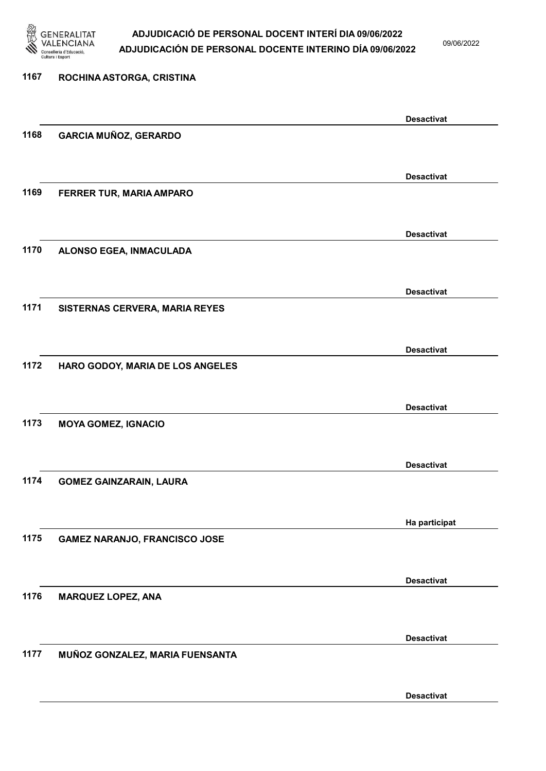1167 ROCHINA ASTORGA, CRISTINA

Desactivat

1168 GARCIA MUÑOZ, GERARDO

Desactivat

1169 FERRER TUR, MARIA AMPARO

Desactivat

1170 ALONSO EGEA, INMACULADA

Desactivat

1171 SISTERNAS CERVERA, MARIA REYES

Desactivat

1172 HARO GODOY, MARIA DE LOS ANGELES

Desactivat

1173 MOYA GOMEZ, IGNACIO

Desactivat

1174 GOMEZ GAINZARAIN, LAURA

Ha participat

1175 GAMEZ NARANJO, FRANCISCO JOSE

Desactivat

1176 MARQUEZ LOPEZ, ANA

Desactivat

1177 MUÑOZ GONZALEZ, MARIA FUENSANTA

Desactivat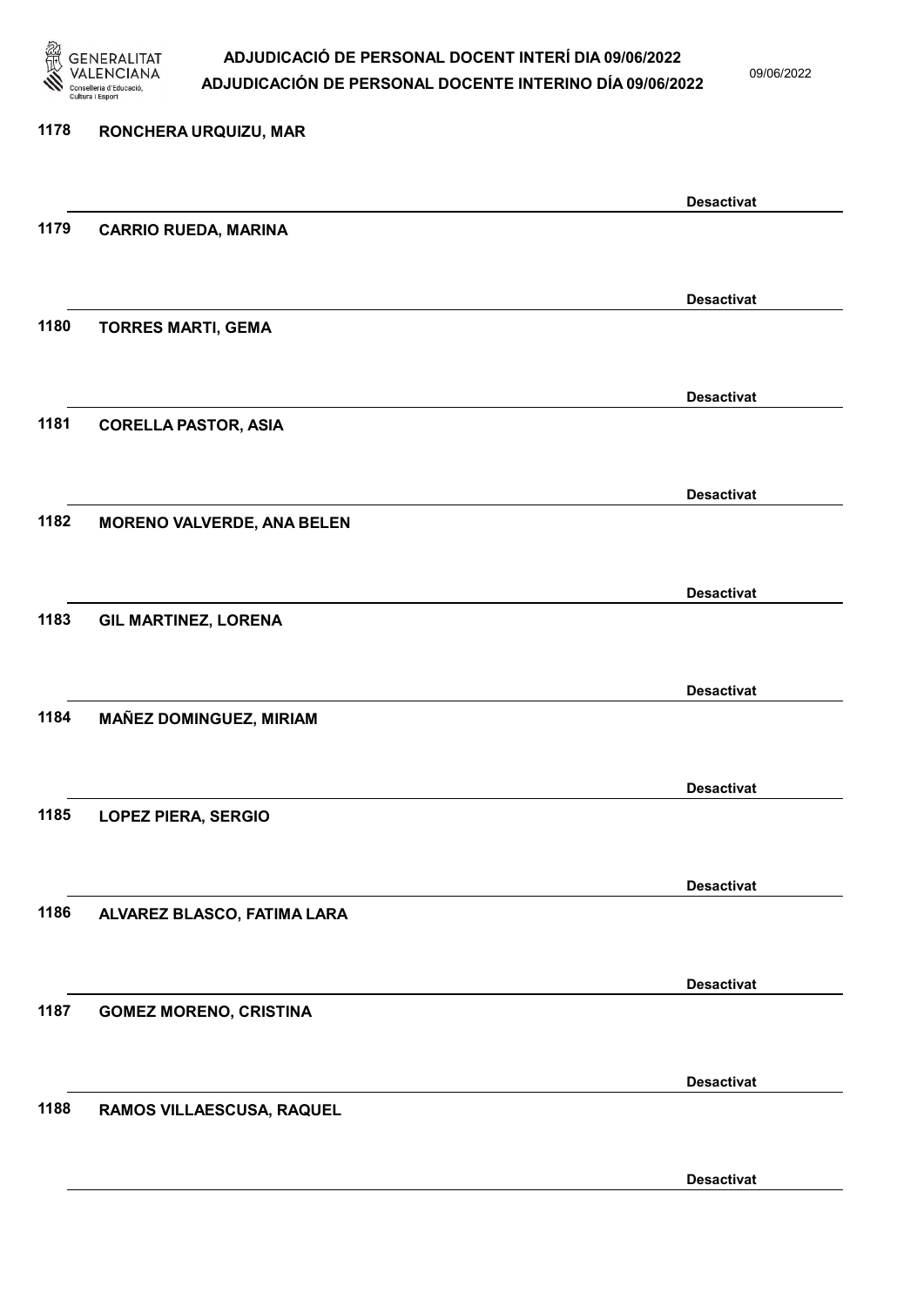1178 RONCHERA URQUIZU, MAR

Desactivat

1179 CARRIO RUEDA, MARINA

Desactivat

1180 TORRES MARTI, GEMA

Desactivat

1181 CORELLA PASTOR, ASIA

Desactivat

1182 MORENO VALVERDE, ANA BELEN

Desactivat

1183 GIL MARTINEZ, LORENA

Desactivat

1184 MAÑEZ DOMINGUEZ, MIRIAM

Desactivat

1185 LOPEZ PIERA, SERGIO

Desactivat

1186 ALVAREZ BLASCO, FATIMA LARA

Desactivat

1187 GOMEZ MORENO, CRISTINA

Desactivat

1188 RAMOS VILLAESCUSA, RAQUEL

Desactivat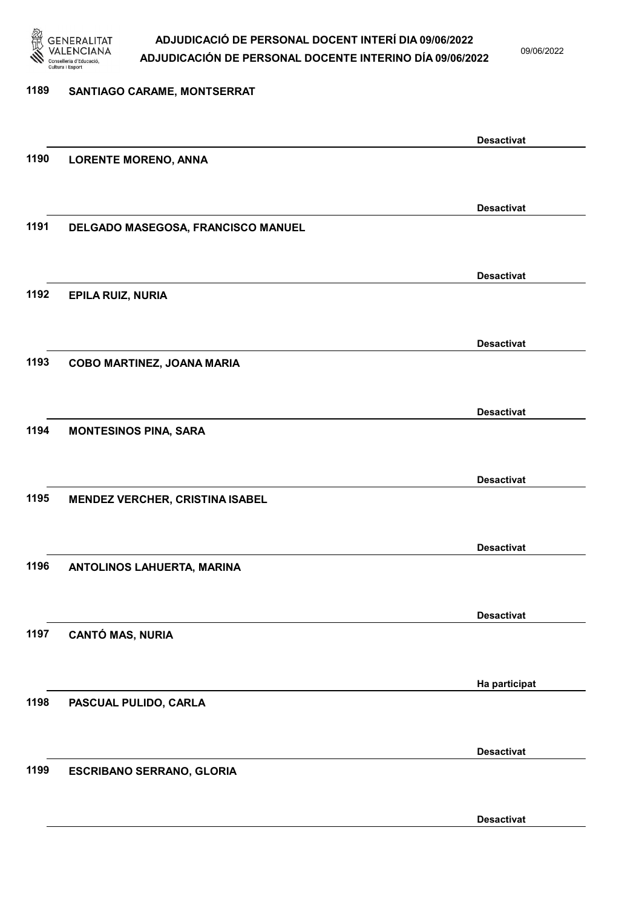1189 SANTIAGO CARAME, MONTSERRAT

Desactivat

1190 LORENTE MORENO, ANNA

Desactivat

1191 DELGADO MASEGOSA, FRANCISCO MANUEL

Desactivat

1192 EPILA RUIZ, NURIA

Desactivat

1193 COBO MARTINEZ, JOANA MARIA

Desactivat

1194 MONTESINOS PINA, SARA

Desactivat

1195 MENDEZ VERCHER, CRISTINA ISABEL

Desactivat

1196 ANTOLINOS LAHUERTA, MARINA

Desactivat

1197 CANTÓ MAS, NURIA

Ha participat

1198 PASCUAL PULIDO, CARLA

Desactivat

1199 ESCRIBANO SERRANO, GLORIA

Desactivat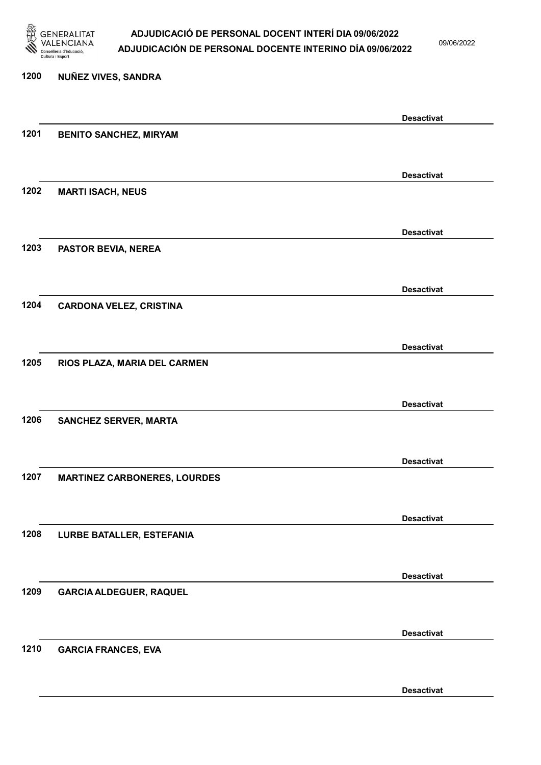1200 NUÑEZ VIVES, SANDRA

Desactivat

1201 BENITO SANCHEZ, MIRYAM

Desactivat

1202 MARTI ISACH, NEUS

Desactivat

1203 PASTOR BEVIA, NEREA

Desactivat

1204 CARDONA VELEZ, CRISTINA

Desactivat

1205 RIOS PLAZA, MARIA DEL CARMEN

Desactivat

1206 SANCHEZ SERVER, MARTA

Desactivat

1207 MARTINEZ CARBONERES, LOURDES

Desactivat

1208 LURBE BATALLER, ESTEFANIA

Desactivat

1209 GARCIA ALDEGUER, RAQUEL

Desactivat

1210 GARCIA FRANCES, EVA

Desactivat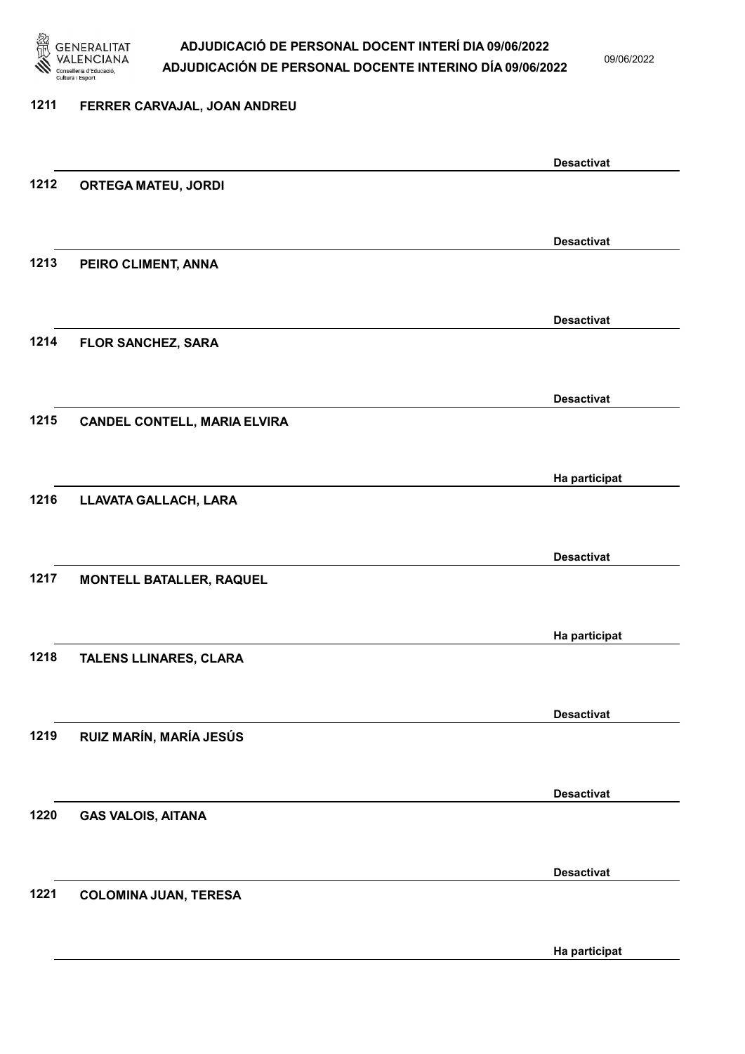| Nº | Nom | Estat |
|---|---|---|
| 1211 | FERRER CARVAJAL, JOAN ANDREU | Desactivat |
| 1212 | ORTEGA MATEU, JORDI | Desactivat |
| 1213 | PEIRO CLIMENT, ANNA | Desactivat |
| 1214 | FLOR SANCHEZ, SARA | Desactivat |
| 1215 | CANDEL CONTELL, MARIA ELVIRA | Ha participat |
| 1216 | LLAVATA GALLACH, LARA | Desactivat |
| 1217 | MONTELL BATALLER, RAQUEL | Ha participat |
| 1218 | TALENS LLINARES, CLARA | Desactivat |
| 1219 | RUIZ MARÍN, MARÍA JESÚS | Desactivat |
| 1220 | GAS VALOIS, AITANA | Desactivat |
| 1221 | COLOMINA JUAN, TERESA | Ha participat |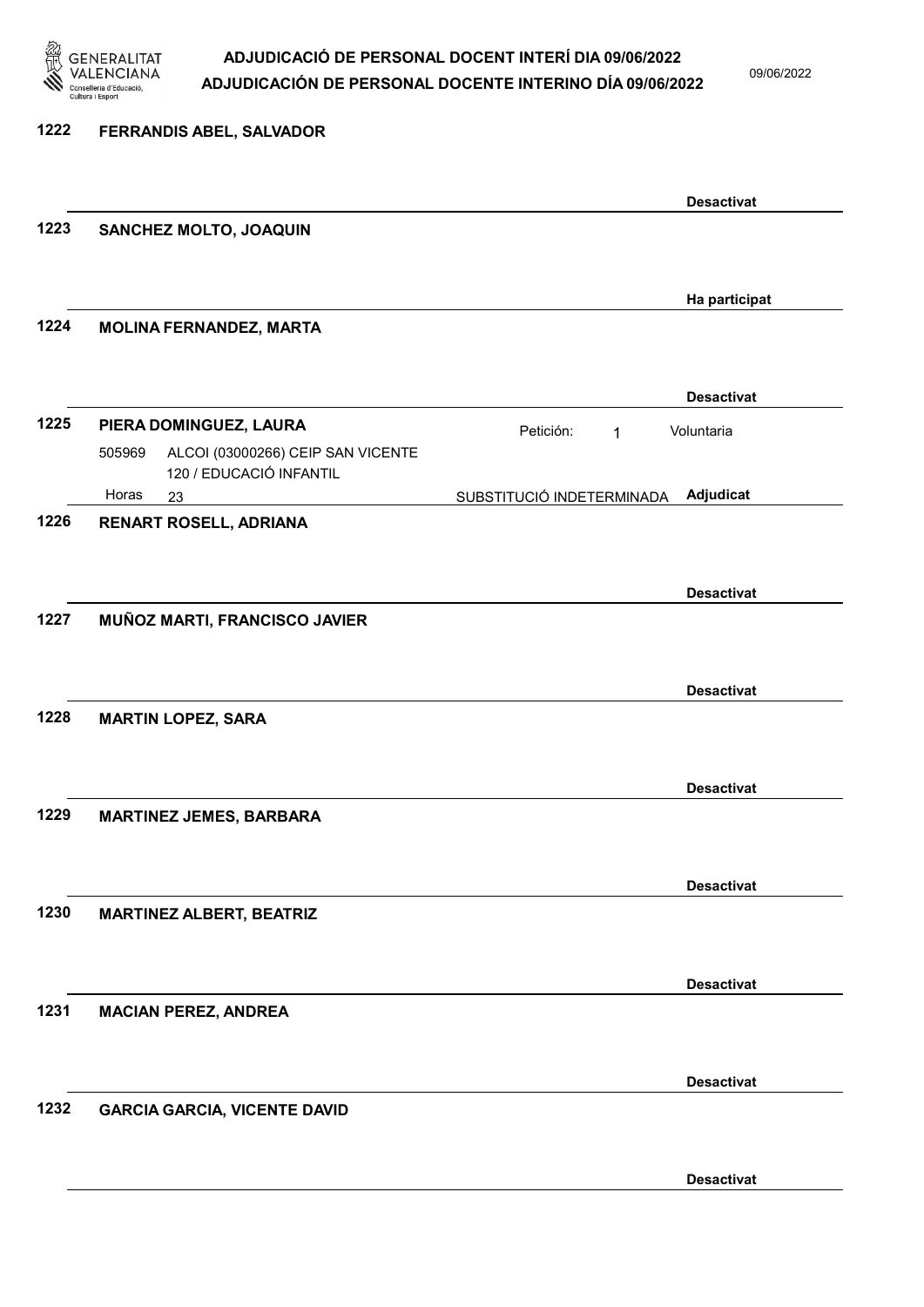**1222 FERRANDIS ABEL, SALVADOR**

Desactivat

**1223 SANCHEZ MOLTO, JOAQUIN**

Ha participat

**1224 MOLINA FERNANDEZ, MARTA**

Desactivat

**1225 PIERA DOMINGUEZ, LAURA**

Petición: 1 — Voluntaria

505969 — ALCOI (03000266) CEIP SAN VICENTE
120 / EDUCACIÓ INFANTIL

Horas 23 — SUBSTITUCIÓ INDETERMINADA — **Adjudicat**

**1226 RENART ROSELL, ADRIANA**

Desactivat

**1227 MUÑOZ MARTI, FRANCISCO JAVIER**

Desactivat

**1228 MARTIN LOPEZ, SARA**

Desactivat

**1229 MARTINEZ JEMES, BARBARA**

Desactivat

**1230 MARTINEZ ALBERT, BEATRIZ**

Desactivat

**1231 MACIAN PEREZ, ANDREA**

Desactivat

**1232 GARCIA GARCIA, VICENTE DAVID**

Desactivat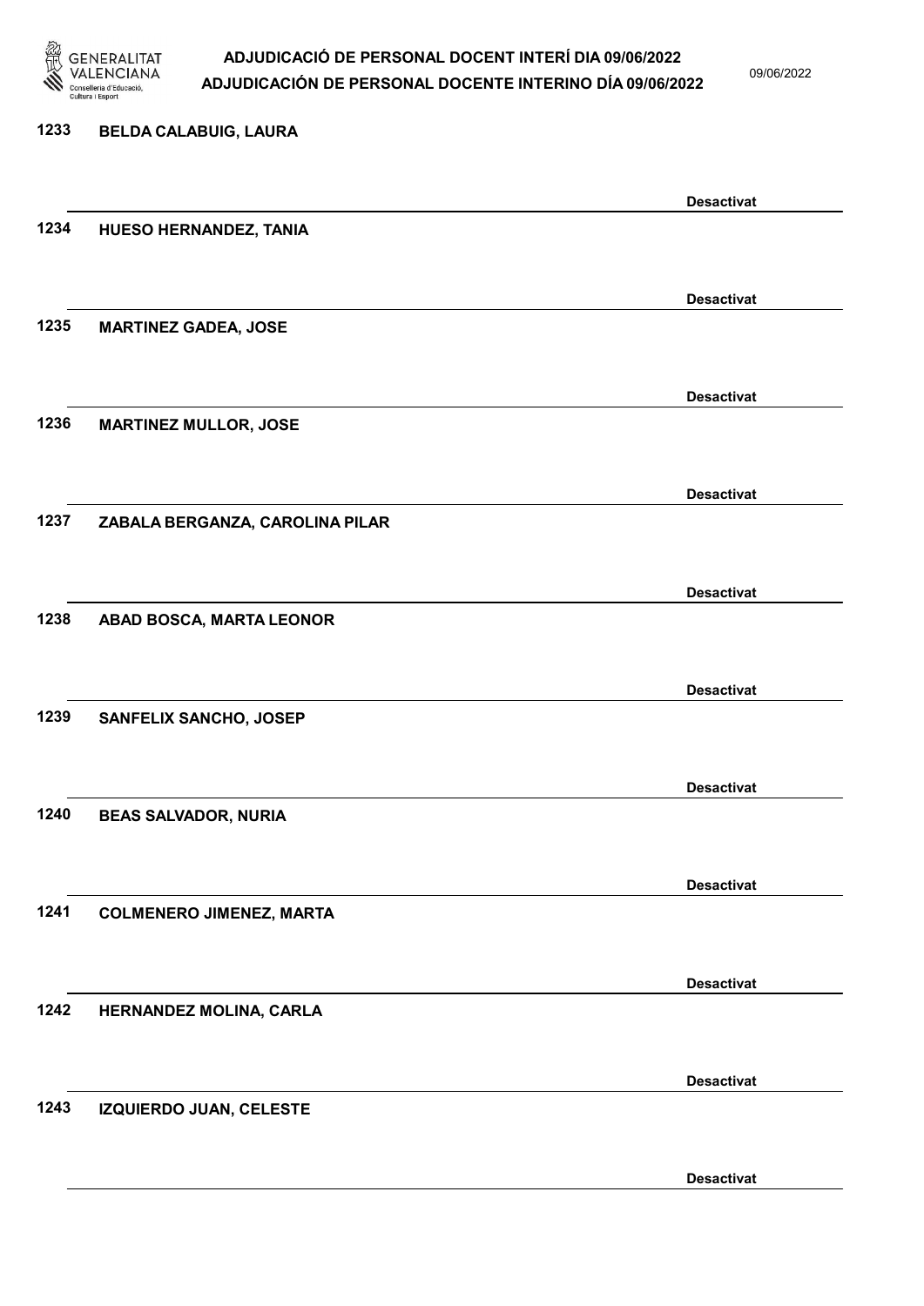1233 BELDA CALABUIG, LAURA

Desactivat

1234 HUESO HERNANDEZ, TANIA

Desactivat

1235 MARTINEZ GADEA, JOSE

Desactivat

1236 MARTINEZ MULLOR, JOSE

Desactivat

1237 ZABALA BERGANZA, CAROLINA PILAR

Desactivat

1238 ABAD BOSCA, MARTA LEONOR

Desactivat

1239 SANFELIX SANCHO, JOSEP

Desactivat

1240 BEAS SALVADOR, NURIA

Desactivat

1241 COLMENERO JIMENEZ, MARTA

Desactivat

1242 HERNANDEZ MOLINA, CARLA

Desactivat

1243 IZQUIERDO JUAN, CELESTE

Desactivat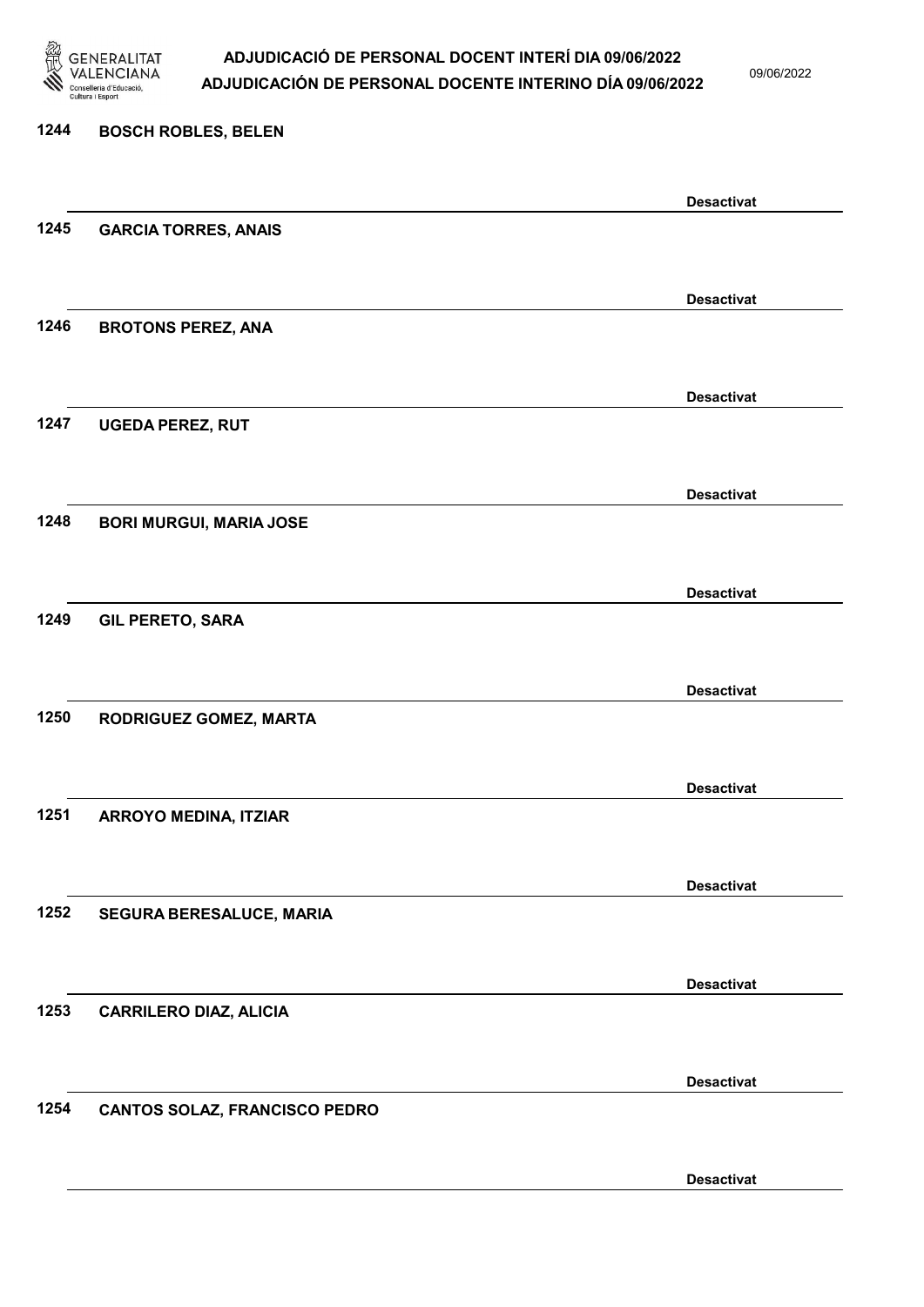1244 BOSCH ROBLES, BELEN

Desactivat

1245 GARCIA TORRES, ANAIS

Desactivat

1246 BROTONS PEREZ, ANA

Desactivat

1247 UGEDA PEREZ, RUT

Desactivat

1248 BORI MURGUI, MARIA JOSE

Desactivat

1249 GIL PERETO, SARA

Desactivat

1250 RODRIGUEZ GOMEZ, MARTA

Desactivat

1251 ARROYO MEDINA, ITZIAR

Desactivat

1252 SEGURA BERESALUCE, MARIA

Desactivat

1253 CARRILERO DIAZ, ALICIA

Desactivat

1254 CANTOS SOLAZ, FRANCISCO PEDRO

Desactivat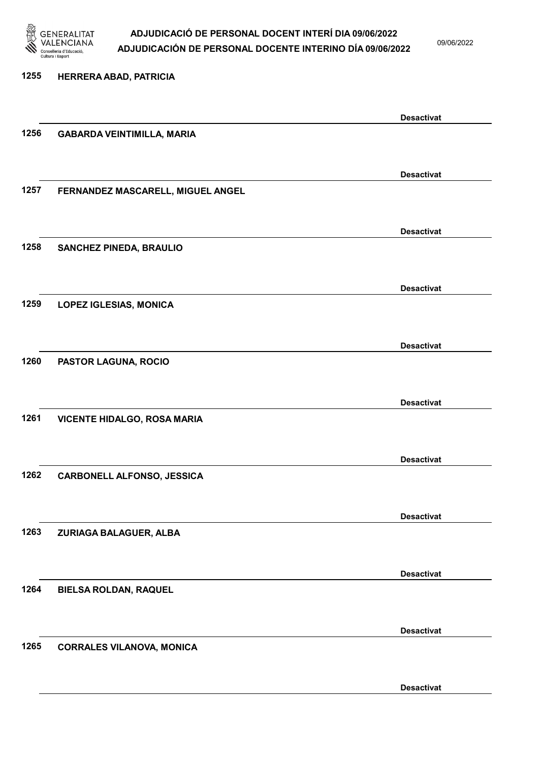1255 HERRERA ABAD, PATRICIA

Desactivat

1256 GABARDA VEINTIMILLA, MARIA

Desactivat

1257 FERNANDEZ MASCARELL, MIGUEL ANGEL

Desactivat

1258 SANCHEZ PINEDA, BRAULIO

Desactivat

1259 LOPEZ IGLESIAS, MONICA

Desactivat

1260 PASTOR LAGUNA, ROCIO

Desactivat

1261 VICENTE HIDALGO, ROSA MARIA

Desactivat

1262 CARBONELL ALFONSO, JESSICA

Desactivat

1263 ZURIAGA BALAGUER, ALBA

Desactivat

1264 BIELSA ROLDAN, RAQUEL

Desactivat

1265 CORRALES VILANOVA, MONICA

Desactivat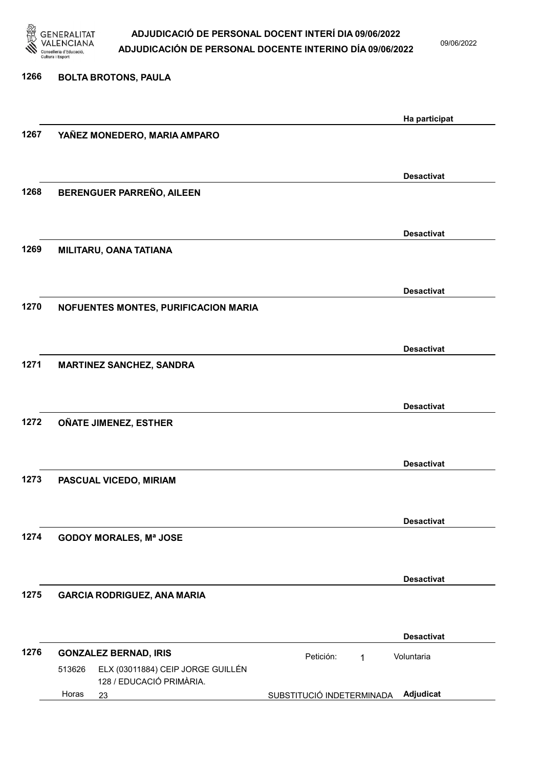**1266 BOLTA BROTONS, PAULA**

Ha participat

**1267 YAÑEZ MONEDERO, MARIA AMPARO**

Desactivat

**1268 BERENGUER PARREÑO, AILEEN**

Desactivat

**1269 MILITARU, OANA TATIANA**

Desactivat

**1270 NOFUENTES MONTES, PURIFICACION MARIA**

Desactivat

**1271 MARTINEZ SANCHEZ, SANDRA**

Desactivat

**1272 OÑATE JIMENEZ, ESTHER**

Desactivat

**1273 PASCUAL VICEDO, MIRIAM**

Desactivat

**1274 GODOY MORALES, Mª JOSE**

Desactivat

**1275 GARCIA RODRIGUEZ, ANA MARIA**

Desactivat

**1276 GONZALEZ BERNAD, IRIS** — Petición: 1 — Voluntaria

513626 ELX (03011884) CEIP JORGE GUILLÉN
128 / EDUCACIÓ PRIMÀRIA.
Horas 23 — SUBSTITUCIÓ INDETERMINADA — **Adjudicat**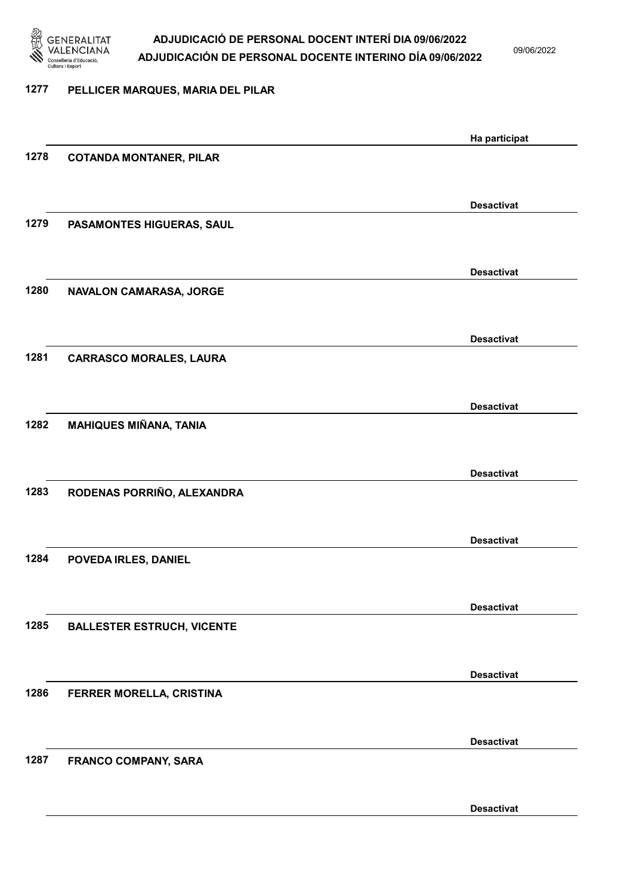| Nº | Nom | Estat |
|---|---|---|
| 1277 | PELLICER MARQUES, MARIA DEL PILAR | Ha participat |
| 1278 | COTANDA MONTANER, PILAR | Desactivat |
| 1279 | PASAMONTES HIGUERAS, SAUL | Desactivat |
| 1280 | NAVALON CAMARASA, JORGE | Desactivat |
| 1281 | CARRASCO MORALES, LAURA | Desactivat |
| 1282 | MAHIQUES MIÑANA, TANIA | Desactivat |
| 1283 | RODENAS PORRIÑO, ALEXANDRA | Desactivat |
| 1284 | POVEDA IRLES, DANIEL | Desactivat |
| 1285 | BALLESTER ESTRUCH, VICENTE | Desactivat |
| 1286 | FERRER MORELLA, CRISTINA | Desactivat |
| 1287 | FRANCO COMPANY, SARA | Desactivat |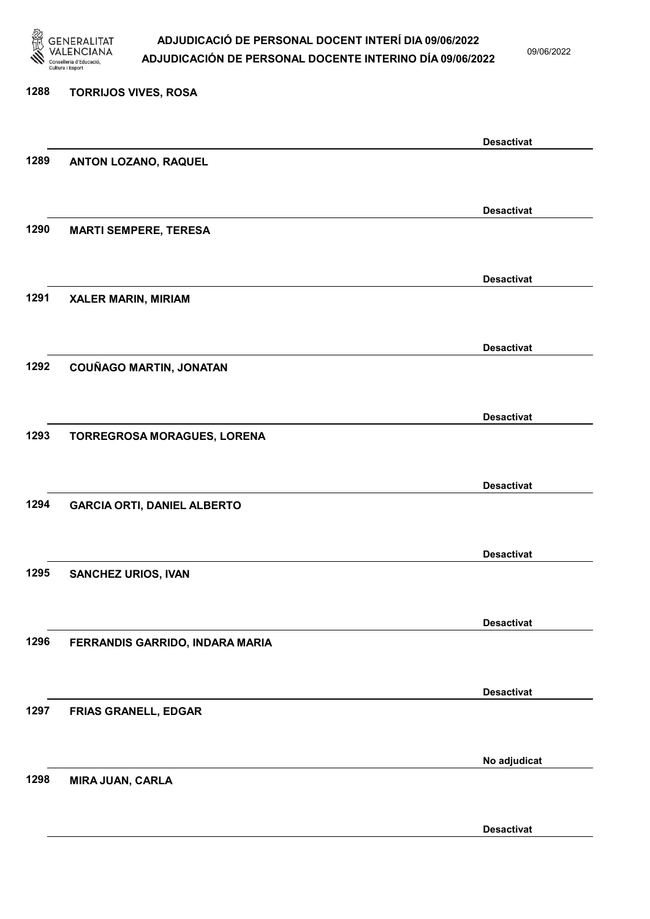1288 TORRIJOS VIVES, ROSA

Desactivat

1289 ANTON LOZANO, RAQUEL

Desactivat

1290 MARTI SEMPERE, TERESA

Desactivat

1291 XALER MARIN, MIRIAM

Desactivat

1292 COUÑAGO MARTIN, JONATAN

Desactivat

1293 TORREGROSA MORAGUES, LORENA

Desactivat

1294 GARCIA ORTI, DANIEL ALBERTO

Desactivat

1295 SANCHEZ URIOS, IVAN

Desactivat

1296 FERRANDIS GARRIDO, INDARA MARIA

Desactivat

1297 FRIAS GRANELL, EDGAR

No adjudicat

1298 MIRA JUAN, CARLA

Desactivat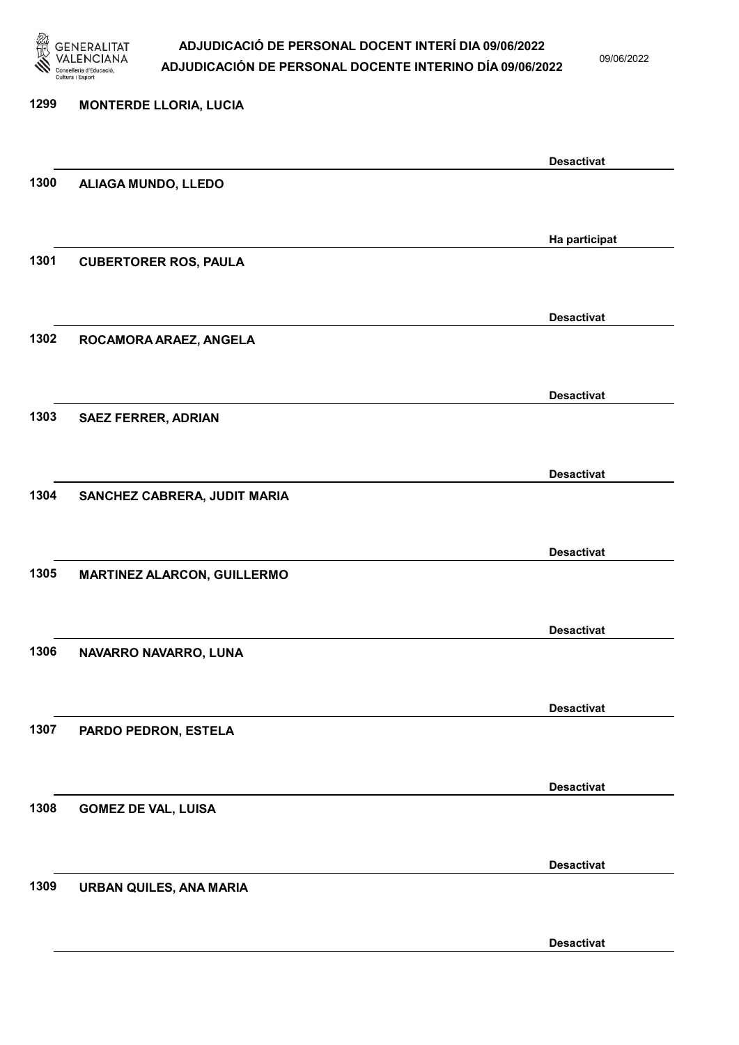1299 **MONTERDE LLORIA, LUCIA**

**Desactivat**

1300 **ALIAGA MUNDO, LLEDO**

**Ha participat**

1301 **CUBERTORER ROS, PAULA**

**Desactivat**

1302 **ROCAMORA ARAEZ, ANGELA**

**Desactivat**

1303 **SAEZ FERRER, ADRIAN**

**Desactivat**

1304 **SANCHEZ CABRERA, JUDIT MARIA**

**Desactivat**

1305 **MARTINEZ ALARCON, GUILLERMO**

**Desactivat**

1306 **NAVARRO NAVARRO, LUNA**

**Desactivat**

1307 **PARDO PEDRON, ESTELA**

**Desactivat**

1308 **GOMEZ DE VAL, LUISA**

**Desactivat**

1309 **URBAN QUILES, ANA MARIA**

**Desactivat**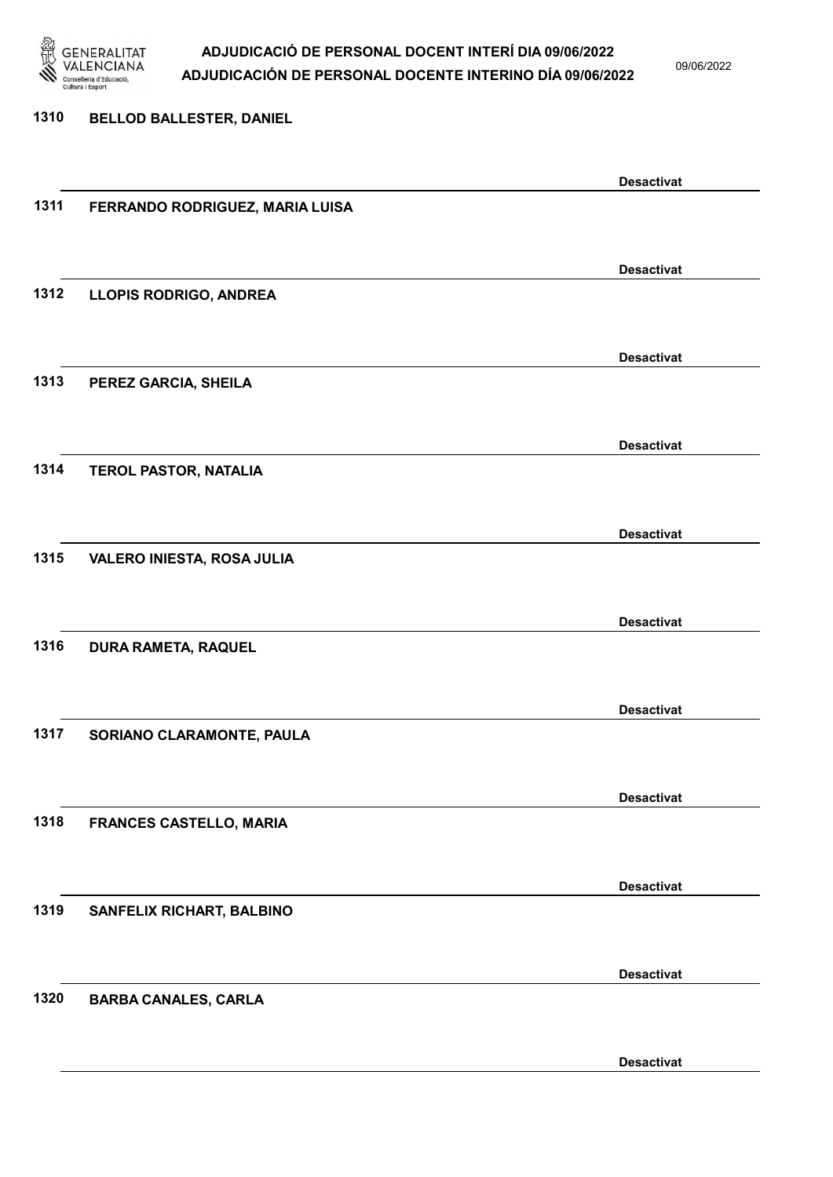| Núm. | Nom | Estat |
|---|---|---|
| 1310 | BELLOD BALLESTER, DANIEL | Desactivat |
| 1311 | FERRANDO RODRIGUEZ, MARIA LUISA | Desactivat |
| 1312 | LLOPIS RODRIGO, ANDREA | Desactivat |
| 1313 | PEREZ GARCIA, SHEILA | Desactivat |
| 1314 | TEROL PASTOR, NATALIA | Desactivat |
| 1315 | VALERO INIESTA, ROSA JULIA | Desactivat |
| 1316 | DURA RAMETA, RAQUEL | Desactivat |
| 1317 | SORIANO CLARAMONTE, PAULA | Desactivat |
| 1318 | FRANCES CASTELLO, MARIA | Desactivat |
| 1319 | SANFELIX RICHART, BALBINO | Desactivat |
| 1320 | BARBA CANALES, CARLA | Desactivat |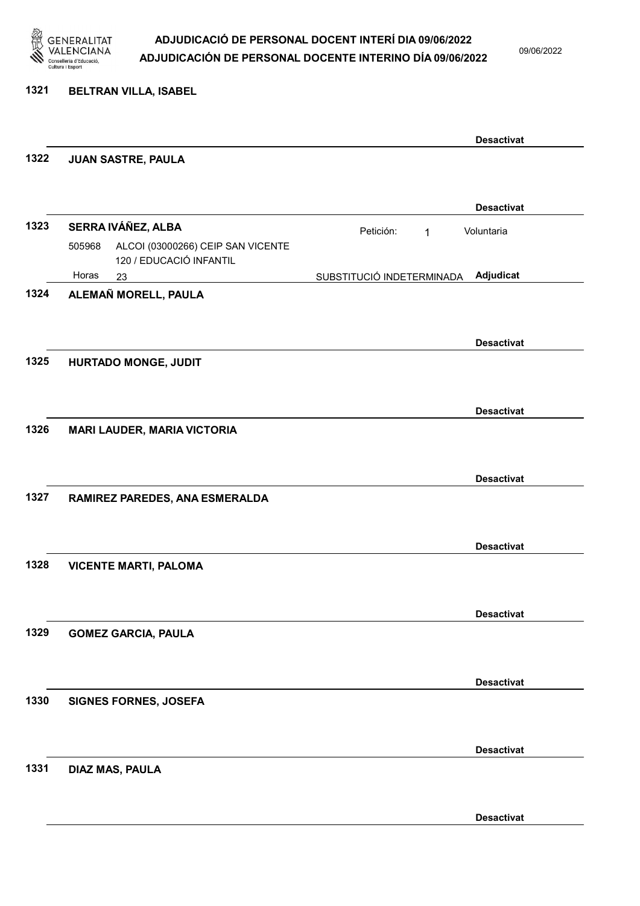**1321 BELTRAN VILLA, ISABEL**

Desactivat

**1322 JUAN SASTRE, PAULA**

Desactivat

**1323 SERRA IVÁÑEZ, ALBA**

Petición: 1 Voluntaria

505968 ALCOI (03000266) CEIP SAN VICENTE
120 / EDUCACIÓ INFANTIL

Horas 23 SUBSTITUCIÓ INDETERMINADA **Adjudicat**

**1324 ALEMAÑ MORELL, PAULA**

Desactivat

**1325 HURTADO MONGE, JUDIT**

Desactivat

**1326 MARI LAUDER, MARIA VICTORIA**

Desactivat

**1327 RAMIREZ PAREDES, ANA ESMERALDA**

Desactivat

**1328 VICENTE MARTI, PALOMA**

Desactivat

**1329 GOMEZ GARCIA, PAULA**

Desactivat

**1330 SIGNES FORNES, JOSEFA**

Desactivat

**1331 DIAZ MAS, PAULA**

Desactivat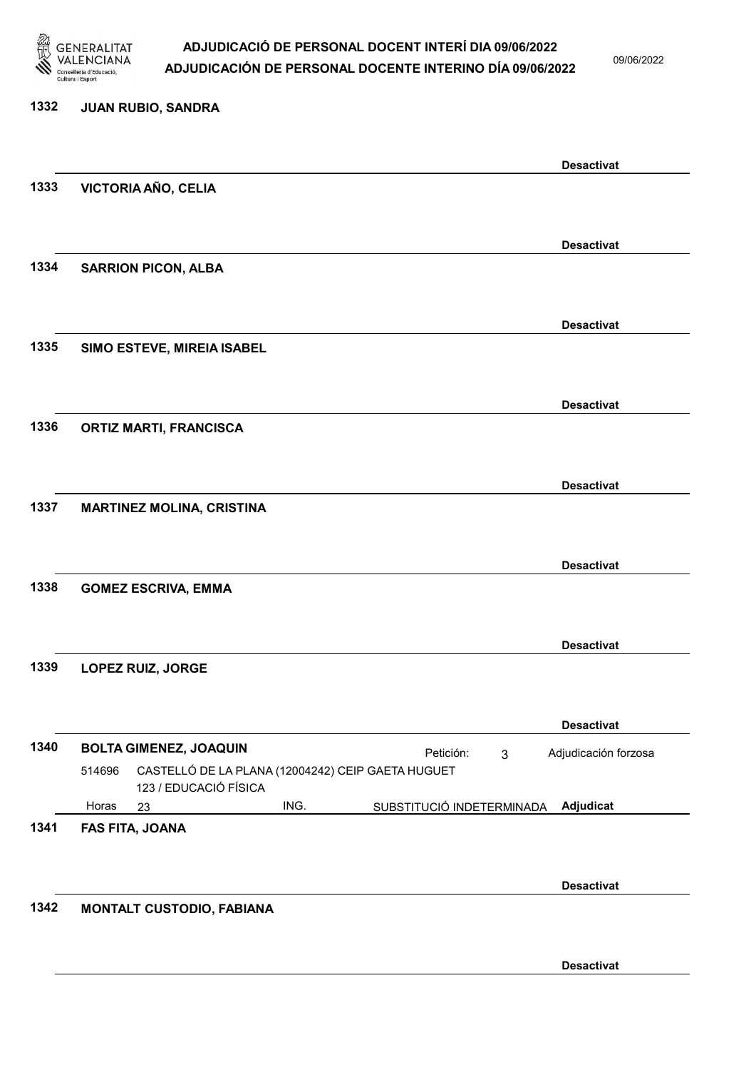1332 **JUAN RUBIO, SANDRA**

**Desactivat**

1333 **VICTORIA AÑO, CELIA**

**Desactivat**

1334 **SARRION PICON, ALBA**

**Desactivat**

1335 **SIMO ESTEVE, MIREIA ISABEL**

**Desactivat**

1336 **ORTIZ MARTI, FRANCISCA**

**Desactivat**

1337 **MARTINEZ MOLINA, CRISTINA**

**Desactivat**

1338 **GOMEZ ESCRIVA, EMMA**

**Desactivat**

1339 **LOPEZ RUIZ, JORGE**

**Desactivat**

1340 **BOLTA GIMENEZ, JOAQUIN** Petición: 3 Adjudicación forzosa

514696 CASTELLÓ DE LA PLANA (12004242) CEIP GAETA HUGUET
123 / EDUCACIÓ FÍSICA

Horas 23 ING. SUBSTITUCIÓ INDETERMINADA **Adjudicat**

1341 **FAS FITA, JOANA**

**Desactivat**

1342 **MONTALT CUSTODIO, FABIANA**

**Desactivat**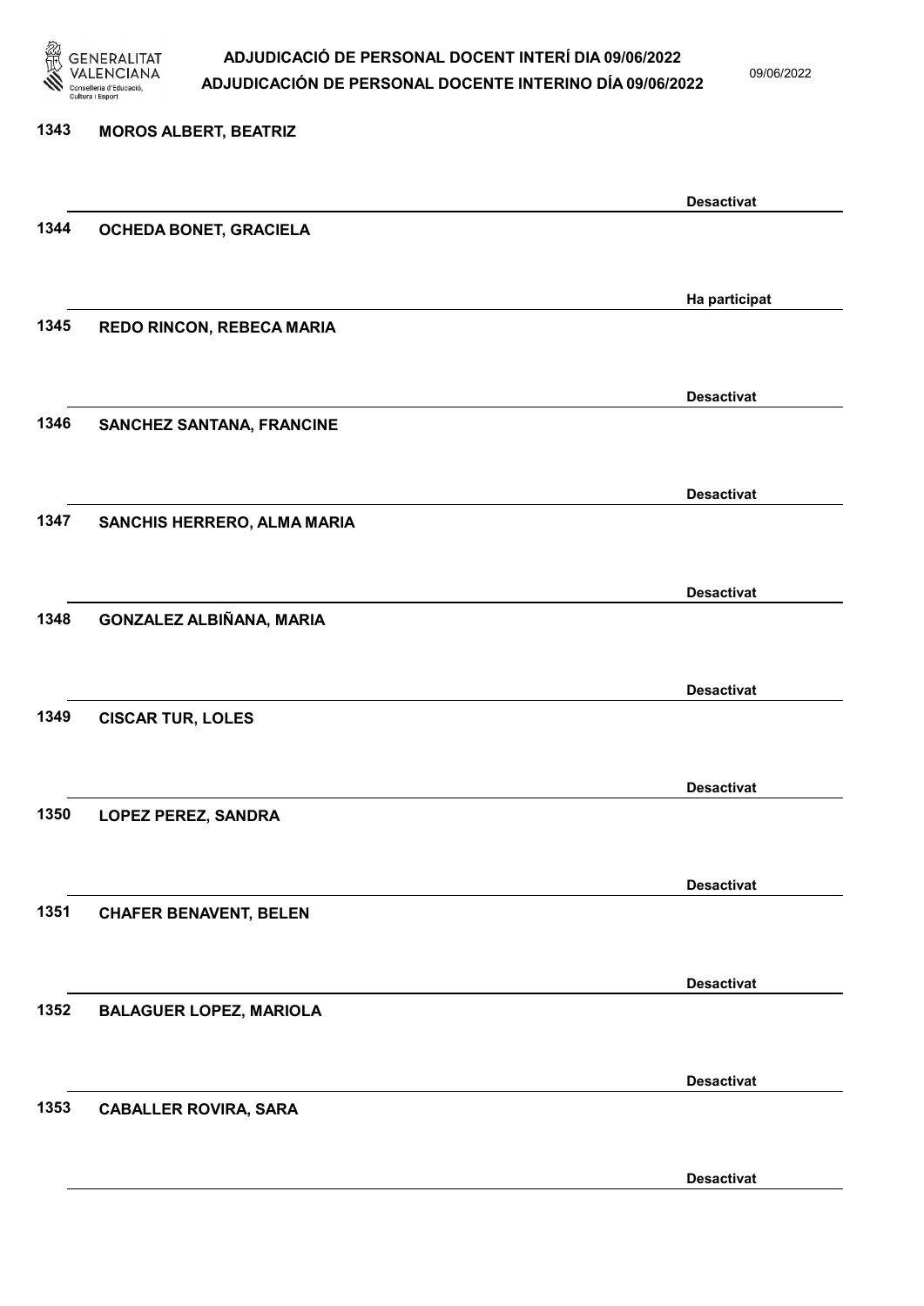| | | |
|---|---|---|
| 1343 | MOROS ALBERT, BEATRIZ | Desactivat |
| 1344 | OCHEDA BONET, GRACIELA | Ha participat |
| 1345 | REDO RINCON, REBECA MARIA | Desactivat |
| 1346 | SANCHEZ SANTANA, FRANCINE | Desactivat |
| 1347 | SANCHIS HERRERO, ALMA MARIA | Desactivat |
| 1348 | GONZALEZ ALBIÑANA, MARIA | Desactivat |
| 1349 | CISCAR TUR, LOLES | Desactivat |
| 1350 | LOPEZ PEREZ, SANDRA | Desactivat |
| 1351 | CHAFER BENAVENT, BELEN | Desactivat |
| 1352 | BALAGUER LOPEZ, MARIOLA | Desactivat |
| 1353 | CABALLER ROVIRA, SARA | Desactivat |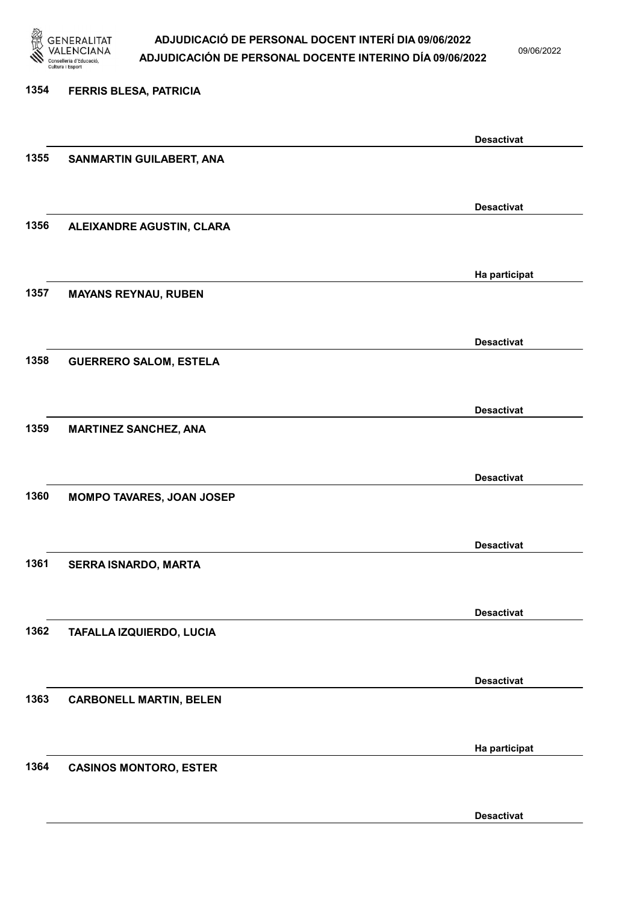| Núm. | Nom | Estat |
|---|---|---|
| 1354 | FERRIS BLESA, PATRICIA | Desactivat |
| 1355 | SANMARTIN GUILABERT, ANA | Desactivat |
| 1356 | ALEIXANDRE AGUSTIN, CLARA | Ha participat |
| 1357 | MAYANS REYNAU, RUBEN | Desactivat |
| 1358 | GUERRERO SALOM, ESTELA | Desactivat |
| 1359 | MARTINEZ SANCHEZ, ANA | Desactivat |
| 1360 | MOMPO TAVARES, JOAN JOSEP | Desactivat |
| 1361 | SERRA ISNARDO, MARTA | Desactivat |
| 1362 | TAFALLA IZQUIERDO, LUCIA | Desactivat |
| 1363 | CARBONELL MARTIN, BELEN | Ha participat |
| 1364 | CASINOS MONTORO, ESTER | Desactivat |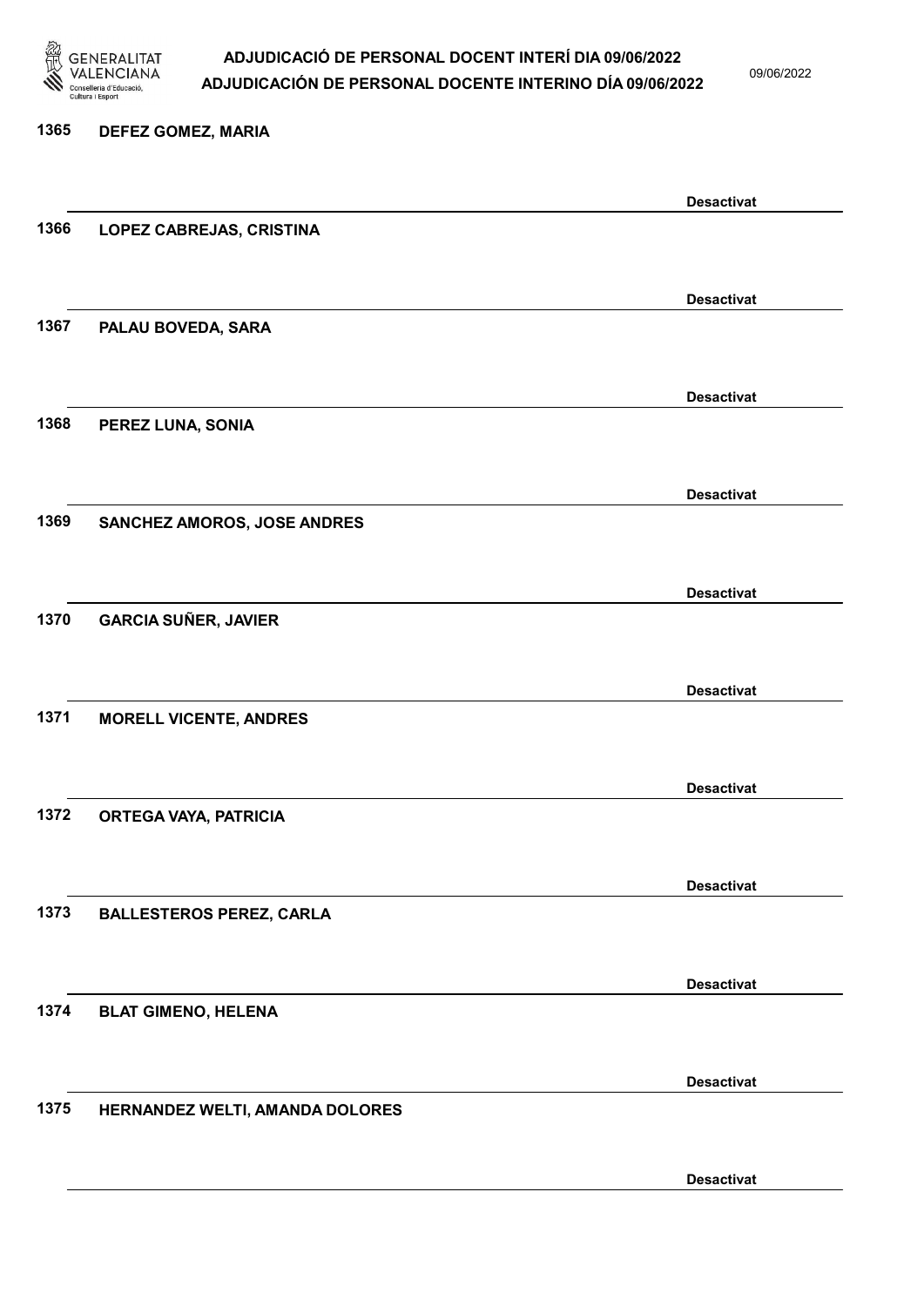1365 DEFEZ GOMEZ, MARIA

Desactivat

1366 LOPEZ CABREJAS, CRISTINA

Desactivat

1367 PALAU BOVEDA, SARA

Desactivat

1368 PEREZ LUNA, SONIA

Desactivat

1369 SANCHEZ AMOROS, JOSE ANDRES

Desactivat

1370 GARCIA SUÑER, JAVIER

Desactivat

1371 MORELL VICENTE, ANDRES

Desactivat

1372 ORTEGA VAYA, PATRICIA

Desactivat

1373 BALLESTEROS PEREZ, CARLA

Desactivat

1374 BLAT GIMENO, HELENA

Desactivat

1375 HERNANDEZ WELTI, AMANDA DOLORES

Desactivat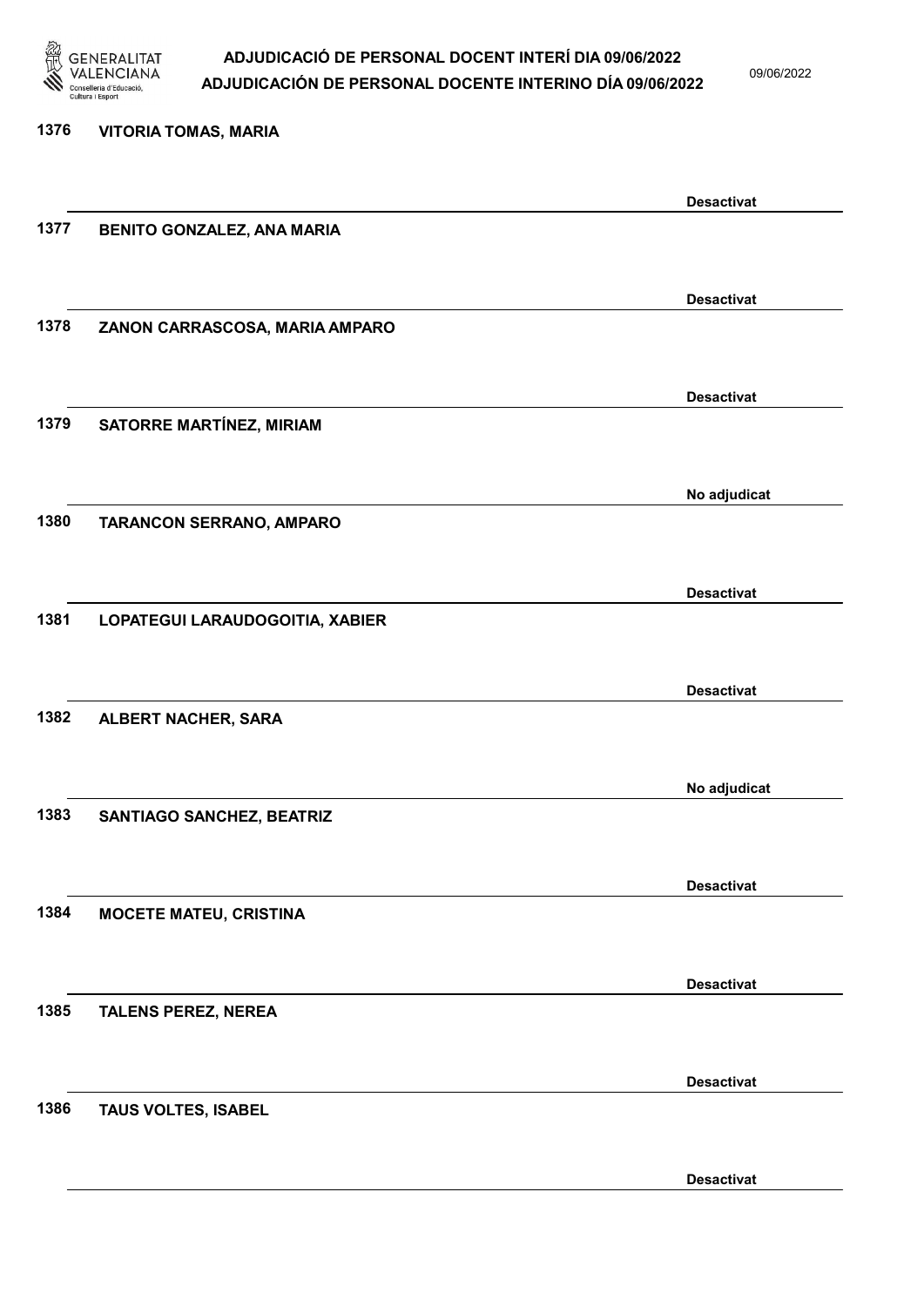1376 VITORIA TOMAS, MARIA

Desactivat

1377 BENITO GONZALEZ, ANA MARIA

Desactivat

1378 ZANON CARRASCOSA, MARIA AMPARO

Desactivat

1379 SATORRE MARTÍNEZ, MIRIAM

No adjudicat

1380 TARANCON SERRANO, AMPARO

Desactivat

1381 LOPATEGUI LARAUDOGOITIA, XABIER

Desactivat

1382 ALBERT NACHER, SARA

No adjudicat

1383 SANTIAGO SANCHEZ, BEATRIZ

Desactivat

1384 MOCETE MATEU, CRISTINA

Desactivat

1385 TALENS PEREZ, NEREA

Desactivat

1386 TAUS VOLTES, ISABEL

Desactivat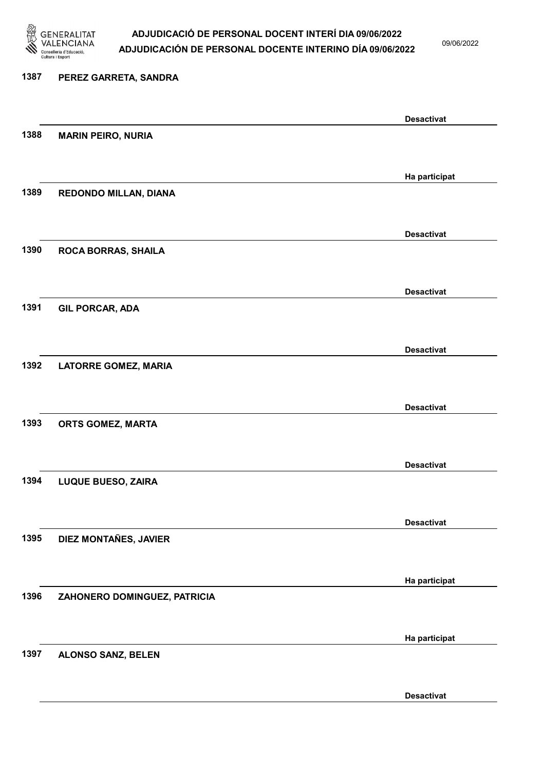| Núm. | Nom | Estat |
|---|---|---|
| 1387 | PEREZ GARRETA, SANDRA | Desactivat |
| 1388 | MARIN PEIRO, NURIA | Ha participat |
| 1389 | REDONDO MILLAN, DIANA | Desactivat |
| 1390 | ROCA BORRAS, SHAILA | Desactivat |
| 1391 | GIL PORCAR, ADA | Desactivat |
| 1392 | LATORRE GOMEZ, MARIA | Desactivat |
| 1393 | ORTS GOMEZ, MARTA | Desactivat |
| 1394 | LUQUE BUESO, ZAIRA | Desactivat |
| 1395 | DIEZ MONTAÑES, JAVIER | Ha participat |
| 1396 | ZAHONERO DOMINGUEZ, PATRICIA | Ha participat |
| 1397 | ALONSO SANZ, BELEN | Desactivat |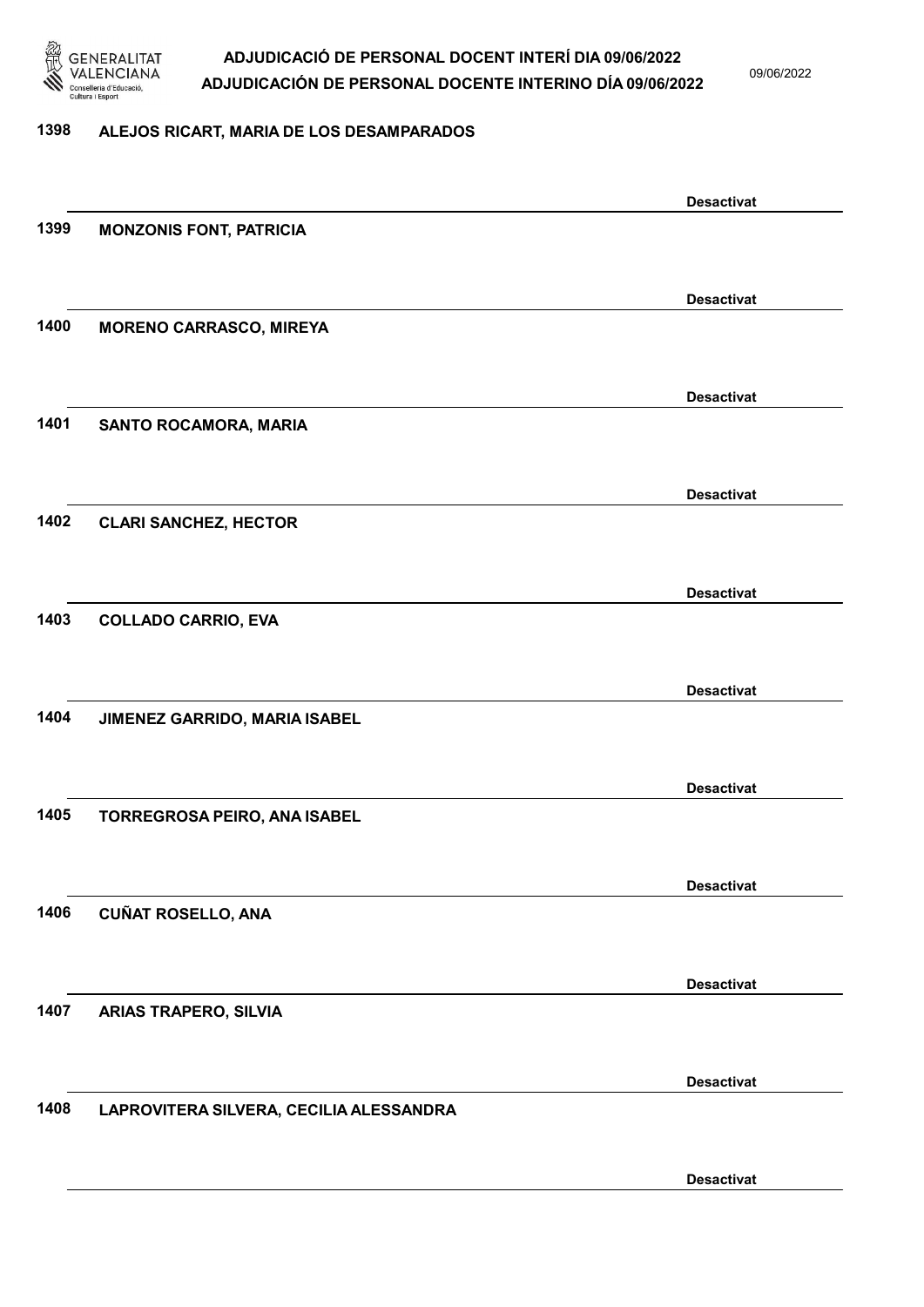| | | |
|---|---|---|
| 1398 | ALEJOS RICART, MARIA DE LOS DESAMPARADOS | Desactivat |
| 1399 | MONZONIS FONT, PATRICIA | Desactivat |
| 1400 | MORENO CARRASCO, MIREYA | Desactivat |
| 1401 | SANTO ROCAMORA, MARIA | Desactivat |
| 1402 | CLARI SANCHEZ, HECTOR | Desactivat |
| 1403 | COLLADO CARRIO, EVA | Desactivat |
| 1404 | JIMENEZ GARRIDO, MARIA ISABEL | Desactivat |
| 1405 | TORREGROSA PEIRO, ANA ISABEL | Desactivat |
| 1406 | CUÑAT ROSELLO, ANA | Desactivat |
| 1407 | ARIAS TRAPERO, SILVIA | Desactivat |
| 1408 | LAPROVITERA SILVERA, CECILIA ALESSANDRA | Desactivat |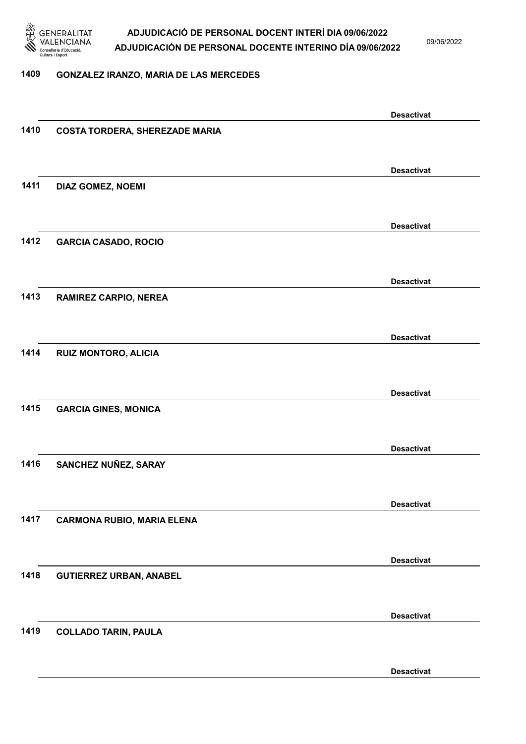1409 GONZALEZ IRANZO, MARIA DE LAS MERCEDES

Desactivat

1410 COSTA TORDERA, SHEREZADE MARIA

Desactivat

1411 DIAZ GOMEZ, NOEMI

Desactivat

1412 GARCIA CASADO, ROCIO

Desactivat

1413 RAMIREZ CARPIO, NEREA

Desactivat

1414 RUIZ MONTORO, ALICIA

Desactivat

1415 GARCIA GINES, MONICA

Desactivat

1416 SANCHEZ NUÑEZ, SARAY

Desactivat

1417 CARMONA RUBIO, MARIA ELENA

Desactivat

1418 GUTIERREZ URBAN, ANABEL

Desactivat

1419 COLLADO TARIN, PAULA

Desactivat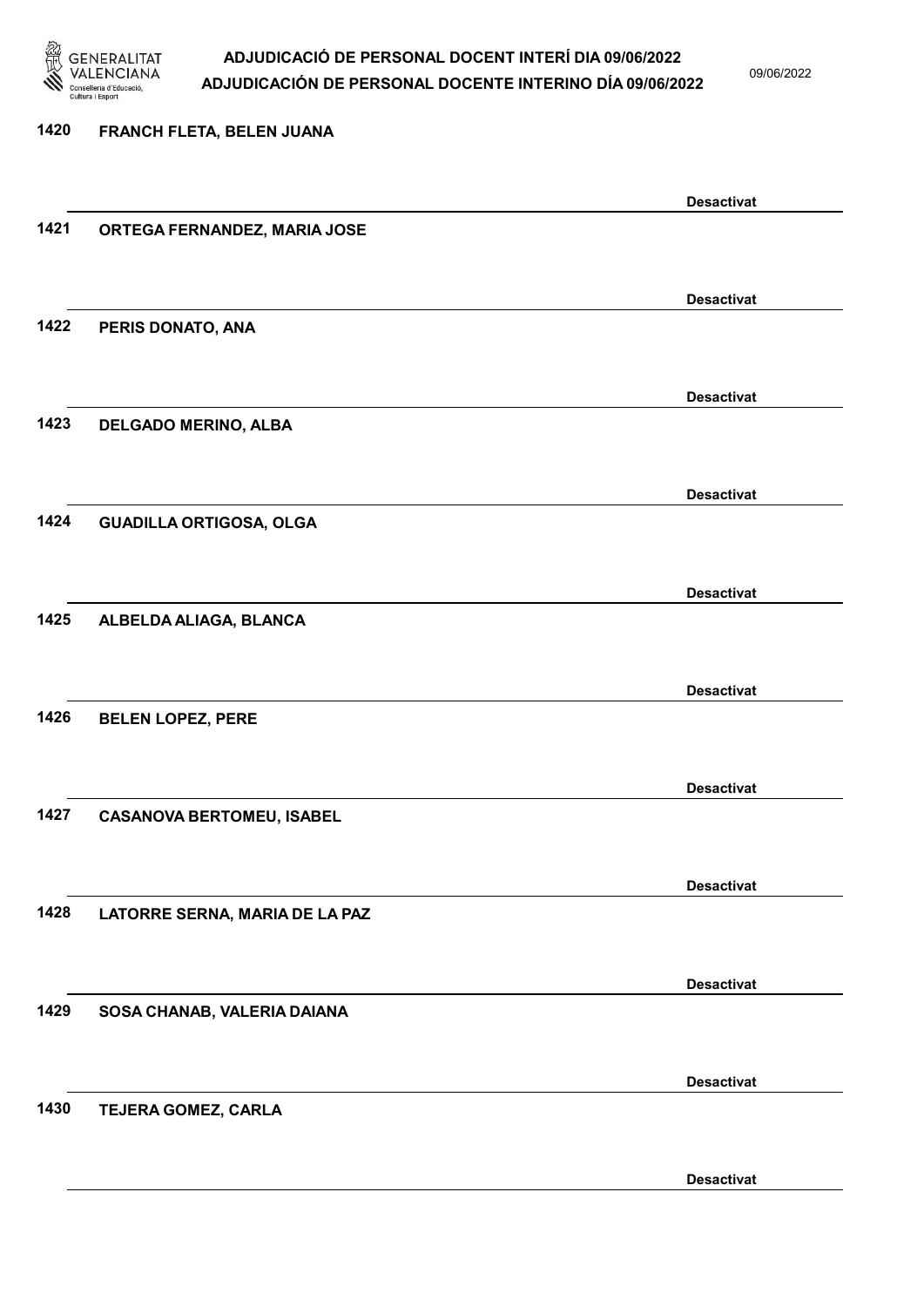1420 FRANCH FLETA, BELEN JUANA

Desactivat

1421 ORTEGA FERNANDEZ, MARIA JOSE

Desactivat

1422 PERIS DONATO, ANA

Desactivat

1423 DELGADO MERINO, ALBA

Desactivat

1424 GUADILLA ORTIGOSA, OLGA

Desactivat

1425 ALBELDA ALIAGA, BLANCA

Desactivat

1426 BELEN LOPEZ, PERE

Desactivat

1427 CASANOVA BERTOMEU, ISABEL

Desactivat

1428 LATORRE SERNA, MARIA DE LA PAZ

Desactivat

1429 SOSA CHANAB, VALERIA DAIANA

Desactivat

1430 TEJERA GOMEZ, CARLA

Desactivat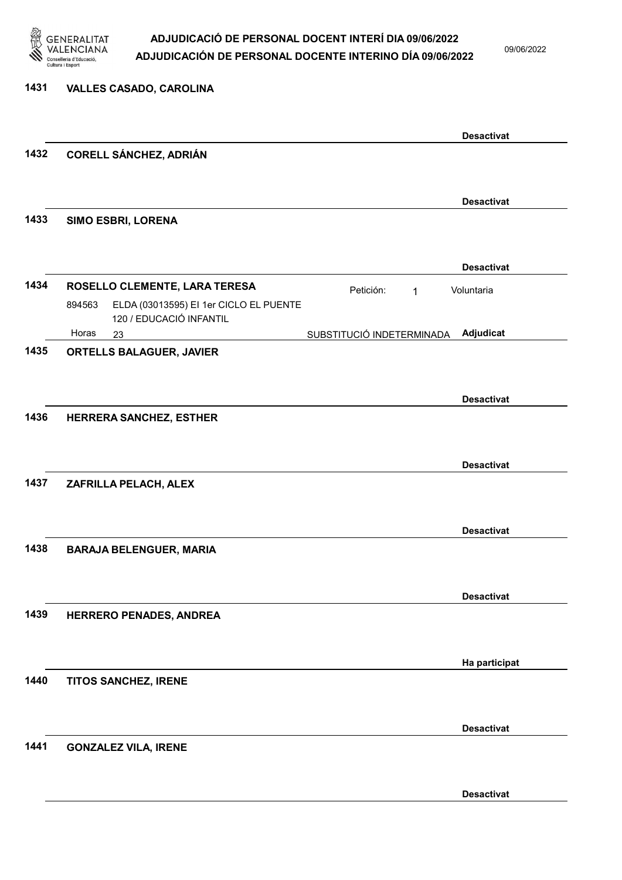**1431** **VALLES CASADO, CAROLINA**

**Desactivat**

---

**1432** **CORELL SÁNCHEZ, ADRIÁN**

**Desactivat**

---

**1433** **SIMO ESBRI, LORENA**

**Desactivat**

---

**1434** **ROSELLO CLEMENTE, LARA TERESA** — Petición: 1 — Voluntaria

894563 ELDA (03013595) EI 1er CICLO EL PUENTE
120 / EDUCACIÓ INFANTIL

Horas 23 — SUBSTITUCIÓ INDETERMINADA — **Adjudicat**

---

**1435** **ORTELLS BALAGUER, JAVIER**

**Desactivat**

---

**1436** **HERRERA SANCHEZ, ESTHER**

**Desactivat**

---

**1437** **ZAFRILLA PELACH, ALEX**

**Desactivat**

---

**1438** **BARAJA BELENGUER, MARIA**

**Desactivat**

---

**1439** **HERRERO PENADES, ANDREA**

**Ha participat**

---

**1440** **TITOS SANCHEZ, IRENE**

**Desactivat**

---

**1441** **GONZALEZ VILA, IRENE**

**Desactivat**

---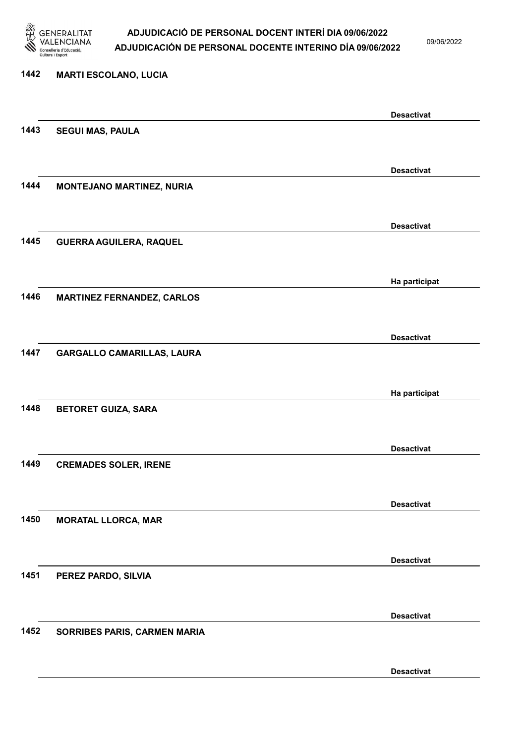1442 **MARTI ESCOLANO, LUCIA**

**Desactivat**

1443 **SEGUI MAS, PAULA**

**Desactivat**

1444 **MONTEJANO MARTINEZ, NURIA**

**Desactivat**

1445 **GUERRA AGUILERA, RAQUEL**

**Ha participat**

1446 **MARTINEZ FERNANDEZ, CARLOS**

**Desactivat**

1447 **GARGALLO CAMARILLAS, LAURA**

**Ha participat**

1448 **BETORET GUIZA, SARA**

**Desactivat**

1449 **CREMADES SOLER, IRENE**

**Desactivat**

1450 **MORATAL LLORCA, MAR**

**Desactivat**

1451 **PEREZ PARDO, SILVIA**

**Desactivat**

1452 **SORRIBES PARIS, CARMEN MARIA**

**Desactivat**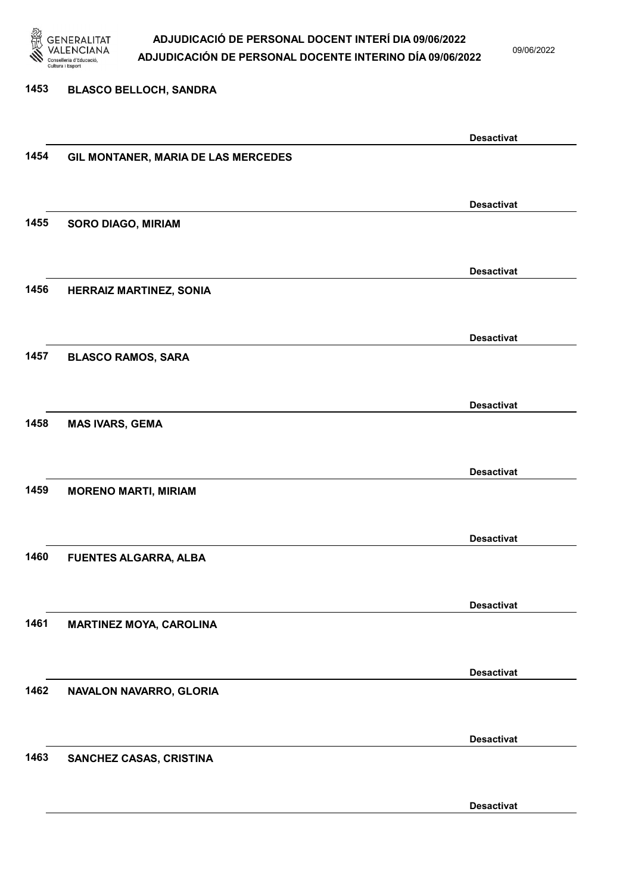1453 BLASCO BELLOCH, SANDRA

Desactivat

1454 GIL MONTANER, MARIA DE LAS MERCEDES

Desactivat

1455 SORO DIAGO, MIRIAM

Desactivat

1456 HERRAIZ MARTINEZ, SONIA

Desactivat

1457 BLASCO RAMOS, SARA

Desactivat

1458 MAS IVARS, GEMA

Desactivat

1459 MORENO MARTI, MIRIAM

Desactivat

1460 FUENTES ALGARRA, ALBA

Desactivat

1461 MARTINEZ MOYA, CAROLINA

Desactivat

1462 NAVALON NAVARRO, GLORIA

Desactivat

1463 SANCHEZ CASAS, CRISTINA

Desactivat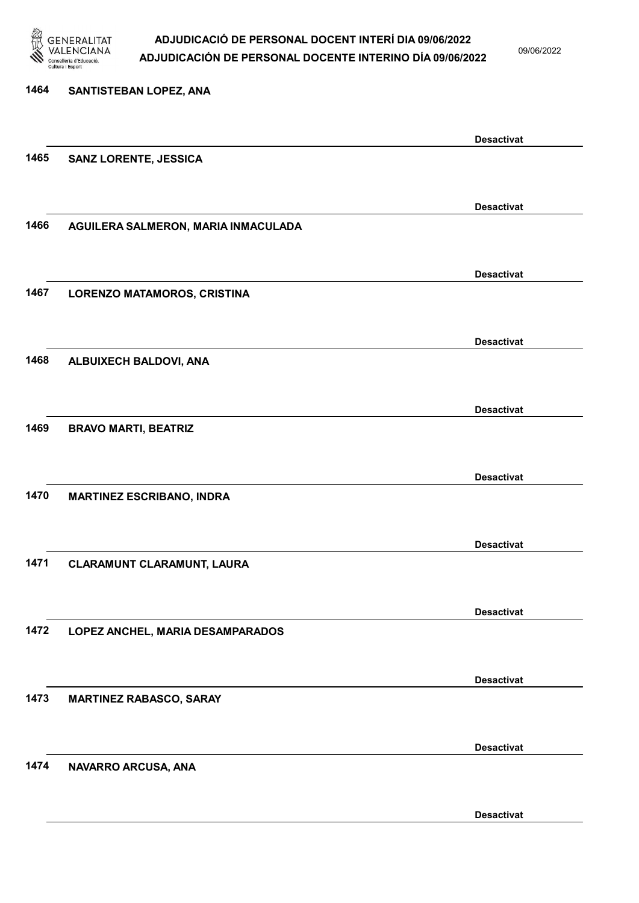1464 SANTISTEBAN LOPEZ, ANA

Desactivat

1465 SANZ LORENTE, JESSICA

Desactivat

1466 AGUILERA SALMERON, MARIA INMACULADA

Desactivat

1467 LORENZO MATAMOROS, CRISTINA

Desactivat

1468 ALBUIXECH BALDOVI, ANA

Desactivat

1469 BRAVO MARTI, BEATRIZ

Desactivat

1470 MARTINEZ ESCRIBANO, INDRA

Desactivat

1471 CLARAMUNT CLARAMUNT, LAURA

Desactivat

1472 LOPEZ ANCHEL, MARIA DESAMPARADOS

Desactivat

1473 MARTINEZ RABASCO, SARAY

Desactivat

1474 NAVARRO ARCUSA, ANA

Desactivat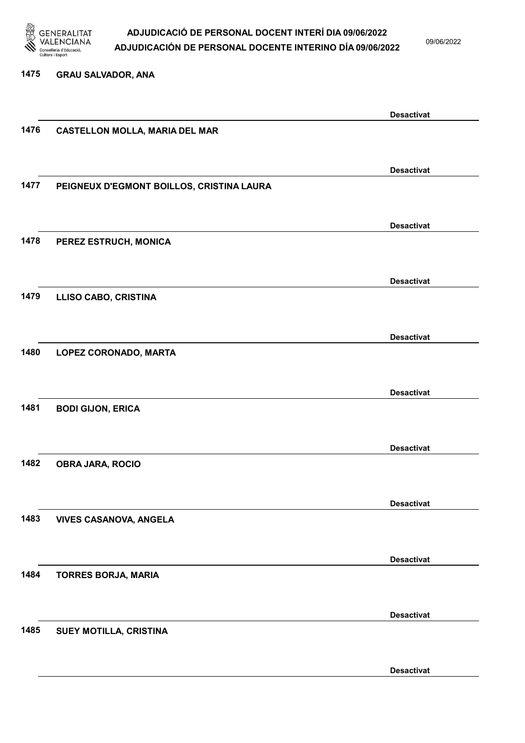1475 GRAU SALVADOR, ANA

Desactivat

1476 CASTELLON MOLLA, MARIA DEL MAR

Desactivat

1477 PEIGNEUX D'EGMONT BOILLOS, CRISTINA LAURA

Desactivat

1478 PEREZ ESTRUCH, MONICA

Desactivat

1479 LLISO CABO, CRISTINA

Desactivat

1480 LOPEZ CORONADO, MARTA

Desactivat

1481 BODI GIJON, ERICA

Desactivat

1482 OBRA JARA, ROCIO

Desactivat

1483 VIVES CASANOVA, ANGELA

Desactivat

1484 TORRES BORJA, MARIA

Desactivat

1485 SUEY MOTILLA, CRISTINA

Desactivat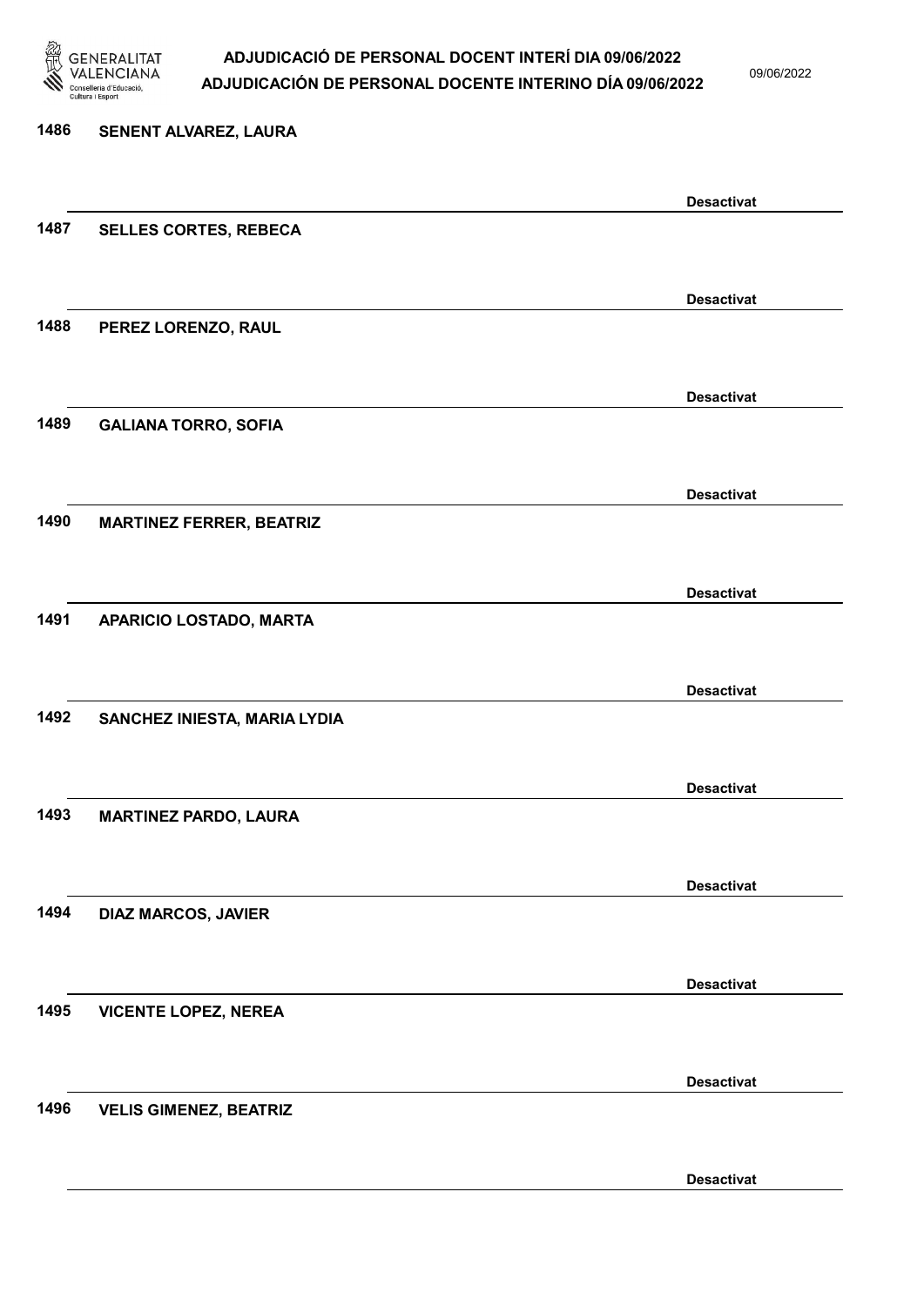1486 SENENT ALVAREZ, LAURA

Desactivat

1487 SELLES CORTES, REBECA

Desactivat

1488 PEREZ LORENZO, RAUL

Desactivat

1489 GALIANA TORRO, SOFIA

Desactivat

1490 MARTINEZ FERRER, BEATRIZ

Desactivat

1491 APARICIO LOSTADO, MARTA

Desactivat

1492 SANCHEZ INIESTA, MARIA LYDIA

Desactivat

1493 MARTINEZ PARDO, LAURA

Desactivat

1494 DIAZ MARCOS, JAVIER

Desactivat

1495 VICENTE LOPEZ, NEREA

Desactivat

1496 VELIS GIMENEZ, BEATRIZ

Desactivat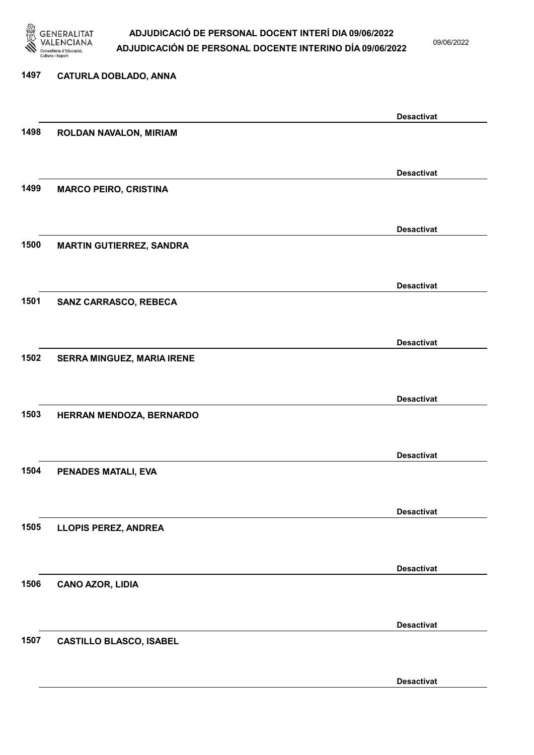1497 CATURLA DOBLADO, ANNA

Desactivat

1498 ROLDAN NAVALON, MIRIAM

Desactivat

1499 MARCO PEIRO, CRISTINA

Desactivat

1500 MARTIN GUTIERREZ, SANDRA

Desactivat

1501 SANZ CARRASCO, REBECA

Desactivat

1502 SERRA MINGUEZ, MARIA IRENE

Desactivat

1503 HERRAN MENDOZA, BERNARDO

Desactivat

1504 PENADES MATALI, EVA

Desactivat

1505 LLOPIS PEREZ, ANDREA

Desactivat

1506 CANO AZOR, LIDIA

Desactivat

1507 CASTILLO BLASCO, ISABEL

Desactivat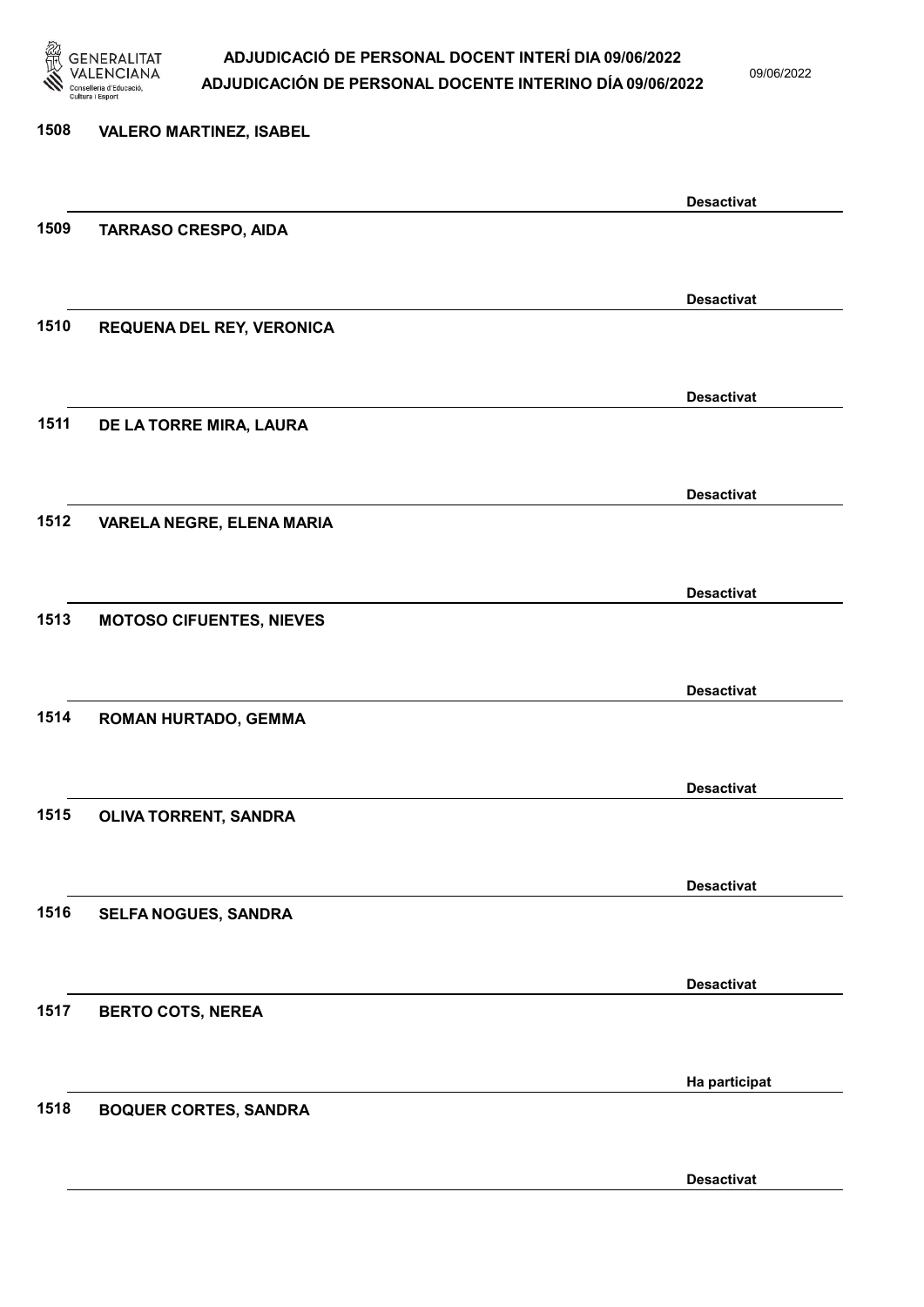| | | |
|---|---|---|
| 1508 | VALERO MARTINEZ, ISABEL | Desactivat |
| 1509 | TARRASO CRESPO, AIDA | Desactivat |
| 1510 | REQUENA DEL REY, VERONICA | Desactivat |
| 1511 | DE LA TORRE MIRA, LAURA | Desactivat |
| 1512 | VARELA NEGRE, ELENA MARIA | Desactivat |
| 1513 | MOTOSO CIFUENTES, NIEVES | Desactivat |
| 1514 | ROMAN HURTADO, GEMMA | Desactivat |
| 1515 | OLIVA TORRENT, SANDRA | Desactivat |
| 1516 | SELFA NOGUES, SANDRA | Desactivat |
| 1517 | BERTO COTS, NEREA | Ha participat |
| 1518 | BOQUER CORTES, SANDRA | Desactivat |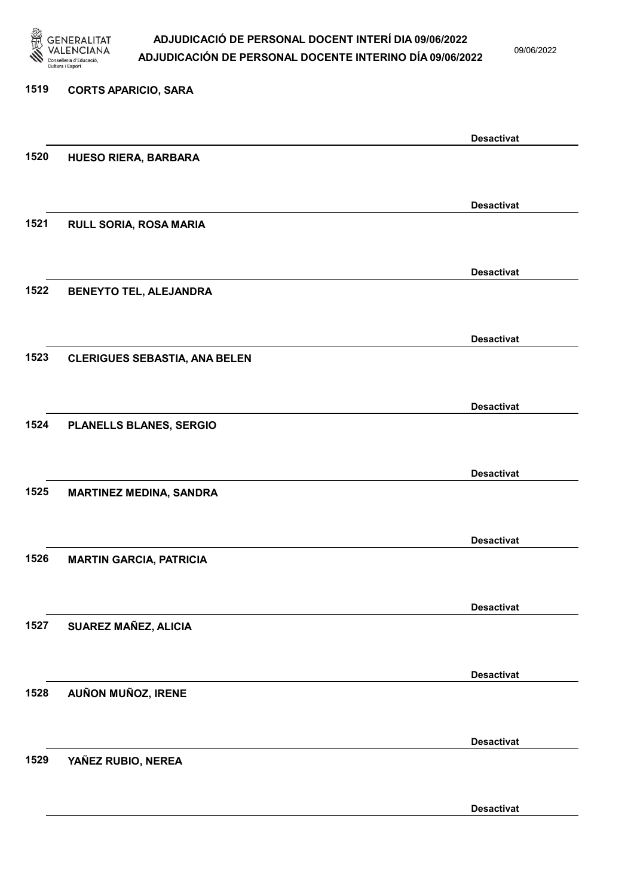1519 **CORTS APARICIO, SARA**

**Desactivat**

1520 **HUESO RIERA, BARBARA**

**Desactivat**

1521 **RULL SORIA, ROSA MARIA**

**Desactivat**

1522 **BENEYTO TEL, ALEJANDRA**

**Desactivat**

1523 **CLERIGUES SEBASTIA, ANA BELEN**

**Desactivat**

1524 **PLANELLS BLANES, SERGIO**

**Desactivat**

1525 **MARTINEZ MEDINA, SANDRA**

**Desactivat**

1526 **MARTIN GARCIA, PATRICIA**

**Desactivat**

1527 **SUAREZ MAÑEZ, ALICIA**

**Desactivat**

1528 **AUÑON MUÑOZ, IRENE**

**Desactivat**

1529 **YAÑEZ RUBIO, NEREA**

**Desactivat**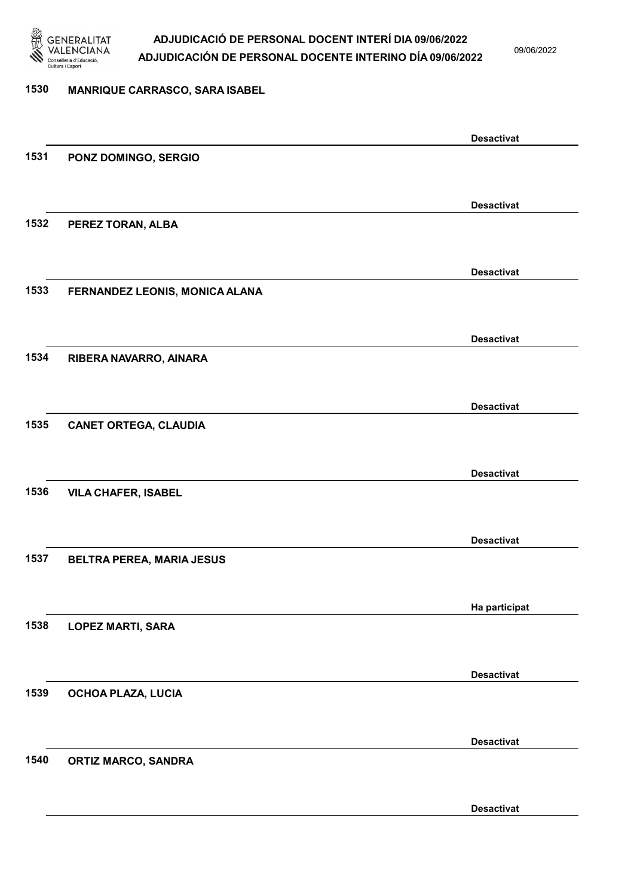| Núm. | Nom | Estat |
|---|---|---|
| 1530 | MANRIQUE CARRASCO, SARA ISABEL | Desactivat |
| 1531 | PONZ DOMINGO, SERGIO | Desactivat |
| 1532 | PEREZ TORAN, ALBA | Desactivat |
| 1533 | FERNANDEZ LEONIS, MONICA ALANA | Desactivat |
| 1534 | RIBERA NAVARRO, AINARA | Desactivat |
| 1535 | CANET ORTEGA, CLAUDIA | Desactivat |
| 1536 | VILA CHAFER, ISABEL | Desactivat |
| 1537 | BELTRA PEREA, MARIA JESUS | Ha participat |
| 1538 | LOPEZ MARTI, SARA | Desactivat |
| 1539 | OCHOA PLAZA, LUCIA | Desactivat |
| 1540 | ORTIZ MARCO, SANDRA | Desactivat |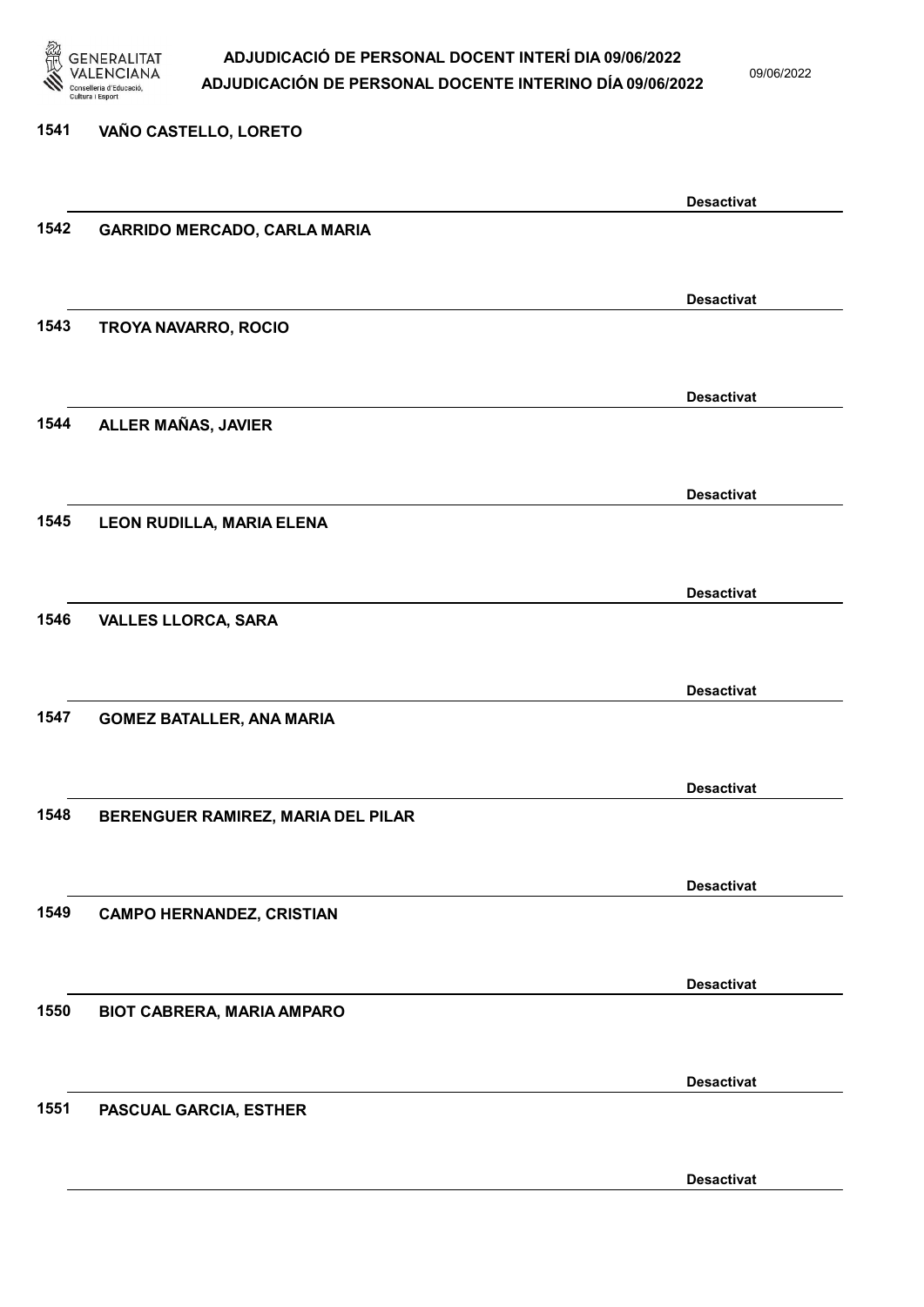| Núm. | Nom | Estat |
| --- | --- | --- |
| 1541 | VAÑO CASTELLO, LORETO | Desactivat |
| 1542 | GARRIDO MERCADO, CARLA MARIA | Desactivat |
| 1543 | TROYA NAVARRO, ROCIO | Desactivat |
| 1544 | ALLER MAÑAS, JAVIER | Desactivat |
| 1545 | LEON RUDILLA, MARIA ELENA | Desactivat |
| 1546 | VALLES LLORCA, SARA | Desactivat |
| 1547 | GOMEZ BATALLER, ANA MARIA | Desactivat |
| 1548 | BERENGUER RAMIREZ, MARIA DEL PILAR | Desactivat |
| 1549 | CAMPO HERNANDEZ, CRISTIAN | Desactivat |
| 1550 | BIOT CABRERA, MARIA AMPARO | Desactivat |
| 1551 | PASCUAL GARCIA, ESTHER | Desactivat |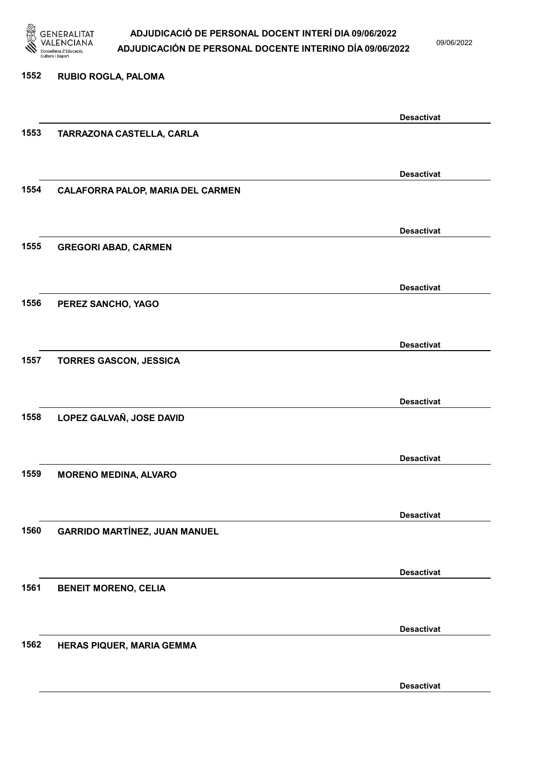1552 RUBIO ROGLA, PALOMA

Desactivat

1553 TARRAZONA CASTELLA, CARLA

Desactivat

1554 CALAFORRA PALOP, MARIA DEL CARMEN

Desactivat

1555 GREGORI ABAD, CARMEN

Desactivat

1556 PEREZ SANCHO, YAGO

Desactivat

1557 TORRES GASCON, JESSICA

Desactivat

1558 LOPEZ GALVAÑ, JOSE DAVID

Desactivat

1559 MORENO MEDINA, ALVARO

Desactivat

1560 GARRIDO MARTÍNEZ, JUAN MANUEL

Desactivat

1561 BENEIT MORENO, CELIA

Desactivat

1562 HERAS PIQUER, MARIA GEMMA

Desactivat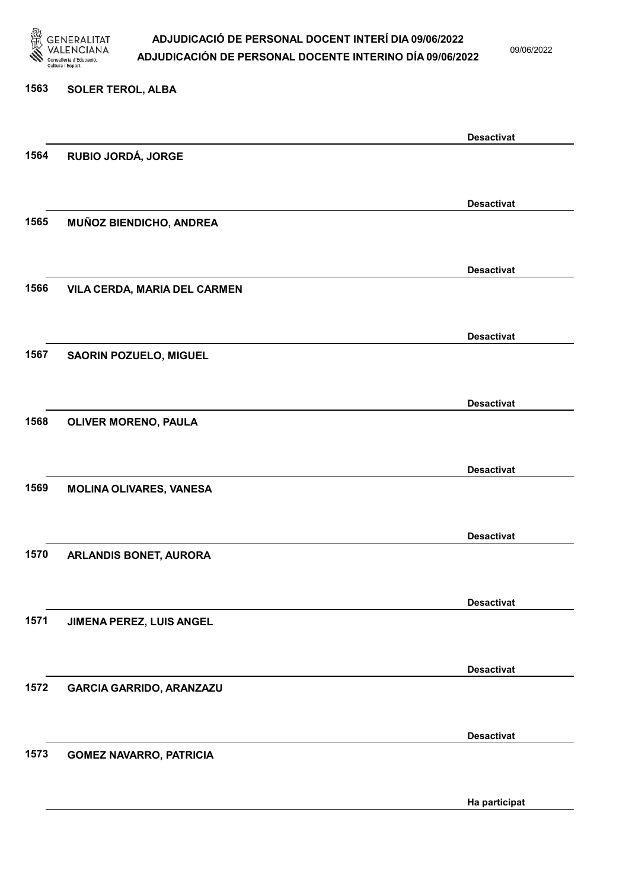1563 SOLER TEROL, ALBA

Desactivat

1564 RUBIO JORDÁ, JORGE

Desactivat

1565 MUÑOZ BIENDICHO, ANDREA

Desactivat

1566 VILA CERDA, MARIA DEL CARMEN

Desactivat

1567 SAORIN POZUELO, MIGUEL

Desactivat

1568 OLIVER MORENO, PAULA

Desactivat

1569 MOLINA OLIVARES, VANESA

Desactivat

1570 ARLANDIS BONET, AURORA

Desactivat

1571 JIMENA PEREZ, LUIS ANGEL

Desactivat

1572 GARCIA GARRIDO, ARANZAZU

Desactivat

1573 GOMEZ NAVARRO, PATRICIA

Ha participat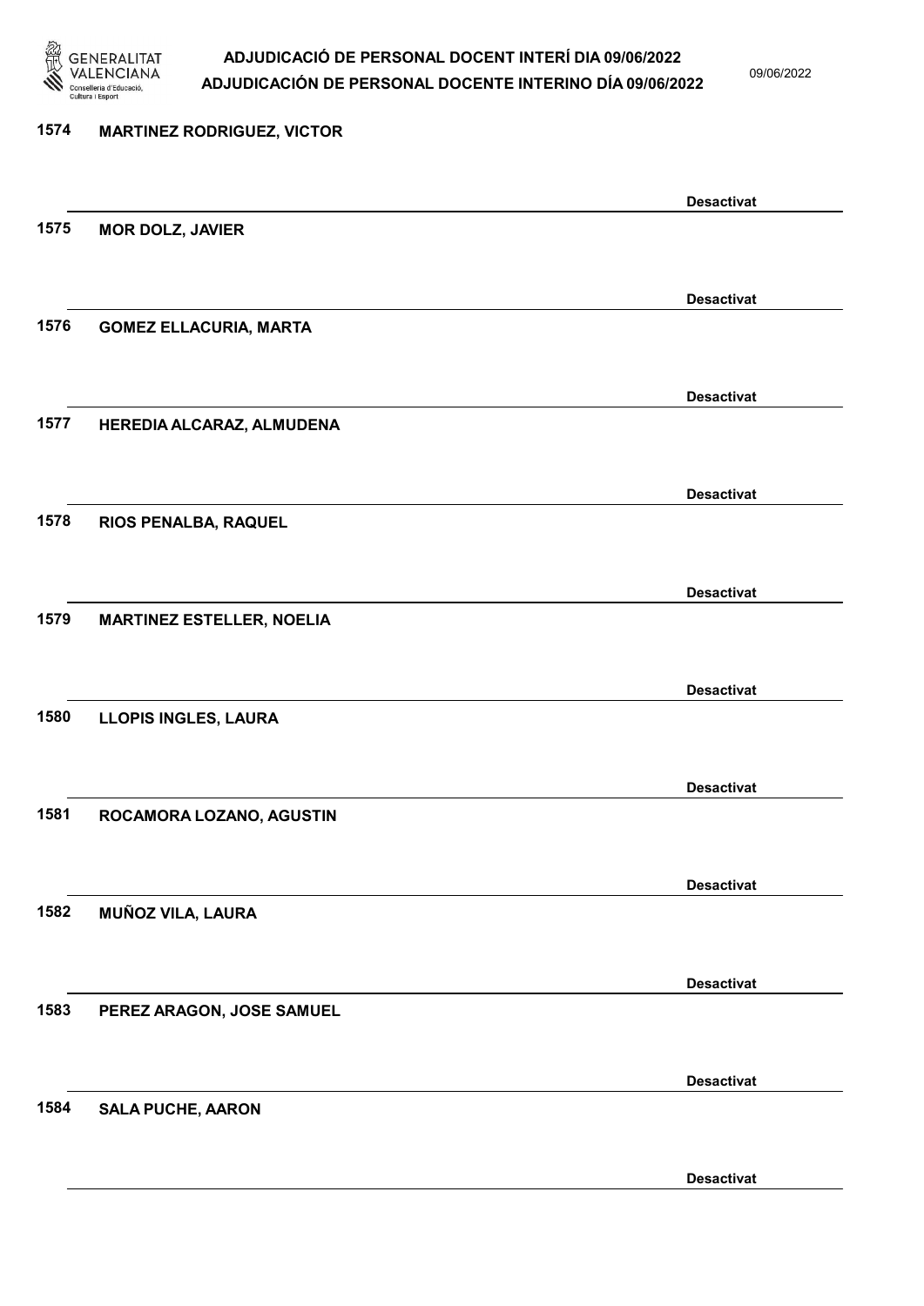1574 MARTINEZ RODRIGUEZ, VICTOR

Desactivat

1575 MOR DOLZ, JAVIER

Desactivat

1576 GOMEZ ELLACURIA, MARTA

Desactivat

1577 HEREDIA ALCARAZ, ALMUDENA

Desactivat

1578 RIOS PENALBA, RAQUEL

Desactivat

1579 MARTINEZ ESTELLER, NOELIA

Desactivat

1580 LLOPIS INGLES, LAURA

Desactivat

1581 ROCAMORA LOZANO, AGUSTIN

Desactivat

1582 MUÑOZ VILA, LAURA

Desactivat

1583 PEREZ ARAGON, JOSE SAMUEL

Desactivat

1584 SALA PUCHE, AARON

Desactivat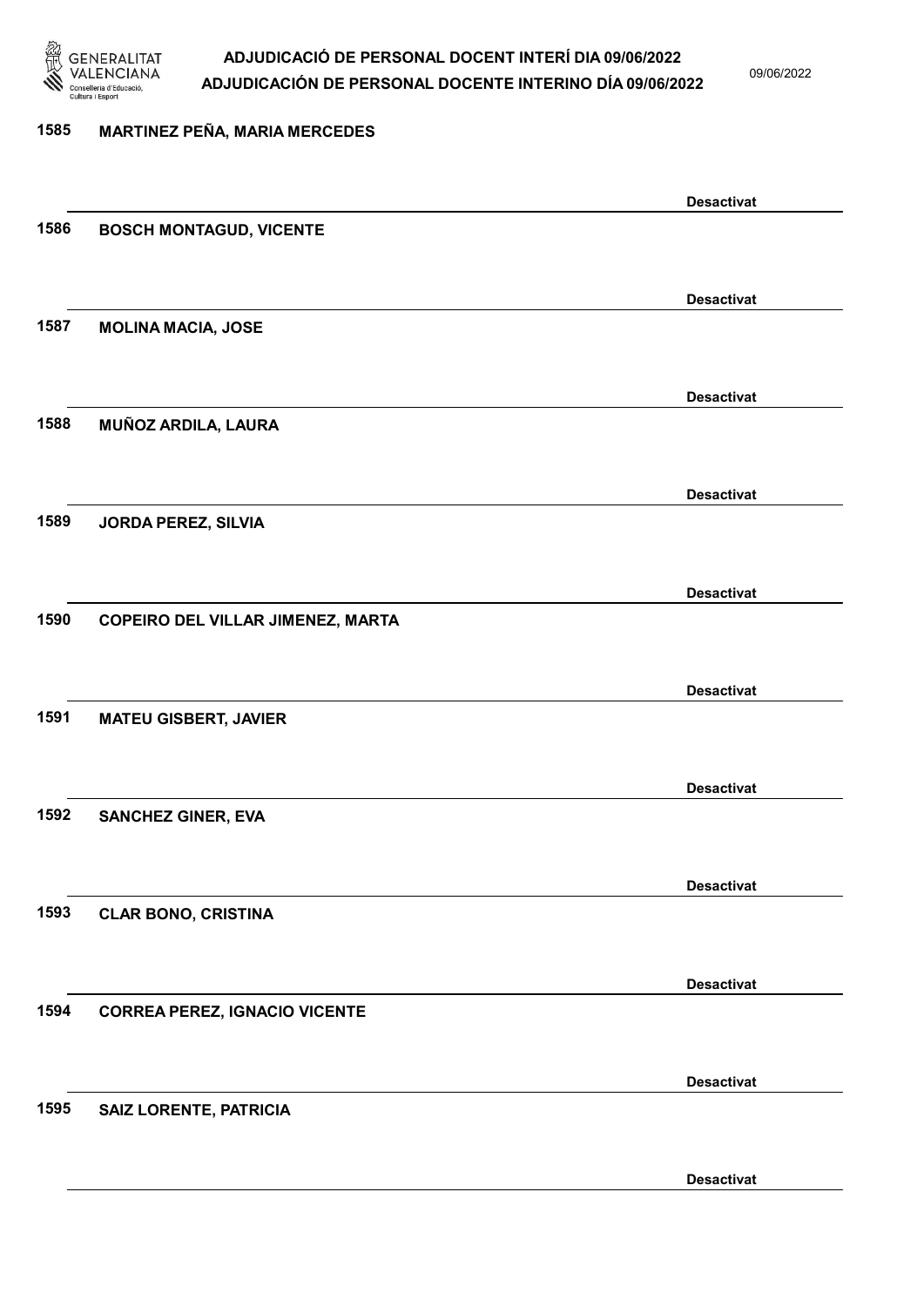1585 MARTINEZ PEÑA, MARIA MERCEDES

Desactivat

1586 BOSCH MONTAGUD, VICENTE

Desactivat

1587 MOLINA MACIA, JOSE

Desactivat

1588 MUÑOZ ARDILA, LAURA

Desactivat

1589 JORDA PEREZ, SILVIA

Desactivat

1590 COPEIRO DEL VILLAR JIMENEZ, MARTA

Desactivat

1591 MATEU GISBERT, JAVIER

Desactivat

1592 SANCHEZ GINER, EVA

Desactivat

1593 CLAR BONO, CRISTINA

Desactivat

1594 CORREA PEREZ, IGNACIO VICENTE

Desactivat

1595 SAIZ LORENTE, PATRICIA

Desactivat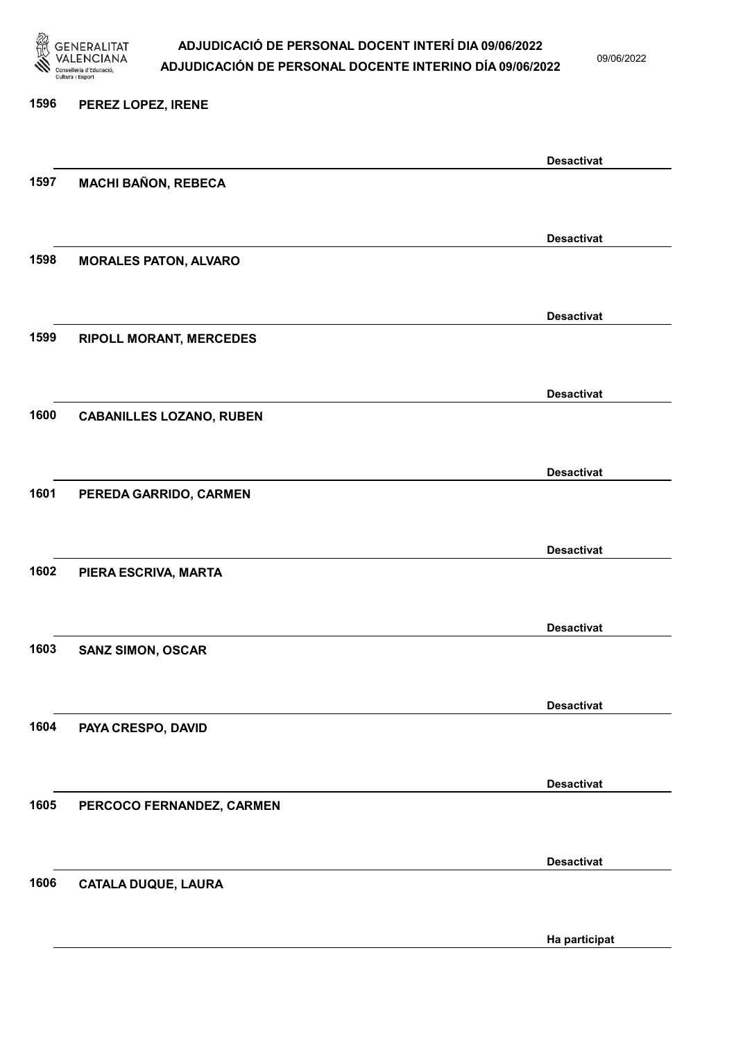| | | |
|---|---|---|
| 1596 | PEREZ LOPEZ, IRENE | Desactivat |
| 1597 | MACHI BAÑON, REBECA | Desactivat |
| 1598 | MORALES PATON, ALVARO | Desactivat |
| 1599 | RIPOLL MORANT, MERCEDES | Desactivat |
| 1600 | CABANILLES LOZANO, RUBEN | Desactivat |
| 1601 | PEREDA GARRIDO, CARMEN | Desactivat |
| 1602 | PIERA ESCRIVA, MARTA | Desactivat |
| 1603 | SANZ SIMON, OSCAR | Desactivat |
| 1604 | PAYA CRESPO, DAVID | Desactivat |
| 1605 | PERCOCO FERNANDEZ, CARMEN | Desactivat |
| 1606 | CATALA DUQUE, LAURA | Ha participat |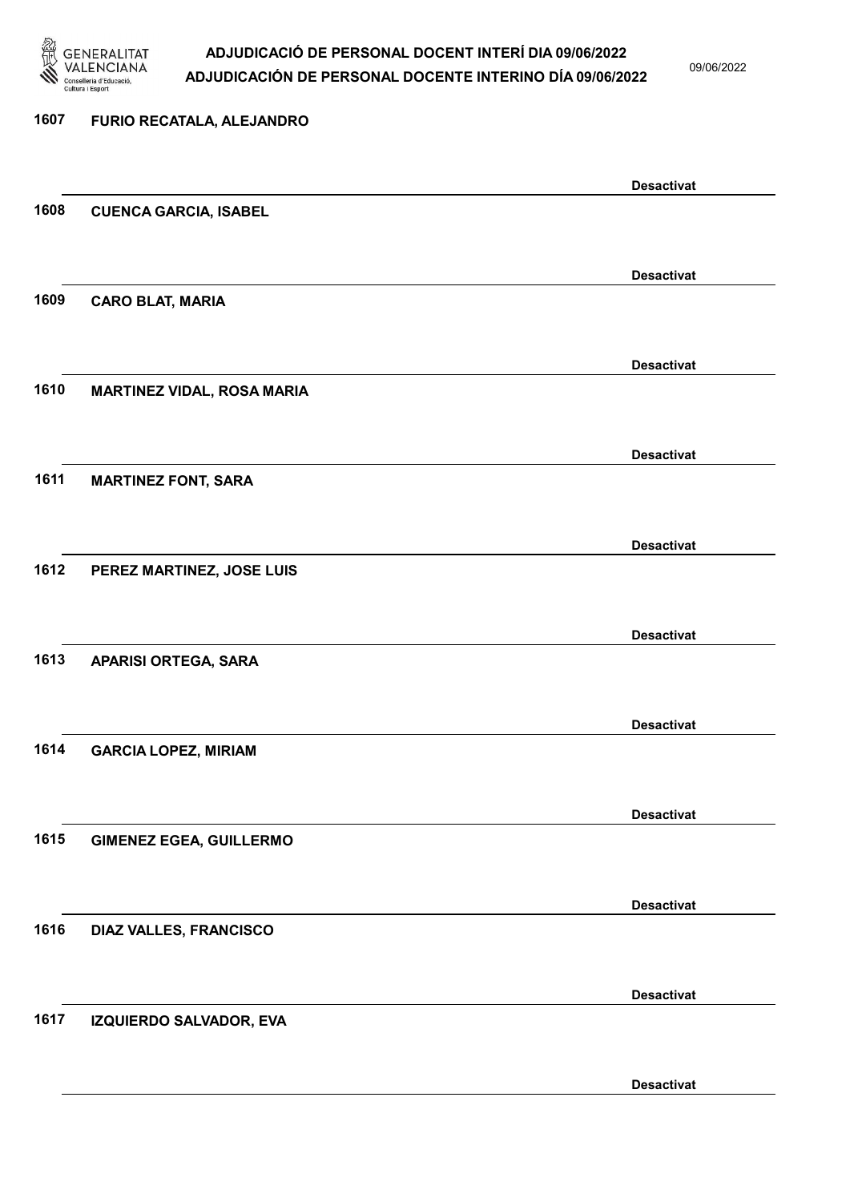1607 FURIO RECATALA, ALEJANDRO

Desactivat

1608 CUENCA GARCIA, ISABEL

Desactivat

1609 CARO BLAT, MARIA

Desactivat

1610 MARTINEZ VIDAL, ROSA MARIA

Desactivat

1611 MARTINEZ FONT, SARA

Desactivat

1612 PEREZ MARTINEZ, JOSE LUIS

Desactivat

1613 APARISI ORTEGA, SARA

Desactivat

1614 GARCIA LOPEZ, MIRIAM

Desactivat

1615 GIMENEZ EGEA, GUILLERMO

Desactivat

1616 DIAZ VALLES, FRANCISCO

Desactivat

1617 IZQUIERDO SALVADOR, EVA

Desactivat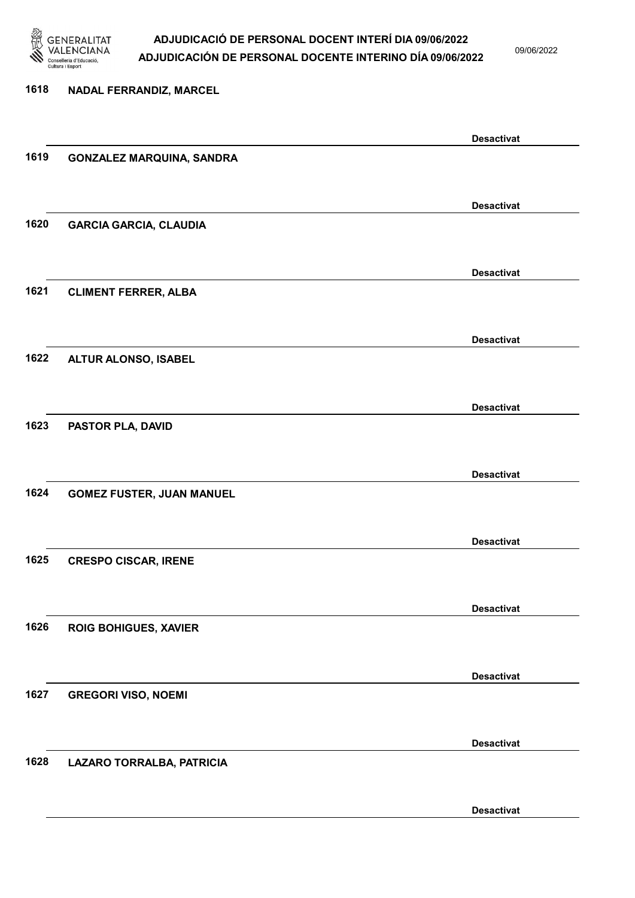1618 NADAL FERRANDIZ, MARCEL

Desactivat

1619 GONZALEZ MARQUINA, SANDRA

Desactivat

1620 GARCIA GARCIA, CLAUDIA

Desactivat

1621 CLIMENT FERRER, ALBA

Desactivat

1622 ALTUR ALONSO, ISABEL

Desactivat

1623 PASTOR PLA, DAVID

Desactivat

1624 GOMEZ FUSTER, JUAN MANUEL

Desactivat

1625 CRESPO CISCAR, IRENE

Desactivat

1626 ROIG BOHIGUES, XAVIER

Desactivat

1627 GREGORI VISO, NOEMI

Desactivat

1628 LAZARO TORRALBA, PATRICIA

Desactivat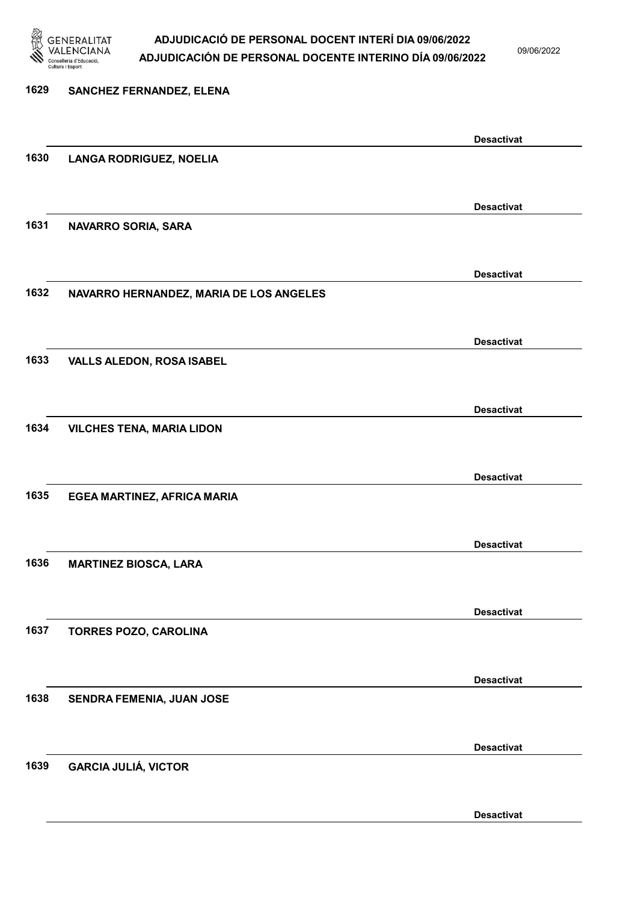1629 SANCHEZ FERNANDEZ, ELENA

Desactivat

1630 LANGA RODRIGUEZ, NOELIA

Desactivat

1631 NAVARRO SORIA, SARA

Desactivat

1632 NAVARRO HERNANDEZ, MARIA DE LOS ANGELES

Desactivat

1633 VALLS ALEDON, ROSA ISABEL

Desactivat

1634 VILCHES TENA, MARIA LIDON

Desactivat

1635 EGEA MARTINEZ, AFRICA MARIA

Desactivat

1636 MARTINEZ BIOSCA, LARA

Desactivat

1637 TORRES POZO, CAROLINA

Desactivat

1638 SENDRA FEMENIA, JUAN JOSE

Desactivat

1639 GARCIA JULIÁ, VICTOR

Desactivat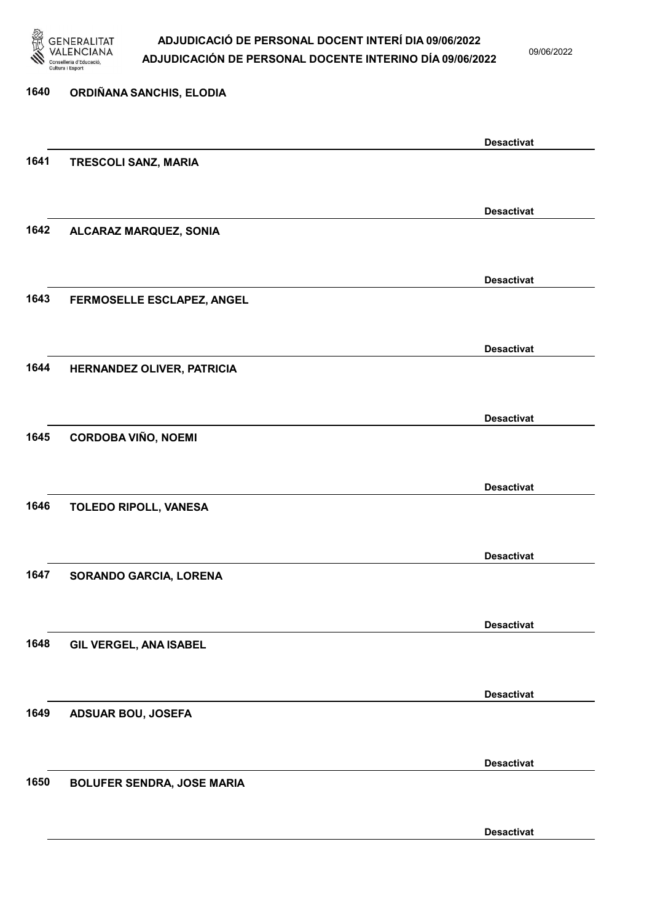1640 ORDIÑANA SANCHIS, ELODIA

Desactivat

1641 TRESCOLI SANZ, MARIA

Desactivat

1642 ALCARAZ MARQUEZ, SONIA

Desactivat

1643 FERMOSELLE ESCLAPEZ, ANGEL

Desactivat

1644 HERNANDEZ OLIVER, PATRICIA

Desactivat

1645 CORDOBA VIÑO, NOEMI

Desactivat

1646 TOLEDO RIPOLL, VANESA

Desactivat

1647 SORANDO GARCIA, LORENA

Desactivat

1648 GIL VERGEL, ANA ISABEL

Desactivat

1649 ADSUAR BOU, JOSEFA

Desactivat

1650 BOLUFER SENDRA, JOSE MARIA

Desactivat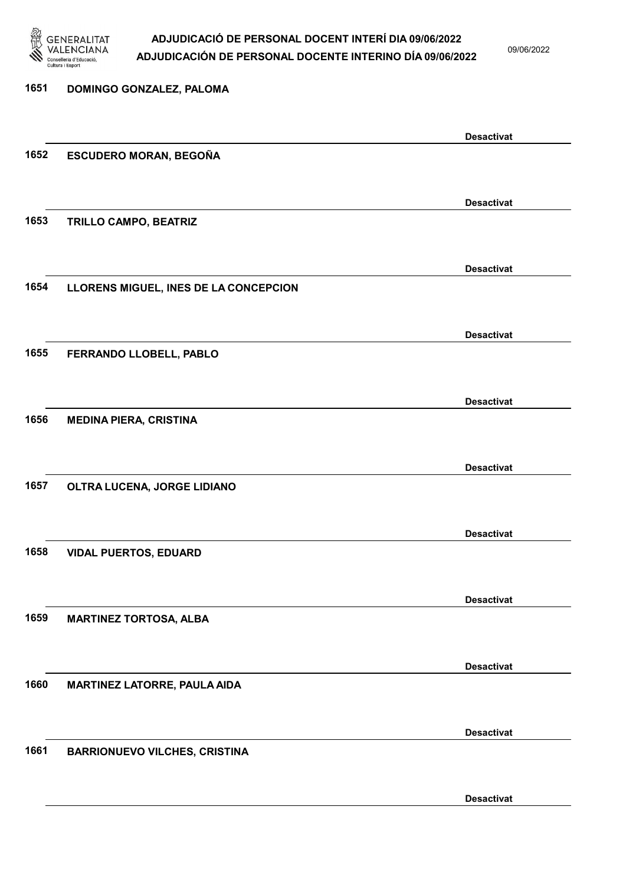1651 **DOMINGO GONZALEZ, PALOMA**

**Desactivat**

1652 **ESCUDERO MORAN, BEGOÑA**

**Desactivat**

1653 **TRILLO CAMPO, BEATRIZ**

**Desactivat**

1654 **LLORENS MIGUEL, INES DE LA CONCEPCION**

**Desactivat**

1655 **FERRANDO LLOBELL, PABLO**

**Desactivat**

1656 **MEDINA PIERA, CRISTINA**

**Desactivat**

1657 **OLTRA LUCENA, JORGE LIDIANO**

**Desactivat**

1658 **VIDAL PUERTOS, EDUARD**

**Desactivat**

1659 **MARTINEZ TORTOSA, ALBA**

**Desactivat**

1660 **MARTINEZ LATORRE, PAULA AIDA**

**Desactivat**

1661 **BARRIONUEVO VILCHES, CRISTINA**

**Desactivat**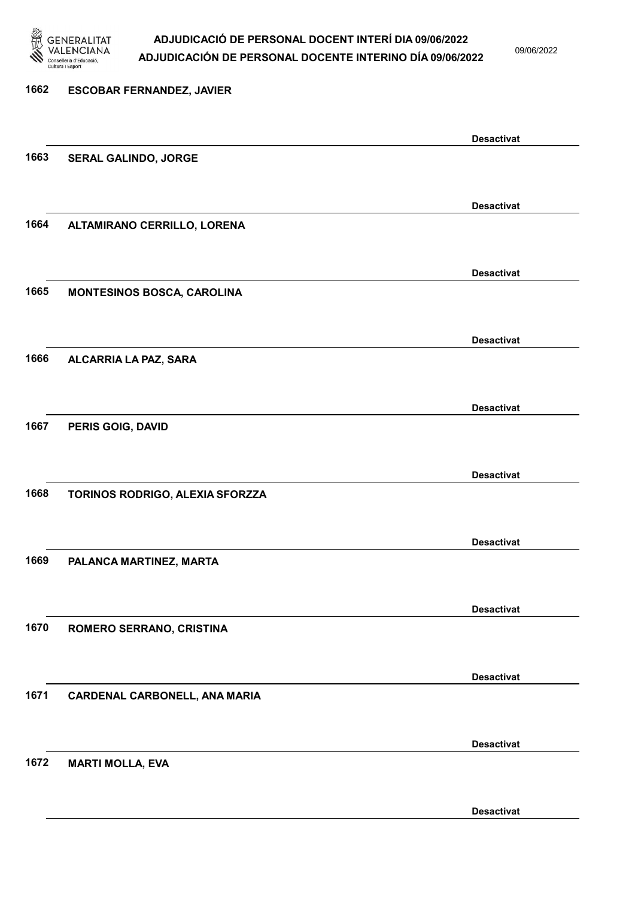1662 **ESCOBAR FERNANDEZ, JAVIER**

**Desactivat**

1663 **SERAL GALINDO, JORGE**

**Desactivat**

1664 **ALTAMIRANO CERRILLO, LORENA**

**Desactivat**

1665 **MONTESINOS BOSCA, CAROLINA**

**Desactivat**

1666 **ALCARRIA LA PAZ, SARA**

**Desactivat**

1667 **PERIS GOIG, DAVID**

**Desactivat**

1668 **TORINOS RODRIGO, ALEXIA SFORZZA**

**Desactivat**

1669 **PALANCA MARTINEZ, MARTA**

**Desactivat**

1670 **ROMERO SERRANO, CRISTINA**

**Desactivat**

1671 **CARDENAL CARBONELL, ANA MARIA**

**Desactivat**

1672 **MARTI MOLLA, EVA**

**Desactivat**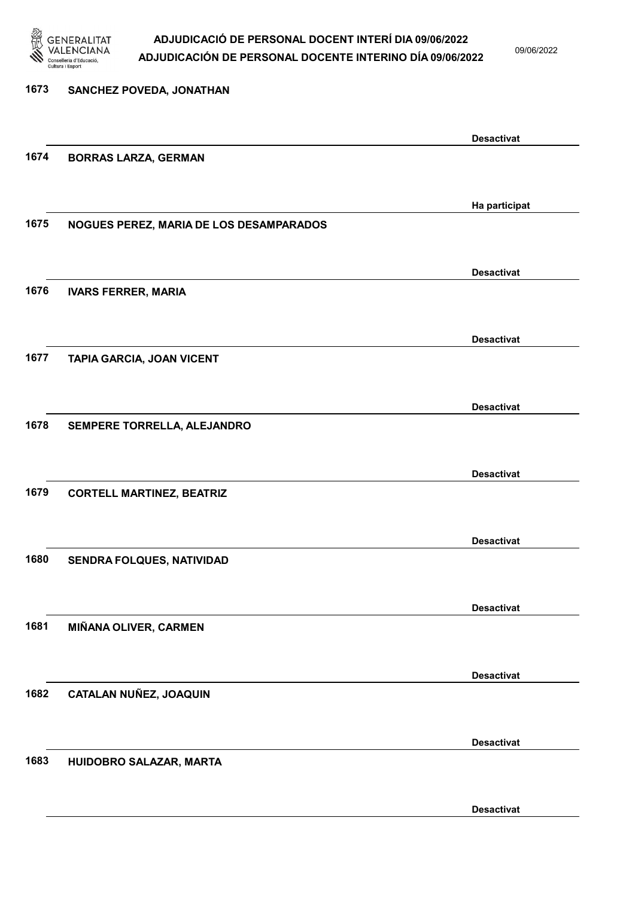| Nº | Nom | Estat |
|---|---|---|
| 1673 | SANCHEZ POVEDA, JONATHAN | Desactivat |
| 1674 | BORRAS LARZA, GERMAN | Ha participat |
| 1675 | NOGUES PEREZ, MARIA DE LOS DESAMPARADOS | Desactivat |
| 1676 | IVARS FERRER, MARIA | Desactivat |
| 1677 | TAPIA GARCIA, JOAN VICENT | Desactivat |
| 1678 | SEMPERE TORRELLA, ALEJANDRO | Desactivat |
| 1679 | CORTELL MARTINEZ, BEATRIZ | Desactivat |
| 1680 | SENDRA FOLQUES, NATIVIDAD | Desactivat |
| 1681 | MIÑANA OLIVER, CARMEN | Desactivat |
| 1682 | CATALAN NUÑEZ, JOAQUIN | Desactivat |
| 1683 | HUIDOBRO SALAZAR, MARTA | Desactivat |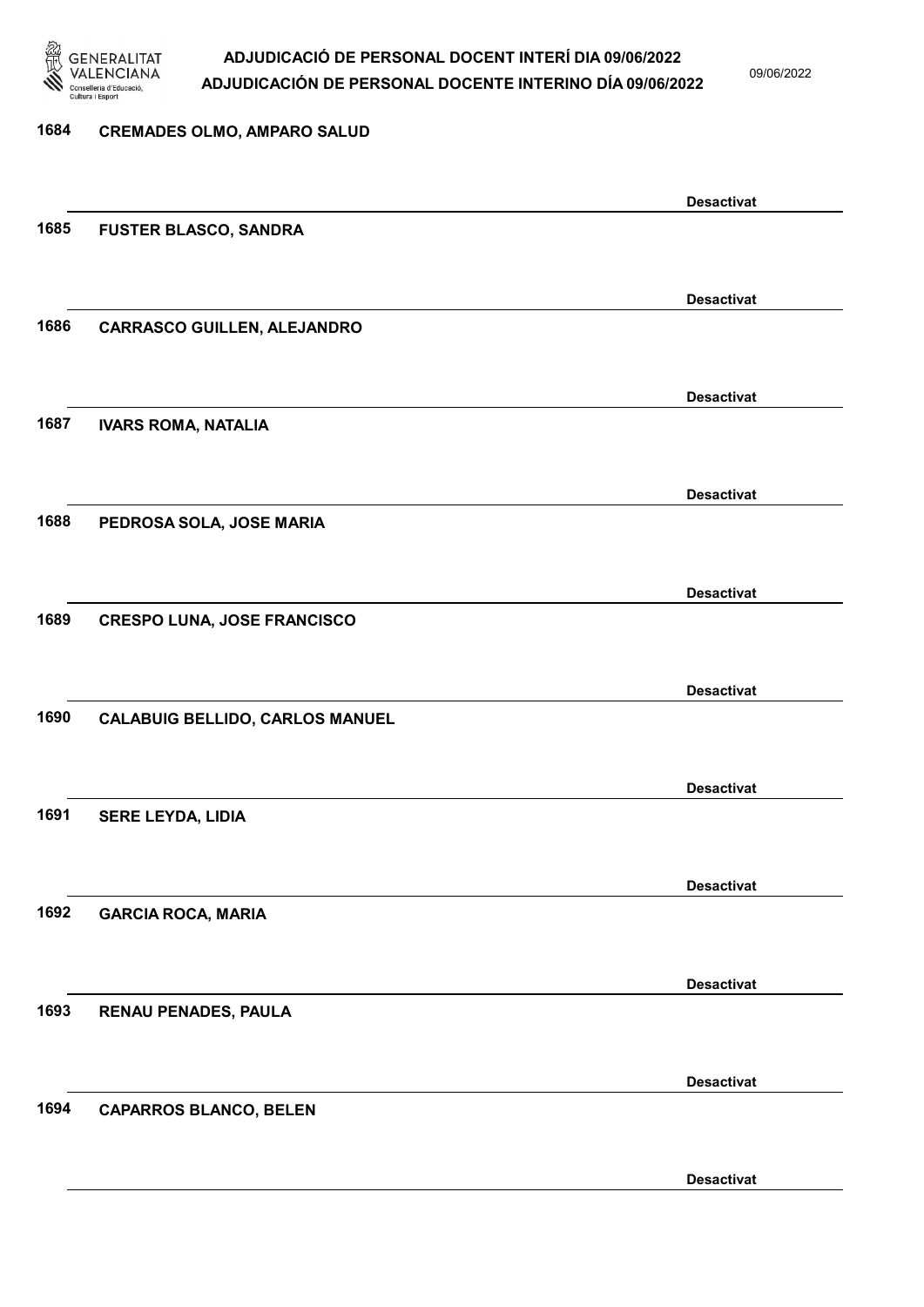1684 **CREMADES OLMO, AMPARO SALUD**

**Desactivat**

1685 **FUSTER BLASCO, SANDRA**

**Desactivat**

1686 **CARRASCO GUILLEN, ALEJANDRO**

**Desactivat**

1687 **IVARS ROMA, NATALIA**

**Desactivat**

1688 **PEDROSA SOLA, JOSE MARIA**

**Desactivat**

1689 **CRESPO LUNA, JOSE FRANCISCO**

**Desactivat**

1690 **CALABUIG BELLIDO, CARLOS MANUEL**

**Desactivat**

1691 **SERE LEYDA, LIDIA**

**Desactivat**

1692 **GARCIA ROCA, MARIA**

**Desactivat**

1693 **RENAU PENADES, PAULA**

**Desactivat**

1694 **CAPARROS BLANCO, BELEN**

**Desactivat**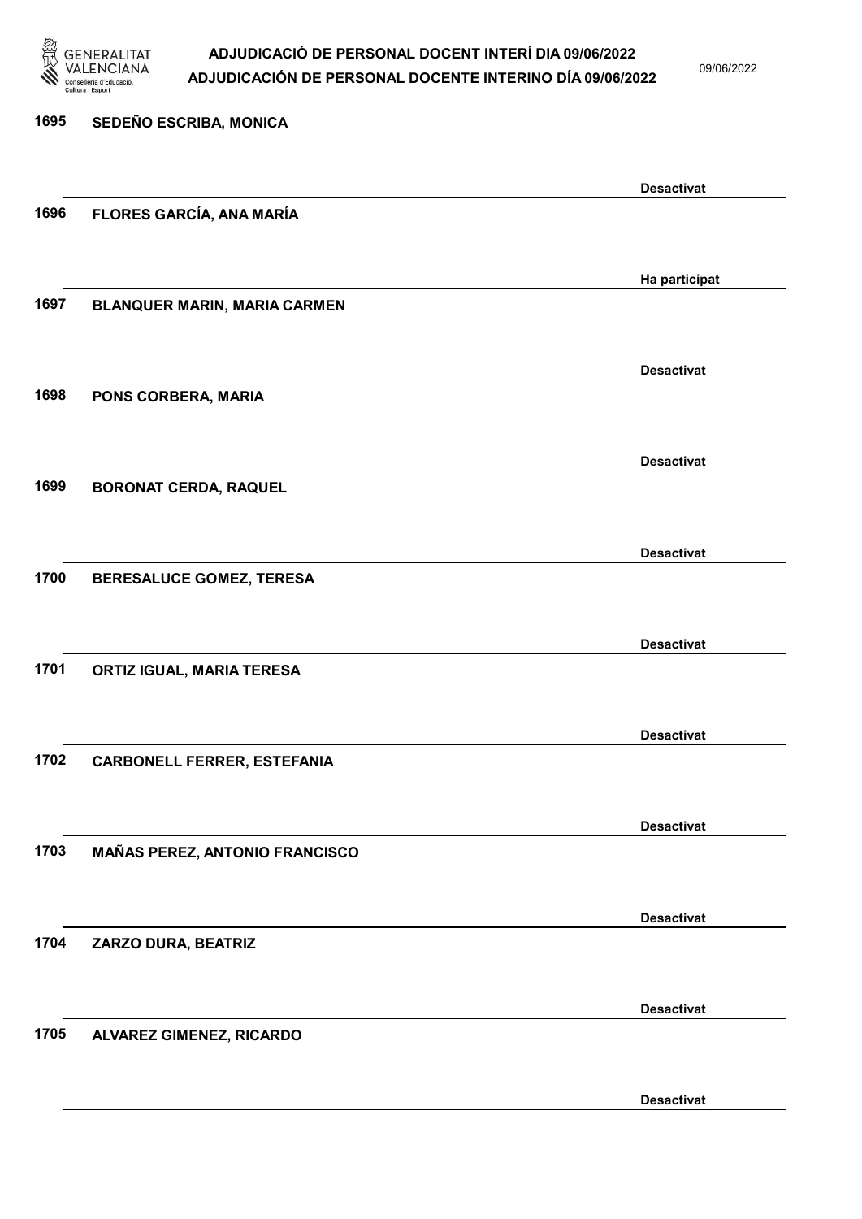1695 SEDEÑO ESCRIBA, MONICA

Desactivat

1696 FLORES GARCÍA, ANA MARÍA

Ha participat

1697 BLANQUER MARIN, MARIA CARMEN

Desactivat

1698 PONS CORBERA, MARIA

Desactivat

1699 BORONAT CERDA, RAQUEL

Desactivat

1700 BERESALUCE GOMEZ, TERESA

Desactivat

1701 ORTIZ IGUAL, MARIA TERESA

Desactivat

1702 CARBONELL FERRER, ESTEFANIA

Desactivat

1703 MAÑAS PEREZ, ANTONIO FRANCISCO

Desactivat

1704 ZARZO DURA, BEATRIZ

Desactivat

1705 ALVAREZ GIMENEZ, RICARDO

Desactivat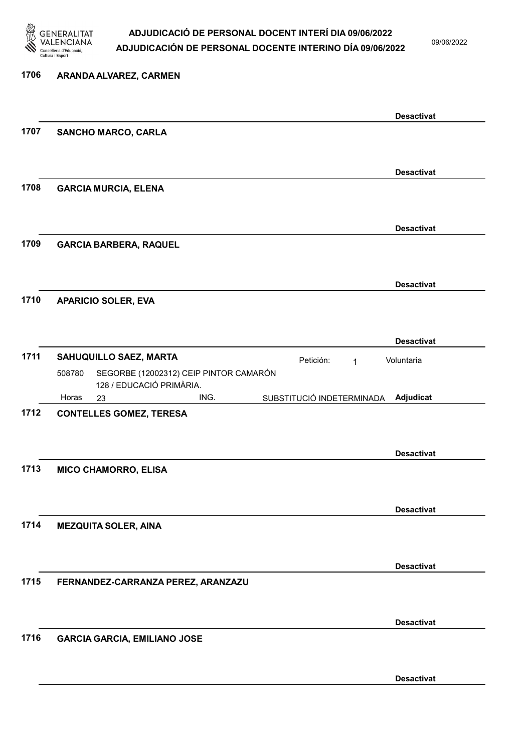**1706 ARANDA ALVAREZ, CARMEN**

Desactivat

**1707 SANCHO MARCO, CARLA**

Desactivat

**1708 GARCIA MURCIA, ELENA**

Desactivat

**1709 GARCIA BARBERA, RAQUEL**

Desactivat

**1710 APARICIO SOLER, EVA**

Desactivat

**1711 SAHUQUILLO SAEZ, MARTA**

Petición: 1 — Voluntaria

508780 SEGORBE (12002312) CEIP PINTOR CAMARÓN
128 / EDUCACIÓ PRIMÀRIA.
Horas 23 ING. SUBSTITUCIÓ INDETERMINADA — **Adjudicat**

**1712 CONTELLES GOMEZ, TERESA**

Desactivat

**1713 MICO CHAMORRO, ELISA**

Desactivat

**1714 MEZQUITA SOLER, AINA**

Desactivat

**1715 FERNANDEZ-CARRANZA PEREZ, ARANZAZU**

Desactivat

**1716 GARCIA GARCIA, EMILIANO JOSE**

Desactivat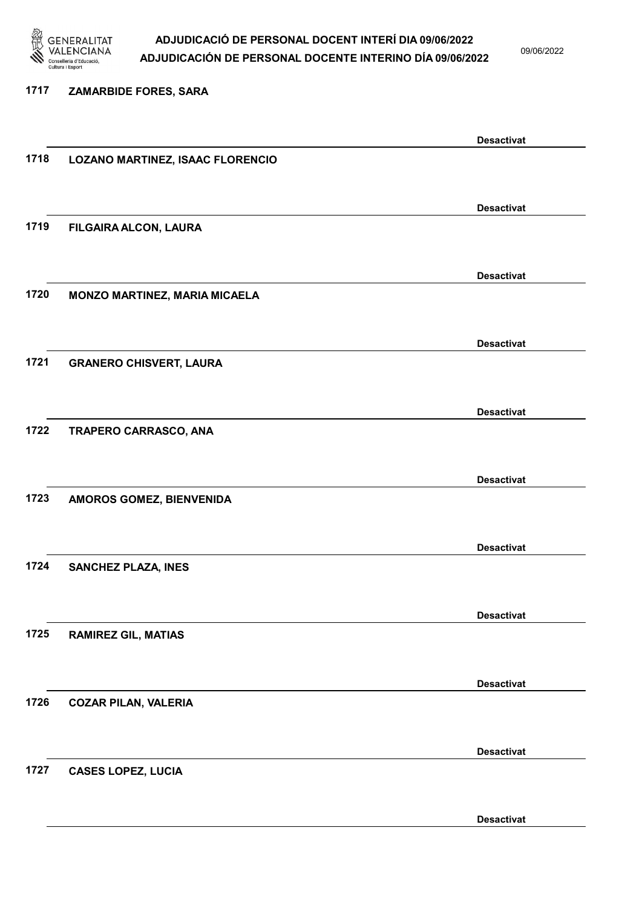1717 ZAMARBIDE FORES, SARA

Desactivat

1718 LOZANO MARTINEZ, ISAAC FLORENCIO

Desactivat

1719 FILGAIRA ALCON, LAURA

Desactivat

1720 MONZO MARTINEZ, MARIA MICAELA

Desactivat

1721 GRANERO CHISVERT, LAURA

Desactivat

1722 TRAPERO CARRASCO, ANA

Desactivat

1723 AMOROS GOMEZ, BIENVENIDA

Desactivat

1724 SANCHEZ PLAZA, INES

Desactivat

1725 RAMIREZ GIL, MATIAS

Desactivat

1726 COZAR PILAN, VALERIA

Desactivat

1727 CASES LOPEZ, LUCIA

Desactivat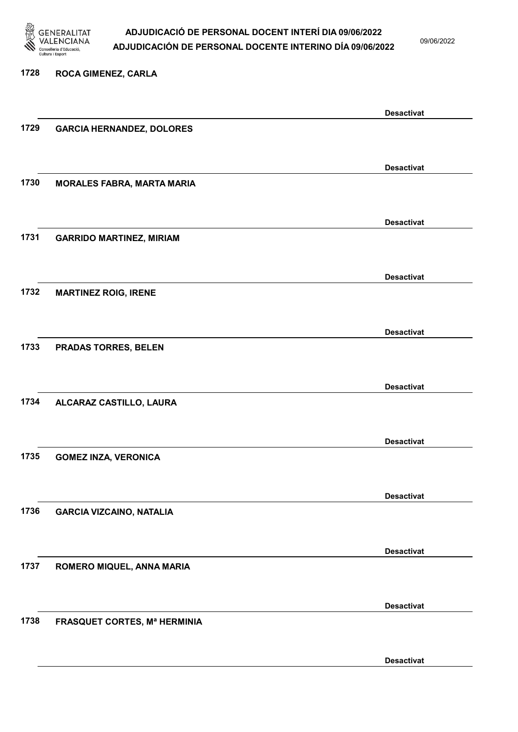1728 ROCA GIMENEZ, CARLA

Desactivat

1729 GARCIA HERNANDEZ, DOLORES

Desactivat

1730 MORALES FABRA, MARTA MARIA

Desactivat

1731 GARRIDO MARTINEZ, MIRIAM

Desactivat

1732 MARTINEZ ROIG, IRENE

Desactivat

1733 PRADAS TORRES, BELEN

Desactivat

1734 ALCARAZ CASTILLO, LAURA

Desactivat

1735 GOMEZ INZA, VERONICA

Desactivat

1736 GARCIA VIZCAINO, NATALIA

Desactivat

1737 ROMERO MIQUEL, ANNA MARIA

Desactivat

1738 FRASQUET CORTES, Mª HERMINIA

Desactivat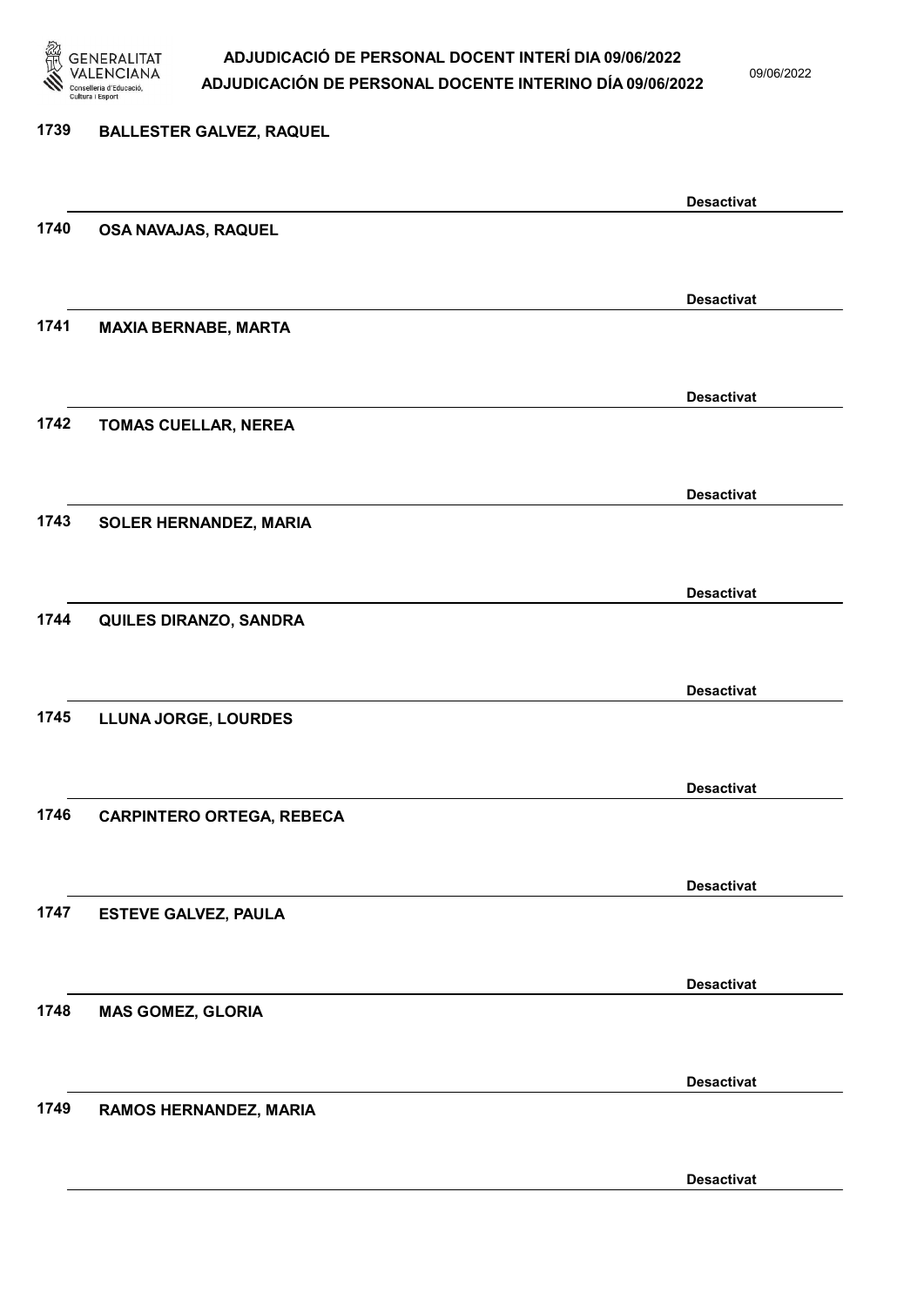1739 BALLESTER GALVEZ, RAQUEL

Desactivat

1740 OSA NAVAJAS, RAQUEL

Desactivat

1741 MAXIA BERNABE, MARTA

Desactivat

1742 TOMAS CUELLAR, NEREA

Desactivat

1743 SOLER HERNANDEZ, MARIA

Desactivat

1744 QUILES DIRANZO, SANDRA

Desactivat

1745 LLUNA JORGE, LOURDES

Desactivat

1746 CARPINTERO ORTEGA, REBECA

Desactivat

1747 ESTEVE GALVEZ, PAULA

Desactivat

1748 MAS GOMEZ, GLORIA

Desactivat

1749 RAMOS HERNANDEZ, MARIA

Desactivat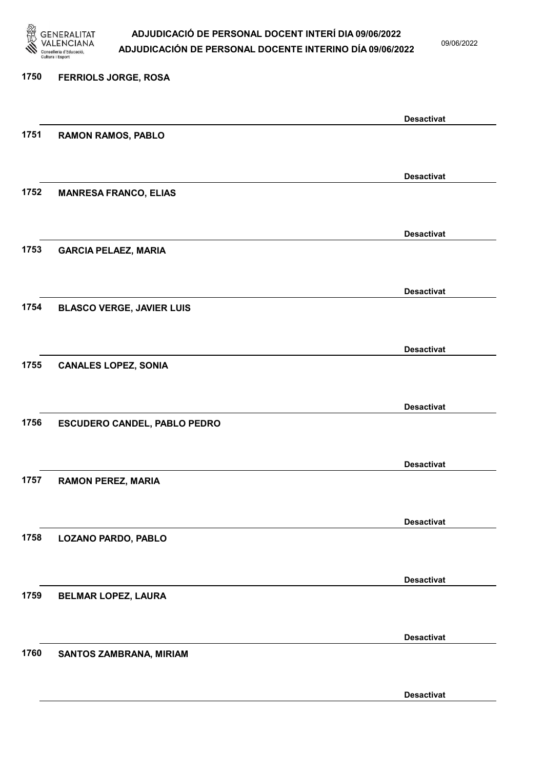1750 **FERRIOLS JORGE, ROSA**

**Desactivat**

1751 **RAMON RAMOS, PABLO**

**Desactivat**

1752 **MANRESA FRANCO, ELIAS**

**Desactivat**

1753 **GARCIA PELAEZ, MARIA**

**Desactivat**

1754 **BLASCO VERGE, JAVIER LUIS**

**Desactivat**

1755 **CANALES LOPEZ, SONIA**

**Desactivat**

1756 **ESCUDERO CANDEL, PABLO PEDRO**

**Desactivat**

1757 **RAMON PEREZ, MARIA**

**Desactivat**

1758 **LOZANO PARDO, PABLO**

**Desactivat**

1759 **BELMAR LOPEZ, LAURA**

**Desactivat**

1760 **SANTOS ZAMBRANA, MIRIAM**

**Desactivat**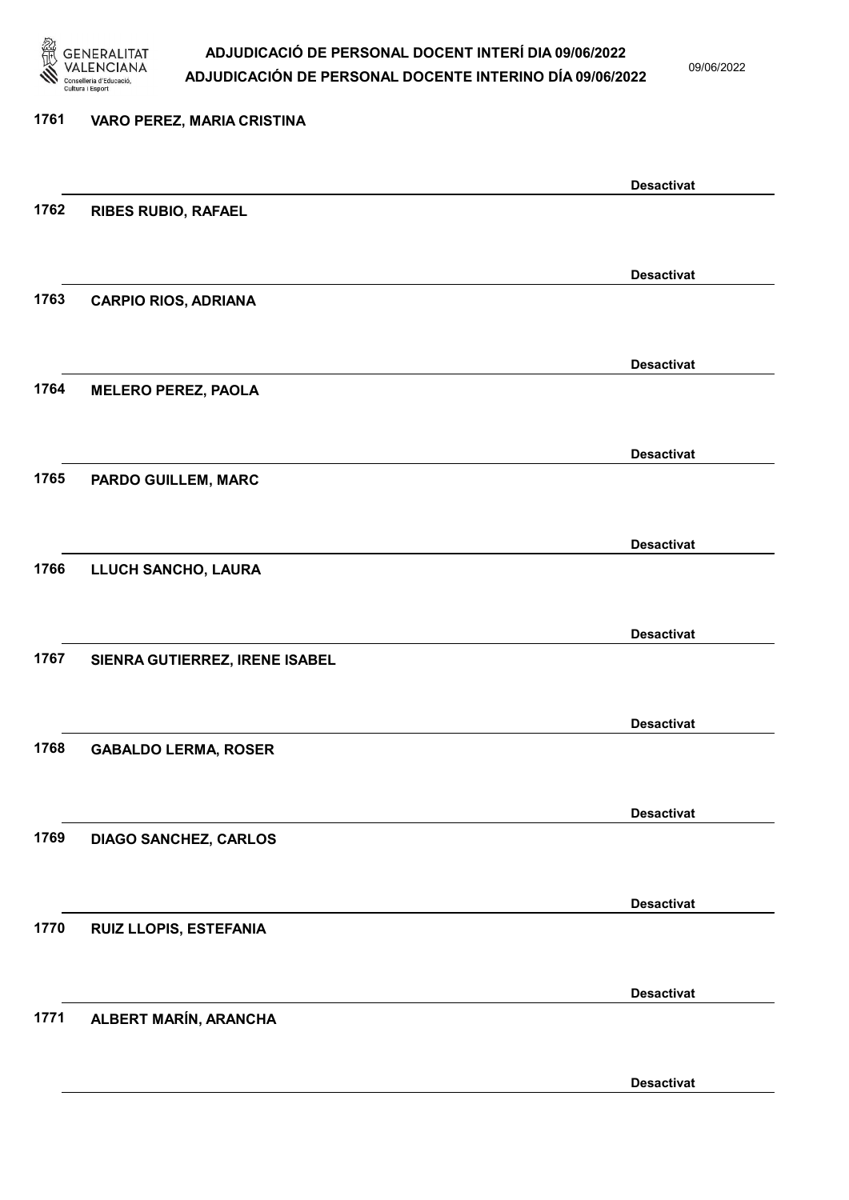1761 VARO PEREZ, MARIA CRISTINA

Desactivat

1762 RIBES RUBIO, RAFAEL

Desactivat

1763 CARPIO RIOS, ADRIANA

Desactivat

1764 MELERO PEREZ, PAOLA

Desactivat

1765 PARDO GUILLEM, MARC

Desactivat

1766 LLUCH SANCHO, LAURA

Desactivat

1767 SIENRA GUTIERREZ, IRENE ISABEL

Desactivat

1768 GABALDO LERMA, ROSER

Desactivat

1769 DIAGO SANCHEZ, CARLOS

Desactivat

1770 RUIZ LLOPIS, ESTEFANIA

Desactivat

1771 ALBERT MARÍN, ARANCHA

Desactivat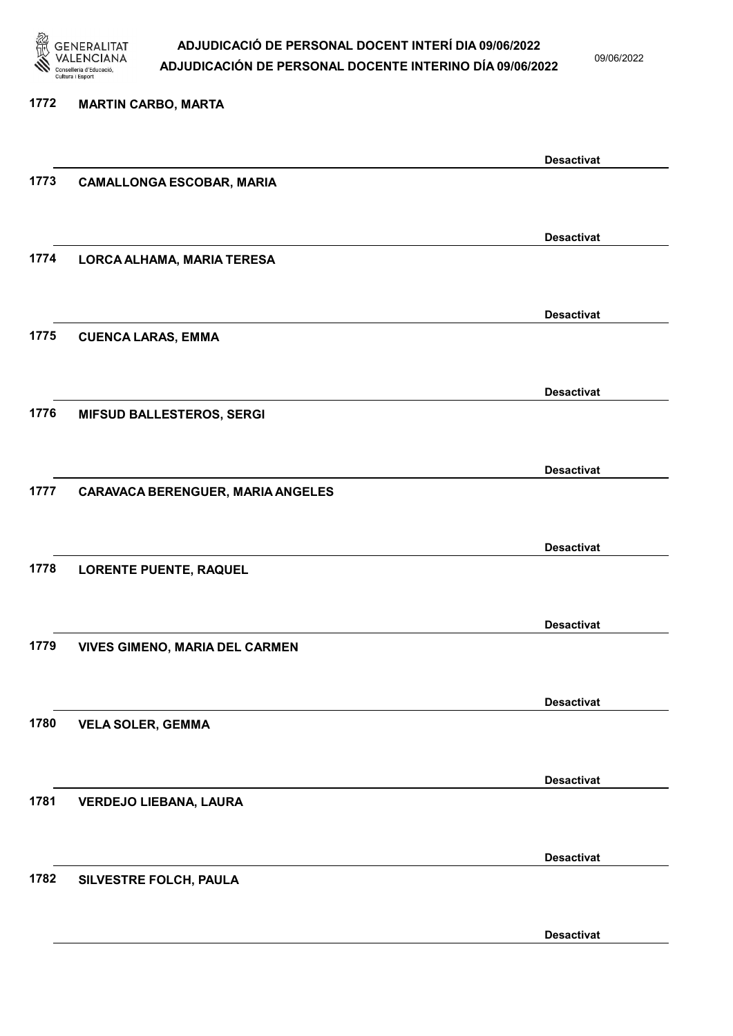1772 **MARTIN CARBO, MARTA**

**Desactivat**

1773 **CAMALLONGA ESCOBAR, MARIA**

**Desactivat**

1774 **LORCA ALHAMA, MARIA TERESA**

**Desactivat**

1775 **CUENCA LARAS, EMMA**

**Desactivat**

1776 **MIFSUD BALLESTEROS, SERGI**

**Desactivat**

1777 **CARAVACA BERENGUER, MARIA ANGELES**

**Desactivat**

1778 **LORENTE PUENTE, RAQUEL**

**Desactivat**

1779 **VIVES GIMENO, MARIA DEL CARMEN**

**Desactivat**

1780 **VELA SOLER, GEMMA**

**Desactivat**

1781 **VERDEJO LIEBANA, LAURA**

**Desactivat**

1782 **SILVESTRE FOLCH, PAULA**

**Desactivat**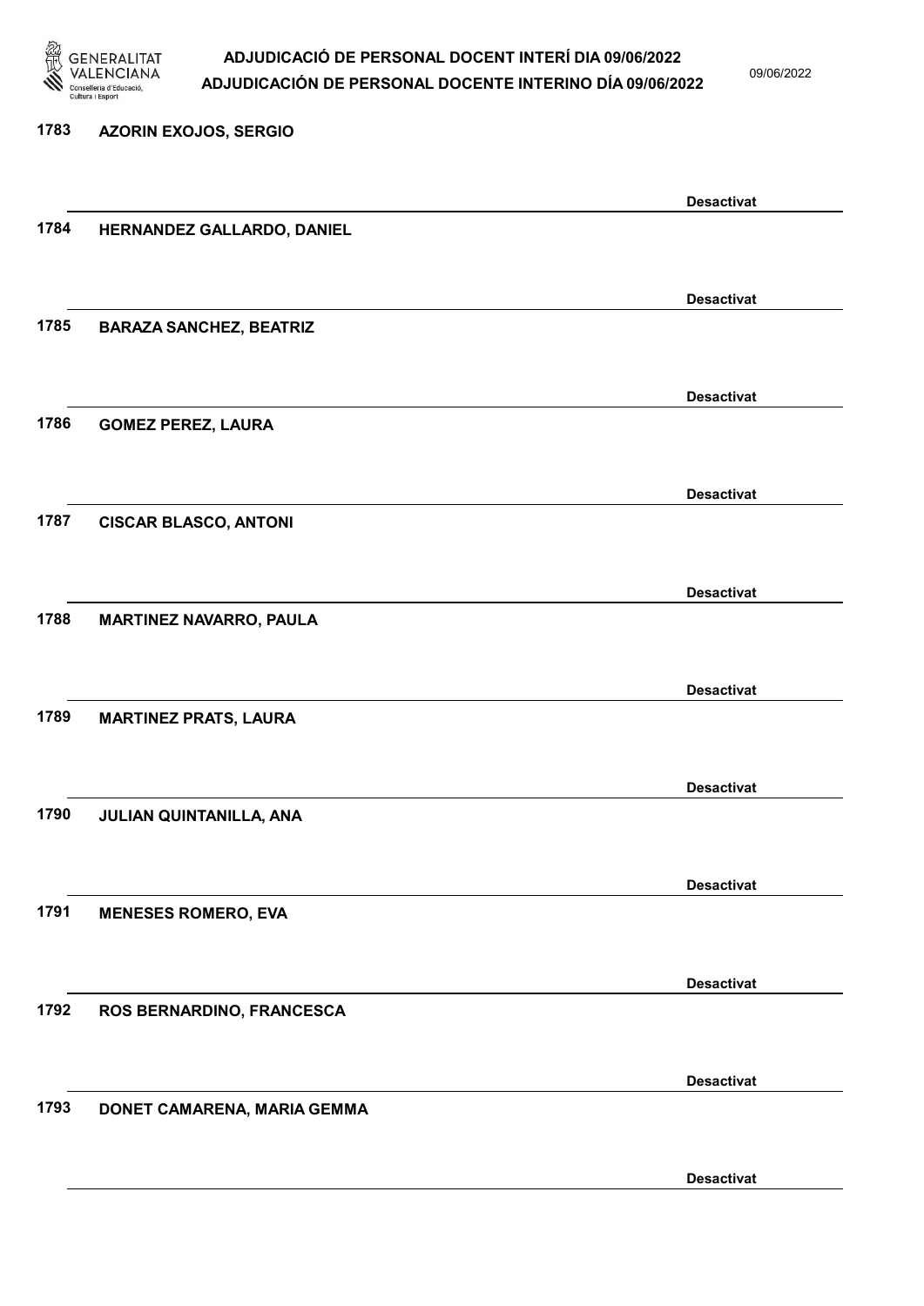1783 AZORIN EXOJOS, SERGIO

Desactivat

1784 HERNANDEZ GALLARDO, DANIEL

Desactivat

1785 BARAZA SANCHEZ, BEATRIZ

Desactivat

1786 GOMEZ PEREZ, LAURA

Desactivat

1787 CISCAR BLASCO, ANTONI

Desactivat

1788 MARTINEZ NAVARRO, PAULA

Desactivat

1789 MARTINEZ PRATS, LAURA

Desactivat

1790 JULIAN QUINTANILLA, ANA

Desactivat

1791 MENESES ROMERO, EVA

Desactivat

1792 ROS BERNARDINO, FRANCESCA

Desactivat

1793 DONET CAMARENA, MARIA GEMMA

Desactivat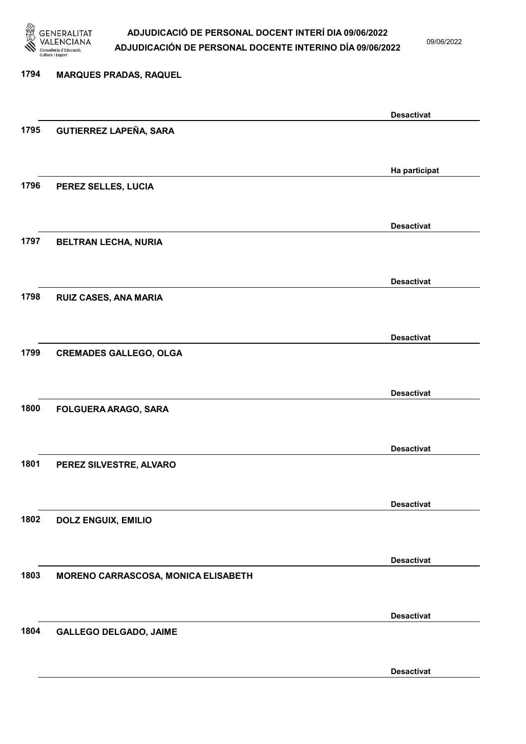| Núm. | Nom | Estat |
| --- | --- | --- |
| 1794 | MARQUES PRADAS, RAQUEL | Desactivat |
| 1795 | GUTIERREZ LAPEÑA, SARA | Ha participat |
| 1796 | PEREZ SELLES, LUCIA | Desactivat |
| 1797 | BELTRAN LECHA, NURIA | Desactivat |
| 1798 | RUIZ CASES, ANA MARIA | Desactivat |
| 1799 | CREMADES GALLEGO, OLGA | Desactivat |
| 1800 | FOLGUERA ARAGO, SARA | Desactivat |
| 1801 | PEREZ SILVESTRE, ALVARO | Desactivat |
| 1802 | DOLZ ENGUIX, EMILIO | Desactivat |
| 1803 | MORENO CARRASCOSA, MONICA ELISABETH | Desactivat |
| 1804 | GALLEGO DELGADO, JAIME | Desactivat |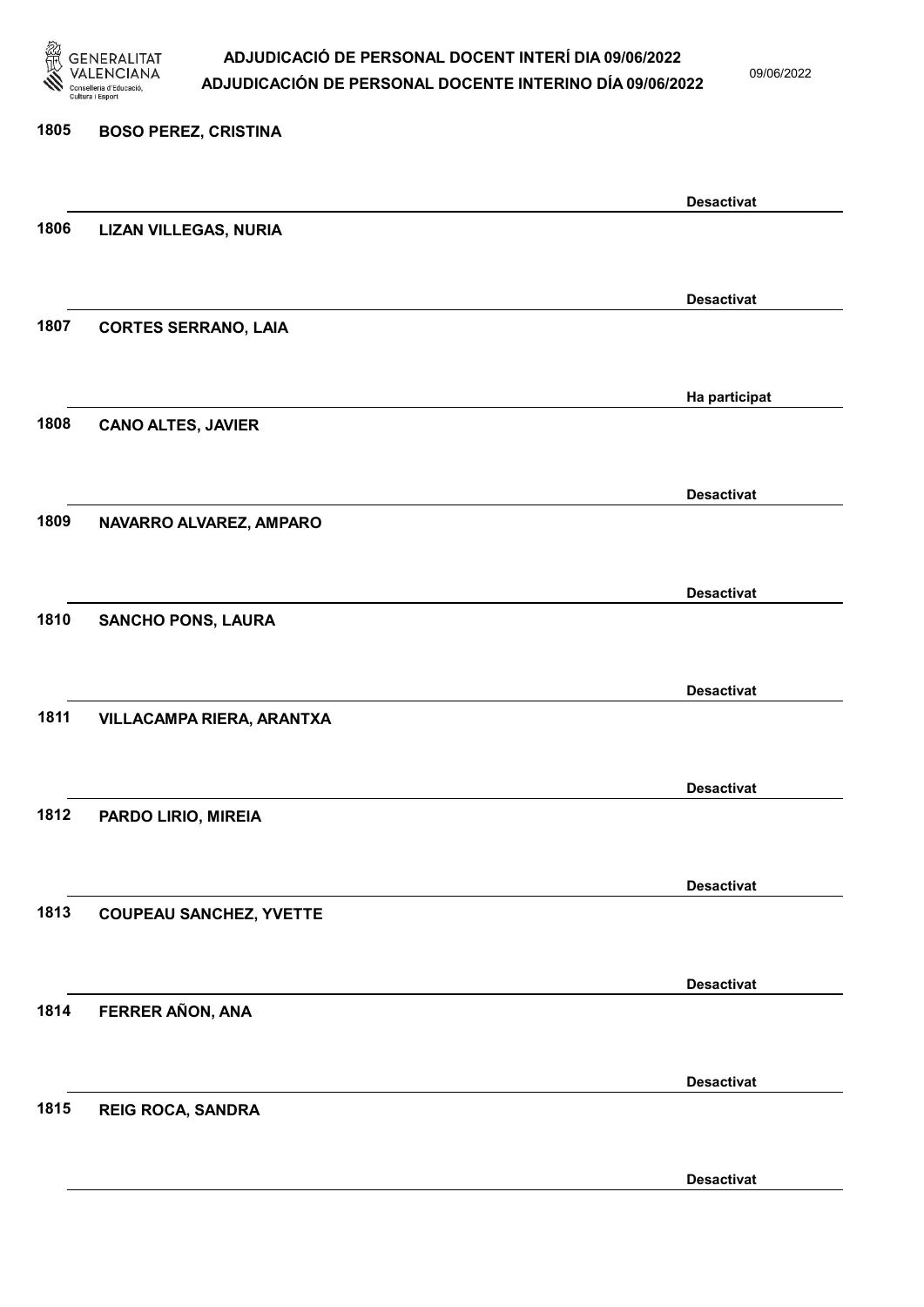| Núm. | Nom | Estat |
|---|---|---|
| 1805 | BOSO PEREZ, CRISTINA | Desactivat |
| 1806 | LIZAN VILLEGAS, NURIA | Desactivat |
| 1807 | CORTES SERRANO, LAIA | Ha participat |
| 1808 | CANO ALTES, JAVIER | Desactivat |
| 1809 | NAVARRO ALVAREZ, AMPARO | Desactivat |
| 1810 | SANCHO PONS, LAURA | Desactivat |
| 1811 | VILLACAMPA RIERA, ARANTXA | Desactivat |
| 1812 | PARDO LIRIO, MIREIA | Desactivat |
| 1813 | COUPEAU SANCHEZ, YVETTE | Desactivat |
| 1814 | FERRER AÑON, ANA | Desactivat |
| 1815 | REIG ROCA, SANDRA | Desactivat |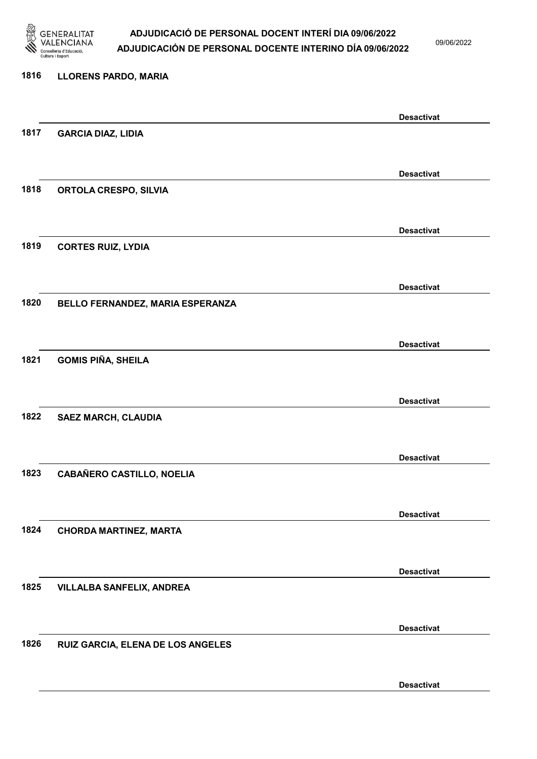1816 **LLORENS PARDO, MARIA**

**Desactivat**

1817 **GARCIA DIAZ, LIDIA**

**Desactivat**

1818 **ORTOLA CRESPO, SILVIA**

**Desactivat**

1819 **CORTES RUIZ, LYDIA**

**Desactivat**

1820 **BELLO FERNANDEZ, MARIA ESPERANZA**

**Desactivat**

1821 **GOMIS PIÑA, SHEILA**

**Desactivat**

1822 **SAEZ MARCH, CLAUDIA**

**Desactivat**

1823 **CABAÑERO CASTILLO, NOELIA**

**Desactivat**

1824 **CHORDA MARTINEZ, MARTA**

**Desactivat**

1825 **VILLALBA SANFELIX, ANDREA**

**Desactivat**

1826 **RUIZ GARCIA, ELENA DE LOS ANGELES**

**Desactivat**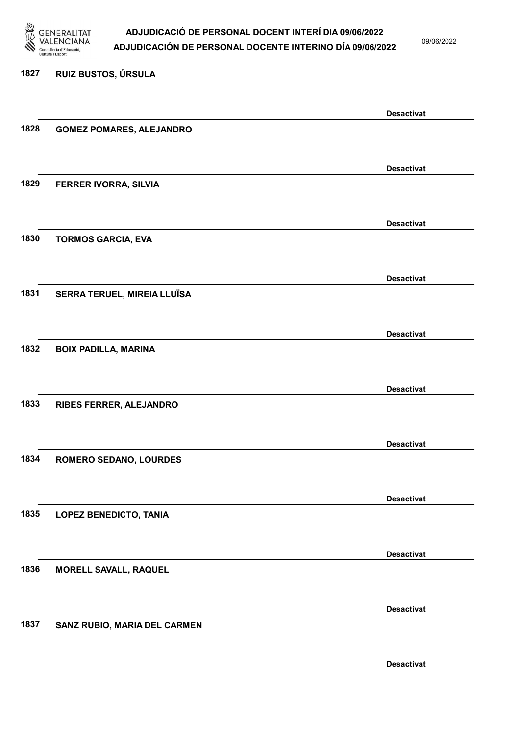1827 RUIZ BUSTOS, ÚRSULA

Desactivat

1828 GOMEZ POMARES, ALEJANDRO

Desactivat

1829 FERRER IVORRA, SILVIA

Desactivat

1830 TORMOS GARCIA, EVA

Desactivat

1831 SERRA TERUEL, MIREIA LLUÏSA

Desactivat

1832 BOIX PADILLA, MARINA

Desactivat

1833 RIBES FERRER, ALEJANDRO

Desactivat

1834 ROMERO SEDANO, LOURDES

Desactivat

1835 LOPEZ BENEDICTO, TANIA

Desactivat

1836 MORELL SAVALL, RAQUEL

Desactivat

1837 SANZ RUBIO, MARIA DEL CARMEN

Desactivat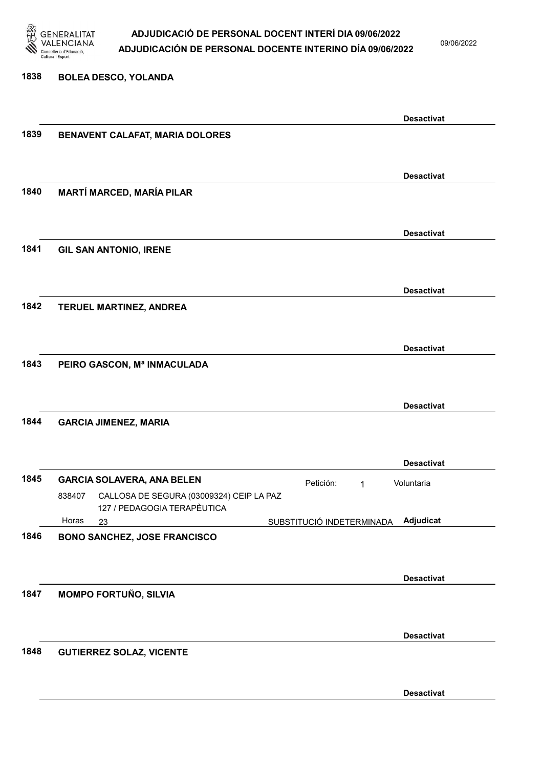**1838** **BOLEA DESCO, YOLANDA**

**Desactivat**

**1839** **BENAVENT CALAFAT, MARIA DOLORES**

**Desactivat**

**1840** **MARTÍ MARCED, MARÍA PILAR**

**Desactivat**

**1841** **GIL SAN ANTONIO, IRENE**

**Desactivat**

**1842** **TERUEL MARTINEZ, ANDREA**

**Desactivat**

**1843** **PEIRO GASCON, Mª INMACULADA**

**Desactivat**

**1844** **GARCIA JIMENEZ, MARIA**

**Desactivat**

**1845** **GARCIA SOLAVERA, ANA BELEN** — Petición: 1 — Voluntaria

838407 CALLOSA DE SEGURA (03009324) CEIP LA PAZ 127 / PEDAGOGIA TERAPÈUTICA

Horas 23 — SUBSTITUCIÓ INDETERMINADA — **Adjudicat**

**1846** **BONO SANCHEZ, JOSE FRANCISCO**

**Desactivat**

**1847** **MOMPO FORTUÑO, SILVIA**

**Desactivat**

**1848** **GUTIERREZ SOLAZ, VICENTE**

**Desactivat**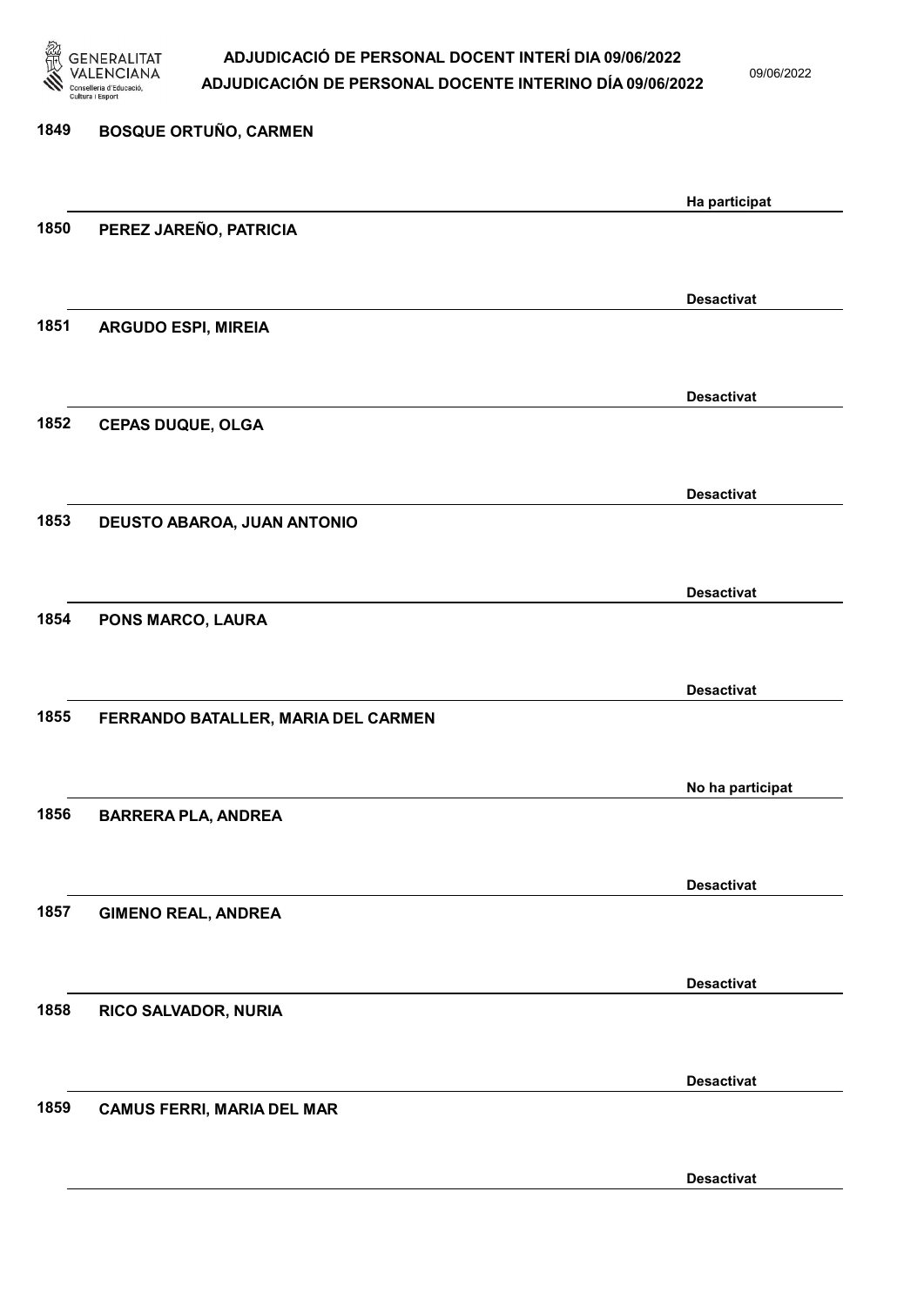1849 BOSQUE ORTUÑO, CARMEN

Ha participat

1850 PEREZ JAREÑO, PATRICIA

Desactivat

1851 ARGUDO ESPI, MIREIA

Desactivat

1852 CEPAS DUQUE, OLGA

Desactivat

1853 DEUSTO ABAROA, JUAN ANTONIO

Desactivat

1854 PONS MARCO, LAURA

Desactivat

1855 FERRANDO BATALLER, MARIA DEL CARMEN

No ha participat

1856 BARRERA PLA, ANDREA

Desactivat

1857 GIMENO REAL, ANDREA

Desactivat

1858 RICO SALVADOR, NURIA

Desactivat

1859 CAMUS FERRI, MARIA DEL MAR

Desactivat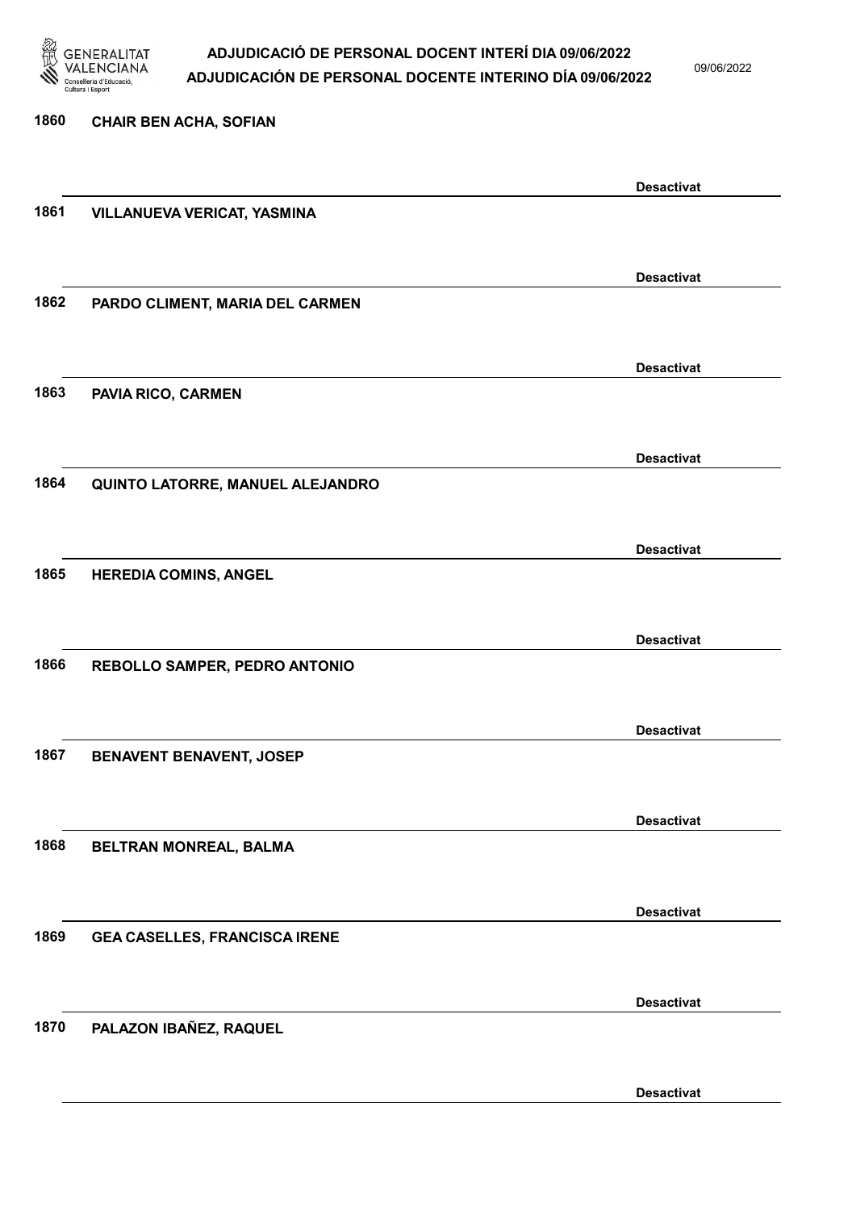1860 CHAIR BEN ACHA, SOFIAN

Desactivat

1861 VILLANUEVA VERICAT, YASMINA

Desactivat

1862 PARDO CLIMENT, MARIA DEL CARMEN

Desactivat

1863 PAVIA RICO, CARMEN

Desactivat

1864 QUINTO LATORRE, MANUEL ALEJANDRO

Desactivat

1865 HEREDIA COMINS, ANGEL

Desactivat

1866 REBOLLO SAMPER, PEDRO ANTONIO

Desactivat

1867 BENAVENT BENAVENT, JOSEP

Desactivat

1868 BELTRAN MONREAL, BALMA

Desactivat

1869 GEA CASELLES, FRANCISCA IRENE

Desactivat

1870 PALAZON IBAÑEZ, RAQUEL

Desactivat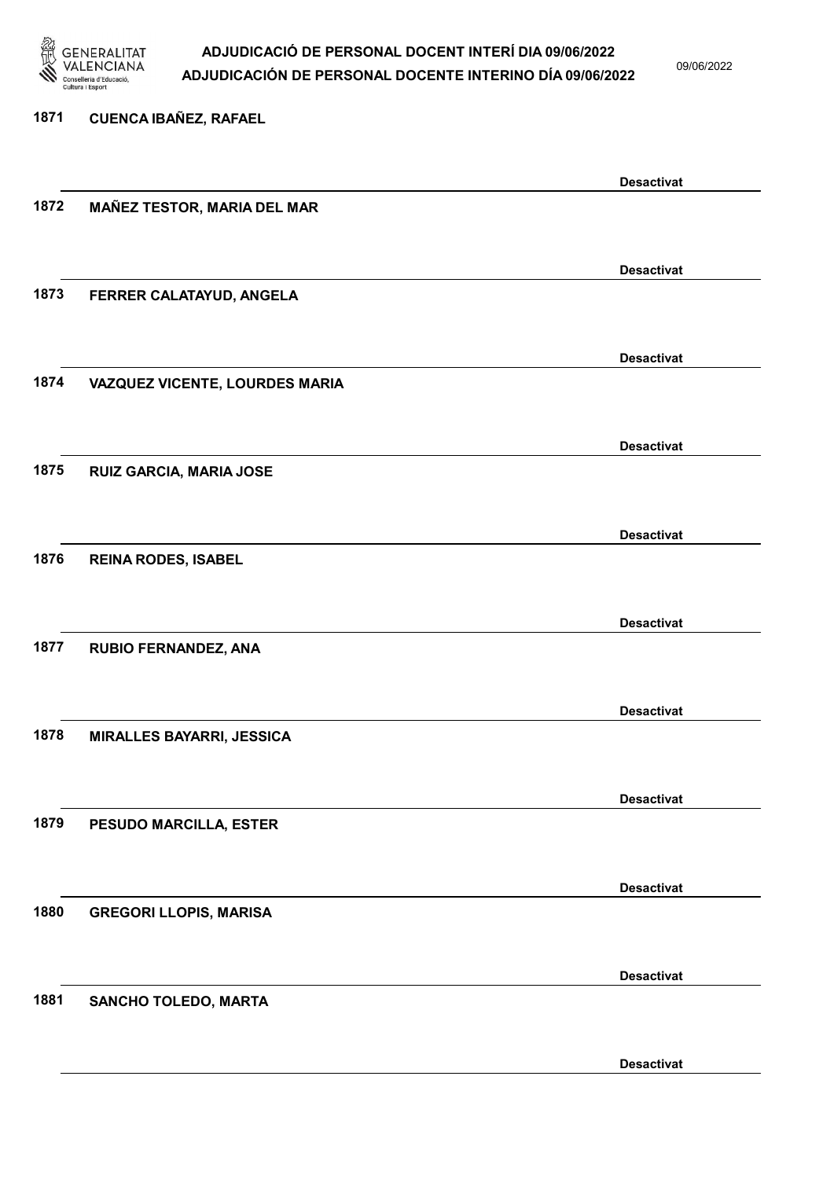1871 CUENCA IBAÑEZ, RAFAEL

Desactivat

1872 MAÑEZ TESTOR, MARIA DEL MAR

Desactivat

1873 FERRER CALATAYUD, ANGELA

Desactivat

1874 VAZQUEZ VICENTE, LOURDES MARIA

Desactivat

1875 RUIZ GARCIA, MARIA JOSE

Desactivat

1876 REINA RODES, ISABEL

Desactivat

1877 RUBIO FERNANDEZ, ANA

Desactivat

1878 MIRALLES BAYARRI, JESSICA

Desactivat

1879 PESUDO MARCILLA, ESTER

Desactivat

1880 GREGORI LLOPIS, MARISA

Desactivat

1881 SANCHO TOLEDO, MARTA

Desactivat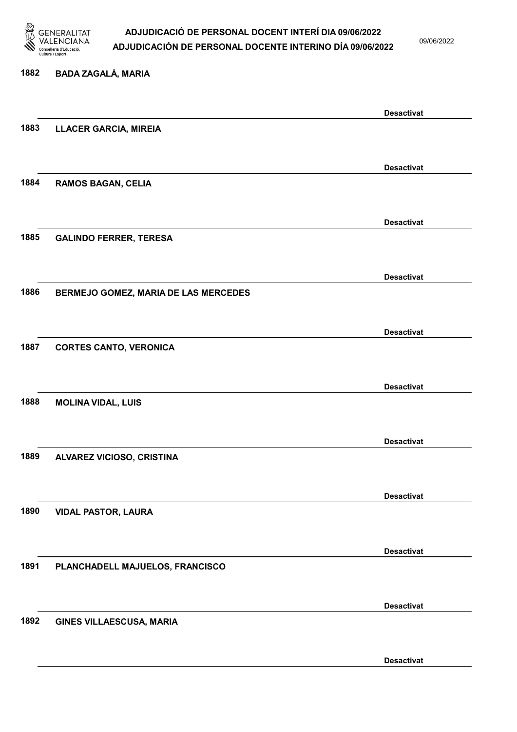1882 BADA ZAGALÁ, MARIA

Desactivat

1883 LLACER GARCIA, MIREIA

Desactivat

1884 RAMOS BAGAN, CELIA

Desactivat

1885 GALINDO FERRER, TERESA

Desactivat

1886 BERMEJO GOMEZ, MARIA DE LAS MERCEDES

Desactivat

1887 CORTES CANTO, VERONICA

Desactivat

1888 MOLINA VIDAL, LUIS

Desactivat

1889 ALVAREZ VICIOSO, CRISTINA

Desactivat

1890 VIDAL PASTOR, LAURA

Desactivat

1891 PLANCHADELL MAJUELOS, FRANCISCO

Desactivat

1892 GINES VILLAESCUSA, MARIA

Desactivat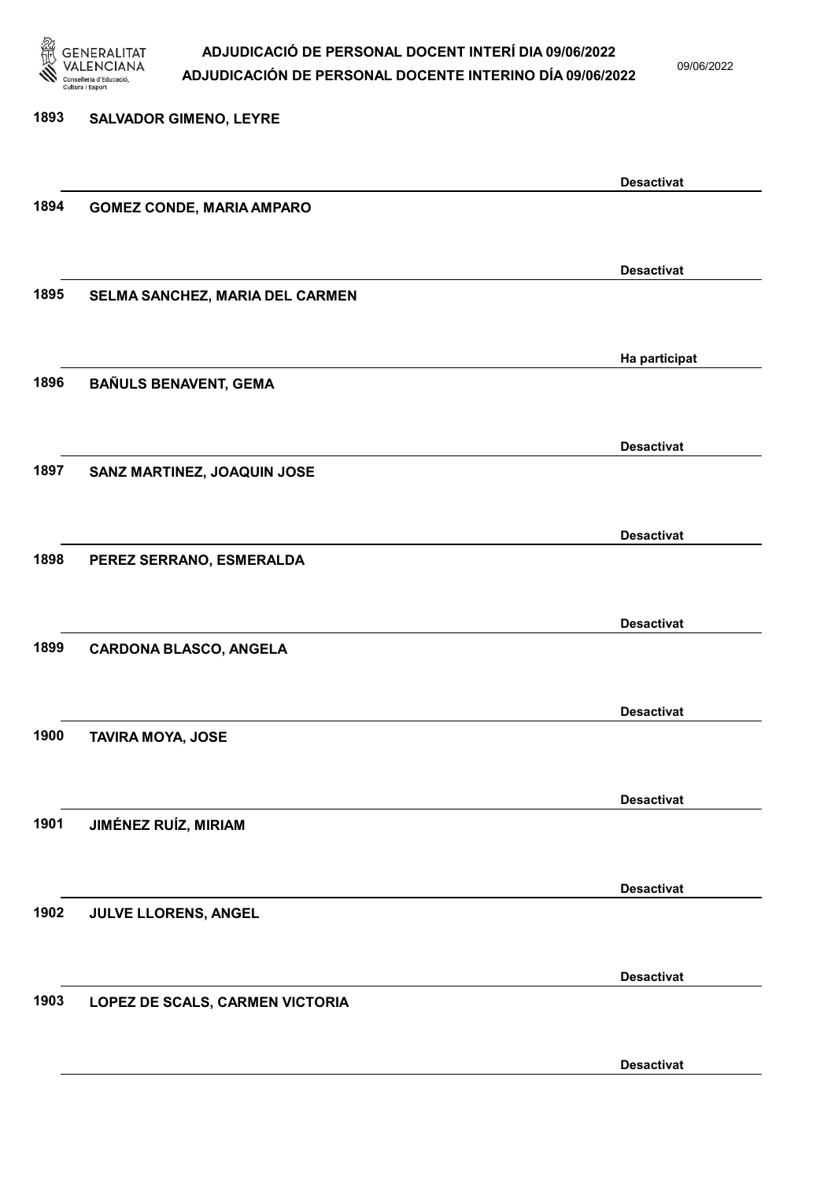| Nº | Nom | Estat |
|---|---|---|
| 1893 | SALVADOR GIMENO, LEYRE | Desactivat |
| 1894 | GOMEZ CONDE, MARIA AMPARO | Desactivat |
| 1895 | SELMA SANCHEZ, MARIA DEL CARMEN | Ha participat |
| 1896 | BAÑULS BENAVENT, GEMA | Desactivat |
| 1897 | SANZ MARTINEZ, JOAQUIN JOSE | Desactivat |
| 1898 | PEREZ SERRANO, ESMERALDA | Desactivat |
| 1899 | CARDONA BLASCO, ANGELA | Desactivat |
| 1900 | TAVIRA MOYA, JOSE | Desactivat |
| 1901 | JIMÉNEZ RUÍZ, MIRIAM | Desactivat |
| 1902 | JULVE LLORENS, ANGEL | Desactivat |
| 1903 | LOPEZ DE SCALS, CARMEN VICTORIA | Desactivat |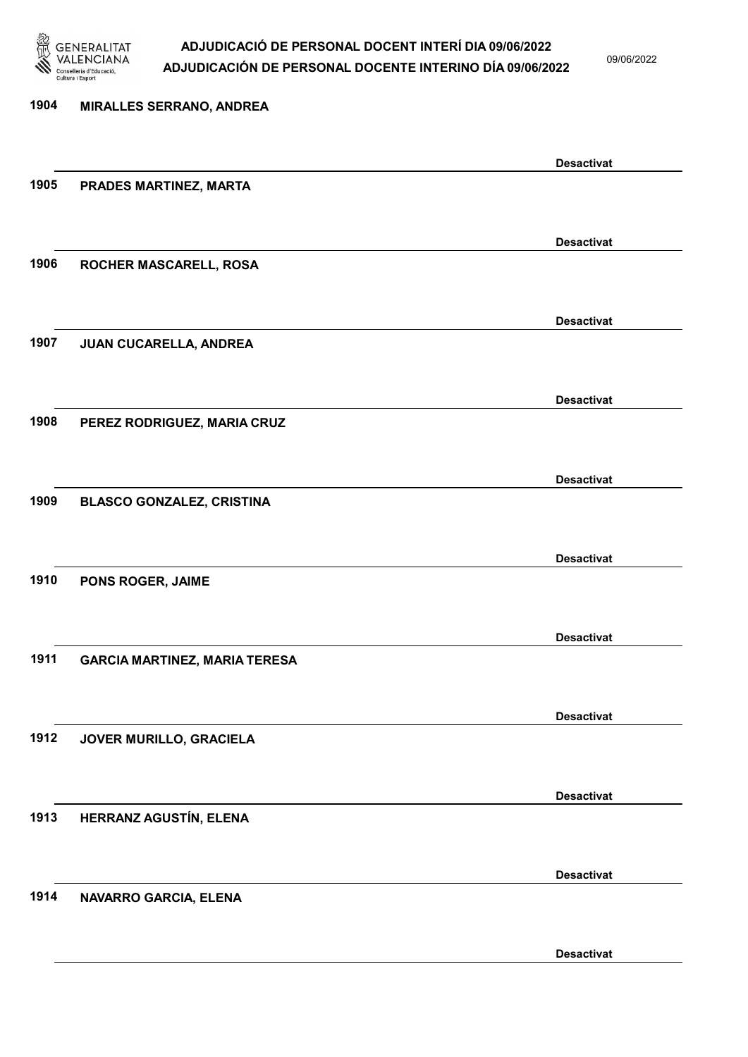1904 MIRALLES SERRANO, ANDREA

Desactivat

1905 PRADES MARTINEZ, MARTA

Desactivat

1906 ROCHER MASCARELL, ROSA

Desactivat

1907 JUAN CUCARELLA, ANDREA

Desactivat

1908 PEREZ RODRIGUEZ, MARIA CRUZ

Desactivat

1909 BLASCO GONZALEZ, CRISTINA

Desactivat

1910 PONS ROGER, JAIME

Desactivat

1911 GARCIA MARTINEZ, MARIA TERESA

Desactivat

1912 JOVER MURILLO, GRACIELA

Desactivat

1913 HERRANZ AGUSTÍN, ELENA

Desactivat

1914 NAVARRO GARCIA, ELENA

Desactivat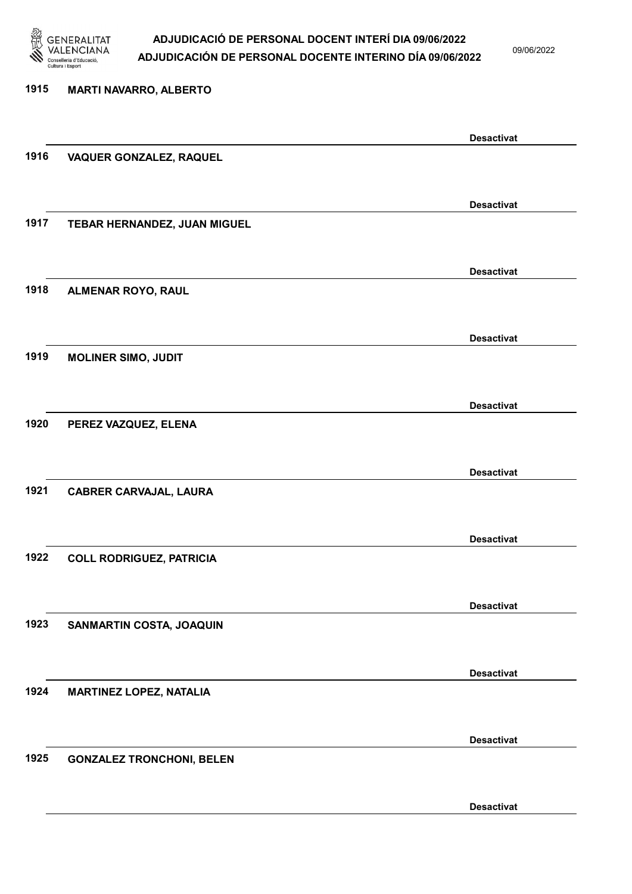1915 MARTI NAVARRO, ALBERTO

Desactivat

1916 VAQUER GONZALEZ, RAQUEL

Desactivat

1917 TEBAR HERNANDEZ, JUAN MIGUEL

Desactivat

1918 ALMENAR ROYO, RAUL

Desactivat

1919 MOLINER SIMO, JUDIT

Desactivat

1920 PEREZ VAZQUEZ, ELENA

Desactivat

1921 CABRER CARVAJAL, LAURA

Desactivat

1922 COLL RODRIGUEZ, PATRICIA

Desactivat

1923 SANMARTIN COSTA, JOAQUIN

Desactivat

1924 MARTINEZ LOPEZ, NATALIA

Desactivat

1925 GONZALEZ TRONCHONI, BELEN

Desactivat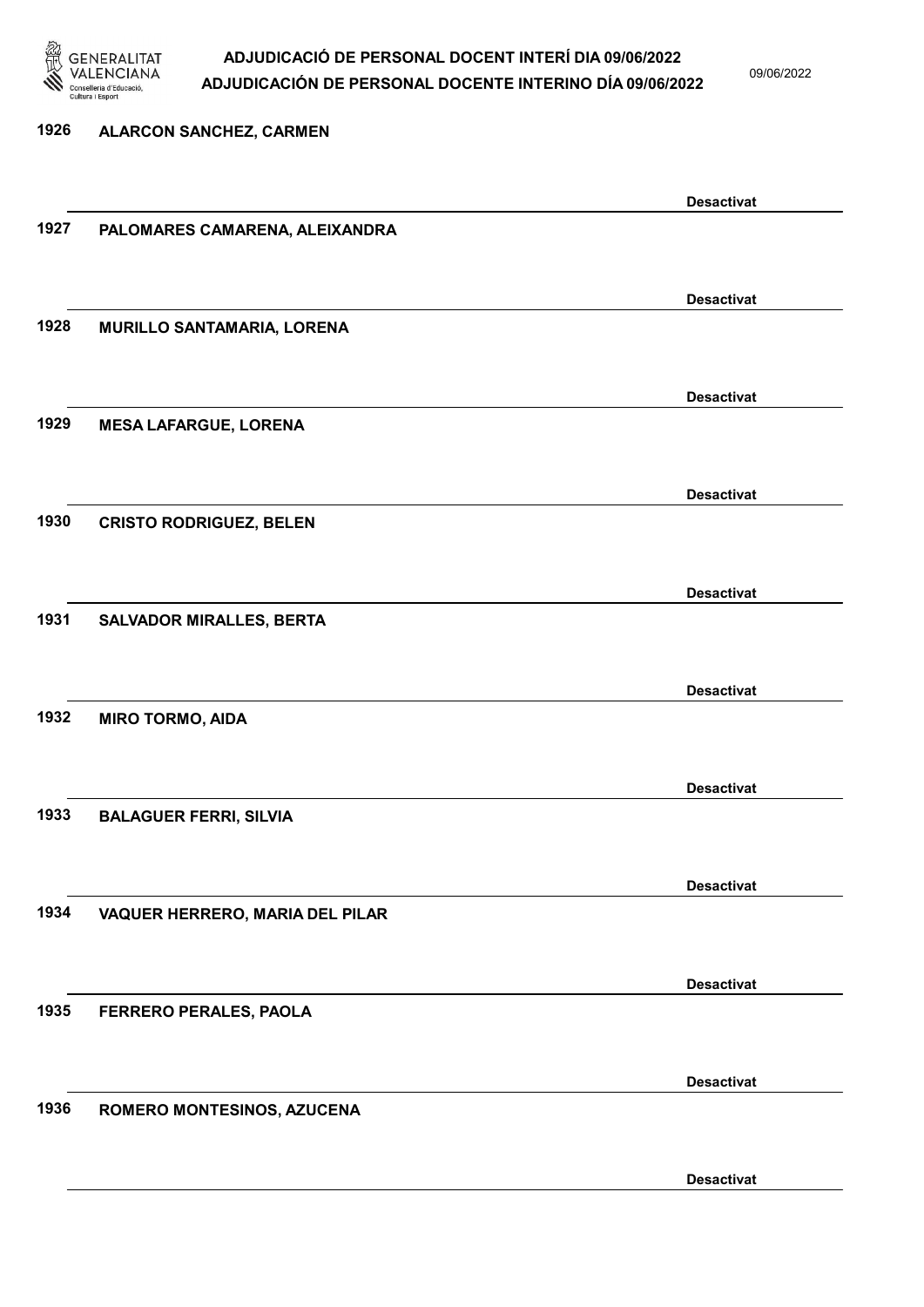1926 ALARCON SANCHEZ, CARMEN

Desactivat

1927 PALOMARES CAMARENA, ALEIXANDRA

Desactivat

1928 MURILLO SANTAMARIA, LORENA

Desactivat

1929 MESA LAFARGUE, LORENA

Desactivat

1930 CRISTO RODRIGUEZ, BELEN

Desactivat

1931 SALVADOR MIRALLES, BERTA

Desactivat

1932 MIRO TORMO, AIDA

Desactivat

1933 BALAGUER FERRI, SILVIA

Desactivat

1934 VAQUER HERRERO, MARIA DEL PILAR

Desactivat

1935 FERRERO PERALES, PAOLA

Desactivat

1936 ROMERO MONTESINOS, AZUCENA

Desactivat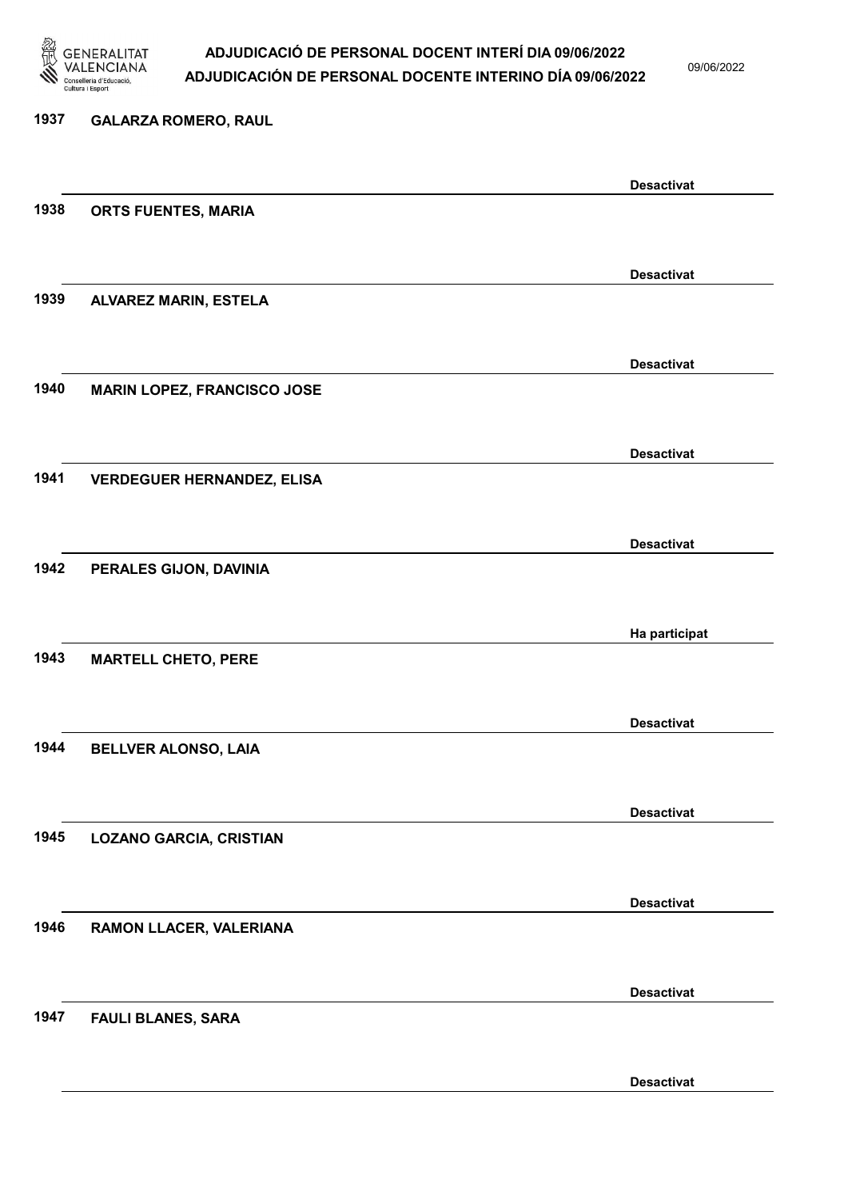| | | |
|---|---|---|
| 1937 | GALARZA ROMERO, RAUL | Desactivat |
| 1938 | ORTS FUENTES, MARIA | Desactivat |
| 1939 | ALVAREZ MARIN, ESTELA | Desactivat |
| 1940 | MARIN LOPEZ, FRANCISCO JOSE | Desactivat |
| 1941 | VERDEGUER HERNANDEZ, ELISA | Desactivat |
| 1942 | PERALES GIJON, DAVINIA | Ha participat |
| 1943 | MARTELL CHETO, PERE | Desactivat |
| 1944 | BELLVER ALONSO, LAIA | Desactivat |
| 1945 | LOZANO GARCIA, CRISTIAN | Desactivat |
| 1946 | RAMON LLACER, VALERIANA | Desactivat |
| 1947 | FAULI BLANES, SARA | Desactivat |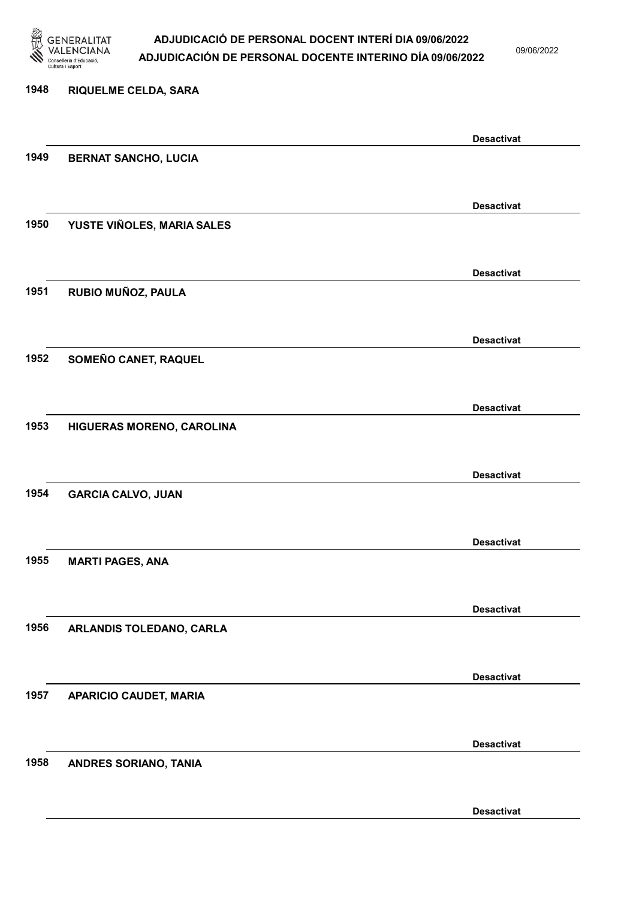1948 **RIQUELME CELDA, SARA**

**Desactivat**

1949 **BERNAT SANCHO, LUCIA**

**Desactivat**

1950 **YUSTE VIÑOLES, MARIA SALES**

**Desactivat**

1951 **RUBIO MUÑOZ, PAULA**

**Desactivat**

1952 **SOMEÑO CANET, RAQUEL**

**Desactivat**

1953 **HIGUERAS MORENO, CAROLINA**

**Desactivat**

1954 **GARCIA CALVO, JUAN**

**Desactivat**

1955 **MARTI PAGES, ANA**

**Desactivat**

1956 **ARLANDIS TOLEDANO, CARLA**

**Desactivat**

1957 **APARICIO CAUDET, MARIA**

**Desactivat**

1958 **ANDRES SORIANO, TANIA**

**Desactivat**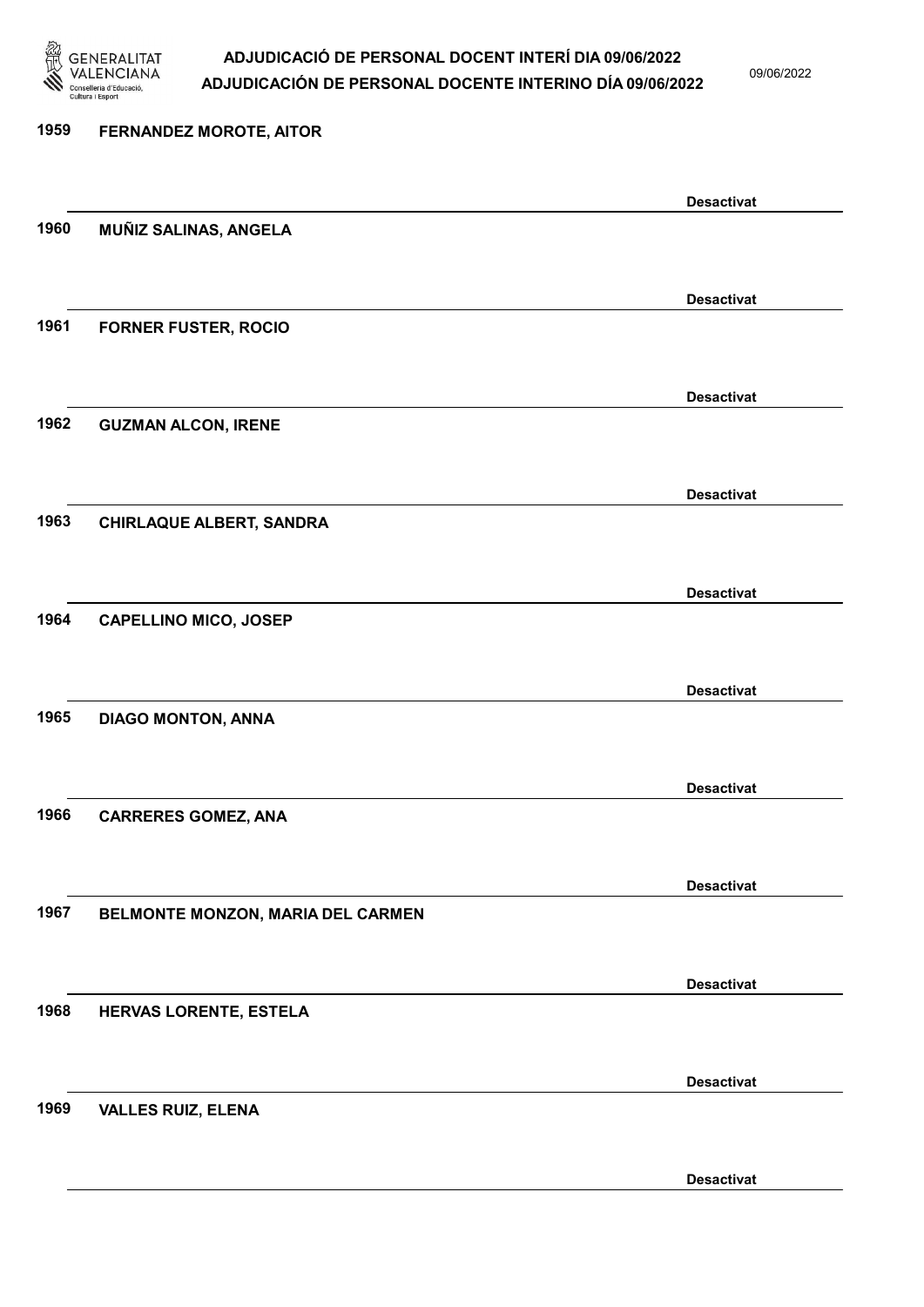1959 **FERNANDEZ MOROTE, AITOR**

**Desactivat**

1960 **MUÑIZ SALINAS, ANGELA**

**Desactivat**

1961 **FORNER FUSTER, ROCIO**

**Desactivat**

1962 **GUZMAN ALCON, IRENE**

**Desactivat**

1963 **CHIRLAQUE ALBERT, SANDRA**

**Desactivat**

1964 **CAPELLINO MICO, JOSEP**

**Desactivat**

1965 **DIAGO MONTON, ANNA**

**Desactivat**

1966 **CARRERES GOMEZ, ANA**

**Desactivat**

1967 **BELMONTE MONZON, MARIA DEL CARMEN**

**Desactivat**

1968 **HERVAS LORENTE, ESTELA**

**Desactivat**

1969 **VALLES RUIZ, ELENA**

**Desactivat**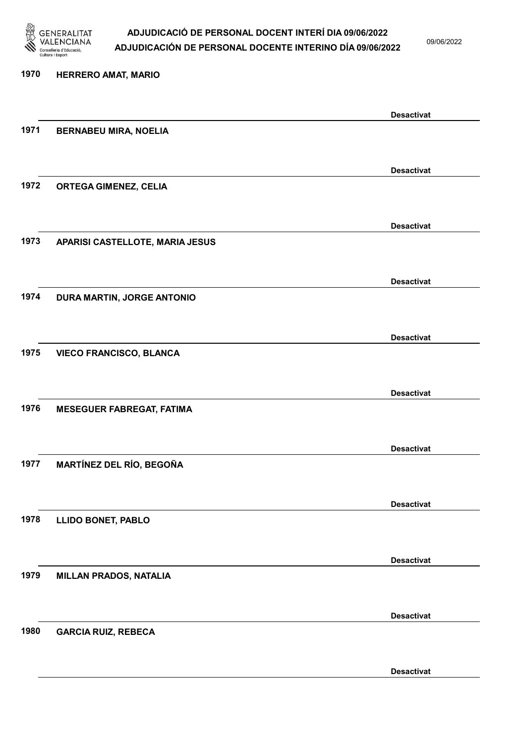1970 HERRERO AMAT, MARIO

Desactivat

1971 BERNABEU MIRA, NOELIA

Desactivat

1972 ORTEGA GIMENEZ, CELIA

Desactivat

1973 APARISI CASTELLOTE, MARIA JESUS

Desactivat

1974 DURA MARTIN, JORGE ANTONIO

Desactivat

1975 VIECO FRANCISCO, BLANCA

Desactivat

1976 MESEGUER FABREGAT, FATIMA

Desactivat

1977 MARTÍNEZ DEL RÍO, BEGOÑA

Desactivat

1978 LLIDO BONET, PABLO

Desactivat

1979 MILLAN PRADOS, NATALIA

Desactivat

1980 GARCIA RUIZ, REBECA

Desactivat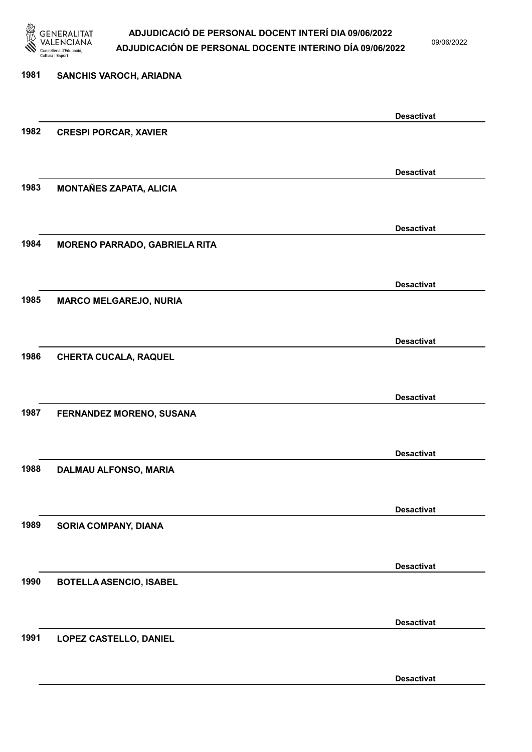1981 **SANCHIS VAROCH, ARIADNA**

**Desactivat**

1982 **CRESPI PORCAR, XAVIER**

**Desactivat**

1983 **MONTAÑES ZAPATA, ALICIA**

**Desactivat**

1984 **MORENO PARRADO, GABRIELA RITA**

**Desactivat**

1985 **MARCO MELGAREJO, NURIA**

**Desactivat**

1986 **CHERTA CUCALA, RAQUEL**

**Desactivat**

1987 **FERNANDEZ MORENO, SUSANA**

**Desactivat**

1988 **DALMAU ALFONSO, MARIA**

**Desactivat**

1989 **SORIA COMPANY, DIANA**

**Desactivat**

1990 **BOTELLA ASENCIO, ISABEL**

**Desactivat**

1991 **LOPEZ CASTELLO, DANIEL**

**Desactivat**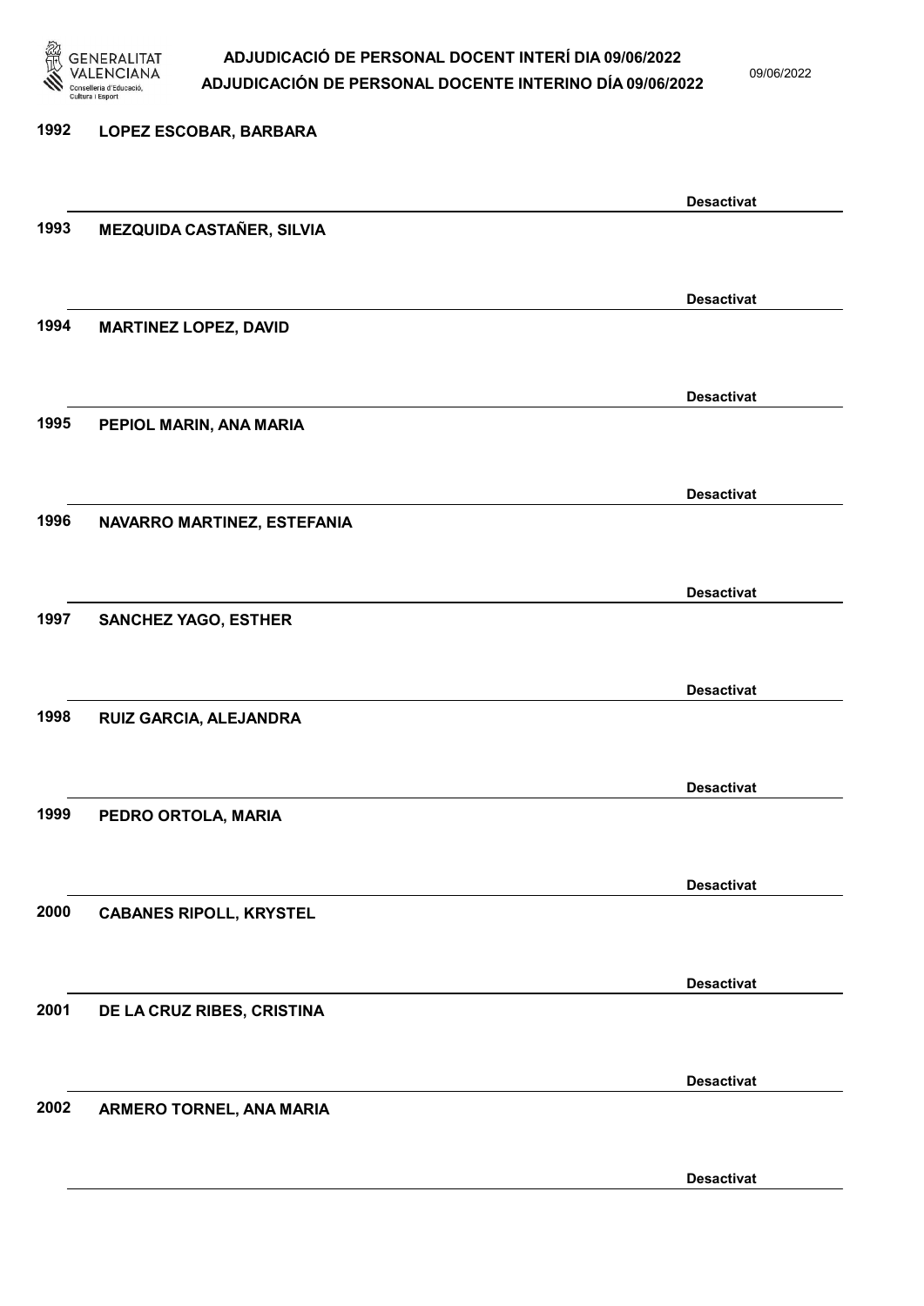1992 LOPEZ ESCOBAR, BARBARA

Desactivat

1993 MEZQUIDA CASTAÑER, SILVIA

Desactivat

1994 MARTINEZ LOPEZ, DAVID

Desactivat

1995 PEPIOL MARIN, ANA MARIA

Desactivat

1996 NAVARRO MARTINEZ, ESTEFANIA

Desactivat

1997 SANCHEZ YAGO, ESTHER

Desactivat

1998 RUIZ GARCIA, ALEJANDRA

Desactivat

1999 PEDRO ORTOLA, MARIA

Desactivat

2000 CABANES RIPOLL, KRYSTEL

Desactivat

2001 DE LA CRUZ RIBES, CRISTINA

Desactivat

2002 ARMERO TORNEL, ANA MARIA

Desactivat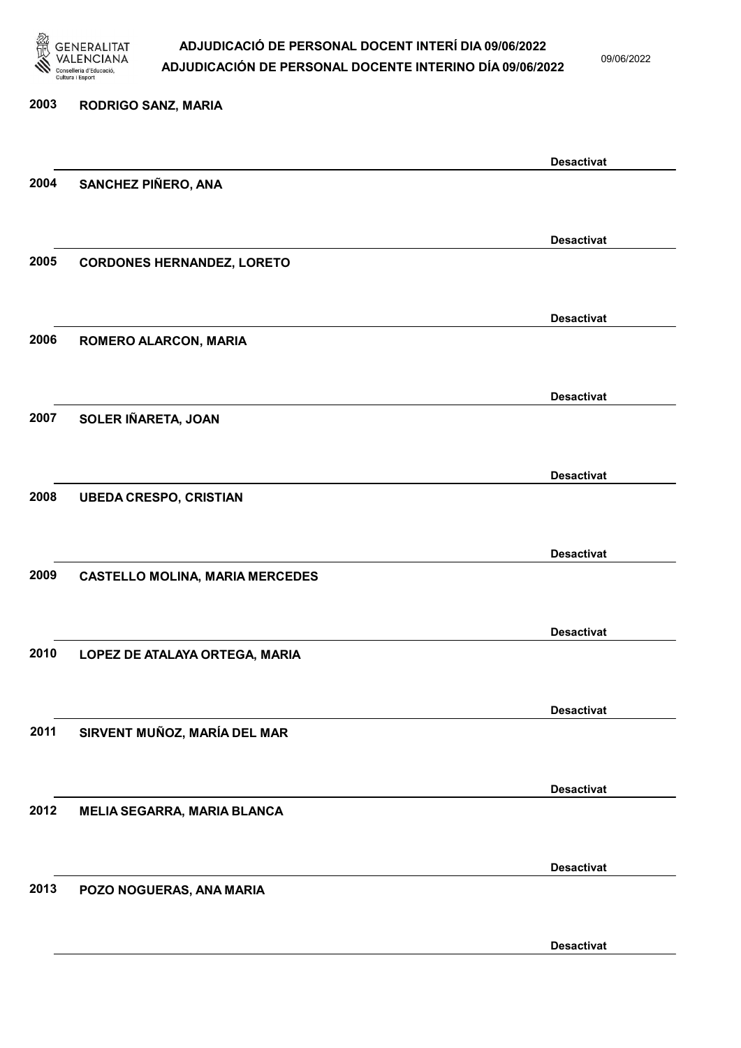2003 RODRIGO SANZ, MARIA

Desactivat

2004 SANCHEZ PIÑERO, ANA

Desactivat

2005 CORDONES HERNANDEZ, LORETO

Desactivat

2006 ROMERO ALARCON, MARIA

Desactivat

2007 SOLER IÑARETA, JOAN

Desactivat

2008 UBEDA CRESPO, CRISTIAN

Desactivat

2009 CASTELLO MOLINA, MARIA MERCEDES

Desactivat

2010 LOPEZ DE ATALAYA ORTEGA, MARIA

Desactivat

2011 SIRVENT MUÑOZ, MARÍA DEL MAR

Desactivat

2012 MELIA SEGARRA, MARIA BLANCA

Desactivat

2013 POZO NOGUERAS, ANA MARIA

Desactivat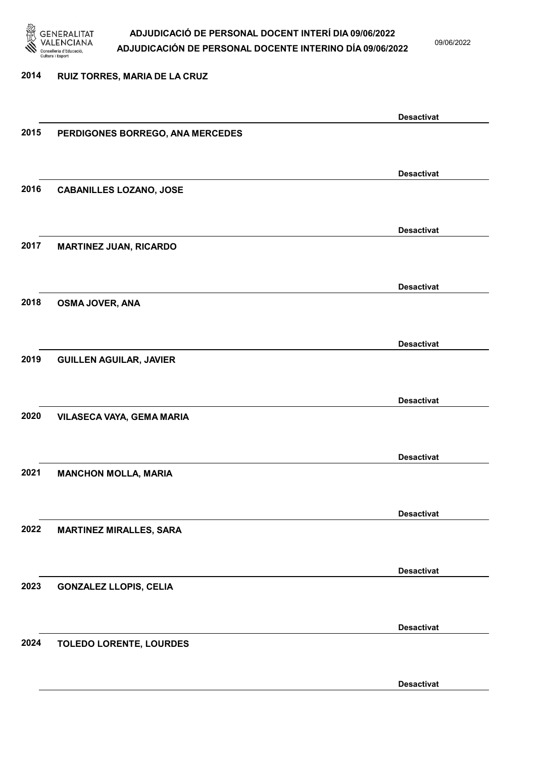2014 RUIZ TORRES, MARIA DE LA CRUZ

Desactivat

2015 PERDIGONES BORREGO, ANA MERCEDES

Desactivat

2016 CABANILLES LOZANO, JOSE

Desactivat

2017 MARTINEZ JUAN, RICARDO

Desactivat

2018 OSMA JOVER, ANA

Desactivat

2019 GUILLEN AGUILAR, JAVIER

Desactivat

2020 VILASECA VAYA, GEMA MARIA

Desactivat

2021 MANCHON MOLLA, MARIA

Desactivat

2022 MARTINEZ MIRALLES, SARA

Desactivat

2023 GONZALEZ LLOPIS, CELIA

Desactivat

2024 TOLEDO LORENTE, LOURDES

Desactivat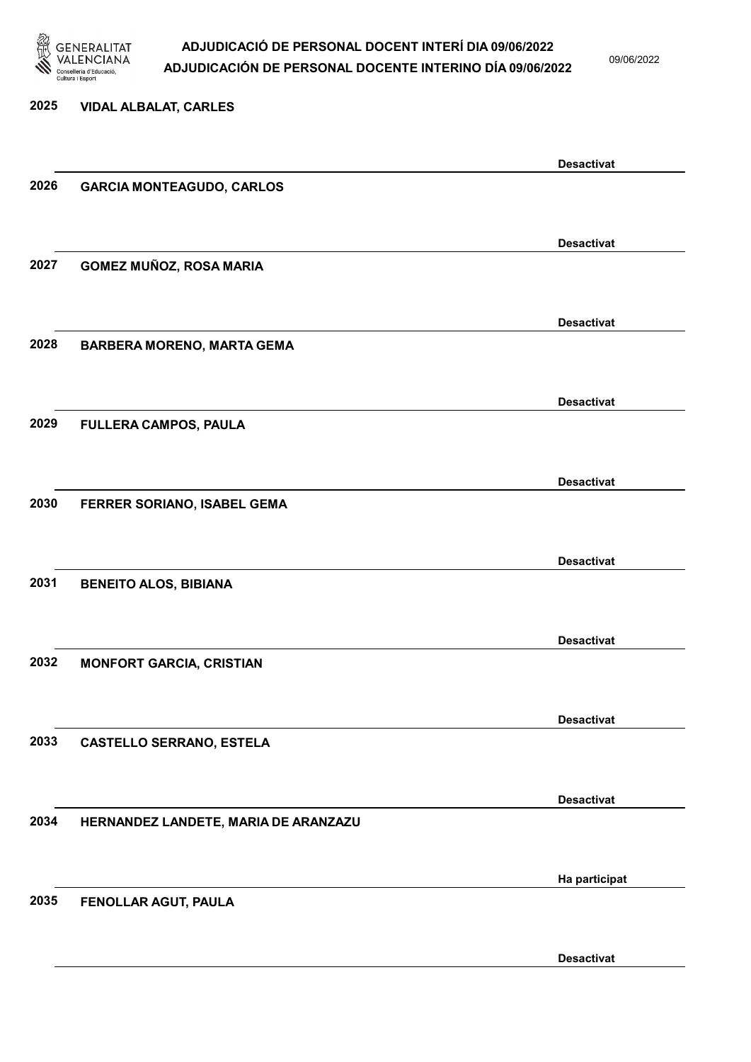2025 VIDAL ALBALAT, CARLES

Desactivat

2026 GARCIA MONTEAGUDO, CARLOS

Desactivat

2027 GOMEZ MUÑOZ, ROSA MARIA

Desactivat

2028 BARBERA MORENO, MARTA GEMA

Desactivat

2029 FULLERA CAMPOS, PAULA

Desactivat

2030 FERRER SORIANO, ISABEL GEMA

Desactivat

2031 BENEITO ALOS, BIBIANA

Desactivat

2032 MONFORT GARCIA, CRISTIAN

Desactivat

2033 CASTELLO SERRANO, ESTELA

Desactivat

2034 HERNANDEZ LANDETE, MARIA DE ARANZAZU

Ha participat

2035 FENOLLAR AGUT, PAULA

Desactivat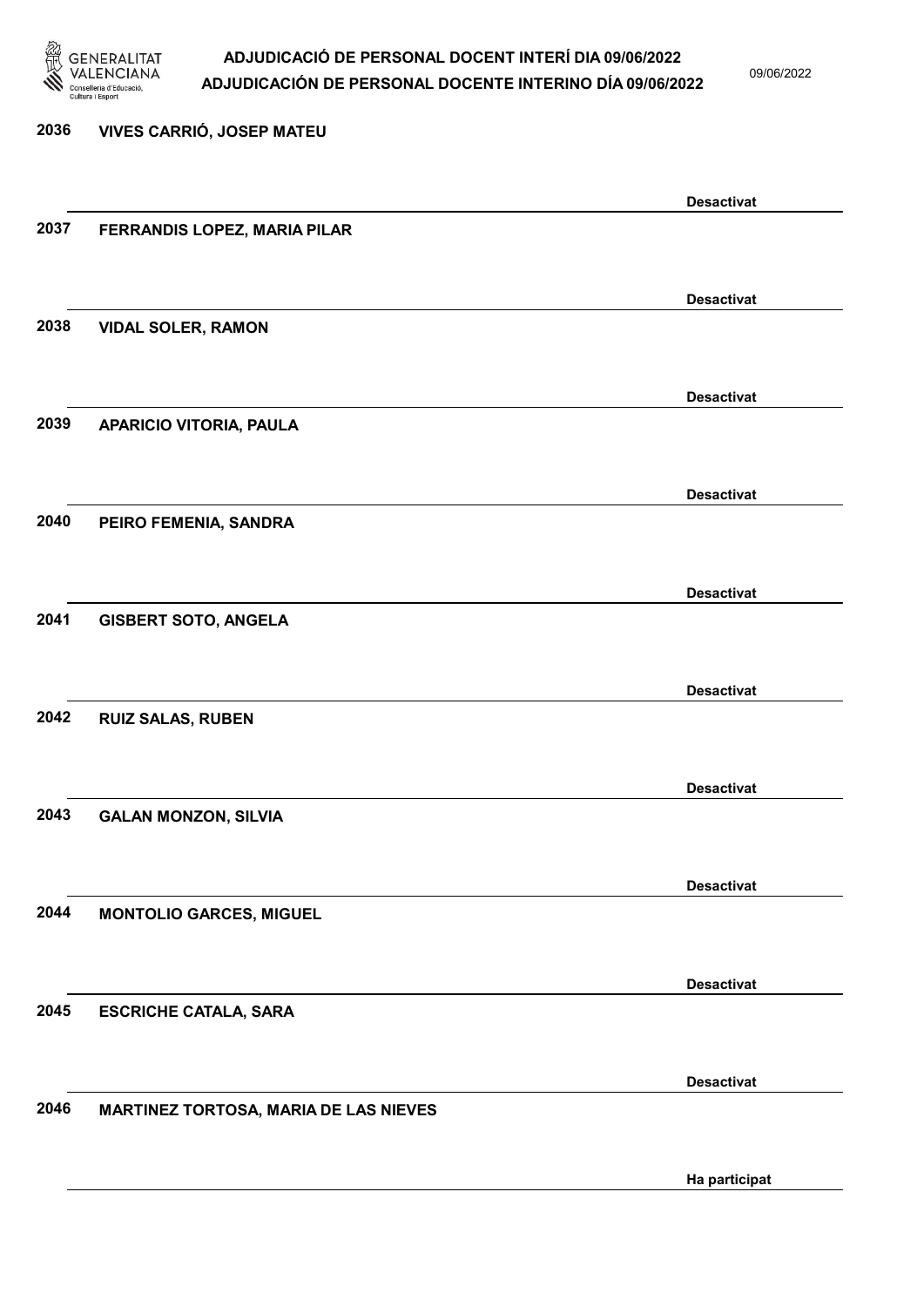2036 VIVES CARRIÓ, JOSEP MATEU

Desactivat

2037 FERRANDIS LOPEZ, MARIA PILAR

Desactivat

2038 VIDAL SOLER, RAMON

Desactivat

2039 APARICIO VITORIA, PAULA

Desactivat

2040 PEIRO FEMENIA, SANDRA

Desactivat

2041 GISBERT SOTO, ANGELA

Desactivat

2042 RUIZ SALAS, RUBEN

Desactivat

2043 GALAN MONZON, SILVIA

Desactivat

2044 MONTOLIO GARCES, MIGUEL

Desactivat

2045 ESCRICHE CATALA, SARA

Desactivat

2046 MARTINEZ TORTOSA, MARIA DE LAS NIEVES

Ha participat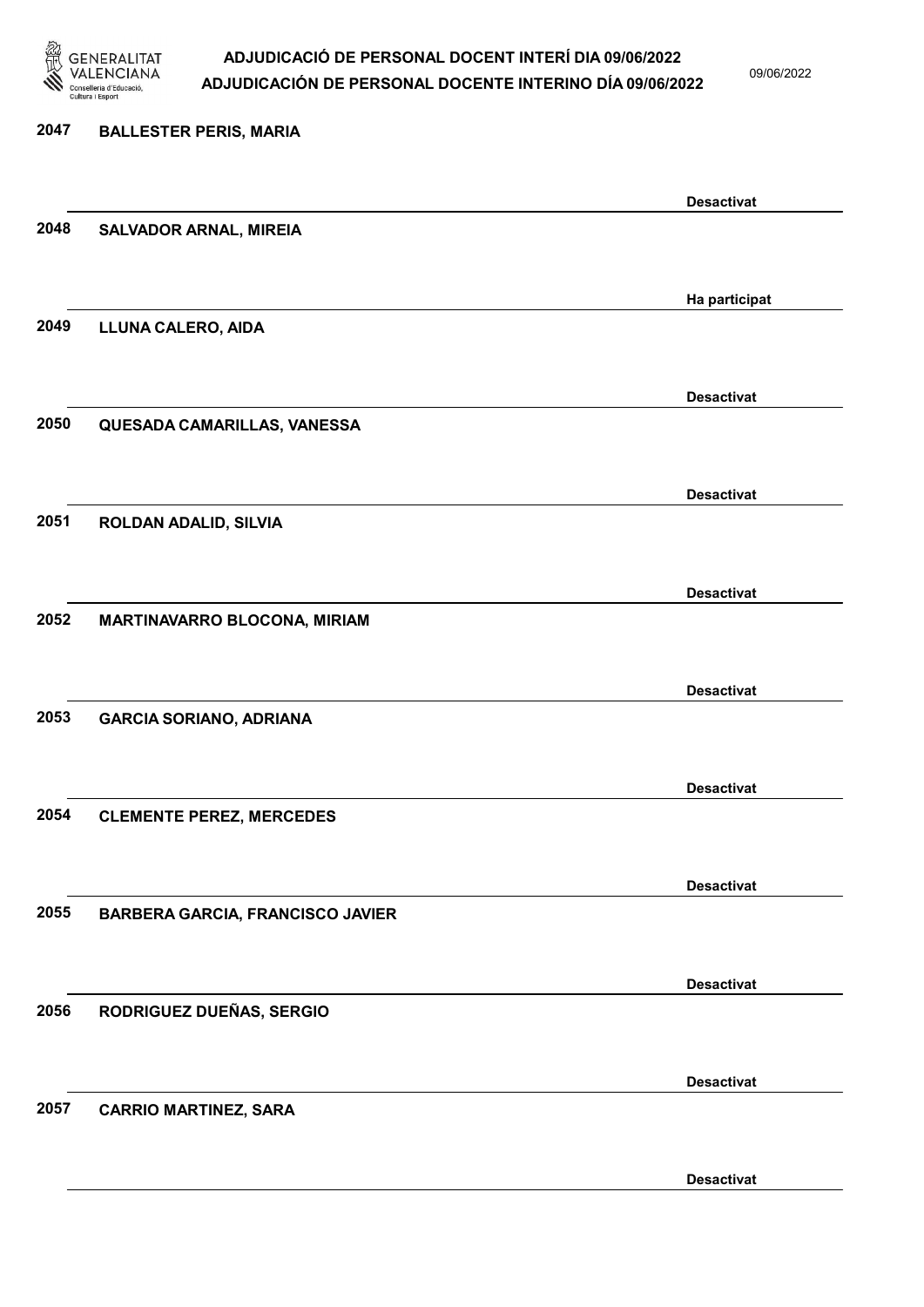| | | |
|---|---|---|
| 2047 | BALLESTER PERIS, MARIA | Desactivat |
| 2048 | SALVADOR ARNAL, MIREIA | Ha participat |
| 2049 | LLUNA CALERO, AIDA | Desactivat |
| 2050 | QUESADA CAMARILLAS, VANESSA | Desactivat |
| 2051 | ROLDAN ADALID, SILVIA | Desactivat |
| 2052 | MARTINAVARRO BLOCONA, MIRIAM | Desactivat |
| 2053 | GARCIA SORIANO, ADRIANA | Desactivat |
| 2054 | CLEMENTE PEREZ, MERCEDES | Desactivat |
| 2055 | BARBERA GARCIA, FRANCISCO JAVIER | Desactivat |
| 2056 | RODRIGUEZ DUEÑAS, SERGIO | Desactivat |
| 2057 | CARRIO MARTINEZ, SARA | Desactivat |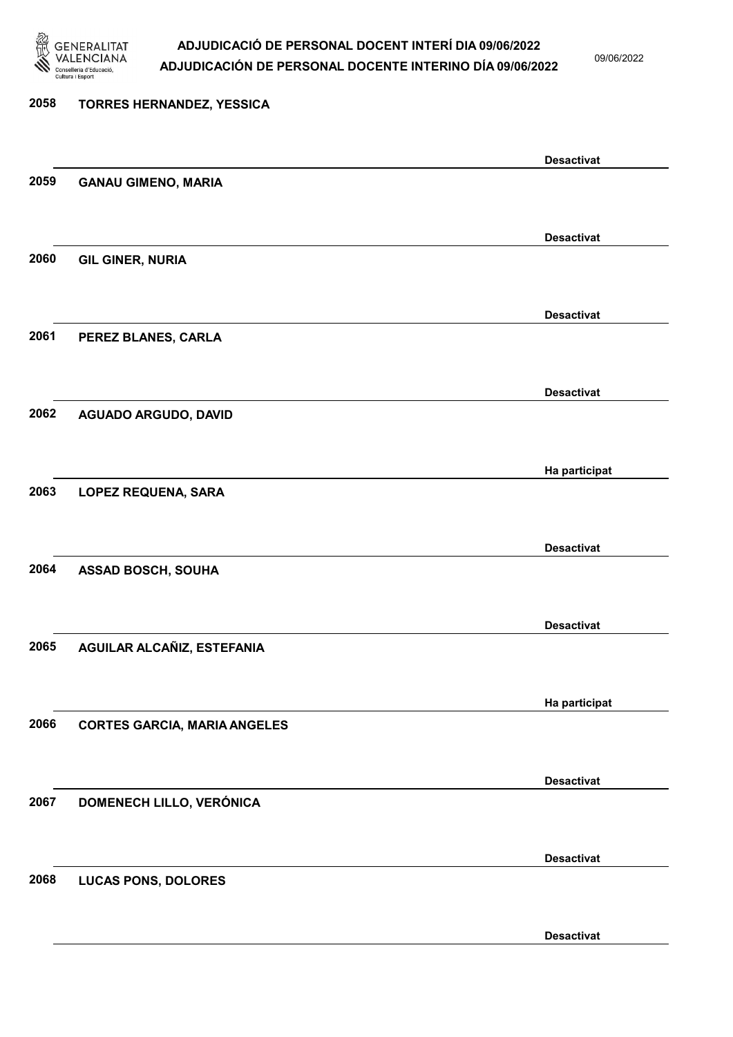2058 **TORRES HERNANDEZ, YESSICA**

**Desactivat**

2059 **GANAU GIMENO, MARIA**

**Desactivat**

2060 **GIL GINER, NURIA**

**Desactivat**

2061 **PEREZ BLANES, CARLA**

**Desactivat**

2062 **AGUADO ARGUDO, DAVID**

**Ha participat**

2063 **LOPEZ REQUENA, SARA**

**Desactivat**

2064 **ASSAD BOSCH, SOUHA**

**Desactivat**

2065 **AGUILAR ALCAÑIZ, ESTEFANIA**

**Ha participat**

2066 **CORTES GARCIA, MARIA ANGELES**

**Desactivat**

2067 **DOMENECH LILLO, VERÓNICA**

**Desactivat**

2068 **LUCAS PONS, DOLORES**

**Desactivat**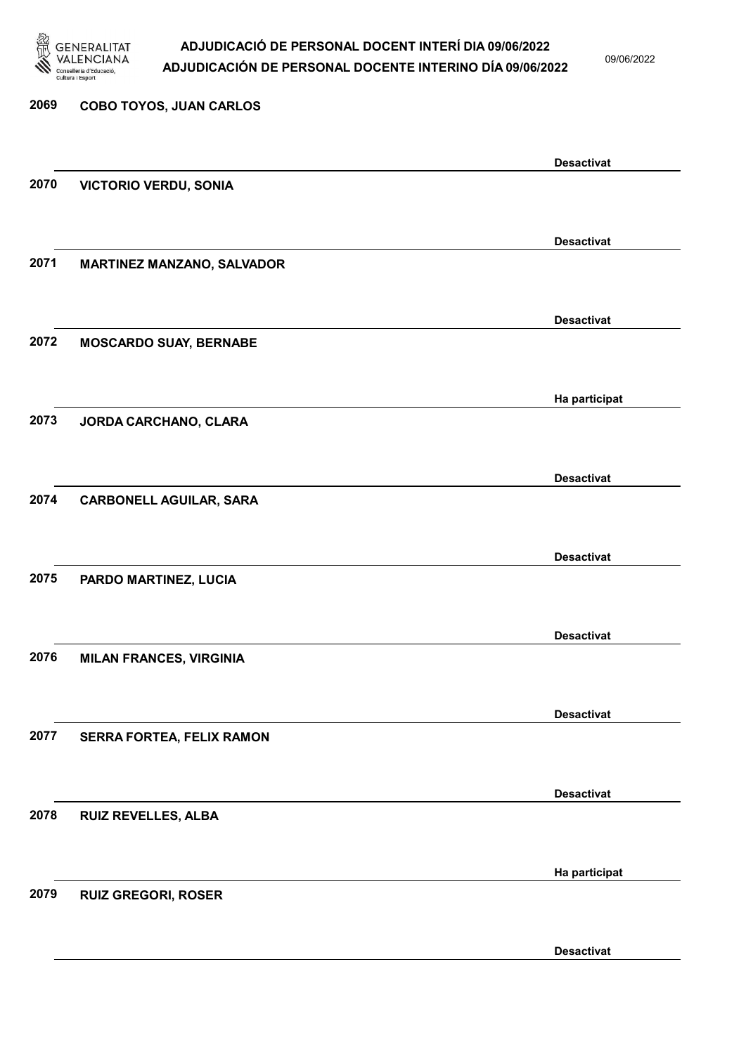| Núm. | Nom | Estat |
|---|---|---|
| 2069 | COBO TOYOS, JUAN CARLOS | Desactivat |
| 2070 | VICTORIO VERDU, SONIA | Desactivat |
| 2071 | MARTINEZ MANZANO, SALVADOR | Desactivat |
| 2072 | MOSCARDO SUAY, BERNABE | Ha participat |
| 2073 | JORDA CARCHANO, CLARA | Desactivat |
| 2074 | CARBONELL AGUILAR, SARA | Desactivat |
| 2075 | PARDO MARTINEZ, LUCIA | Desactivat |
| 2076 | MILAN FRANCES, VIRGINIA | Desactivat |
| 2077 | SERRA FORTEA, FELIX RAMON | Desactivat |
| 2078 | RUIZ REVELLES, ALBA | Ha participat |
| 2079 | RUIZ GREGORI, ROSER | Desactivat |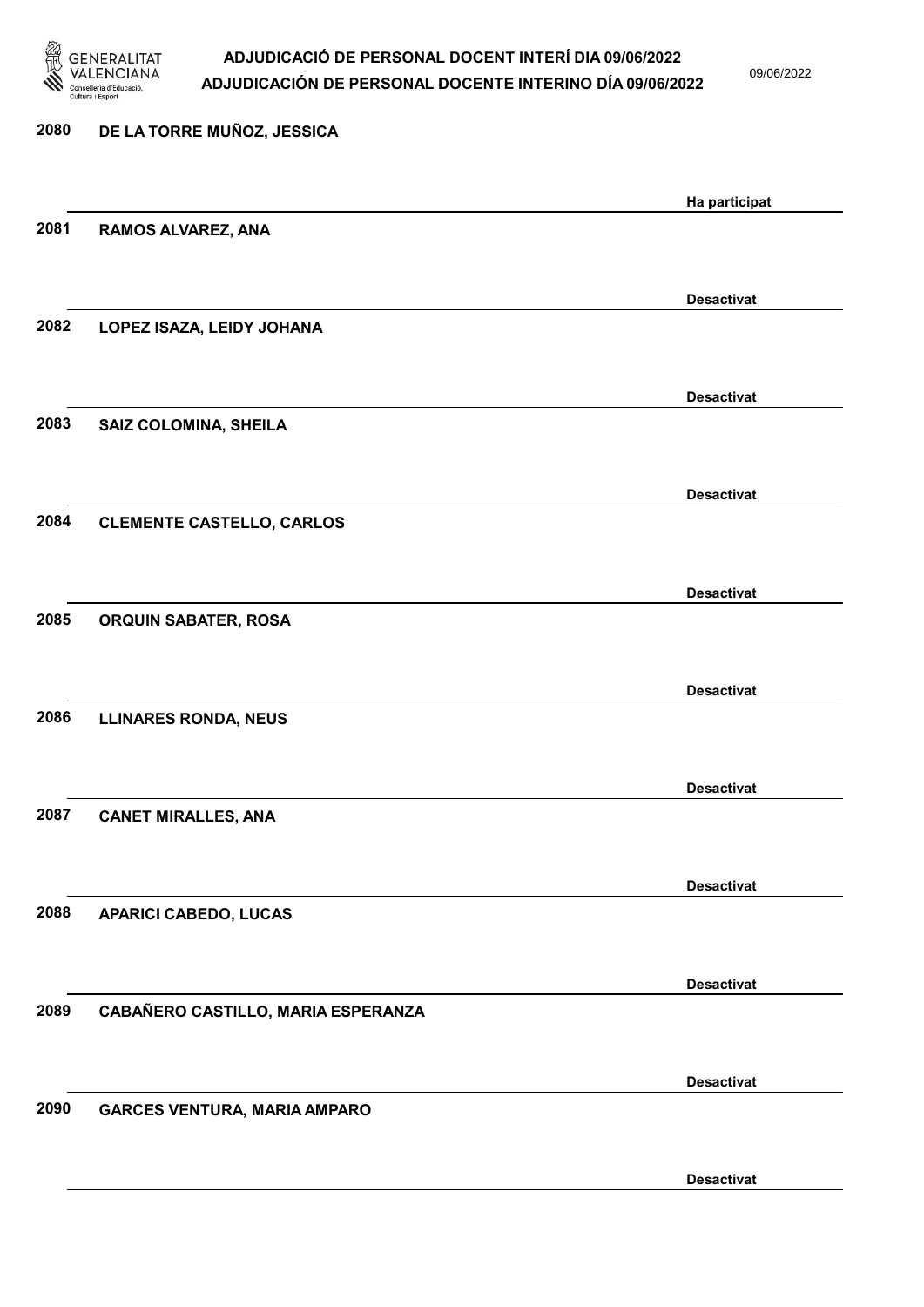| | | |
|---|---|---|
| 2080 | DE LA TORRE MUÑOZ, JESSICA | Ha participat |
| 2081 | RAMOS ALVAREZ, ANA | Desactivat |
| 2082 | LOPEZ ISAZA, LEIDY JOHANA | Desactivat |
| 2083 | SAIZ COLOMINA, SHEILA | Desactivat |
| 2084 | CLEMENTE CASTELLO, CARLOS | Desactivat |
| 2085 | ORQUIN SABATER, ROSA | Desactivat |
| 2086 | LLINARES RONDA, NEUS | Desactivat |
| 2087 | CANET MIRALLES, ANA | Desactivat |
| 2088 | APARICI CABEDO, LUCAS | Desactivat |
| 2089 | CABAÑERO CASTILLO, MARIA ESPERANZA | Desactivat |
| 2090 | GARCES VENTURA, MARIA AMPARO | Desactivat |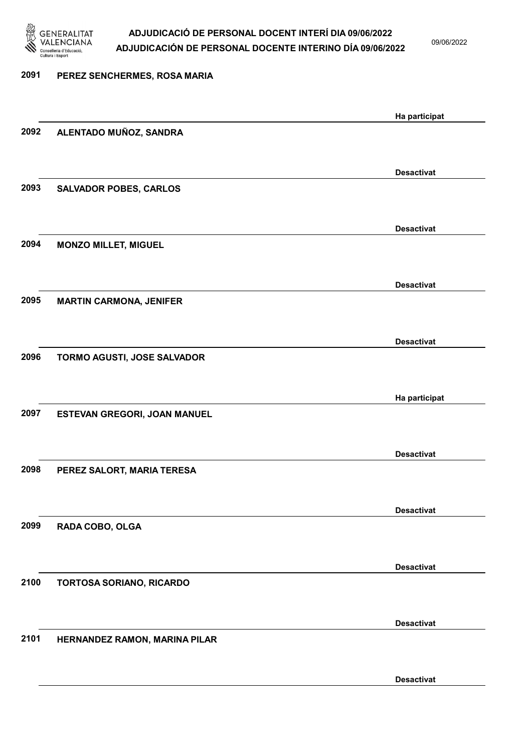| | | |
|---|---|---|
| 2091 | PEREZ SENCHERMES, ROSA MARIA | Ha participat |
| 2092 | ALENTADO MUÑOZ, SANDRA | Desactivat |
| 2093 | SALVADOR POBES, CARLOS | Desactivat |
| 2094 | MONZO MILLET, MIGUEL | Desactivat |
| 2095 | MARTIN CARMONA, JENIFER | Desactivat |
| 2096 | TORMO AGUSTI, JOSE SALVADOR | Ha participat |
| 2097 | ESTEVAN GREGORI, JOAN MANUEL | Desactivat |
| 2098 | PEREZ SALORT, MARIA TERESA | Desactivat |
| 2099 | RADA COBO, OLGA | Desactivat |
| 2100 | TORTOSA SORIANO, RICARDO | Desactivat |
| 2101 | HERNANDEZ RAMON, MARINA PILAR | Desactivat |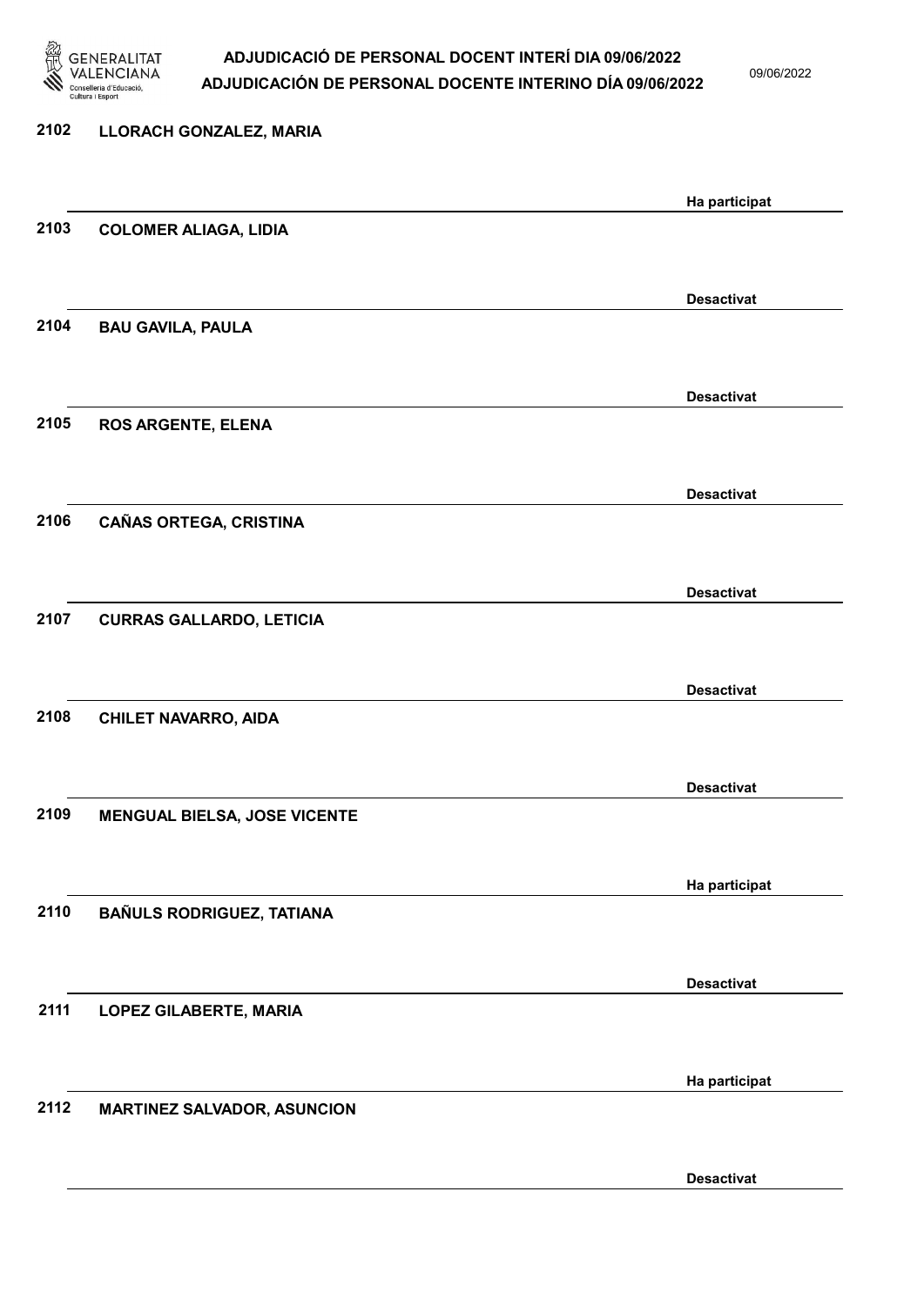| Núm. | Nom | Estat |
|---|---|---|
| 2102 | LLORACH GONZALEZ, MARIA | Ha participat |
| 2103 | COLOMER ALIAGA, LIDIA | Desactivat |
| 2104 | BAU GAVILA, PAULA | Desactivat |
| 2105 | ROS ARGENTE, ELENA | Desactivat |
| 2106 | CAÑAS ORTEGA, CRISTINA | Desactivat |
| 2107 | CURRAS GALLARDO, LETICIA | Desactivat |
| 2108 | CHILET NAVARRO, AIDA | Desactivat |
| 2109 | MENGUAL BIELSA, JOSE VICENTE | Ha participat |
| 2110 | BAÑULS RODRIGUEZ, TATIANA | Desactivat |
| 2111 | LOPEZ GILABERTE, MARIA | Ha participat |
| 2112 | MARTINEZ SALVADOR, ASUNCION | Desactivat |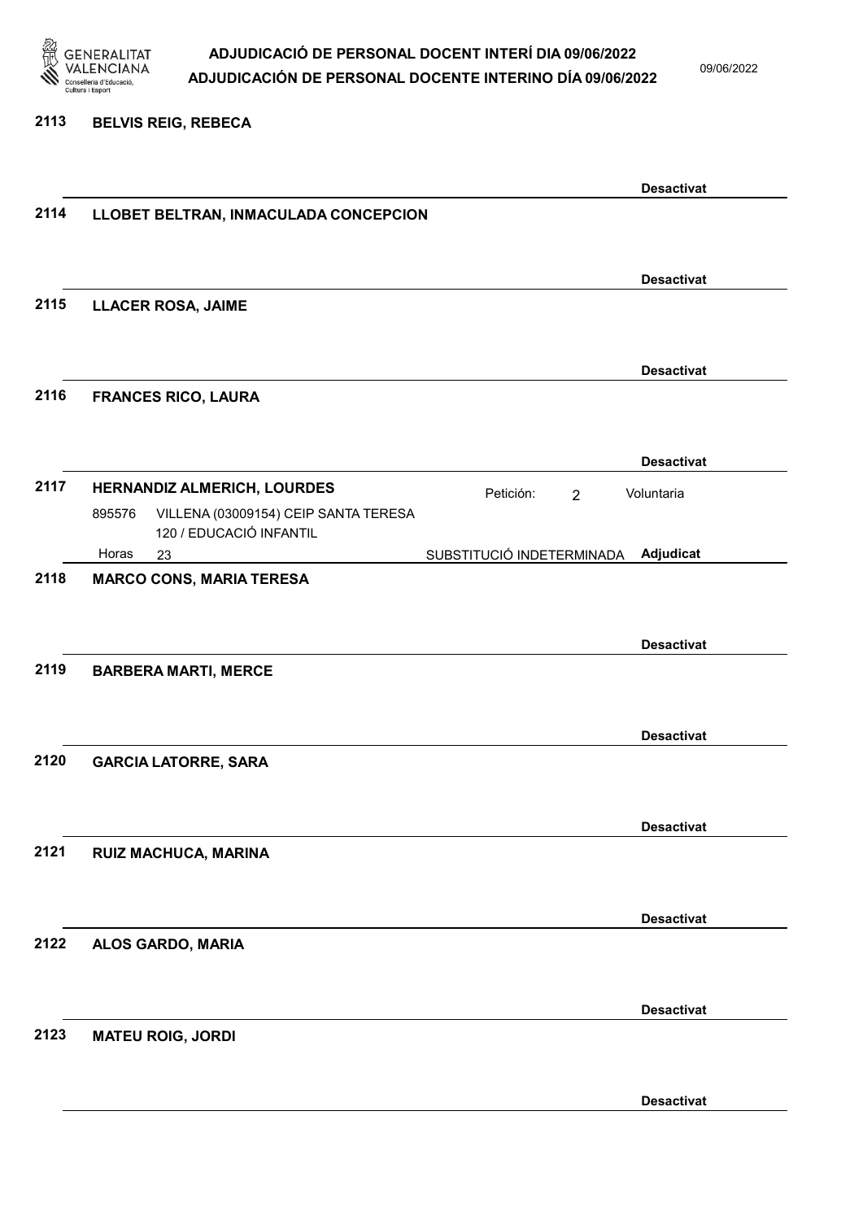2113 **BELVIS REIG, REBECA**

**Desactivat**

2114 **LLOBET BELTRAN, INMACULADA CONCEPCION**

**Desactivat**

2115 **LLACER ROSA, JAIME**

**Desactivat**

2116 **FRANCES RICO, LAURA**

**Desactivat**

2117 **HERNANDIZ ALMERICH, LOURDES** Petición: 2 Voluntaria

895576 VILLENA (03009154) CEIP SANTA TERESA
120 / EDUCACIÓ INFANTIL
Horas 23 SUBSTITUCIÓ INDETERMINADA **Adjudicat**

2118 **MARCO CONS, MARIA TERESA**

**Desactivat**

2119 **BARBERA MARTI, MERCE**

**Desactivat**

2120 **GARCIA LATORRE, SARA**

**Desactivat**

2121 **RUIZ MACHUCA, MARINA**

**Desactivat**

2122 **ALOS GARDO, MARIA**

**Desactivat**

2123 **MATEU ROIG, JORDI**

**Desactivat**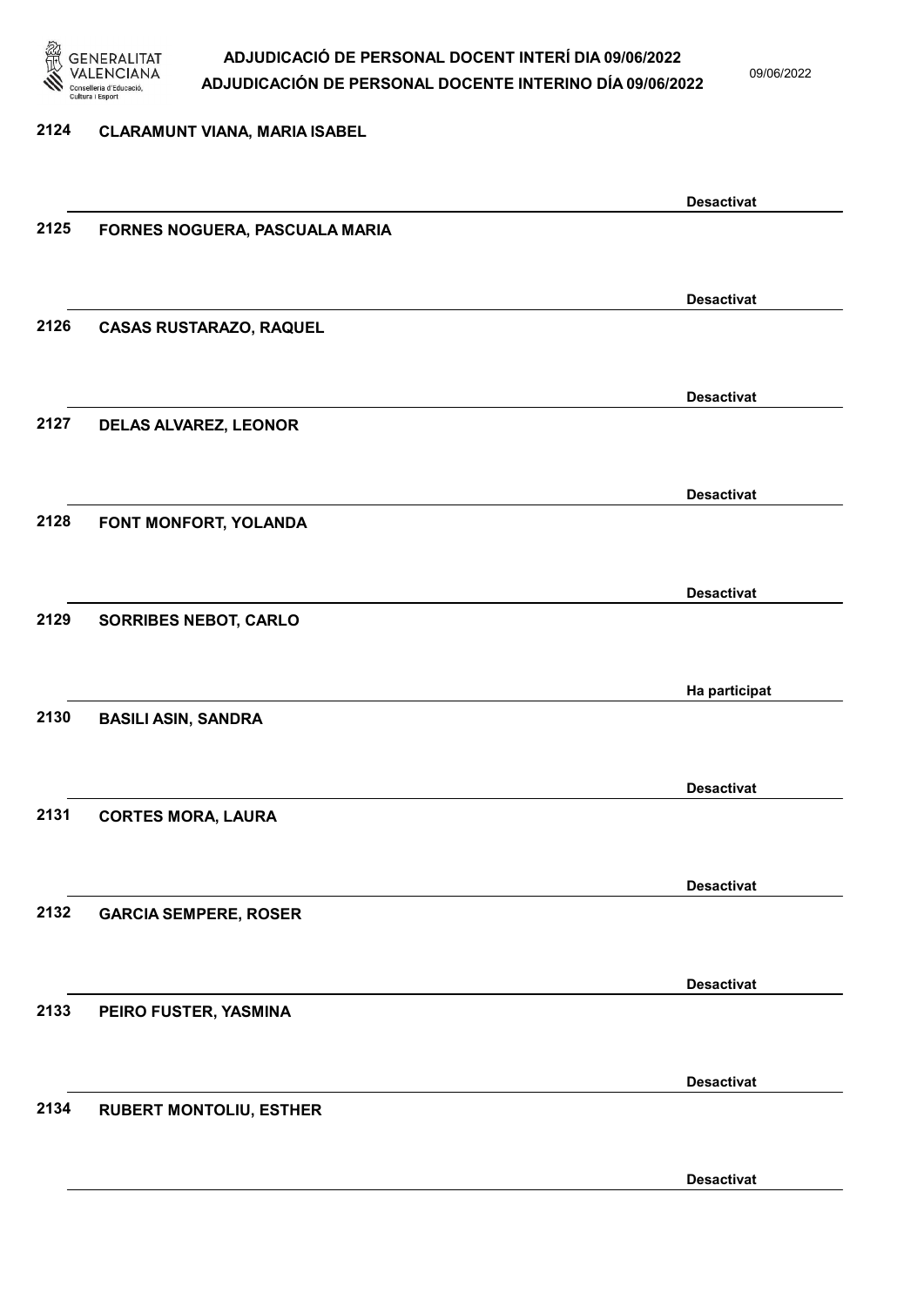| | | |
|---|---|---|
| 2124 | CLARAMUNT VIANA, MARIA ISABEL | Desactivat |
| 2125 | FORNES NOGUERA, PASCUALA MARIA | Desactivat |
| 2126 | CASAS RUSTARAZO, RAQUEL | Desactivat |
| 2127 | DELAS ALVAREZ, LEONOR | Desactivat |
| 2128 | FONT MONFORT, YOLANDA | Desactivat |
| 2129 | SORRIBES NEBOT, CARLO | Ha participat |
| 2130 | BASILI ASIN, SANDRA | Desactivat |
| 2131 | CORTES MORA, LAURA | Desactivat |
| 2132 | GARCIA SEMPERE, ROSER | Desactivat |
| 2133 | PEIRO FUSTER, YASMINA | Desactivat |
| 2134 | RUBERT MONTOLIU, ESTHER | Desactivat |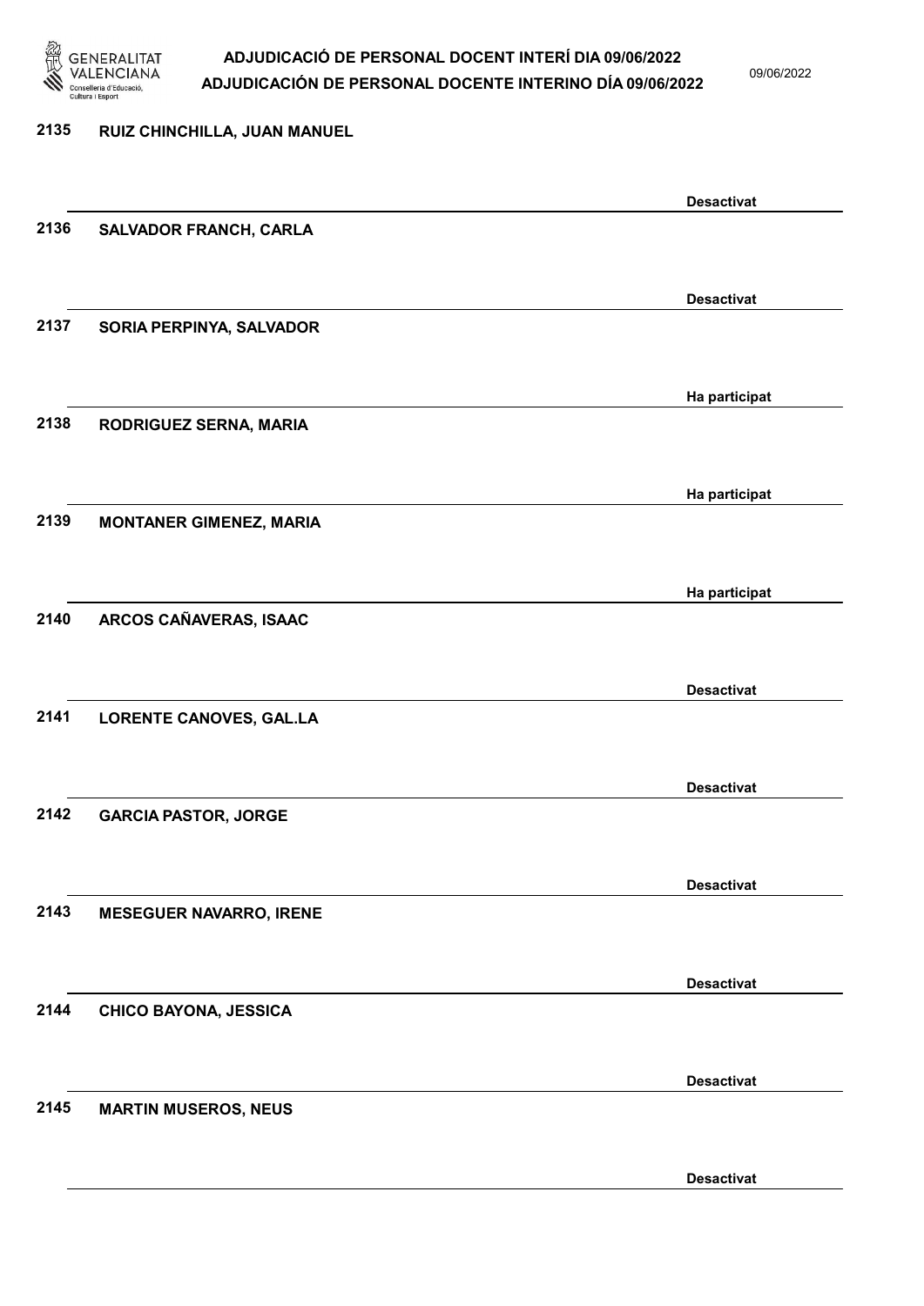| Núm. | Nom | Estat |
| --- | --- | --- |
| 2135 | RUIZ CHINCHILLA, JUAN MANUEL | Desactivat |
| 2136 | SALVADOR FRANCH, CARLA | Desactivat |
| 2137 | SORIA PERPINYA, SALVADOR | Ha participat |
| 2138 | RODRIGUEZ SERNA, MARIA | Ha participat |
| 2139 | MONTANER GIMENEZ, MARIA | Ha participat |
| 2140 | ARCOS CAÑAVERAS, ISAAC | Desactivat |
| 2141 | LORENTE CANOVES, GAL.LA | Desactivat |
| 2142 | GARCIA PASTOR, JORGE | Desactivat |
| 2143 | MESEGUER NAVARRO, IRENE | Desactivat |
| 2144 | CHICO BAYONA, JESSICA | Desactivat |
| 2145 | MARTIN MUSEROS, NEUS | Desactivat |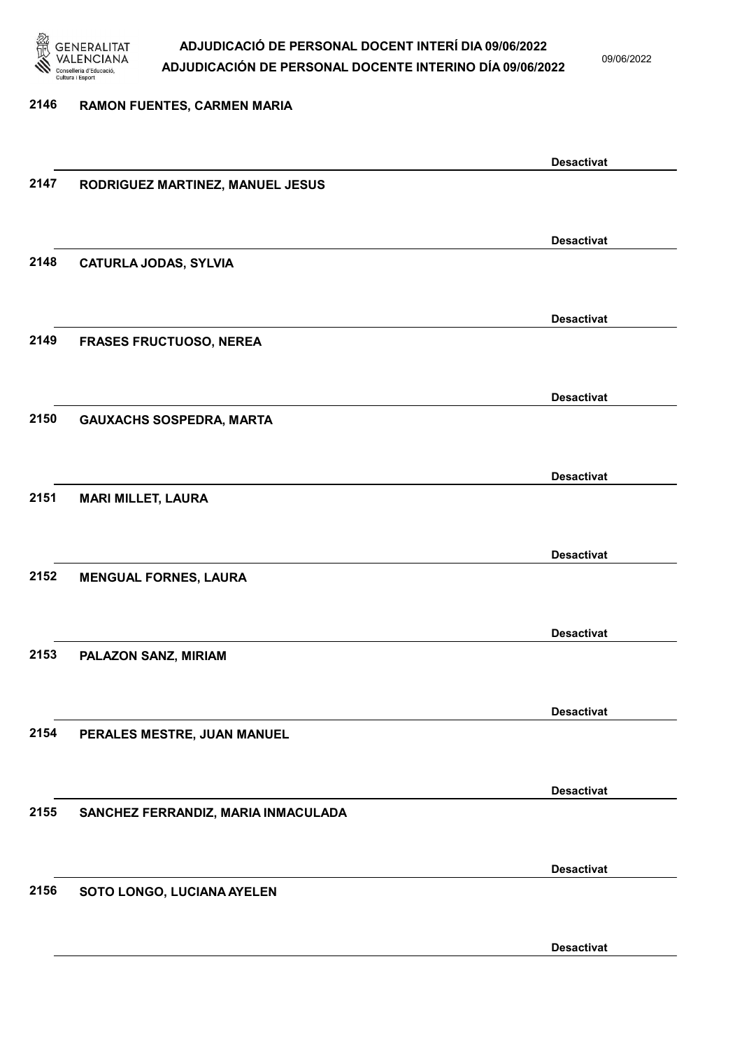2146 RAMON FUENTES, CARMEN MARIA

Desactivat

2147 RODRIGUEZ MARTINEZ, MANUEL JESUS

Desactivat

2148 CATURLA JODAS, SYLVIA

Desactivat

2149 FRASES FRUCTUOSO, NEREA

Desactivat

2150 GAUXACHS SOSPEDRA, MARTA

Desactivat

2151 MARI MILLET, LAURA

Desactivat

2152 MENGUAL FORNES, LAURA

Desactivat

2153 PALAZON SANZ, MIRIAM

Desactivat

2154 PERALES MESTRE, JUAN MANUEL

Desactivat

2155 SANCHEZ FERRANDIZ, MARIA INMACULADA

Desactivat

2156 SOTO LONGO, LUCIANA AYELEN

Desactivat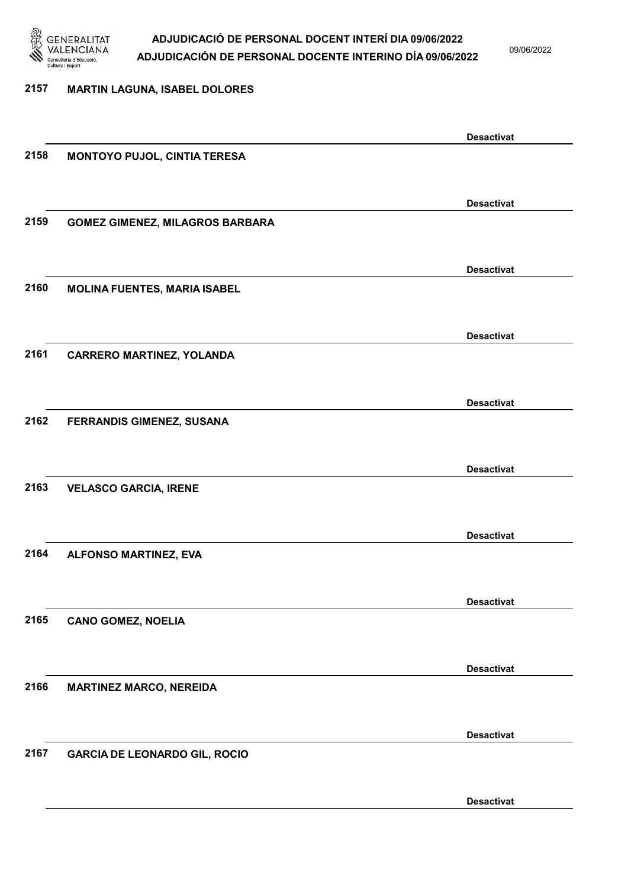2157 MARTIN LAGUNA, ISABEL DOLORES

Desactivat

2158 MONTOYO PUJOL, CINTIA TERESA

Desactivat

2159 GOMEZ GIMENEZ, MILAGROS BARBARA

Desactivat

2160 MOLINA FUENTES, MARIA ISABEL

Desactivat

2161 CARRERO MARTINEZ, YOLANDA

Desactivat

2162 FERRANDIS GIMENEZ, SUSANA

Desactivat

2163 VELASCO GARCIA, IRENE

Desactivat

2164 ALFONSO MARTINEZ, EVA

Desactivat

2165 CANO GOMEZ, NOELIA

Desactivat

2166 MARTINEZ MARCO, NEREIDA

Desactivat

2167 GARCIA DE LEONARDO GIL, ROCIO

Desactivat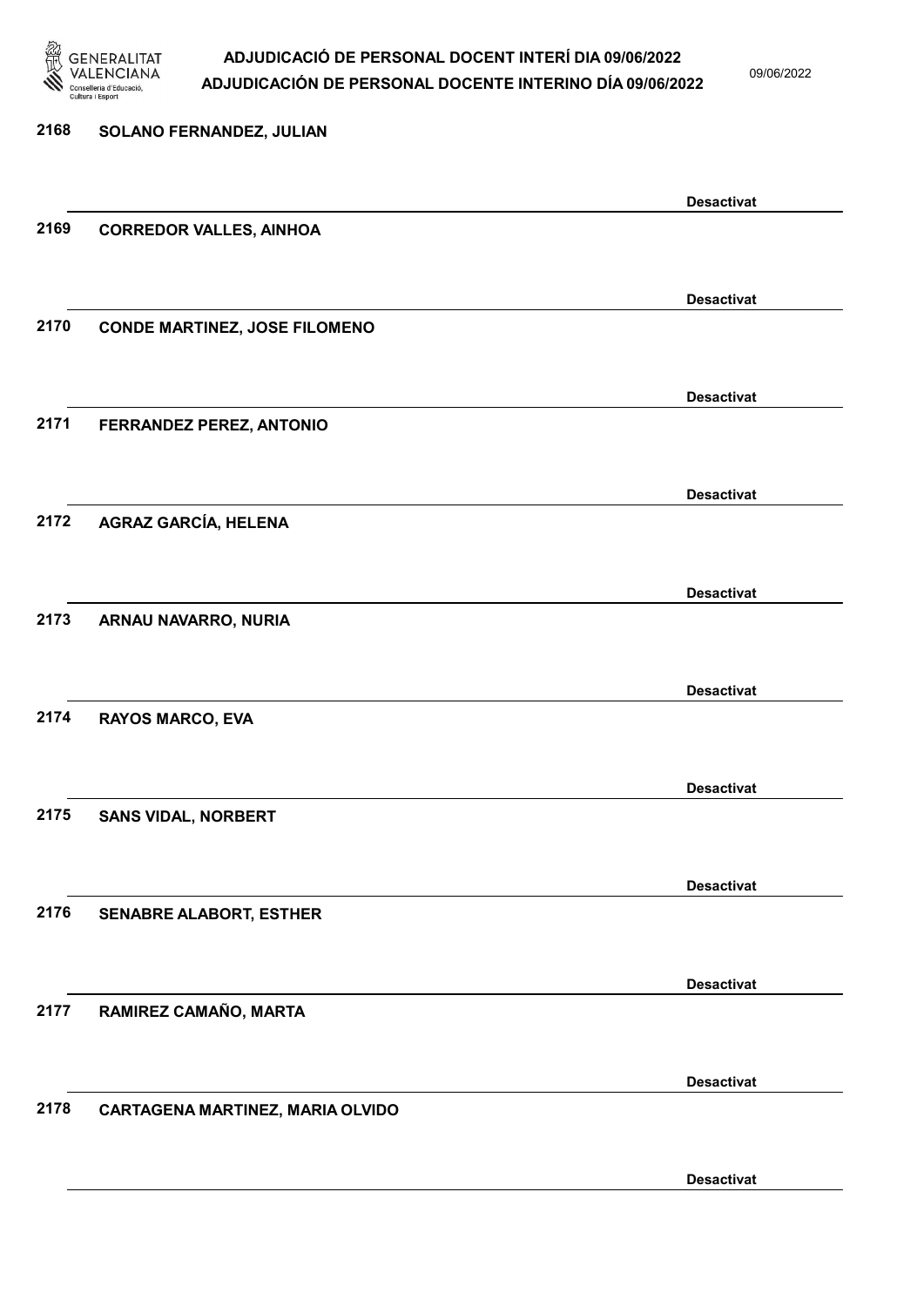2168 SOLANO FERNANDEZ, JULIAN

Desactivat

2169 CORREDOR VALLES, AINHOA

Desactivat

2170 CONDE MARTINEZ, JOSE FILOMENO

Desactivat

2171 FERRANDEZ PEREZ, ANTONIO

Desactivat

2172 AGRAZ GARCÍA, HELENA

Desactivat

2173 ARNAU NAVARRO, NURIA

Desactivat

2174 RAYOS MARCO, EVA

Desactivat

2175 SANS VIDAL, NORBERT

Desactivat

2176 SENABRE ALABORT, ESTHER

Desactivat

2177 RAMIREZ CAMAÑO, MARTA

Desactivat

2178 CARTAGENA MARTINEZ, MARIA OLVIDO

Desactivat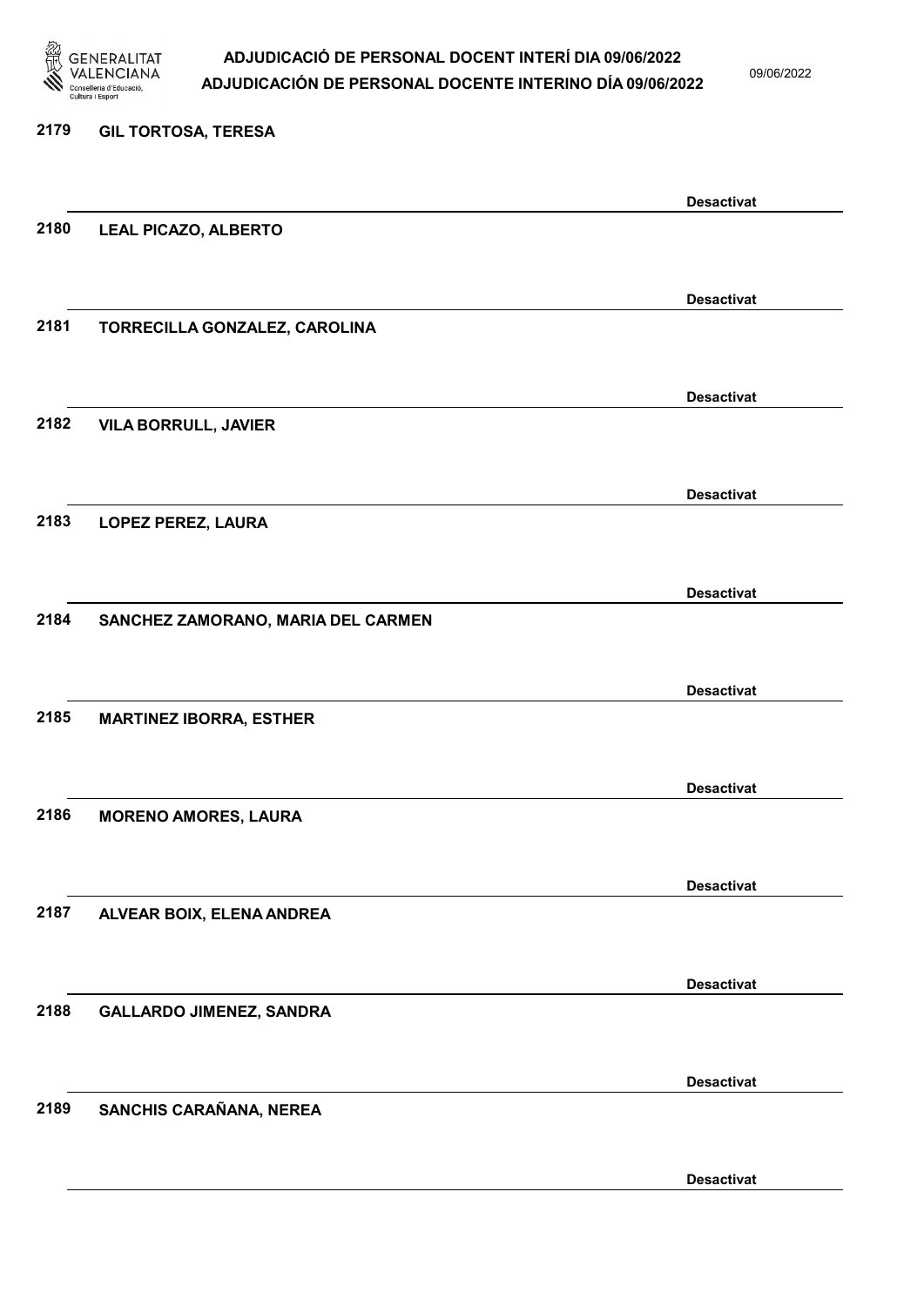2179 GIL TORTOSA, TERESA

Desactivat

2180 LEAL PICAZO, ALBERTO

Desactivat

2181 TORRECILLA GONZALEZ, CAROLINA

Desactivat

2182 VILA BORRULL, JAVIER

Desactivat

2183 LOPEZ PEREZ, LAURA

Desactivat

2184 SANCHEZ ZAMORANO, MARIA DEL CARMEN

Desactivat

2185 MARTINEZ IBORRA, ESTHER

Desactivat

2186 MORENO AMORES, LAURA

Desactivat

2187 ALVEAR BOIX, ELENA ANDREA

Desactivat

2188 GALLARDO JIMENEZ, SANDRA

Desactivat

2189 SANCHIS CARAÑANA, NEREA

Desactivat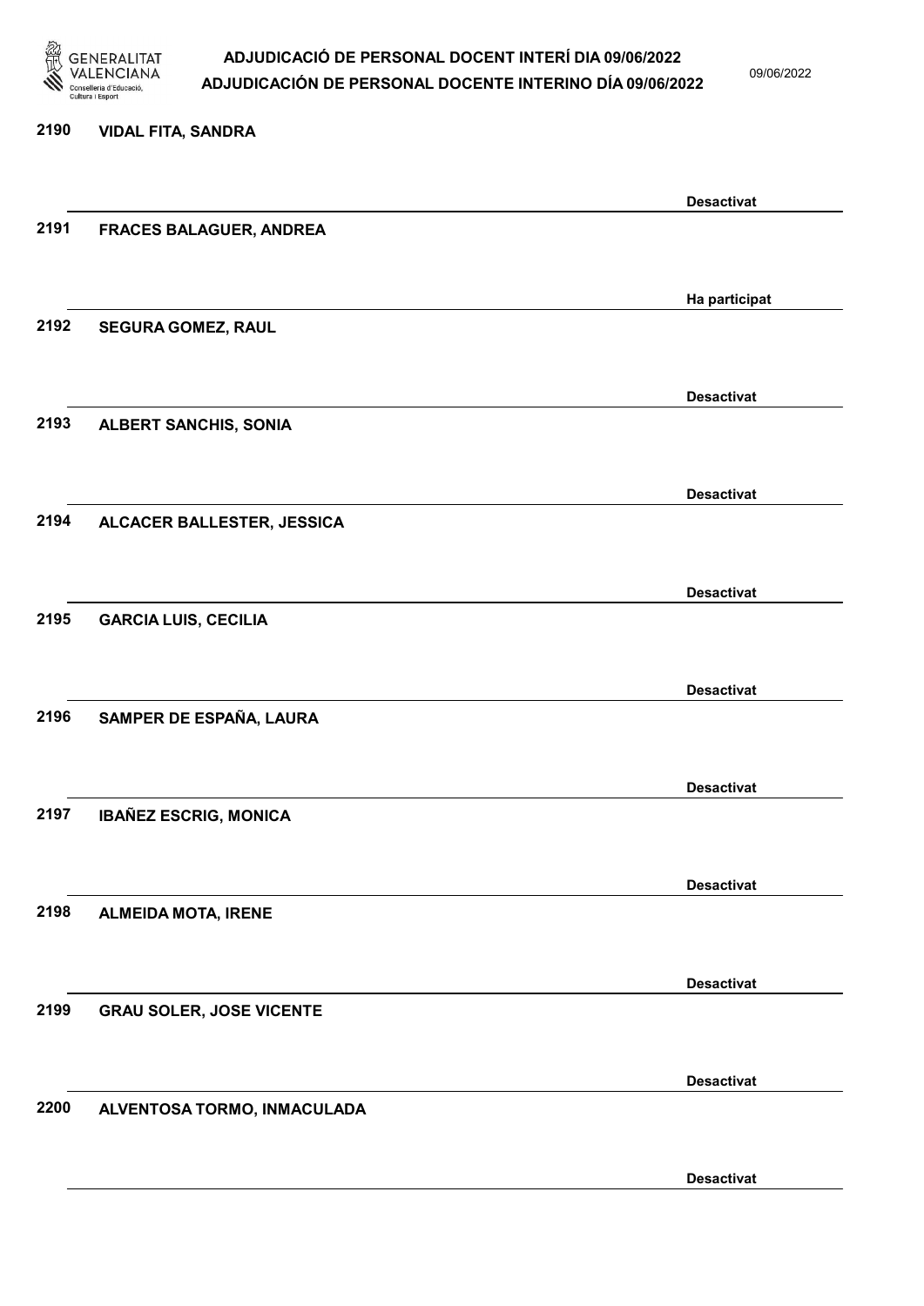| | | |
|---|---|---|
| 2190 | VIDAL FITA, SANDRA | Desactivat |
| 2191 | FRACES BALAGUER, ANDREA | Ha participat |
| 2192 | SEGURA GOMEZ, RAUL | Desactivat |
| 2193 | ALBERT SANCHIS, SONIA | Desactivat |
| 2194 | ALCACER BALLESTER, JESSICA | Desactivat |
| 2195 | GARCIA LUIS, CECILIA | Desactivat |
| 2196 | SAMPER DE ESPAÑA, LAURA | Desactivat |
| 2197 | IBAÑEZ ESCRIG, MONICA | Desactivat |
| 2198 | ALMEIDA MOTA, IRENE | Desactivat |
| 2199 | GRAU SOLER, JOSE VICENTE | Desactivat |
| 2200 | ALVENTOSA TORMO, INMACULADA | Desactivat |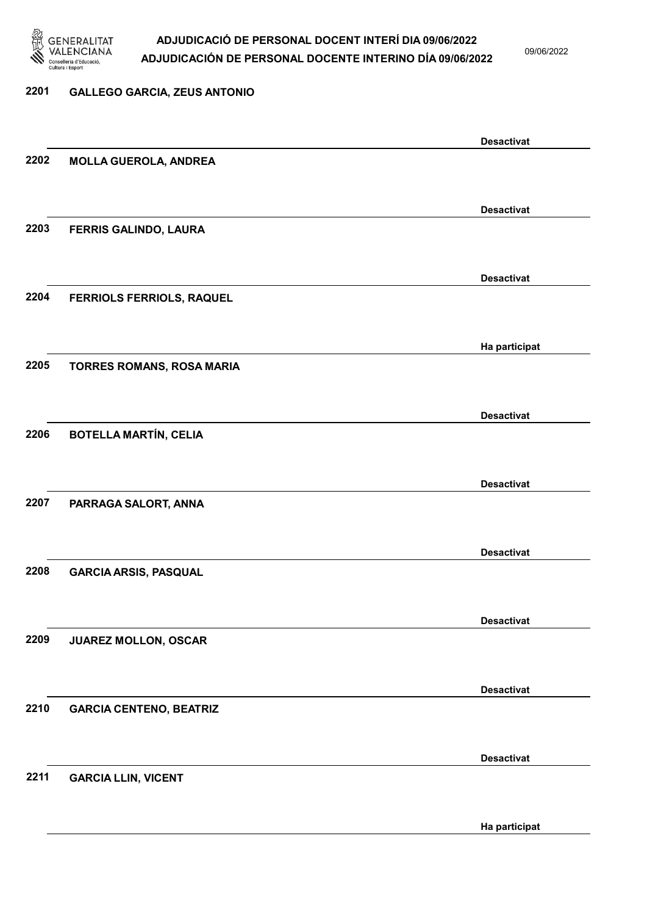**2201** **GALLEGO GARCIA, ZEUS ANTONIO**

**Desactivat**

**2202** **MOLLA GUEROLA, ANDREA**

**Desactivat**

**2203** **FERRIS GALINDO, LAURA**

**Desactivat**

**2204** **FERRIOLS FERRIOLS, RAQUEL**

**Ha participat**

**2205** **TORRES ROMANS, ROSA MARIA**

**Desactivat**

**2206** **BOTELLA MARTÍN, CELIA**

**Desactivat**

**2207** **PARRAGA SALORT, ANNA**

**Desactivat**

**2208** **GARCIA ARSIS, PASQUAL**

**Desactivat**

**2209** **JUAREZ MOLLON, OSCAR**

**Desactivat**

**2210** **GARCIA CENTENO, BEATRIZ**

**Desactivat**

**2211** **GARCIA LLIN, VICENT**

**Ha participat**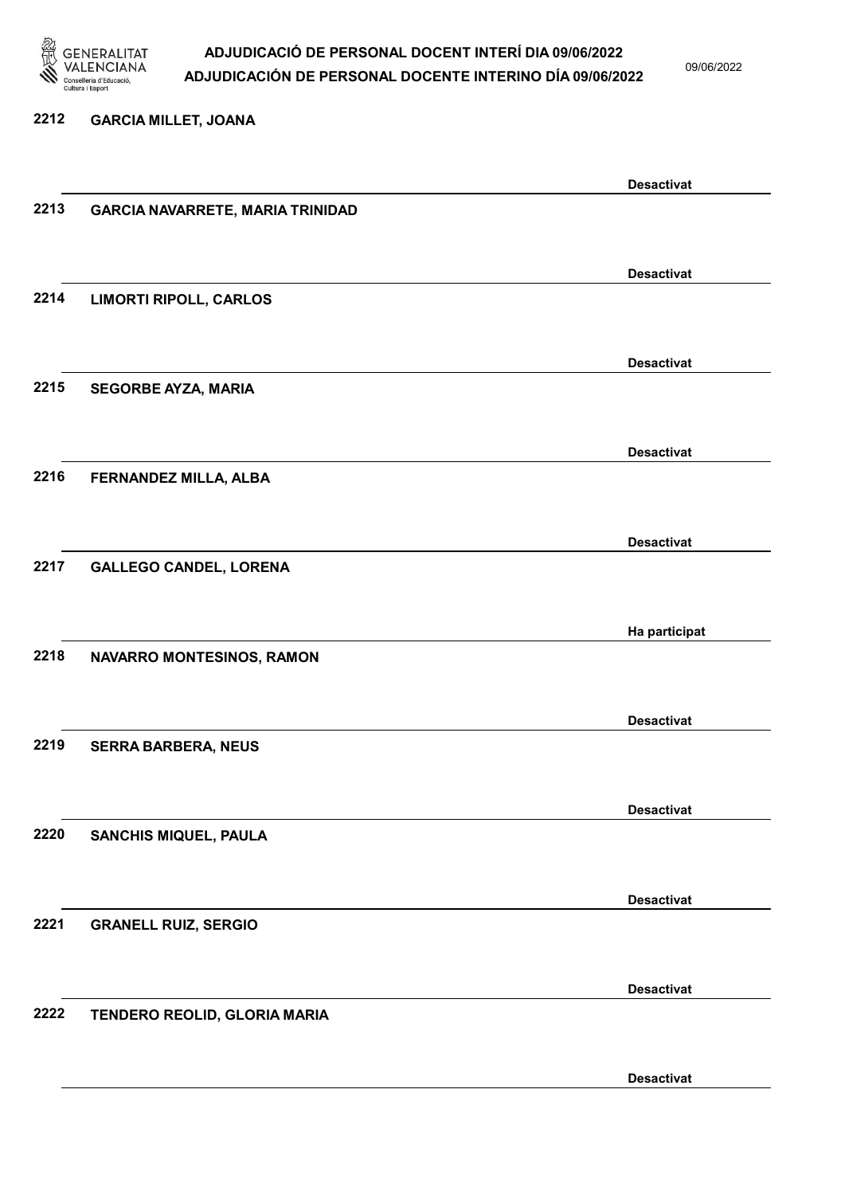| Núm. | Nom | Estat |
| --- | --- | --- |
| 2212 | GARCIA MILLET, JOANA | Desactivat |
| 2213 | GARCIA NAVARRETE, MARIA TRINIDAD | Desactivat |
| 2214 | LIMORTI RIPOLL, CARLOS | Desactivat |
| 2215 | SEGORBE AYZA, MARIA | Desactivat |
| 2216 | FERNANDEZ MILLA, ALBA | Desactivat |
| 2217 | GALLEGO CANDEL, LORENA | Ha participat |
| 2218 | NAVARRO MONTESINOS, RAMON | Desactivat |
| 2219 | SERRA BARBERA, NEUS | Desactivat |
| 2220 | SANCHIS MIQUEL, PAULA | Desactivat |
| 2221 | GRANELL RUIZ, SERGIO | Desactivat |
| 2222 | TENDERO REOLID, GLORIA MARIA | Desactivat |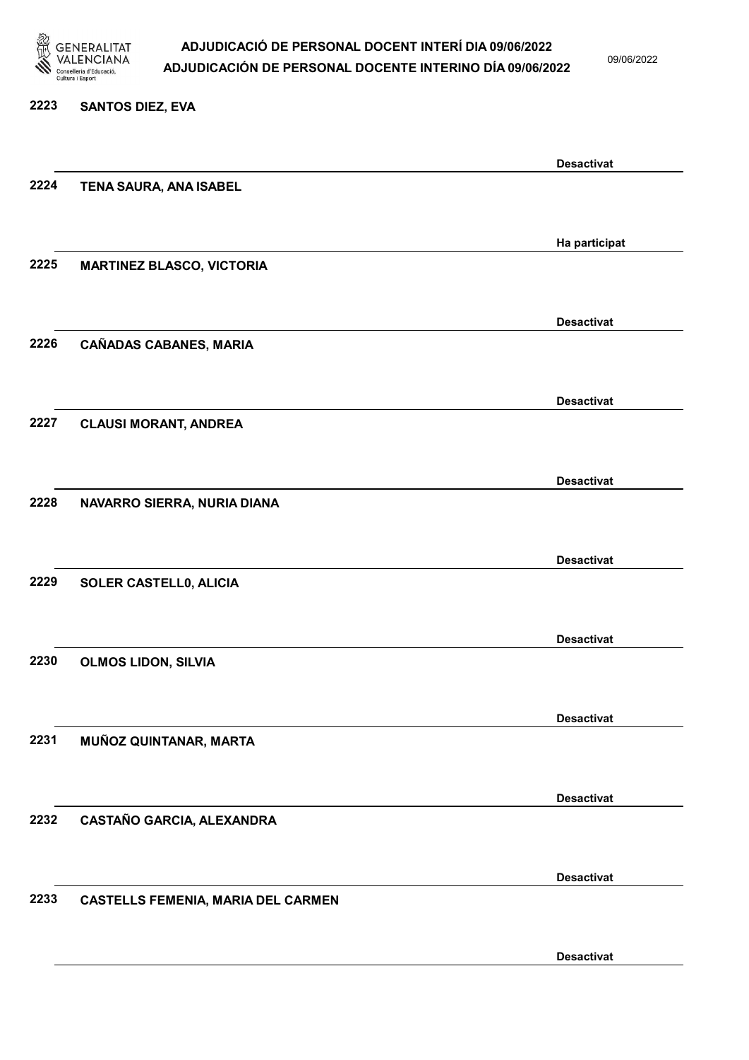| | | |
|---|---|---|
| 2223 | SANTOS DIEZ, EVA | Desactivat |
| 2224 | TENA SAURA, ANA ISABEL | Ha participat |
| 2225 | MARTINEZ BLASCO, VICTORIA | Desactivat |
| 2226 | CAÑADAS CABANES, MARIA | Desactivat |
| 2227 | CLAUSI MORANT, ANDREA | Desactivat |
| 2228 | NAVARRO SIERRA, NURIA DIANA | Desactivat |
| 2229 | SOLER CASTELL0, ALICIA | Desactivat |
| 2230 | OLMOS LIDON, SILVIA | Desactivat |
| 2231 | MUÑOZ QUINTANAR, MARTA | Desactivat |
| 2232 | CASTAÑO GARCIA, ALEXANDRA | Desactivat |
| 2233 | CASTELLS FEMENIA, MARIA DEL CARMEN | Desactivat |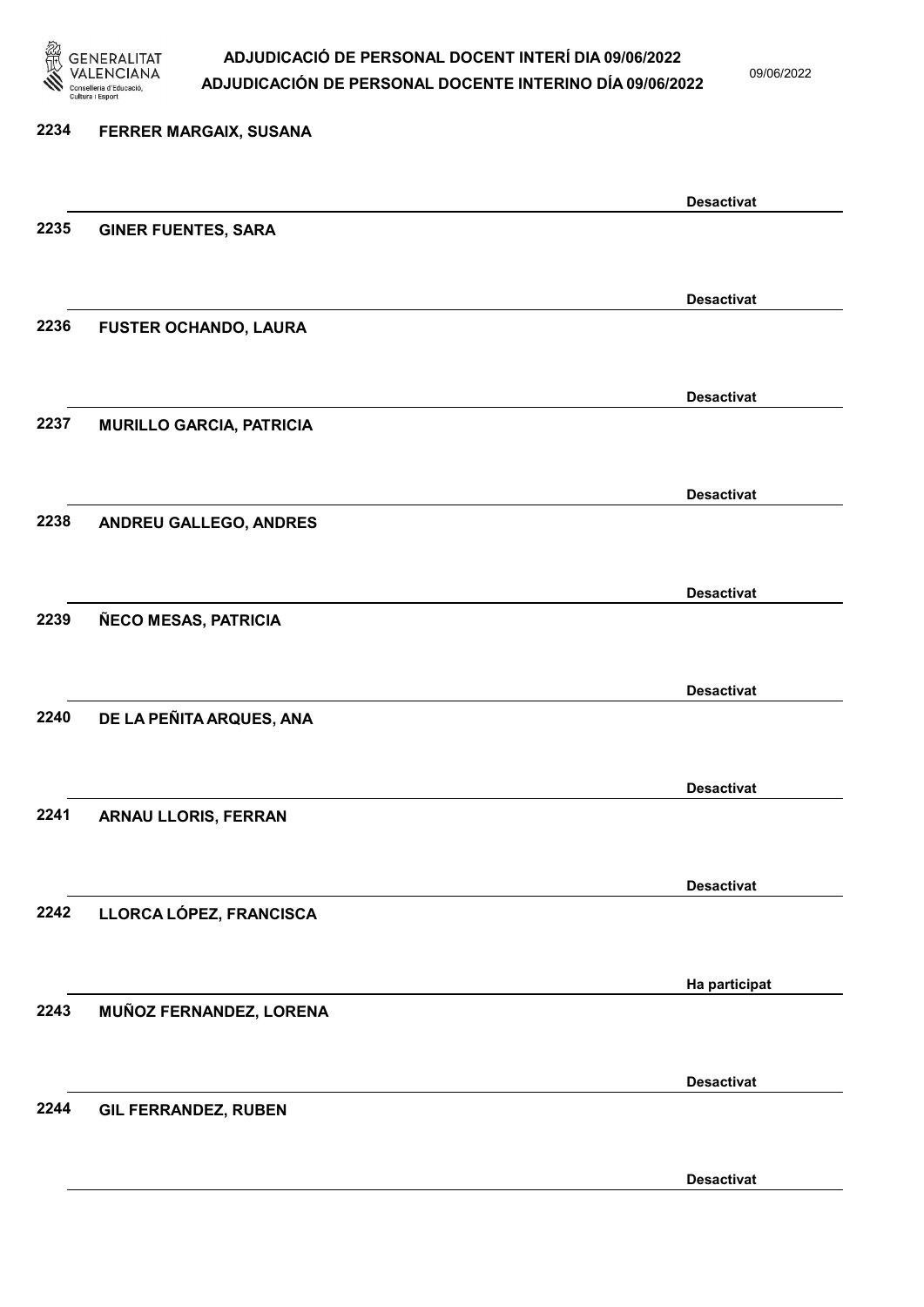2234 **FERRER MARGAIX, SUSANA**

**Desactivat**

2235 **GINER FUENTES, SARA**

**Desactivat**

2236 **FUSTER OCHANDO, LAURA**

**Desactivat**

2237 **MURILLO GARCIA, PATRICIA**

**Desactivat**

2238 **ANDREU GALLEGO, ANDRES**

**Desactivat**

2239 **ÑECO MESAS, PATRICIA**

**Desactivat**

2240 **DE LA PEÑITA ARQUES, ANA**

**Desactivat**

2241 **ARNAU LLORIS, FERRAN**

**Desactivat**

2242 **LLORCA LÓPEZ, FRANCISCA**

**Ha participat**

2243 **MUÑOZ FERNANDEZ, LORENA**

**Desactivat**

2244 **GIL FERRANDEZ, RUBEN**

**Desactivat**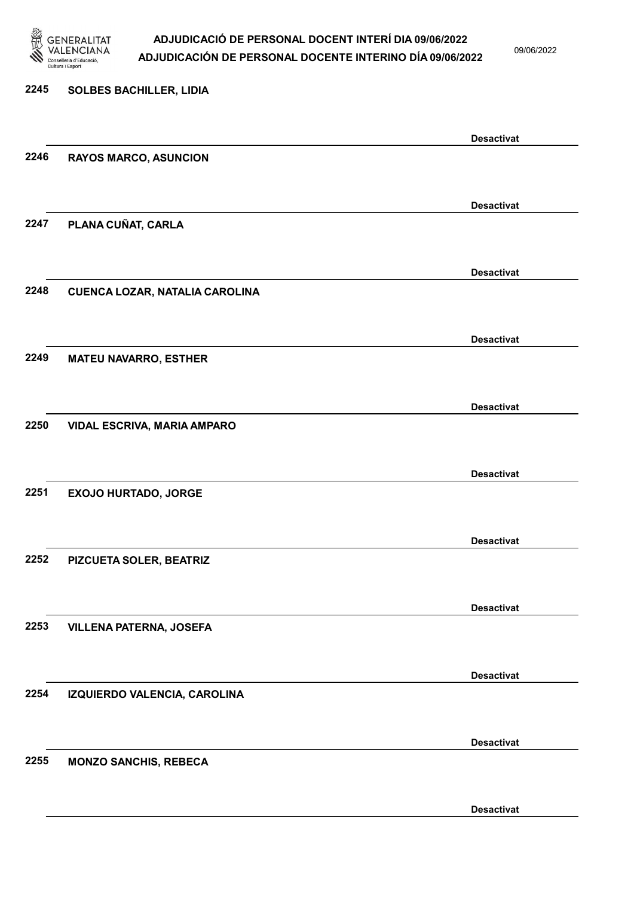2245 **SOLBES BACHILLER, LIDIA**

**Desactivat**

2246 **RAYOS MARCO, ASUNCION**

**Desactivat**

2247 **PLANA CUÑAT, CARLA**

**Desactivat**

2248 **CUENCA LOZAR, NATALIA CAROLINA**

**Desactivat**

2249 **MATEU NAVARRO, ESTHER**

**Desactivat**

2250 **VIDAL ESCRIVA, MARIA AMPARO**

**Desactivat**

2251 **EXOJO HURTADO, JORGE**

**Desactivat**

2252 **PIZCUETA SOLER, BEATRIZ**

**Desactivat**

2253 **VILLENA PATERNA, JOSEFA**

**Desactivat**

2254 **IZQUIERDO VALENCIA, CAROLINA**

**Desactivat**

2255 **MONZO SANCHIS, REBECA**

**Desactivat**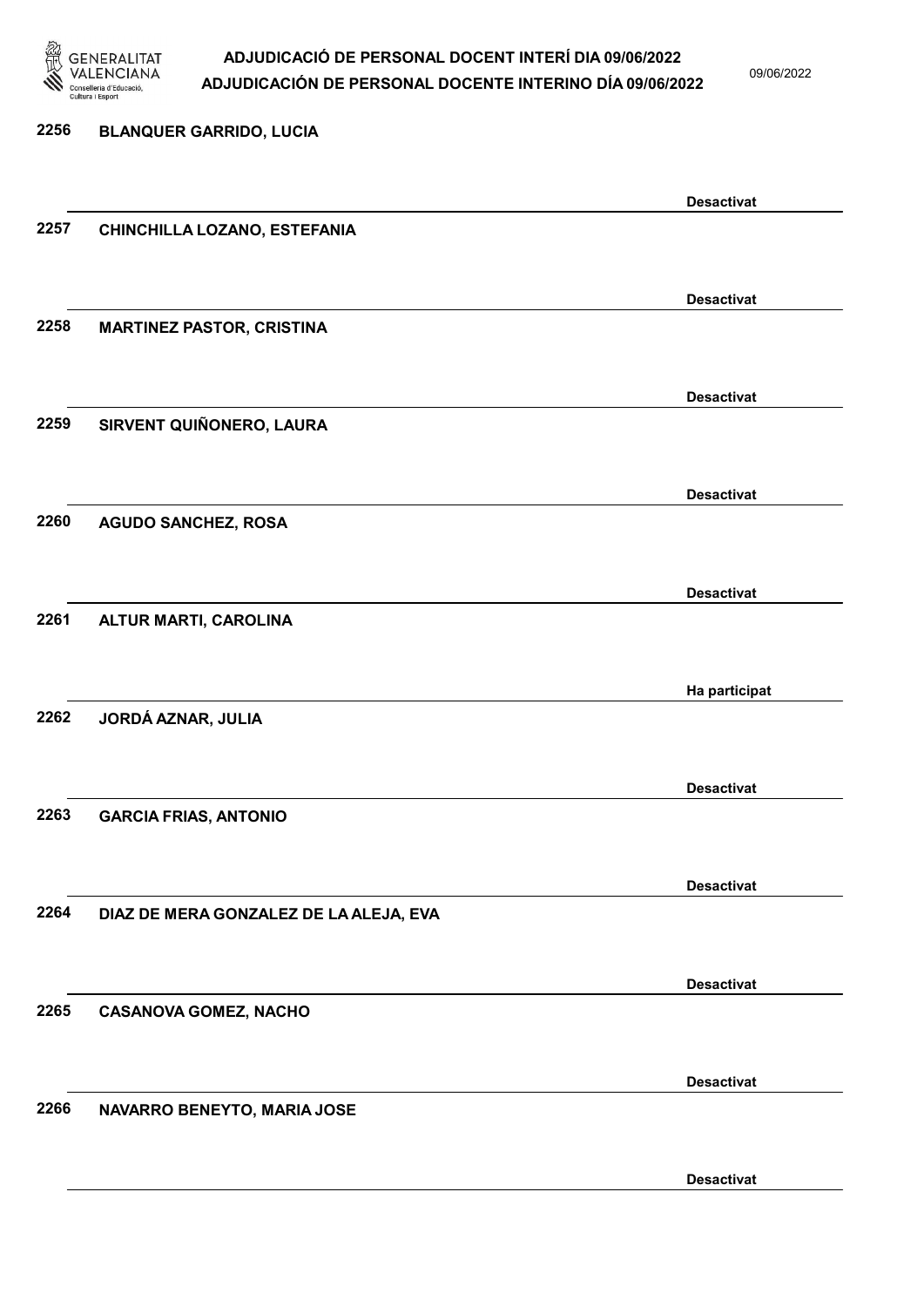| | | |
|---|---|---|
| 2256 | BLANQUER GARRIDO, LUCIA | Desactivat |
| 2257 | CHINCHILLA LOZANO, ESTEFANIA | Desactivat |
| 2258 | MARTINEZ PASTOR, CRISTINA | Desactivat |
| 2259 | SIRVENT QUIÑONERO, LAURA | Desactivat |
| 2260 | AGUDO SANCHEZ, ROSA | Desactivat |
| 2261 | ALTUR MARTI, CAROLINA | Ha participat |
| 2262 | JORDÁ AZNAR, JULIA | Desactivat |
| 2263 | GARCIA FRIAS, ANTONIO | Desactivat |
| 2264 | DIAZ DE MERA GONZALEZ DE LA ALEJA, EVA | Desactivat |
| 2265 | CASANOVA GOMEZ, NACHO | Desactivat |
| 2266 | NAVARRO BENEYTO, MARIA JOSE | Desactivat |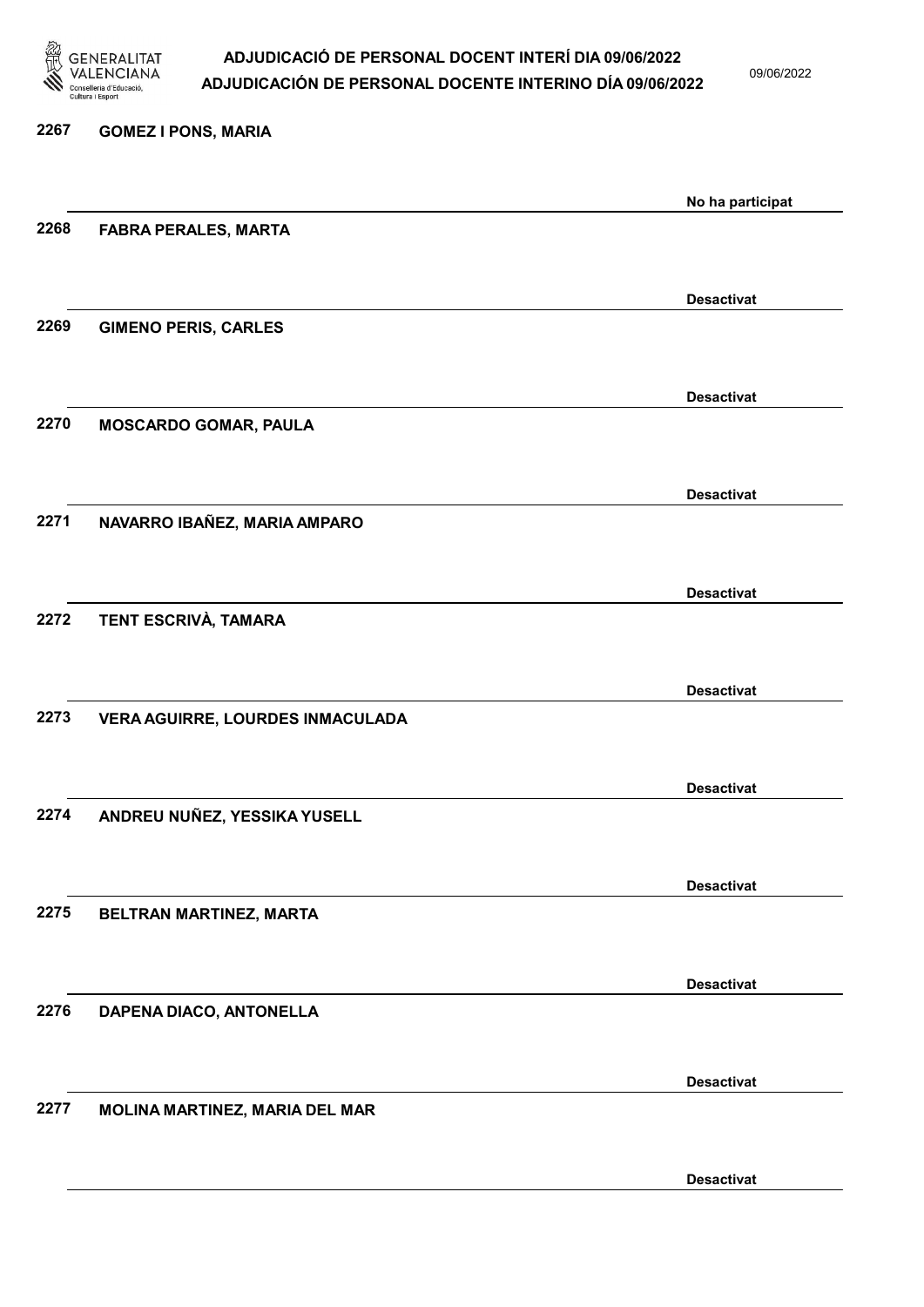2267 **GOMEZ I PONS, MARIA**

**No ha participat**

2268 **FABRA PERALES, MARTA**

**Desactivat**

2269 **GIMENO PERIS, CARLES**

**Desactivat**

2270 **MOSCARDO GOMAR, PAULA**

**Desactivat**

2271 **NAVARRO IBAÑEZ, MARIA AMPARO**

**Desactivat**

2272 **TENT ESCRIVÀ, TAMARA**

**Desactivat**

2273 **VERA AGUIRRE, LOURDES INMACULADA**

**Desactivat**

2274 **ANDREU NUÑEZ, YESSIKA YUSELL**

**Desactivat**

2275 **BELTRAN MARTINEZ, MARTA**

**Desactivat**

2276 **DAPENA DIACO, ANTONELLA**

**Desactivat**

2277 **MOLINA MARTINEZ, MARIA DEL MAR**

**Desactivat**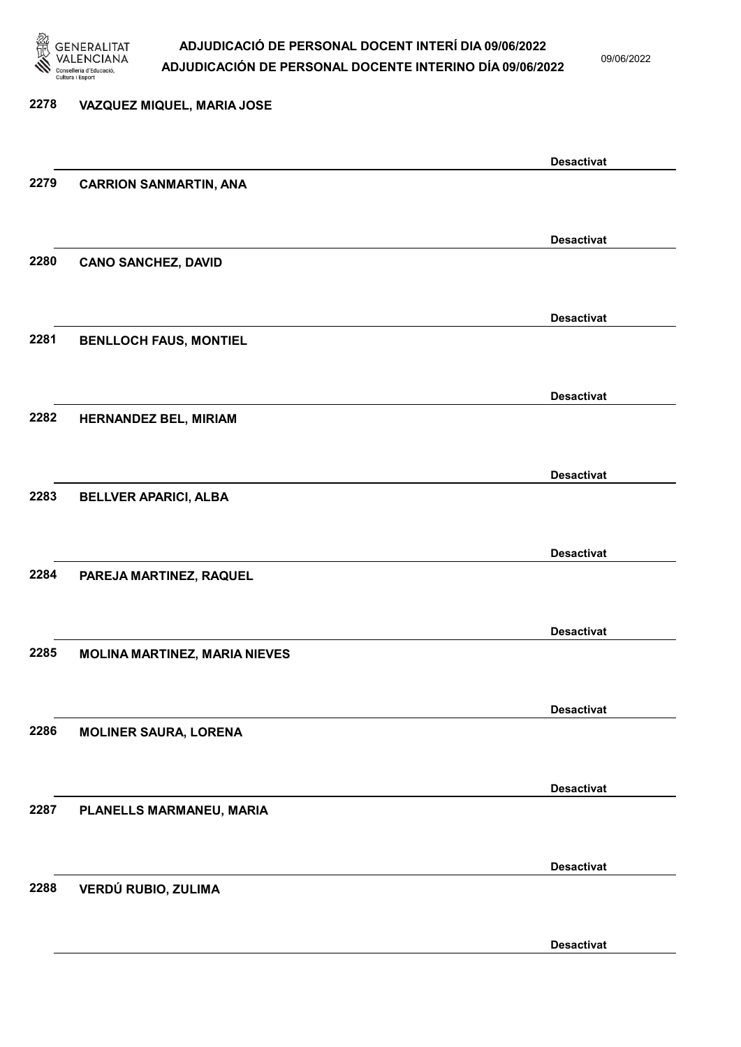2278 VAZQUEZ MIQUEL, MARIA JOSE

Desactivat

2279 CARRION SANMARTIN, ANA

Desactivat

2280 CANO SANCHEZ, DAVID

Desactivat

2281 BENLLOCH FAUS, MONTIEL

Desactivat

2282 HERNANDEZ BEL, MIRIAM

Desactivat

2283 BELLVER APARICI, ALBA

Desactivat

2284 PAREJA MARTINEZ, RAQUEL

Desactivat

2285 MOLINA MARTINEZ, MARIA NIEVES

Desactivat

2286 MOLINER SAURA, LORENA

Desactivat

2287 PLANELLS MARMANEU, MARIA

Desactivat

2288 VERDÚ RUBIO, ZULIMA

Desactivat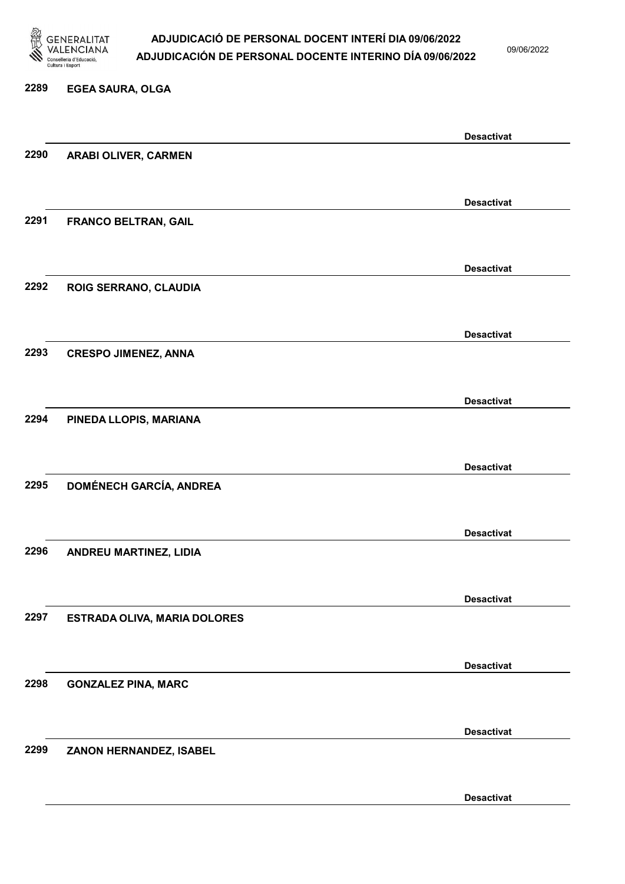2289 EGEA SAURA, OLGA

Desactivat

2290 ARABI OLIVER, CARMEN

Desactivat

2291 FRANCO BELTRAN, GAIL

Desactivat

2292 ROIG SERRANO, CLAUDIA

Desactivat

2293 CRESPO JIMENEZ, ANNA

Desactivat

2294 PINEDA LLOPIS, MARIANA

Desactivat

2295 DOMÉNECH GARCÍA, ANDREA

Desactivat

2296 ANDREU MARTINEZ, LIDIA

Desactivat

2297 ESTRADA OLIVA, MARIA DOLORES

Desactivat

2298 GONZALEZ PINA, MARC

Desactivat

2299 ZANON HERNANDEZ, ISABEL

Desactivat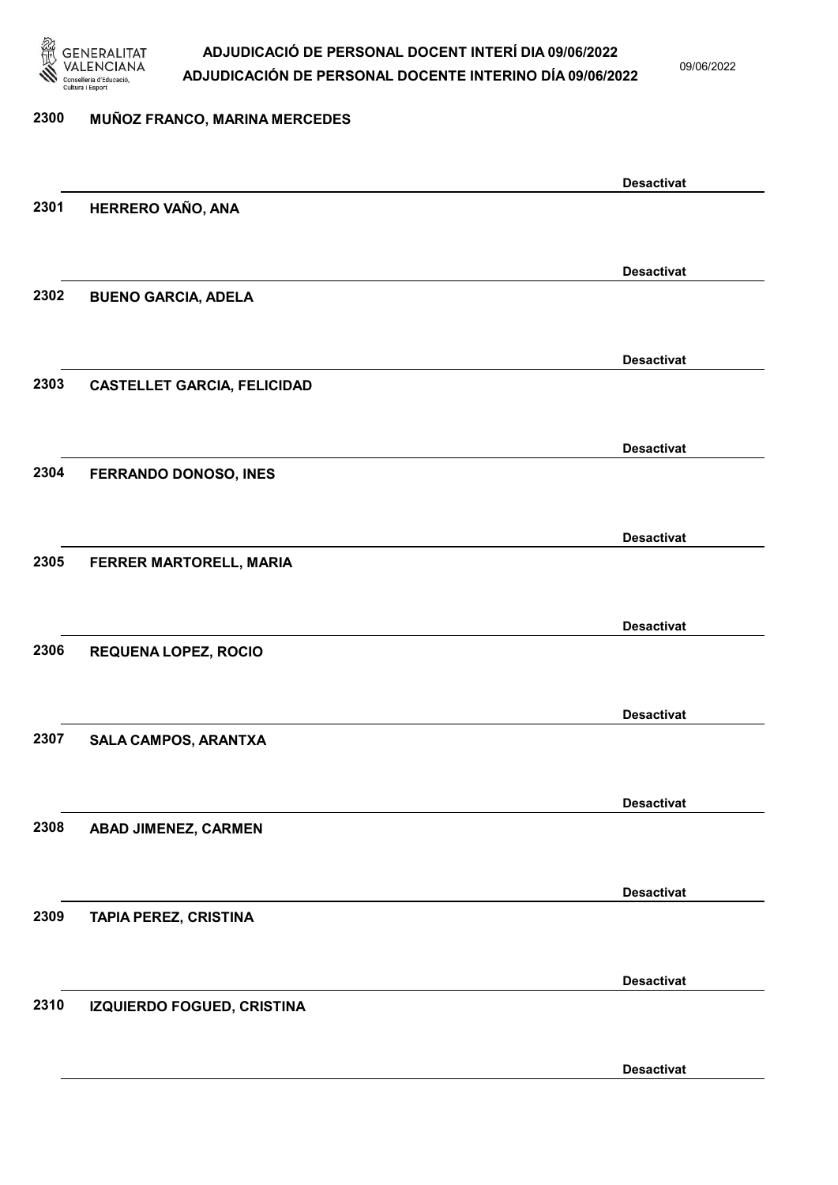2300 MUÑOZ FRANCO, MARINA MERCEDES

Desactivat

2301 HERRERO VAÑO, ANA

Desactivat

2302 BUENO GARCIA, ADELA

Desactivat

2303 CASTELLET GARCIA, FELICIDAD

Desactivat

2304 FERRANDO DONOSO, INES

Desactivat

2305 FERRER MARTORELL, MARIA

Desactivat

2306 REQUENA LOPEZ, ROCIO

Desactivat

2307 SALA CAMPOS, ARANTXA

Desactivat

2308 ABAD JIMENEZ, CARMEN

Desactivat

2309 TAPIA PEREZ, CRISTINA

Desactivat

2310 IZQUIERDO FOGUED, CRISTINA

Desactivat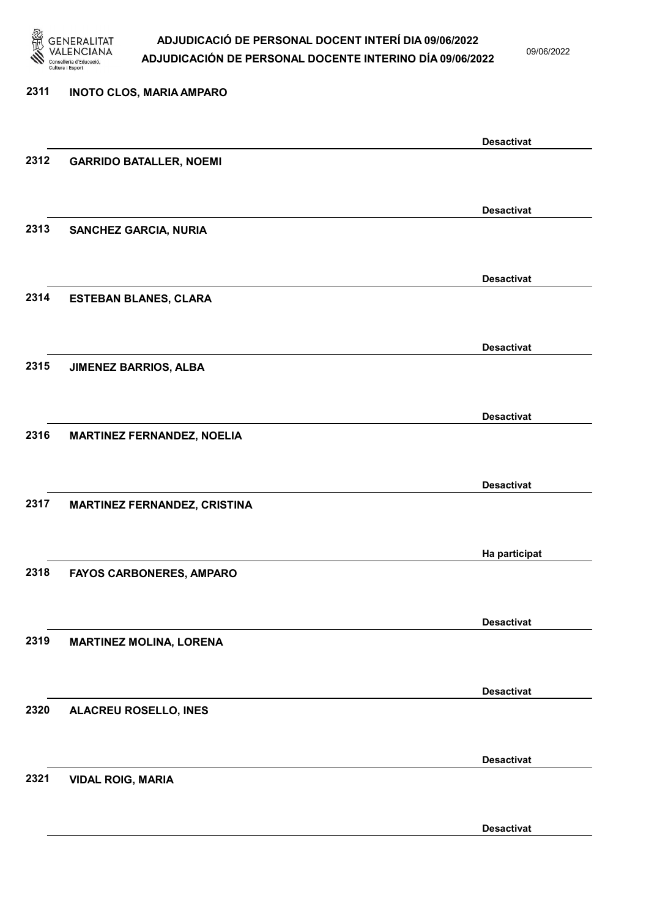| | | |
|---|---|---|
| 2311 | INOTO CLOS, MARIA AMPARO | Desactivat |
| 2312 | GARRIDO BATALLER, NOEMI | Desactivat |
| 2313 | SANCHEZ GARCIA, NURIA | Desactivat |
| 2314 | ESTEBAN BLANES, CLARA | Desactivat |
| 2315 | JIMENEZ BARRIOS, ALBA | Desactivat |
| 2316 | MARTINEZ FERNANDEZ, NOELIA | Desactivat |
| 2317 | MARTINEZ FERNANDEZ, CRISTINA | Ha participat |
| 2318 | FAYOS CARBONERES, AMPARO | Desactivat |
| 2319 | MARTINEZ MOLINA, LORENA | Desactivat |
| 2320 | ALACREU ROSELLO, INES | Desactivat |
| 2321 | VIDAL ROIG, MARIA | Desactivat |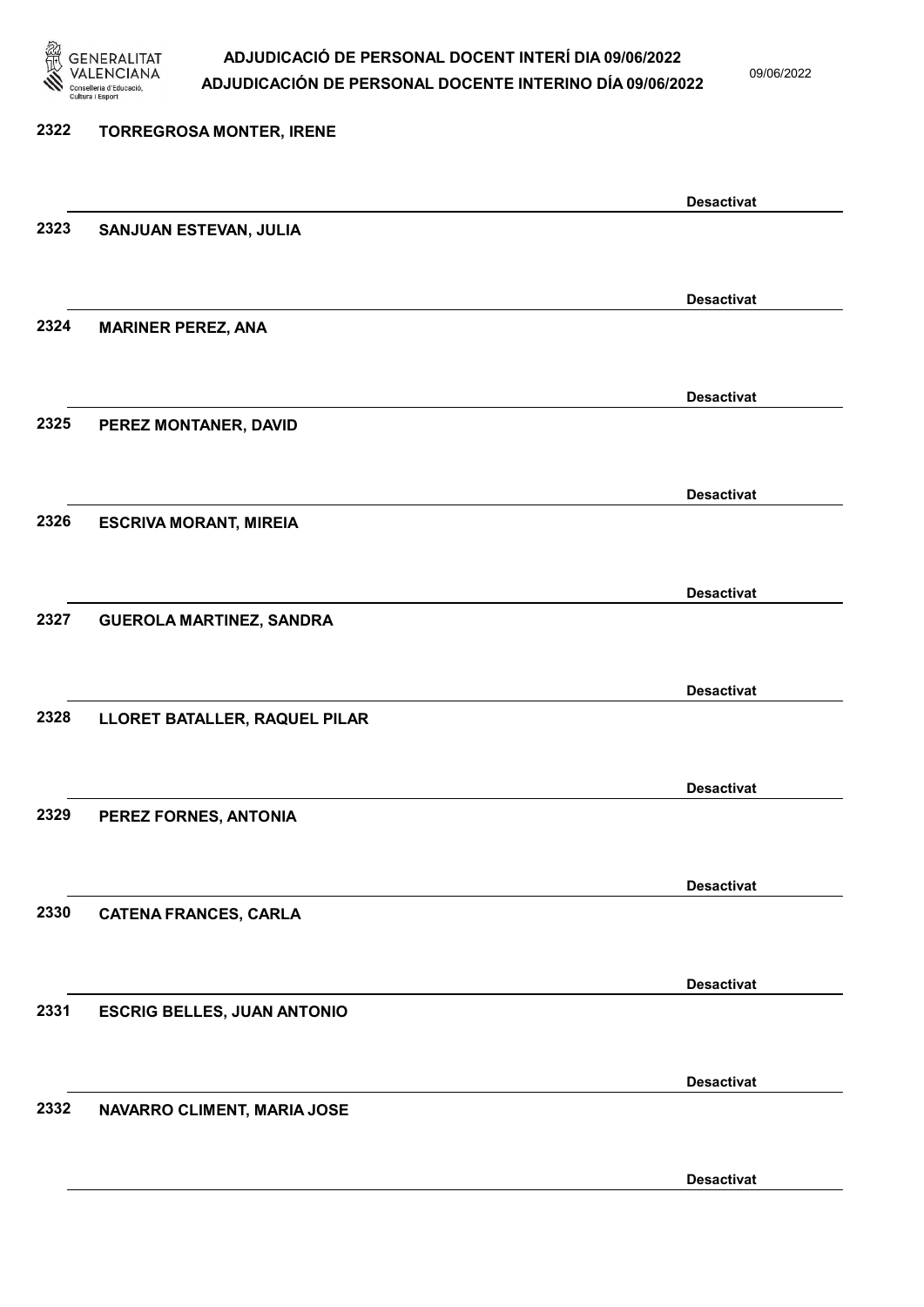2322 TORREGROSA MONTER, IRENE

Desactivat

2323 SANJUAN ESTEVAN, JULIA

Desactivat

2324 MARINER PEREZ, ANA

Desactivat

2325 PEREZ MONTANER, DAVID

Desactivat

2326 ESCRIVA MORANT, MIREIA

Desactivat

2327 GUEROLA MARTINEZ, SANDRA

Desactivat

2328 LLORET BATALLER, RAQUEL PILAR

Desactivat

2329 PEREZ FORNES, ANTONIA

Desactivat

2330 CATENA FRANCES, CARLA

Desactivat

2331 ESCRIG BELLES, JUAN ANTONIO

Desactivat

2332 NAVARRO CLIMENT, MARIA JOSE

Desactivat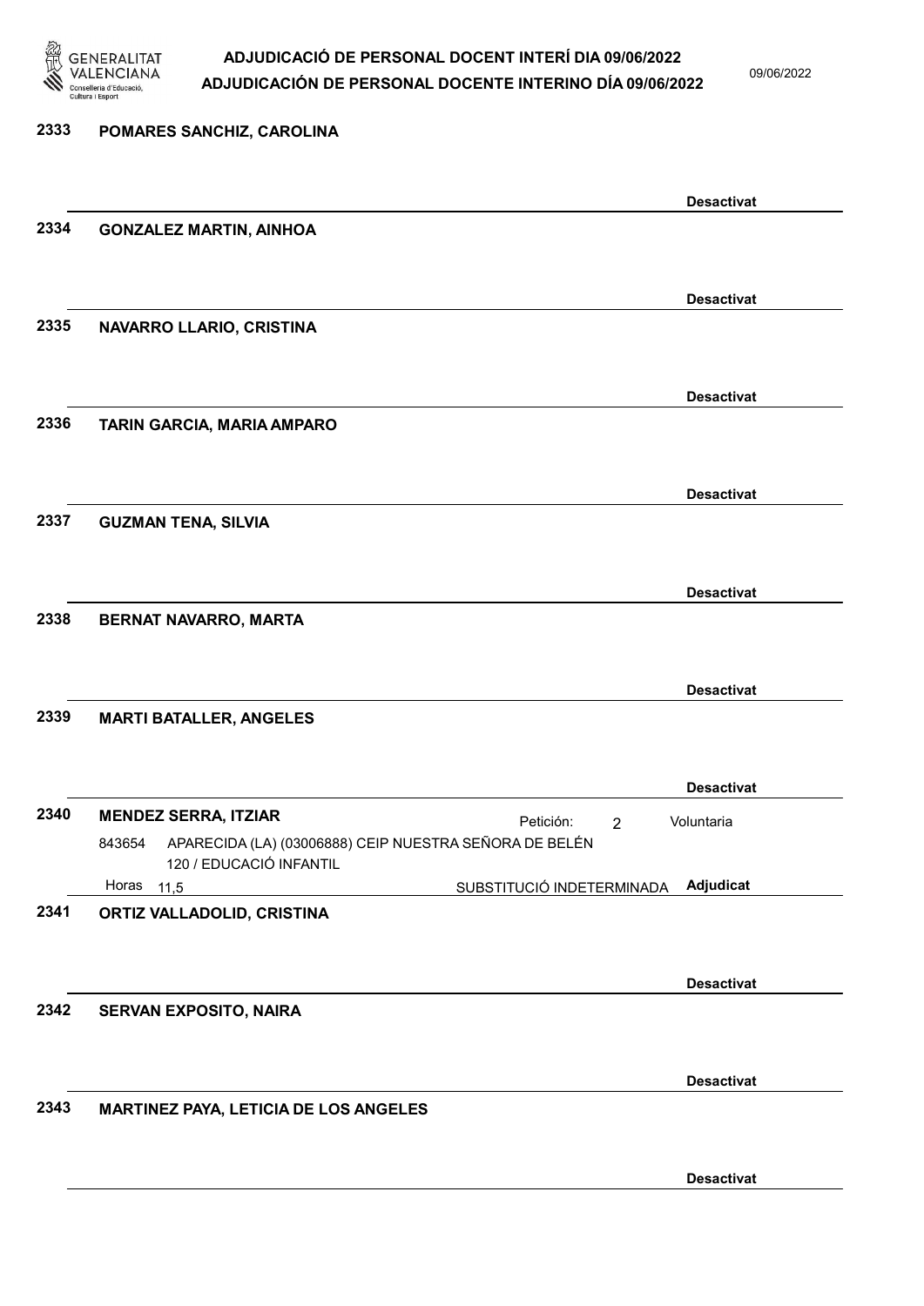**2333 POMARES SANCHIZ, CAROLINA**

Desactivat

**2334 GONZALEZ MARTIN, AINHOA**

Desactivat

**2335 NAVARRO LLARIO, CRISTINA**

Desactivat

**2336 TARIN GARCIA, MARIA AMPARO**

Desactivat

**2337 GUZMAN TENA, SILVIA**

Desactivat

**2338 BERNAT NAVARRO, MARTA**

Desactivat

**2339 MARTI BATALLER, ANGELES**

Desactivat

**2340 MENDEZ SERRA, ITZIAR**

Petición: 2 Voluntaria

843654 APARECIDA (LA) (03006888) CEIP NUESTRA SEÑORA DE BELÉN
120 / EDUCACIÓ INFANTIL

Horas 11,5 SUBSTITUCIÓ INDETERMINADA **Adjudicat**

**2341 ORTIZ VALLADOLID, CRISTINA**

Desactivat

**2342 SERVAN EXPOSITO, NAIRA**

Desactivat

**2343 MARTINEZ PAYA, LETICIA DE LOS ANGELES**

Desactivat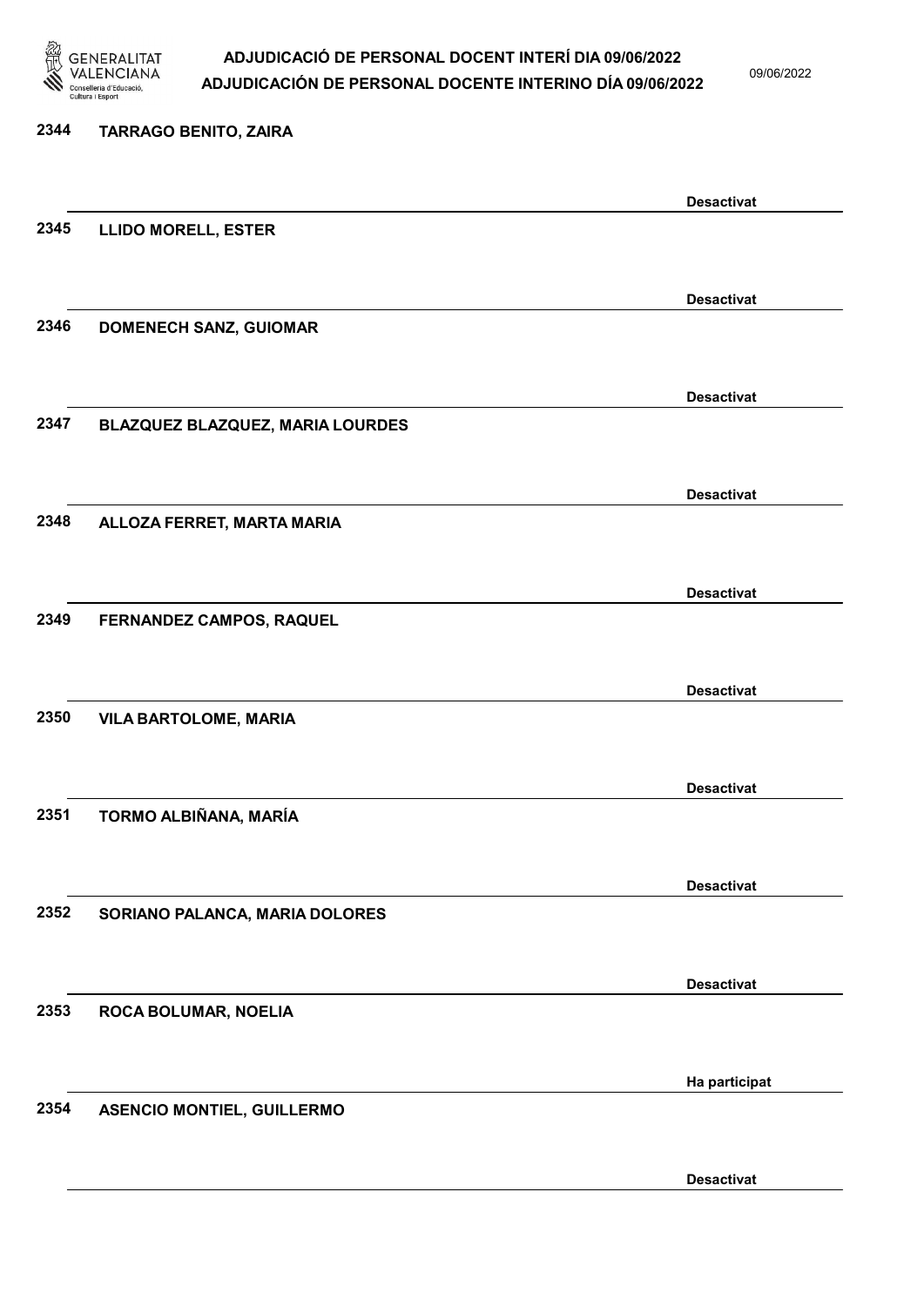2344 **TARRAGO BENITO, ZAIRA**

Desactivat

2345 **LLIDO MORELL, ESTER**

Desactivat

2346 **DOMENECH SANZ, GUIOMAR**

Desactivat

2347 **BLAZQUEZ BLAZQUEZ, MARIA LOURDES**

Desactivat

2348 **ALLOZA FERRET, MARTA MARIA**

Desactivat

2349 **FERNANDEZ CAMPOS, RAQUEL**

Desactivat

2350 **VILA BARTOLOME, MARIA**

Desactivat

2351 **TORMO ALBIÑANA, MARÍA**

Desactivat

2352 **SORIANO PALANCA, MARIA DOLORES**

Desactivat

2353 **ROCA BOLUMAR, NOELIA**

Ha participat

2354 **ASENCIO MONTIEL, GUILLERMO**

Desactivat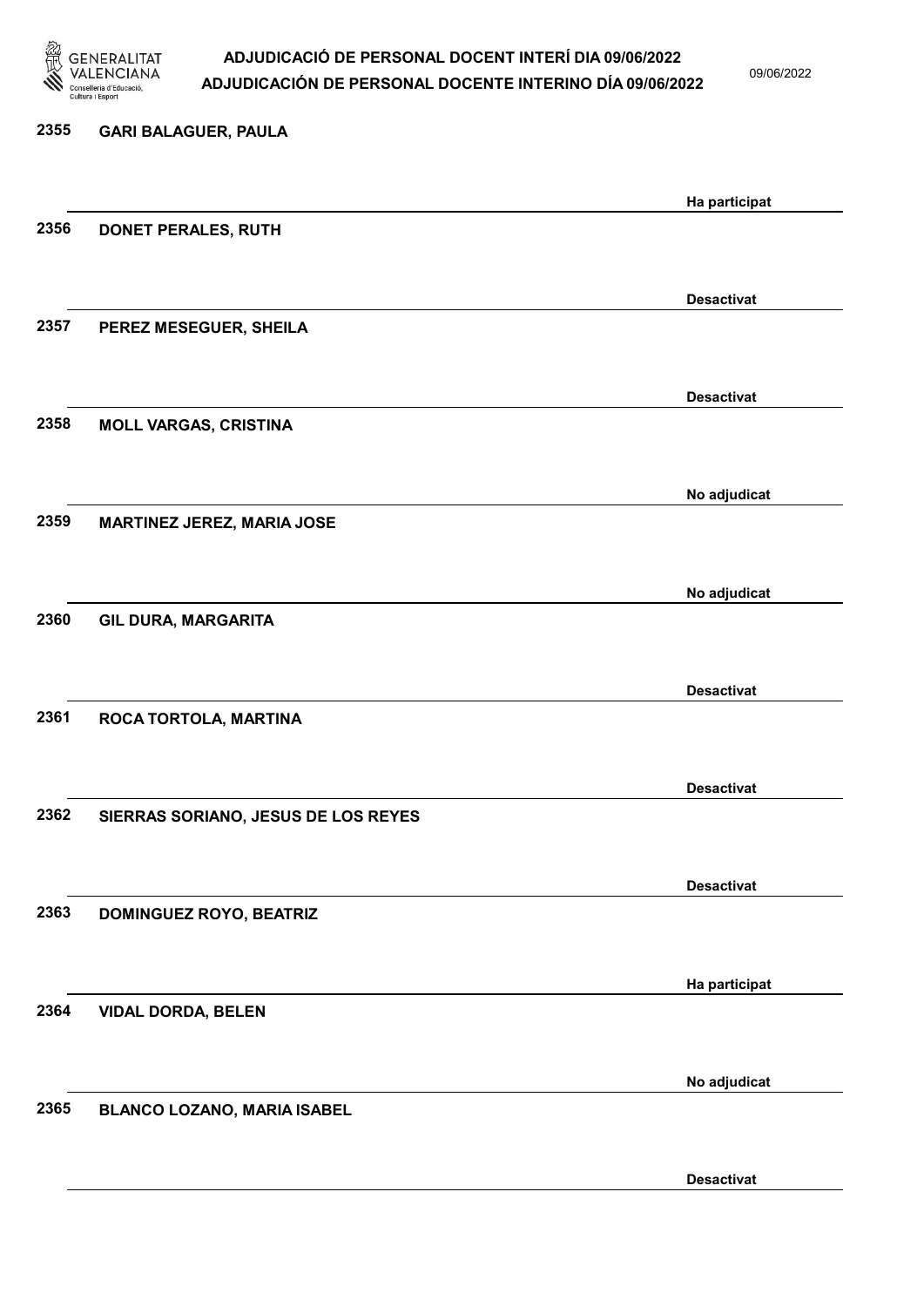| Núm. | Nom | Estat |
|---|---|---|
| 2355 | GARI BALAGUER, PAULA | Ha participat |
| 2356 | DONET PERALES, RUTH | Desactivat |
| 2357 | PEREZ MESEGUER, SHEILA | Desactivat |
| 2358 | MOLL VARGAS, CRISTINA | No adjudicat |
| 2359 | MARTINEZ JEREZ, MARIA JOSE | No adjudicat |
| 2360 | GIL DURA, MARGARITA | Desactivat |
| 2361 | ROCA TORTOLA, MARTINA | Desactivat |
| 2362 | SIERRAS SORIANO, JESUS DE LOS REYES | Desactivat |
| 2363 | DOMINGUEZ ROYO, BEATRIZ | Ha participat |
| 2364 | VIDAL DORDA, BELEN | No adjudicat |
| 2365 | BLANCO LOZANO, MARIA ISABEL | Desactivat |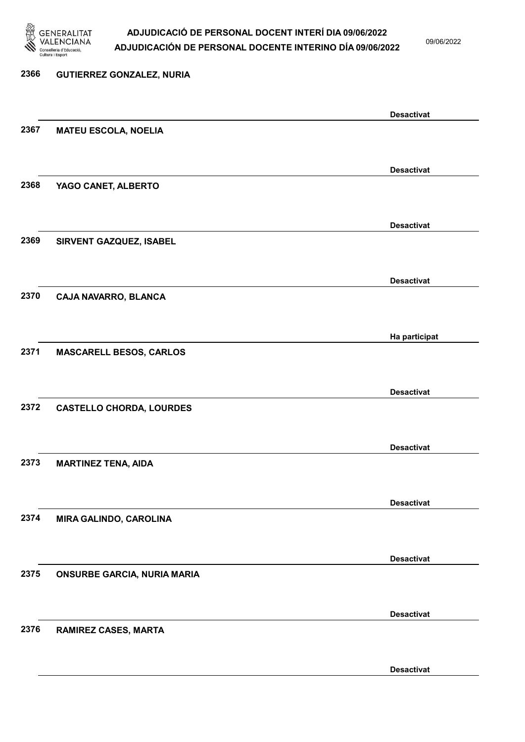2366 **GUTIERREZ GONZALEZ, NURIA**

**Desactivat**

2367 **MATEU ESCOLA, NOELIA**

**Desactivat**

2368 **YAGO CANET, ALBERTO**

**Desactivat**

2369 **SIRVENT GAZQUEZ, ISABEL**

**Desactivat**

2370 **CAJA NAVARRO, BLANCA**

**Ha participat**

2371 **MASCARELL BESOS, CARLOS**

**Desactivat**

2372 **CASTELLO CHORDA, LOURDES**

**Desactivat**

2373 **MARTINEZ TENA, AIDA**

**Desactivat**

2374 **MIRA GALINDO, CAROLINA**

**Desactivat**

2375 **ONSURBE GARCIA, NURIA MARIA**

**Desactivat**

2376 **RAMIREZ CASES, MARTA**

**Desactivat**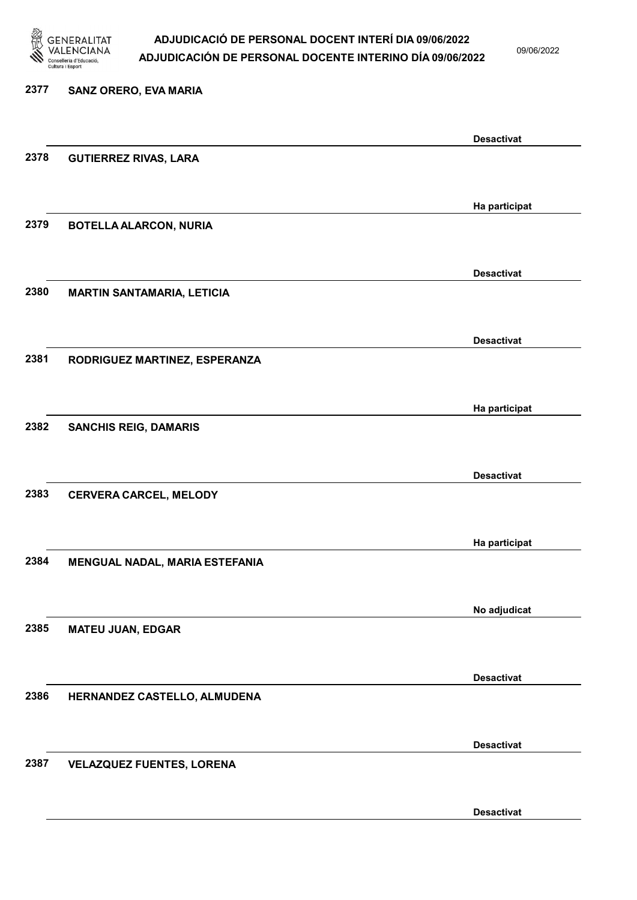| Núm. | Nom | Estat |
|---|---|---|
| 2377 | SANZ ORERO, EVA MARIA | Desactivat |
| 2378 | GUTIERREZ RIVAS, LARA | Ha participat |
| 2379 | BOTELLA ALARCON, NURIA | Desactivat |
| 2380 | MARTIN SANTAMARIA, LETICIA | Desactivat |
| 2381 | RODRIGUEZ MARTINEZ, ESPERANZA | Ha participat |
| 2382 | SANCHIS REIG, DAMARIS | Desactivat |
| 2383 | CERVERA CARCEL, MELODY | Ha participat |
| 2384 | MENGUAL NADAL, MARIA ESTEFANIA | No adjudicat |
| 2385 | MATEU JUAN, EDGAR | Desactivat |
| 2386 | HERNANDEZ CASTELLO, ALMUDENA | Desactivat |
| 2387 | VELAZQUEZ FUENTES, LORENA | Desactivat |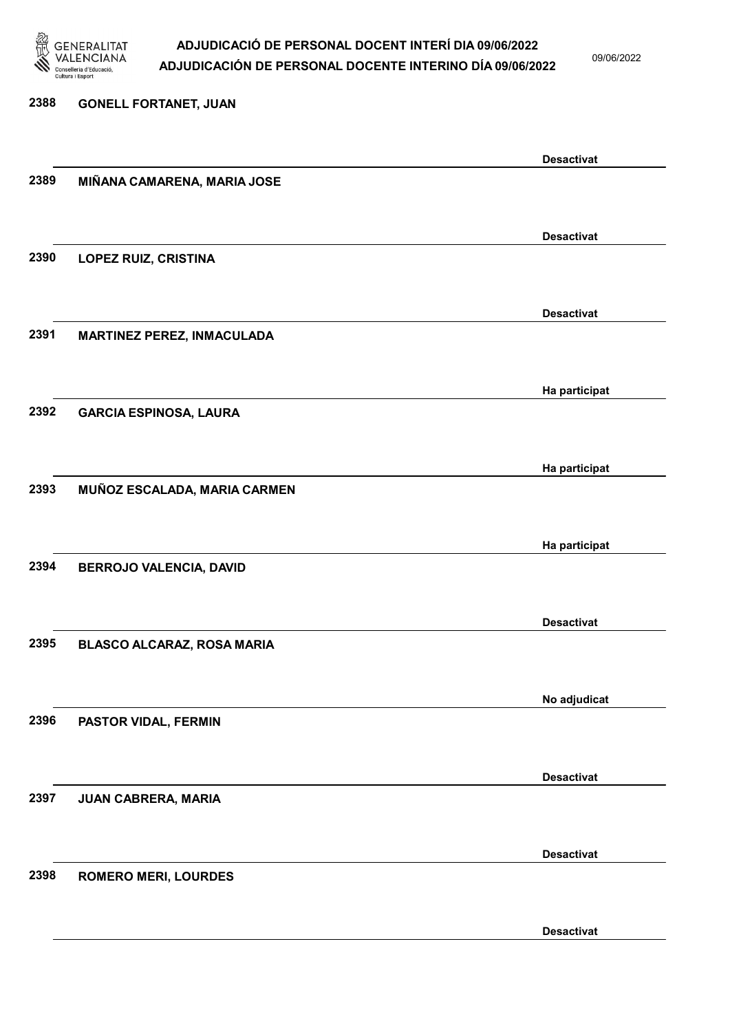| | | |
|---|---|---|
| 2388 | GONELL FORTANET, JUAN | Desactivat |
| 2389 | MIÑANA CAMARENA, MARIA JOSE | Desactivat |
| 2390 | LOPEZ RUIZ, CRISTINA | Desactivat |
| 2391 | MARTINEZ PEREZ, INMACULADA | Ha participat |
| 2392 | GARCIA ESPINOSA, LAURA | Ha participat |
| 2393 | MUÑOZ ESCALADA, MARIA CARMEN | Ha participat |
| 2394 | BERROJO VALENCIA, DAVID | Desactivat |
| 2395 | BLASCO ALCARAZ, ROSA MARIA | No adjudicat |
| 2396 | PASTOR VIDAL, FERMIN | Desactivat |
| 2397 | JUAN CABRERA, MARIA | Desactivat |
| 2398 | ROMERO MERI, LOURDES | Desactivat |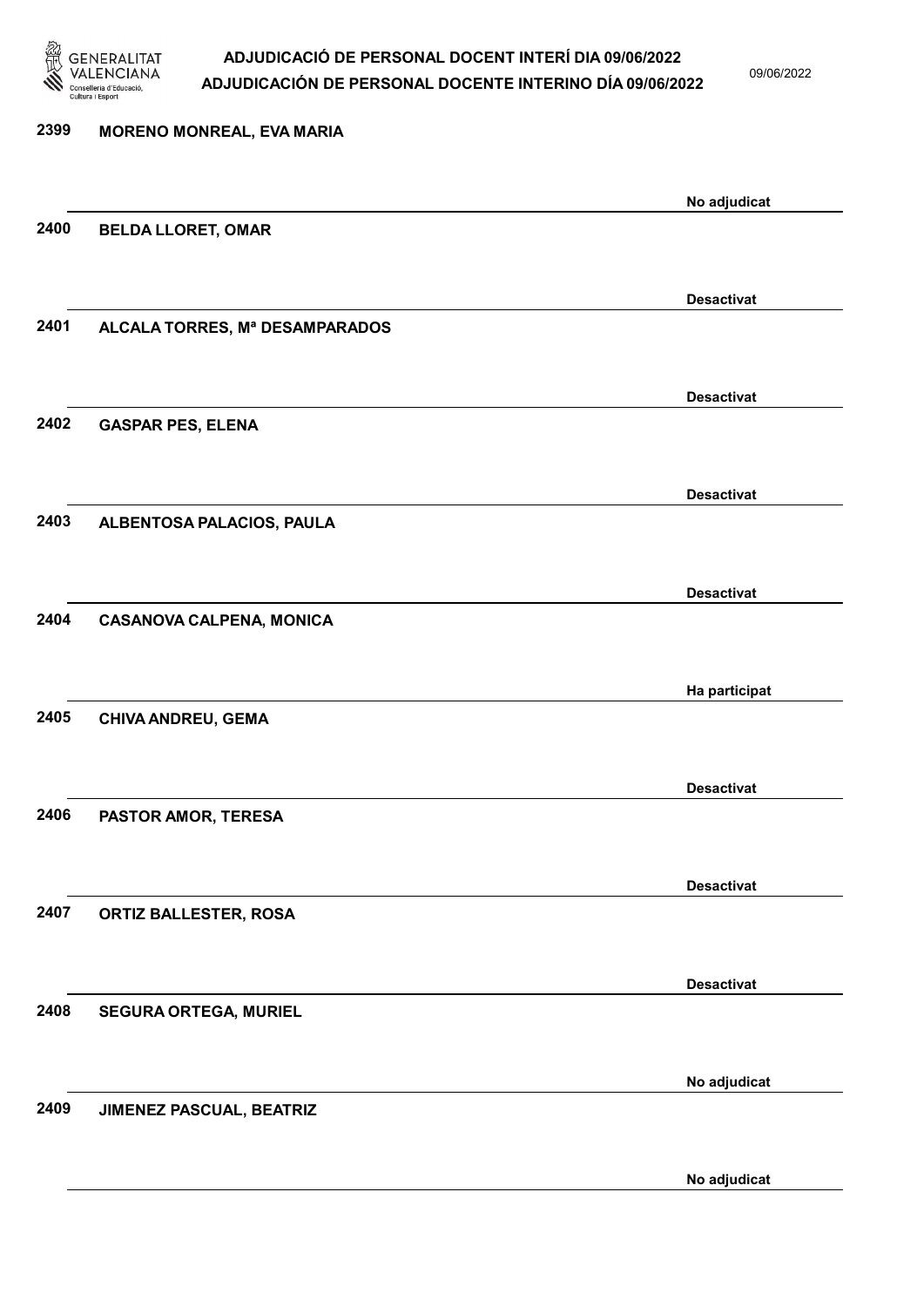| Núm. | Nom | Estat |
| --- | --- | --- |
| 2399 | MORENO MONREAL, EVA MARIA | No adjudicat |
| 2400 | BELDA LLORET, OMAR | Desactivat |
| 2401 | ALCALA TORRES, Mª DESAMPARADOS | Desactivat |
| 2402 | GASPAR PES, ELENA | Desactivat |
| 2403 | ALBENTOSA PALACIOS, PAULA | Desactivat |
| 2404 | CASANOVA CALPENA, MONICA | Ha participat |
| 2405 | CHIVA ANDREU, GEMA | Desactivat |
| 2406 | PASTOR AMOR, TERESA | Desactivat |
| 2407 | ORTIZ BALLESTER, ROSA | Desactivat |
| 2408 | SEGURA ORTEGA, MURIEL | No adjudicat |
| 2409 | JIMENEZ PASCUAL, BEATRIZ | No adjudicat |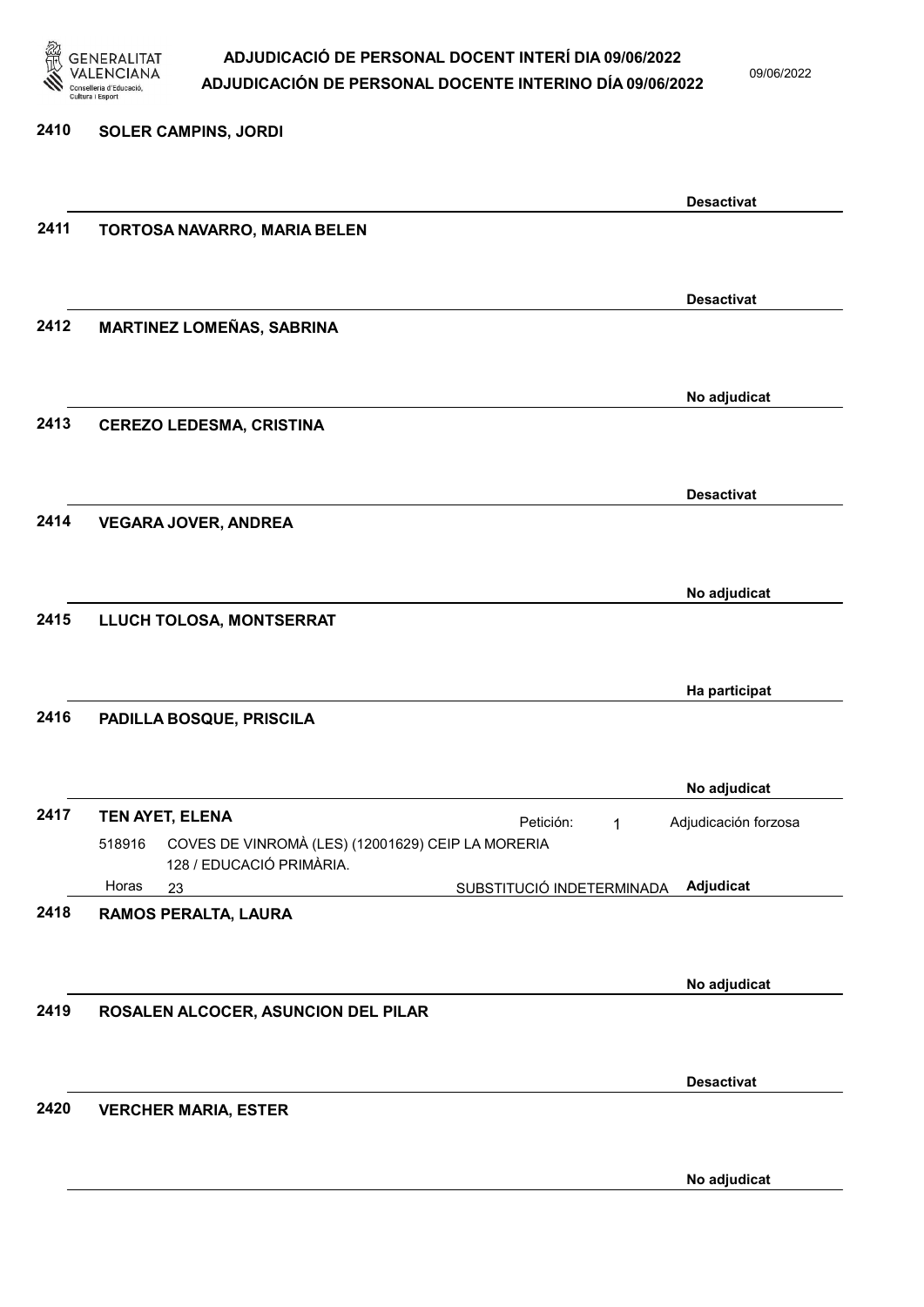**2410 SOLER CAMPINS, JORDI**

Desactivat

**2411 TORTOSA NAVARRO, MARIA BELEN**

Desactivat

**2412 MARTINEZ LOMEÑAS, SABRINA**

No adjudicat

**2413 CEREZO LEDESMA, CRISTINA**

Desactivat

**2414 VEGARA JOVER, ANDREA**

No adjudicat

**2415 LLUCH TOLOSA, MONTSERRAT**

Ha participat

**2416 PADILLA BOSQUE, PRISCILA**

No adjudicat

**2417 TEN AYET, ELENA**

Petición: 1 — Adjudicación forzosa

518916 COVES DE VINROMÀ (LES) (12001629) CEIP LA MORERIA
128 / EDUCACIÓ PRIMÀRIA.

Horas 23 — SUBSTITUCIÓ INDETERMINADA — **Adjudicat**

**2418 RAMOS PERALTA, LAURA**

No adjudicat

**2419 ROSALEN ALCOCER, ASUNCION DEL PILAR**

Desactivat

**2420 VERCHER MARIA, ESTER**

No adjudicat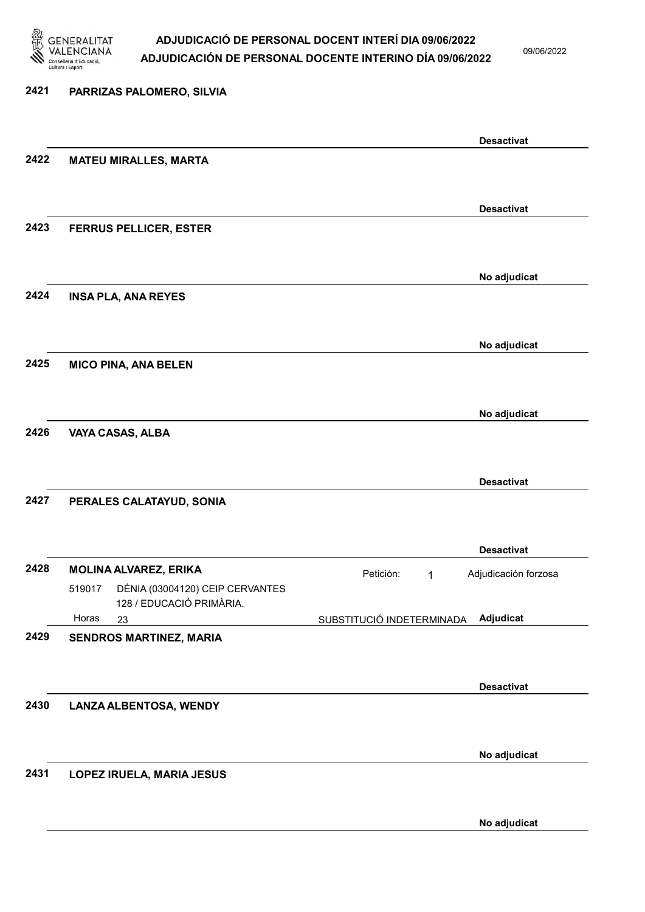**2421** **PARRIZAS PALOMERO, SILVIA**

**Desactivat**

**2422** **MATEU MIRALLES, MARTA**

**Desactivat**

**2423** **FERRUS PELLICER, ESTER**

**No adjudicat**

**2424** **INSA PLA, ANA REYES**

**No adjudicat**

**2425** **MICO PINA, ANA BELEN**

**No adjudicat**

**2426** **VAYA CASAS, ALBA**

**Desactivat**

**2427** **PERALES CALATAYUD, SONIA**

**Desactivat**

**2428** **MOLINA ALVAREZ, ERIKA** — Petición: 1 — Adjudicación forzosa

519017 DÉNIA (03004120) CEIP CERVANTES
128 / EDUCACIÓ PRIMÀRIA.

Horas 23 — SUBSTITUCIÓ INDETERMINADA — **Adjudicat**

**2429** **SENDROS MARTINEZ, MARIA**

**Desactivat**

**2430** **LANZA ALBENTOSA, WENDY**

**No adjudicat**

**2431** **LOPEZ IRUELA, MARIA JESUS**

**No adjudicat**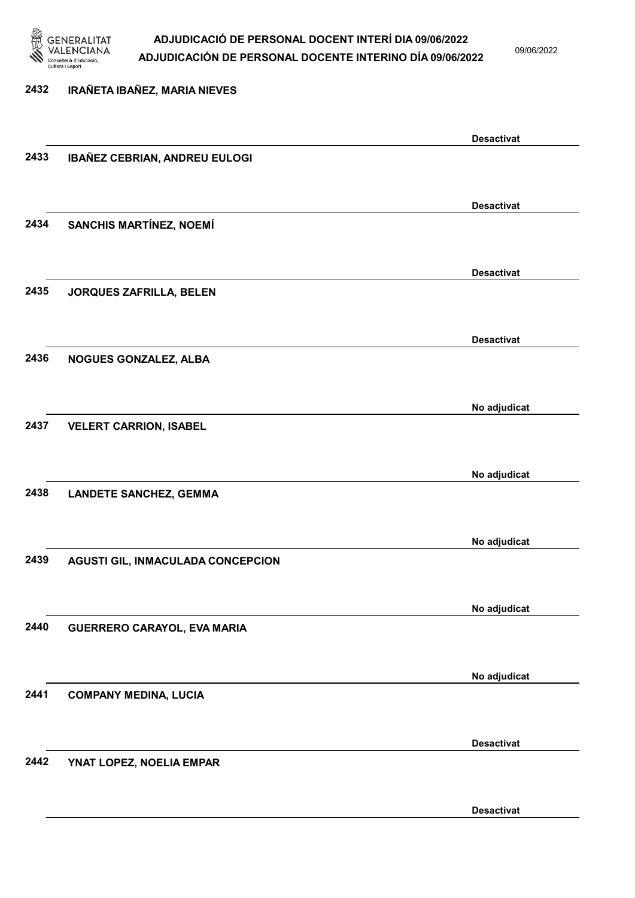| Núm. | Nom | Estat |
|---|---|---|
| 2432 | IRAÑETA IBAÑEZ, MARIA NIEVES | Desactivat |
| 2433 | IBAÑEZ CEBRIAN, ANDREU EULOGI | Desactivat |
| 2434 | SANCHIS MARTÍNEZ, NOEMÍ | Desactivat |
| 2435 | JORQUES ZAFRILLA, BELEN | Desactivat |
| 2436 | NOGUES GONZALEZ, ALBA | No adjudicat |
| 2437 | VELERT CARRION, ISABEL | No adjudicat |
| 2438 | LANDETE SANCHEZ, GEMMA | No adjudicat |
| 2439 | AGUSTI GIL, INMACULADA CONCEPCION | No adjudicat |
| 2440 | GUERRERO CARAYOL, EVA MARIA | No adjudicat |
| 2441 | COMPANY MEDINA, LUCIA | Desactivat |
| 2442 | YNAT LOPEZ, NOELIA EMPAR | Desactivat |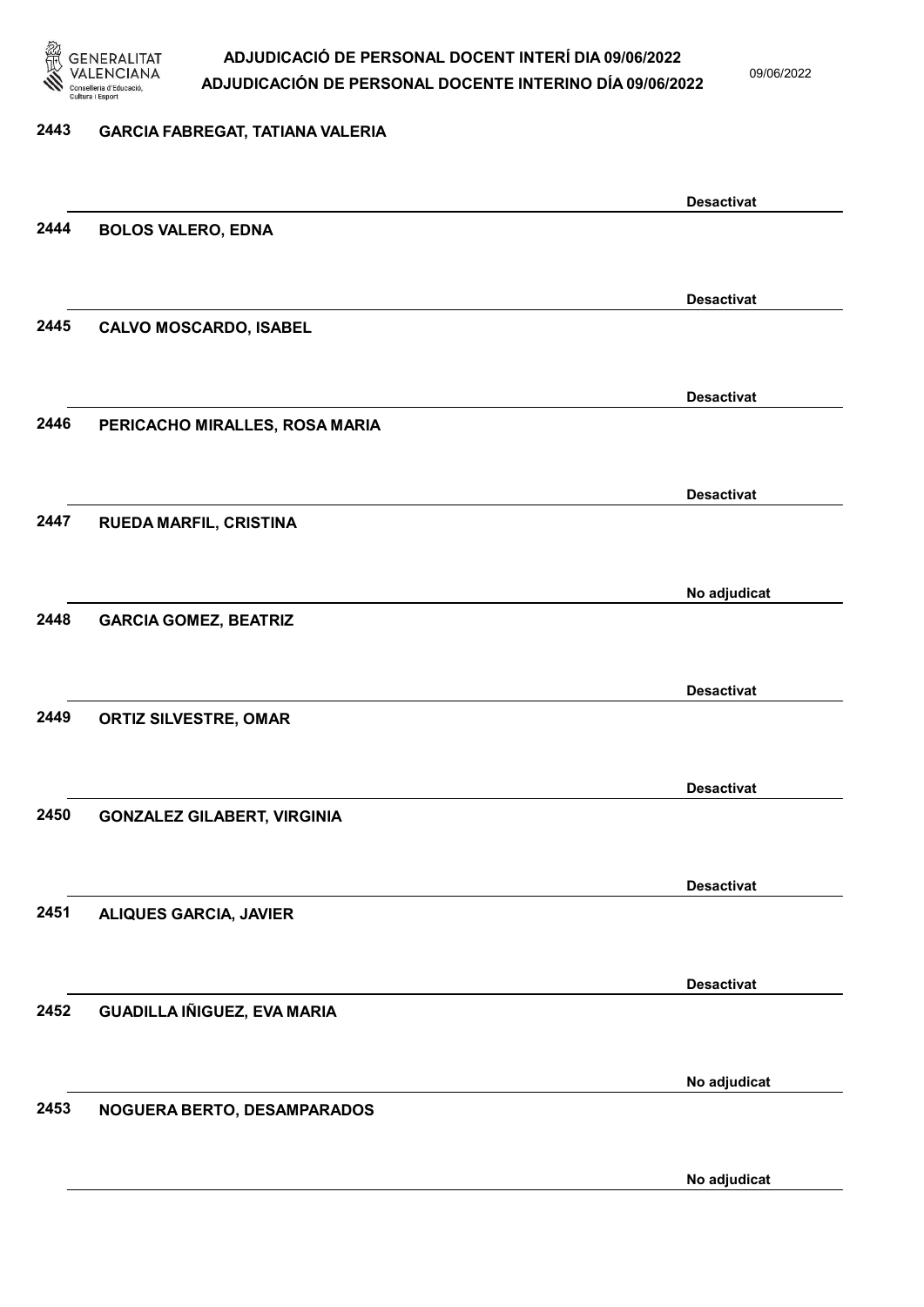2443 GARCIA FABREGAT, TATIANA VALERIA

Desactivat

2444 BOLOS VALERO, EDNA

Desactivat

2445 CALVO MOSCARDO, ISABEL

Desactivat

2446 PERICACHO MIRALLES, ROSA MARIA

Desactivat

2447 RUEDA MARFIL, CRISTINA

No adjudicat

2448 GARCIA GOMEZ, BEATRIZ

Desactivat

2449 ORTIZ SILVESTRE, OMAR

Desactivat

2450 GONZALEZ GILABERT, VIRGINIA

Desactivat

2451 ALIQUES GARCIA, JAVIER

Desactivat

2452 GUADILLA IÑIGUEZ, EVA MARIA

No adjudicat

2453 NOGUERA BERTO, DESAMPARADOS

No adjudicat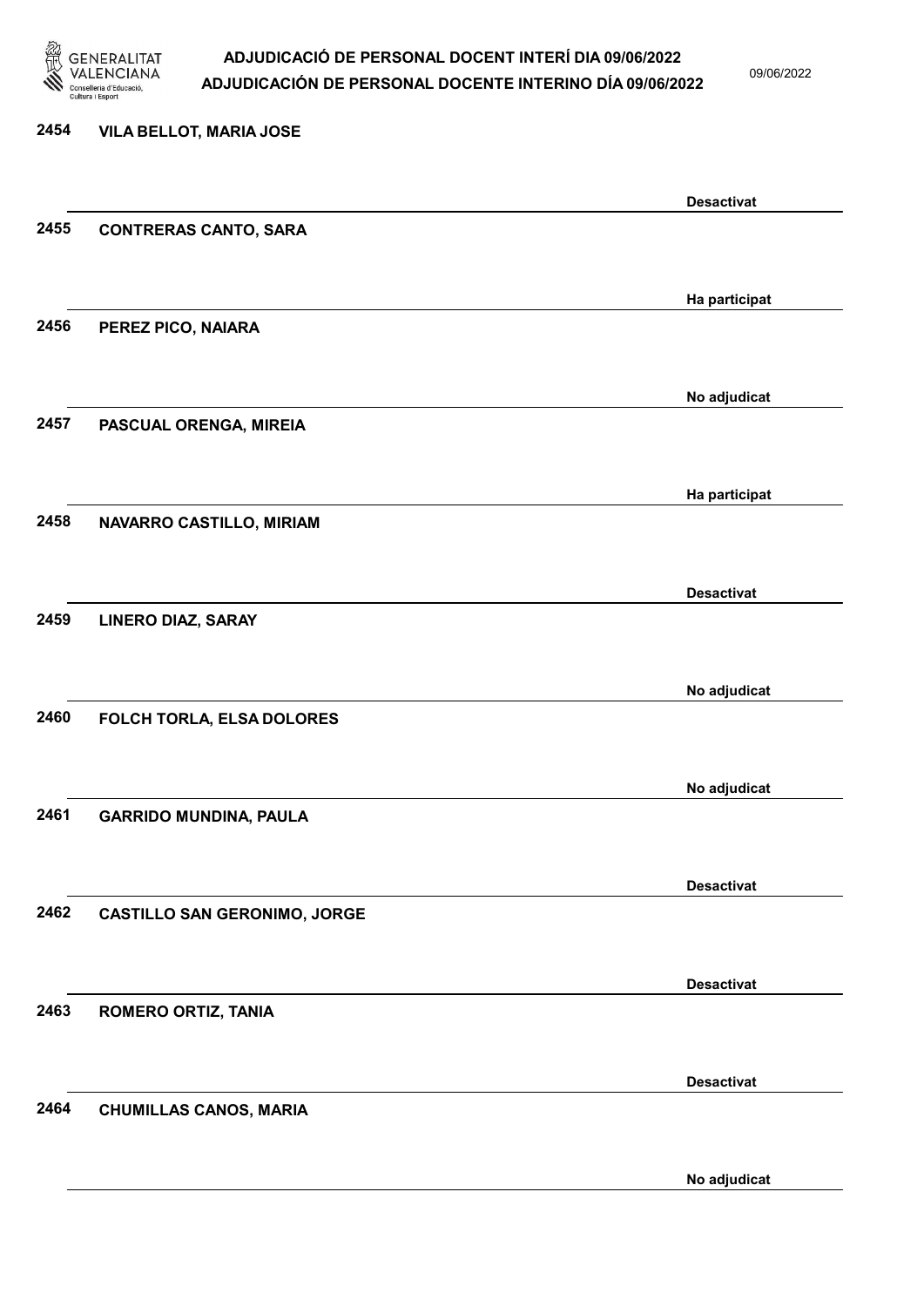| | | |
|---|---|---|
| 2454 | VILA BELLOT, MARIA JOSE | Desactivat |
| 2455 | CONTRERAS CANTO, SARA | Ha participat |
| 2456 | PEREZ PICO, NAIARA | No adjudicat |
| 2457 | PASCUAL ORENGA, MIREIA | Ha participat |
| 2458 | NAVARRO CASTILLO, MIRIAM | Desactivat |
| 2459 | LINERO DIAZ, SARAY | No adjudicat |
| 2460 | FOLCH TORLA, ELSA DOLORES | No adjudicat |
| 2461 | GARRIDO MUNDINA, PAULA | Desactivat |
| 2462 | CASTILLO SAN GERONIMO, JORGE | Desactivat |
| 2463 | ROMERO ORTIZ, TANIA | Desactivat |
| 2464 | CHUMILLAS CANOS, MARIA | No adjudicat |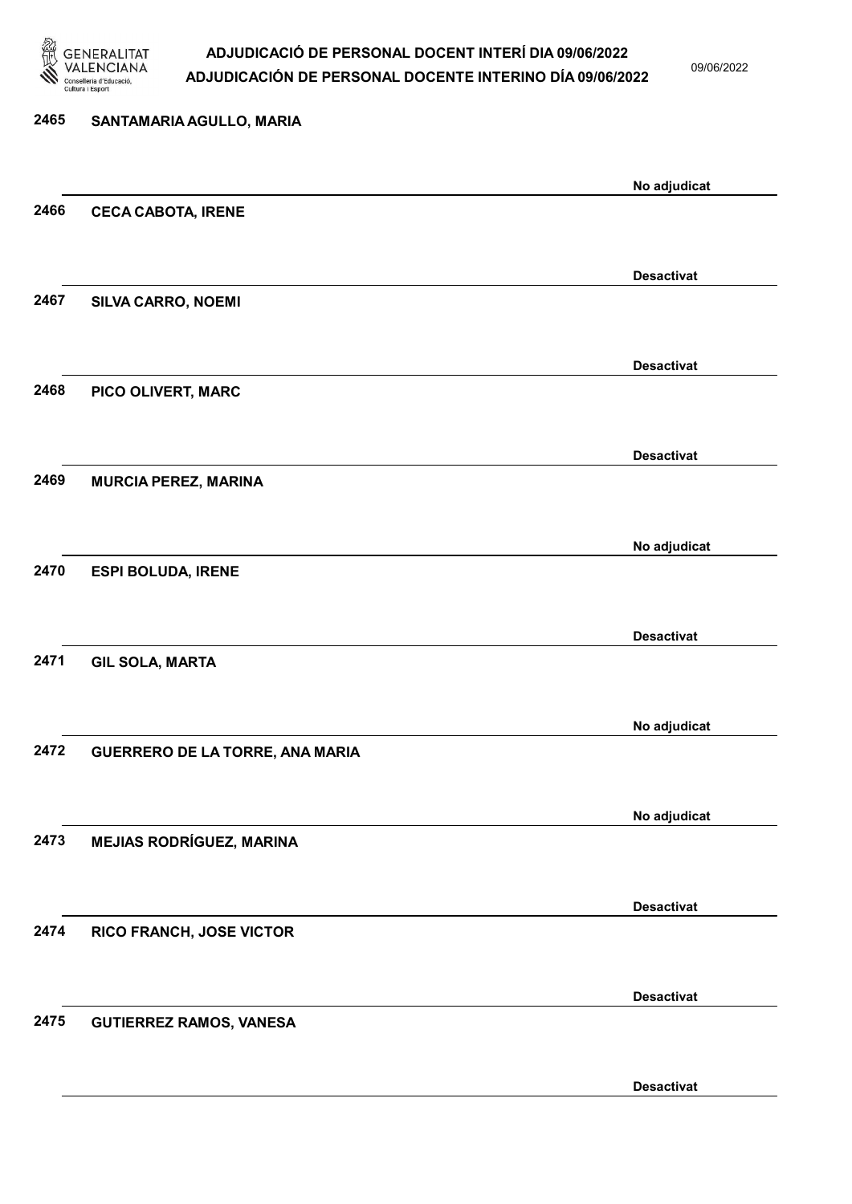2465 SANTAMARIA AGULLO, MARIA

No adjudicat

2466 CECA CABOTA, IRENE

Desactivat

2467 SILVA CARRO, NOEMI

Desactivat

2468 PICO OLIVERT, MARC

Desactivat

2469 MURCIA PEREZ, MARINA

No adjudicat

2470 ESPI BOLUDA, IRENE

Desactivat

2471 GIL SOLA, MARTA

No adjudicat

2472 GUERRERO DE LA TORRE, ANA MARIA

No adjudicat

2473 MEJIAS RODRÍGUEZ, MARINA

Desactivat

2474 RICO FRANCH, JOSE VICTOR

Desactivat

2475 GUTIERREZ RAMOS, VANESA

Desactivat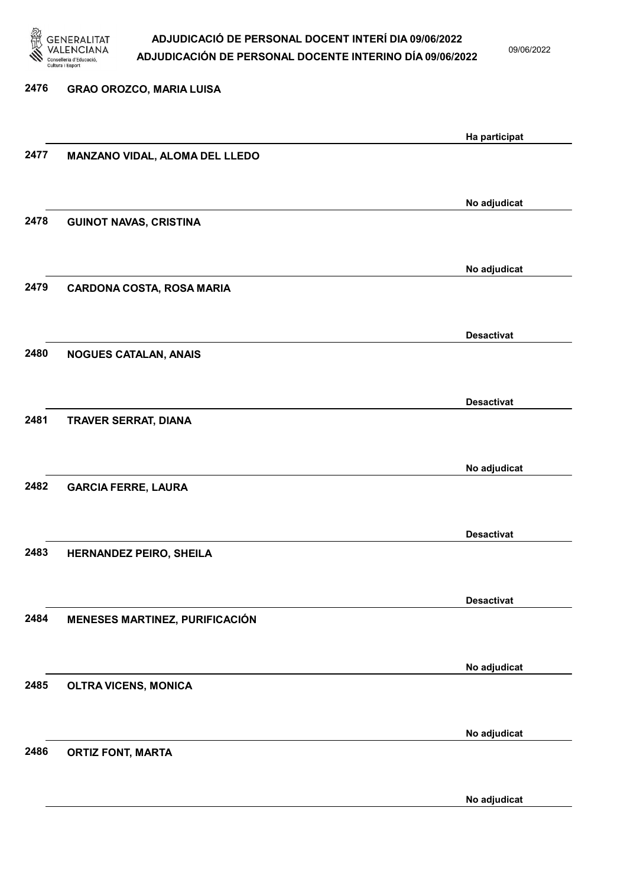2476 GRAO OROZCO, MARIA LUISA

Ha participat

2477 MANZANO VIDAL, ALOMA DEL LLEDO

No adjudicat

2478 GUINOT NAVAS, CRISTINA

No adjudicat

2479 CARDONA COSTA, ROSA MARIA

Desactivat

2480 NOGUES CATALAN, ANAIS

Desactivat

2481 TRAVER SERRAT, DIANA

No adjudicat

2482 GARCIA FERRE, LAURA

Desactivat

2483 HERNANDEZ PEIRO, SHEILA

Desactivat

2484 MENESES MARTINEZ, PURIFICACIÓN

No adjudicat

2485 OLTRA VICENS, MONICA

No adjudicat

2486 ORTIZ FONT, MARTA

No adjudicat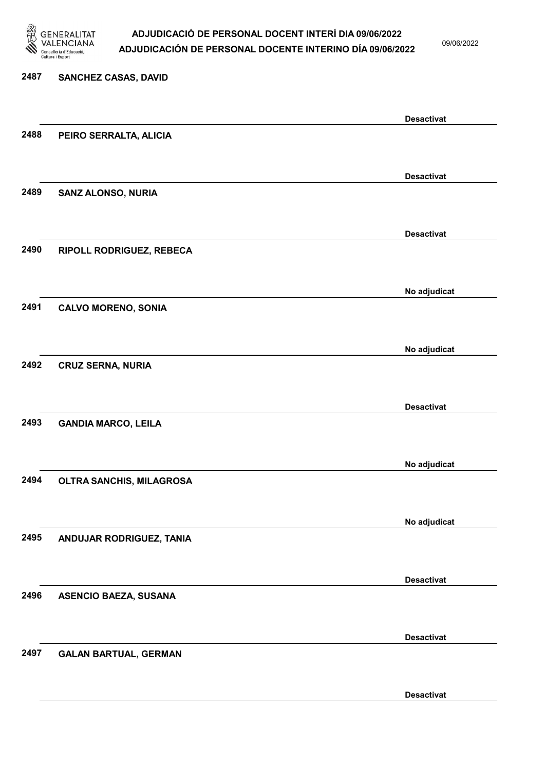| | | |
|---|---|---|
| 2487 | SANCHEZ CASAS, DAVID | Desactivat |
| 2488 | PEIRO SERRALTA, ALICIA | Desactivat |
| 2489 | SANZ ALONSO, NURIA | Desactivat |
| 2490 | RIPOLL RODRIGUEZ, REBECA | No adjudicat |
| 2491 | CALVO MORENO, SONIA | No adjudicat |
| 2492 | CRUZ SERNA, NURIA | Desactivat |
| 2493 | GANDIA MARCO, LEILA | No adjudicat |
| 2494 | OLTRA SANCHIS, MILAGROSA | No adjudicat |
| 2495 | ANDUJAR RODRIGUEZ, TANIA | Desactivat |
| 2496 | ASENCIO BAEZA, SUSANA | Desactivat |
| 2497 | GALAN BARTUAL, GERMAN | Desactivat |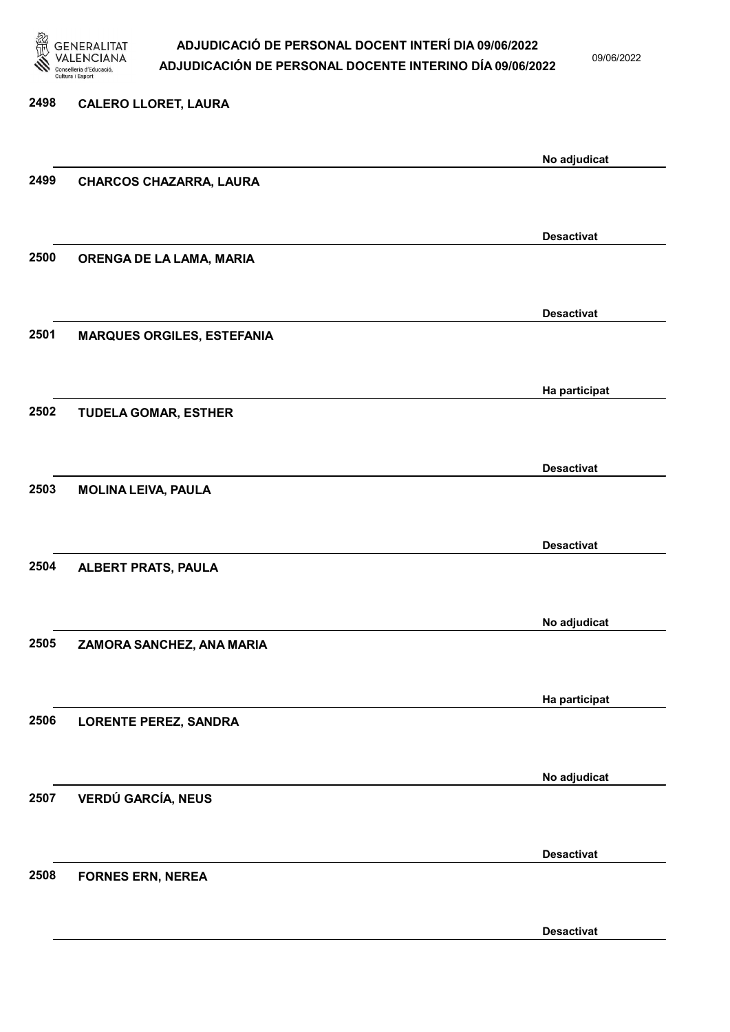| Nº | Nom | Estat |
|---|---|---|
| 2498 | CALERO LLORET, LAURA | No adjudicat |
| 2499 | CHARCOS CHAZARRA, LAURA | Desactivat |
| 2500 | ORENGA DE LA LAMA, MARIA | Desactivat |
| 2501 | MARQUES ORGILES, ESTEFANIA | Ha participat |
| 2502 | TUDELA GOMAR, ESTHER | Desactivat |
| 2503 | MOLINA LEIVA, PAULA | Desactivat |
| 2504 | ALBERT PRATS, PAULA | No adjudicat |
| 2505 | ZAMORA SANCHEZ, ANA MARIA | Ha participat |
| 2506 | LORENTE PEREZ, SANDRA | No adjudicat |
| 2507 | VERDÚ GARCÍA, NEUS | Desactivat |
| 2508 | FORNES ERN, NEREA | Desactivat |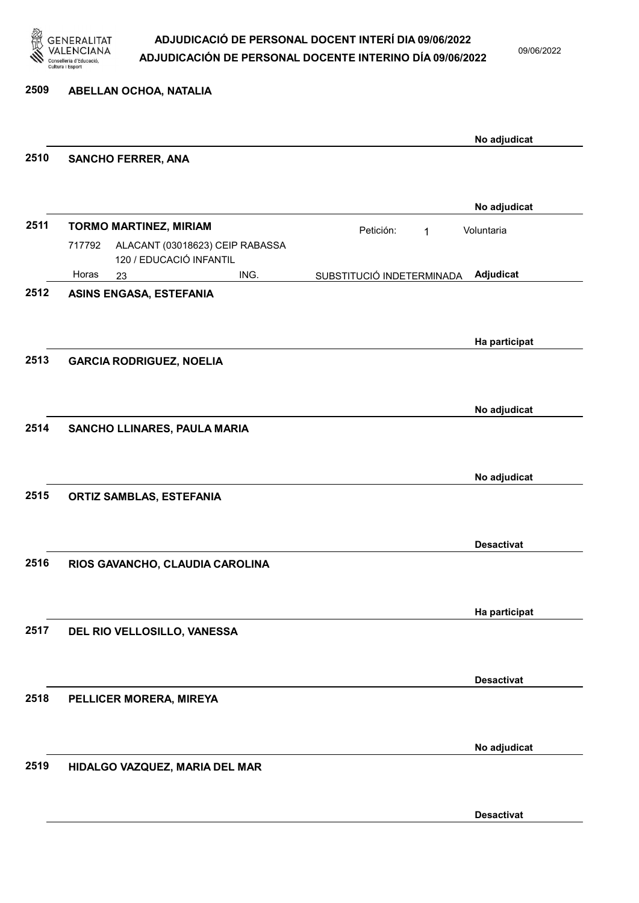2509 **ABELLAN OCHOA, NATALIA**

**No adjudicat**

2510 **SANCHO FERRER, ANA**

**No adjudicat**

2511 **TORMO MARTINEZ, MIRIAM** Petición: 1 Voluntaria

717792 ALACANT (03018623) CEIP RABASSA
120 / EDUCACIÓ INFANTIL
Horas 23 ING. SUBSTITUCIÓ INDETERMINADA **Adjudicat**

2512 **ASINS ENGASA, ESTEFANIA**

**Ha participat**

2513 **GARCIA RODRIGUEZ, NOELIA**

**No adjudicat**

2514 **SANCHO LLINARES, PAULA MARIA**

**No adjudicat**

2515 **ORTIZ SAMBLAS, ESTEFANIA**

**Desactivat**

2516 **RIOS GAVANCHO, CLAUDIA CAROLINA**

**Ha participat**

2517 **DEL RIO VELLOSILLO, VANESSA**

**Desactivat**

2518 **PELLICER MORERA, MIREYA**

**No adjudicat**

2519 **HIDALGO VAZQUEZ, MARIA DEL MAR**

**Desactivat**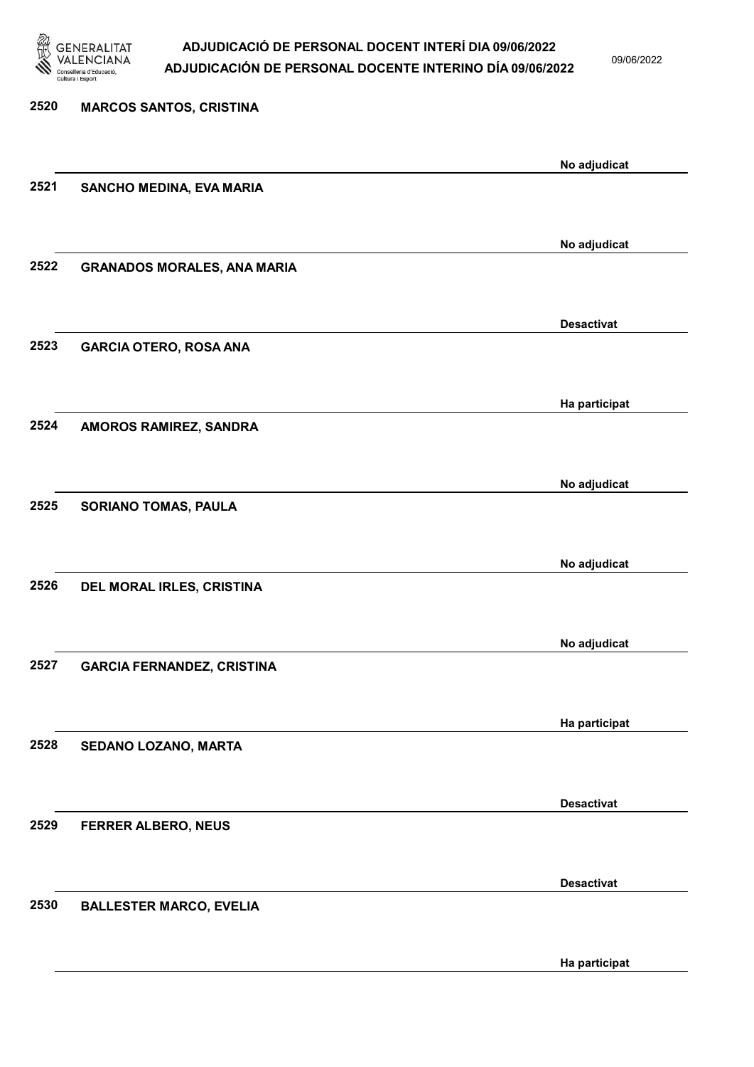2520 MARCOS SANTOS, CRISTINA

No adjudicat

2521 SANCHO MEDINA, EVA MARIA

No adjudicat

2522 GRANADOS MORALES, ANA MARIA

Desactivat

2523 GARCIA OTERO, ROSA ANA

Ha participat

2524 AMOROS RAMIREZ, SANDRA

No adjudicat

2525 SORIANO TOMAS, PAULA

No adjudicat

2526 DEL MORAL IRLES, CRISTINA

No adjudicat

2527 GARCIA FERNANDEZ, CRISTINA

Ha participat

2528 SEDANO LOZANO, MARTA

Desactivat

2529 FERRER ALBERO, NEUS

Desactivat

2530 BALLESTER MARCO, EVELIA

Ha participat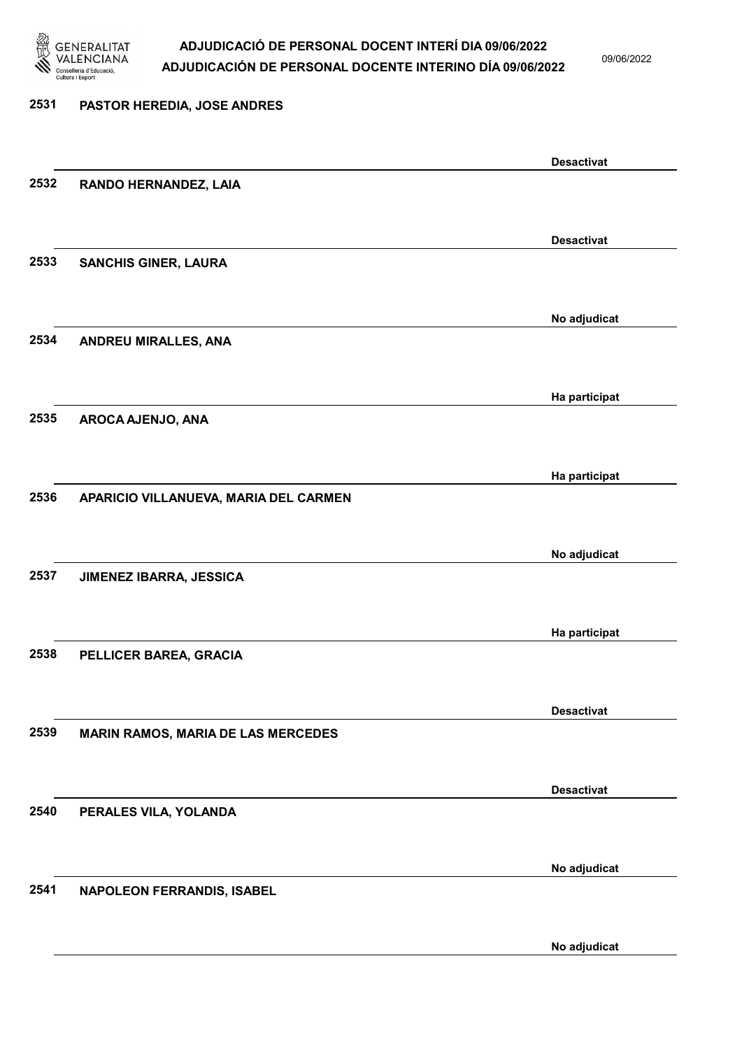2531 **PASTOR HEREDIA, JOSE ANDRES**

Desactivat

2532 **RANDO HERNANDEZ, LAIA**

Desactivat

2533 **SANCHIS GINER, LAURA**

No adjudicat

2534 **ANDREU MIRALLES, ANA**

Ha participat

2535 **AROCA AJENJO, ANA**

Ha participat

2536 **APARICIO VILLANUEVA, MARIA DEL CARMEN**

No adjudicat

2537 **JIMENEZ IBARRA, JESSICA**

Ha participat

2538 **PELLICER BAREA, GRACIA**

Desactivat

2539 **MARIN RAMOS, MARIA DE LAS MERCEDES**

Desactivat

2540 **PERALES VILA, YOLANDA**

No adjudicat

2541 **NAPOLEON FERRANDIS, ISABEL**

No adjudicat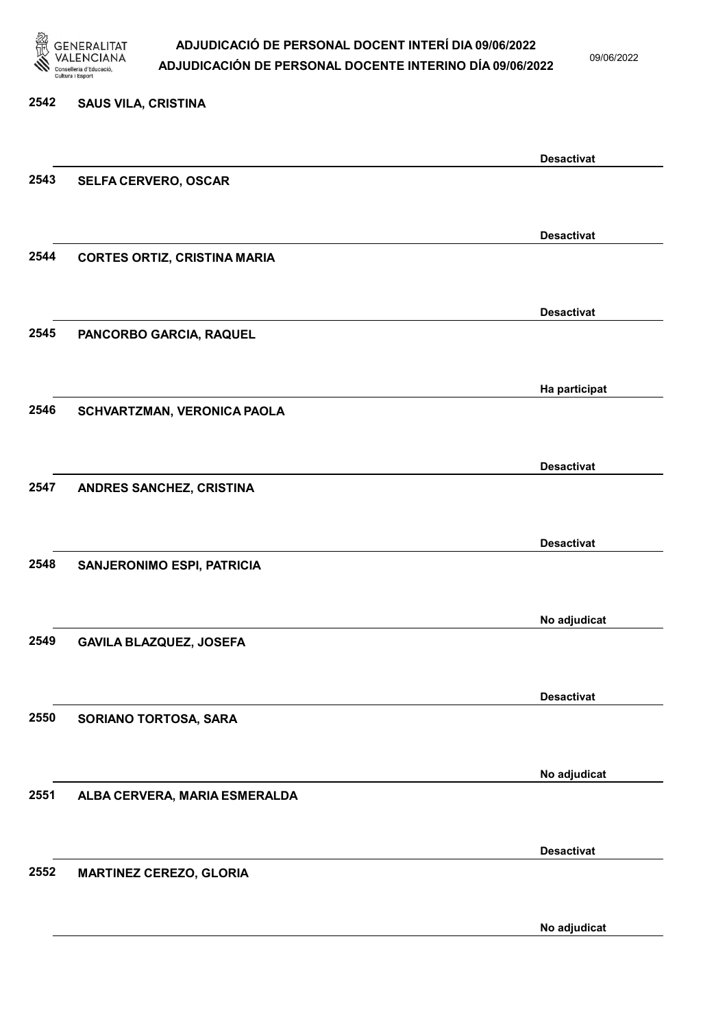| | | |
|---|---|---|
| 2542 | SAUS VILA, CRISTINA | Desactivat |
| 2543 | SELFA CERVERO, OSCAR | Desactivat |
| 2544 | CORTES ORTIZ, CRISTINA MARIA | Desactivat |
| 2545 | PANCORBO GARCIA, RAQUEL | Ha participat |
| 2546 | SCHVARTZMAN, VERONICA PAOLA | Desactivat |
| 2547 | ANDRES SANCHEZ, CRISTINA | Desactivat |
| 2548 | SANJERONIMO ESPI, PATRICIA | No adjudicat |
| 2549 | GAVILA BLAZQUEZ, JOSEFA | Desactivat |
| 2550 | SORIANO TORTOSA, SARA | No adjudicat |
| 2551 | ALBA CERVERA, MARIA ESMERALDA | Desactivat |
| 2552 | MARTINEZ CEREZO, GLORIA | No adjudicat |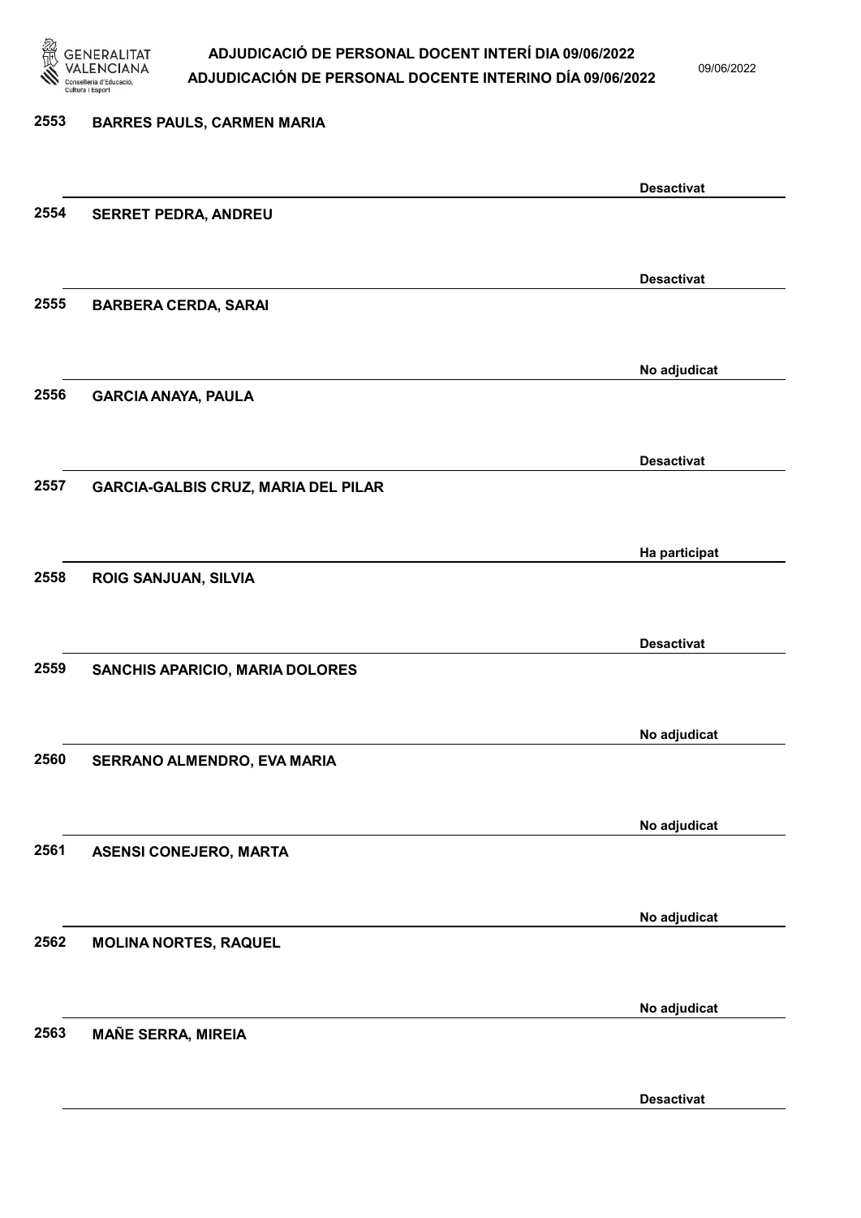| Núm. | Nom | Estat |
|---|---|---|
| 2553 | BARRES PAULS, CARMEN MARIA | Desactivat |
| 2554 | SERRET PEDRA, ANDREU | Desactivat |
| 2555 | BARBERA CERDA, SARAI | No adjudicat |
| 2556 | GARCIA ANAYA, PAULA | Desactivat |
| 2557 | GARCIA-GALBIS CRUZ, MARIA DEL PILAR | Ha participat |
| 2558 | ROIG SANJUAN, SILVIA | Desactivat |
| 2559 | SANCHIS APARICIO, MARIA DOLORES | No adjudicat |
| 2560 | SERRANO ALMENDRO, EVA MARIA | No adjudicat |
| 2561 | ASENSI CONEJERO, MARTA | No adjudicat |
| 2562 | MOLINA NORTES, RAQUEL | No adjudicat |
| 2563 | MAÑE SERRA, MIREIA | Desactivat |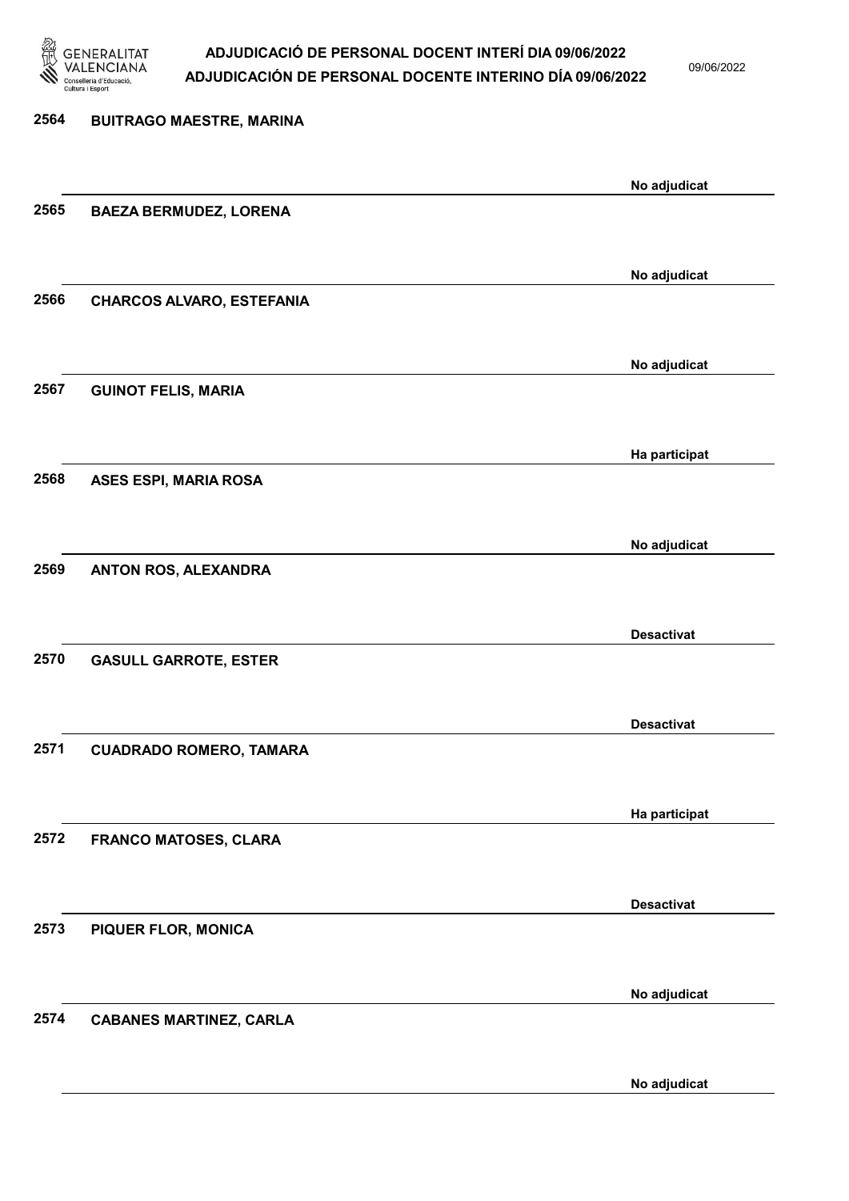2564 **BUITRAGO MAESTRE, MARINA**

No adjudicat

2565 **BAEZA BERMUDEZ, LORENA**

No adjudicat

2566 **CHARCOS ALVARO, ESTEFANIA**

No adjudicat

2567 **GUINOT FELIS, MARIA**

Ha participat

2568 **ASES ESPI, MARIA ROSA**

No adjudicat

2569 **ANTON ROS, ALEXANDRA**

Desactivat

2570 **GASULL GARROTE, ESTER**

Desactivat

2571 **CUADRADO ROMERO, TAMARA**

Ha participat

2572 **FRANCO MATOSES, CLARA**

Desactivat

2573 **PIQUER FLOR, MONICA**

No adjudicat

2574 **CABANES MARTINEZ, CARLA**

No adjudicat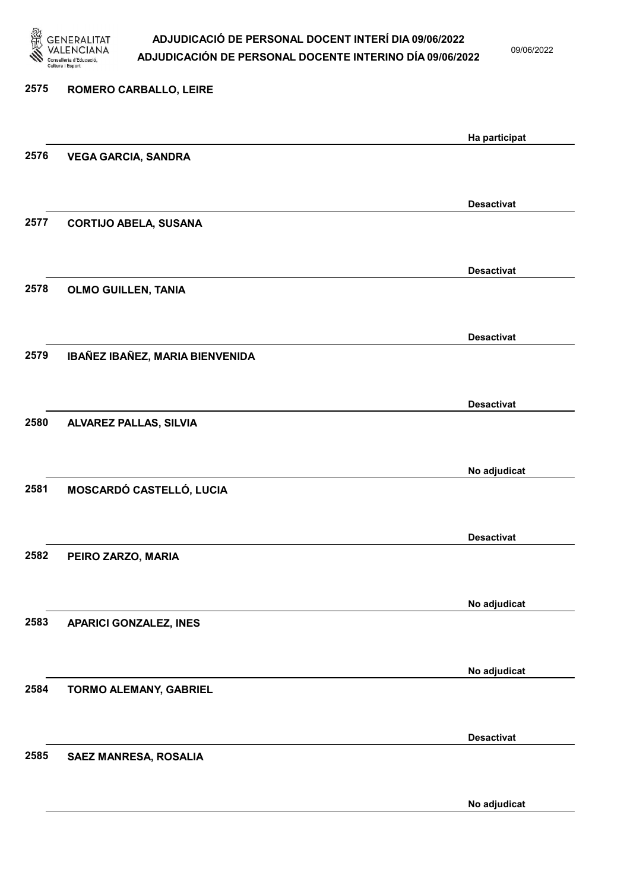| Núm. | Nom | Estat |
|---|---|---|
| 2575 | ROMERO CARBALLO, LEIRE | Ha participat |
| 2576 | VEGA GARCIA, SANDRA | Desactivat |
| 2577 | CORTIJO ABELA, SUSANA | Desactivat |
| 2578 | OLMO GUILLEN, TANIA | Desactivat |
| 2579 | IBAÑEZ IBAÑEZ, MARIA BIENVENIDA | Desactivat |
| 2580 | ALVAREZ PALLAS, SILVIA | No adjudicat |
| 2581 | MOSCARDÓ CASTELLÓ, LUCIA | Desactivat |
| 2582 | PEIRO ZARZO, MARIA | No adjudicat |
| 2583 | APARICI GONZALEZ, INES | No adjudicat |
| 2584 | TORMO ALEMANY, GABRIEL | Desactivat |
| 2585 | SAEZ MANRESA, ROSALIA | No adjudicat |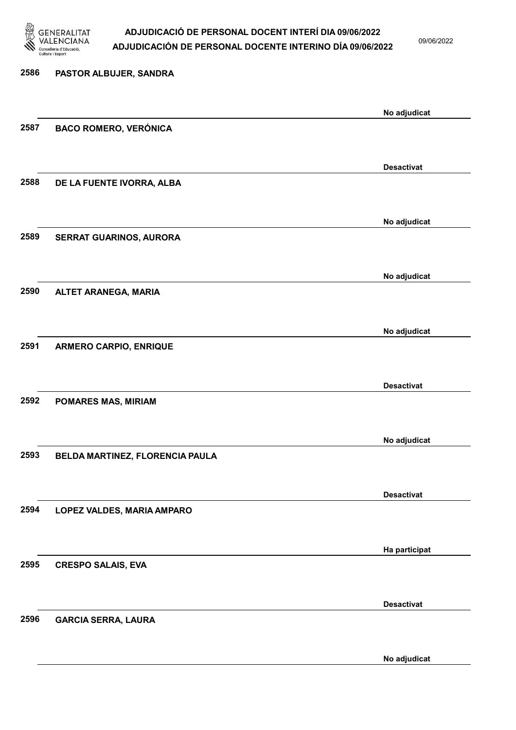| | | |
|---|---|---|
| 2586 | PASTOR ALBUJER, SANDRA | No adjudicat |
| 2587 | BACO ROMERO, VERÓNICA | Desactivat |
| 2588 | DE LA FUENTE IVORRA, ALBA | No adjudicat |
| 2589 | SERRAT GUARINOS, AURORA | No adjudicat |
| 2590 | ALTET ARANEGA, MARIA | No adjudicat |
| 2591 | ARMERO CARPIO, ENRIQUE | Desactivat |
| 2592 | POMARES MAS, MIRIAM | No adjudicat |
| 2593 | BELDA MARTINEZ, FLORENCIA PAULA | Desactivat |
| 2594 | LOPEZ VALDES, MARIA AMPARO | Ha participat |
| 2595 | CRESPO SALAIS, EVA | Desactivat |
| 2596 | GARCIA SERRA, LAURA | No adjudicat |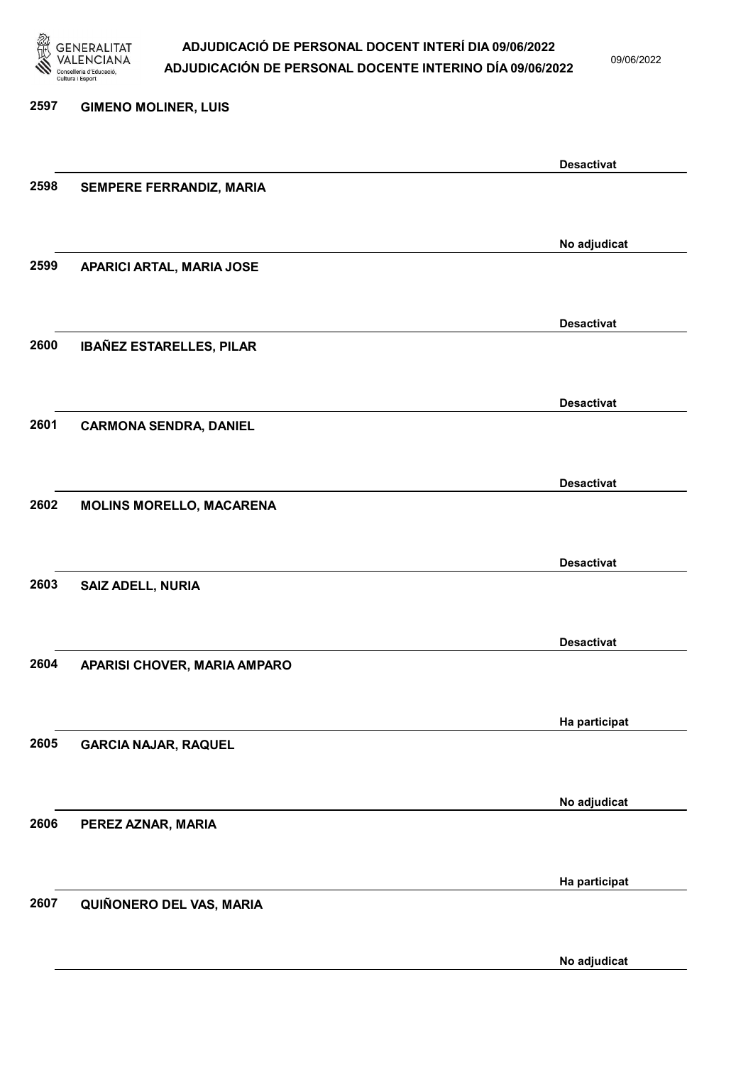| Núm. | Nom | Estat |
|---|---|---|
| 2597 | GIMENO MOLINER, LUIS | Desactivat |
| 2598 | SEMPERE FERRANDIZ, MARIA | No adjudicat |
| 2599 | APARICI ARTAL, MARIA JOSE | Desactivat |
| 2600 | IBAÑEZ ESTARELLES, PILAR | Desactivat |
| 2601 | CARMONA SENDRA, DANIEL | Desactivat |
| 2602 | MOLINS MORELLO, MACARENA | Desactivat |
| 2603 | SAIZ ADELL, NURIA | Desactivat |
| 2604 | APARISI CHOVER, MARIA AMPARO | Ha participat |
| 2605 | GARCIA NAJAR, RAQUEL | No adjudicat |
| 2606 | PEREZ AZNAR, MARIA | Ha participat |
| 2607 | QUIÑONERO DEL VAS, MARIA | No adjudicat |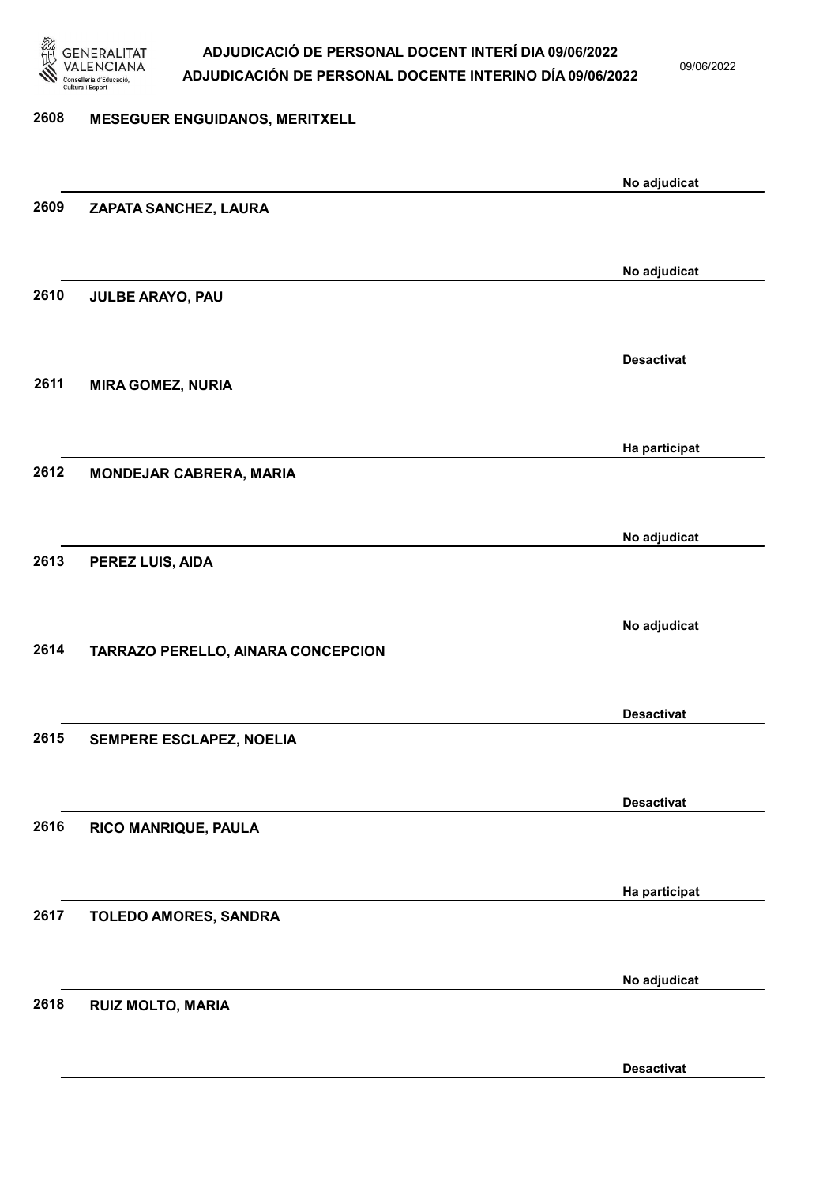| Núm. | Nom | Estat |
|---|---|---|
| 2608 | MESEGUER ENGUIDANOS, MERITXELL | No adjudicat |
| 2609 | ZAPATA SANCHEZ, LAURA | No adjudicat |
| 2610 | JULBE ARAYO, PAU | Desactivat |
| 2611 | MIRA GOMEZ, NURIA | Ha participat |
| 2612 | MONDEJAR CABRERA, MARIA | No adjudicat |
| 2613 | PEREZ LUIS, AIDA | No adjudicat |
| 2614 | TARRAZO PERELLO, AINARA CONCEPCION | Desactivat |
| 2615 | SEMPERE ESCLAPEZ, NOELIA | Desactivat |
| 2616 | RICO MANRIQUE, PAULA | Ha participat |
| 2617 | TOLEDO AMORES, SANDRA | No adjudicat |
| 2618 | RUIZ MOLTO, MARIA | Desactivat |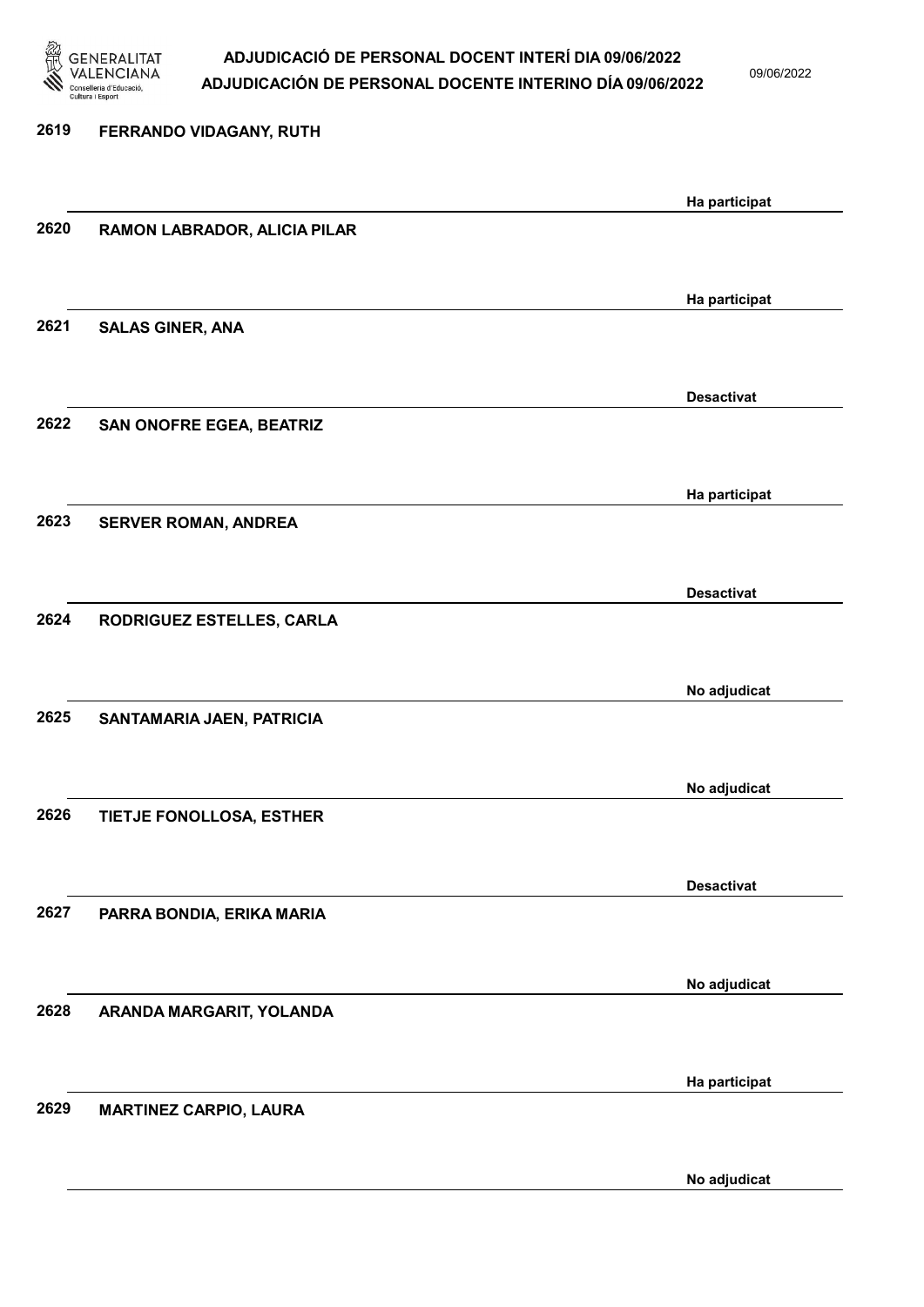2619 FERRANDO VIDAGANY, RUTH

Ha participat

2620 RAMON LABRADOR, ALICIA PILAR

Ha participat

2621 SALAS GINER, ANA

Desactivat

2622 SAN ONOFRE EGEA, BEATRIZ

Ha participat

2623 SERVER ROMAN, ANDREA

Desactivat

2624 RODRIGUEZ ESTELLES, CARLA

No adjudicat

2625 SANTAMARIA JAEN, PATRICIA

No adjudicat

2626 TIETJE FONOLLOSA, ESTHER

Desactivat

2627 PARRA BONDIA, ERIKA MARIA

No adjudicat

2628 ARANDA MARGARIT, YOLANDA

Ha participat

2629 MARTINEZ CARPIO, LAURA

No adjudicat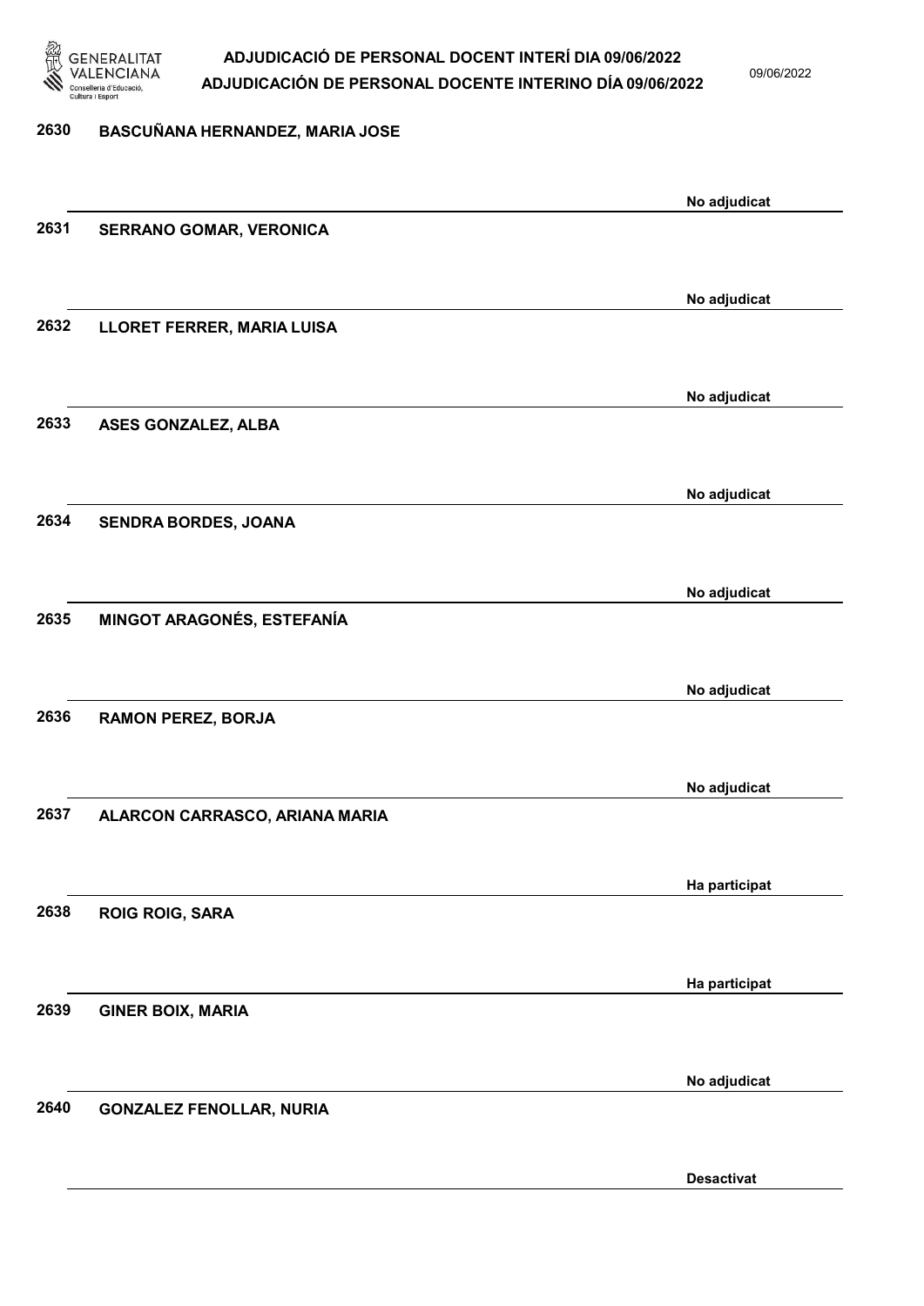| Núm. | Nom | Estat |
|---|---|---|
| 2630 | BASCUÑANA HERNANDEZ, MARIA JOSE | No adjudicat |
| 2631 | SERRANO GOMAR, VERONICA | No adjudicat |
| 2632 | LLORET FERRER, MARIA LUISA | No adjudicat |
| 2633 | ASES GONZALEZ, ALBA | No adjudicat |
| 2634 | SENDRA BORDES, JOANA | No adjudicat |
| 2635 | MINGOT ARAGONÉS, ESTEFANÍA | No adjudicat |
| 2636 | RAMON PEREZ, BORJA | No adjudicat |
| 2637 | ALARCON CARRASCO, ARIANA MARIA | Ha participat |
| 2638 | ROIG ROIG, SARA | Ha participat |
| 2639 | GINER BOIX, MARIA | No adjudicat |
| 2640 | GONZALEZ FENOLLAR, NURIA | Desactivat |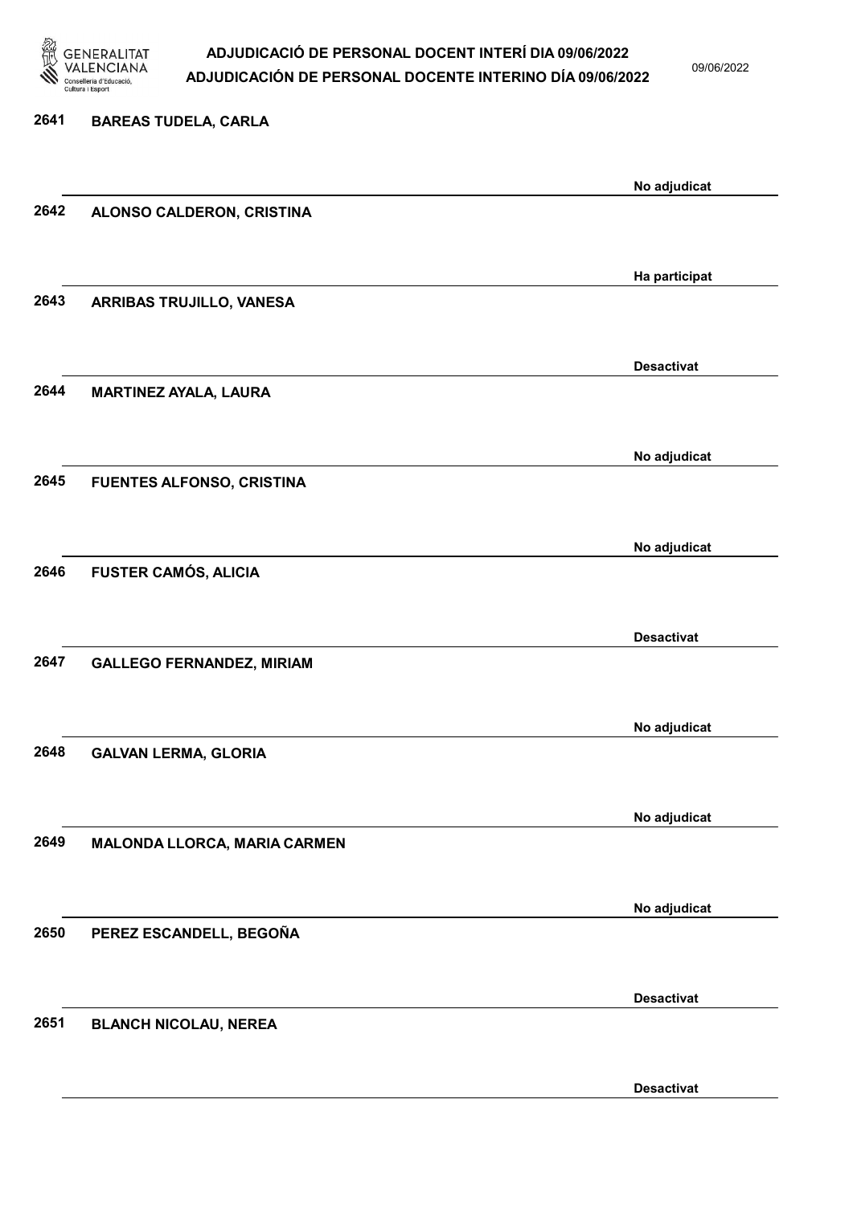2641 **BAREAS TUDELA, CARLA**

No adjudicat

2642 **ALONSO CALDERON, CRISTINA**

Ha participat

2643 **ARRIBAS TRUJILLO, VANESA**

Desactivat

2644 **MARTINEZ AYALA, LAURA**

No adjudicat

2645 **FUENTES ALFONSO, CRISTINA**

No adjudicat

2646 **FUSTER CAMÓS, ALICIA**

Desactivat

2647 **GALLEGO FERNANDEZ, MIRIAM**

No adjudicat

2648 **GALVAN LERMA, GLORIA**

No adjudicat

2649 **MALONDA LLORCA, MARIA CARMEN**

No adjudicat

2650 **PEREZ ESCANDELL, BEGOÑA**

Desactivat

2651 **BLANCH NICOLAU, NEREA**

Desactivat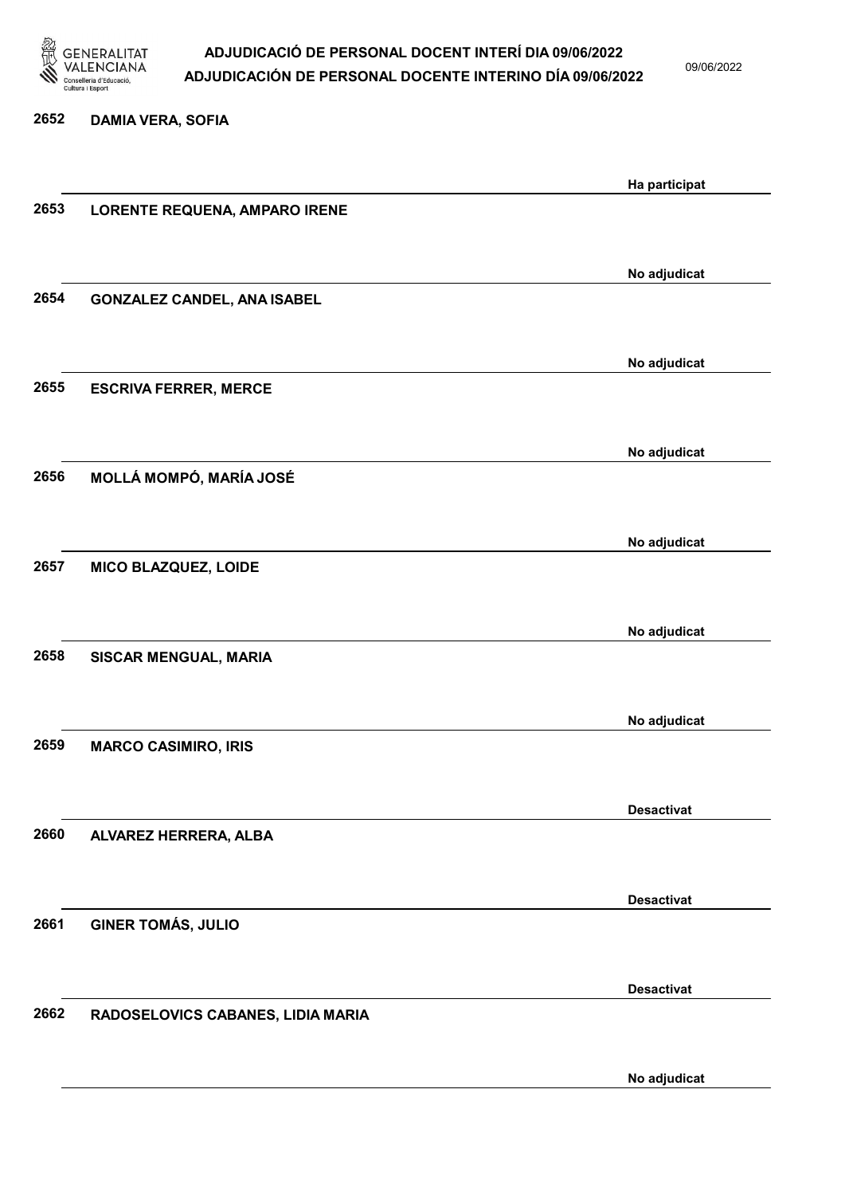2652 **DAMIA VERA, SOFIA**

Ha participat

2653 **LORENTE REQUENA, AMPARO IRENE**

No adjudicat

2654 **GONZALEZ CANDEL, ANA ISABEL**

No adjudicat

2655 **ESCRIVA FERRER, MERCE**

No adjudicat

2656 **MOLLÁ MOMPÓ, MARÍA JOSÉ**

No adjudicat

2657 **MICO BLAZQUEZ, LOIDE**

No adjudicat

2658 **SISCAR MENGUAL, MARIA**

No adjudicat

2659 **MARCO CASIMIRO, IRIS**

Desactivat

2660 **ALVAREZ HERRERA, ALBA**

Desactivat

2661 **GINER TOMÁS, JULIO**

Desactivat

2662 **RADOSELOVICS CABANES, LIDIA MARIA**

No adjudicat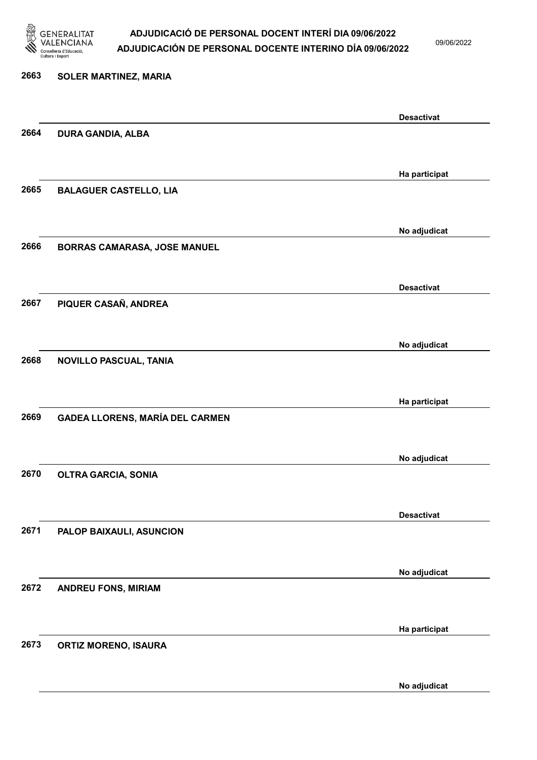| Núm. | Nom | Estat |
|---|---|---|
| 2663 | SOLER MARTINEZ, MARIA | Desactivat |
| 2664 | DURA GANDIA, ALBA | Ha participat |
| 2665 | BALAGUER CASTELLO, LIA | No adjudicat |
| 2666 | BORRAS CAMARASA, JOSE MANUEL | Desactivat |
| 2667 | PIQUER CASAÑ, ANDREA | No adjudicat |
| 2668 | NOVILLO PASCUAL, TANIA | Ha participat |
| 2669 | GADEA LLORENS, MARÍA DEL CARMEN | No adjudicat |
| 2670 | OLTRA GARCIA, SONIA | Desactivat |
| 2671 | PALOP BAIXAULI, ASUNCION | No adjudicat |
| 2672 | ANDREU FONS, MIRIAM | Ha participat |
| 2673 | ORTIZ MORENO, ISAURA | No adjudicat |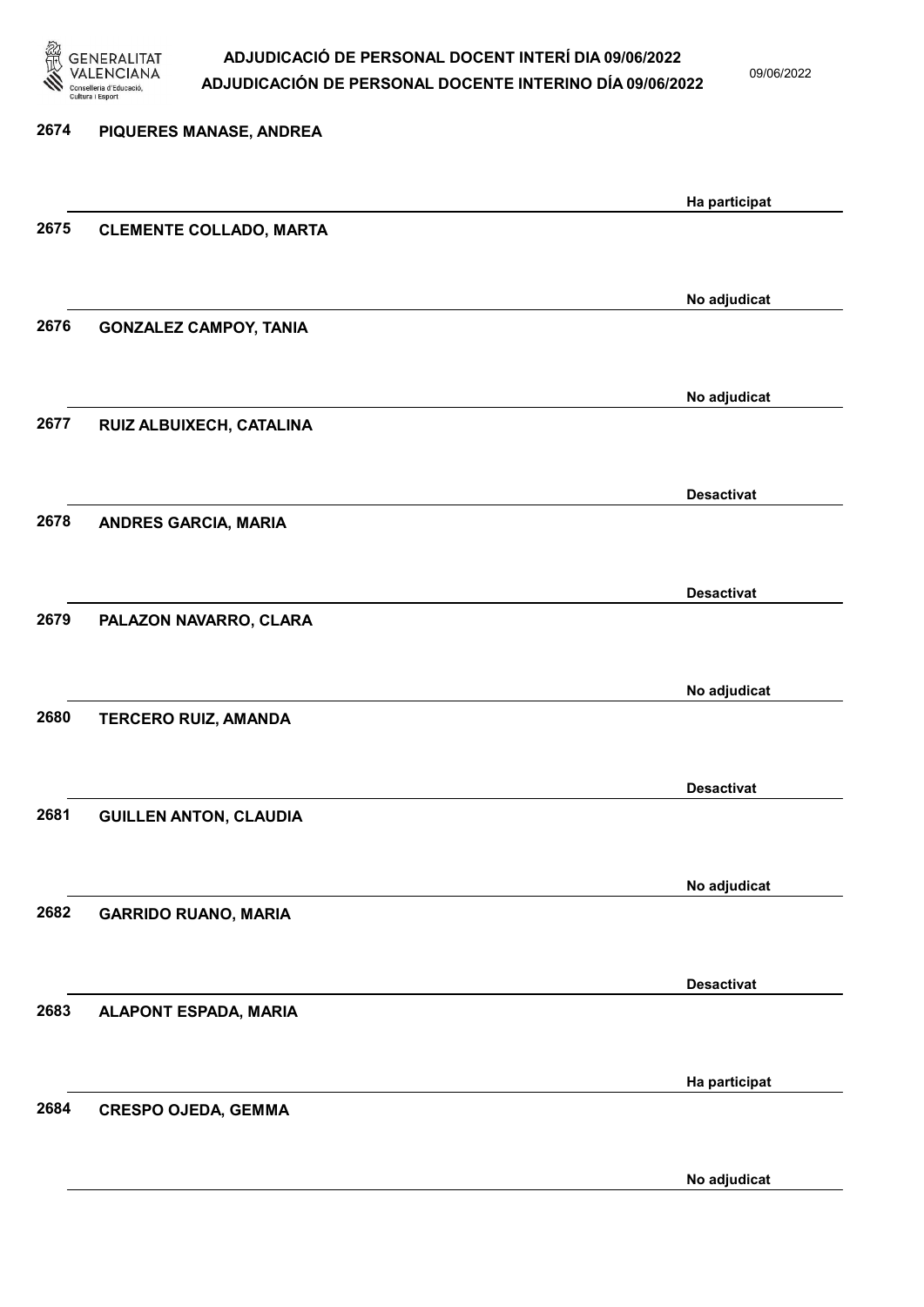| Núm. | Nom | Estat |
| --- | --- | --- |
| 2674 | PIQUERES MANASE, ANDREA | Ha participat |
| 2675 | CLEMENTE COLLADO, MARTA | No adjudicat |
| 2676 | GONZALEZ CAMPOY, TANIA | No adjudicat |
| 2677 | RUIZ ALBUIXECH, CATALINA | Desactivat |
| 2678 | ANDRES GARCIA, MARIA | Desactivat |
| 2679 | PALAZON NAVARRO, CLARA | No adjudicat |
| 2680 | TERCERO RUIZ, AMANDA | Desactivat |
| 2681 | GUILLEN ANTON, CLAUDIA | No adjudicat |
| 2682 | GARRIDO RUANO, MARIA | Desactivat |
| 2683 | ALAPONT ESPADA, MARIA | Ha participat |
| 2684 | CRESPO OJEDA, GEMMA | No adjudicat |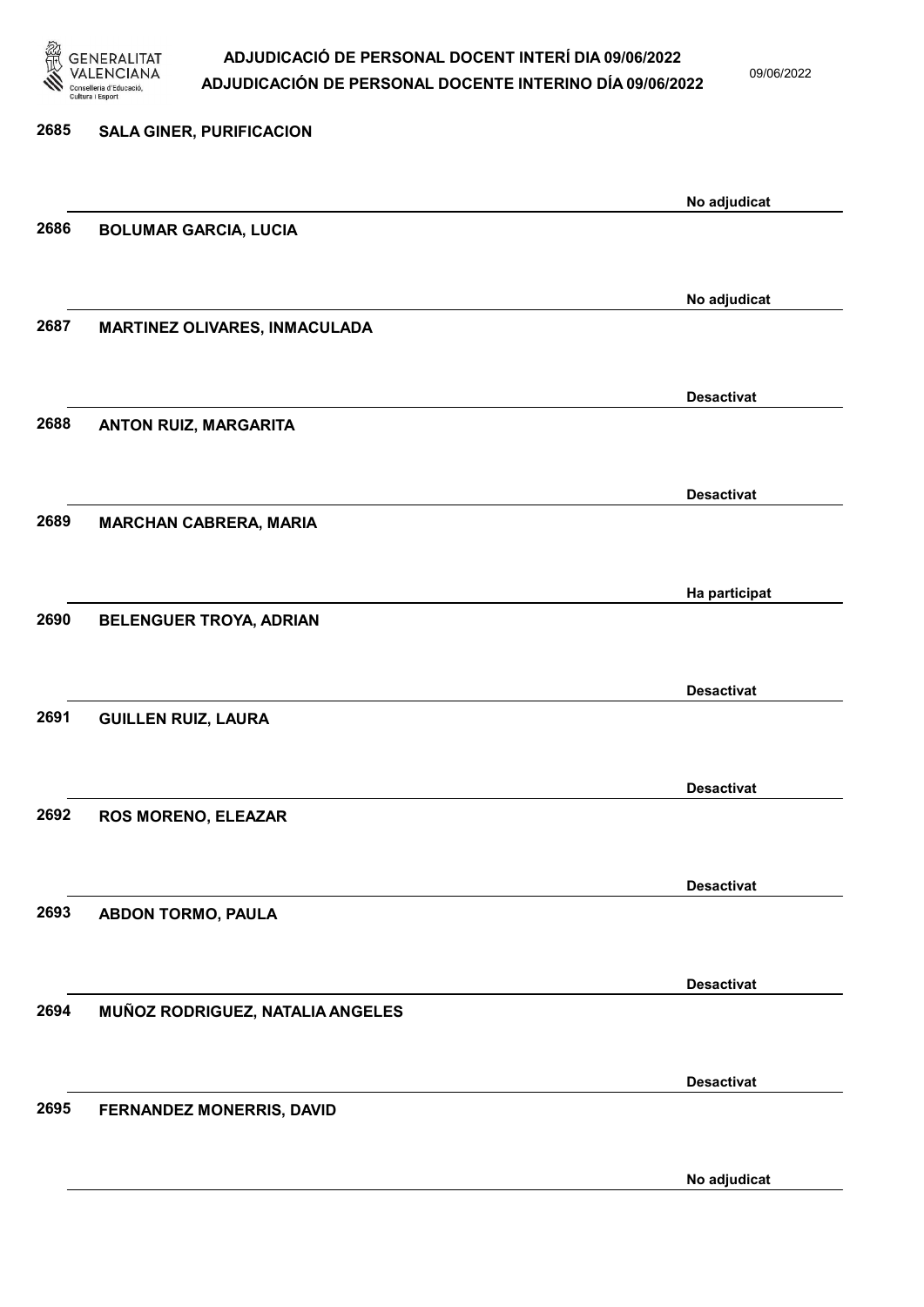2685 **SALA GINER, PURIFICACION**

No adjudicat

2686 **BOLUMAR GARCIA, LUCIA**

No adjudicat

2687 **MARTINEZ OLIVARES, INMACULADA**

Desactivat

2688 **ANTON RUIZ, MARGARITA**

Desactivat

2689 **MARCHAN CABRERA, MARIA**

Ha participat

2690 **BELENGUER TROYA, ADRIAN**

Desactivat

2691 **GUILLEN RUIZ, LAURA**

Desactivat

2692 **ROS MORENO, ELEAZAR**

Desactivat

2693 **ABDON TORMO, PAULA**

Desactivat

2694 **MUÑOZ RODRIGUEZ, NATALIA ANGELES**

Desactivat

2695 **FERNANDEZ MONERRIS, DAVID**

No adjudicat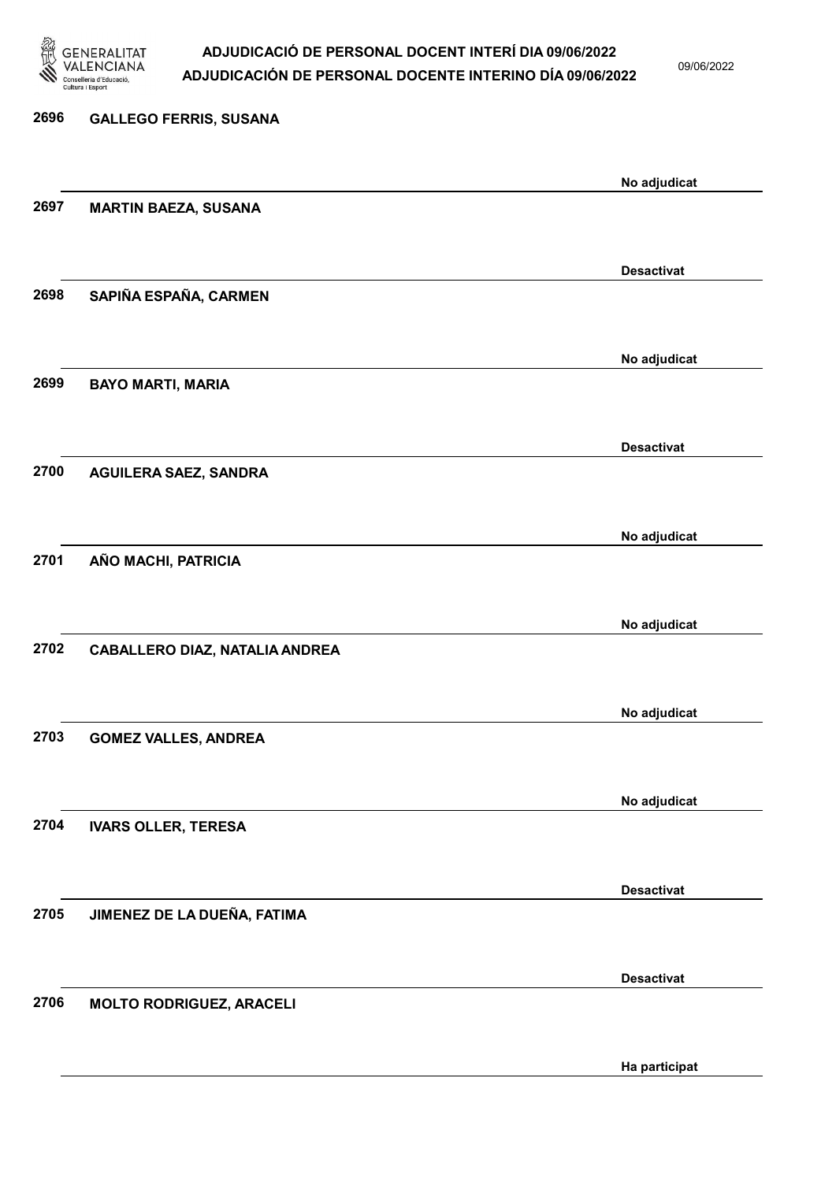| Núm. | Nom | Estat |
|---|---|---|
| 2696 | GALLEGO FERRIS, SUSANA | No adjudicat |
| 2697 | MARTIN BAEZA, SUSANA | Desactivat |
| 2698 | SAPIÑA ESPAÑA, CARMEN | No adjudicat |
| 2699 | BAYO MARTI, MARIA | Desactivat |
| 2700 | AGUILERA SAEZ, SANDRA | No adjudicat |
| 2701 | AÑO MACHI, PATRICIA | No adjudicat |
| 2702 | CABALLERO DIAZ, NATALIA ANDREA | No adjudicat |
| 2703 | GOMEZ VALLES, ANDREA | No adjudicat |
| 2704 | IVARS OLLER, TERESA | Desactivat |
| 2705 | JIMENEZ DE LA DUEÑA, FATIMA | Desactivat |
| 2706 | MOLTO RODRIGUEZ, ARACELI | Ha participat |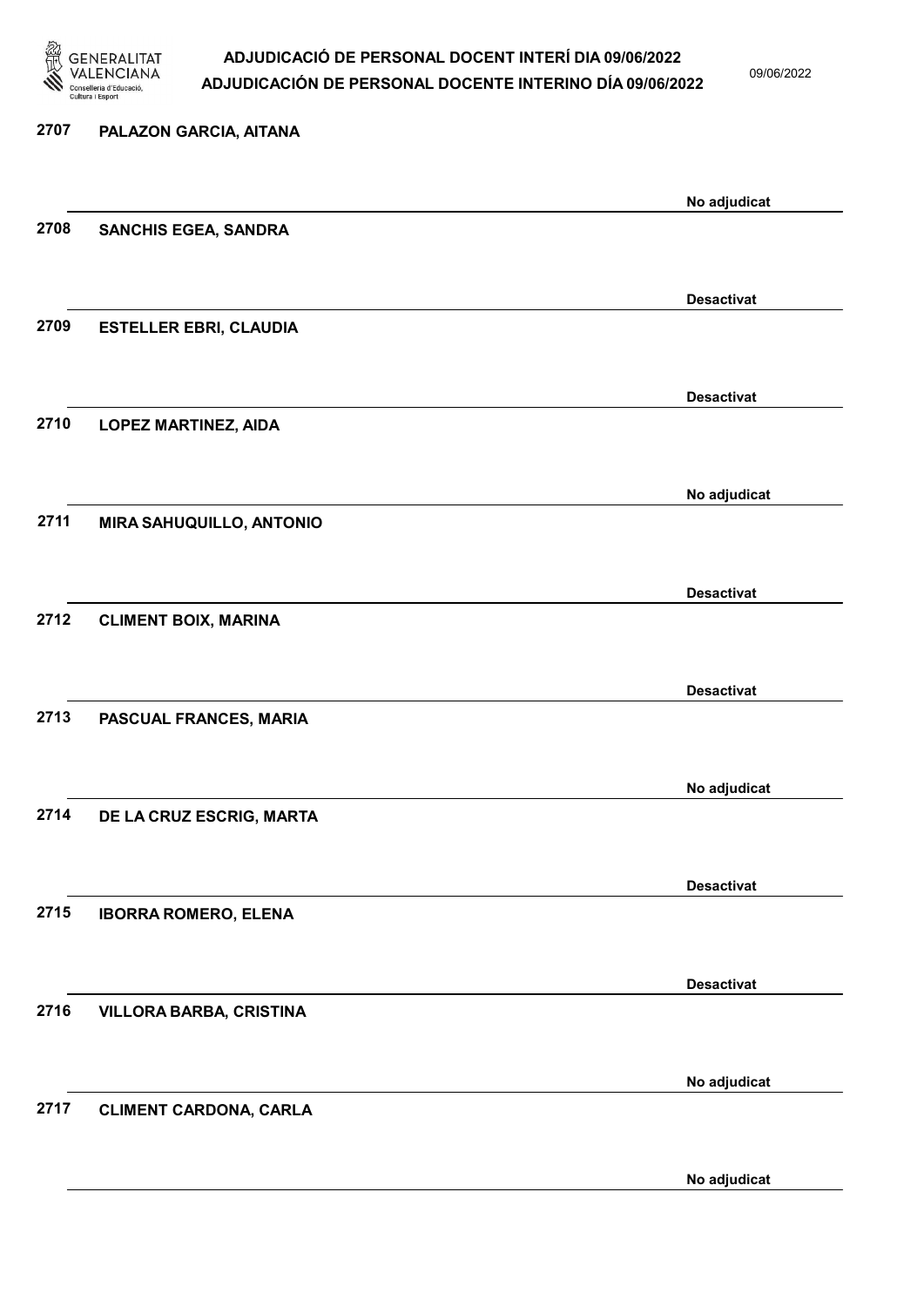2707 **PALAZON GARCIA, AITANA**

No adjudicat

2708 **SANCHIS EGEA, SANDRA**

Desactivat

2709 **ESTELLER EBRI, CLAUDIA**

Desactivat

2710 **LOPEZ MARTINEZ, AIDA**

No adjudicat

2711 **MIRA SAHUQUILLO, ANTONIO**

Desactivat

2712 **CLIMENT BOIX, MARINA**

Desactivat

2713 **PASCUAL FRANCES, MARIA**

No adjudicat

2714 **DE LA CRUZ ESCRIG, MARTA**

Desactivat

2715 **IBORRA ROMERO, ELENA**

Desactivat

2716 **VILLORA BARBA, CRISTINA**

No adjudicat

2717 **CLIMENT CARDONA, CARLA**

No adjudicat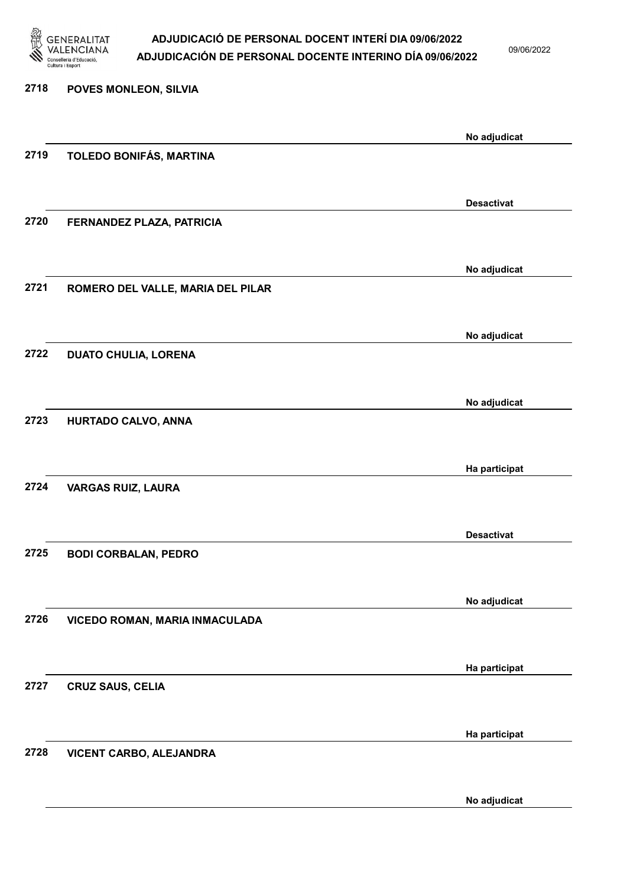| | | |
|---|---|---|
| 2718 | POVES MONLEON, SILVIA | No adjudicat |
| 2719 | TOLEDO BONIFÁS, MARTINA | Desactivat |
| 2720 | FERNANDEZ PLAZA, PATRICIA | No adjudicat |
| 2721 | ROMERO DEL VALLE, MARIA DEL PILAR | No adjudicat |
| 2722 | DUATO CHULIA, LORENA | No adjudicat |
| 2723 | HURTADO CALVO, ANNA | Ha participat |
| 2724 | VARGAS RUIZ, LAURA | Desactivat |
| 2725 | BODI CORBALAN, PEDRO | No adjudicat |
| 2726 | VICEDO ROMAN, MARIA INMACULADA | Ha participat |
| 2727 | CRUZ SAUS, CELIA | Ha participat |
| 2728 | VICENT CARBO, ALEJANDRA | No adjudicat |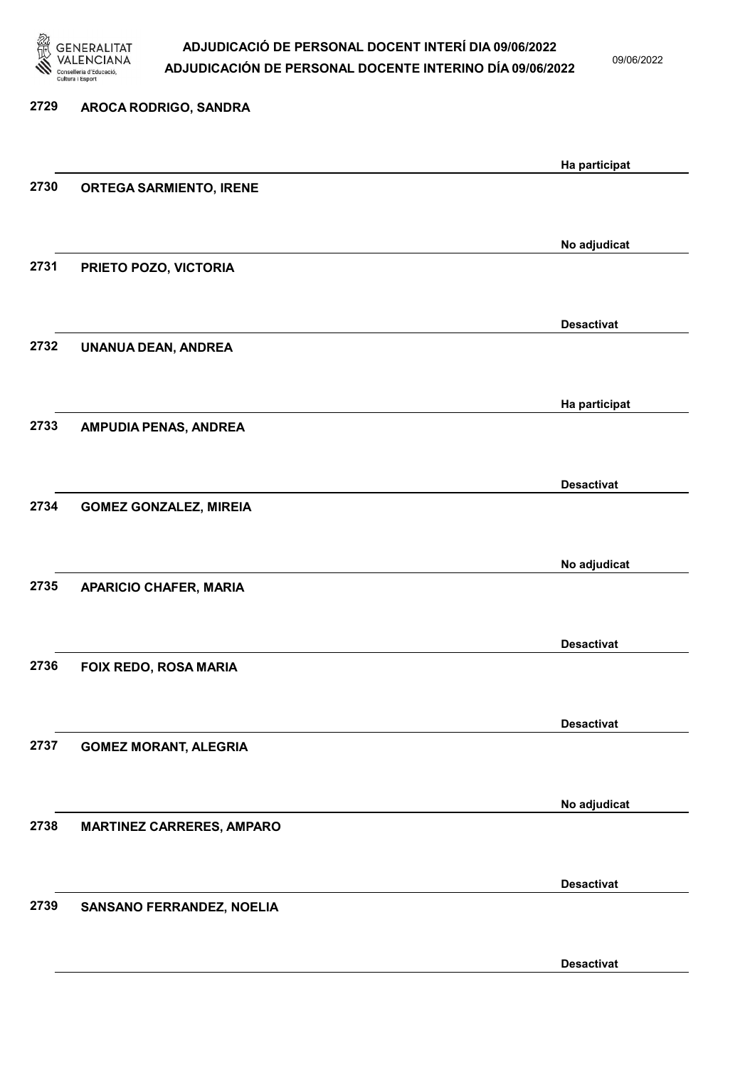| Núm. | Nom | Estat |
|---|---|---|
| 2729 | AROCA RODRIGO, SANDRA | Ha participat |
| 2730 | ORTEGA SARMIENTO, IRENE | No adjudicat |
| 2731 | PRIETO POZO, VICTORIA | Desactivat |
| 2732 | UNANUA DEAN, ANDREA | Ha participat |
| 2733 | AMPUDIA PENAS, ANDREA | Desactivat |
| 2734 | GOMEZ GONZALEZ, MIREIA | No adjudicat |
| 2735 | APARICIO CHAFER, MARIA | Desactivat |
| 2736 | FOIX REDO, ROSA MARIA | Desactivat |
| 2737 | GOMEZ MORANT, ALEGRIA | No adjudicat |
| 2738 | MARTINEZ CARRERES, AMPARO | Desactivat |
| 2739 | SANSANO FERRANDEZ, NOELIA | Desactivat |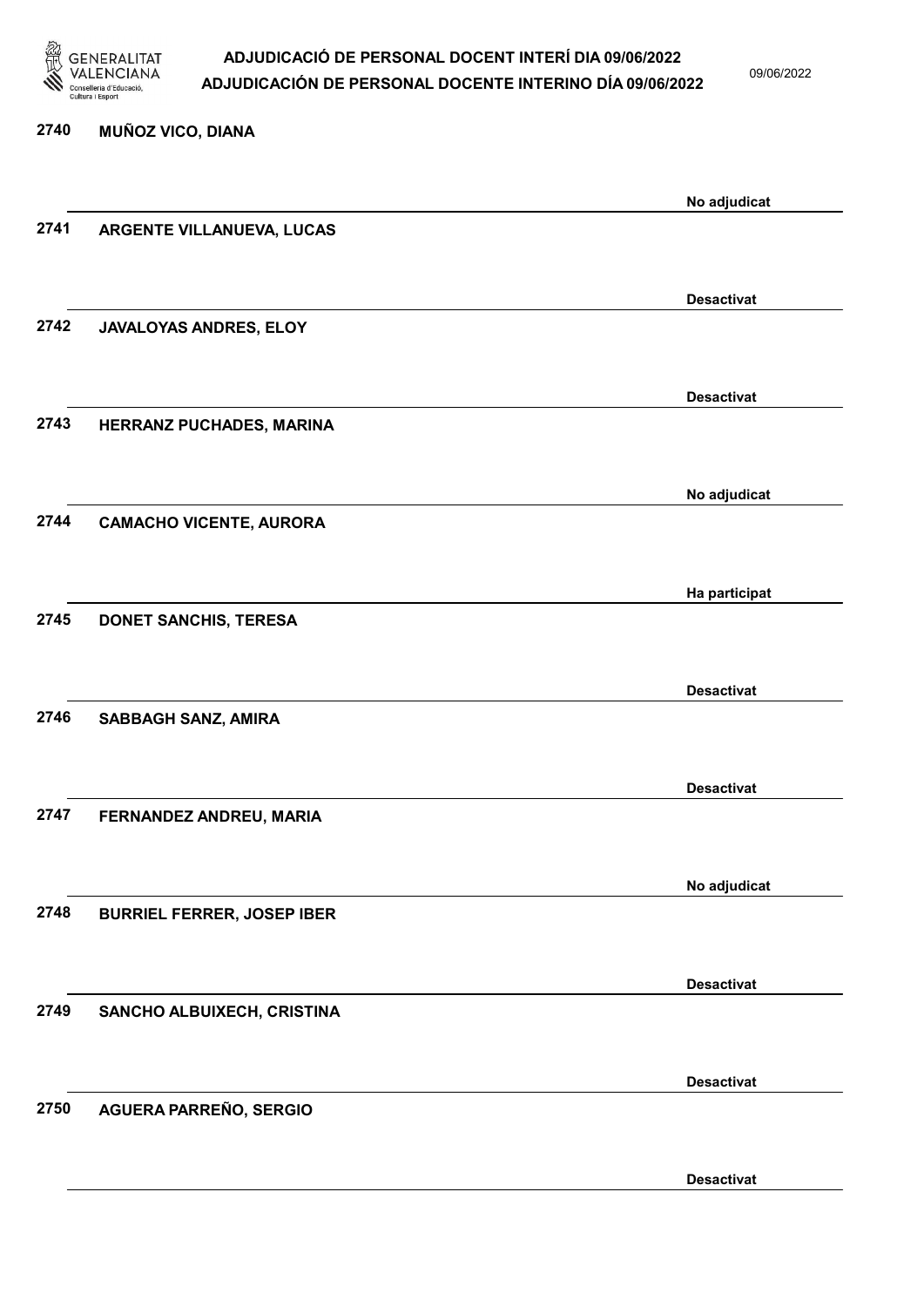2740 MUÑOZ VICO, DIANA

No adjudicat

2741 ARGENTE VILLANUEVA, LUCAS

Desactivat

2742 JAVALOYAS ANDRES, ELOY

Desactivat

2743 HERRANZ PUCHADES, MARINA

No adjudicat

2744 CAMACHO VICENTE, AURORA

Ha participat

2745 DONET SANCHIS, TERESA

Desactivat

2746 SABBAGH SANZ, AMIRA

Desactivat

2747 FERNANDEZ ANDREU, MARIA

No adjudicat

2748 BURRIEL FERRER, JOSEP IBER

Desactivat

2749 SANCHO ALBUIXECH, CRISTINA

Desactivat

2750 AGUERA PARREÑO, SERGIO

Desactivat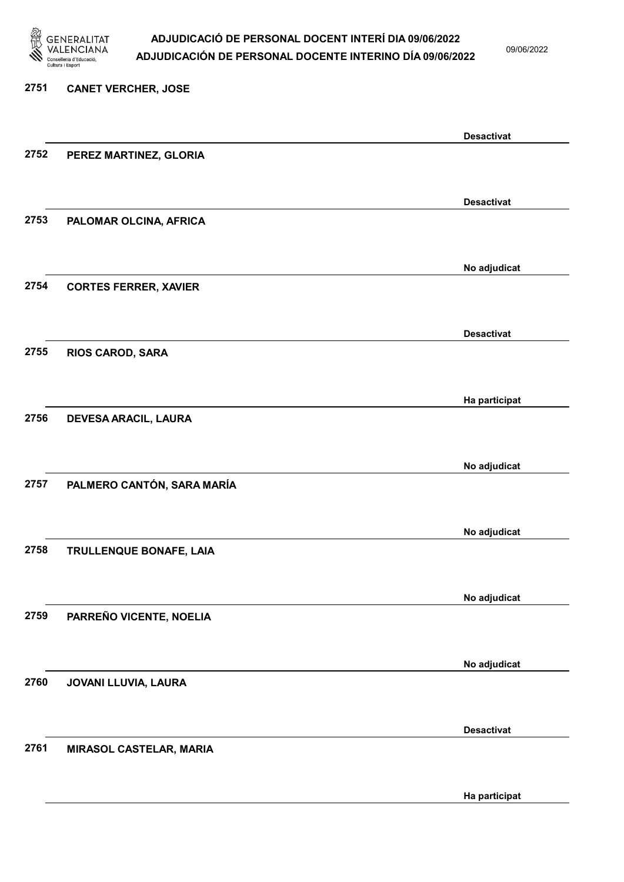| Núm. | Nom | Estat |
|---|---|---|
| 2751 | CANET VERCHER, JOSE | Desactivat |
| 2752 | PEREZ MARTINEZ, GLORIA | Desactivat |
| 2753 | PALOMAR OLCINA, AFRICA | No adjudicat |
| 2754 | CORTES FERRER, XAVIER | Desactivat |
| 2755 | RIOS CAROD, SARA | Ha participat |
| 2756 | DEVESA ARACIL, LAURA | No adjudicat |
| 2757 | PALMERO CANTÓN, SARA MARÍA | No adjudicat |
| 2758 | TRULLENQUE BONAFE, LAIA | No adjudicat |
| 2759 | PARREÑO VICENTE, NOELIA | No adjudicat |
| 2760 | JOVANI LLUVIA, LAURA | Desactivat |
| 2761 | MIRASOL CASTELAR, MARIA | Ha participat |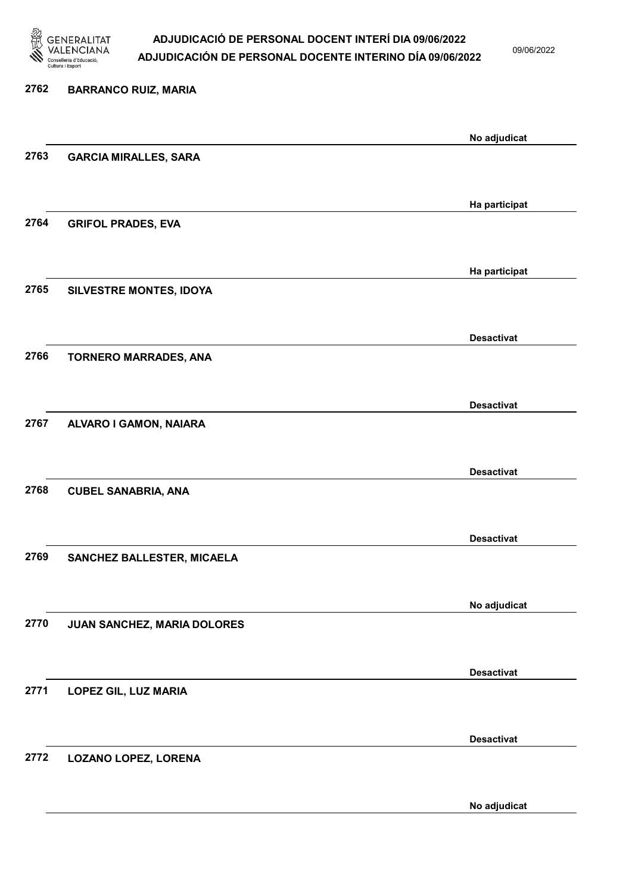| | | |
|---|---|---|
| 2762 | BARRANCO RUIZ, MARIA | No adjudicat |
| 2763 | GARCIA MIRALLES, SARA | Ha participat |
| 2764 | GRIFOL PRADES, EVA | Ha participat |
| 2765 | SILVESTRE MONTES, IDOYA | Desactivat |
| 2766 | TORNERO MARRADES, ANA | Desactivat |
| 2767 | ALVARO I GAMON, NAIARA | Desactivat |
| 2768 | CUBEL SANABRIA, ANA | Desactivat |
| 2769 | SANCHEZ BALLESTER, MICAELA | No adjudicat |
| 2770 | JUAN SANCHEZ, MARIA DOLORES | Desactivat |
| 2771 | LOPEZ GIL, LUZ MARIA | Desactivat |
| 2772 | LOZANO LOPEZ, LORENA | No adjudicat |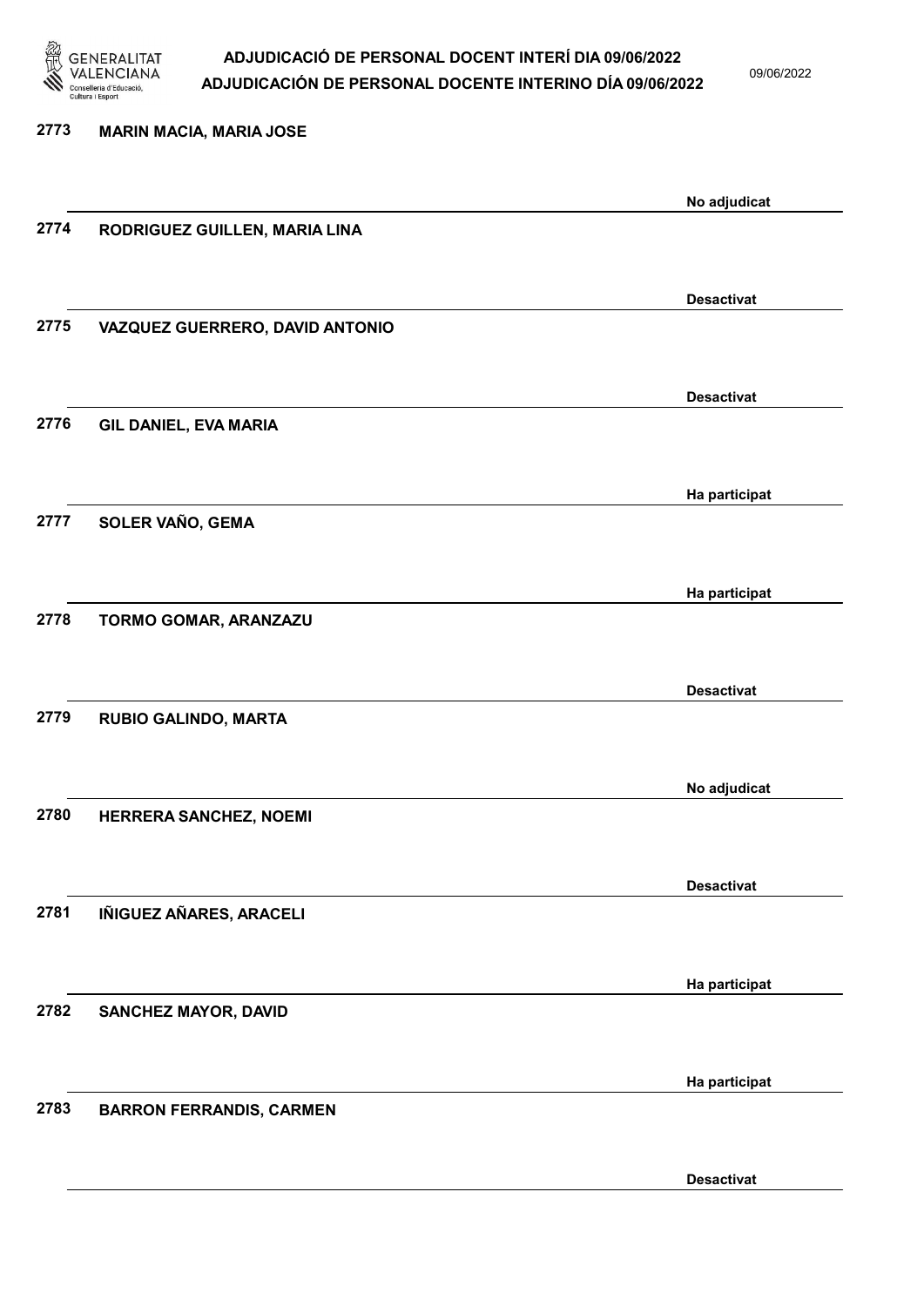| Núm. | Nom | Estat |
|---|---|---|
| 2773 | MARIN MACIA, MARIA JOSE | No adjudicat |
| 2774 | RODRIGUEZ GUILLEN, MARIA LINA | Desactivat |
| 2775 | VAZQUEZ GUERRERO, DAVID ANTONIO | Desactivat |
| 2776 | GIL DANIEL, EVA MARIA | Ha participat |
| 2777 | SOLER VAÑO, GEMA | Ha participat |
| 2778 | TORMO GOMAR, ARANZAZU | Desactivat |
| 2779 | RUBIO GALINDO, MARTA | No adjudicat |
| 2780 | HERRERA SANCHEZ, NOEMI | Desactivat |
| 2781 | IÑIGUEZ AÑARES, ARACELI | Ha participat |
| 2782 | SANCHEZ MAYOR, DAVID | Ha participat |
| 2783 | BARRON FERRANDIS, CARMEN | Desactivat |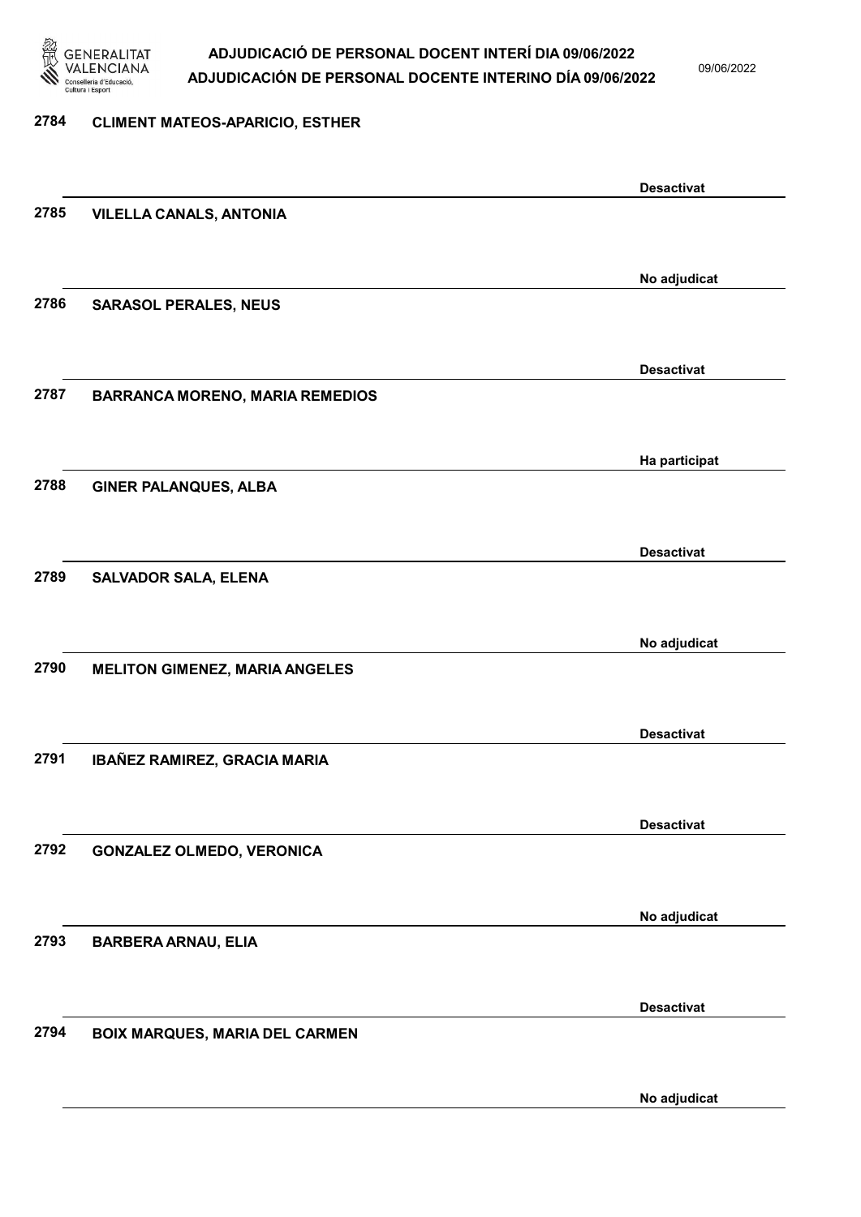2784 **CLIMENT MATEOS-APARICIO, ESTHER**

Desactivat

2785 **VILELLA CANALS, ANTONIA**

No adjudicat

2786 **SARASOL PERALES, NEUS**

Desactivat

2787 **BARRANCA MORENO, MARIA REMEDIOS**

Ha participat

2788 **GINER PALANQUES, ALBA**

Desactivat

2789 **SALVADOR SALA, ELENA**

No adjudicat

2790 **MELITON GIMENEZ, MARIA ANGELES**

Desactivat

2791 **IBAÑEZ RAMIREZ, GRACIA MARIA**

Desactivat

2792 **GONZALEZ OLMEDO, VERONICA**

No adjudicat

2793 **BARBERA ARNAU, ELIA**

Desactivat

2794 **BOIX MARQUES, MARIA DEL CARMEN**

No adjudicat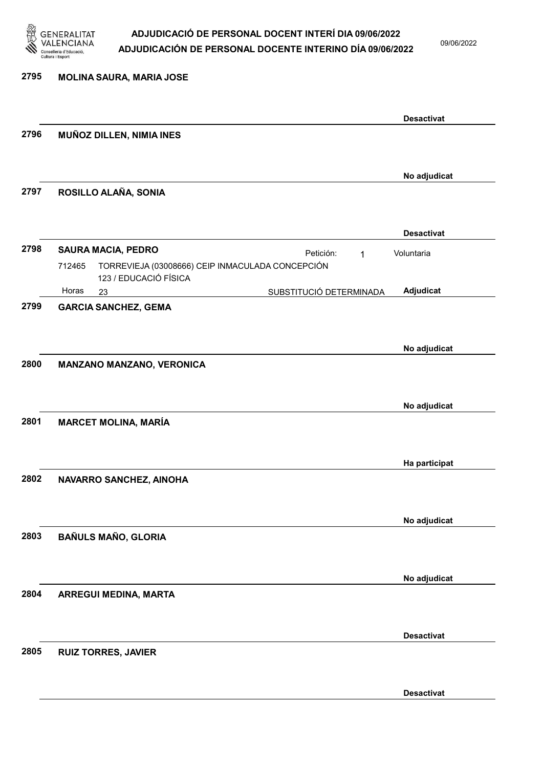**2795 MOLINA SAURA, MARIA JOSE**

**Desactivat**

---

**2796 MUÑOZ DILLEN, NIMIA INES**

**No adjudicat**

---

**2797 ROSILLO ALAÑA, SONIA**

**Desactivat**

---

**2798 SAURA MACIA, PEDRO**

Petición: 1 — Voluntaria

712465 TORREVIEJA (03008666) CEIP INMACULADA CONCEPCIÓN
123 / EDUCACIÓ FÍSICA

Horas 23 — SUBSTITUCIÓ DETERMINADA

**Adjudicat**

---

**2799 GARCIA SANCHEZ, GEMA**

**No adjudicat**

---

**2800 MANZANO MANZANO, VERONICA**

**No adjudicat**

---

**2801 MARCET MOLINA, MARÍA**

**Ha participat**

---

**2802 NAVARRO SANCHEZ, AINOHA**

**No adjudicat**

---

**2803 BAÑULS MAÑO, GLORIA**

**No adjudicat**

---

**2804 ARREGUI MEDINA, MARTA**

**Desactivat**

---

**2805 RUIZ TORRES, JAVIER**

**Desactivat**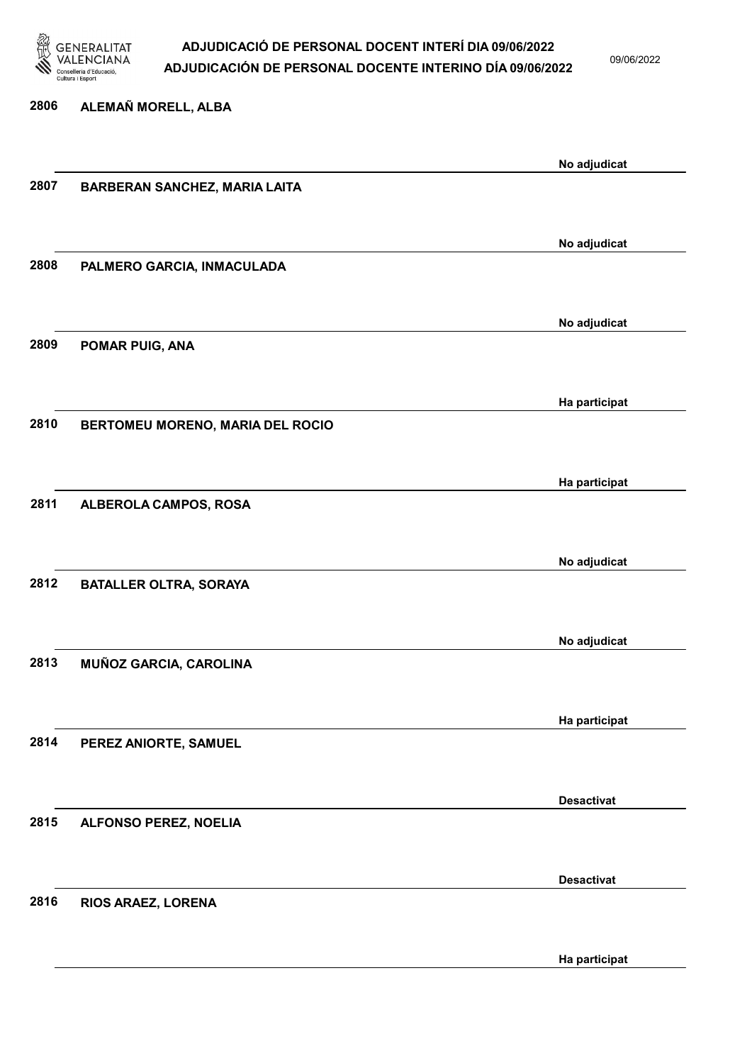| | | |
|---|---|---|
| 2806 | ALEMAÑ MORELL, ALBA | No adjudicat |
| 2807 | BARBERAN SANCHEZ, MARIA LAITA | No adjudicat |
| 2808 | PALMERO GARCIA, INMACULADA | No adjudicat |
| 2809 | POMAR PUIG, ANA | Ha participat |
| 2810 | BERTOMEU MORENO, MARIA DEL ROCIO | Ha participat |
| 2811 | ALBEROLA CAMPOS, ROSA | No adjudicat |
| 2812 | BATALLER OLTRA, SORAYA | No adjudicat |
| 2813 | MUÑOZ GARCIA, CAROLINA | Ha participat |
| 2814 | PEREZ ANIORTE, SAMUEL | Desactivat |
| 2815 | ALFONSO PEREZ, NOELIA | Desactivat |
| 2816 | RIOS ARAEZ, LORENA | Ha participat |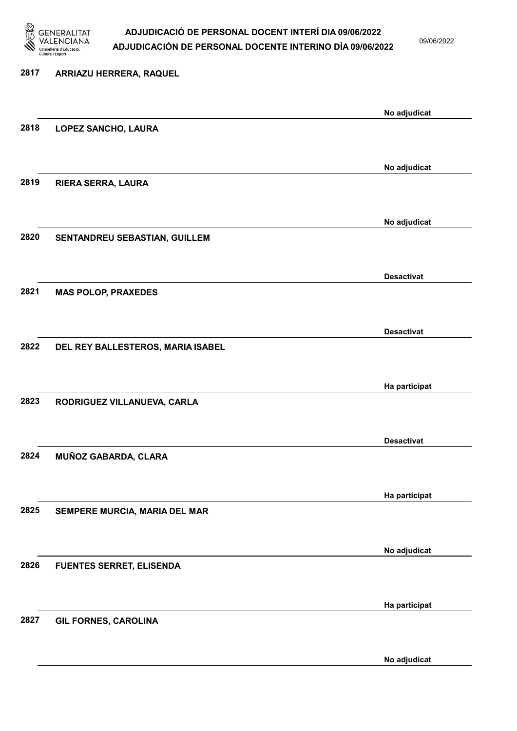2817 ARRIAZU HERRERA, RAQUEL

No adjudicat

2818 LOPEZ SANCHO, LAURA

No adjudicat

2819 RIERA SERRA, LAURA

No adjudicat

2820 SENTANDREU SEBASTIAN, GUILLEM

Desactivat

2821 MAS POLOP, PRAXEDES

Desactivat

2822 DEL REY BALLESTEROS, MARIA ISABEL

Ha participat

2823 RODRIGUEZ VILLANUEVA, CARLA

Desactivat

2824 MUÑOZ GABARDA, CLARA

Ha participat

2825 SEMPERE MURCIA, MARIA DEL MAR

No adjudicat

2826 FUENTES SERRET, ELISENDA

Ha participat

2827 GIL FORNES, CAROLINA

No adjudicat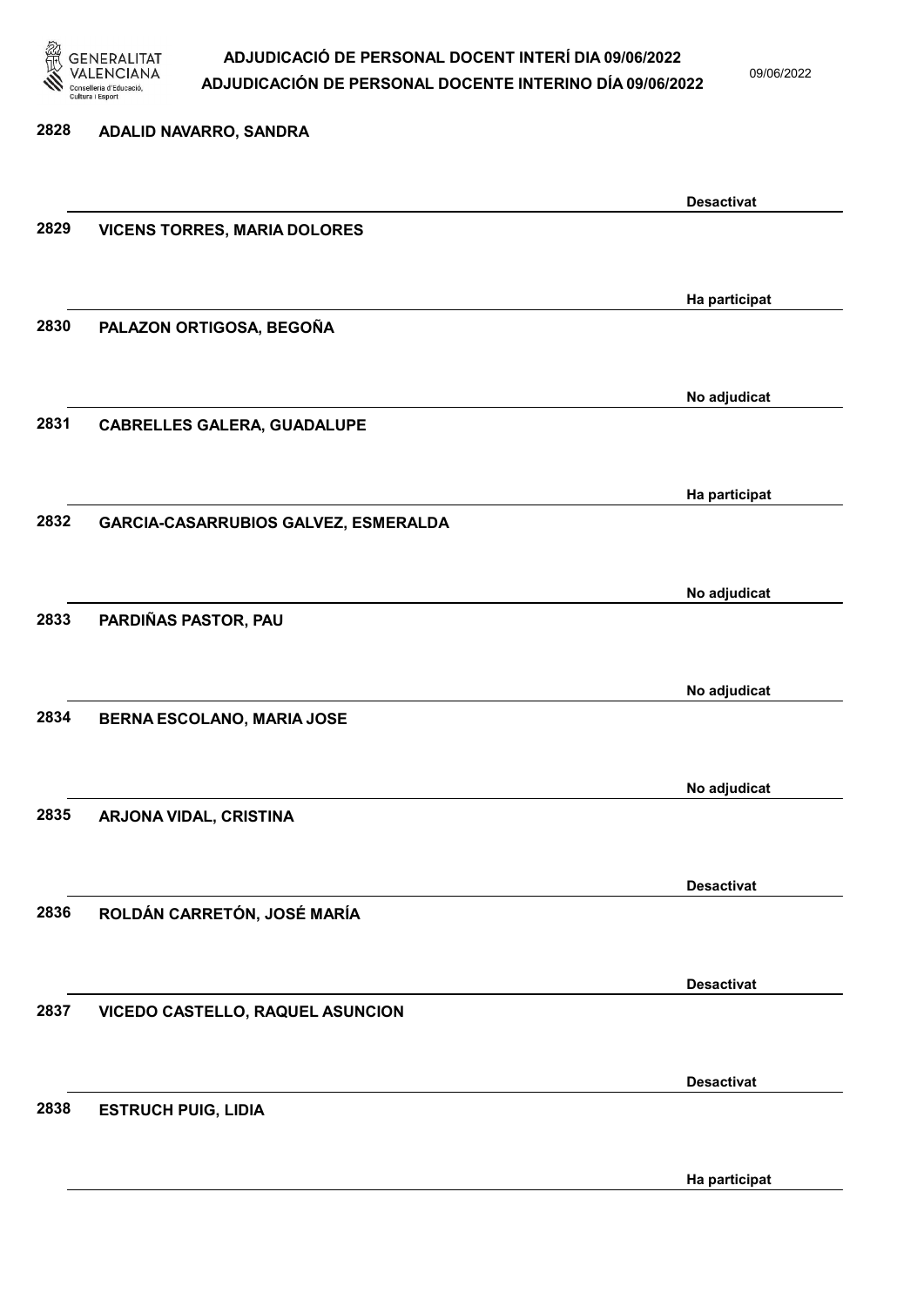2828 ADALID NAVARRO, SANDRA

Desactivat

2829 VICENS TORRES, MARIA DOLORES

Ha participat

2830 PALAZON ORTIGOSA, BEGOÑA

No adjudicat

2831 CABRELLES GALERA, GUADALUPE

Ha participat

2832 GARCIA-CASARRUBIOS GALVEZ, ESMERALDA

No adjudicat

2833 PARDIÑAS PASTOR, PAU

No adjudicat

2834 BERNA ESCOLANO, MARIA JOSE

No adjudicat

2835 ARJONA VIDAL, CRISTINA

Desactivat

2836 ROLDÁN CARRETÓN, JOSÉ MARÍA

Desactivat

2837 VICEDO CASTELLO, RAQUEL ASUNCION

Desactivat

2838 ESTRUCH PUIG, LIDIA

Ha participat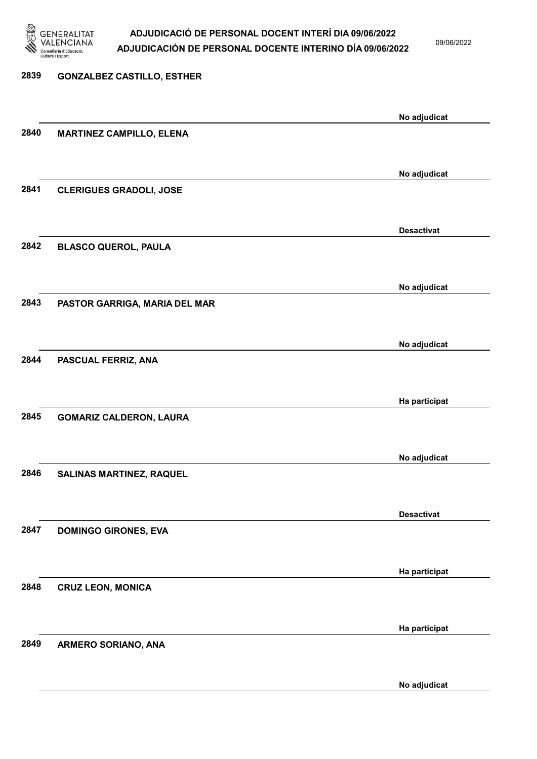2839 **GONZALBEZ CASTILLO, ESTHER**

No adjudicat

2840 **MARTINEZ CAMPILLO, ELENA**

No adjudicat

2841 **CLERIGUES GRADOLI, JOSE**

Desactivat

2842 **BLASCO QUEROL, PAULA**

No adjudicat

2843 **PASTOR GARRIGA, MARIA DEL MAR**

No adjudicat

2844 **PASCUAL FERRIZ, ANA**

Ha participat

2845 **GOMARIZ CALDERON, LAURA**

No adjudicat

2846 **SALINAS MARTINEZ, RAQUEL**

Desactivat

2847 **DOMINGO GIRONES, EVA**

Ha participat

2848 **CRUZ LEON, MONICA**

Ha participat

2849 **ARMERO SORIANO, ANA**

No adjudicat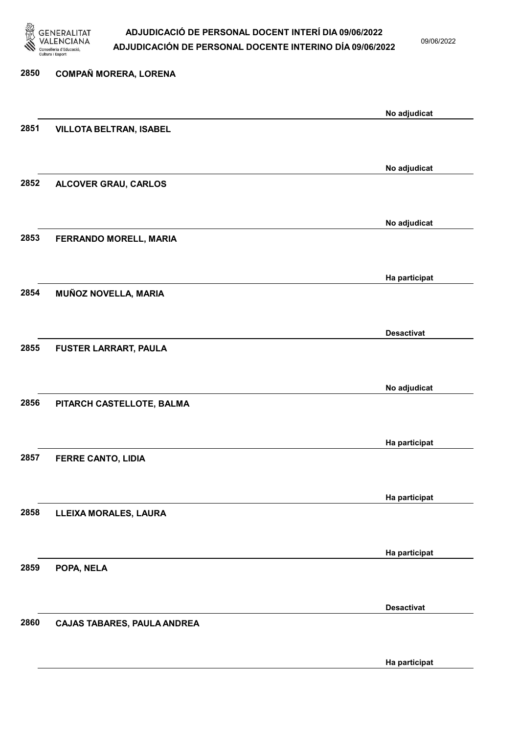| Núm. | Nom | Estat |
| --- | --- | --- |
| 2850 | COMPAÑ MORERA, LORENA | No adjudicat |
| 2851 | VILLOTA BELTRAN, ISABEL | No adjudicat |
| 2852 | ALCOVER GRAU, CARLOS | No adjudicat |
| 2853 | FERRANDO MORELL, MARIA | Ha participat |
| 2854 | MUÑOZ NOVELLA, MARIA | Desactivat |
| 2855 | FUSTER LARRART, PAULA | No adjudicat |
| 2856 | PITARCH CASTELLOTE, BALMA | Ha participat |
| 2857 | FERRE CANTO, LIDIA | Ha participat |
| 2858 | LLEIXA MORALES, LAURA | Ha participat |
| 2859 | POPA, NELA | Desactivat |
| 2860 | CAJAS TABARES, PAULA ANDREA | Ha participat |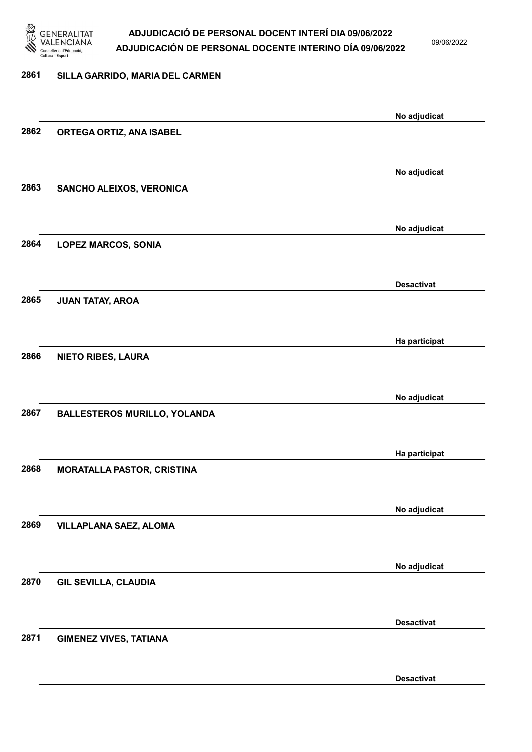| Núm. | Nom | Estat |
|---|---|---|
| 2861 | SILLA GARRIDO, MARIA DEL CARMEN | No adjudicat |
| 2862 | ORTEGA ORTIZ, ANA ISABEL | No adjudicat |
| 2863 | SANCHO ALEIXOS, VERONICA | No adjudicat |
| 2864 | LOPEZ MARCOS, SONIA | Desactivat |
| 2865 | JUAN TATAY, AROA | Ha participat |
| 2866 | NIETO RIBES, LAURA | No adjudicat |
| 2867 | BALLESTEROS MURILLO, YOLANDA | Ha participat |
| 2868 | MORATALLA PASTOR, CRISTINA | No adjudicat |
| 2869 | VILLAPLANA SAEZ, ALOMA | No adjudicat |
| 2870 | GIL SEVILLA, CLAUDIA | Desactivat |
| 2871 | GIMENEZ VIVES, TATIANA | Desactivat |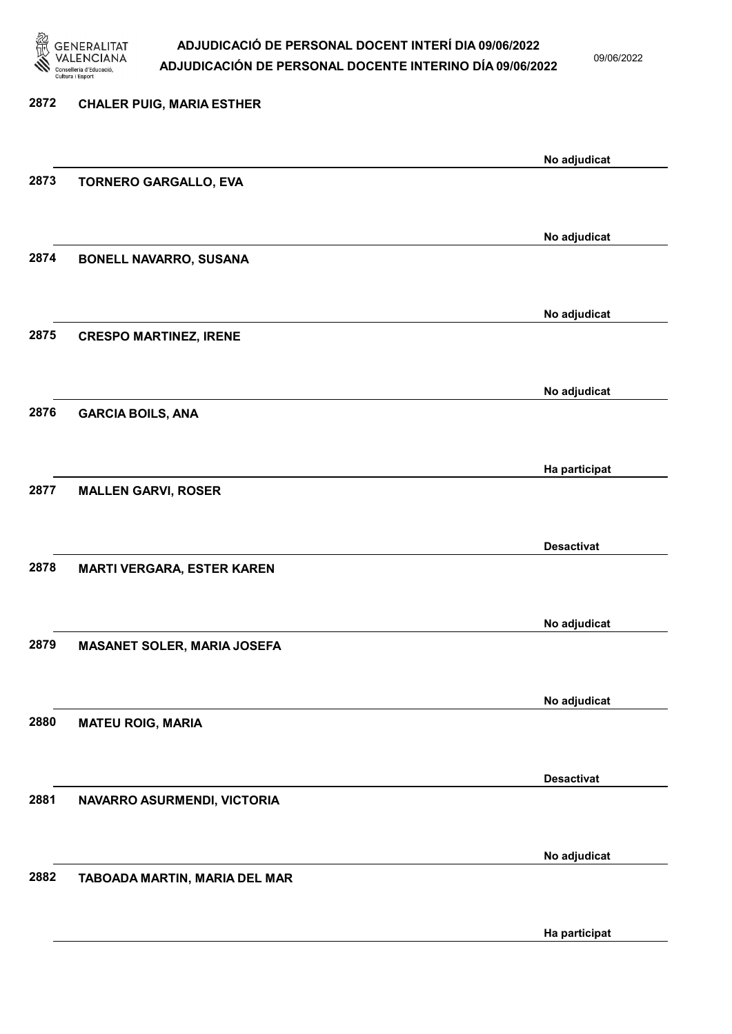| Núm. | Nom | Estat |
|---|---|---|
| 2872 | CHALER PUIG, MARIA ESTHER | No adjudicat |
| 2873 | TORNERO GARGALLO, EVA | No adjudicat |
| 2874 | BONELL NAVARRO, SUSANA | No adjudicat |
| 2875 | CRESPO MARTINEZ, IRENE | No adjudicat |
| 2876 | GARCIA BOILS, ANA | Ha participat |
| 2877 | MALLEN GARVI, ROSER | Desactivat |
| 2878 | MARTI VERGARA, ESTER KAREN | No adjudicat |
| 2879 | MASANET SOLER, MARIA JOSEFA | No adjudicat |
| 2880 | MATEU ROIG, MARIA | Desactivat |
| 2881 | NAVARRO ASURMENDI, VICTORIA | No adjudicat |
| 2882 | TABOADA MARTIN, MARIA DEL MAR | Ha participat |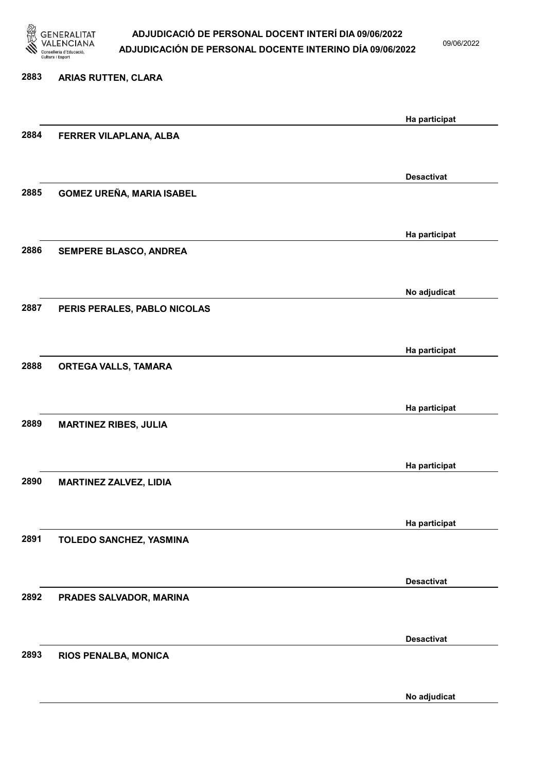2883 ARIAS RUTTEN, CLARA

Ha participat

2884 FERRER VILAPLANA, ALBA

Desactivat

2885 GOMEZ UREÑA, MARIA ISABEL

Ha participat

2886 SEMPERE BLASCO, ANDREA

No adjudicat

2887 PERIS PERALES, PABLO NICOLAS

Ha participat

2888 ORTEGA VALLS, TAMARA

Ha participat

2889 MARTINEZ RIBES, JULIA

Ha participat

2890 MARTINEZ ZALVEZ, LIDIA

Ha participat

2891 TOLEDO SANCHEZ, YASMINA

Desactivat

2892 PRADES SALVADOR, MARINA

Desactivat

2893 RIOS PENALBA, MONICA

No adjudicat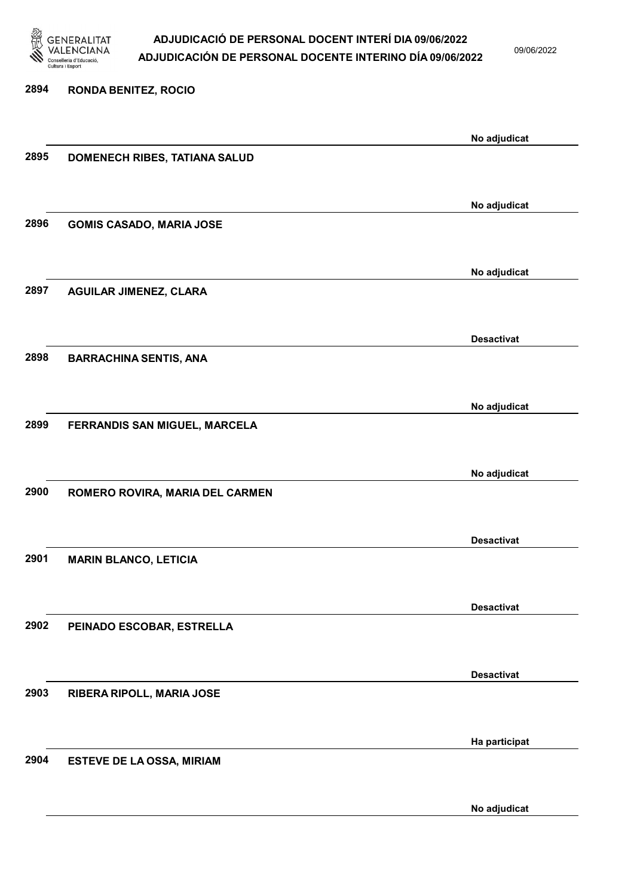| | | |
|---|---|---|
| 2894 | RONDA BENITEZ, ROCIO | No adjudicat |
| 2895 | DOMENECH RIBES, TATIANA SALUD | No adjudicat |
| 2896 | GOMIS CASADO, MARIA JOSE | No adjudicat |
| 2897 | AGUILAR JIMENEZ, CLARA | Desactivat |
| 2898 | BARRACHINA SENTIS, ANA | No adjudicat |
| 2899 | FERRANDIS SAN MIGUEL, MARCELA | No adjudicat |
| 2900 | ROMERO ROVIRA, MARIA DEL CARMEN | Desactivat |
| 2901 | MARIN BLANCO, LETICIA | Desactivat |
| 2902 | PEINADO ESCOBAR, ESTRELLA | Desactivat |
| 2903 | RIBERA RIPOLL, MARIA JOSE | Ha participat |
| 2904 | ESTEVE DE LA OSSA, MIRIAM | No adjudicat |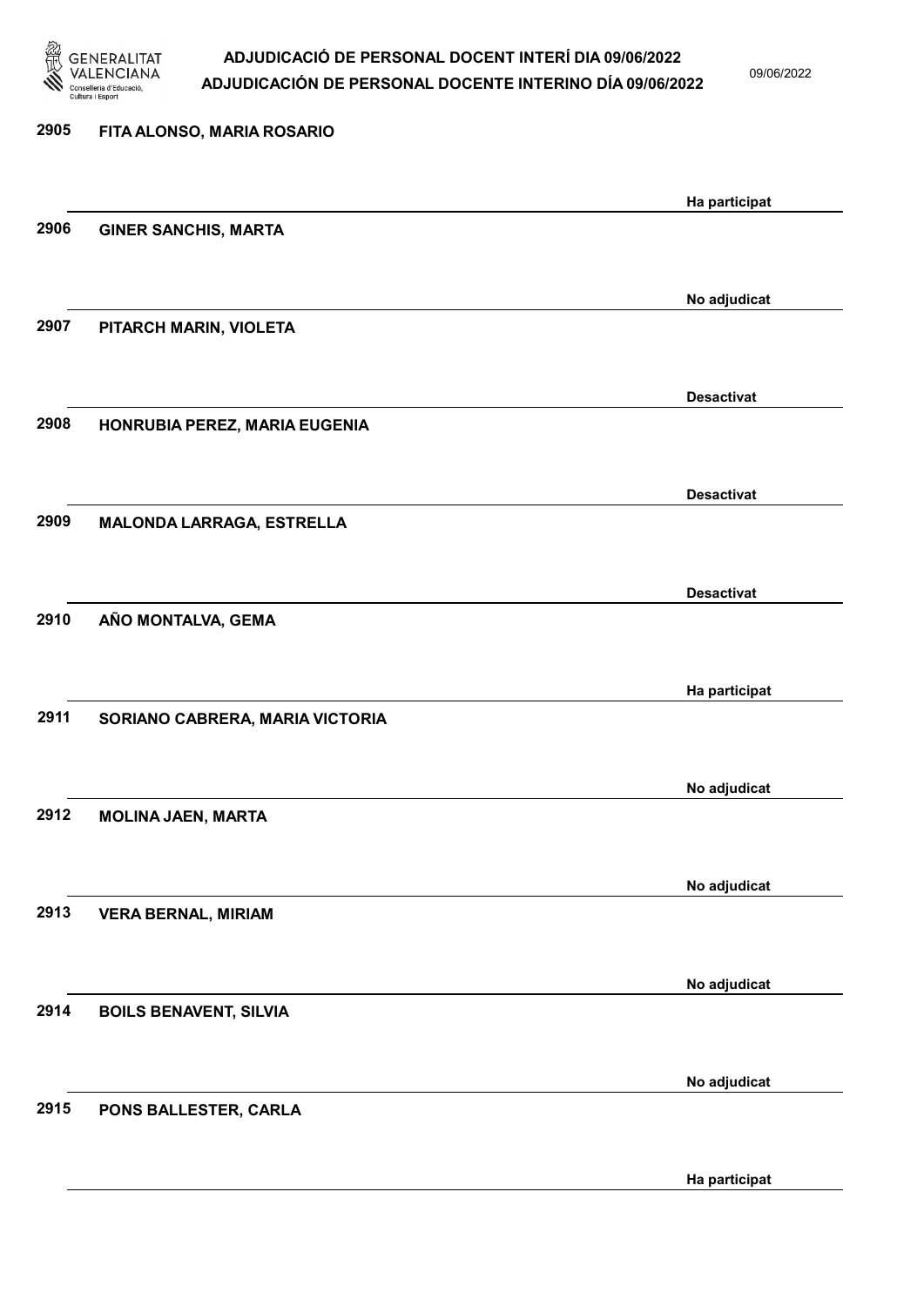| | | |
|---|---|---|
| 2905 | FITA ALONSO, MARIA ROSARIO | Ha participat |
| 2906 | GINER SANCHIS, MARTA | No adjudicat |
| 2907 | PITARCH MARIN, VIOLETA | Desactivat |
| 2908 | HONRUBIA PEREZ, MARIA EUGENIA | Desactivat |
| 2909 | MALONDA LARRAGA, ESTRELLA | Desactivat |
| 2910 | AÑO MONTALVA, GEMA | Ha participat |
| 2911 | SORIANO CABRERA, MARIA VICTORIA | No adjudicat |
| 2912 | MOLINA JAEN, MARTA | No adjudicat |
| 2913 | VERA BERNAL, MIRIAM | No adjudicat |
| 2914 | BOILS BENAVENT, SILVIA | No adjudicat |
| 2915 | PONS BALLESTER, CARLA | Ha participat |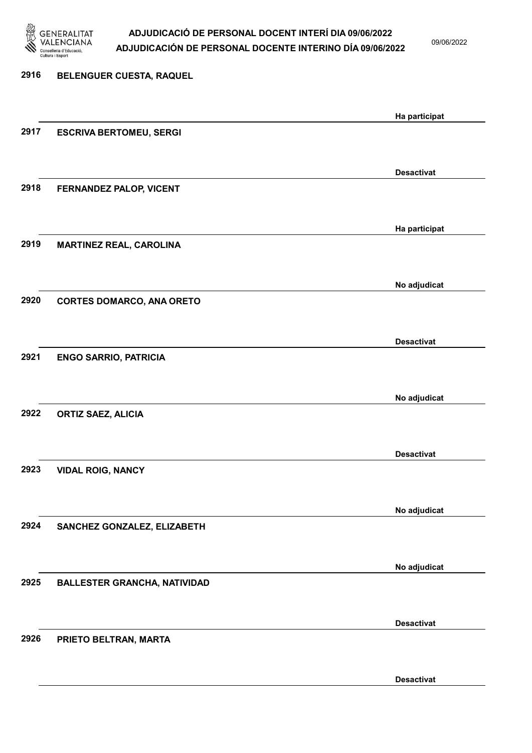| Núm. | Nom | Estat |
|---|---|---|
| 2916 | BELENGUER CUESTA, RAQUEL | Ha participat |
| 2917 | ESCRIVA BERTOMEU, SERGI | Desactivat |
| 2918 | FERNANDEZ PALOP, VICENT | Ha participat |
| 2919 | MARTINEZ REAL, CAROLINA | No adjudicat |
| 2920 | CORTES DOMARCO, ANA ORETO | Desactivat |
| 2921 | ENGO SARRIO, PATRICIA | No adjudicat |
| 2922 | ORTIZ SAEZ, ALICIA | Desactivat |
| 2923 | VIDAL ROIG, NANCY | No adjudicat |
| 2924 | SANCHEZ GONZALEZ, ELIZABETH | No adjudicat |
| 2925 | BALLESTER GRANCHA, NATIVIDAD | Desactivat |
| 2926 | PRIETO BELTRAN, MARTA | Desactivat |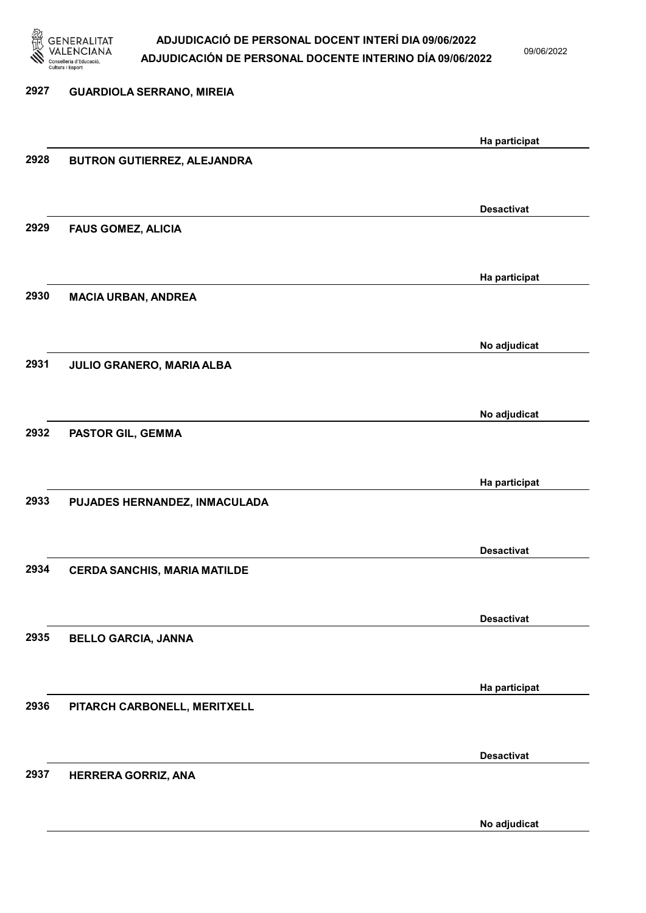| | | |
|---|---|---|
| 2927 | GUARDIOLA SERRANO, MIREIA | Ha participat |
| 2928 | BUTRON GUTIERREZ, ALEJANDRA | Desactivat |
| 2929 | FAUS GOMEZ, ALICIA | Ha participat |
| 2930 | MACIA URBAN, ANDREA | No adjudicat |
| 2931 | JULIO GRANERO, MARIA ALBA | No adjudicat |
| 2932 | PASTOR GIL, GEMMA | Ha participat |
| 2933 | PUJADES HERNANDEZ, INMACULADA | Desactivat |
| 2934 | CERDA SANCHIS, MARIA MATILDE | Desactivat |
| 2935 | BELLO GARCIA, JANNA | Ha participat |
| 2936 | PITARCH CARBONELL, MERITXELL | Desactivat |
| 2937 | HERRERA GORRIZ, ANA | No adjudicat |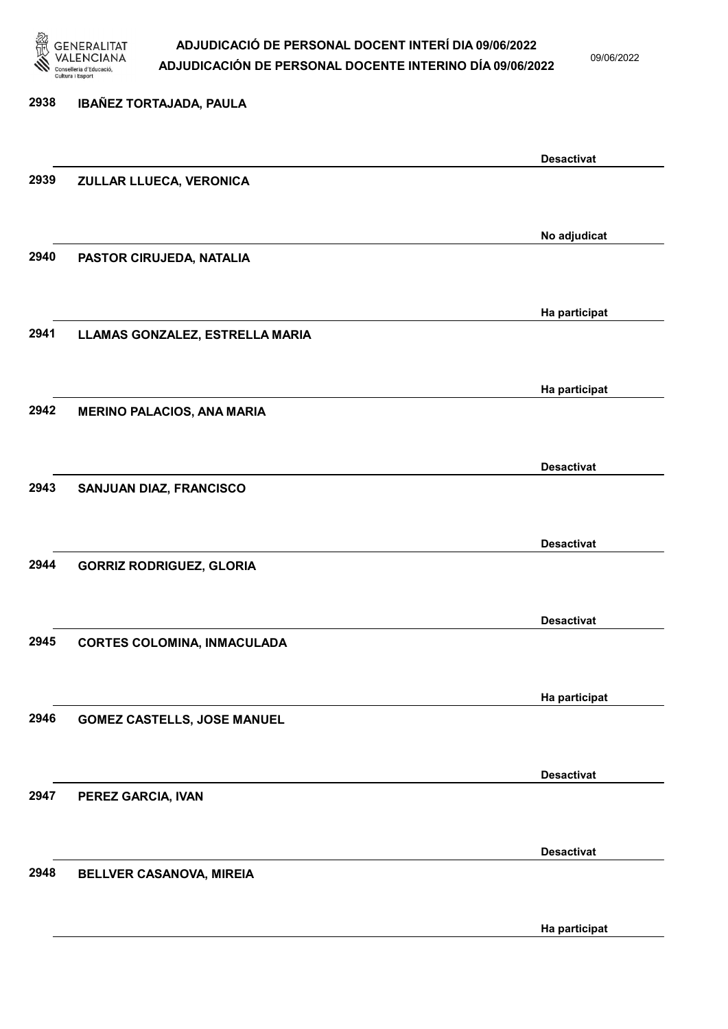| Núm. | Nom | Estat |
|---|---|---|
| 2938 | IBAÑEZ TORTAJADA, PAULA | Desactivat |
| 2939 | ZULLAR LLUECA, VERONICA | No adjudicat |
| 2940 | PASTOR CIRUJEDA, NATALIA | Ha participat |
| 2941 | LLAMAS GONZALEZ, ESTRELLA MARIA | Ha participat |
| 2942 | MERINO PALACIOS, ANA MARIA | Desactivat |
| 2943 | SANJUAN DIAZ, FRANCISCO | Desactivat |
| 2944 | GORRIZ RODRIGUEZ, GLORIA | Desactivat |
| 2945 | CORTES COLOMINA, INMACULADA | Ha participat |
| 2946 | GOMEZ CASTELLS, JOSE MANUEL | Desactivat |
| 2947 | PEREZ GARCIA, IVAN | Desactivat |
| 2948 | BELLVER CASANOVA, MIREIA | Ha participat |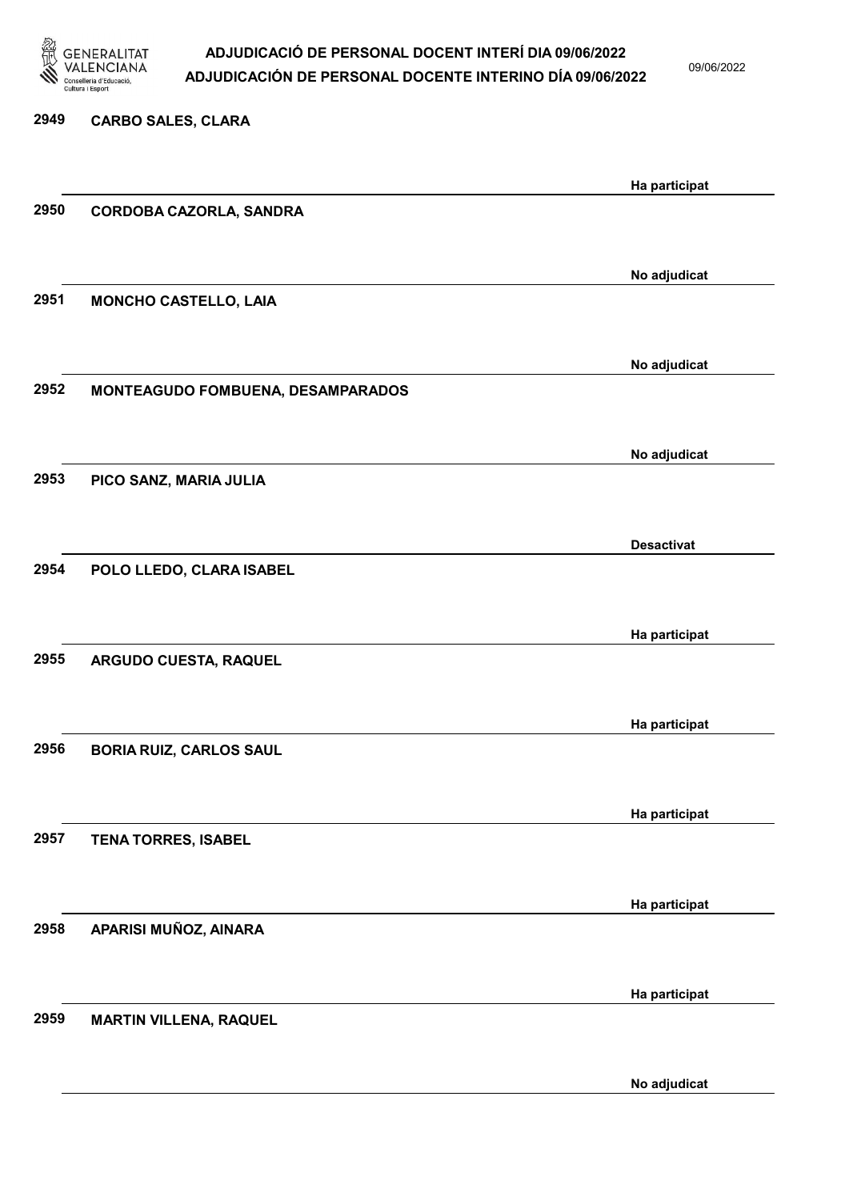| Núm. | Nom | Estat |
| --- | --- | --- |
| 2949 | CARBO SALES, CLARA | Ha participat |
| 2950 | CORDOBA CAZORLA, SANDRA | No adjudicat |
| 2951 | MONCHO CASTELLO, LAIA | No adjudicat |
| 2952 | MONTEAGUDO FOMBUENA, DESAMPARADOS | No adjudicat |
| 2953 | PICO SANZ, MARIA JULIA | Desactivat |
| 2954 | POLO LLEDO, CLARA ISABEL | Ha participat |
| 2955 | ARGUDO CUESTA, RAQUEL | Ha participat |
| 2956 | BORIA RUIZ, CARLOS SAUL | Ha participat |
| 2957 | TENA TORRES, ISABEL | Ha participat |
| 2958 | APARISI MUÑOZ, AINARA | Ha participat |
| 2959 | MARTIN VILLENA, RAQUEL | No adjudicat |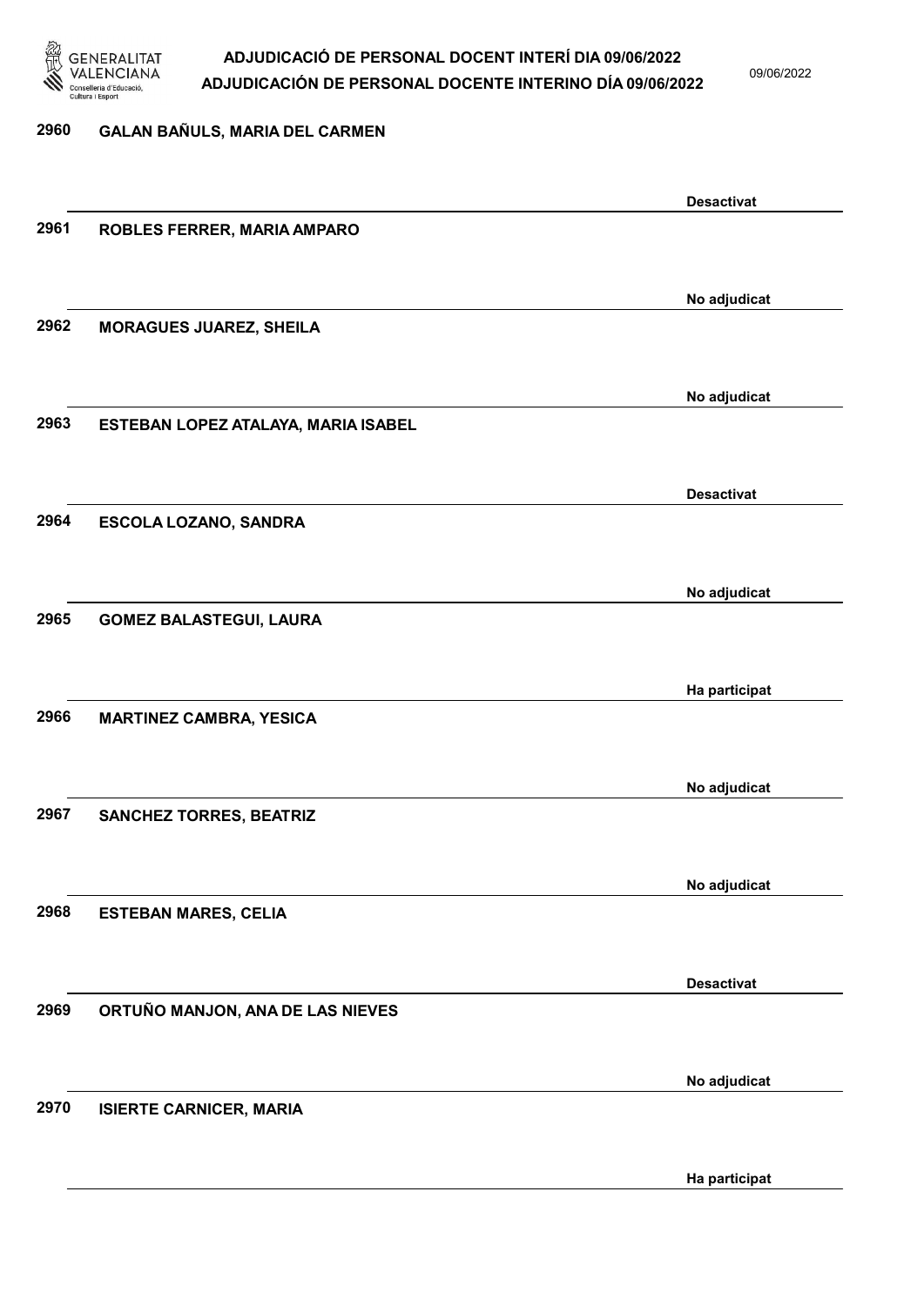| Núm. | Nom | Estat |
| --- | --- | --- |
| 2960 | GALAN BAÑULS, MARIA DEL CARMEN | Desactivat |
| 2961 | ROBLES FERRER, MARIA AMPARO | No adjudicat |
| 2962 | MORAGUES JUAREZ, SHEILA | No adjudicat |
| 2963 | ESTEBAN LOPEZ ATALAYA, MARIA ISABEL | Desactivat |
| 2964 | ESCOLA LOZANO, SANDRA | No adjudicat |
| 2965 | GOMEZ BALASTEGUI, LAURA | Ha participat |
| 2966 | MARTINEZ CAMBRA, YESICA | No adjudicat |
| 2967 | SANCHEZ TORRES, BEATRIZ | No adjudicat |
| 2968 | ESTEBAN MARES, CELIA | Desactivat |
| 2969 | ORTUÑO MANJON, ANA DE LAS NIEVES | No adjudicat |
| 2970 | ISIERTE CARNICER, MARIA | Ha participat |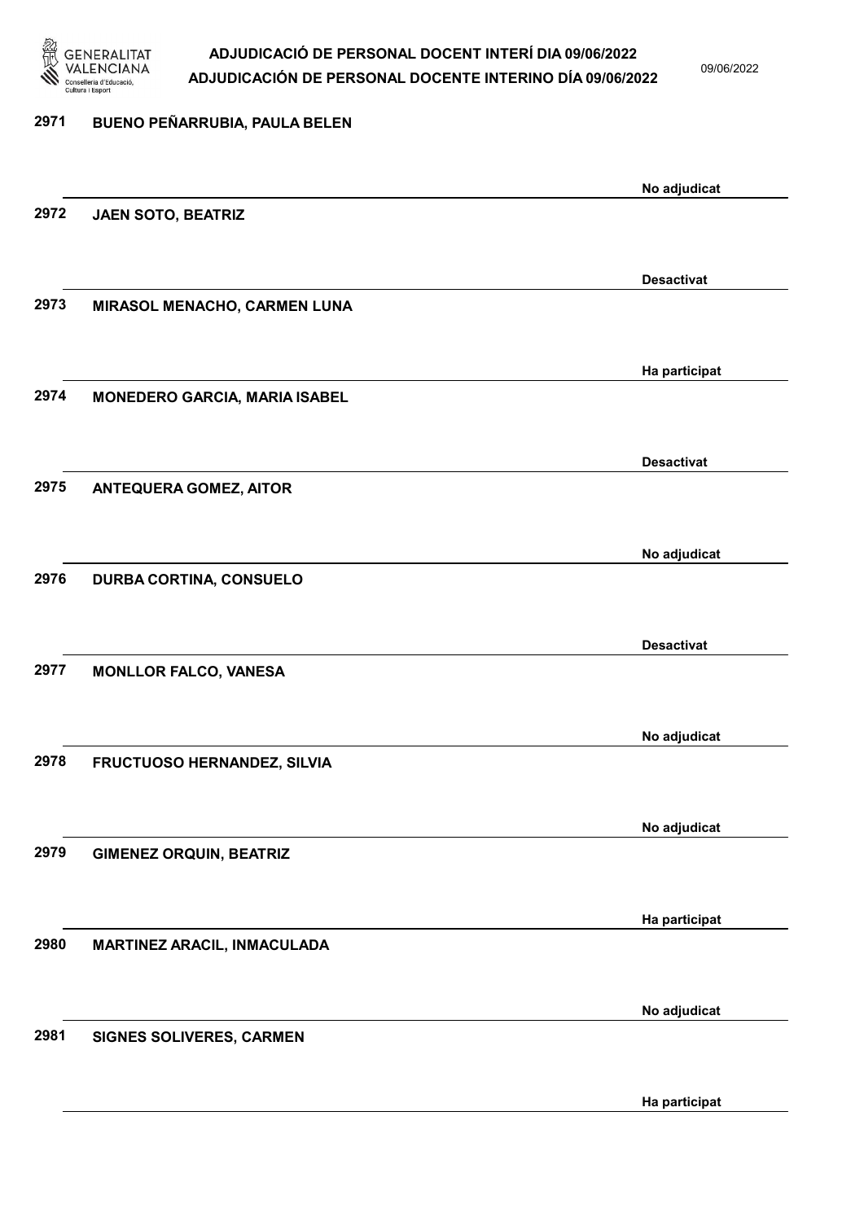2971 BUENO PEÑARRUBIA, PAULA BELEN

No adjudicat

2972 JAEN SOTO, BEATRIZ

Desactivat

2973 MIRASOL MENACHO, CARMEN LUNA

Ha participat

2974 MONEDERO GARCIA, MARIA ISABEL

Desactivat

2975 ANTEQUERA GOMEZ, AITOR

No adjudicat

2976 DURBA CORTINA, CONSUELO

Desactivat

2977 MONLLOR FALCO, VANESA

No adjudicat

2978 FRUCTUOSO HERNANDEZ, SILVIA

No adjudicat

2979 GIMENEZ ORQUIN, BEATRIZ

Ha participat

2980 MARTINEZ ARACIL, INMACULADA

No adjudicat

2981 SIGNES SOLIVERES, CARMEN

Ha participat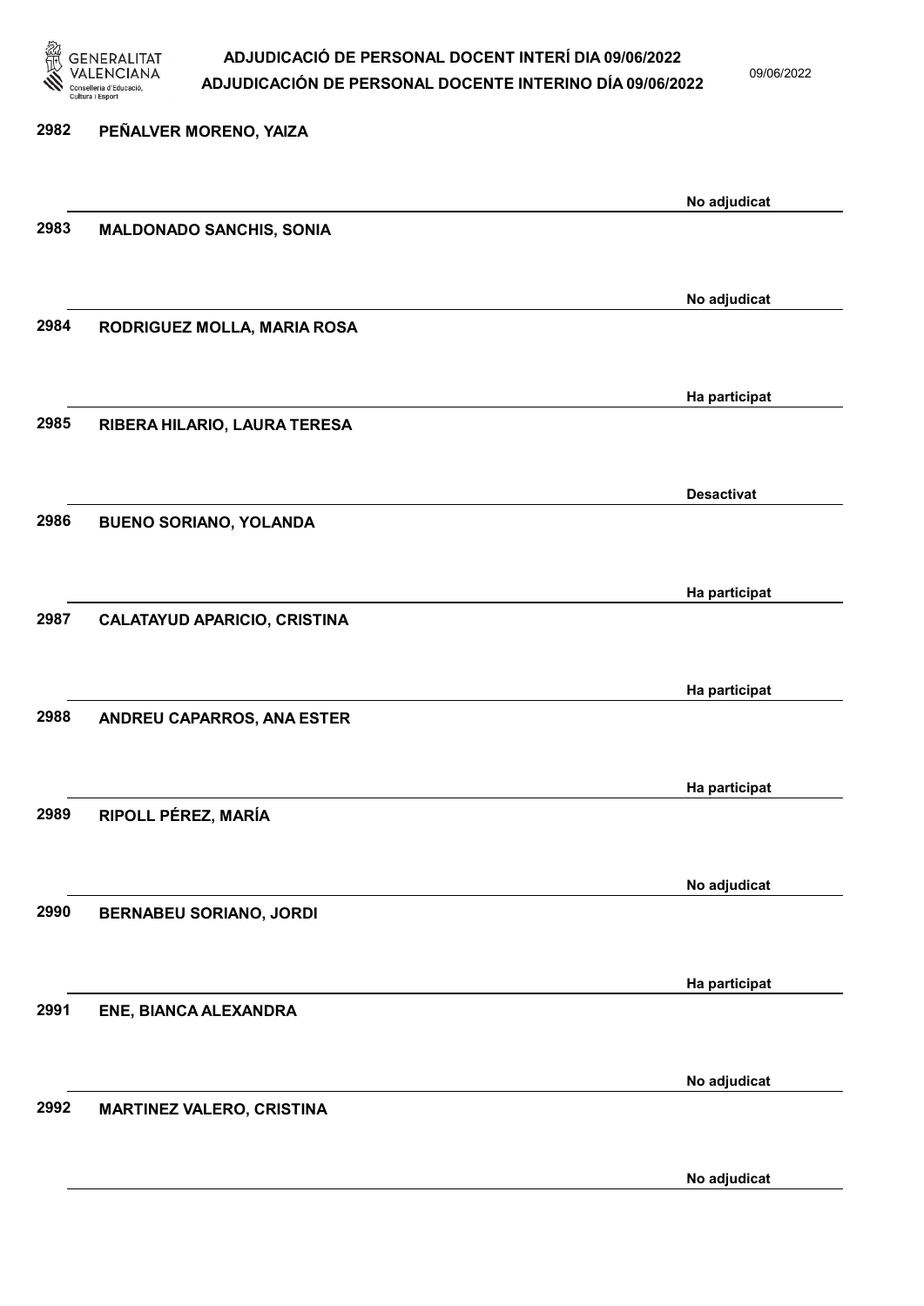2982 PEÑALVER MORENO, YAIZA

No adjudicat

2983 MALDONADO SANCHIS, SONIA

No adjudicat

2984 RODRIGUEZ MOLLA, MARIA ROSA

Ha participat

2985 RIBERA HILARIO, LAURA TERESA

Desactivat

2986 BUENO SORIANO, YOLANDA

Ha participat

2987 CALATAYUD APARICIO, CRISTINA

Ha participat

2988 ANDREU CAPARROS, ANA ESTER

Ha participat

2989 RIPOLL PÉREZ, MARÍA

No adjudicat

2990 BERNABEU SORIANO, JORDI

Ha participat

2991 ENE, BIANCA ALEXANDRA

No adjudicat

2992 MARTINEZ VALERO, CRISTINA

No adjudicat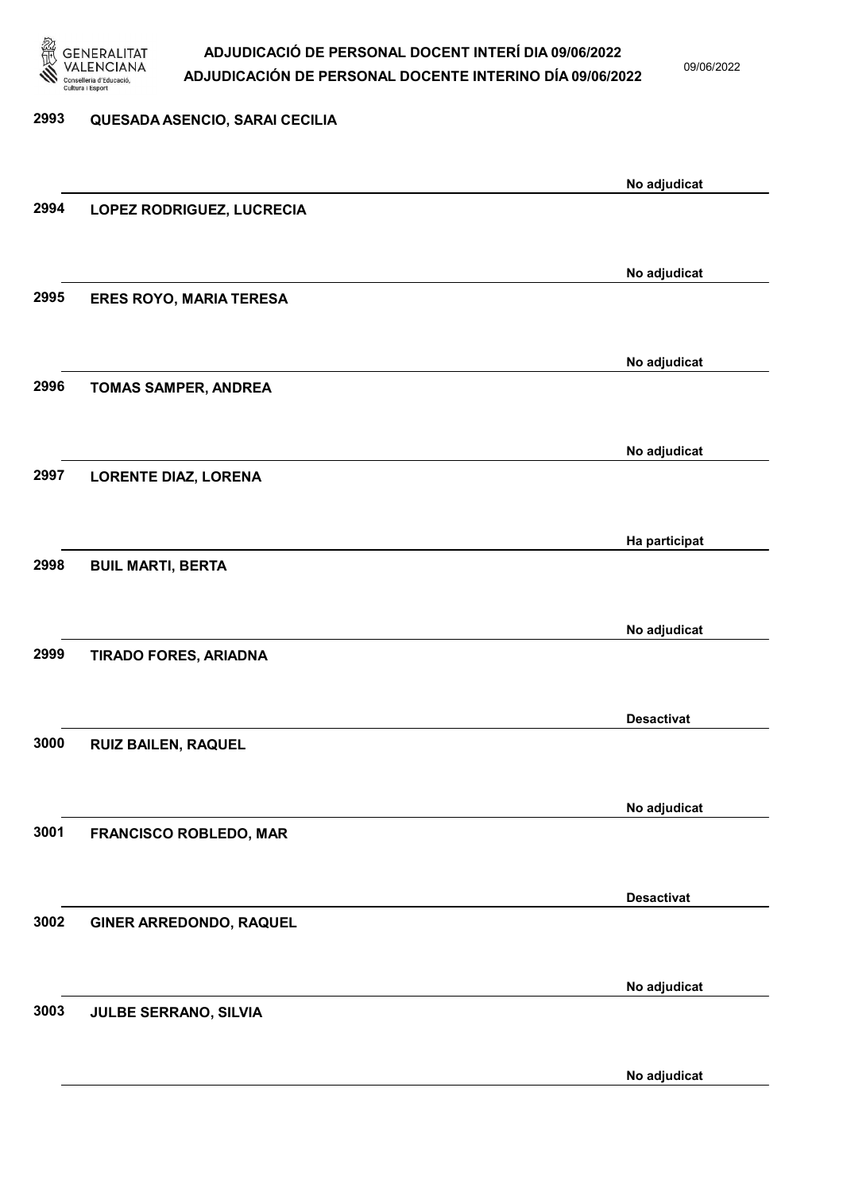| Núm. | Nom | Estat |
| --- | --- | --- |
| 2993 | QUESADA ASENCIO, SARAI CECILIA | No adjudicat |
| 2994 | LOPEZ RODRIGUEZ, LUCRECIA | No adjudicat |
| 2995 | ERES ROYO, MARIA TERESA | No adjudicat |
| 2996 | TOMAS SAMPER, ANDREA | No adjudicat |
| 2997 | LORENTE DIAZ, LORENA | Ha participat |
| 2998 | BUIL MARTI, BERTA | No adjudicat |
| 2999 | TIRADO FORES, ARIADNA | Desactivat |
| 3000 | RUIZ BAILEN, RAQUEL | No adjudicat |
| 3001 | FRANCISCO ROBLEDO, MAR | Desactivat |
| 3002 | GINER ARREDONDO, RAQUEL | No adjudicat |
| 3003 | JULBE SERRANO, SILVIA | No adjudicat |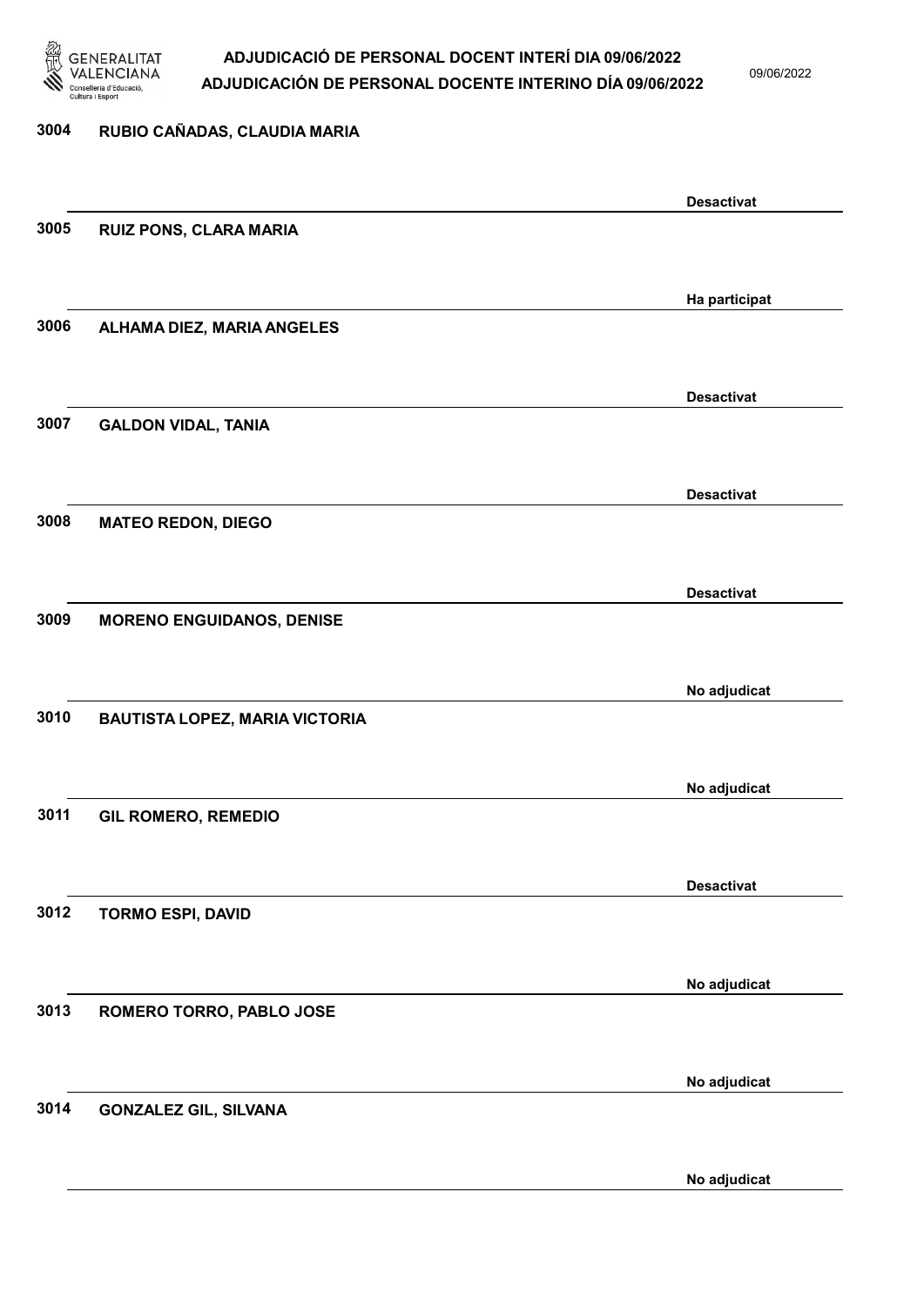3004 RUBIO CAÑADAS, CLAUDIA MARIA

Desactivat

3005 RUIZ PONS, CLARA MARIA

Ha participat

3006 ALHAMA DIEZ, MARIA ANGELES

Desactivat

3007 GALDON VIDAL, TANIA

Desactivat

3008 MATEO REDON, DIEGO

Desactivat

3009 MORENO ENGUIDANOS, DENISE

No adjudicat

3010 BAUTISTA LOPEZ, MARIA VICTORIA

No adjudicat

3011 GIL ROMERO, REMEDIO

Desactivat

3012 TORMO ESPI, DAVID

No adjudicat

3013 ROMERO TORRO, PABLO JOSE

No adjudicat

3014 GONZALEZ GIL, SILVANA

No adjudicat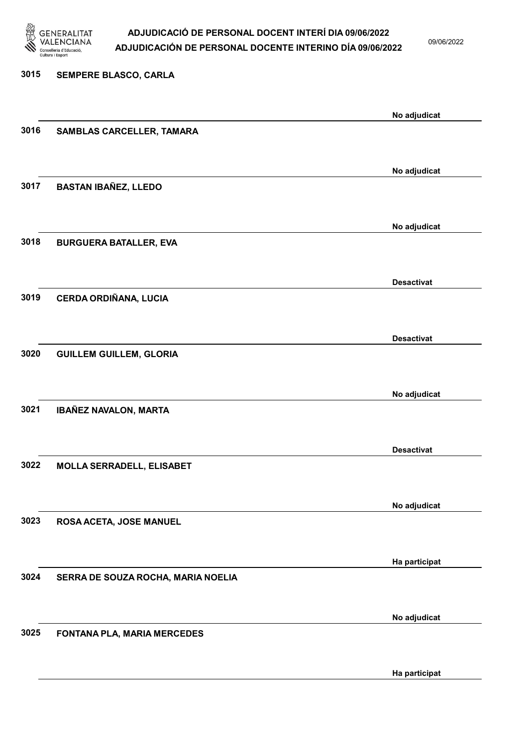| Núm. | Nom | Estat |
|---|---|---|
| 3015 | SEMPERE BLASCO, CARLA | No adjudicat |
| 3016 | SAMBLAS CARCELLER, TAMARA | No adjudicat |
| 3017 | BASTAN IBAÑEZ, LLEDO | No adjudicat |
| 3018 | BURGUERA BATALLER, EVA | Desactivat |
| 3019 | CERDA ORDIÑANA, LUCIA | Desactivat |
| 3020 | GUILLEM GUILLEM, GLORIA | No adjudicat |
| 3021 | IBAÑEZ NAVALON, MARTA | Desactivat |
| 3022 | MOLLA SERRADELL, ELISABET | No adjudicat |
| 3023 | ROSA ACETA, JOSE MANUEL | Ha participat |
| 3024 | SERRA DE SOUZA ROCHA, MARIA NOELIA | No adjudicat |
| 3025 | FONTANA PLA, MARIA MERCEDES | Ha participat |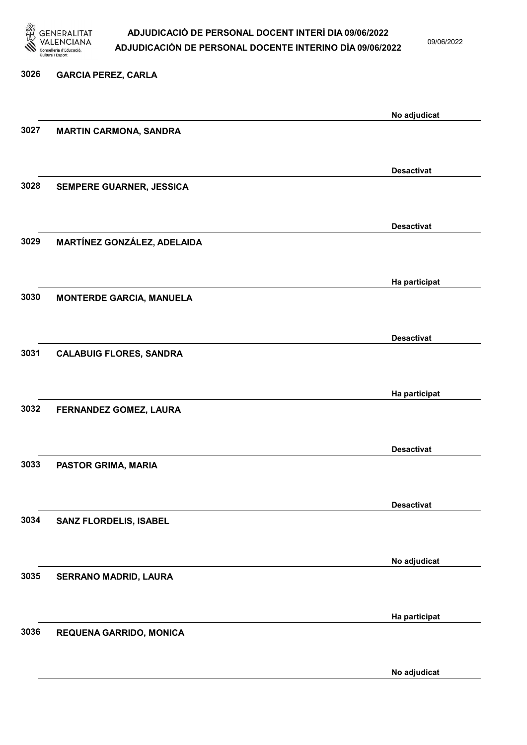| Núm. | Nom | Estat |
|---|---|---|
| 3026 | GARCIA PEREZ, CARLA | No adjudicat |
| 3027 | MARTIN CARMONA, SANDRA | Desactivat |
| 3028 | SEMPERE GUARNER, JESSICA | Desactivat |
| 3029 | MARTÍNEZ GONZÁLEZ, ADELAIDA | Ha participat |
| 3030 | MONTERDE GARCIA, MANUELA | Desactivat |
| 3031 | CALABUIG FLORES, SANDRA | Ha participat |
| 3032 | FERNANDEZ GOMEZ, LAURA | Desactivat |
| 3033 | PASTOR GRIMA, MARIA | Desactivat |
| 3034 | SANZ FLORDELIS, ISABEL | No adjudicat |
| 3035 | SERRANO MADRID, LAURA | Ha participat |
| 3036 | REQUENA GARRIDO, MONICA | No adjudicat |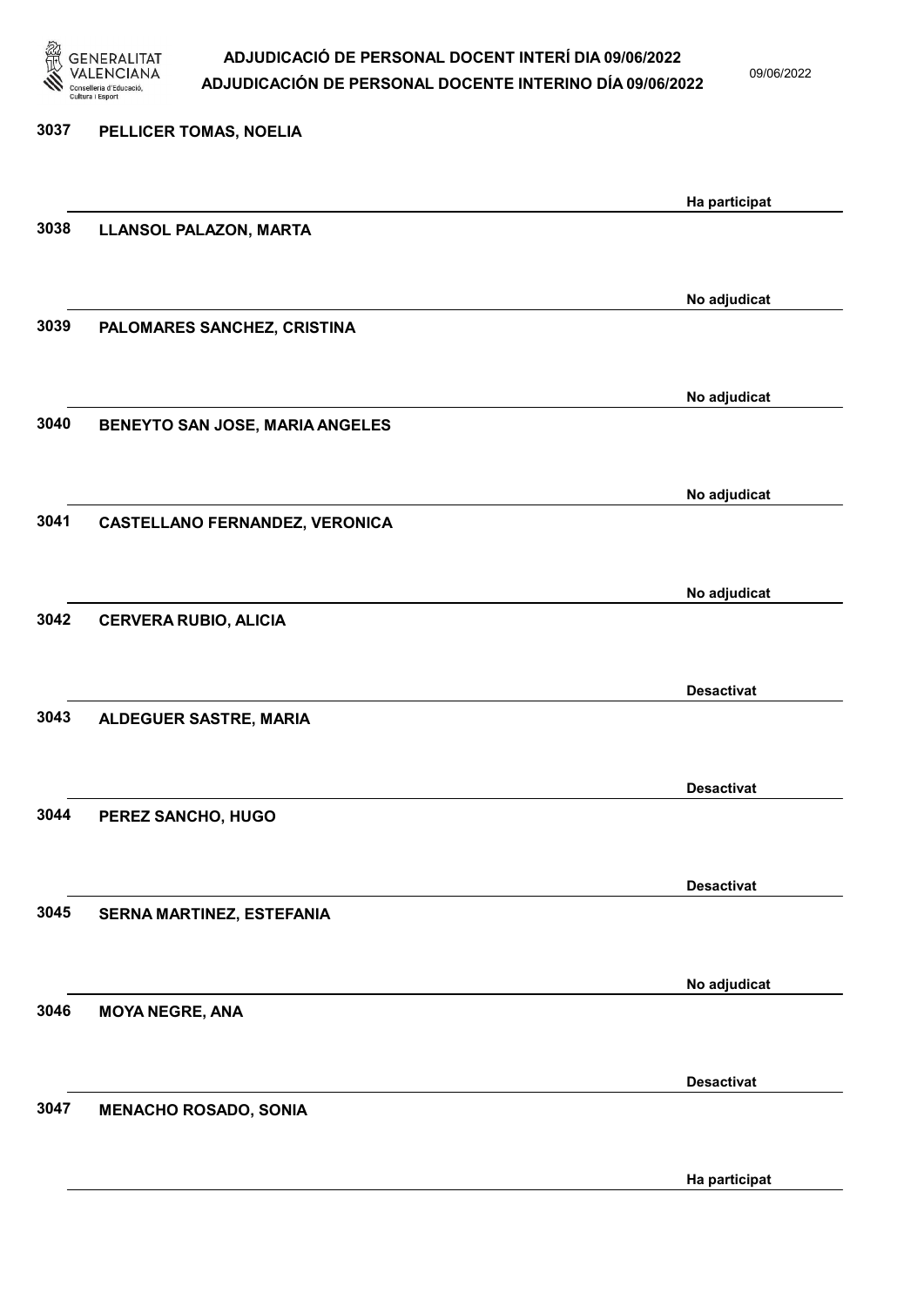3037 PELLICER TOMAS, NOELIA

Ha participat

3038 LLANSOL PALAZON, MARTA

No adjudicat

3039 PALOMARES SANCHEZ, CRISTINA

No adjudicat

3040 BENEYTO SAN JOSE, MARIA ANGELES

No adjudicat

3041 CASTELLANO FERNANDEZ, VERONICA

No adjudicat

3042 CERVERA RUBIO, ALICIA

Desactivat

3043 ALDEGUER SASTRE, MARIA

Desactivat

3044 PEREZ SANCHO, HUGO

Desactivat

3045 SERNA MARTINEZ, ESTEFANIA

No adjudicat

3046 MOYA NEGRE, ANA

Desactivat

3047 MENACHO ROSADO, SONIA

Ha participat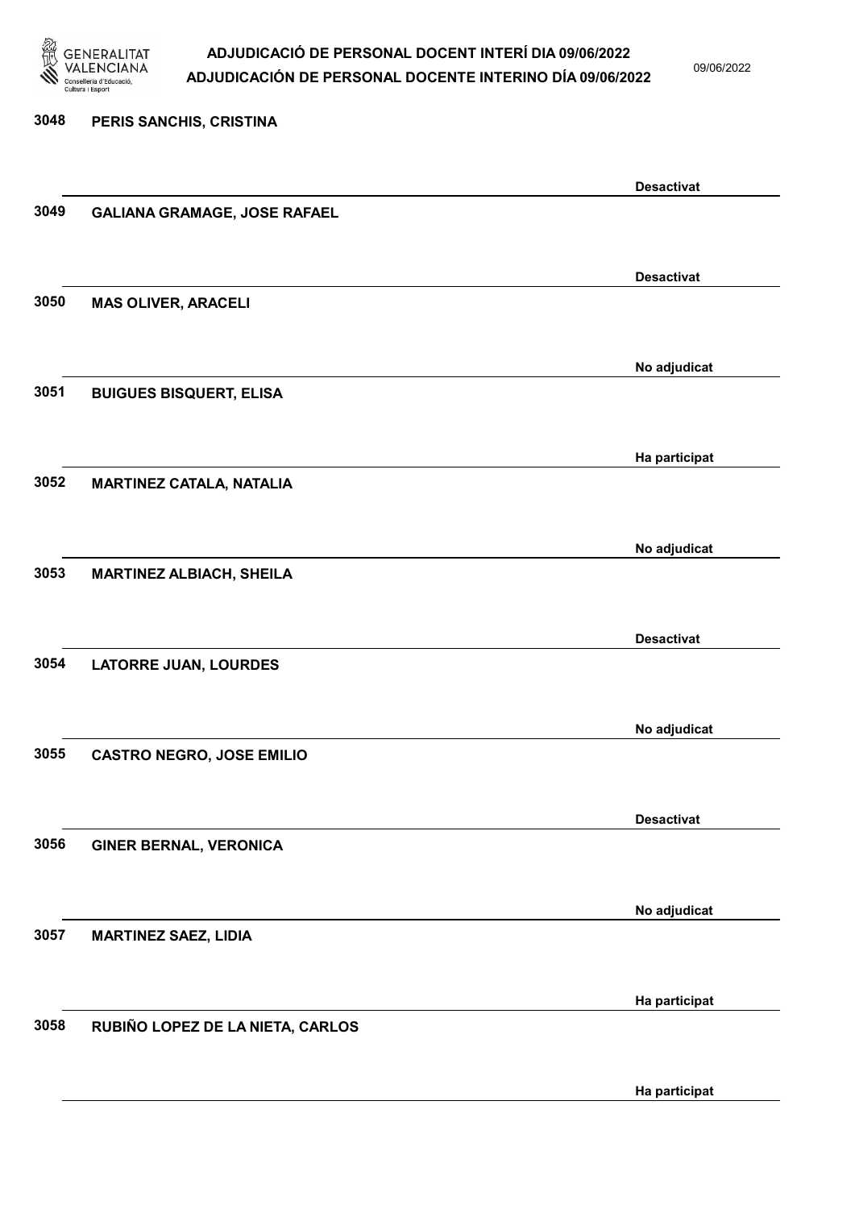| Núm. | Nom | Estat |
| --- | --- | --- |
| 3048 | PERIS SANCHIS, CRISTINA | Desactivat |
| 3049 | GALIANA GRAMAGE, JOSE RAFAEL | Desactivat |
| 3050 | MAS OLIVER, ARACELI | No adjudicat |
| 3051 | BUIGUES BISQUERT, ELISA | Ha participat |
| 3052 | MARTINEZ CATALA, NATALIA | No adjudicat |
| 3053 | MARTINEZ ALBIACH, SHEILA | Desactivat |
| 3054 | LATORRE JUAN, LOURDES | No adjudicat |
| 3055 | CASTRO NEGRO, JOSE EMILIO | Desactivat |
| 3056 | GINER BERNAL, VERONICA | No adjudicat |
| 3057 | MARTINEZ SAEZ, LIDIA | Ha participat |
| 3058 | RUBIÑO LOPEZ DE LA NIETA, CARLOS | Ha participat |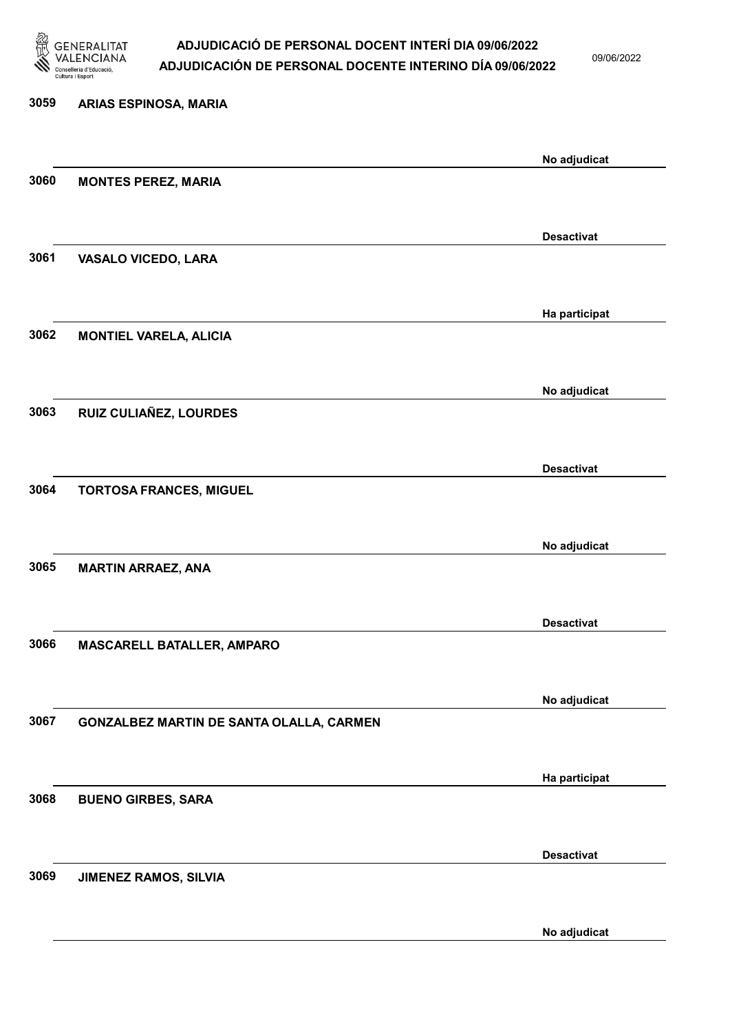3059 **ARIAS ESPINOSA, MARIA**

No adjudicat

3060 **MONTES PEREZ, MARIA**

Desactivat

3061 **VASALO VICEDO, LARA**

Ha participat

3062 **MONTIEL VARELA, ALICIA**

No adjudicat

3063 **RUIZ CULIAÑEZ, LOURDES**

Desactivat

3064 **TORTOSA FRANCES, MIGUEL**

No adjudicat

3065 **MARTIN ARRAEZ, ANA**

Desactivat

3066 **MASCARELL BATALLER, AMPARO**

No adjudicat

3067 **GONZALBEZ MARTIN DE SANTA OLALLA, CARMEN**

Ha participat

3068 **BUENO GIRBES, SARA**

Desactivat

3069 **JIMENEZ RAMOS, SILVIA**

No adjudicat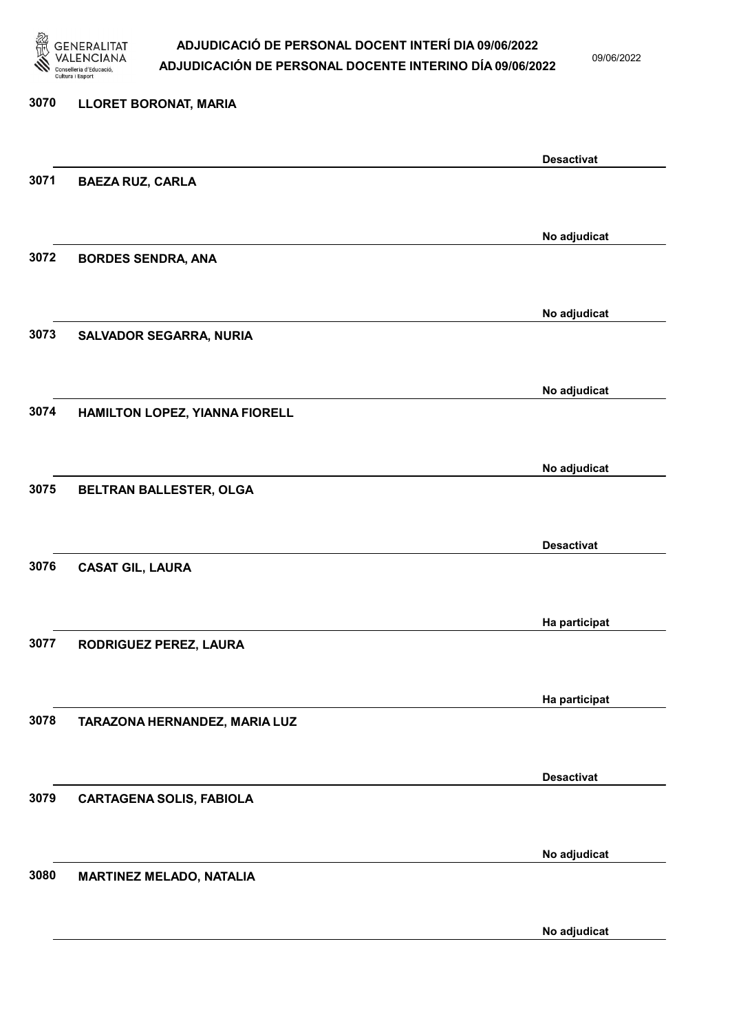**3070 LLORET BORONAT, MARIA**

Desactivat

**3071 BAEZA RUZ, CARLA**

No adjudicat

**3072 BORDES SENDRA, ANA**

No adjudicat

**3073 SALVADOR SEGARRA, NURIA**

No adjudicat

**3074 HAMILTON LOPEZ, YIANNA FIORELL**

No adjudicat

**3075 BELTRAN BALLESTER, OLGA**

Desactivat

**3076 CASAT GIL, LAURA**

Ha participat

**3077 RODRIGUEZ PEREZ, LAURA**

Ha participat

**3078 TARAZONA HERNANDEZ, MARIA LUZ**

Desactivat

**3079 CARTAGENA SOLIS, FABIOLA**

No adjudicat

**3080 MARTINEZ MELADO, NATALIA**

No adjudicat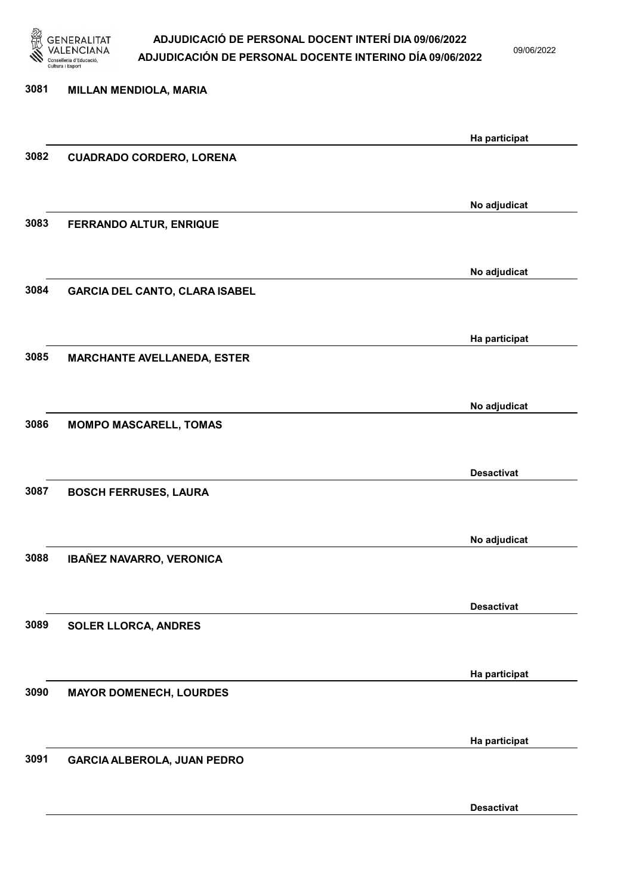| Núm. | Nom | Estat |
|---|---|---|
| 3081 | MILLAN MENDIOLA, MARIA | Ha participat |
| 3082 | CUADRADO CORDERO, LORENA | No adjudicat |
| 3083 | FERRANDO ALTUR, ENRIQUE | No adjudicat |
| 3084 | GARCIA DEL CANTO, CLARA ISABEL | Ha participat |
| 3085 | MARCHANTE AVELLANEDA, ESTER | No adjudicat |
| 3086 | MOMPO MASCARELL, TOMAS | Desactivat |
| 3087 | BOSCH FERRUSES, LAURA | No adjudicat |
| 3088 | IBAÑEZ NAVARRO, VERONICA | Desactivat |
| 3089 | SOLER LLORCA, ANDRES | Ha participat |
| 3090 | MAYOR DOMENECH, LOURDES | Ha participat |
| 3091 | GARCIA ALBEROLA, JUAN PEDRO | Desactivat |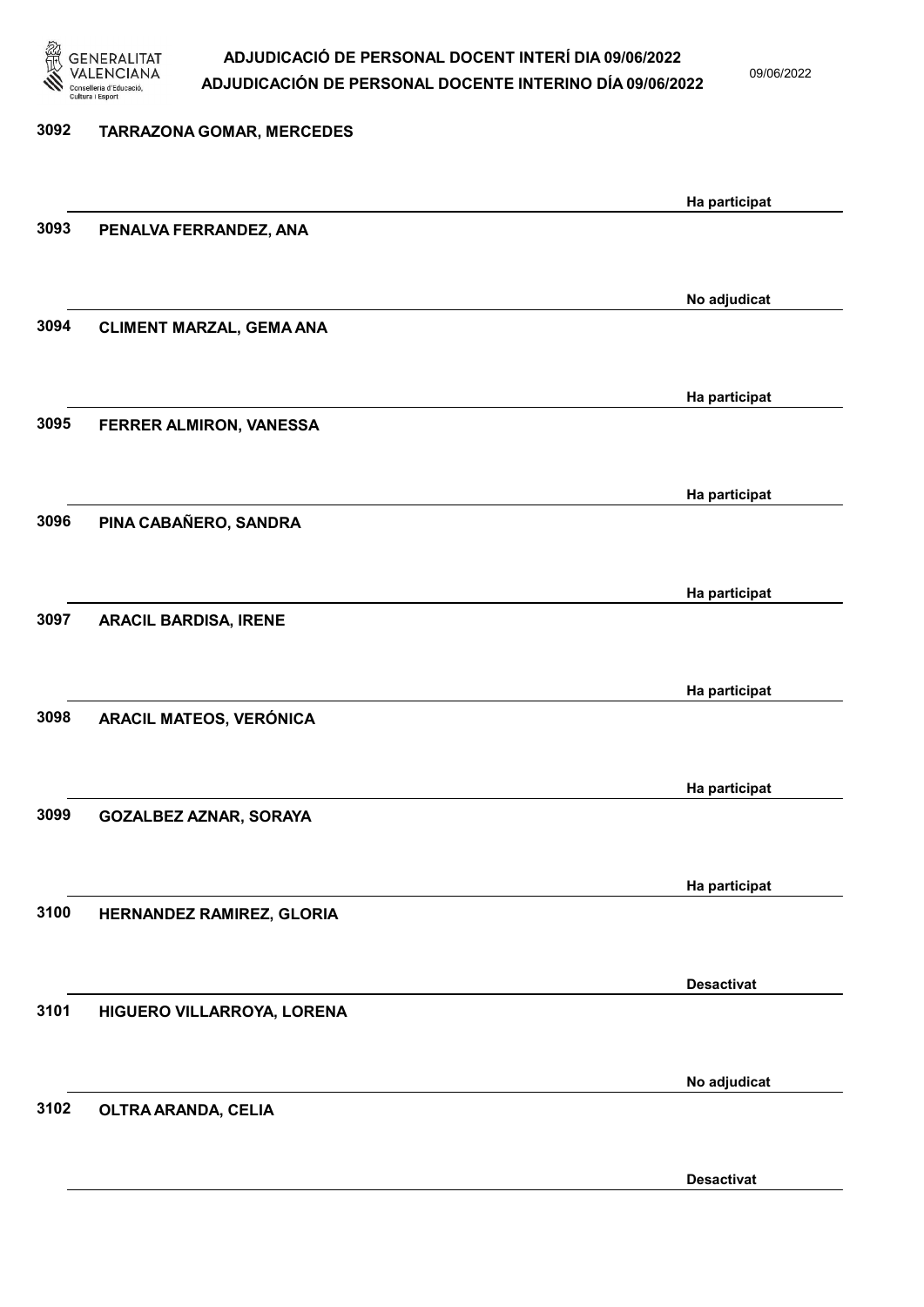| Núm. | Nom | Estat |
|---|---|---|
| 3092 | TARRAZONA GOMAR, MERCEDES | Ha participat |
| 3093 | PENALVA FERRANDEZ, ANA | No adjudicat |
| 3094 | CLIMENT MARZAL, GEMA ANA | Ha participat |
| 3095 | FERRER ALMIRON, VANESSA | Ha participat |
| 3096 | PINA CABAÑERO, SANDRA | Ha participat |
| 3097 | ARACIL BARDISA, IRENE | Ha participat |
| 3098 | ARACIL MATEOS, VERÓNICA | Ha participat |
| 3099 | GOZALBEZ AZNAR, SORAYA | Ha participat |
| 3100 | HERNANDEZ RAMIREZ, GLORIA | Desactivat |
| 3101 | HIGUERO VILLARROYA, LORENA | No adjudicat |
| 3102 | OLTRA ARANDA, CELIA | Desactivat |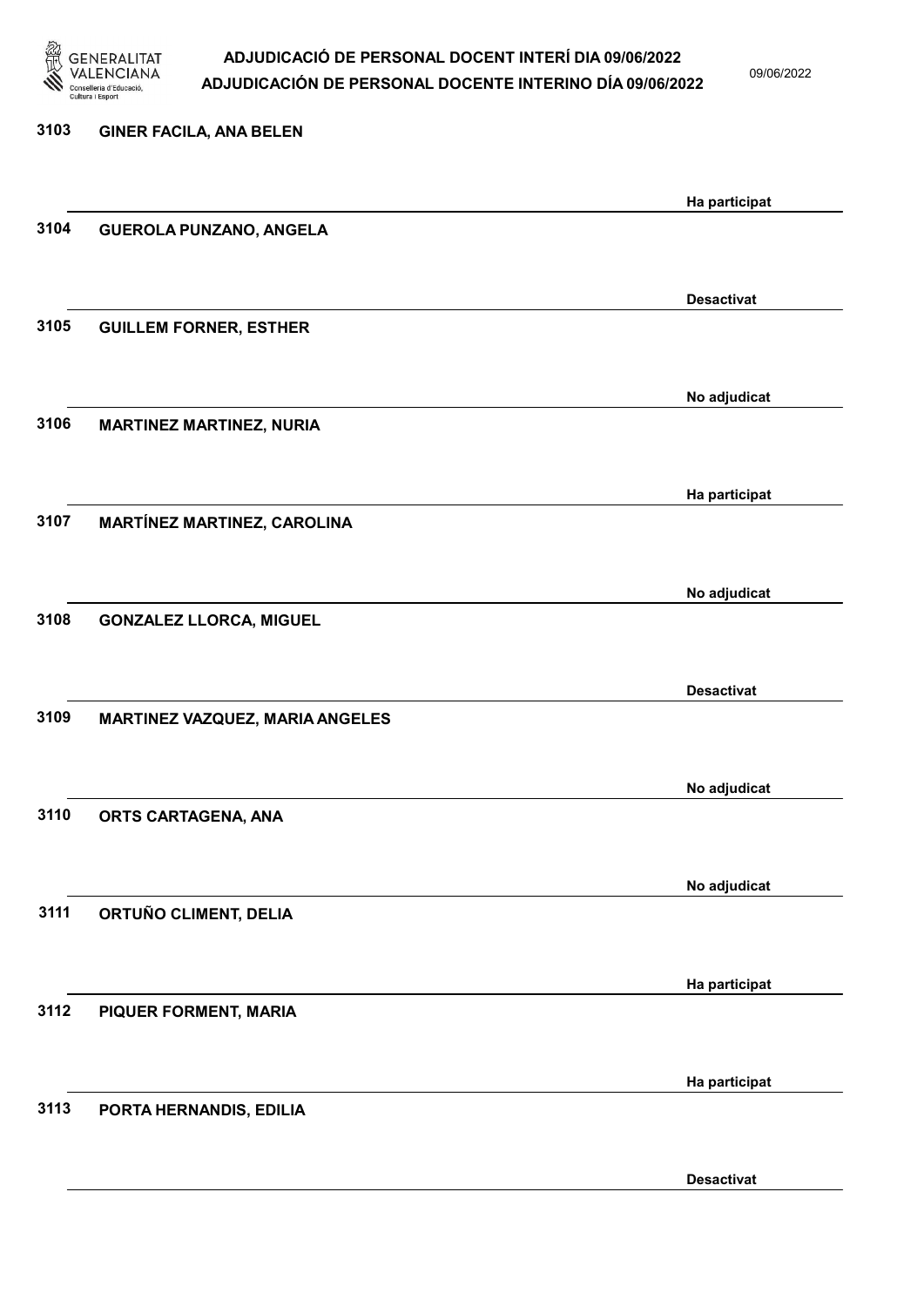| | | |
|---|---|---|
| 3103 | GINER FACILA, ANA BELEN | Ha participat |
| 3104 | GUEROLA PUNZANO, ANGELA | Desactivat |
| 3105 | GUILLEM FORNER, ESTHER | No adjudicat |
| 3106 | MARTINEZ MARTINEZ, NURIA | Ha participat |
| 3107 | MARTÍNEZ MARTINEZ, CAROLINA | No adjudicat |
| 3108 | GONZALEZ LLORCA, MIGUEL | Desactivat |
| 3109 | MARTINEZ VAZQUEZ, MARIA ANGELES | No adjudicat |
| 3110 | ORTS CARTAGENA, ANA | No adjudicat |
| 3111 | ORTUÑO CLIMENT, DELIA | Ha participat |
| 3112 | PIQUER FORMENT, MARIA | Ha participat |
| 3113 | PORTA HERNANDIS, EDILIA | Desactivat |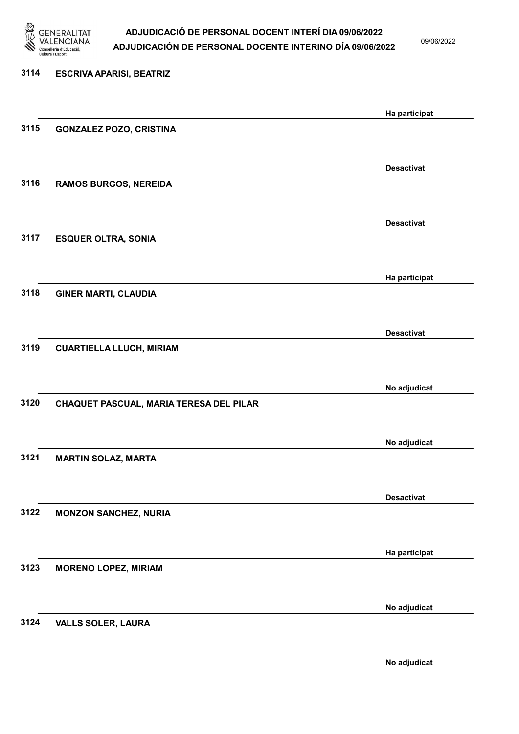| Núm. | Nom | Estat |
| --- | --- | --- |
| 3114 | ESCRIVA APARISI, BEATRIZ | Ha participat |
| 3115 | GONZALEZ POZO, CRISTINA | Desactivat |
| 3116 | RAMOS BURGOS, NEREIDA | Desactivat |
| 3117 | ESQUER OLTRA, SONIA | Ha participat |
| 3118 | GINER MARTI, CLAUDIA | Desactivat |
| 3119 | CUARTIELLA LLUCH, MIRIAM | No adjudicat |
| 3120 | CHAQUET PASCUAL, MARIA TERESA DEL PILAR | No adjudicat |
| 3121 | MARTIN SOLAZ, MARTA | Desactivat |
| 3122 | MONZON SANCHEZ, NURIA | Ha participat |
| 3123 | MORENO LOPEZ, MIRIAM | No adjudicat |
| 3124 | VALLS SOLER, LAURA | No adjudicat |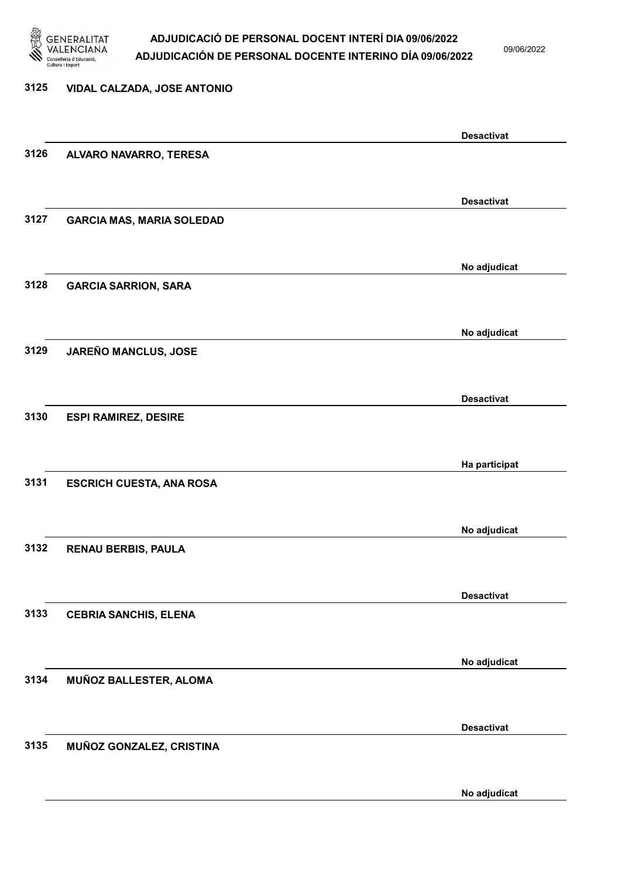| Núm. | Nom | Estat |
|---|---|---|
| 3125 | VIDAL CALZADA, JOSE ANTONIO | Desactivat |
| 3126 | ALVARO NAVARRO, TERESA | Desactivat |
| 3127 | GARCIA MAS, MARIA SOLEDAD | No adjudicat |
| 3128 | GARCIA SARRION, SARA | No adjudicat |
| 3129 | JAREÑO MANCLUS, JOSE | Desactivat |
| 3130 | ESPI RAMIREZ, DESIRE | Ha participat |
| 3131 | ESCRICH CUESTA, ANA ROSA | No adjudicat |
| 3132 | RENAU BERBIS, PAULA | Desactivat |
| 3133 | CEBRIA SANCHIS, ELENA | No adjudicat |
| 3134 | MUÑOZ BALLESTER, ALOMA | Desactivat |
| 3135 | MUÑOZ GONZALEZ, CRISTINA | No adjudicat |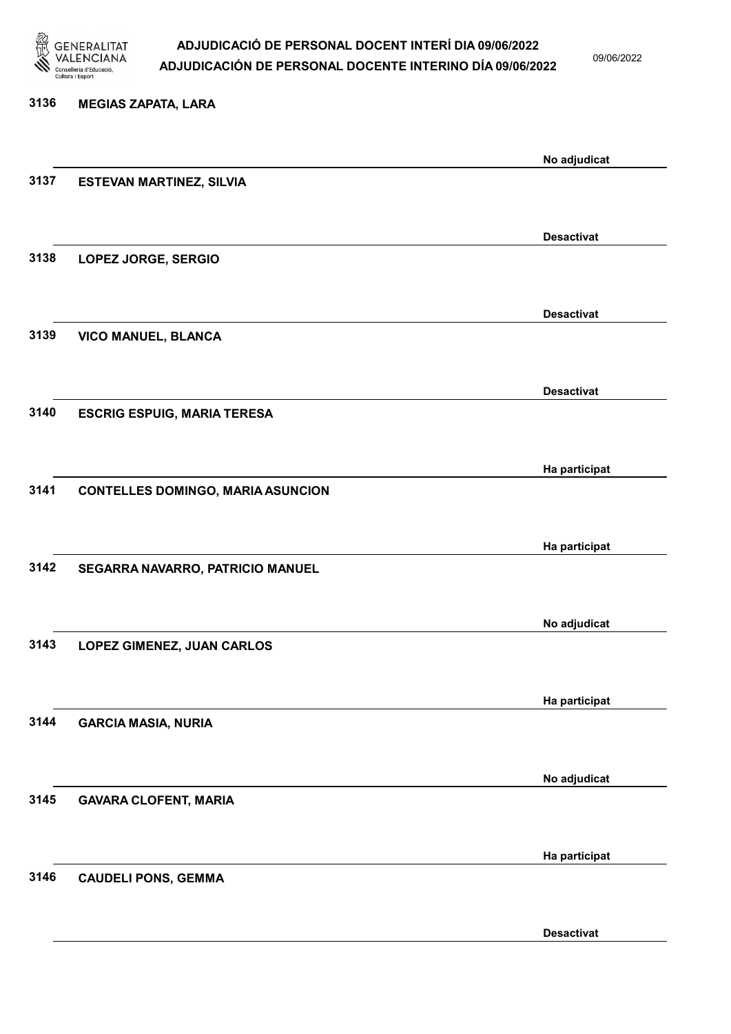| Núm. | Nom | Estat |
|---|---|---|
| 3136 | MEGIAS ZAPATA, LARA | No adjudicat |
| 3137 | ESTEVAN MARTINEZ, SILVIA | Desactivat |
| 3138 | LOPEZ JORGE, SERGIO | Desactivat |
| 3139 | VICO MANUEL, BLANCA | Desactivat |
| 3140 | ESCRIG ESPUIG, MARIA TERESA | Ha participat |
| 3141 | CONTELLES DOMINGO, MARIA ASUNCION | Ha participat |
| 3142 | SEGARRA NAVARRO, PATRICIO MANUEL | No adjudicat |
| 3143 | LOPEZ GIMENEZ, JUAN CARLOS | Ha participat |
| 3144 | GARCIA MASIA, NURIA | No adjudicat |
| 3145 | GAVARA CLOFENT, MARIA | Ha participat |
| 3146 | CAUDELI PONS, GEMMA | Desactivat |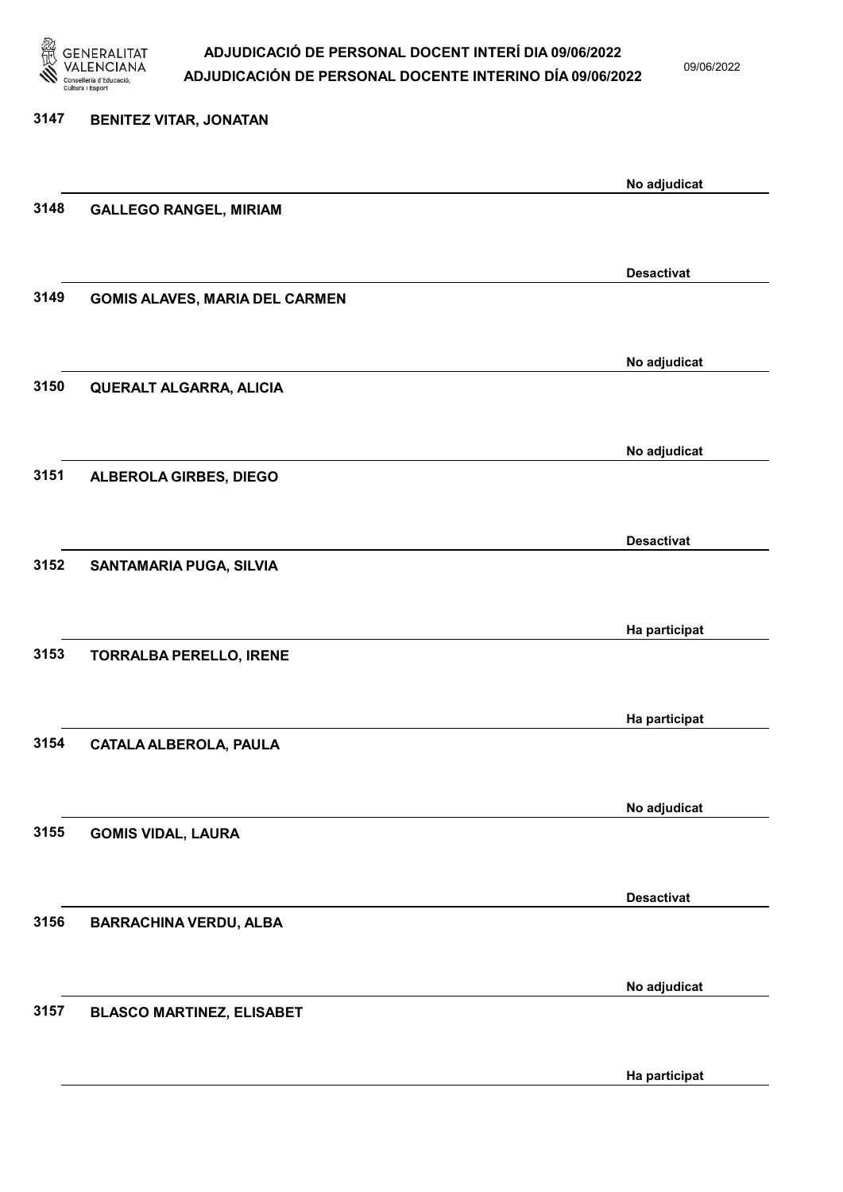| | | |
|---|---|---|
| 3147 | BENITEZ VITAR, JONATAN | No adjudicat |
| 3148 | GALLEGO RANGEL, MIRIAM | Desactivat |
| 3149 | GOMIS ALAVES, MARIA DEL CARMEN | No adjudicat |
| 3150 | QUERALT ALGARRA, ALICIA | No adjudicat |
| 3151 | ALBEROLA GIRBES, DIEGO | Desactivat |
| 3152 | SANTAMARIA PUGA, SILVIA | Ha participat |
| 3153 | TORRALBA PERELLO, IRENE | Ha participat |
| 3154 | CATALA ALBEROLA, PAULA | No adjudicat |
| 3155 | GOMIS VIDAL, LAURA | Desactivat |
| 3156 | BARRACHINA VERDU, ALBA | No adjudicat |
| 3157 | BLASCO MARTINEZ, ELISABET | Ha participat |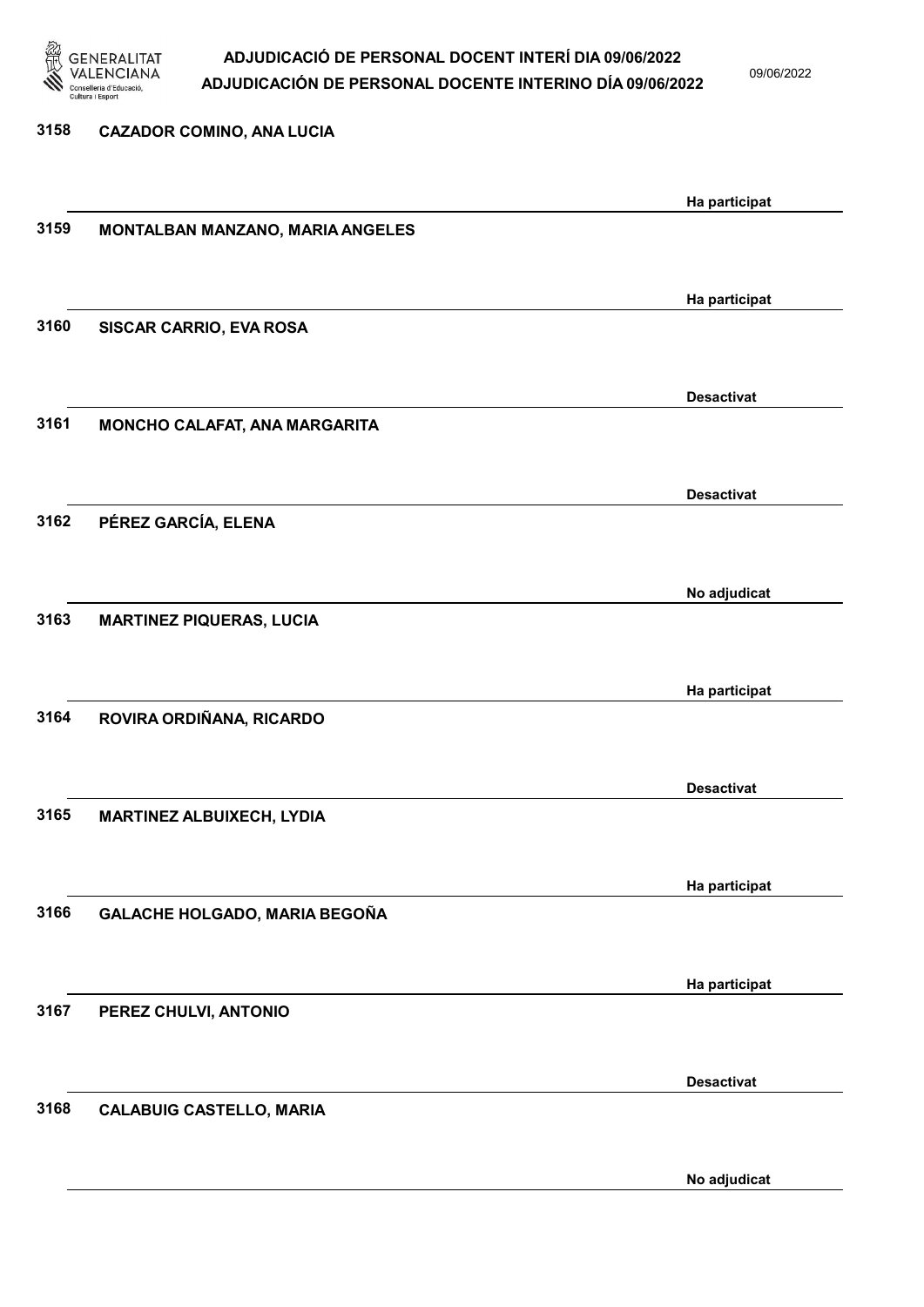3158 CAZADOR COMINO, ANA LUCIA

Ha participat

3159 MONTALBAN MANZANO, MARIA ANGELES

Ha participat

3160 SISCAR CARRIO, EVA ROSA

Desactivat

3161 MONCHO CALAFAT, ANA MARGARITA

Desactivat

3162 PÉREZ GARCÍA, ELENA

No adjudicat

3163 MARTINEZ PIQUERAS, LUCIA

Ha participat

3164 ROVIRA ORDIÑANA, RICARDO

Desactivat

3165 MARTINEZ ALBUIXECH, LYDIA

Ha participat

3166 GALACHE HOLGADO, MARIA BEGOÑA

Ha participat

3167 PEREZ CHULVI, ANTONIO

Desactivat

3168 CALABUIG CASTELLO, MARIA

No adjudicat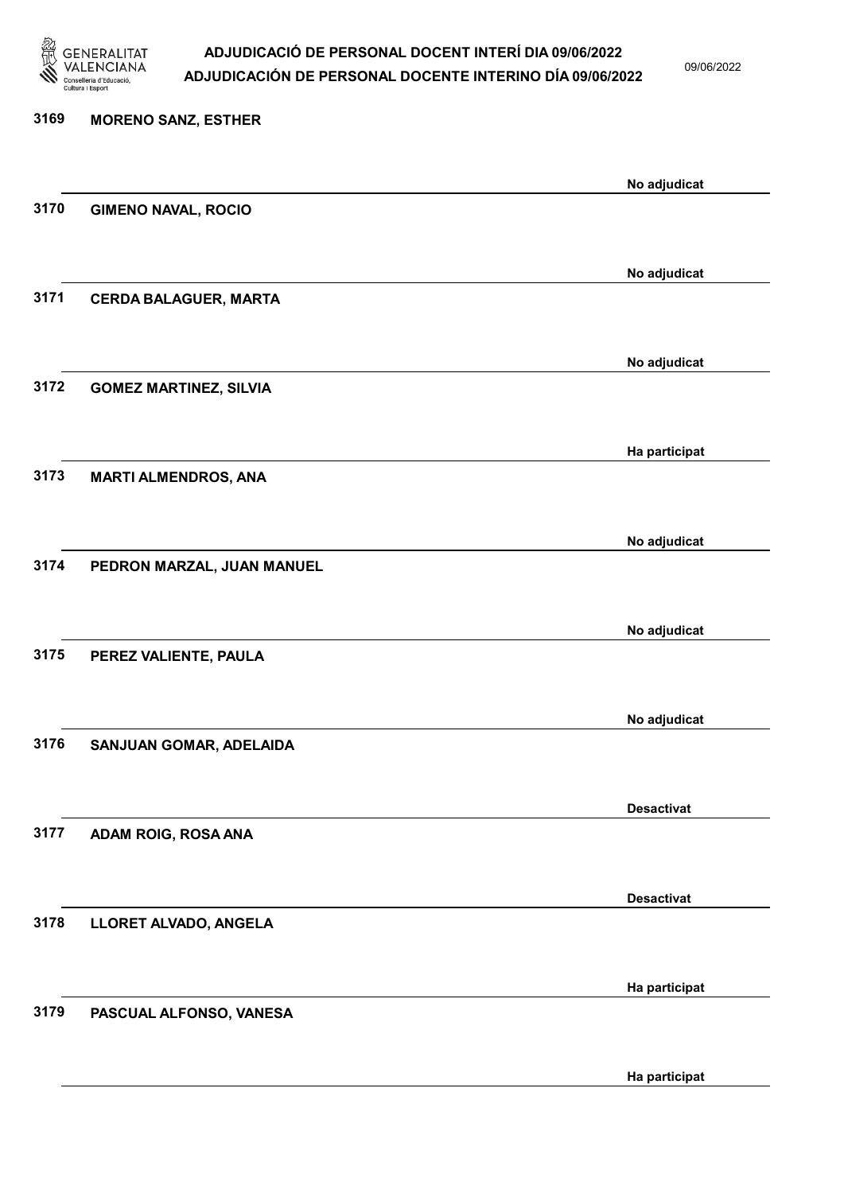3169 **MORENO SANZ, ESTHER**

No adjudicat

3170 **GIMENO NAVAL, ROCIO**

No adjudicat

3171 **CERDA BALAGUER, MARTA**

No adjudicat

3172 **GOMEZ MARTINEZ, SILVIA**

Ha participat

3173 **MARTI ALMENDROS, ANA**

No adjudicat

3174 **PEDRON MARZAL, JUAN MANUEL**

No adjudicat

3175 **PEREZ VALIENTE, PAULA**

No adjudicat

3176 **SANJUAN GOMAR, ADELAIDA**

Desactivat

3177 **ADAM ROIG, ROSA ANA**

Desactivat

3178 **LLORET ALVADO, ANGELA**

Ha participat

3179 **PASCUAL ALFONSO, VANESA**

Ha participat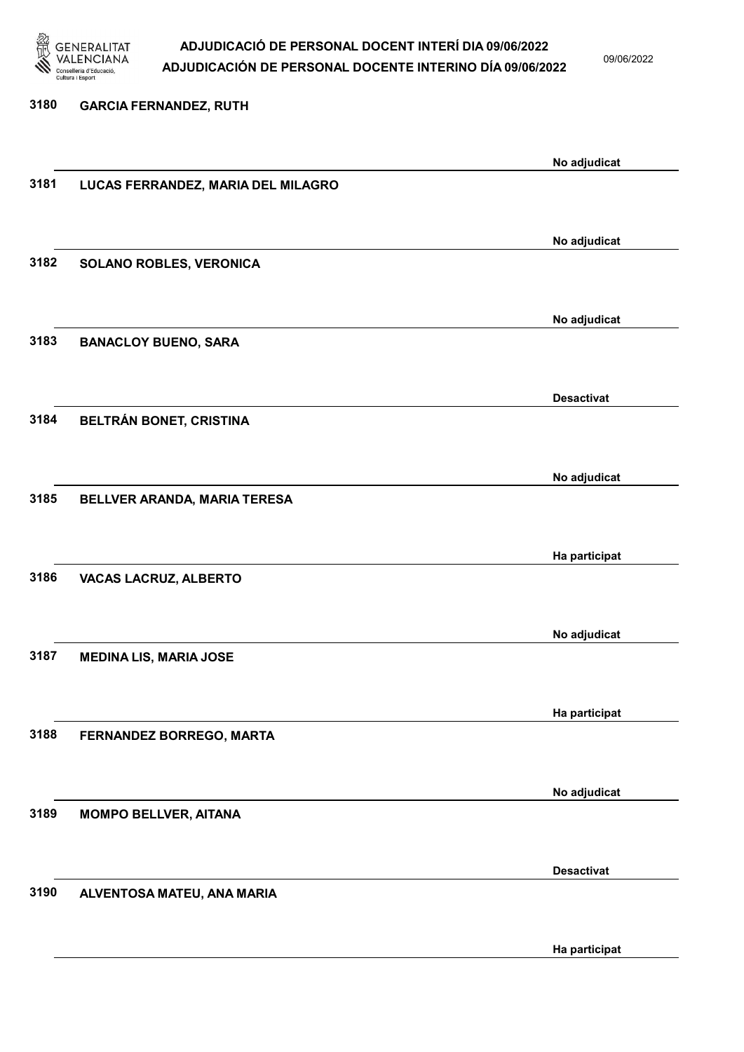3180 **GARCIA FERNANDEZ, RUTH**

No adjudicat

3181 **LUCAS FERRANDEZ, MARIA DEL MILAGRO**

No adjudicat

3182 **SOLANO ROBLES, VERONICA**

No adjudicat

3183 **BANACLOY BUENO, SARA**

Desactivat

3184 **BELTRÁN BONET, CRISTINA**

No adjudicat

3185 **BELLVER ARANDA, MARIA TERESA**

Ha participat

3186 **VACAS LACRUZ, ALBERTO**

No adjudicat

3187 **MEDINA LIS, MARIA JOSE**

Ha participat

3188 **FERNANDEZ BORREGO, MARTA**

No adjudicat

3189 **MOMPO BELLVER, AITANA**

Desactivat

3190 **ALVENTOSA MATEU, ANA MARIA**

Ha participat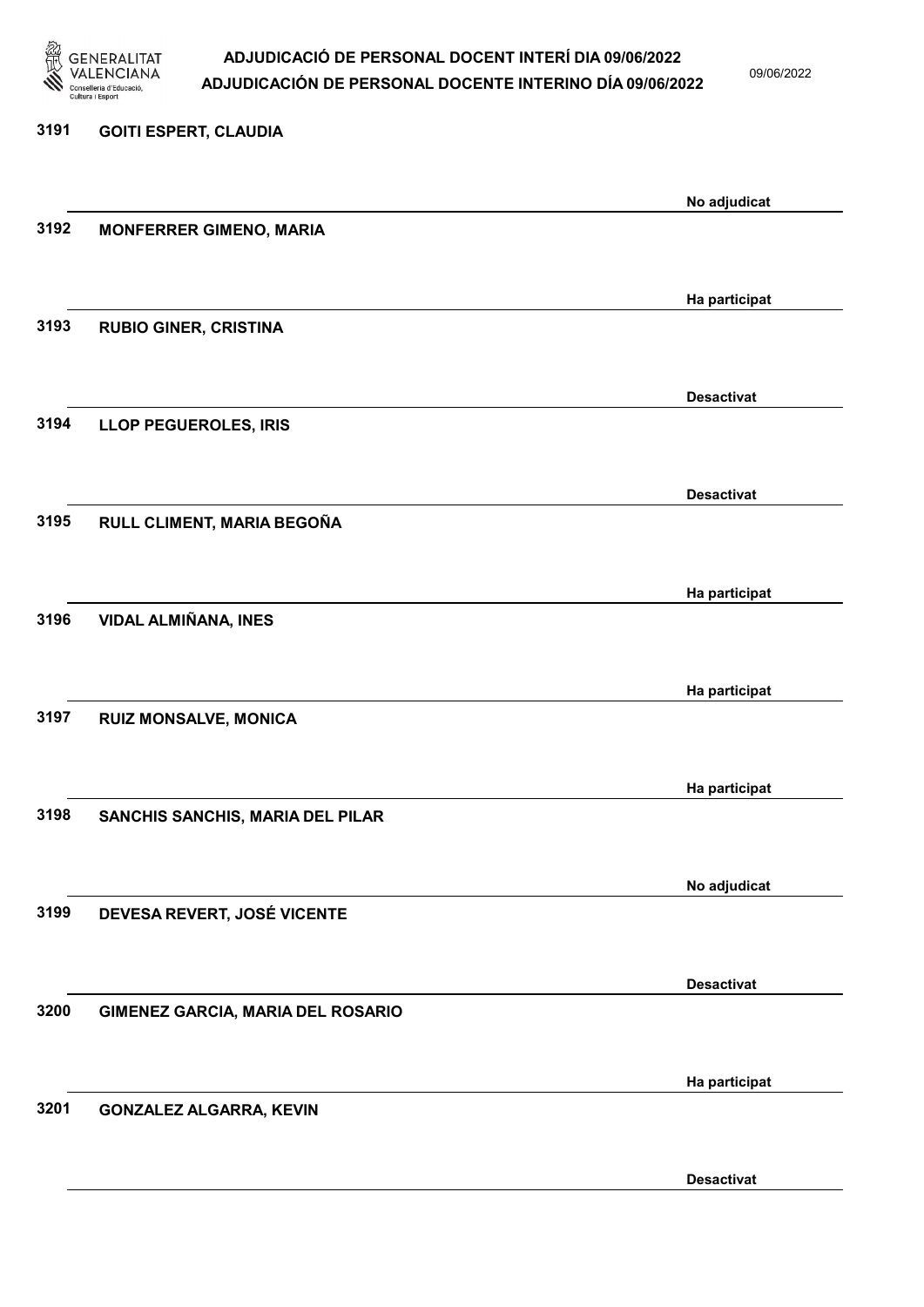| Núm. | Nom | Estat |
|---|---|---|
| 3191 | GOITI ESPERT, CLAUDIA | No adjudicat |
| 3192 | MONFERRER GIMENO, MARIA | Ha participat |
| 3193 | RUBIO GINER, CRISTINA | Desactivat |
| 3194 | LLOP PEGUEROLES, IRIS | Desactivat |
| 3195 | RULL CLIMENT, MARIA BEGOÑA | Ha participat |
| 3196 | VIDAL ALMIÑANA, INES | Ha participat |
| 3197 | RUIZ MONSALVE, MONICA | Ha participat |
| 3198 | SANCHIS SANCHIS, MARIA DEL PILAR | No adjudicat |
| 3199 | DEVESA REVERT, JOSÉ VICENTE | Desactivat |
| 3200 | GIMENEZ GARCIA, MARIA DEL ROSARIO | Ha participat |
| 3201 | GONZALEZ ALGARRA, KEVIN | Desactivat |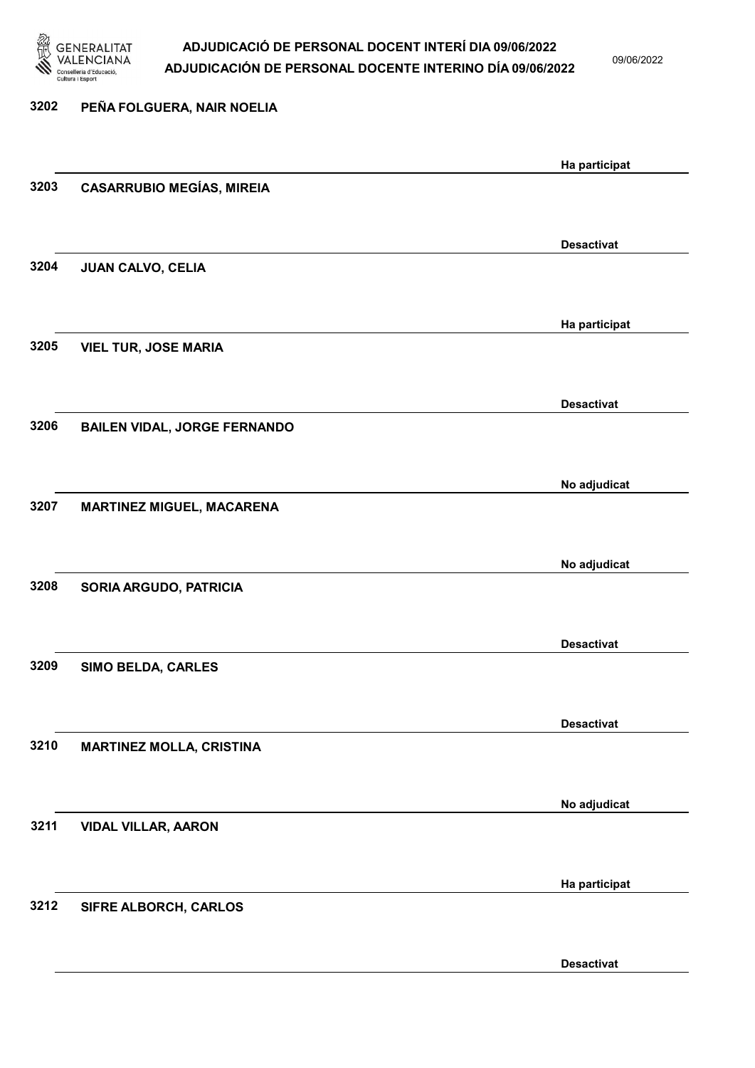| Núm. | Nom | Estat |
|---|---|---|
| 3202 | PEÑA FOLGUERA, NAIR NOELIA | Ha participat |
| 3203 | CASARRUBIO MEGÍAS, MIREIA | Desactivat |
| 3204 | JUAN CALVO, CELIA | Ha participat |
| 3205 | VIEL TUR, JOSE MARIA | Desactivat |
| 3206 | BAILEN VIDAL, JORGE FERNANDO | No adjudicat |
| 3207 | MARTINEZ MIGUEL, MACARENA | No adjudicat |
| 3208 | SORIA ARGUDO, PATRICIA | Desactivat |
| 3209 | SIMO BELDA, CARLES | Desactivat |
| 3210 | MARTINEZ MOLLA, CRISTINA | No adjudicat |
| 3211 | VIDAL VILLAR, AARON | Ha participat |
| 3212 | SIFRE ALBORCH, CARLOS | Desactivat |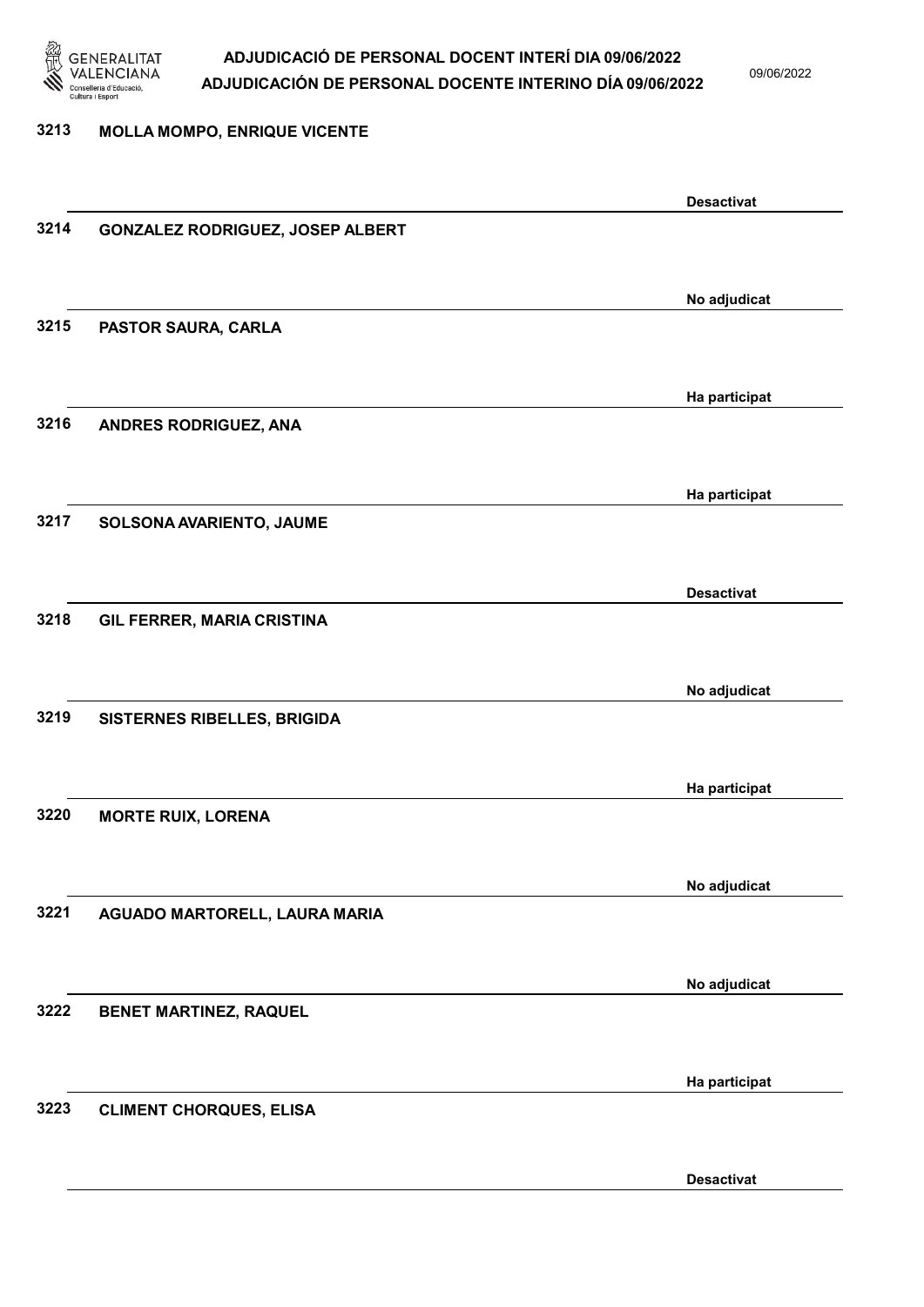| | | |
|---|---|---|
| 3213 | MOLLA MOMPO, ENRIQUE VICENTE | Desactivat |
| 3214 | GONZALEZ RODRIGUEZ, JOSEP ALBERT | No adjudicat |
| 3215 | PASTOR SAURA, CARLA | Ha participat |
| 3216 | ANDRES RODRIGUEZ, ANA | Ha participat |
| 3217 | SOLSONA AVARIENTO, JAUME | Desactivat |
| 3218 | GIL FERRER, MARIA CRISTINA | No adjudicat |
| 3219 | SISTERNES RIBELLES, BRIGIDA | Ha participat |
| 3220 | MORTE RUIX, LORENA | No adjudicat |
| 3221 | AGUADO MARTORELL, LAURA MARIA | No adjudicat |
| 3222 | BENET MARTINEZ, RAQUEL | Ha participat |
| 3223 | CLIMENT CHORQUES, ELISA | Desactivat |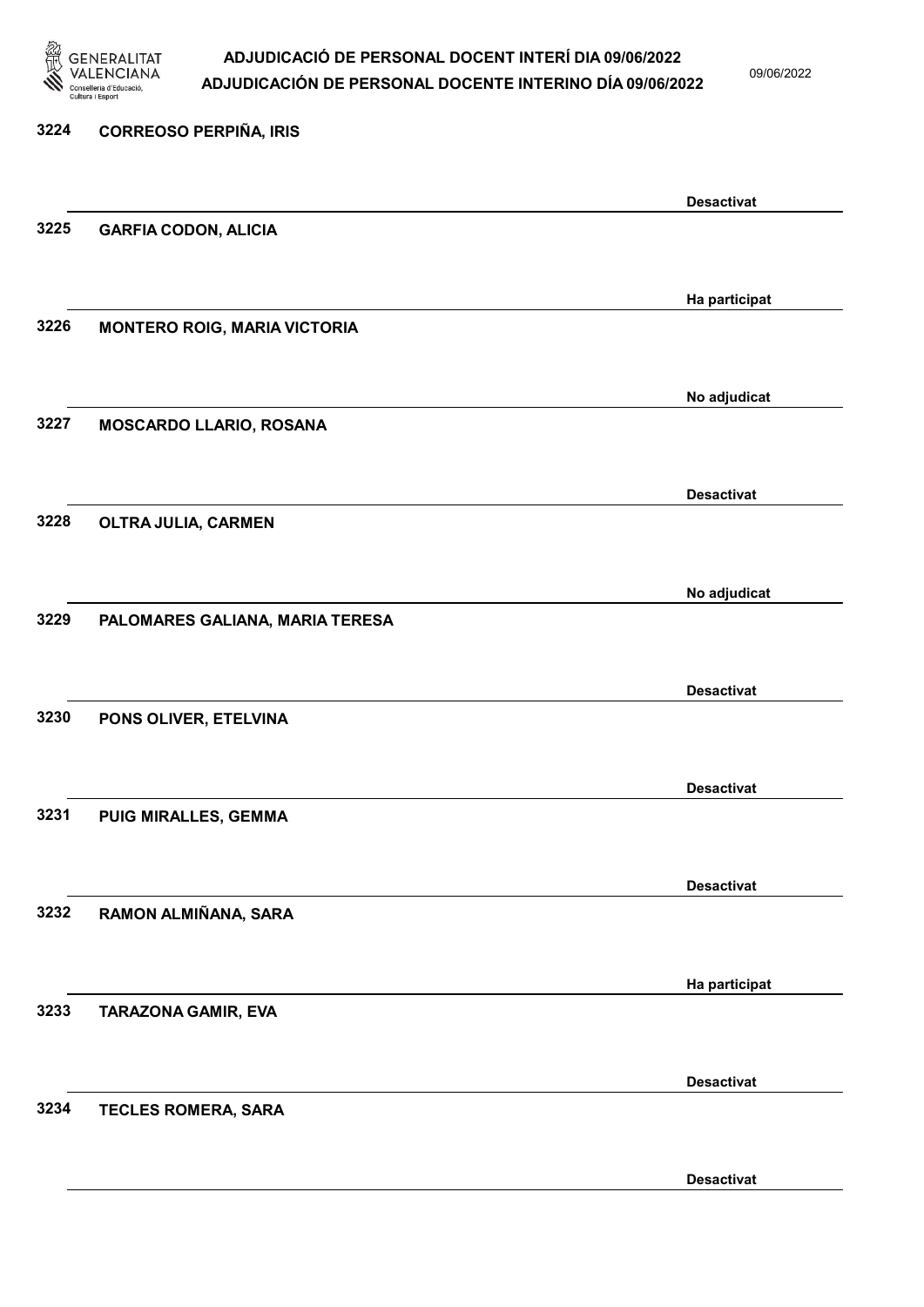| | | |
|---|---|---|
| 3224 | CORREOSO PERPIÑA, IRIS | Desactivat |
| 3225 | GARFIA CODON, ALICIA | Ha participat |
| 3226 | MONTERO ROIG, MARIA VICTORIA | No adjudicat |
| 3227 | MOSCARDO LLARIO, ROSANA | Desactivat |
| 3228 | OLTRA JULIA, CARMEN | No adjudicat |
| 3229 | PALOMARES GALIANA, MARIA TERESA | Desactivat |
| 3230 | PONS OLIVER, ETELVINA | Desactivat |
| 3231 | PUIG MIRALLES, GEMMA | Desactivat |
| 3232 | RAMON ALMIÑANA, SARA | Ha participat |
| 3233 | TARAZONA GAMIR, EVA | Desactivat |
| 3234 | TECLES ROMERA, SARA | Desactivat |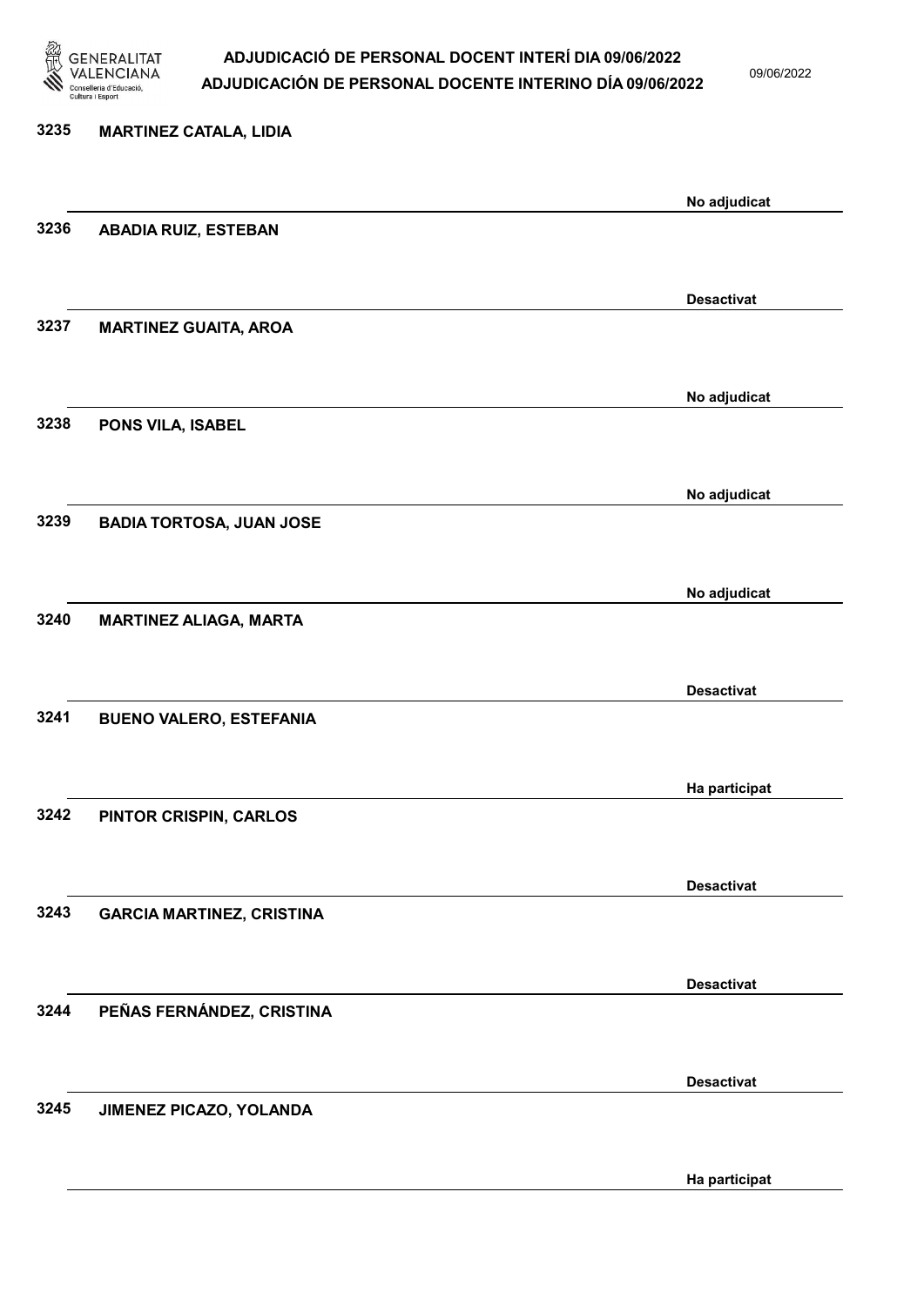3235 **MARTINEZ CATALA, LIDIA**

No adjudicat

3236 **ABADIA RUIZ, ESTEBAN**

Desactivat

3237 **MARTINEZ GUAITA, AROA**

No adjudicat

3238 **PONS VILA, ISABEL**

No adjudicat

3239 **BADIA TORTOSA, JUAN JOSE**

No adjudicat

3240 **MARTINEZ ALIAGA, MARTA**

Desactivat

3241 **BUENO VALERO, ESTEFANIA**

Ha participat

3242 **PINTOR CRISPIN, CARLOS**

Desactivat

3243 **GARCIA MARTINEZ, CRISTINA**

Desactivat

3244 **PEÑAS FERNÁNDEZ, CRISTINA**

Desactivat

3245 **JIMENEZ PICAZO, YOLANDA**

Ha participat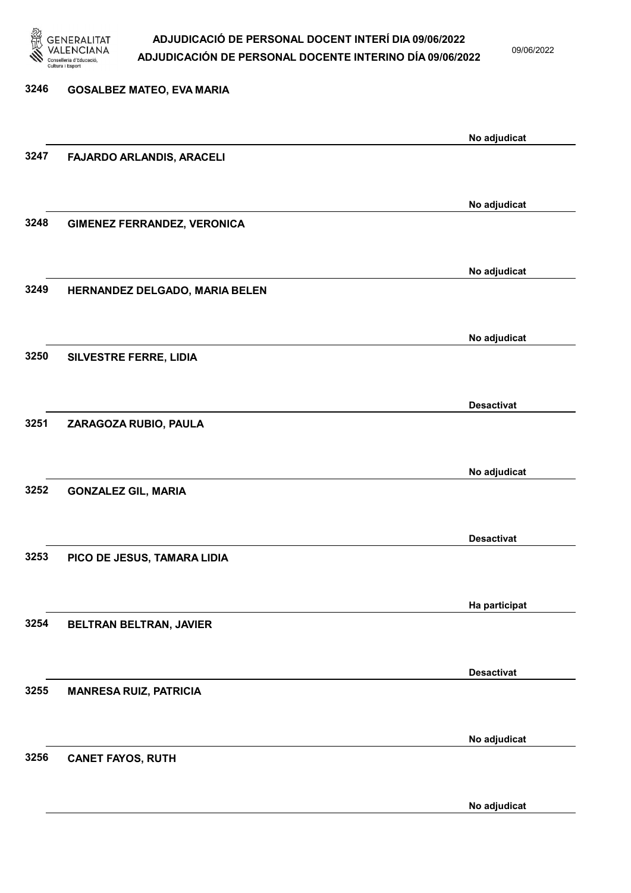| | | |
|---|---|---|
| 3246 | GOSALBEZ MATEO, EVA MARIA | No adjudicat |
| 3247 | FAJARDO ARLANDIS, ARACELI | No adjudicat |
| 3248 | GIMENEZ FERRANDEZ, VERONICA | No adjudicat |
| 3249 | HERNANDEZ DELGADO, MARIA BELEN | No adjudicat |
| 3250 | SILVESTRE FERRE, LIDIA | Desactivat |
| 3251 | ZARAGOZA RUBIO, PAULA | No adjudicat |
| 3252 | GONZALEZ GIL, MARIA | Desactivat |
| 3253 | PICO DE JESUS, TAMARA LIDIA | Ha participat |
| 3254 | BELTRAN BELTRAN, JAVIER | Desactivat |
| 3255 | MANRESA RUIZ, PATRICIA | No adjudicat |
| 3256 | CANET FAYOS, RUTH | No adjudicat |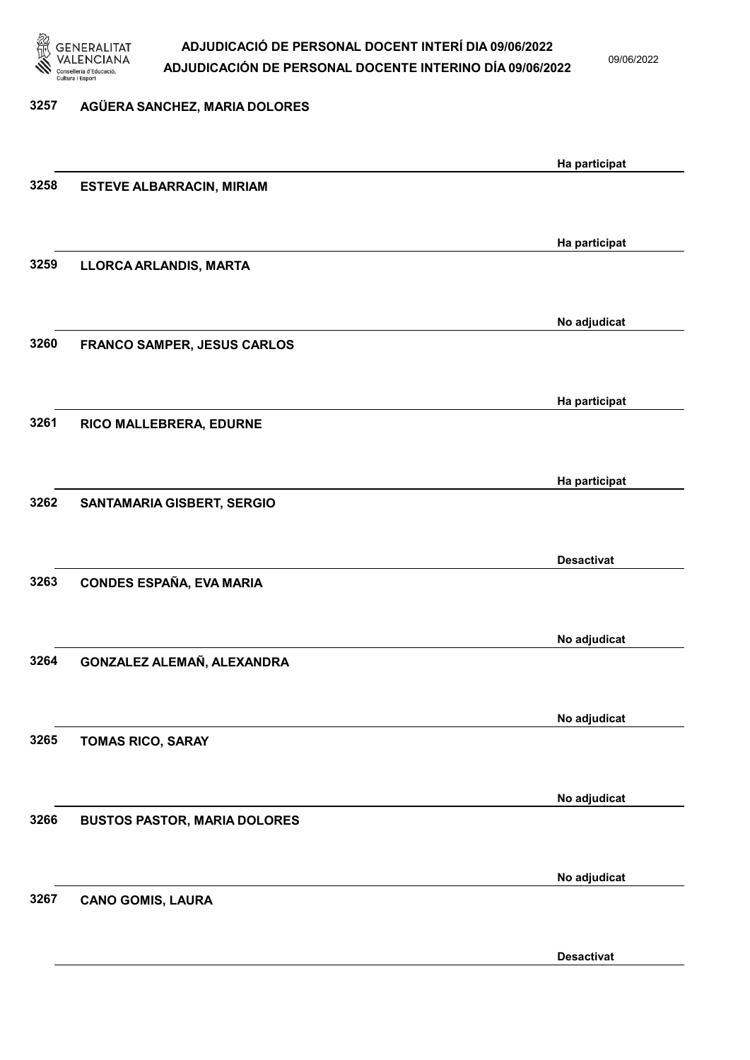| Núm. | Nom | Estat |
|---|---|---|
| 3257 | AGÜERA SANCHEZ, MARIA DOLORES | Ha participat |
| 3258 | ESTEVE ALBARRACIN, MIRIAM | Ha participat |
| 3259 | LLORCA ARLANDIS, MARTA | No adjudicat |
| 3260 | FRANCO SAMPER, JESUS CARLOS | Ha participat |
| 3261 | RICO MALLEBRERA, EDURNE | Ha participat |
| 3262 | SANTAMARIA GISBERT, SERGIO | Desactivat |
| 3263 | CONDES ESPAÑA, EVA MARIA | No adjudicat |
| 3264 | GONZALEZ ALEMAÑ, ALEXANDRA | No adjudicat |
| 3265 | TOMAS RICO, SARAY | No adjudicat |
| 3266 | BUSTOS PASTOR, MARIA DOLORES | No adjudicat |
| 3267 | CANO GOMIS, LAURA | Desactivat |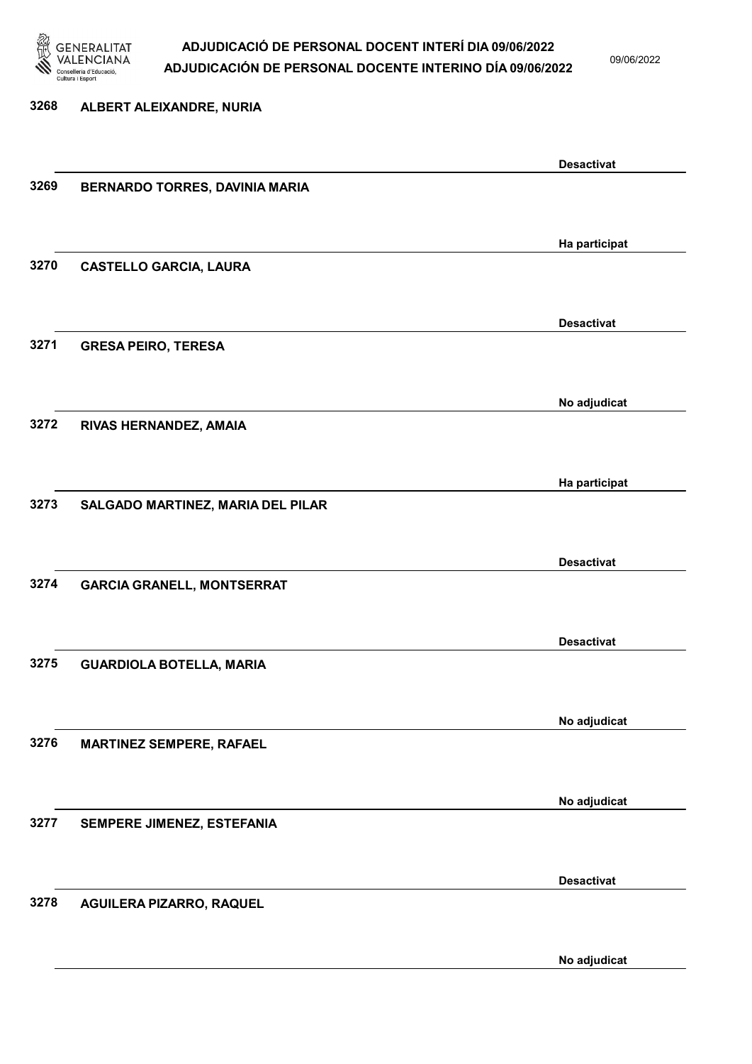| Núm. | Nom | Estat |
|---|---|---|
| 3268 | ALBERT ALEIXANDRE, NURIA | Desactivat |
| 3269 | BERNARDO TORRES, DAVINIA MARIA | Ha participat |
| 3270 | CASTELLO GARCIA, LAURA | Desactivat |
| 3271 | GRESA PEIRO, TERESA | No adjudicat |
| 3272 | RIVAS HERNANDEZ, AMAIA | Ha participat |
| 3273 | SALGADO MARTINEZ, MARIA DEL PILAR | Desactivat |
| 3274 | GARCIA GRANELL, MONTSERRAT | Desactivat |
| 3275 | GUARDIOLA BOTELLA, MARIA | No adjudicat |
| 3276 | MARTINEZ SEMPERE, RAFAEL | No adjudicat |
| 3277 | SEMPERE JIMENEZ, ESTEFANIA | Desactivat |
| 3278 | AGUILERA PIZARRO, RAQUEL | No adjudicat |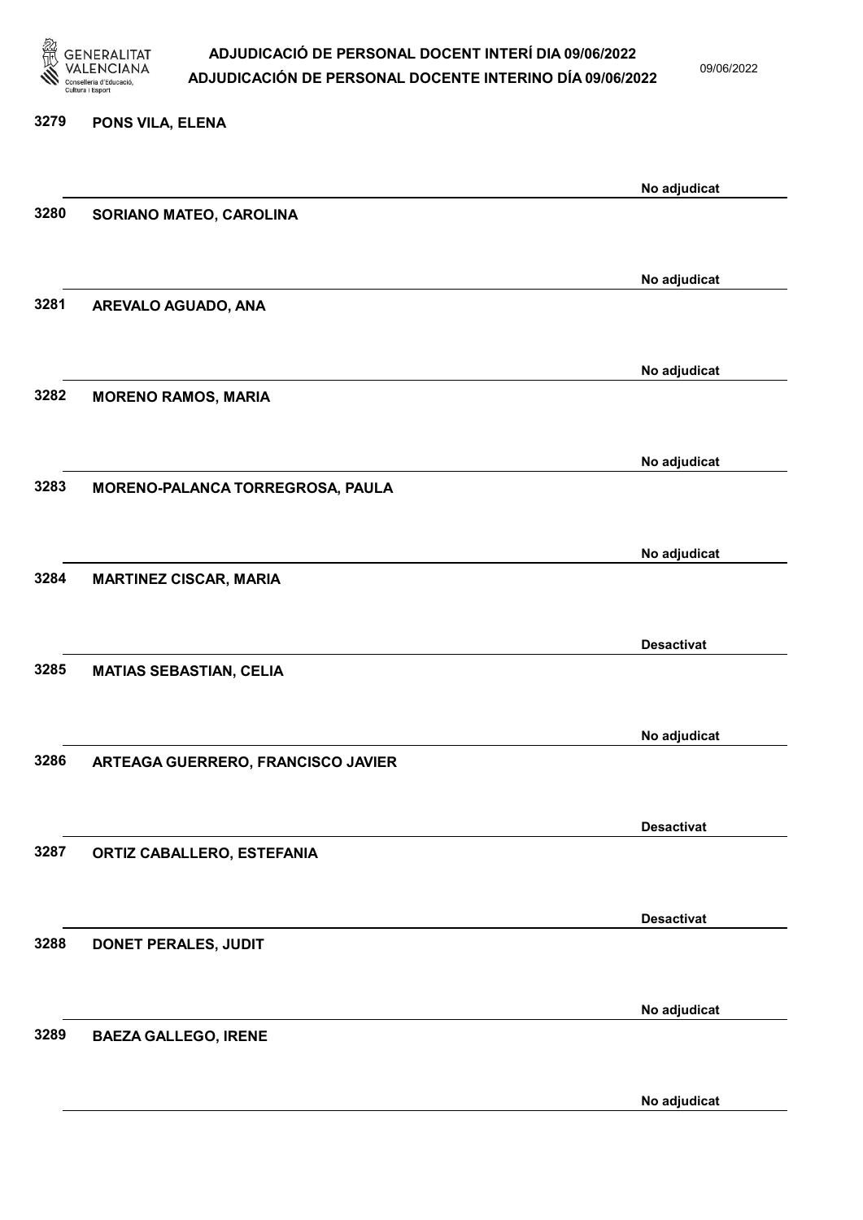3279 PONS VILA, ELENA

No adjudicat

3280 SORIANO MATEO, CAROLINA

No adjudicat

3281 AREVALO AGUADO, ANA

No adjudicat

3282 MORENO RAMOS, MARIA

No adjudicat

3283 MORENO-PALANCA TORREGROSA, PAULA

No adjudicat

3284 MARTINEZ CISCAR, MARIA

Desactivat

3285 MATIAS SEBASTIAN, CELIA

No adjudicat

3286 ARTEAGA GUERRERO, FRANCISCO JAVIER

Desactivat

3287 ORTIZ CABALLERO, ESTEFANIA

Desactivat

3288 DONET PERALES, JUDIT

No adjudicat

3289 BAEZA GALLEGO, IRENE

No adjudicat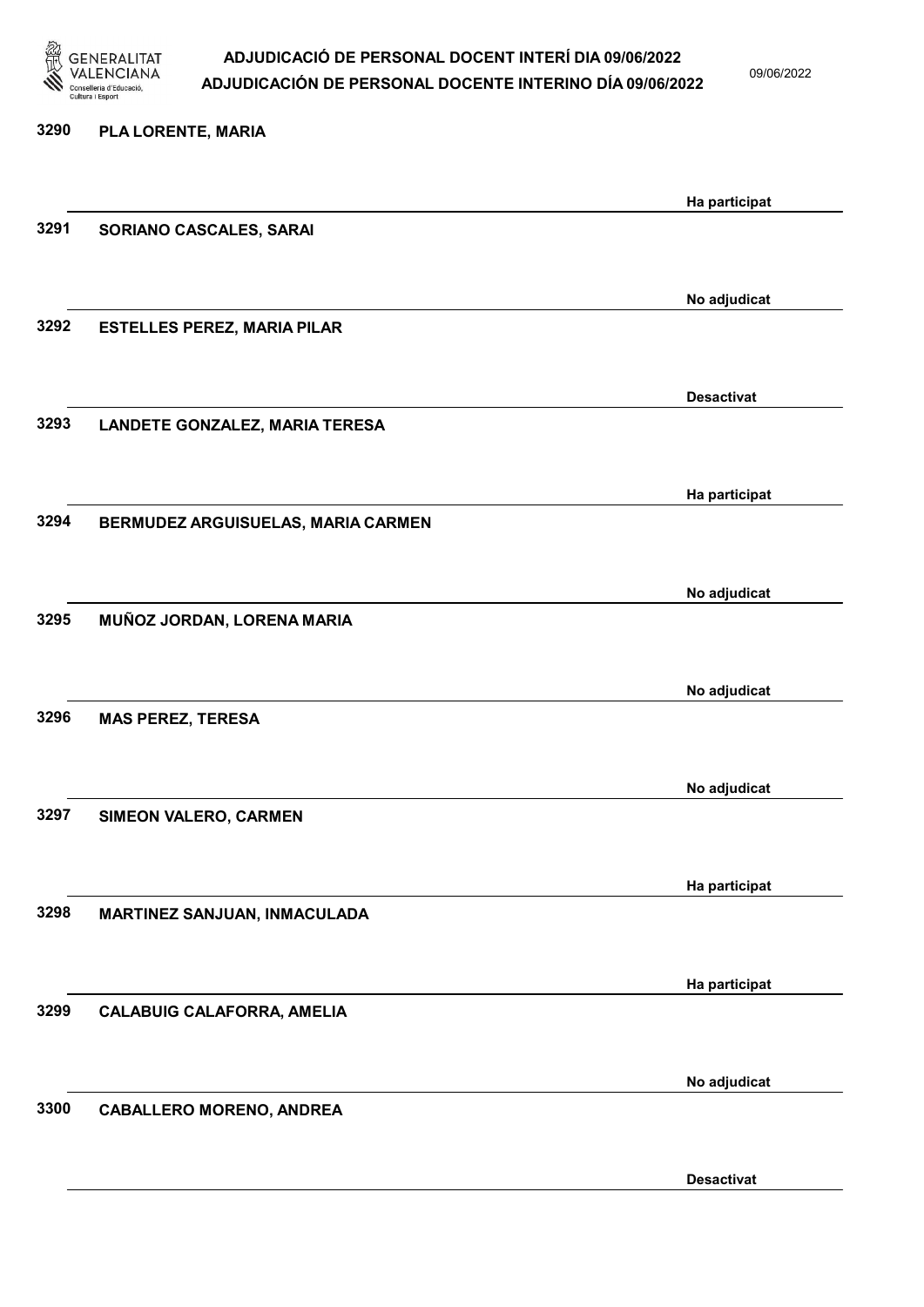| Núm. | Nom | Estat |
|---|---|---|
| 3290 | PLA LORENTE, MARIA | Ha participat |
| 3291 | SORIANO CASCALES, SARAI | No adjudicat |
| 3292 | ESTELLES PEREZ, MARIA PILAR | Desactivat |
| 3293 | LANDETE GONZALEZ, MARIA TERESA | Ha participat |
| 3294 | BERMUDEZ ARGUISUELAS, MARIA CARMEN | No adjudicat |
| 3295 | MUÑOZ JORDAN, LORENA MARIA | No adjudicat |
| 3296 | MAS PEREZ, TERESA | No adjudicat |
| 3297 | SIMEON VALERO, CARMEN | Ha participat |
| 3298 | MARTINEZ SANJUAN, INMACULADA | Ha participat |
| 3299 | CALABUIG CALAFORRA, AMELIA | No adjudicat |
| 3300 | CABALLERO MORENO, ANDREA | Desactivat |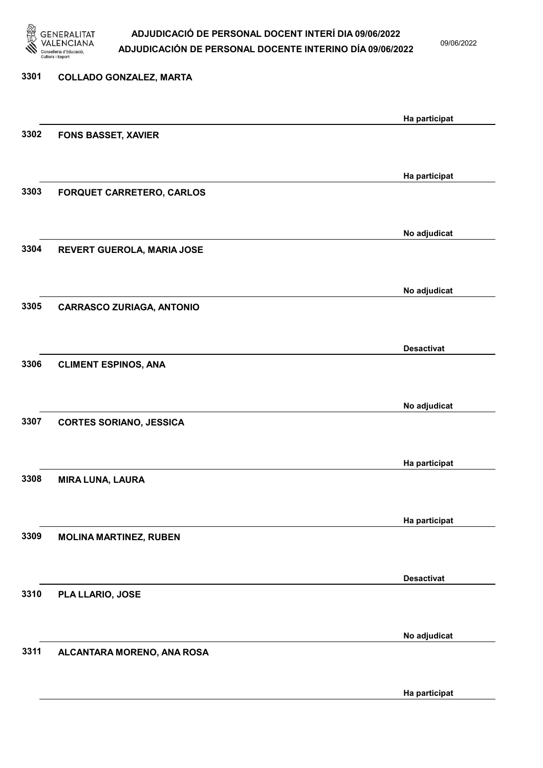| Núm. | Nom | Estat |
|---|---|---|
| 3301 | COLLADO GONZALEZ, MARTA | Ha participat |
| 3302 | FONS BASSET, XAVIER | Ha participat |
| 3303 | FORQUET CARRETERO, CARLOS | No adjudicat |
| 3304 | REVERT GUEROLA, MARIA JOSE | No adjudicat |
| 3305 | CARRASCO ZURIAGA, ANTONIO | Desactivat |
| 3306 | CLIMENT ESPINOS, ANA | No adjudicat |
| 3307 | CORTES SORIANO, JESSICA | Ha participat |
| 3308 | MIRA LUNA, LAURA | Ha participat |
| 3309 | MOLINA MARTINEZ, RUBEN | Desactivat |
| 3310 | PLA LLARIO, JOSE | No adjudicat |
| 3311 | ALCANTARA MORENO, ANA ROSA | Ha participat |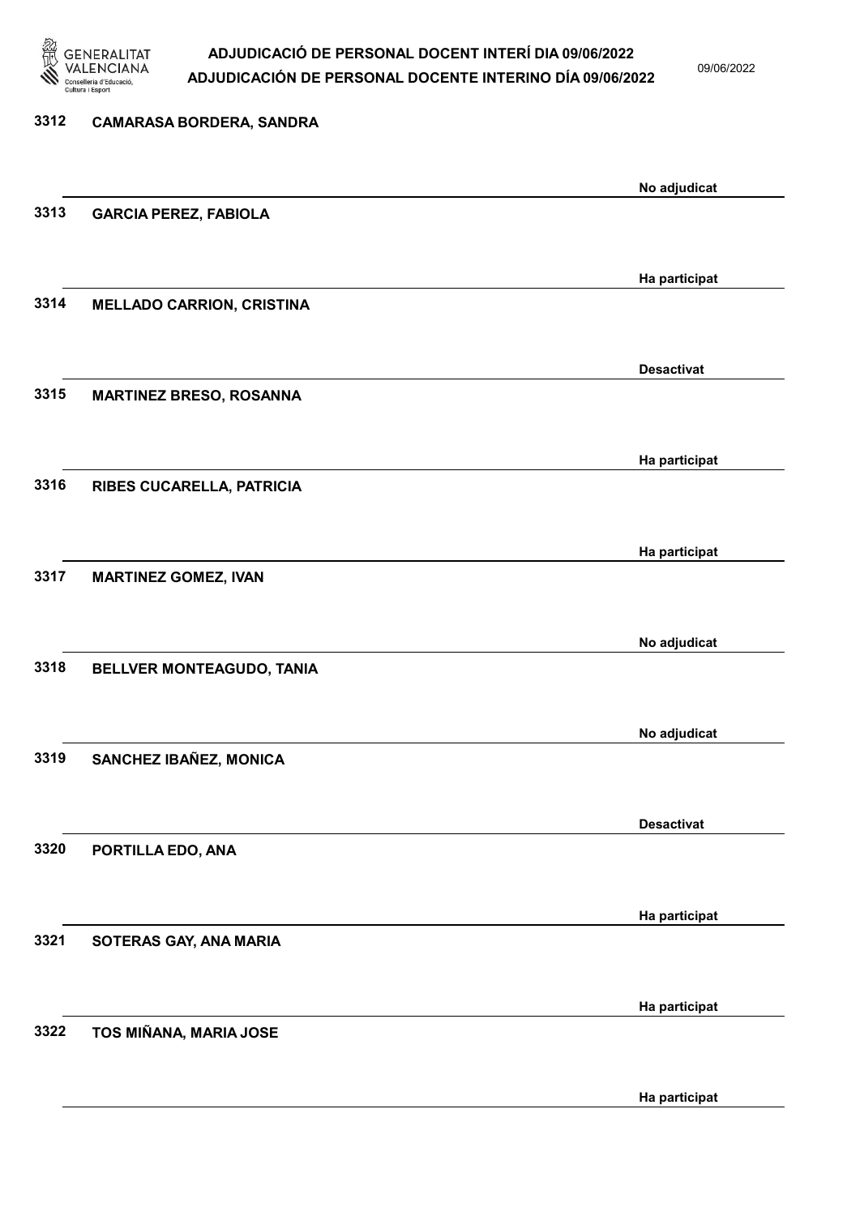3312 CAMARASA BORDERA, SANDRA

No adjudicat

3313 GARCIA PEREZ, FABIOLA

Ha participat

3314 MELLADO CARRION, CRISTINA

Desactivat

3315 MARTINEZ BRESO, ROSANNA

Ha participat

3316 RIBES CUCARELLA, PATRICIA

Ha participat

3317 MARTINEZ GOMEZ, IVAN

No adjudicat

3318 BELLVER MONTEAGUDO, TANIA

No adjudicat

3319 SANCHEZ IBAÑEZ, MONICA

Desactivat

3320 PORTILLA EDO, ANA

Ha participat

3321 SOTERAS GAY, ANA MARIA

Ha participat

3322 TOS MIÑANA, MARIA JOSE

Ha participat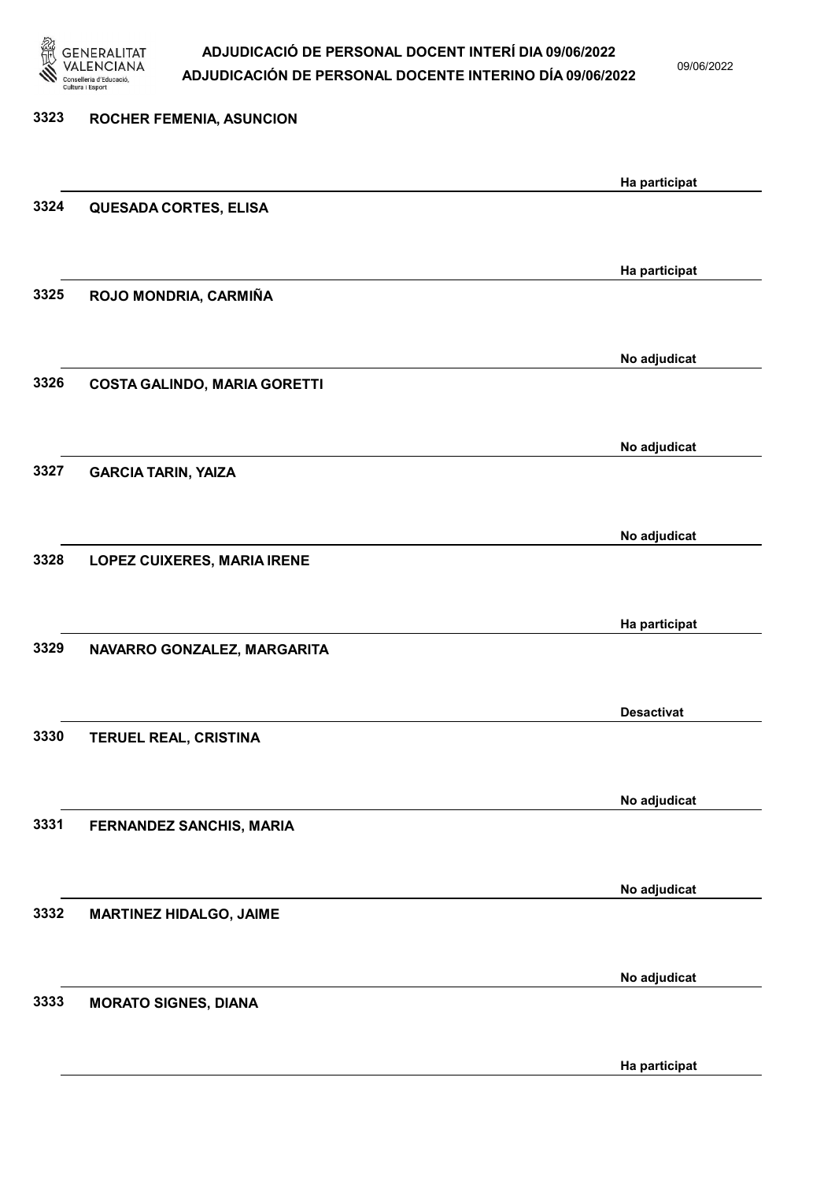| Núm. | Nom | Estat |
|---|---|---|
| 3323 | ROCHER FEMENIA, ASUNCION | Ha participat |
| 3324 | QUESADA CORTES, ELISA | Ha participat |
| 3325 | ROJO MONDRIA, CARMIÑA | No adjudicat |
| 3326 | COSTA GALINDO, MARIA GORETTI | No adjudicat |
| 3327 | GARCIA TARIN, YAIZA | No adjudicat |
| 3328 | LOPEZ CUIXERES, MARIA IRENE | Ha participat |
| 3329 | NAVARRO GONZALEZ, MARGARITA | Desactivat |
| 3330 | TERUEL REAL, CRISTINA | No adjudicat |
| 3331 | FERNANDEZ SANCHIS, MARIA | No adjudicat |
| 3332 | MARTINEZ HIDALGO, JAIME | No adjudicat |
| 3333 | MORATO SIGNES, DIANA | Ha participat |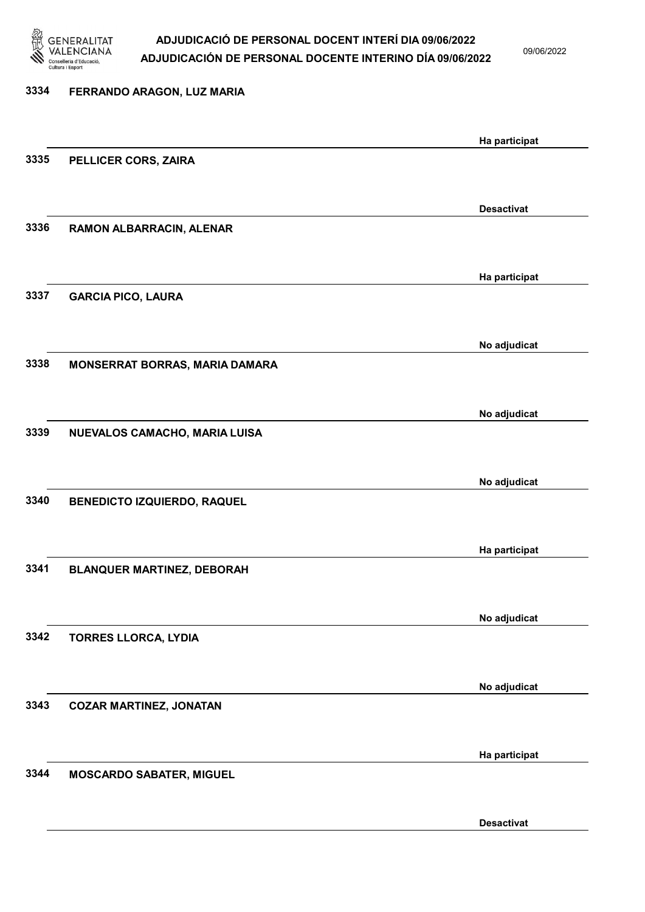| Núm. | Nom | Estat |
|---|---|---|
| 3334 | FERRANDO ARAGON, LUZ MARIA | Ha participat |
| 3335 | PELLICER CORS, ZAIRA | Desactivat |
| 3336 | RAMON ALBARRACIN, ALENAR | Ha participat |
| 3337 | GARCIA PICO, LAURA | No adjudicat |
| 3338 | MONSERRAT BORRAS, MARIA DAMARA | No adjudicat |
| 3339 | NUEVALOS CAMACHO, MARIA LUISA | No adjudicat |
| 3340 | BENEDICTO IZQUIERDO, RAQUEL | Ha participat |
| 3341 | BLANQUER MARTINEZ, DEBORAH | No adjudicat |
| 3342 | TORRES LLORCA, LYDIA | No adjudicat |
| 3343 | COZAR MARTINEZ, JONATAN | Ha participat |
| 3344 | MOSCARDO SABATER, MIGUEL | Desactivat |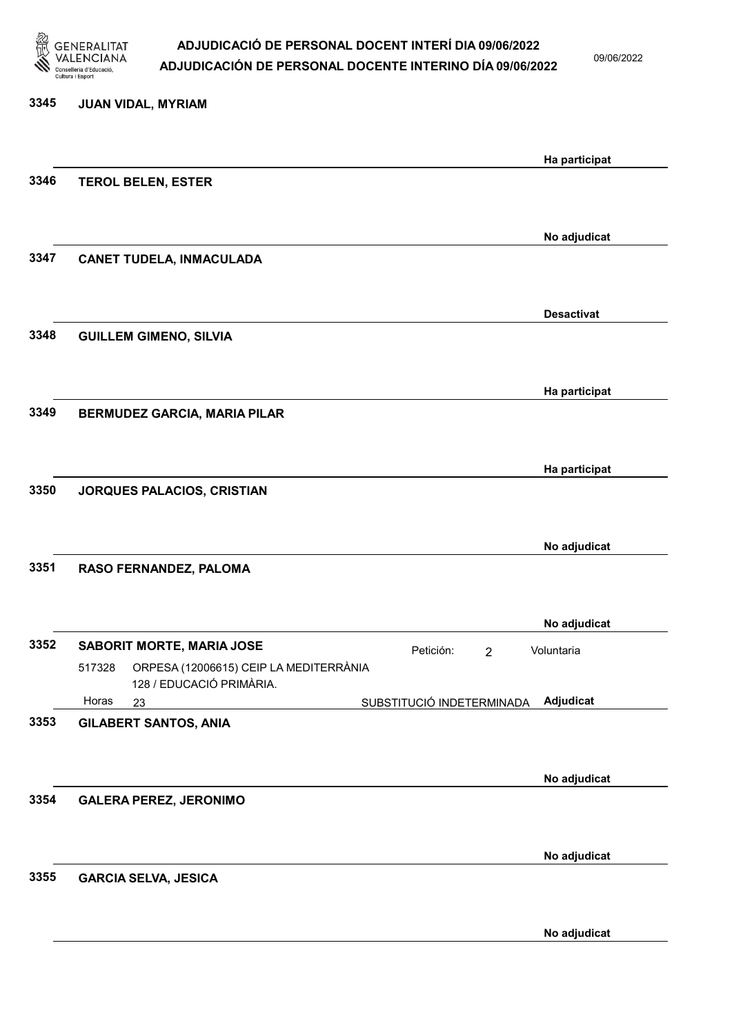**3345 JUAN VIDAL, MYRIAM**

Ha participat

**3346 TEROL BELEN, ESTER**

No adjudicat

**3347 CANET TUDELA, INMACULADA**

Desactivat

**3348 GUILLEM GIMENO, SILVIA**

Ha participat

**3349 BERMUDEZ GARCIA, MARIA PILAR**

Ha participat

**3350 JORQUES PALACIOS, CRISTIAN**

No adjudicat

**3351 RASO FERNANDEZ, PALOMA**

No adjudicat

**3352 SABORIT MORTE, MARIA JOSE** — Petición: 2 — Voluntaria

517328 ORPESA (12006615) CEIP LA MEDITERRÀNIA
128 / EDUCACIÓ PRIMÀRIA.
Horas 23 — SUBSTITUCIÓ INDETERMINADA — Adjudicat

**3353 GILABERT SANTOS, ANIA**

No adjudicat

**3354 GALERA PEREZ, JERONIMO**

No adjudicat

**3355 GARCIA SELVA, JESICA**

No adjudicat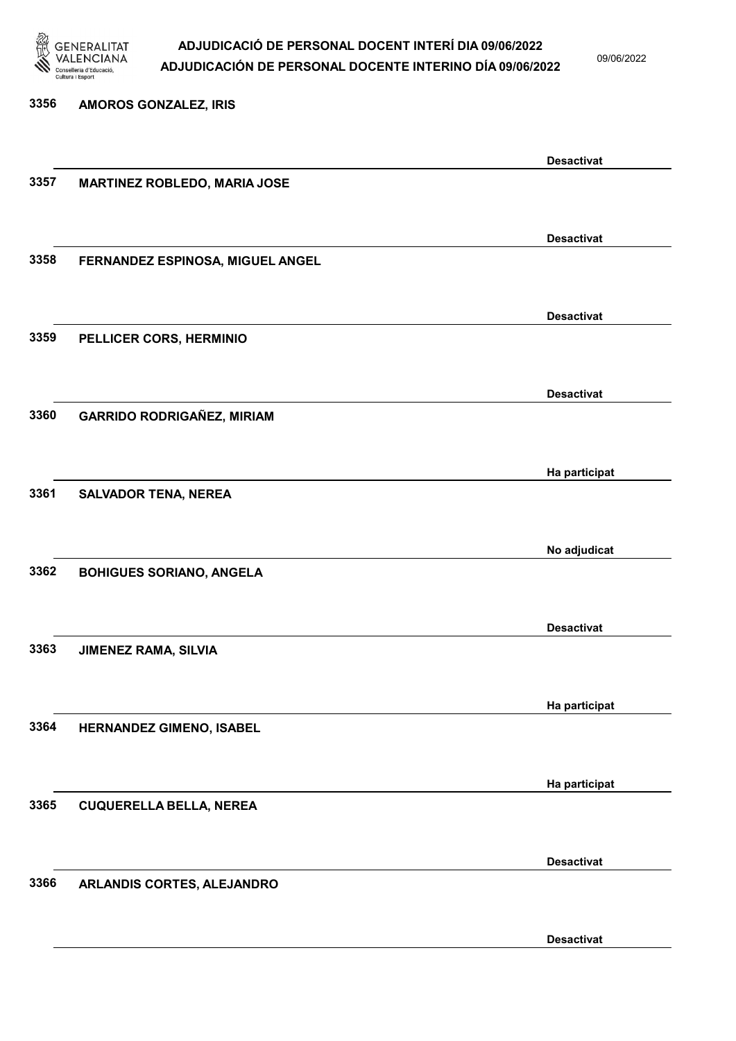| Núm. | Nom | Estat |
|---|---|---|
| 3356 | AMOROS GONZALEZ, IRIS | Desactivat |
| 3357 | MARTINEZ ROBLEDO, MARIA JOSE | Desactivat |
| 3358 | FERNANDEZ ESPINOSA, MIGUEL ANGEL | Desactivat |
| 3359 | PELLICER CORS, HERMINIO | Desactivat |
| 3360 | GARRIDO RODRIGAÑEZ, MIRIAM | Ha participat |
| 3361 | SALVADOR TENA, NEREA | No adjudicat |
| 3362 | BOHIGUES SORIANO, ANGELA | Desactivat |
| 3363 | JIMENEZ RAMA, SILVIA | Ha participat |
| 3364 | HERNANDEZ GIMENO, ISABEL | Ha participat |
| 3365 | CUQUERELLA BELLA, NEREA | Desactivat |
| 3366 | ARLANDIS CORTES, ALEJANDRO | Desactivat |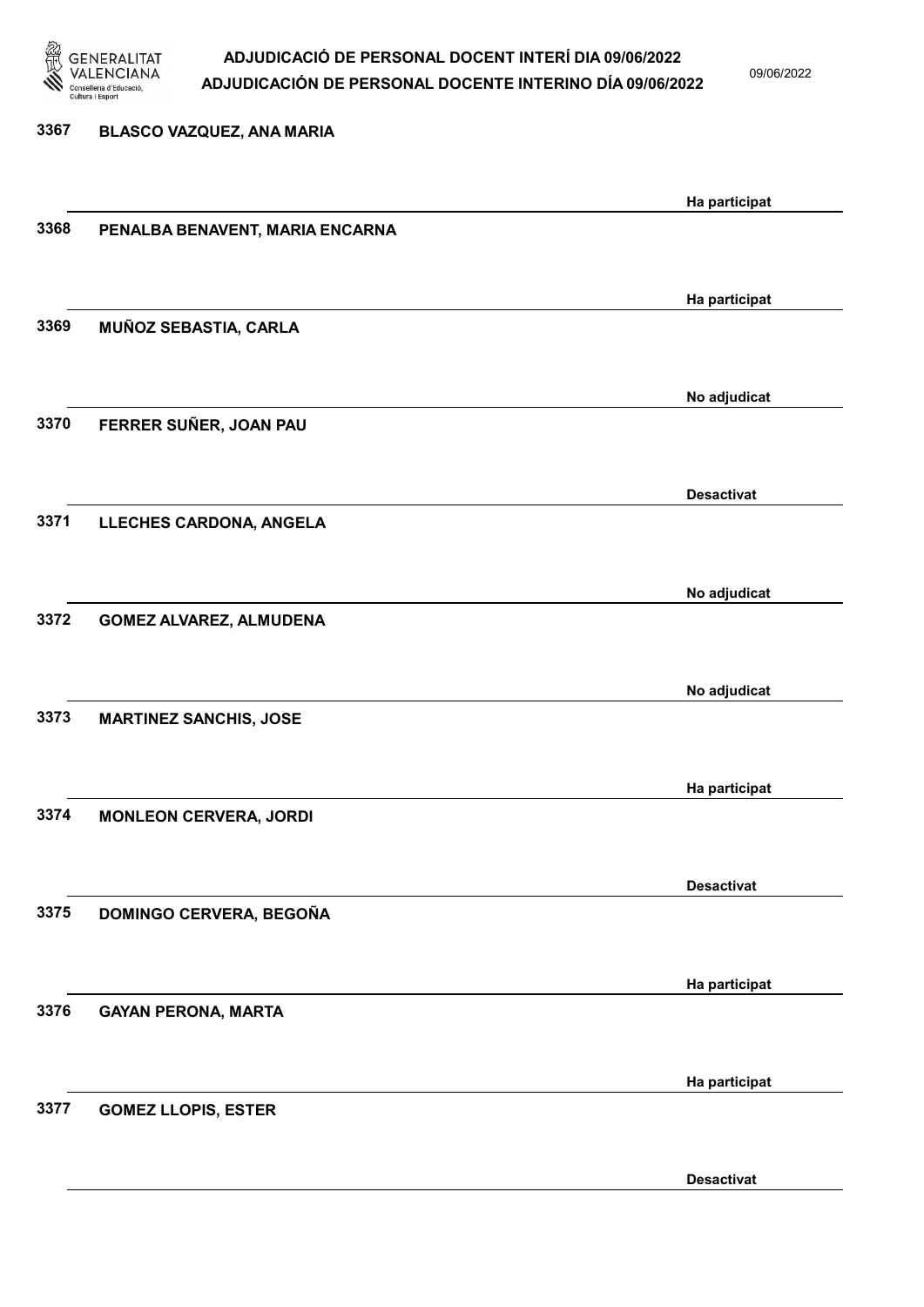| Núm. | Nom | Estat |
|---|---|---|
| 3367 | BLASCO VAZQUEZ, ANA MARIA | Ha participat |
| 3368 | PENALBA BENAVENT, MARIA ENCARNA | Ha participat |
| 3369 | MUÑOZ SEBASTIA, CARLA | No adjudicat |
| 3370 | FERRER SUÑER, JOAN PAU | Desactivat |
| 3371 | LLECHES CARDONA, ANGELA | No adjudicat |
| 3372 | GOMEZ ALVAREZ, ALMUDENA | No adjudicat |
| 3373 | MARTINEZ SANCHIS, JOSE | Ha participat |
| 3374 | MONLEON CERVERA, JORDI | Desactivat |
| 3375 | DOMINGO CERVERA, BEGOÑA | Ha participat |
| 3376 | GAYAN PERONA, MARTA | Ha participat |
| 3377 | GOMEZ LLOPIS, ESTER | Desactivat |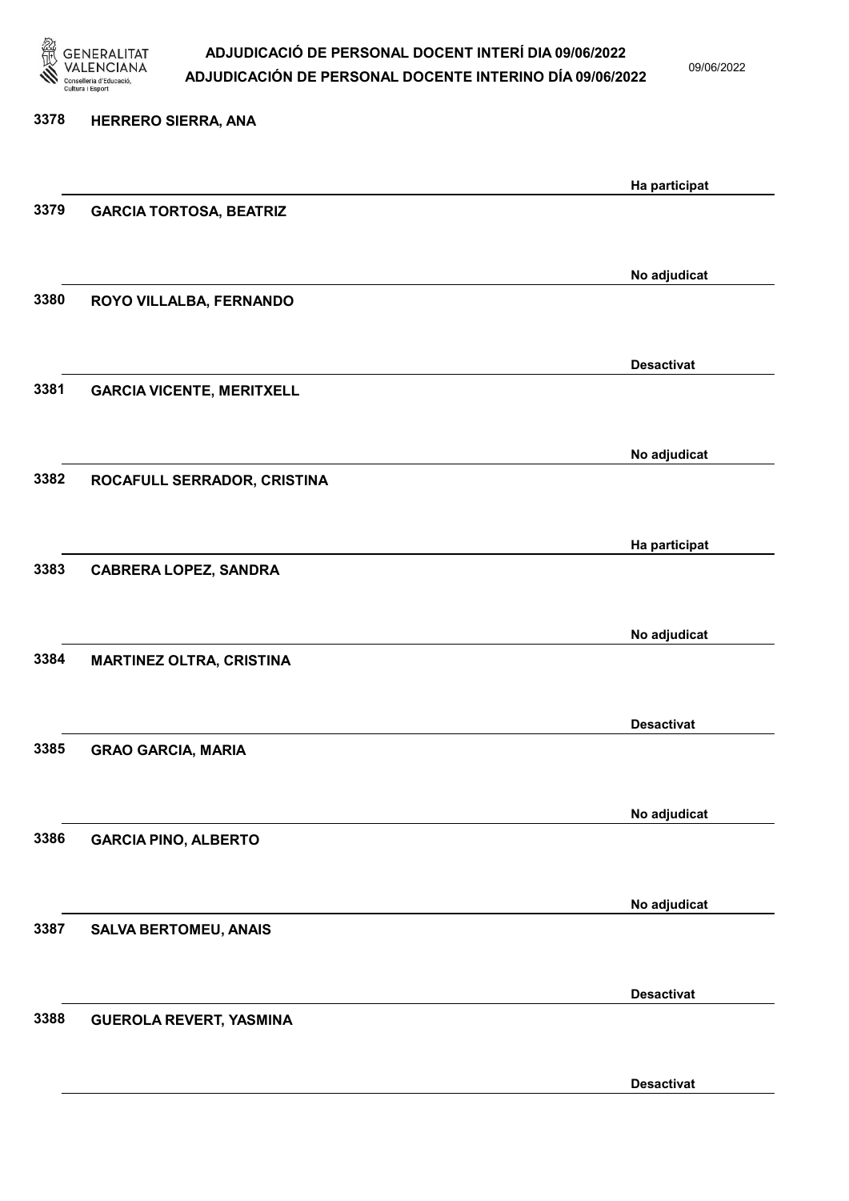3378 HERRERO SIERRA, ANA

Ha participat

3379 GARCIA TORTOSA, BEATRIZ

No adjudicat

3380 ROYO VILLALBA, FERNANDO

Desactivat

3381 GARCIA VICENTE, MERITXELL

No adjudicat

3382 ROCAFULL SERRADOR, CRISTINA

Ha participat

3383 CABRERA LOPEZ, SANDRA

No adjudicat

3384 MARTINEZ OLTRA, CRISTINA

Desactivat

3385 GRAO GARCIA, MARIA

No adjudicat

3386 GARCIA PINO, ALBERTO

No adjudicat

3387 SALVA BERTOMEU, ANAIS

Desactivat

3388 GUEROLA REVERT, YASMINA

Desactivat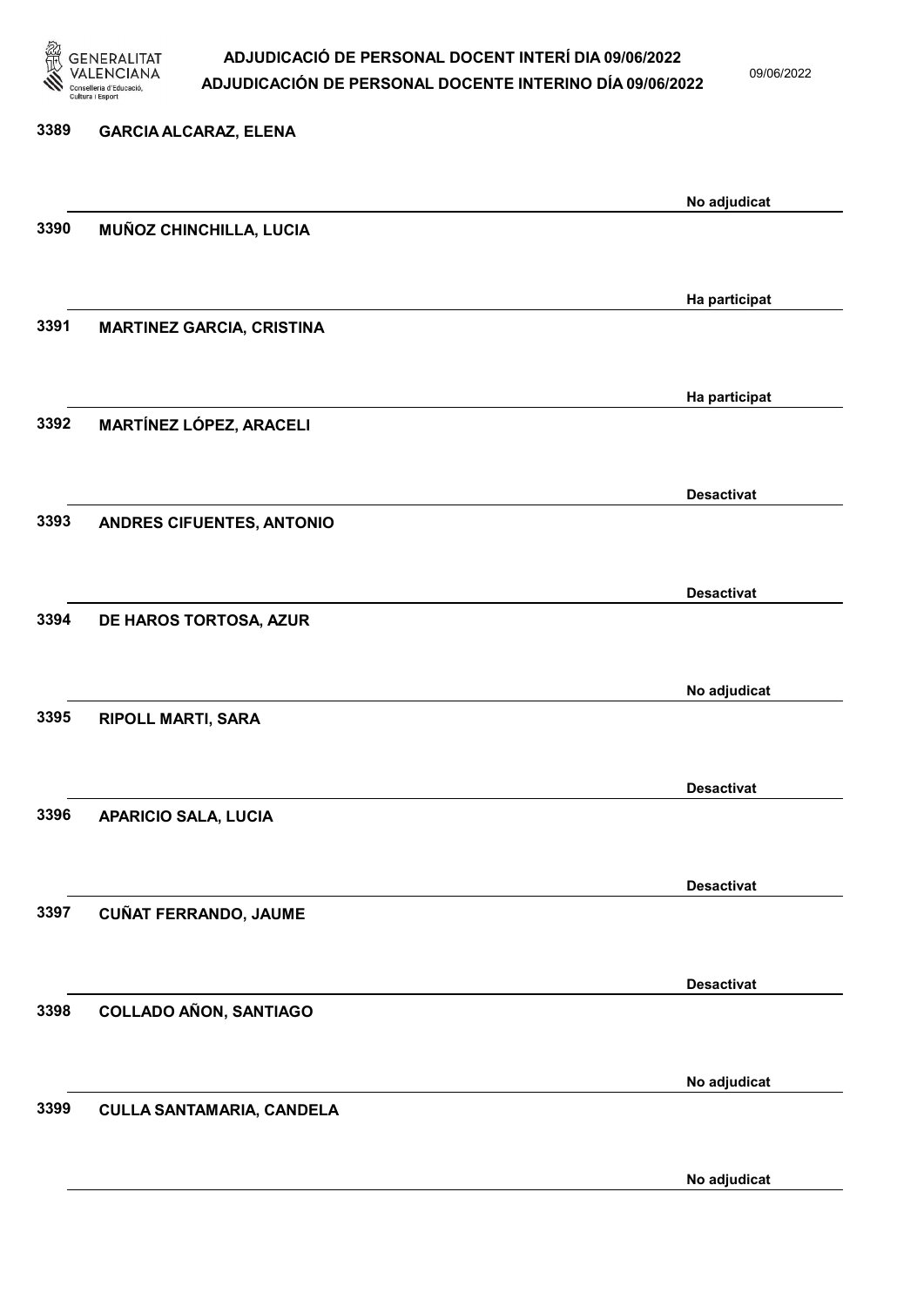| Núm. | Nom | Estat |
|---|---|---|
| 3389 | GARCIA ALCARAZ, ELENA | No adjudicat |
| 3390 | MUÑOZ CHINCHILLA, LUCIA | Ha participat |
| 3391 | MARTINEZ GARCIA, CRISTINA | Ha participat |
| 3392 | MARTÍNEZ LÓPEZ, ARACELI | Desactivat |
| 3393 | ANDRES CIFUENTES, ANTONIO | Desactivat |
| 3394 | DE HAROS TORTOSA, AZUR | No adjudicat |
| 3395 | RIPOLL MARTI, SARA | Desactivat |
| 3396 | APARICIO SALA, LUCIA | Desactivat |
| 3397 | CUÑAT FERRANDO, JAUME | Desactivat |
| 3398 | COLLADO AÑON, SANTIAGO | No adjudicat |
| 3399 | CULLA SANTAMARIA, CANDELA | No adjudicat |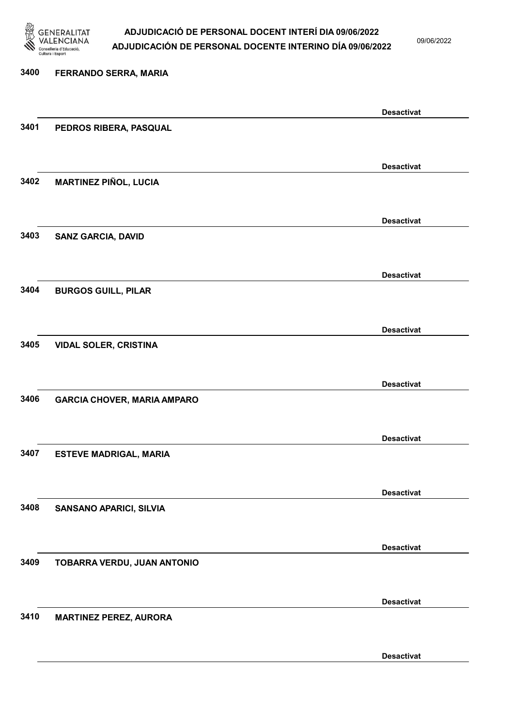3400 FERRANDO SERRA, MARIA

Desactivat

3401 PEDROS RIBERA, PASQUAL

Desactivat

3402 MARTINEZ PIÑOL, LUCIA

Desactivat

3403 SANZ GARCIA, DAVID

Desactivat

3404 BURGOS GUILL, PILAR

Desactivat

3405 VIDAL SOLER, CRISTINA

Desactivat

3406 GARCIA CHOVER, MARIA AMPARO

Desactivat

3407 ESTEVE MADRIGAL, MARIA

Desactivat

3408 SANSANO APARICI, SILVIA

Desactivat

3409 TOBARRA VERDU, JUAN ANTONIO

Desactivat

3410 MARTINEZ PEREZ, AURORA

Desactivat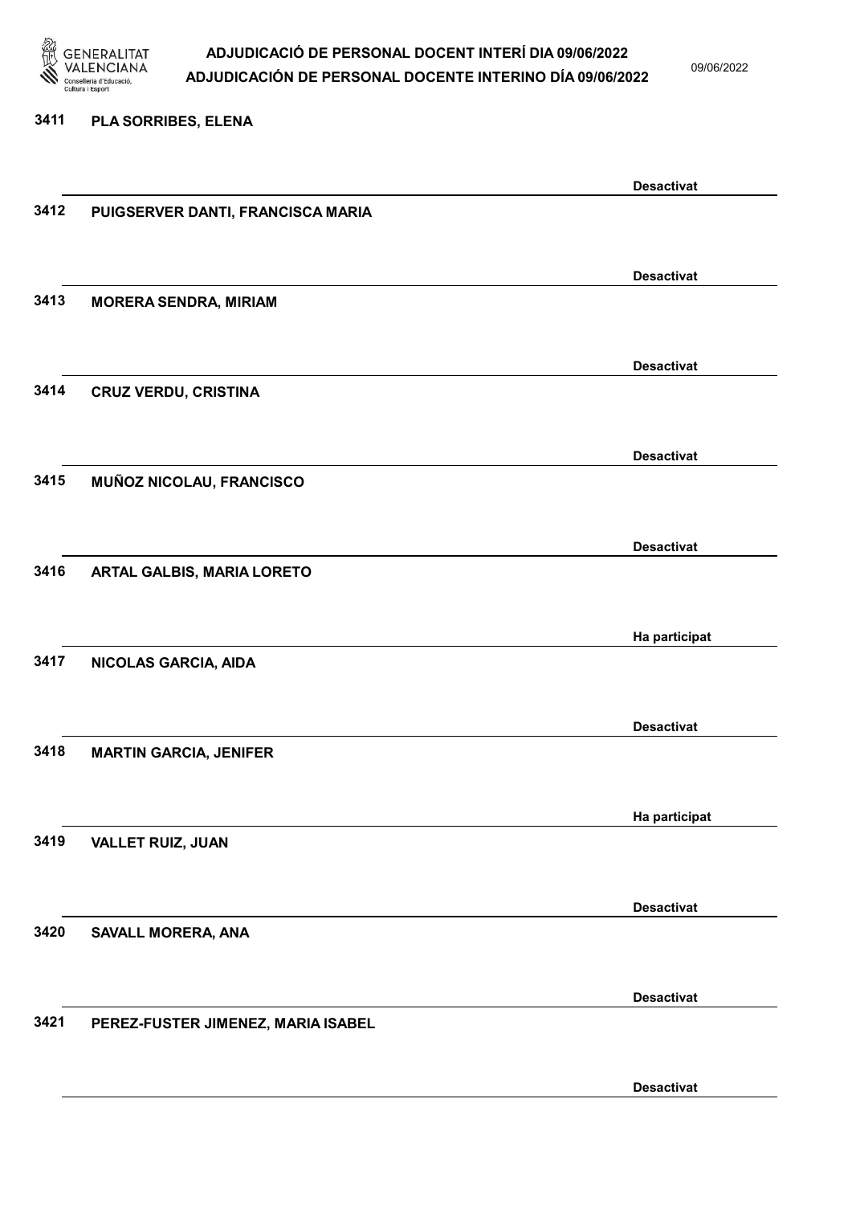3411 PLA SORRIBES, ELENA

Desactivat

3412 PUIGSERVER DANTI, FRANCISCA MARIA

Desactivat

3413 MORERA SENDRA, MIRIAM

Desactivat

3414 CRUZ VERDU, CRISTINA

Desactivat

3415 MUÑOZ NICOLAU, FRANCISCO

Desactivat

3416 ARTAL GALBIS, MARIA LORETO

Ha participat

3417 NICOLAS GARCIA, AIDA

Desactivat

3418 MARTIN GARCIA, JENIFER

Ha participat

3419 VALLET RUIZ, JUAN

Desactivat

3420 SAVALL MORERA, ANA

Desactivat

3421 PEREZ-FUSTER JIMENEZ, MARIA ISABEL

Desactivat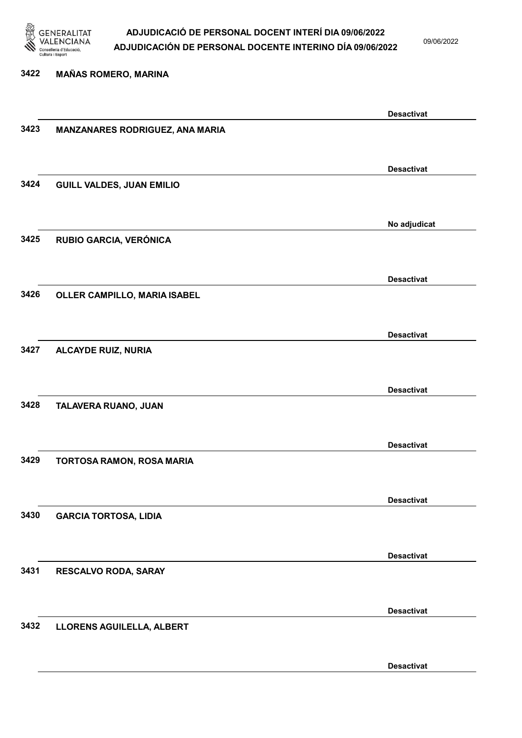| | | |
|---|---|---|
| 3422 | MAÑAS ROMERO, MARINA | Desactivat |
| 3423 | MANZANARES RODRIGUEZ, ANA MARIA | Desactivat |
| 3424 | GUILL VALDES, JUAN EMILIO | No adjudicat |
| 3425 | RUBIO GARCIA, VERÓNICA | Desactivat |
| 3426 | OLLER CAMPILLO, MARIA ISABEL | Desactivat |
| 3427 | ALCAYDE RUIZ, NURIA | Desactivat |
| 3428 | TALAVERA RUANO, JUAN | Desactivat |
| 3429 | TORTOSA RAMON, ROSA MARIA | Desactivat |
| 3430 | GARCIA TORTOSA, LIDIA | Desactivat |
| 3431 | RESCALVO RODA, SARAY | Desactivat |
| 3432 | LLORENS AGUILELLA, ALBERT | Desactivat |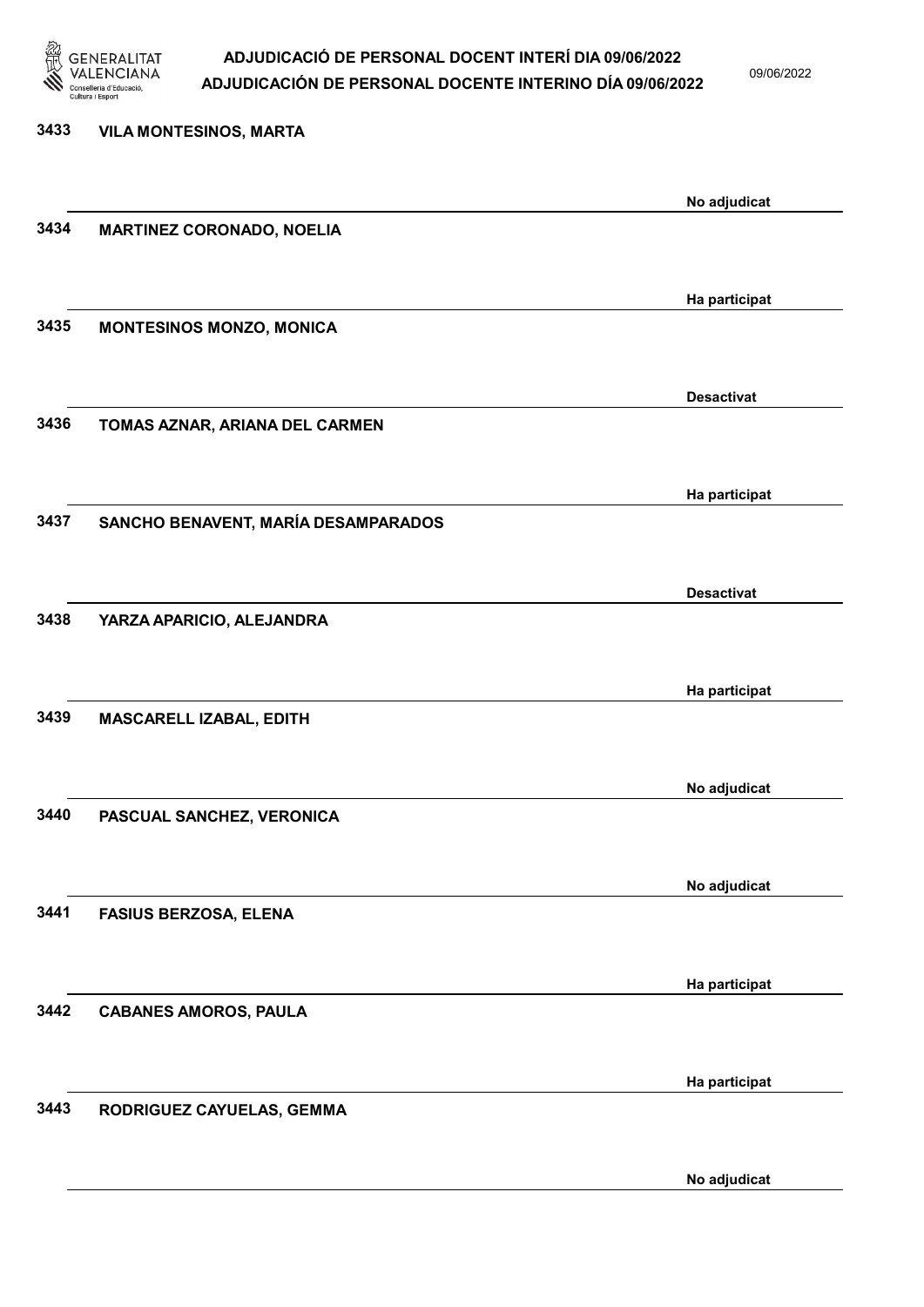| Núm. | Nom | Estat |
| --- | --- | --- |
| 3433 | VILA MONTESINOS, MARTA | No adjudicat |
| 3434 | MARTINEZ CORONADO, NOELIA | Ha participat |
| 3435 | MONTESINOS MONZO, MONICA | Desactivat |
| 3436 | TOMAS AZNAR, ARIANA DEL CARMEN | Ha participat |
| 3437 | SANCHO BENAVENT, MARÍA DESAMPARADOS | Desactivat |
| 3438 | YARZA APARICIO, ALEJANDRA | Ha participat |
| 3439 | MASCARELL IZABAL, EDITH | No adjudicat |
| 3440 | PASCUAL SANCHEZ, VERONICA | No adjudicat |
| 3441 | FASIUS BERZOSA, ELENA | Ha participat |
| 3442 | CABANES AMOROS, PAULA | Ha participat |
| 3443 | RODRIGUEZ CAYUELAS, GEMMA | No adjudicat |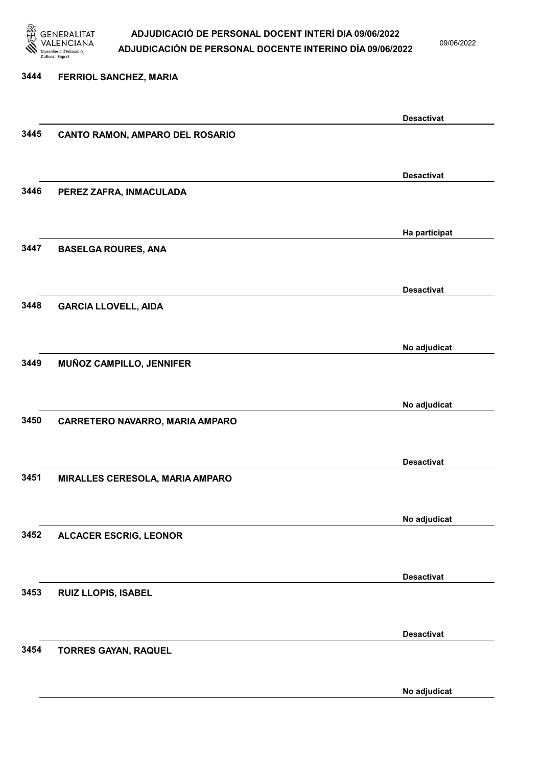| Núm. | Nom | Estat |
| --- | --- | --- |
| 3444 | FERRIOL SANCHEZ, MARIA | Desactivat |
| 3445 | CANTO RAMON, AMPARO DEL ROSARIO | Desactivat |
| 3446 | PEREZ ZAFRA, INMACULADA | Ha participat |
| 3447 | BASELGA ROURES, ANA | Desactivat |
| 3448 | GARCIA LLOVELL, AIDA | No adjudicat |
| 3449 | MUÑOZ CAMPILLO, JENNIFER | No adjudicat |
| 3450 | CARRETERO NAVARRO, MARIA AMPARO | Desactivat |
| 3451 | MIRALLES CERESOLA, MARIA AMPARO | No adjudicat |
| 3452 | ALCACER ESCRIG, LEONOR | Desactivat |
| 3453 | RUIZ LLOPIS, ISABEL | Desactivat |
| 3454 | TORRES GAYAN, RAQUEL | No adjudicat |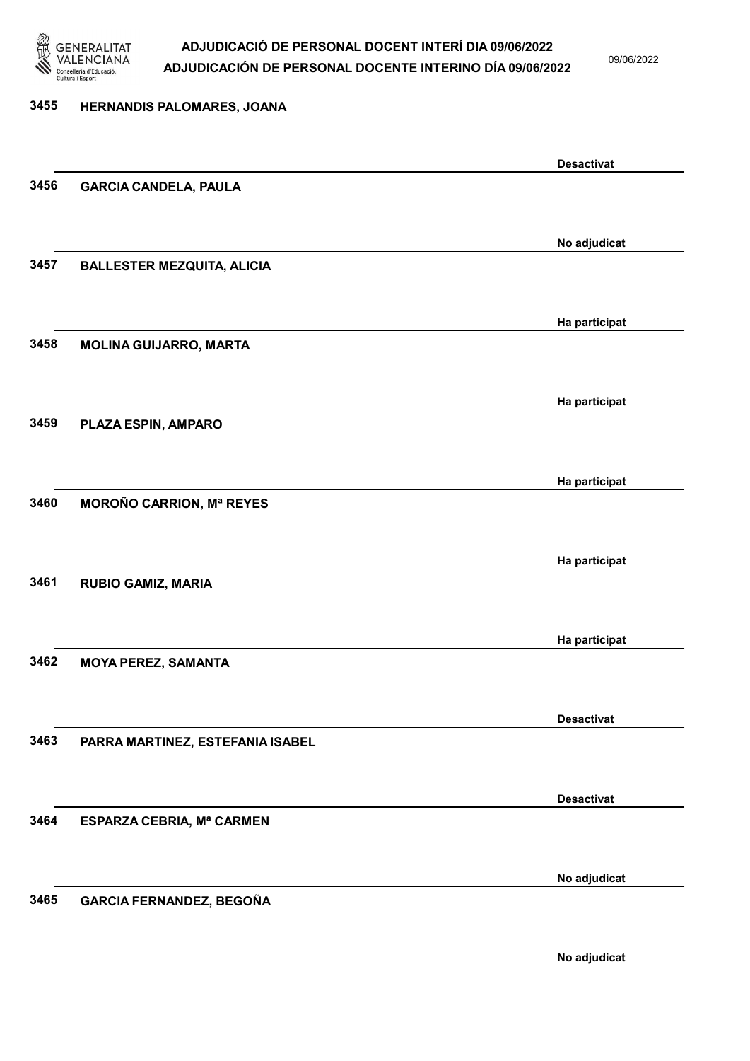| Núm. | Nom | Estat |
|---|---|---|
| 3455 | HERNANDIS PALOMARES, JOANA | Desactivat |
| 3456 | GARCIA CANDELA, PAULA | No adjudicat |
| 3457 | BALLESTER MEZQUITA, ALICIA | Ha participat |
| 3458 | MOLINA GUIJARRO, MARTA | Ha participat |
| 3459 | PLAZA ESPIN, AMPARO | Ha participat |
| 3460 | MOROÑO CARRION, Mª REYES | Ha participat |
| 3461 | RUBIO GAMIZ, MARIA | Ha participat |
| 3462 | MOYA PEREZ, SAMANTA | Desactivat |
| 3463 | PARRA MARTINEZ, ESTEFANIA ISABEL | Desactivat |
| 3464 | ESPARZA CEBRIA, Mª CARMEN | No adjudicat |
| 3465 | GARCIA FERNANDEZ, BEGOÑA | No adjudicat |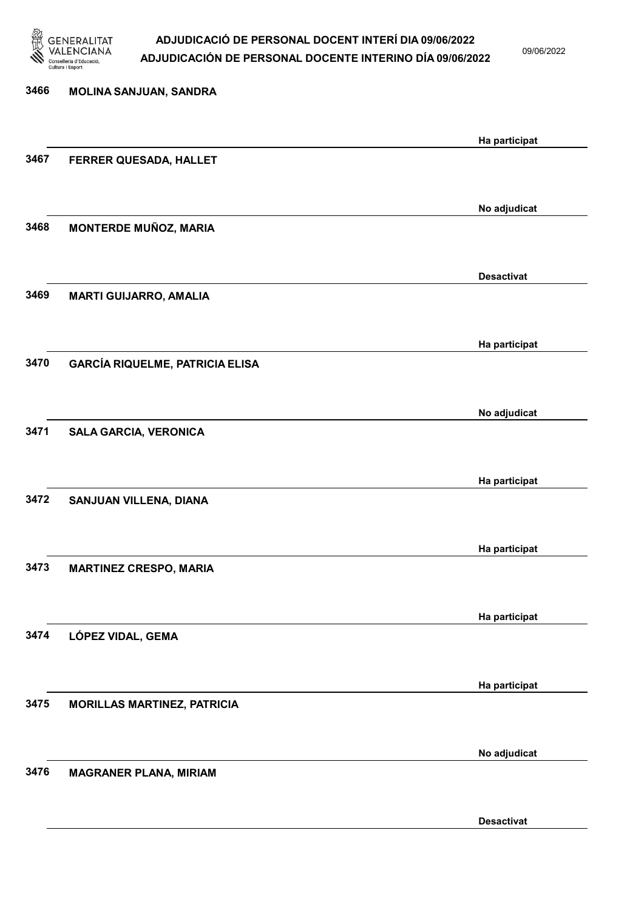3466 MOLINA SANJUAN, SANDRA

Ha participat

3467 FERRER QUESADA, HALLET

No adjudicat

3468 MONTERDE MUÑOZ, MARIA

Desactivat

3469 MARTI GUIJARRO, AMALIA

Ha participat

3470 GARCÍA RIQUELME, PATRICIA ELISA

No adjudicat

3471 SALA GARCIA, VERONICA

Ha participat

3472 SANJUAN VILLENA, DIANA

Ha participat

3473 MARTINEZ CRESPO, MARIA

Ha participat

3474 LÓPEZ VIDAL, GEMA

Ha participat

3475 MORILLAS MARTINEZ, PATRICIA

No adjudicat

3476 MAGRANER PLANA, MIRIAM

Desactivat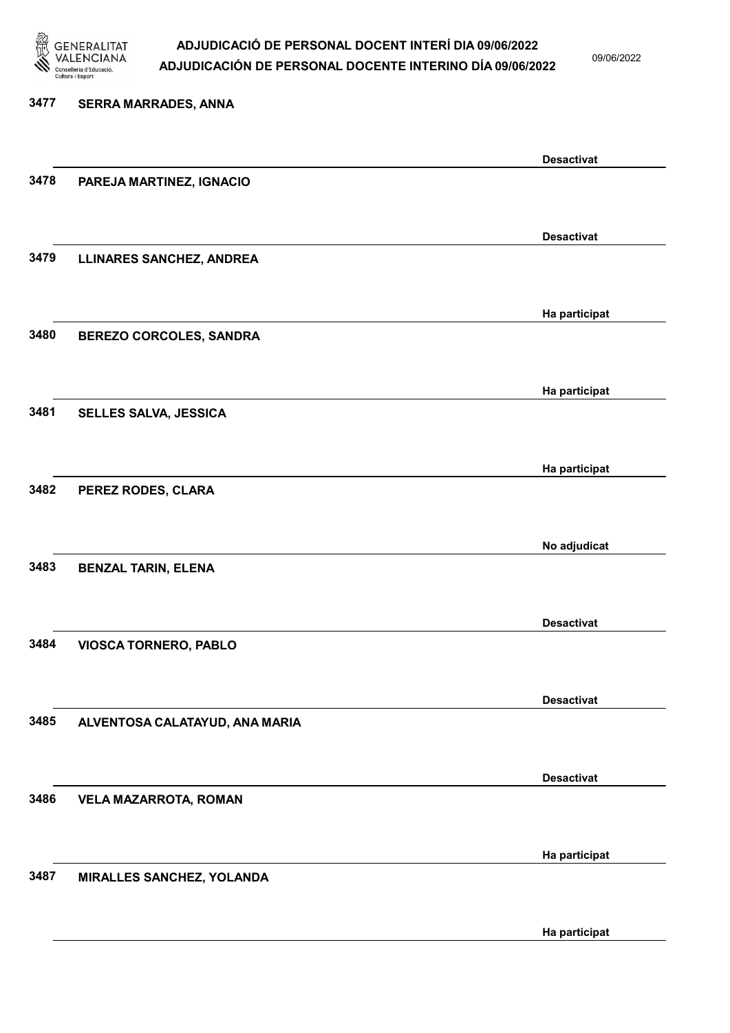| | | |
|---|---|---|
| 3477 | SERRA MARRADES, ANNA | Desactivat |
| 3478 | PAREJA MARTINEZ, IGNACIO | Desactivat |
| 3479 | LLINARES SANCHEZ, ANDREA | Ha participat |
| 3480 | BEREZO CORCOLES, SANDRA | Ha participat |
| 3481 | SELLES SALVA, JESSICA | Ha participat |
| 3482 | PEREZ RODES, CLARA | No adjudicat |
| 3483 | BENZAL TARIN, ELENA | Desactivat |
| 3484 | VIOSCA TORNERO, PABLO | Desactivat |
| 3485 | ALVENTOSA CALATAYUD, ANA MARIA | Desactivat |
| 3486 | VELA MAZARROTA, ROMAN | Ha participat |
| 3487 | MIRALLES SANCHEZ, YOLANDA | Ha participat |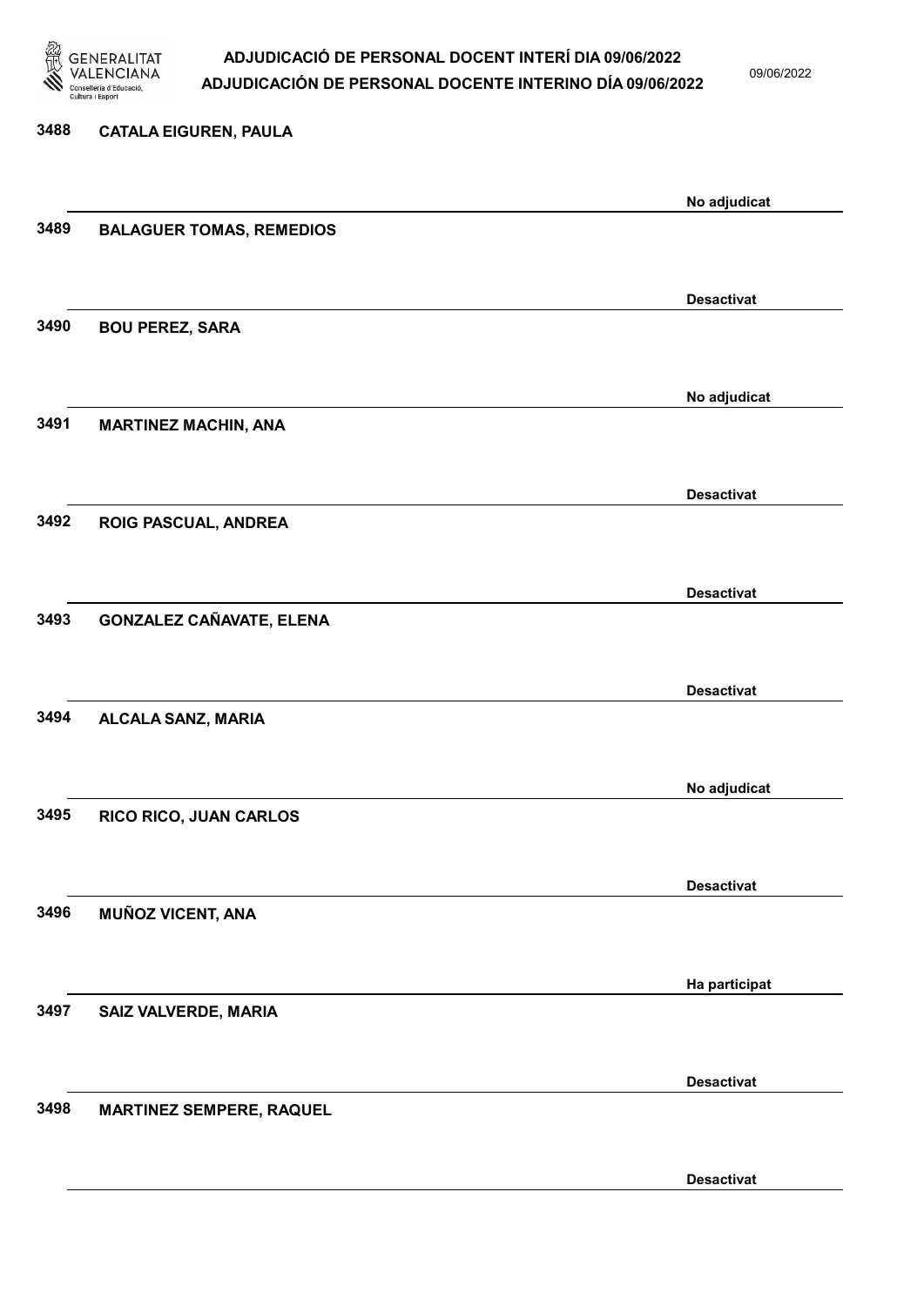| | | |
|---|---|---|
| 3488 | CATALA EIGUREN, PAULA | No adjudicat |
| 3489 | BALAGUER TOMAS, REMEDIOS | Desactivat |
| 3490 | BOU PEREZ, SARA | No adjudicat |
| 3491 | MARTINEZ MACHIN, ANA | Desactivat |
| 3492 | ROIG PASCUAL, ANDREA | Desactivat |
| 3493 | GONZALEZ CAÑAVATE, ELENA | Desactivat |
| 3494 | ALCALA SANZ, MARIA | No adjudicat |
| 3495 | RICO RICO, JUAN CARLOS | Desactivat |
| 3496 | MUÑOZ VICENT, ANA | Ha participat |
| 3497 | SAIZ VALVERDE, MARIA | Desactivat |
| 3498 | MARTINEZ SEMPERE, RAQUEL | Desactivat |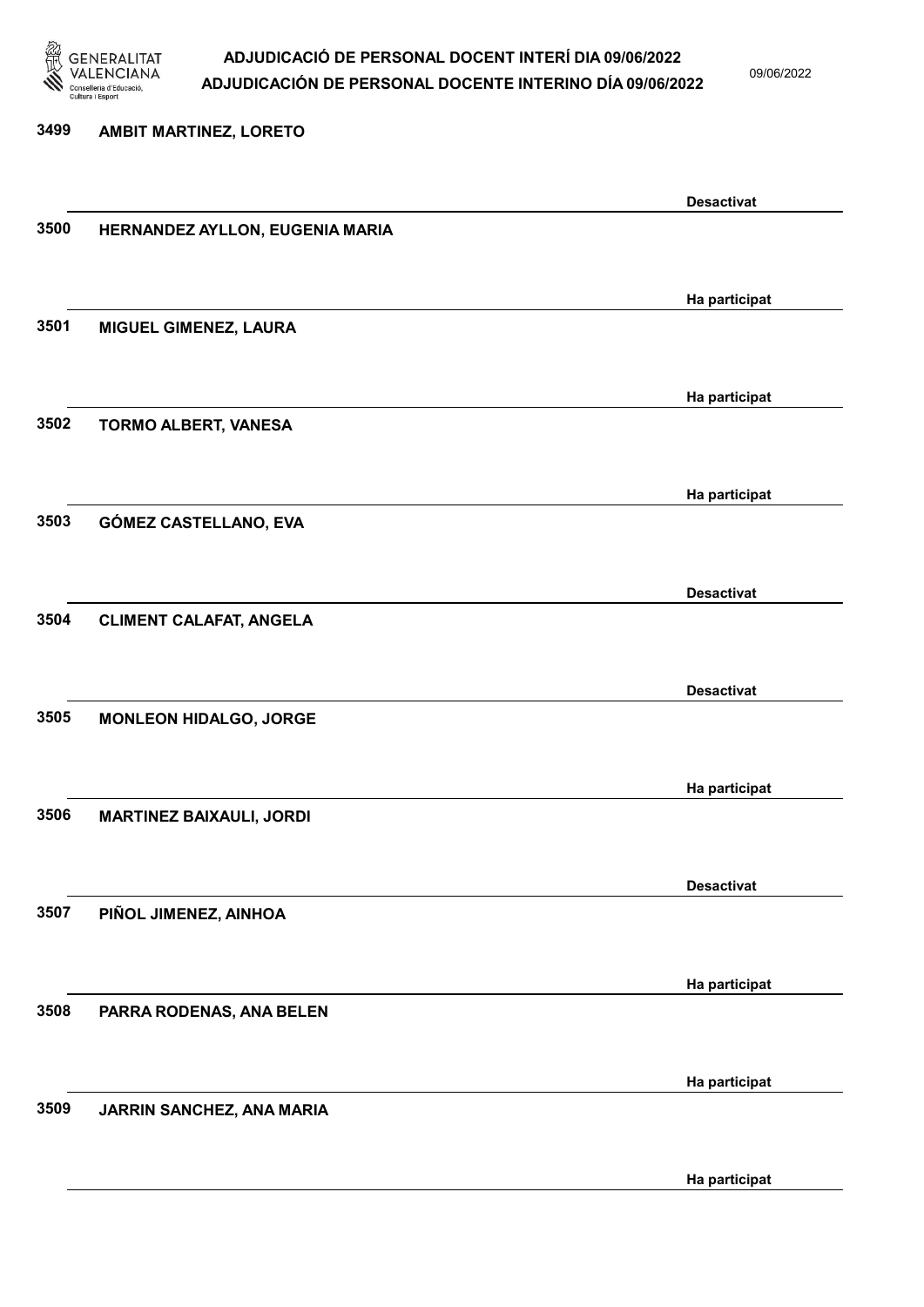3499 AMBIT MARTINEZ, LORETO

Desactivat

3500 HERNANDEZ AYLLON, EUGENIA MARIA

Ha participat

3501 MIGUEL GIMENEZ, LAURA

Ha participat

3502 TORMO ALBERT, VANESA

Ha participat

3503 GÓMEZ CASTELLANO, EVA

Desactivat

3504 CLIMENT CALAFAT, ANGELA

Desactivat

3505 MONLEON HIDALGO, JORGE

Ha participat

3506 MARTINEZ BAIXAULI, JORDI

Desactivat

3507 PIÑOL JIMENEZ, AINHOA

Ha participat

3508 PARRA RODENAS, ANA BELEN

Ha participat

3509 JARRIN SANCHEZ, ANA MARIA

Ha participat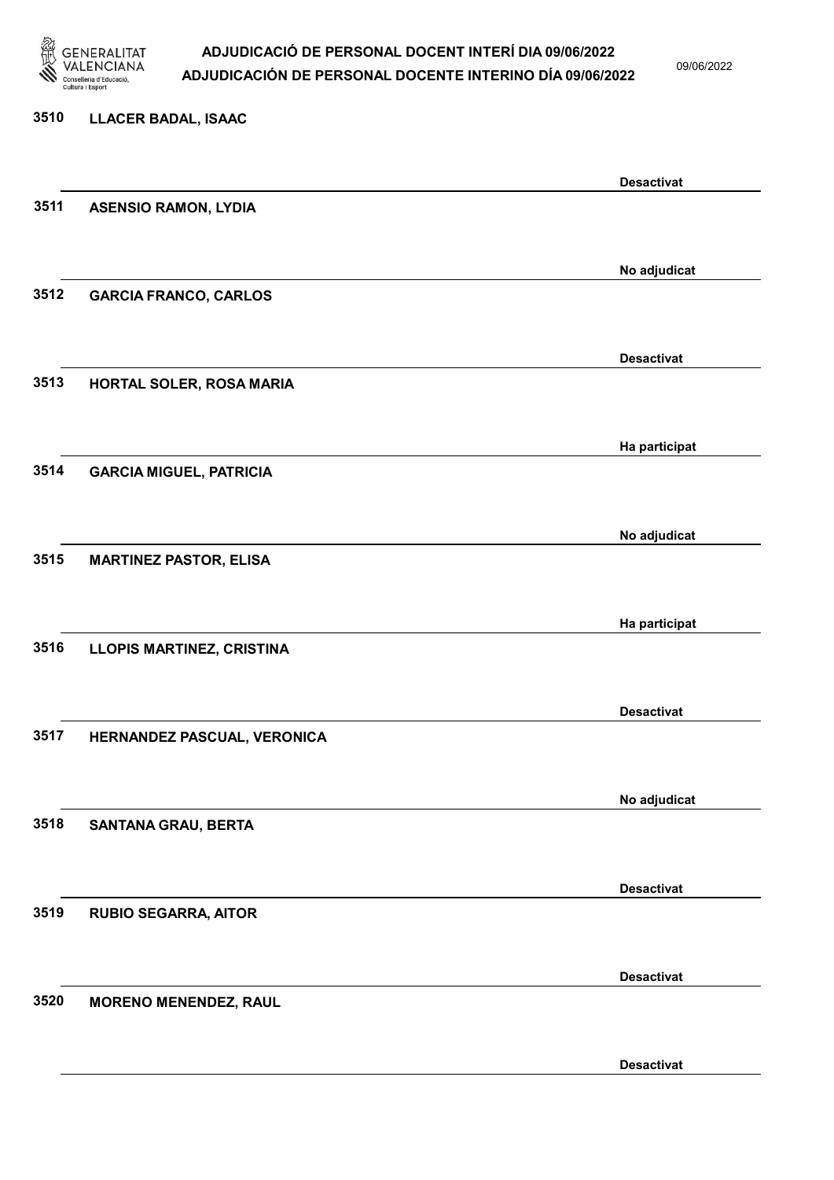| Núm. | Nom | Estat |
|---|---|---|
| 3510 | LLACER BADAL, ISAAC | Desactivat |
| 3511 | ASENSIO RAMON, LYDIA | No adjudicat |
| 3512 | GARCIA FRANCO, CARLOS | Desactivat |
| 3513 | HORTAL SOLER, ROSA MARIA | Ha participat |
| 3514 | GARCIA MIGUEL, PATRICIA | No adjudicat |
| 3515 | MARTINEZ PASTOR, ELISA | Ha participat |
| 3516 | LLOPIS MARTINEZ, CRISTINA | Desactivat |
| 3517 | HERNANDEZ PASCUAL, VERONICA | No adjudicat |
| 3518 | SANTANA GRAU, BERTA | Desactivat |
| 3519 | RUBIO SEGARRA, AITOR | Desactivat |
| 3520 | MORENO MENENDEZ, RAUL | Desactivat |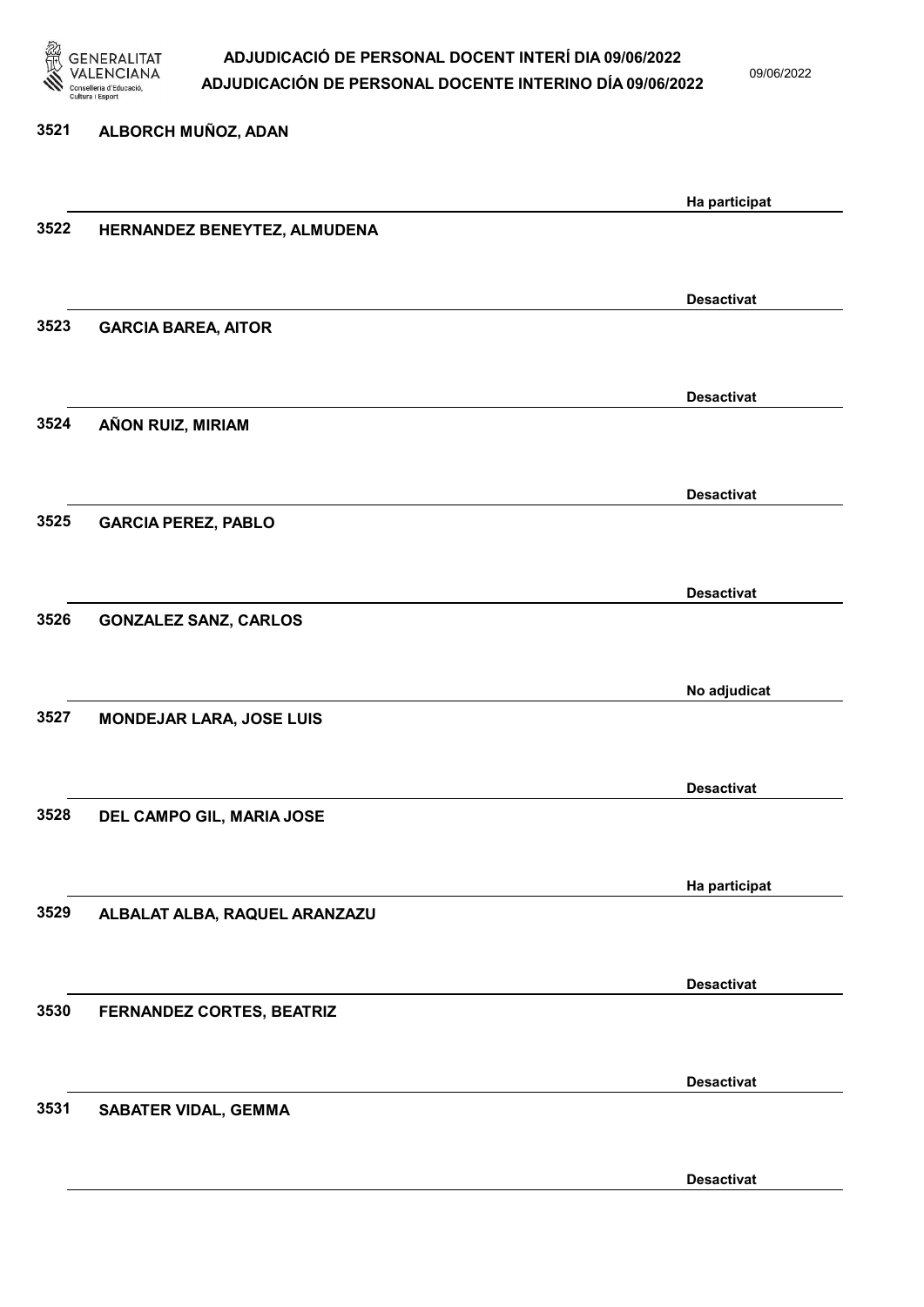| Núm. | Nom | Estat |
|---|---|---|
| 3521 | ALBORCH MUÑOZ, ADAN | Ha participat |
| 3522 | HERNANDEZ BENEYTEZ, ALMUDENA | Desactivat |
| 3523 | GARCIA BAREA, AITOR | Desactivat |
| 3524 | AÑON RUIZ, MIRIAM | Desactivat |
| 3525 | GARCIA PEREZ, PABLO | Desactivat |
| 3526 | GONZALEZ SANZ, CARLOS | No adjudicat |
| 3527 | MONDEJAR LARA, JOSE LUIS | Desactivat |
| 3528 | DEL CAMPO GIL, MARIA JOSE | Ha participat |
| 3529 | ALBALAT ALBA, RAQUEL ARANZAZU | Desactivat |
| 3530 | FERNANDEZ CORTES, BEATRIZ | Desactivat |
| 3531 | SABATER VIDAL, GEMMA | Desactivat |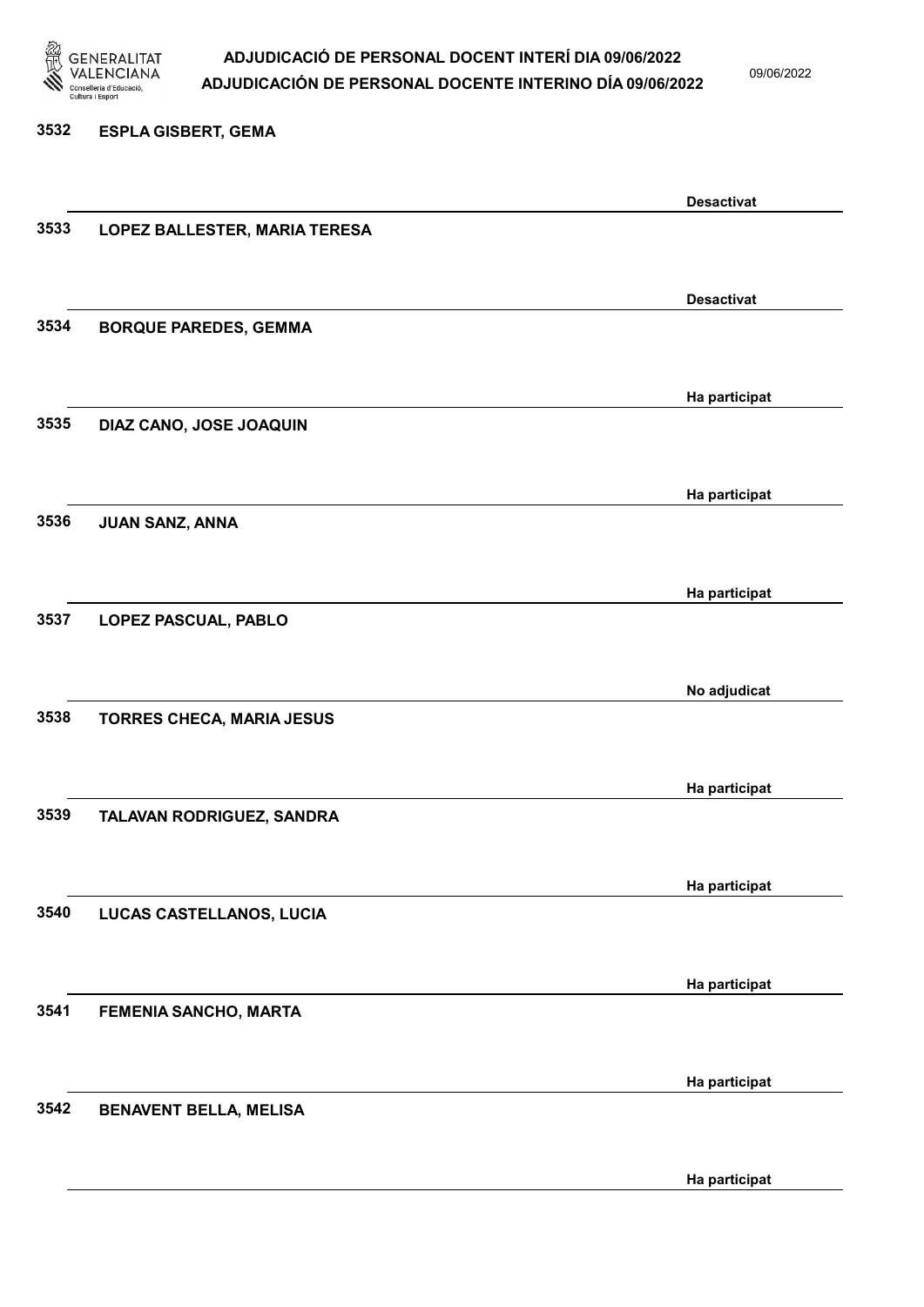| Núm. | Nom | Estat |
|---|---|---|
| 3532 | ESPLA GISBERT, GEMA | Desactivat |
| 3533 | LOPEZ BALLESTER, MARIA TERESA | Desactivat |
| 3534 | BORQUE PAREDES, GEMMA | Ha participat |
| 3535 | DIAZ CANO, JOSE JOAQUIN | Ha participat |
| 3536 | JUAN SANZ, ANNA | Ha participat |
| 3537 | LOPEZ PASCUAL, PABLO | No adjudicat |
| 3538 | TORRES CHECA, MARIA JESUS | Ha participat |
| 3539 | TALAVAN RODRIGUEZ, SANDRA | Ha participat |
| 3540 | LUCAS CASTELLANOS, LUCIA | Ha participat |
| 3541 | FEMENIA SANCHO, MARTA | Ha participat |
| 3542 | BENAVENT BELLA, MELISA | Ha participat |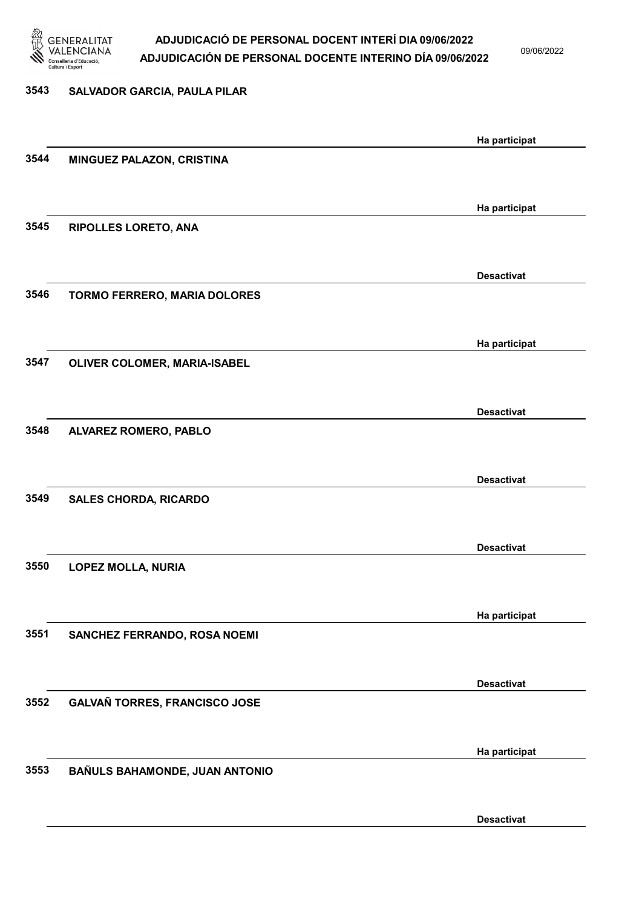| Núm. | Nom | Estat |
|---|---|---|
| 3543 | SALVADOR GARCIA, PAULA PILAR | Ha participat |
| 3544 | MINGUEZ PALAZON, CRISTINA | Ha participat |
| 3545 | RIPOLLES LORETO, ANA | Desactivat |
| 3546 | TORMO FERRERO, MARIA DOLORES | Ha participat |
| 3547 | OLIVER COLOMER, MARIA-ISABEL | Desactivat |
| 3548 | ALVAREZ ROMERO, PABLO | Desactivat |
| 3549 | SALES CHORDA, RICARDO | Desactivat |
| 3550 | LOPEZ MOLLA, NURIA | Ha participat |
| 3551 | SANCHEZ FERRANDO, ROSA NOEMI | Desactivat |
| 3552 | GALVAÑ TORRES, FRANCISCO JOSE | Ha participat |
| 3553 | BAÑULS BAHAMONDE, JUAN ANTONIO | Desactivat |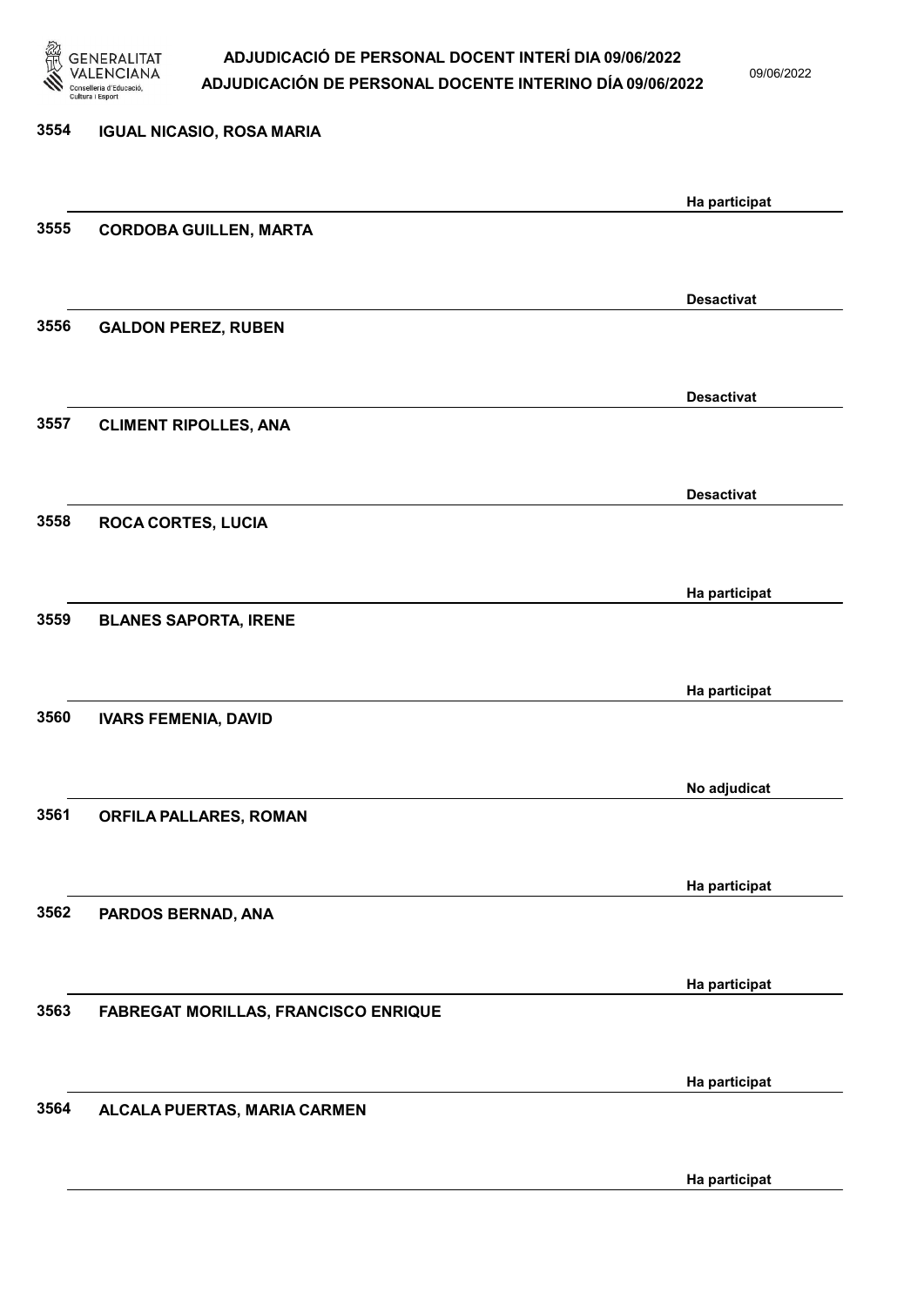| | | |
|---|---|---|
| 3554 | IGUAL NICASIO, ROSA MARIA | Ha participat |
| 3555 | CORDOBA GUILLEN, MARTA | Desactivat |
| 3556 | GALDON PEREZ, RUBEN | Desactivat |
| 3557 | CLIMENT RIPOLLES, ANA | Desactivat |
| 3558 | ROCA CORTES, LUCIA | Ha participat |
| 3559 | BLANES SAPORTA, IRENE | Ha participat |
| 3560 | IVARS FEMENIA, DAVID | No adjudicat |
| 3561 | ORFILA PALLARES, ROMAN | Ha participat |
| 3562 | PARDOS BERNAD, ANA | Ha participat |
| 3563 | FABREGAT MORILLAS, FRANCISCO ENRIQUE | Ha participat |
| 3564 | ALCALA PUERTAS, MARIA CARMEN | Ha participat |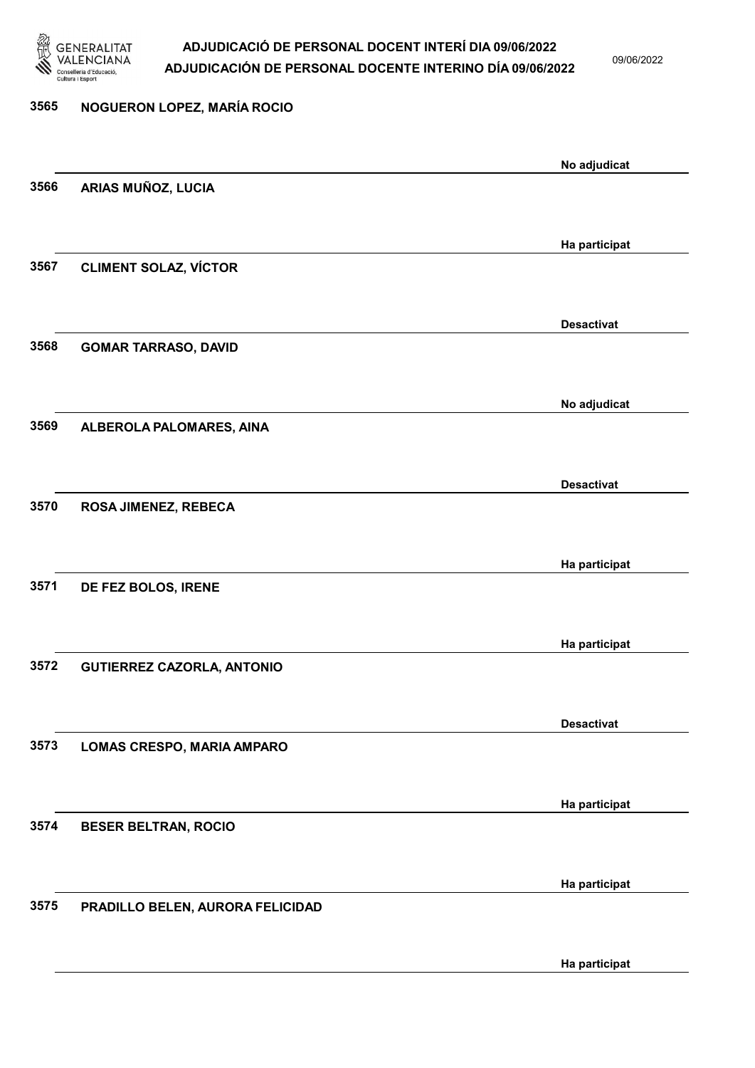| | | |
|---|---|---|
| 3565 | NOGUERON LOPEZ, MARÍA ROCIO | No adjudicat |
| 3566 | ARIAS MUÑOZ, LUCIA | Ha participat |
| 3567 | CLIMENT SOLAZ, VÍCTOR | Desactivat |
| 3568 | GOMAR TARRASO, DAVID | No adjudicat |
| 3569 | ALBEROLA PALOMARES, AINA | Desactivat |
| 3570 | ROSA JIMENEZ, REBECA | Ha participat |
| 3571 | DE FEZ BOLOS, IRENE | Ha participat |
| 3572 | GUTIERREZ CAZORLA, ANTONIO | Desactivat |
| 3573 | LOMAS CRESPO, MARIA AMPARO | Ha participat |
| 3574 | BESER BELTRAN, ROCIO | Ha participat |
| 3575 | PRADILLO BELEN, AURORA FELICIDAD | Ha participat |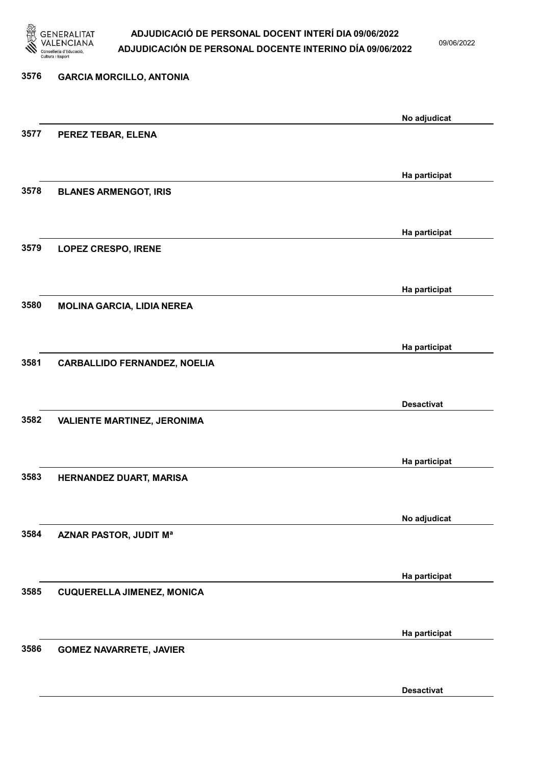| | | |
|---|---|---|
| 3576 | GARCIA MORCILLO, ANTONIA | No adjudicat |
| 3577 | PEREZ TEBAR, ELENA | Ha participat |
| 3578 | BLANES ARMENGOT, IRIS | Ha participat |
| 3579 | LOPEZ CRESPO, IRENE | Ha participat |
| 3580 | MOLINA GARCIA, LIDIA NEREA | Ha participat |
| 3581 | CARBALLIDO FERNANDEZ, NOELIA | Desactivat |
| 3582 | VALIENTE MARTINEZ, JERONIMA | Ha participat |
| 3583 | HERNANDEZ DUART, MARISA | No adjudicat |
| 3584 | AZNAR PASTOR, JUDIT Mª | Ha participat |
| 3585 | CUQUERELLA JIMENEZ, MONICA | Ha participat |
| 3586 | GOMEZ NAVARRETE, JAVIER | Desactivat |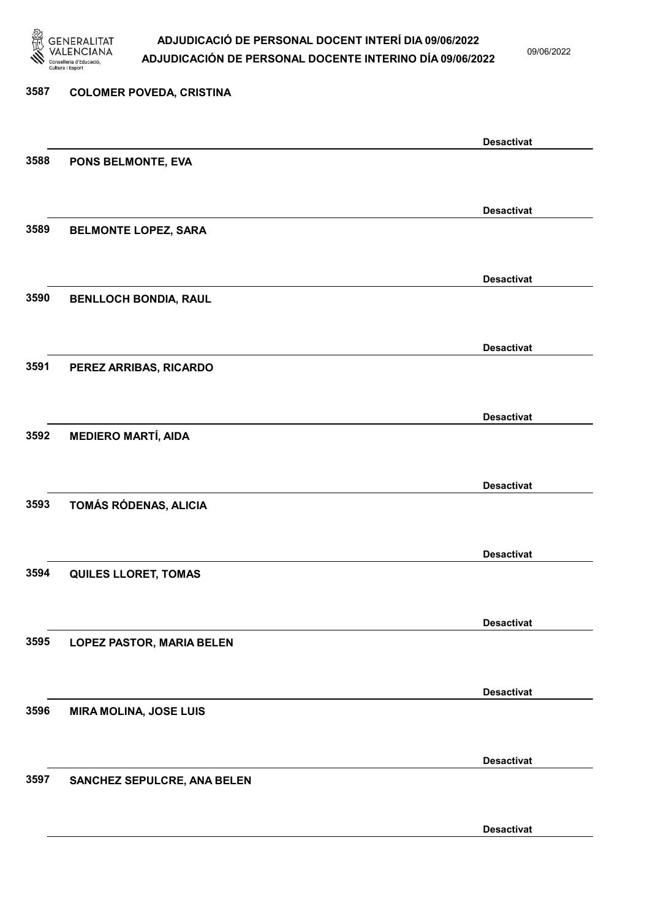3587 **COLOMER POVEDA, CRISTINA**

**Desactivat**

3588 **PONS BELMONTE, EVA**

**Desactivat**

3589 **BELMONTE LOPEZ, SARA**

**Desactivat**

3590 **BENLLOCH BONDIA, RAUL**

**Desactivat**

3591 **PEREZ ARRIBAS, RICARDO**

**Desactivat**

3592 **MEDIERO MARTÍ, AIDA**

**Desactivat**

3593 **TOMÁS RÓDENAS, ALICIA**

**Desactivat**

3594 **QUILES LLORET, TOMAS**

**Desactivat**

3595 **LOPEZ PASTOR, MARIA BELEN**

**Desactivat**

3596 **MIRA MOLINA, JOSE LUIS**

**Desactivat**

3597 **SANCHEZ SEPULCRE, ANA BELEN**

**Desactivat**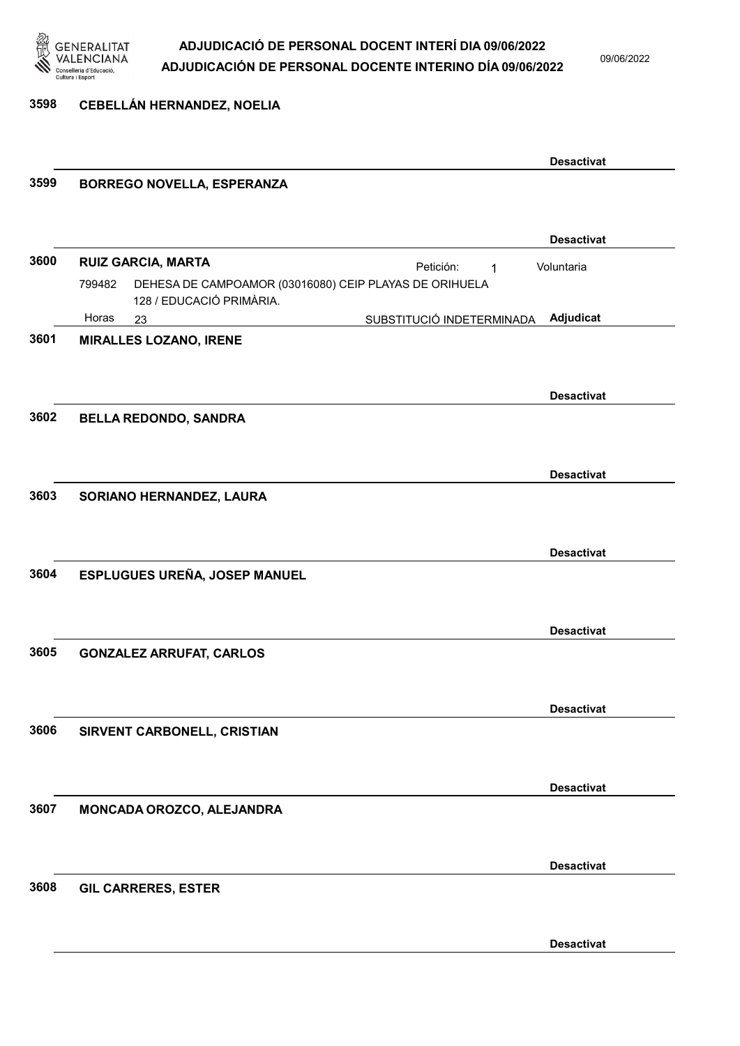3598 **CEBELLÁN HERNANDEZ, NOELIA**

**Desactivat**

3599 **BORREGO NOVELLA, ESPERANZA**

**Desactivat**

3600 **RUIZ GARCIA, MARTA** Petición: 1 Voluntaria

799482 DEHESA DE CAMPOAMOR (03016080) CEIP PLAYAS DE ORIHUELA
128 / EDUCACIÓ PRIMÀRIA.

Horas 23 SUBSTITUCIÓ INDETERMINADA **Adjudicat**

3601 **MIRALLES LOZANO, IRENE**

**Desactivat**

3602 **BELLA REDONDO, SANDRA**

**Desactivat**

3603 **SORIANO HERNANDEZ, LAURA**

**Desactivat**

3604 **ESPLUGUES UREÑA, JOSEP MANUEL**

**Desactivat**

3605 **GONZALEZ ARRUFAT, CARLOS**

**Desactivat**

3606 **SIRVENT CARBONELL, CRISTIAN**

**Desactivat**

3607 **MONCADA OROZCO, ALEJANDRA**

**Desactivat**

3608 **GIL CARRERES, ESTER**

**Desactivat**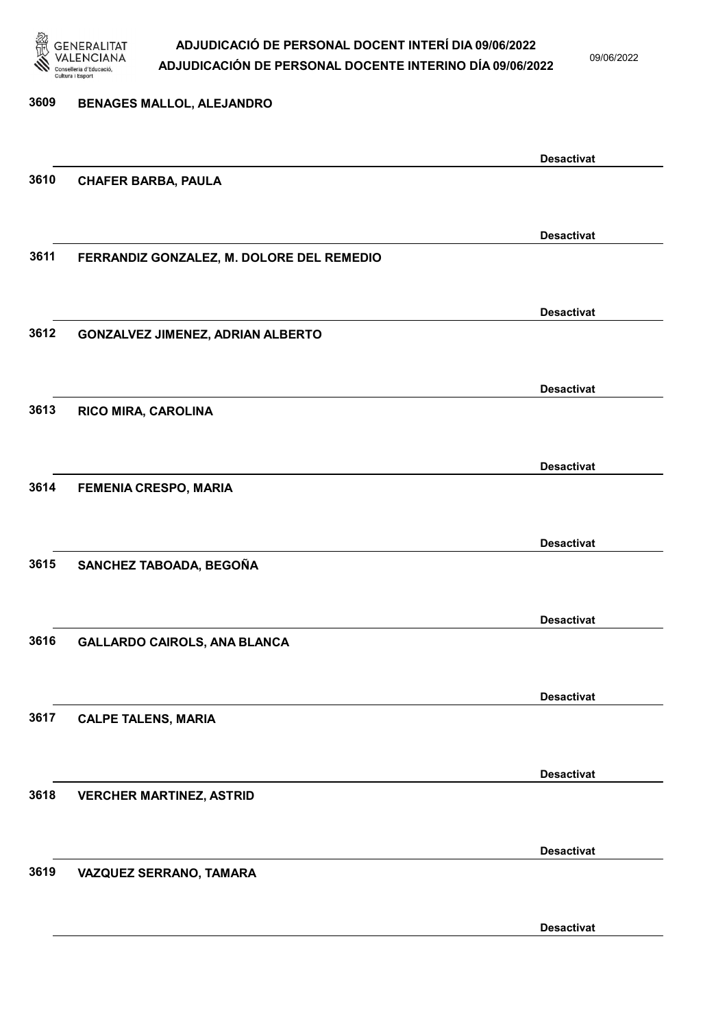3609 BENAGES MALLOL, ALEJANDRO

Desactivat

3610 CHAFER BARBA, PAULA

Desactivat

3611 FERRANDIZ GONZALEZ, M. DOLORE DEL REMEDIO

Desactivat

3612 GONZALVEZ JIMENEZ, ADRIAN ALBERTO

Desactivat

3613 RICO MIRA, CAROLINA

Desactivat

3614 FEMENIA CRESPO, MARIA

Desactivat

3615 SANCHEZ TABOADA, BEGOÑA

Desactivat

3616 GALLARDO CAIROLS, ANA BLANCA

Desactivat

3617 CALPE TALENS, MARIA

Desactivat

3618 VERCHER MARTINEZ, ASTRID

Desactivat

3619 VAZQUEZ SERRANO, TAMARA

Desactivat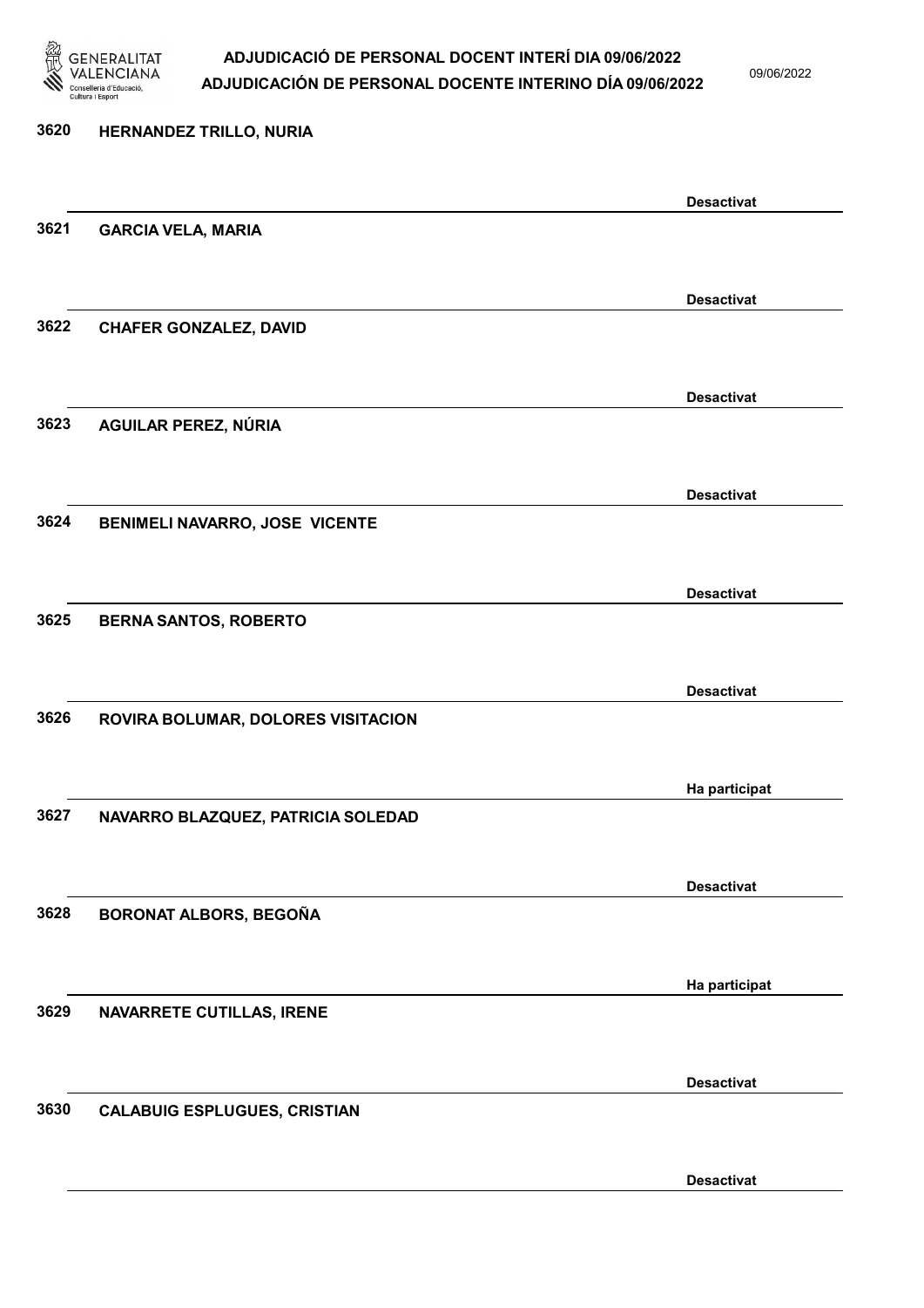3620 HERNANDEZ TRILLO, NURIA

Desactivat

3621 GARCIA VELA, MARIA

Desactivat

3622 CHAFER GONZALEZ, DAVID

Desactivat

3623 AGUILAR PEREZ, NÚRIA

Desactivat

3624 BENIMELI NAVARRO, JOSE VICENTE

Desactivat

3625 BERNA SANTOS, ROBERTO

Desactivat

3626 ROVIRA BOLUMAR, DOLORES VISITACION

Ha participat

3627 NAVARRO BLAZQUEZ, PATRICIA SOLEDAD

Desactivat

3628 BORONAT ALBORS, BEGOÑA

Ha participat

3629 NAVARRETE CUTILLAS, IRENE

Desactivat

3630 CALABUIG ESPLUGUES, CRISTIAN

Desactivat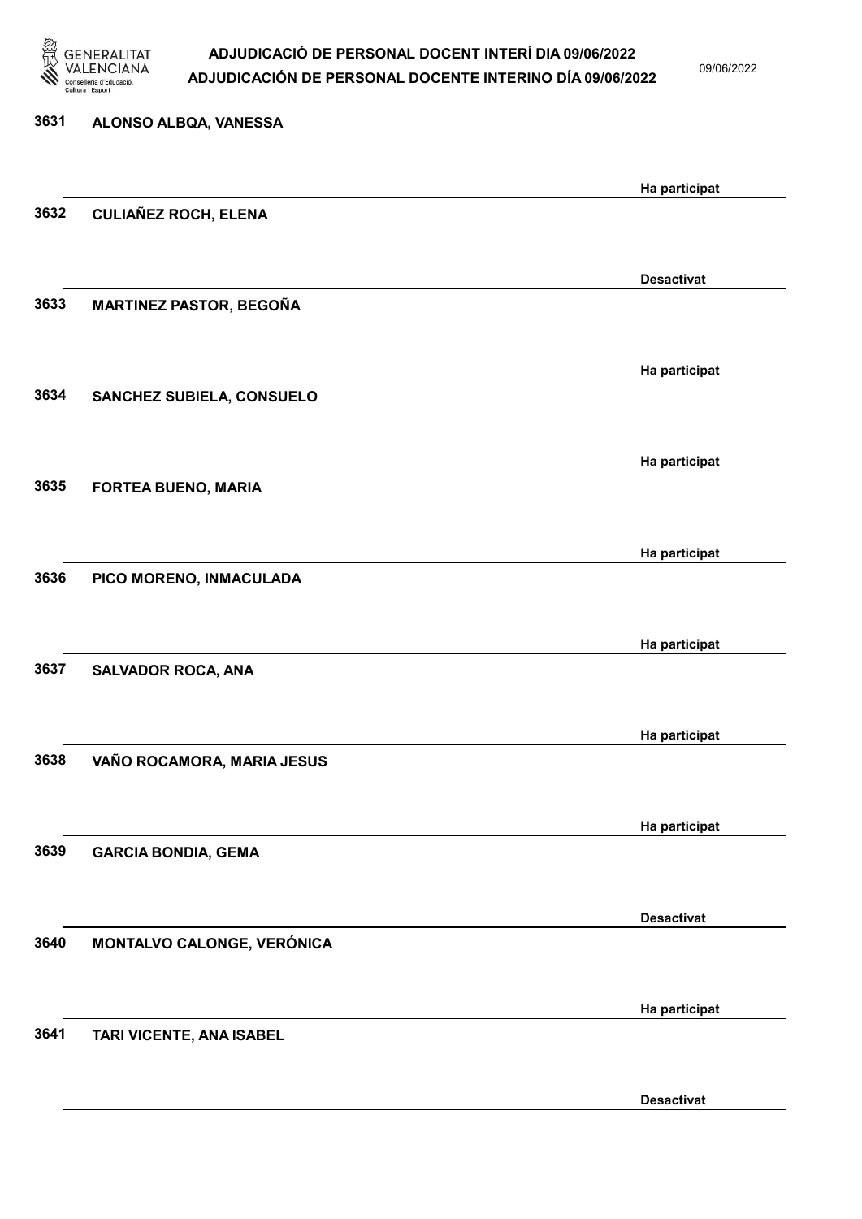| | | |
|---|---|---|
| 3631 | ALONSO ALBQA, VANESSA | Ha participat |
| 3632 | CULIAÑEZ ROCH, ELENA | Desactivat |
| 3633 | MARTINEZ PASTOR, BEGOÑA | Ha participat |
| 3634 | SANCHEZ SUBIELA, CONSUELO | Ha participat |
| 3635 | FORTEA BUENO, MARIA | Ha participat |
| 3636 | PICO MORENO, INMACULADA | Ha participat |
| 3637 | SALVADOR ROCA, ANA | Ha participat |
| 3638 | VAÑO ROCAMORA, MARIA JESUS | Ha participat |
| 3639 | GARCIA BONDIA, GEMA | Desactivat |
| 3640 | MONTALVO CALONGE, VERÓNICA | Ha participat |
| 3641 | TARI VICENTE, ANA ISABEL | Desactivat |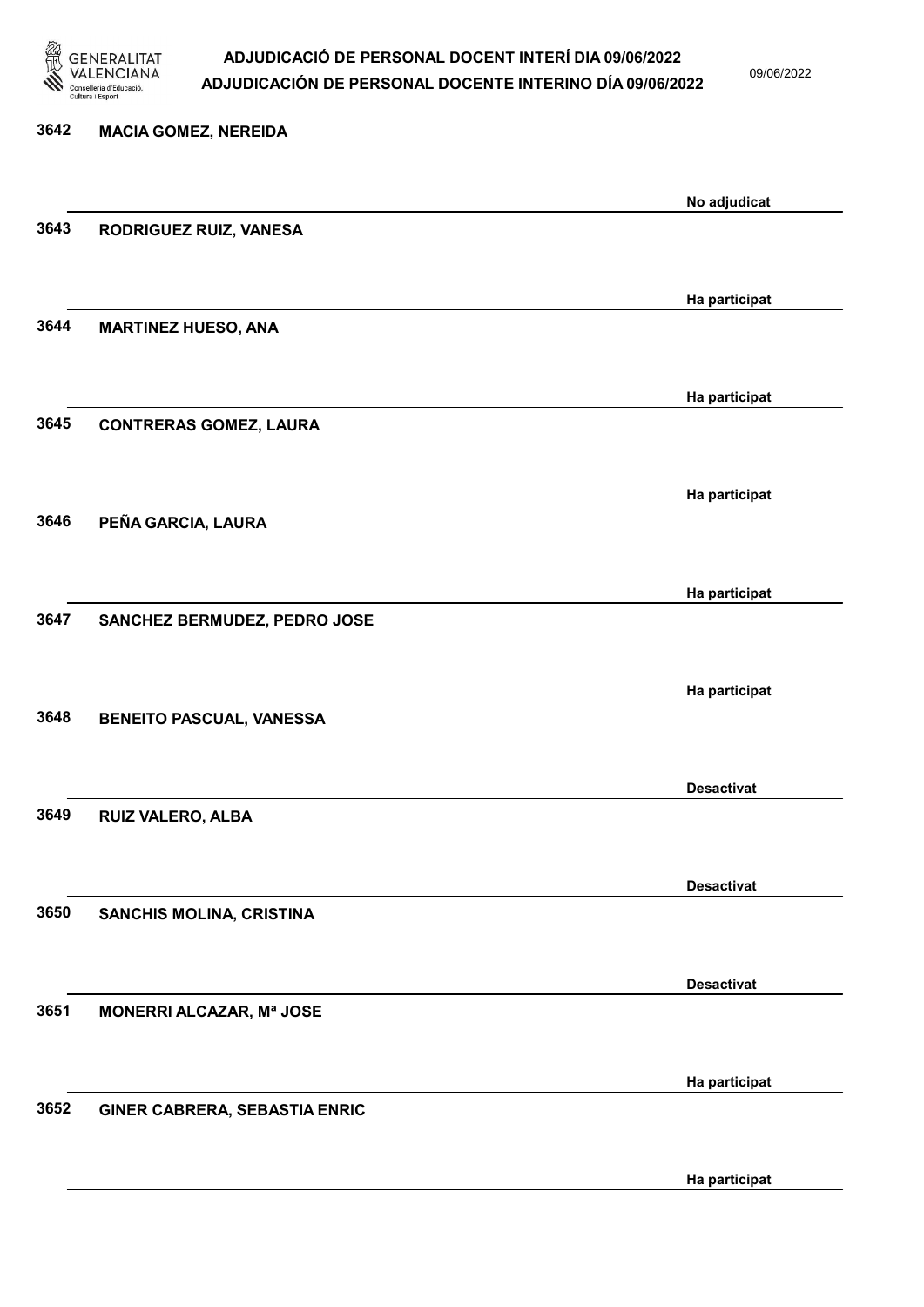| | | |
|---|---|---|
| 3642 | MACIA GOMEZ, NEREIDA | No adjudicat |
| 3643 | RODRIGUEZ RUIZ, VANESA | Ha participat |
| 3644 | MARTINEZ HUESO, ANA | Ha participat |
| 3645 | CONTRERAS GOMEZ, LAURA | Ha participat |
| 3646 | PEÑA GARCIA, LAURA | Ha participat |
| 3647 | SANCHEZ BERMUDEZ, PEDRO JOSE | Ha participat |
| 3648 | BENEITO PASCUAL, VANESSA | Desactivat |
| 3649 | RUIZ VALERO, ALBA | Desactivat |
| 3650 | SANCHIS MOLINA, CRISTINA | Desactivat |
| 3651 | MONERRI ALCAZAR, Mª JOSE | Ha participat |
| 3652 | GINER CABRERA, SEBASTIA ENRIC | Ha participat |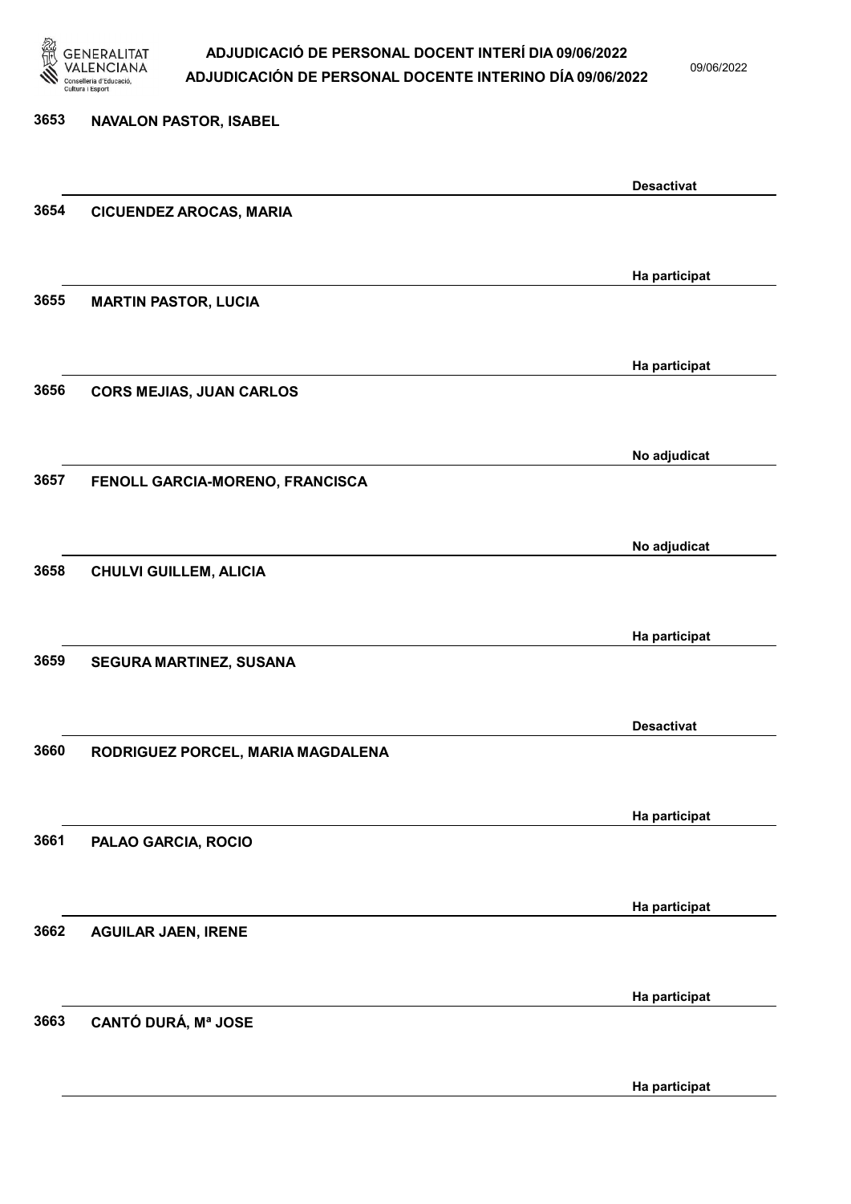| Núm. | Nom | Estat |
|---|---|---|
| 3653 | NAVALON PASTOR, ISABEL | Desactivat |
| 3654 | CICUENDEZ AROCAS, MARIA | Ha participat |
| 3655 | MARTIN PASTOR, LUCIA | Ha participat |
| 3656 | CORS MEJIAS, JUAN CARLOS | No adjudicat |
| 3657 | FENOLL GARCIA-MORENO, FRANCISCA | No adjudicat |
| 3658 | CHULVI GUILLEM, ALICIA | Ha participat |
| 3659 | SEGURA MARTINEZ, SUSANA | Desactivat |
| 3660 | RODRIGUEZ PORCEL, MARIA MAGDALENA | Ha participat |
| 3661 | PALAO GARCIA, ROCIO | Ha participat |
| 3662 | AGUILAR JAEN, IRENE | Ha participat |
| 3663 | CANTÓ DURÁ, Mª JOSE | Ha participat |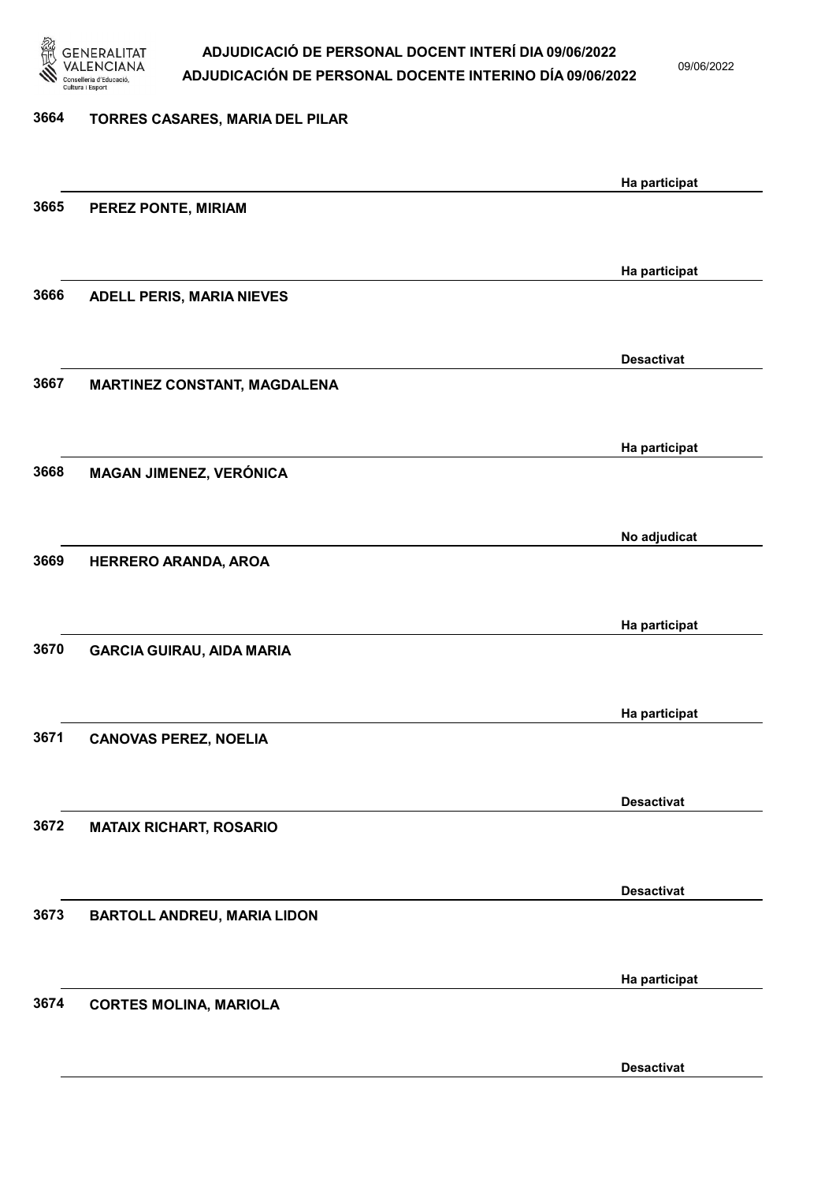| Núm. | Nom | Estat |
|---|---|---|
| 3664 | TORRES CASARES, MARIA DEL PILAR | Ha participat |
| 3665 | PEREZ PONTE, MIRIAM | Ha participat |
| 3666 | ADELL PERIS, MARIA NIEVES | Desactivat |
| 3667 | MARTINEZ CONSTANT, MAGDALENA | Ha participat |
| 3668 | MAGAN JIMENEZ, VERÓNICA | No adjudicat |
| 3669 | HERRERO ARANDA, AROA | Ha participat |
| 3670 | GARCIA GUIRAU, AIDA MARIA | Ha participat |
| 3671 | CANOVAS PEREZ, NOELIA | Desactivat |
| 3672 | MATAIX RICHART, ROSARIO | Desactivat |
| 3673 | BARTOLL ANDREU, MARIA LIDON | Ha participat |
| 3674 | CORTES MOLINA, MARIOLA | Desactivat |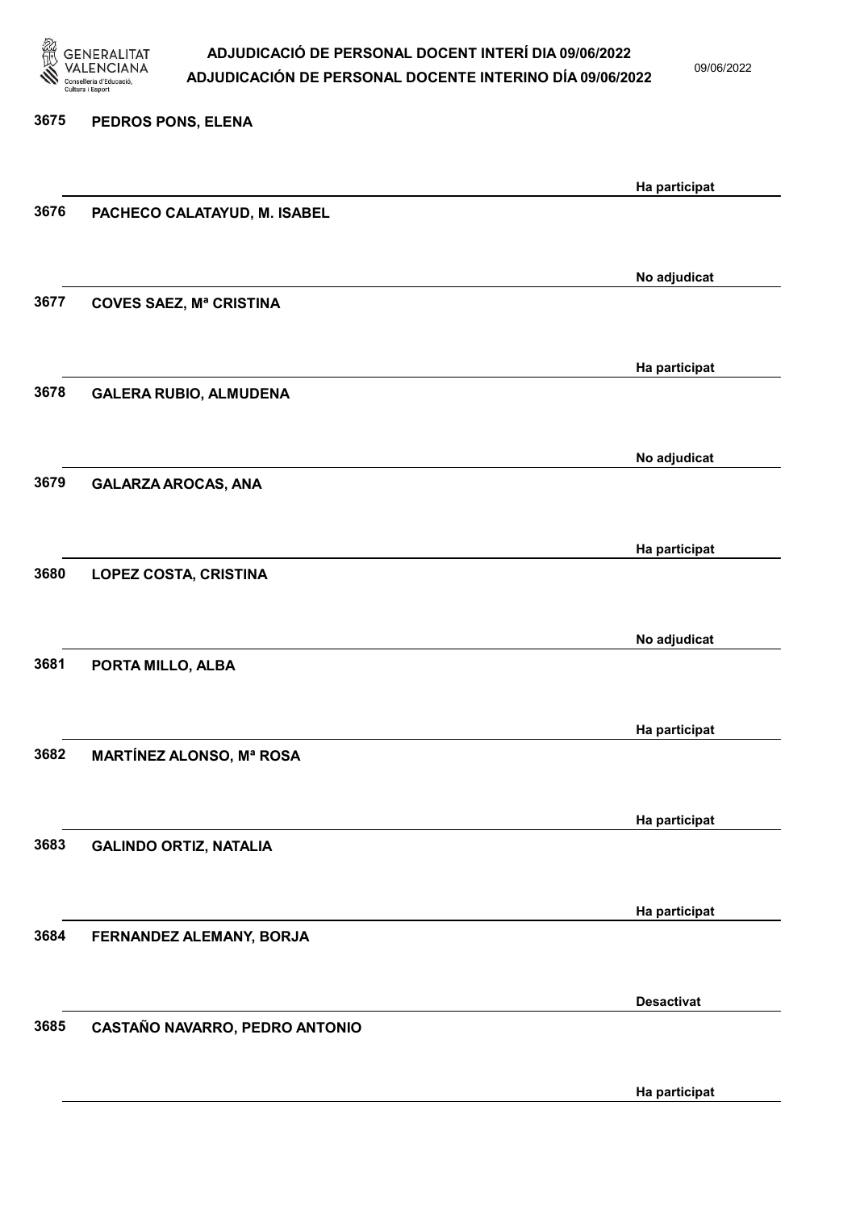| Núm. | Nom | Estat |
| --- | --- | --- |
| 3675 | PEDROS PONS, ELENA | Ha participat |
| 3676 | PACHECO CALATAYUD, M. ISABEL | No adjudicat |
| 3677 | COVES SAEZ, Mª CRISTINA | Ha participat |
| 3678 | GALERA RUBIO, ALMUDENA | No adjudicat |
| 3679 | GALARZA AROCAS, ANA | Ha participat |
| 3680 | LOPEZ COSTA, CRISTINA | No adjudicat |
| 3681 | PORTA MILLO, ALBA | Ha participat |
| 3682 | MARTÍNEZ ALONSO, Mª ROSA | Ha participat |
| 3683 | GALINDO ORTIZ, NATALIA | Ha participat |
| 3684 | FERNANDEZ ALEMANY, BORJA | Desactivat |
| 3685 | CASTAÑO NAVARRO, PEDRO ANTONIO | Ha participat |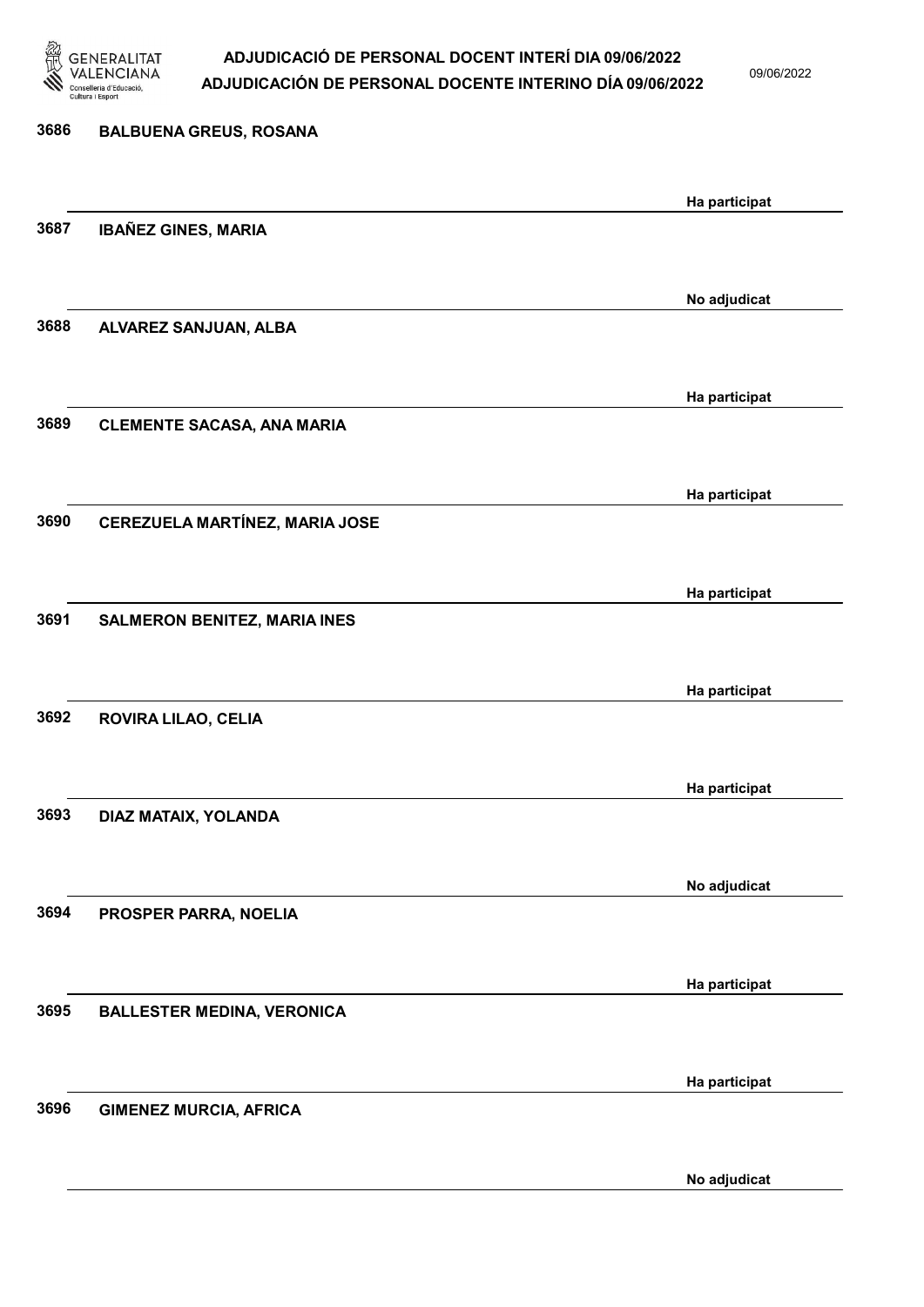3686 **BALBUENA GREUS, ROSANA**

Ha participat

3687 **IBAÑEZ GINES, MARIA**

No adjudicat

3688 **ALVAREZ SANJUAN, ALBA**

Ha participat

3689 **CLEMENTE SACASA, ANA MARIA**

Ha participat

3690 **CEREZUELA MARTÍNEZ, MARIA JOSE**

Ha participat

3691 **SALMERON BENITEZ, MARIA INES**

Ha participat

3692 **ROVIRA LILAO, CELIA**

Ha participat

3693 **DIAZ MATAIX, YOLANDA**

No adjudicat

3694 **PROSPER PARRA, NOELIA**

Ha participat

3695 **BALLESTER MEDINA, VERONICA**

Ha participat

3696 **GIMENEZ MURCIA, AFRICA**

No adjudicat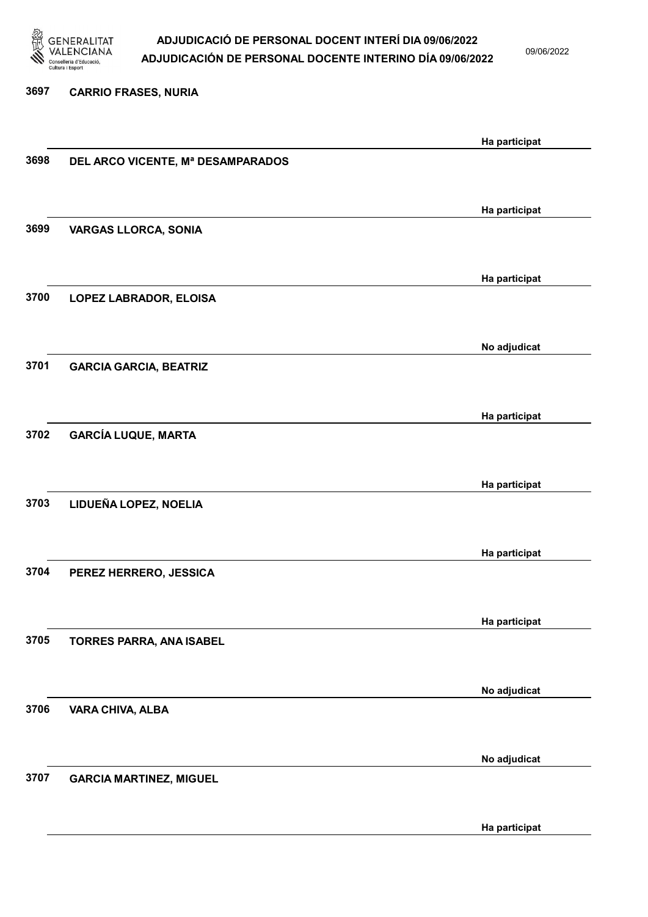| Núm. | Nom | Estat |
| --- | --- | --- |
| 3697 | CARRIO FRASES, NURIA | Ha participat |
| 3698 | DEL ARCO VICENTE, Mª DESAMPARADOS | Ha participat |
| 3699 | VARGAS LLORCA, SONIA | Ha participat |
| 3700 | LOPEZ LABRADOR, ELOISA | No adjudicat |
| 3701 | GARCIA GARCIA, BEATRIZ | Ha participat |
| 3702 | GARCÍA LUQUE, MARTA | Ha participat |
| 3703 | LIDUEÑA LOPEZ, NOELIA | Ha participat |
| 3704 | PEREZ HERRERO, JESSICA | Ha participat |
| 3705 | TORRES PARRA, ANA ISABEL | No adjudicat |
| 3706 | VARA CHIVA, ALBA | No adjudicat |
| 3707 | GARCIA MARTINEZ, MIGUEL | Ha participat |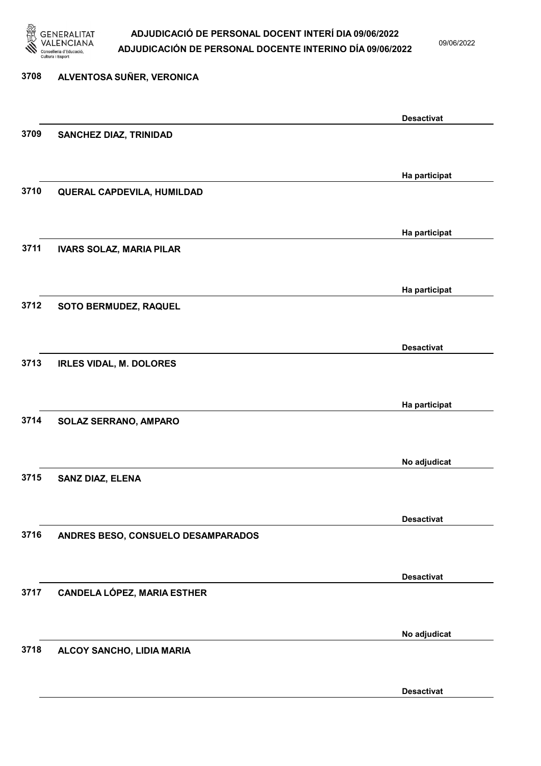| Núm. | Nom | Estat |
|---|---|---|
| 3708 | ALVENTOSA SUÑER, VERONICA | Desactivat |
| 3709 | SANCHEZ DIAZ, TRINIDAD | Ha participat |
| 3710 | QUERAL CAPDEVILA, HUMILDAD | Ha participat |
| 3711 | IVARS SOLAZ, MARIA PILAR | Ha participat |
| 3712 | SOTO BERMUDEZ, RAQUEL | Desactivat |
| 3713 | IRLES VIDAL, M. DOLORES | Ha participat |
| 3714 | SOLAZ SERRANO, AMPARO | No adjudicat |
| 3715 | SANZ DIAZ, ELENA | Desactivat |
| 3716 | ANDRES BESO, CONSUELO DESAMPARADOS | Desactivat |
| 3717 | CANDELA LÓPEZ, MARIA ESTHER | No adjudicat |
| 3718 | ALCOY SANCHO, LIDIA MARIA | Desactivat |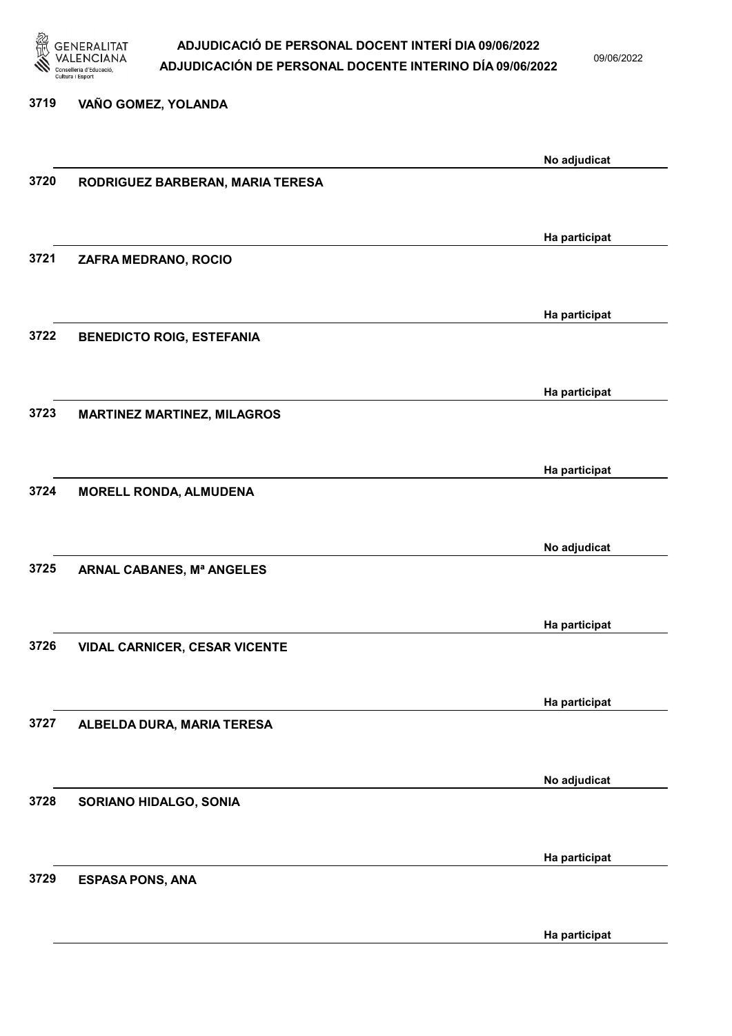3719 VAÑO GOMEZ, YOLANDA

No adjudicat

3720 RODRIGUEZ BARBERAN, MARIA TERESA

Ha participat

3721 ZAFRA MEDRANO, ROCIO

Ha participat

3722 BENEDICTO ROIG, ESTEFANIA

Ha participat

3723 MARTINEZ MARTINEZ, MILAGROS

Ha participat

3724 MORELL RONDA, ALMUDENA

No adjudicat

3725 ARNAL CABANES, Mª ANGELES

Ha participat

3726 VIDAL CARNICER, CESAR VICENTE

Ha participat

3727 ALBELDA DURA, MARIA TERESA

No adjudicat

3728 SORIANO HIDALGO, SONIA

Ha participat

3729 ESPASA PONS, ANA

Ha participat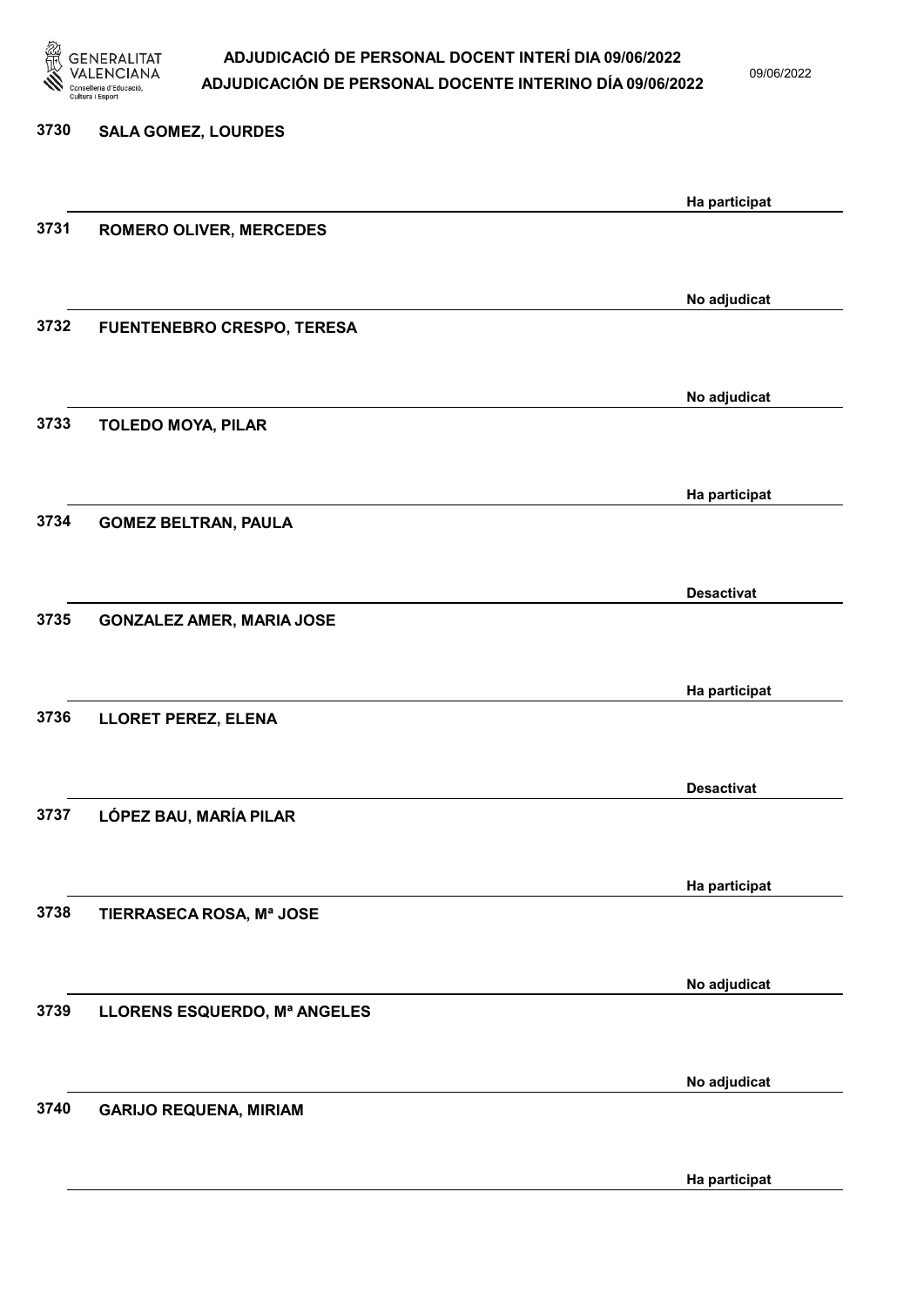| | | |
|---|---|---|
| 3730 | SALA GOMEZ, LOURDES | Ha participat |
| 3731 | ROMERO OLIVER, MERCEDES | No adjudicat |
| 3732 | FUENTENEBRO CRESPO, TERESA | No adjudicat |
| 3733 | TOLEDO MOYA, PILAR | Ha participat |
| 3734 | GOMEZ BELTRAN, PAULA | Desactivat |
| 3735 | GONZALEZ AMER, MARIA JOSE | Ha participat |
| 3736 | LLORET PEREZ, ELENA | Desactivat |
| 3737 | LÓPEZ BAU, MARÍA PILAR | Ha participat |
| 3738 | TIERRASECA ROSA, Mª JOSE | No adjudicat |
| 3739 | LLORENS ESQUERDO, Mª ANGELES | No adjudicat |
| 3740 | GARIJO REQUENA, MIRIAM | Ha participat |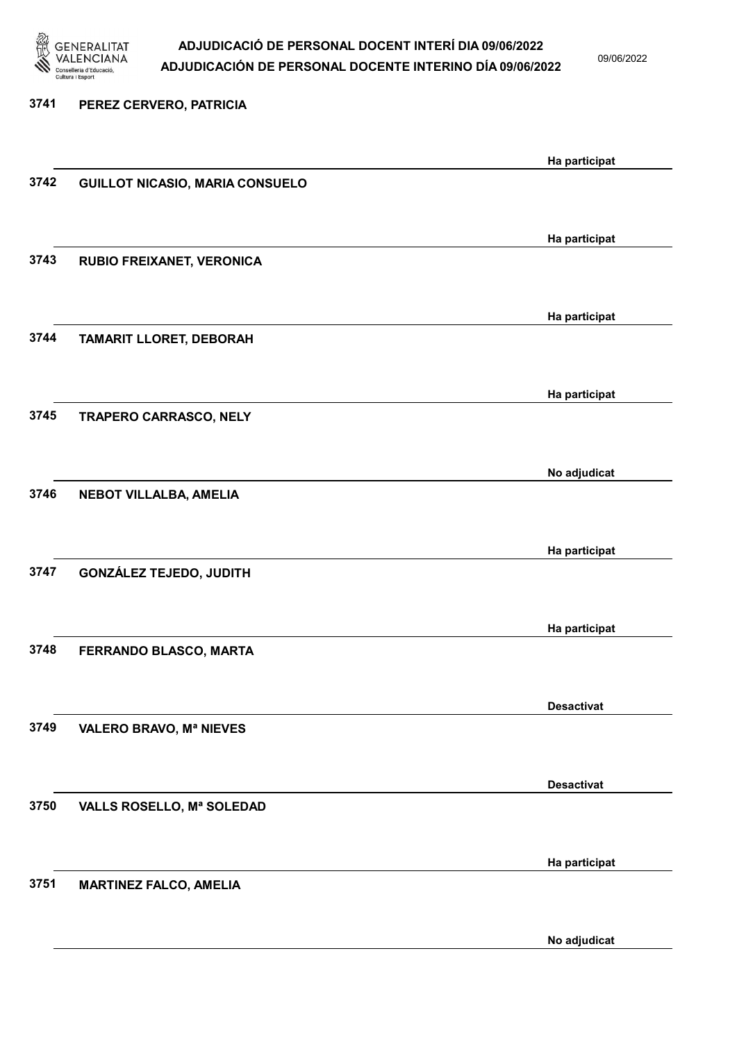3741 **PEREZ CERVERO, PATRICIA**

Ha participat

3742 **GUILLOT NICASIO, MARIA CONSUELO**

Ha participat

3743 **RUBIO FREIXANET, VERONICA**

Ha participat

3744 **TAMARIT LLORET, DEBORAH**

Ha participat

3745 **TRAPERO CARRASCO, NELY**

No adjudicat

3746 **NEBOT VILLALBA, AMELIA**

Ha participat

3747 **GONZÁLEZ TEJEDO, JUDITH**

Ha participat

3748 **FERRANDO BLASCO, MARTA**

Desactivat

3749 **VALERO BRAVO, Mª NIEVES**

Desactivat

3750 **VALLS ROSELLO, Mª SOLEDAD**

Ha participat

3751 **MARTINEZ FALCO, AMELIA**

No adjudicat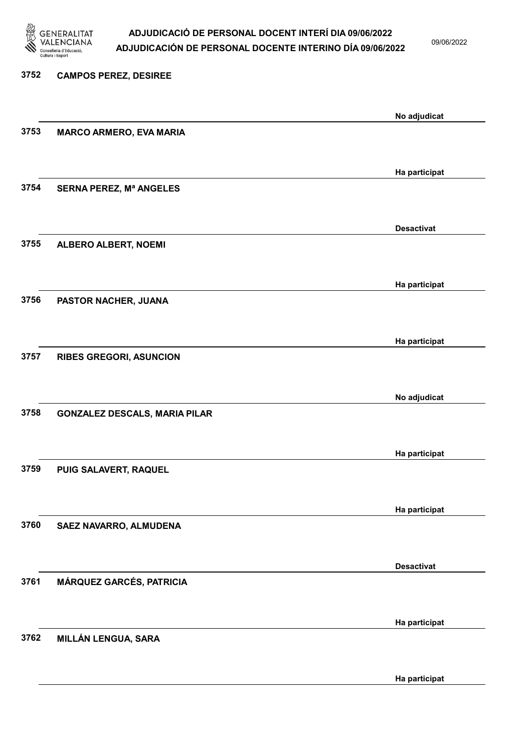| | | |
|---|---|---|
| 3752 | CAMPOS PEREZ, DESIREE | No adjudicat |
| 3753 | MARCO ARMERO, EVA MARIA | Ha participat |
| 3754 | SERNA PEREZ, Mª ANGELES | Desactivat |
| 3755 | ALBERO ALBERT, NOEMI | Ha participat |
| 3756 | PASTOR NACHER, JUANA | Ha participat |
| 3757 | RIBES GREGORI, ASUNCION | No adjudicat |
| 3758 | GONZALEZ DESCALS, MARIA PILAR | Ha participat |
| 3759 | PUIG SALAVERT, RAQUEL | Ha participat |
| 3760 | SAEZ NAVARRO, ALMUDENA | Desactivat |
| 3761 | MÁRQUEZ GARCÉS, PATRICIA | Ha participat |
| 3762 | MILLÁN LENGUA, SARA | Ha participat |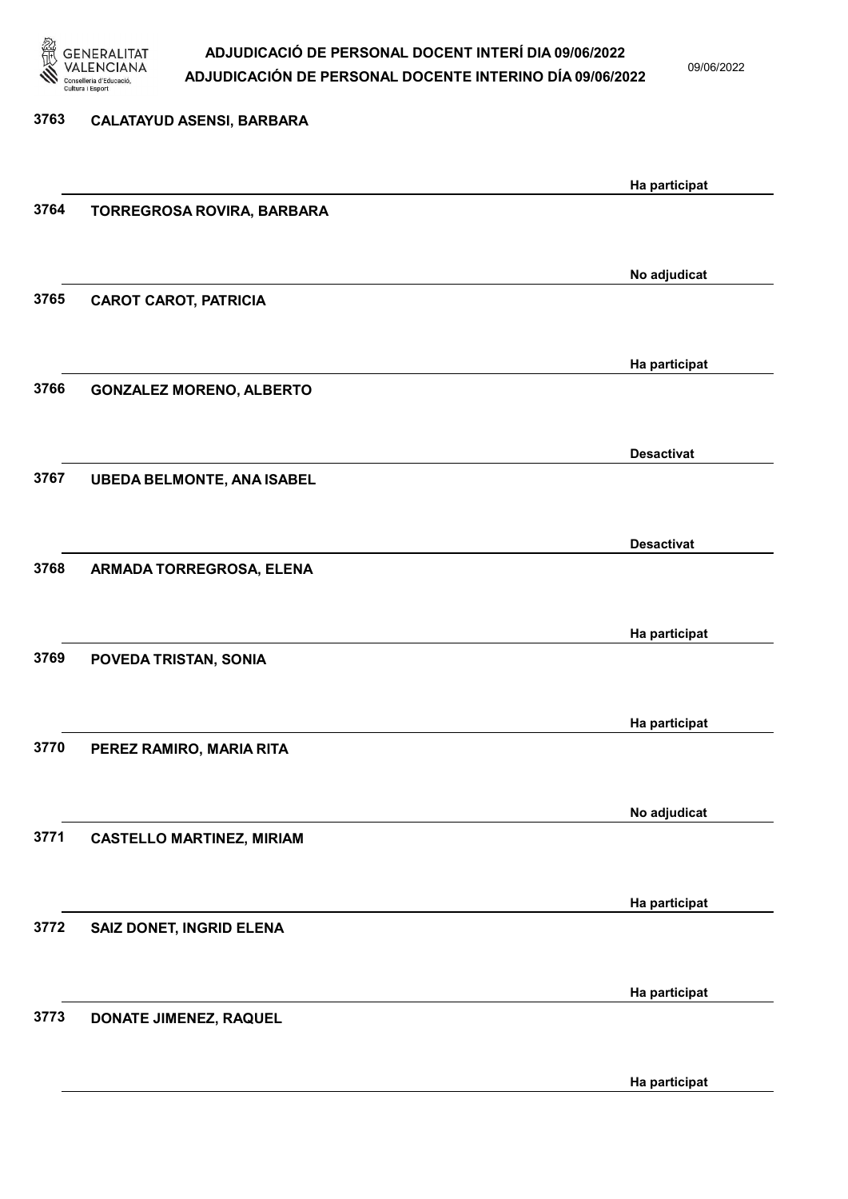| Núm. | Nom | Estat |
| --- | --- | --- |
| 3763 | CALATAYUD ASENSI, BARBARA | Ha participat |
| 3764 | TORREGROSA ROVIRA, BARBARA | No adjudicat |
| 3765 | CAROT CAROT, PATRICIA | Ha participat |
| 3766 | GONZALEZ MORENO, ALBERTO | Desactivat |
| 3767 | UBEDA BELMONTE, ANA ISABEL | Desactivat |
| 3768 | ARMADA TORREGROSA, ELENA | Ha participat |
| 3769 | POVEDA TRISTAN, SONIA | Ha participat |
| 3770 | PEREZ RAMIRO, MARIA RITA | No adjudicat |
| 3771 | CASTELLO MARTINEZ, MIRIAM | Ha participat |
| 3772 | SAIZ DONET, INGRID ELENA | Ha participat |
| 3773 | DONATE JIMENEZ, RAQUEL | Ha participat |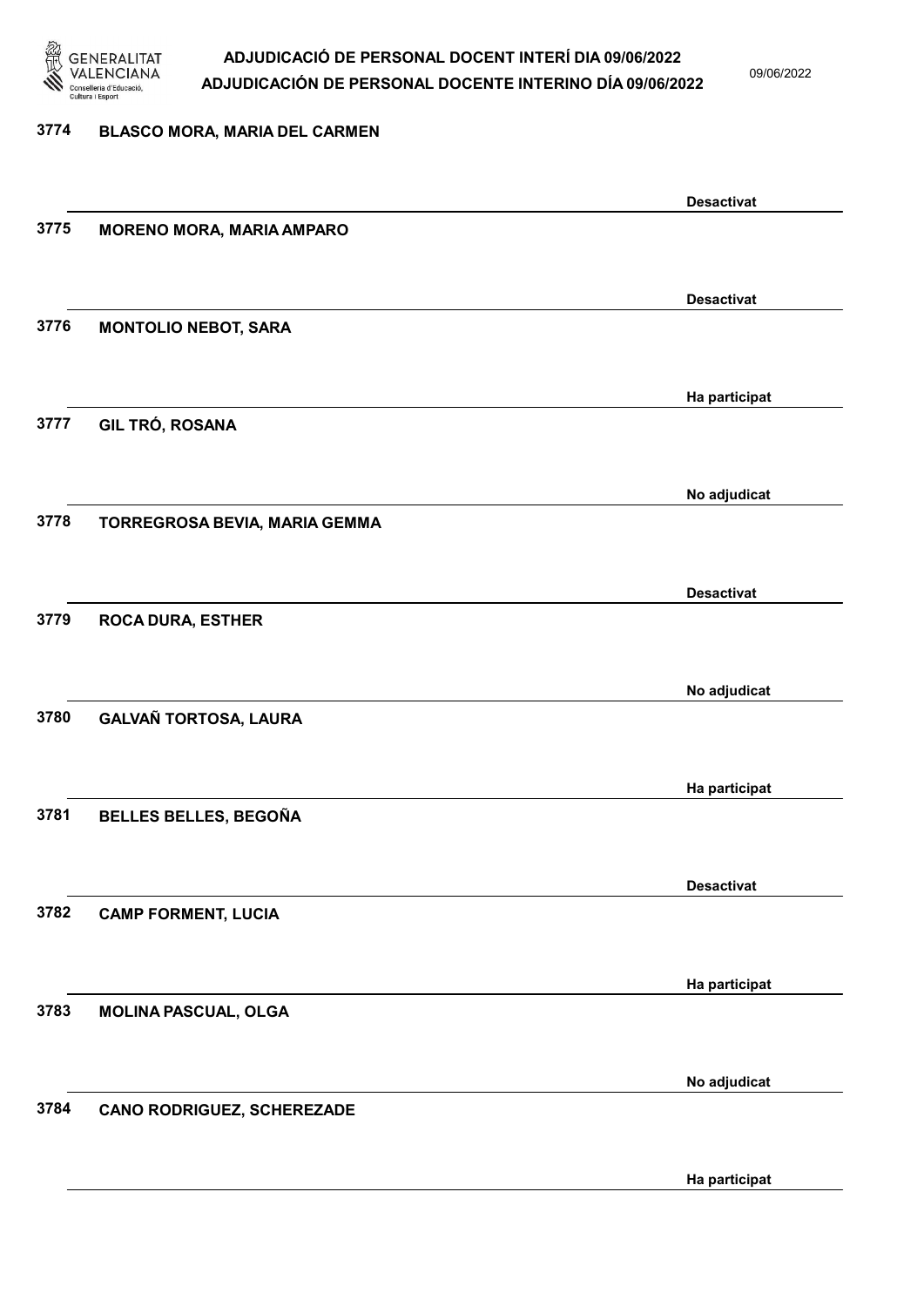3774 BLASCO MORA, MARIA DEL CARMEN

Desactivat

3775 MORENO MORA, MARIA AMPARO

Desactivat

3776 MONTOLIO NEBOT, SARA

Ha participat

3777 GIL TRÓ, ROSANA

No adjudicat

3778 TORREGROSA BEVIA, MARIA GEMMA

Desactivat

3779 ROCA DURA, ESTHER

No adjudicat

3780 GALVAÑ TORTOSA, LAURA

Ha participat

3781 BELLES BELLES, BEGOÑA

Desactivat

3782 CAMP FORMENT, LUCIA

Ha participat

3783 MOLINA PASCUAL, OLGA

No adjudicat

3784 CANO RODRIGUEZ, SCHEREZADE

Ha participat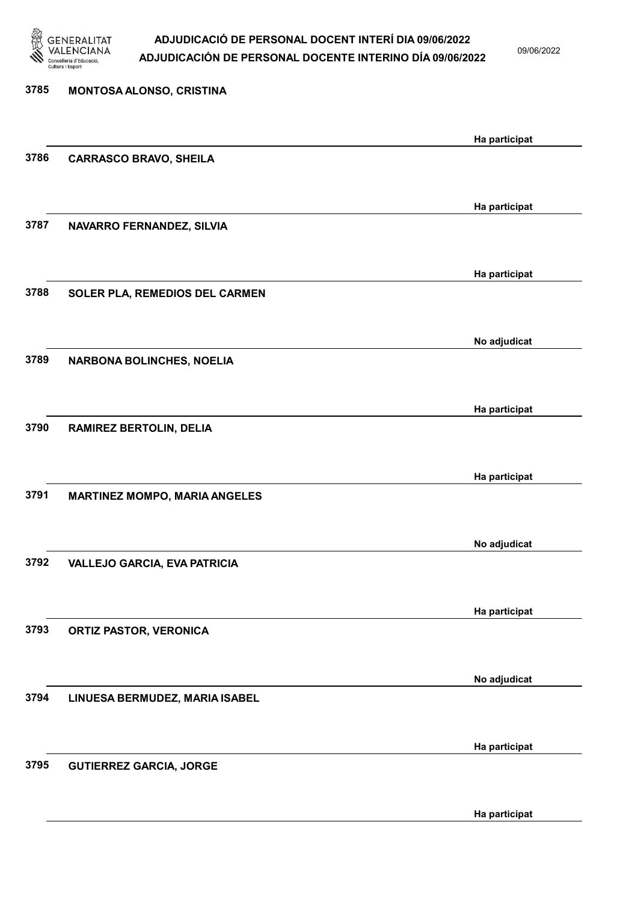| | | |
|---|---|---|
| 3785 | MONTOSA ALONSO, CRISTINA | Ha participat |
| 3786 | CARRASCO BRAVO, SHEILA | Ha participat |
| 3787 | NAVARRO FERNANDEZ, SILVIA | Ha participat |
| 3788 | SOLER PLA, REMEDIOS DEL CARMEN | No adjudicat |
| 3789 | NARBONA BOLINCHES, NOELIA | Ha participat |
| 3790 | RAMIREZ BERTOLIN, DELIA | Ha participat |
| 3791 | MARTINEZ MOMPO, MARIA ANGELES | No adjudicat |
| 3792 | VALLEJO GARCIA, EVA PATRICIA | Ha participat |
| 3793 | ORTIZ PASTOR, VERONICA | No adjudicat |
| 3794 | LINUESA BERMUDEZ, MARIA ISABEL | Ha participat |
| 3795 | GUTIERREZ GARCIA, JORGE | Ha participat |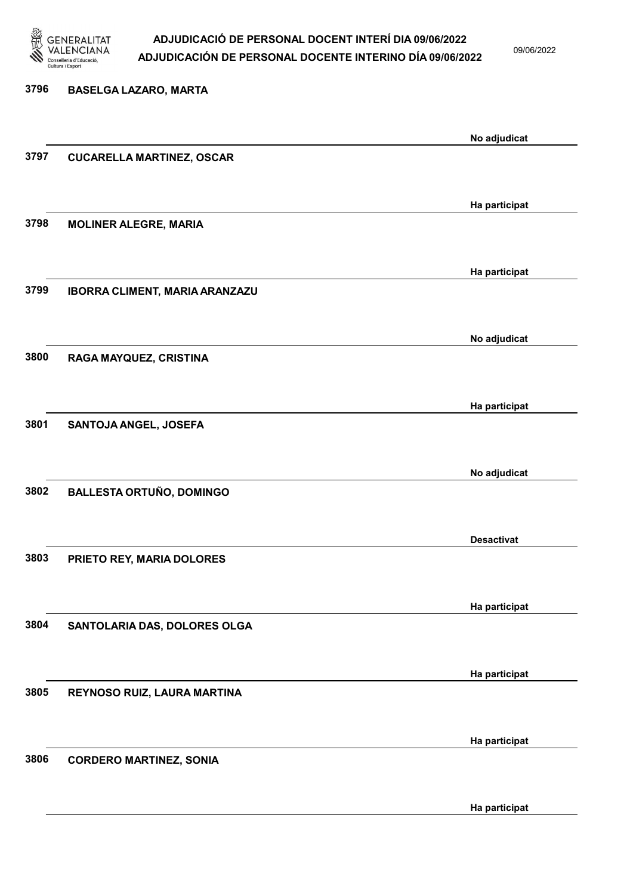| | | |
|---|---|---|
| 3796 | BASELGA LAZARO, MARTA | No adjudicat |
| 3797 | CUCARELLA MARTINEZ, OSCAR | Ha participat |
| 3798 | MOLINER ALEGRE, MARIA | Ha participat |
| 3799 | IBORRA CLIMENT, MARIA ARANZAZU | No adjudicat |
| 3800 | RAGA MAYQUEZ, CRISTINA | Ha participat |
| 3801 | SANTOJA ANGEL, JOSEFA | No adjudicat |
| 3802 | BALLESTA ORTUÑO, DOMINGO | Desactivat |
| 3803 | PRIETO REY, MARIA DOLORES | Ha participat |
| 3804 | SANTOLARIA DAS, DOLORES OLGA | Ha participat |
| 3805 | REYNOSO RUIZ, LAURA MARTINA | Ha participat |
| 3806 | CORDERO MARTINEZ, SONIA | Ha participat |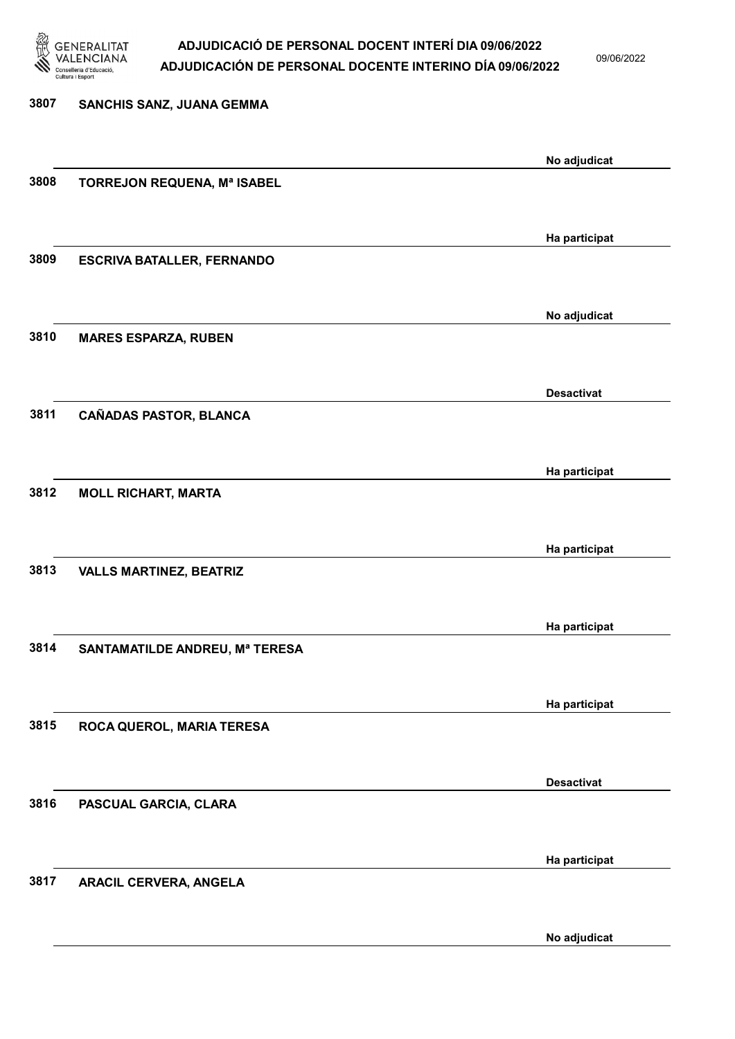| | | |
|---|---|---|
| 3807 | SANCHIS SANZ, JUANA GEMMA | No adjudicat |
| 3808 | TORREJON REQUENA, Mª ISABEL | Ha participat |
| 3809 | ESCRIVA BATALLER, FERNANDO | No adjudicat |
| 3810 | MARES ESPARZA, RUBEN | Desactivat |
| 3811 | CAÑADAS PASTOR, BLANCA | Ha participat |
| 3812 | MOLL RICHART, MARTA | Ha participat |
| 3813 | VALLS MARTINEZ, BEATRIZ | Ha participat |
| 3814 | SANTAMATILDE ANDREU, Mª TERESA | Ha participat |
| 3815 | ROCA QUEROL, MARIA TERESA | Desactivat |
| 3816 | PASCUAL GARCIA, CLARA | Ha participat |
| 3817 | ARACIL CERVERA, ANGELA | No adjudicat |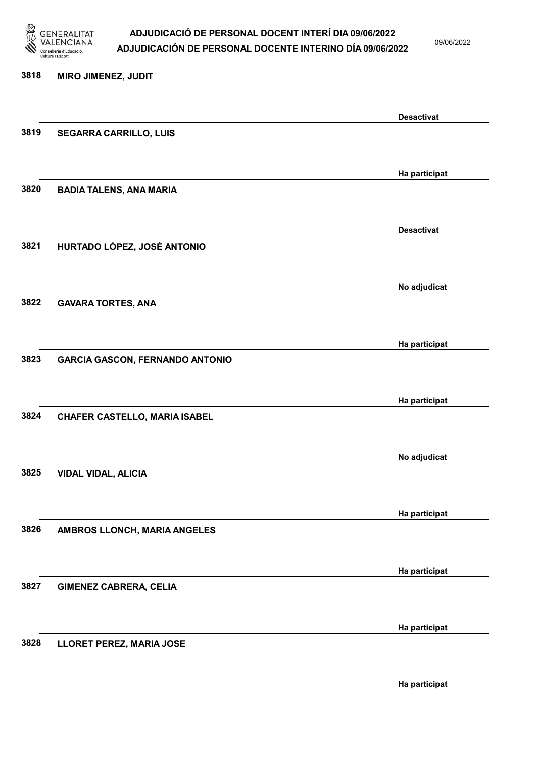3818 MIRO JIMENEZ, JUDIT

Desactivat

3819 SEGARRA CARRILLO, LUIS

Ha participat

3820 BADIA TALENS, ANA MARIA

Desactivat

3821 HURTADO LÓPEZ, JOSÉ ANTONIO

No adjudicat

3822 GAVARA TORTES, ANA

Ha participat

3823 GARCIA GASCON, FERNANDO ANTONIO

Ha participat

3824 CHAFER CASTELLO, MARIA ISABEL

No adjudicat

3825 VIDAL VIDAL, ALICIA

Ha participat

3826 AMBROS LLONCH, MARIA ANGELES

Ha participat

3827 GIMENEZ CABRERA, CELIA

Ha participat

3828 LLORET PEREZ, MARIA JOSE

Ha participat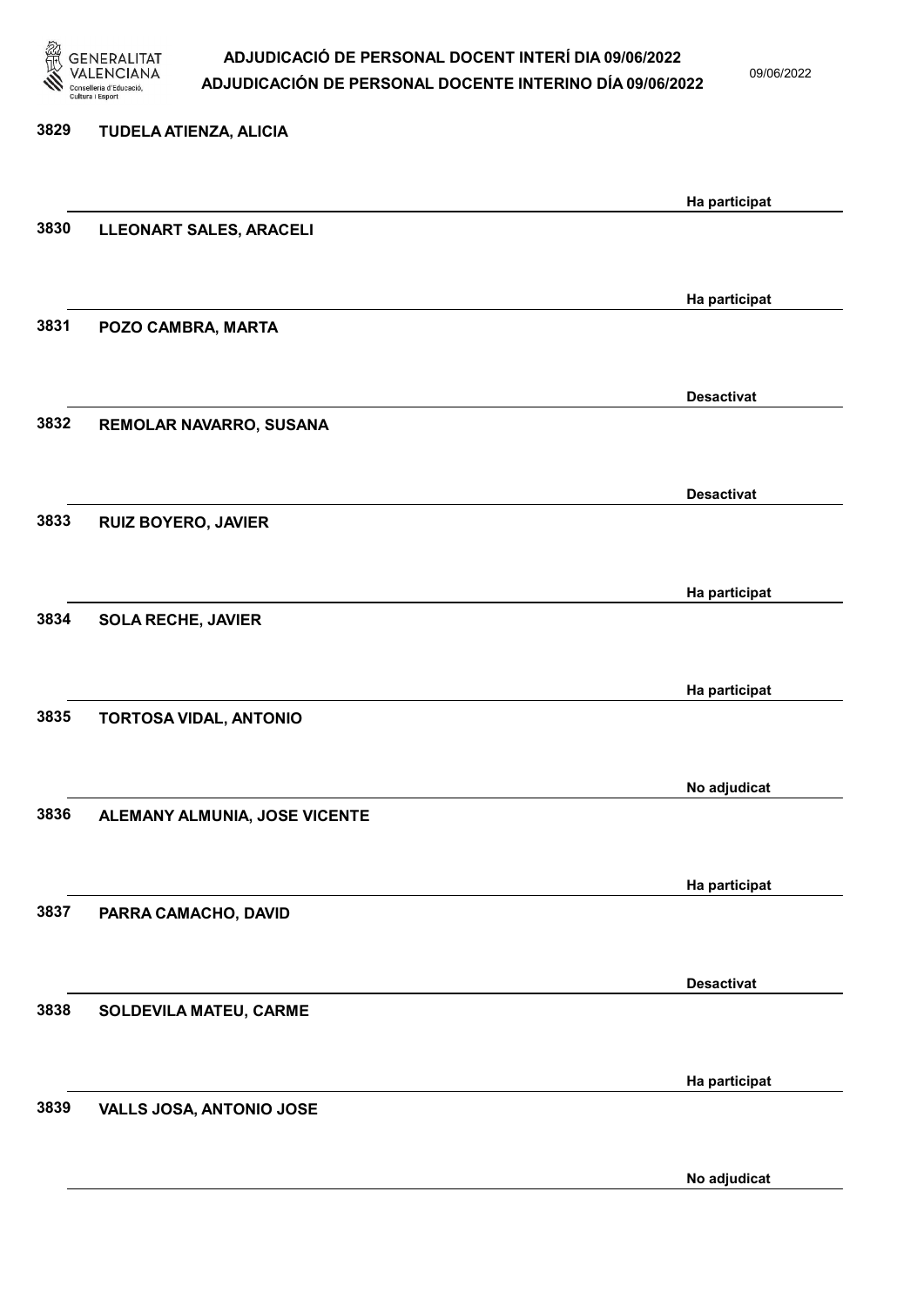| Núm. | Nom | Estat |
|---|---|---|
| 3829 | TUDELA ATIENZA, ALICIA | Ha participat |
| 3830 | LLEONART SALES, ARACELI | Ha participat |
| 3831 | POZO CAMBRA, MARTA | Desactivat |
| 3832 | REMOLAR NAVARRO, SUSANA | Desactivat |
| 3833 | RUIZ BOYERO, JAVIER | Ha participat |
| 3834 | SOLA RECHE, JAVIER | Ha participat |
| 3835 | TORTOSA VIDAL, ANTONIO | No adjudicat |
| 3836 | ALEMANY ALMUNIA, JOSE VICENTE | Ha participat |
| 3837 | PARRA CAMACHO, DAVID | Desactivat |
| 3838 | SOLDEVILA MATEU, CARME | Ha participat |
| 3839 | VALLS JOSA, ANTONIO JOSE | No adjudicat |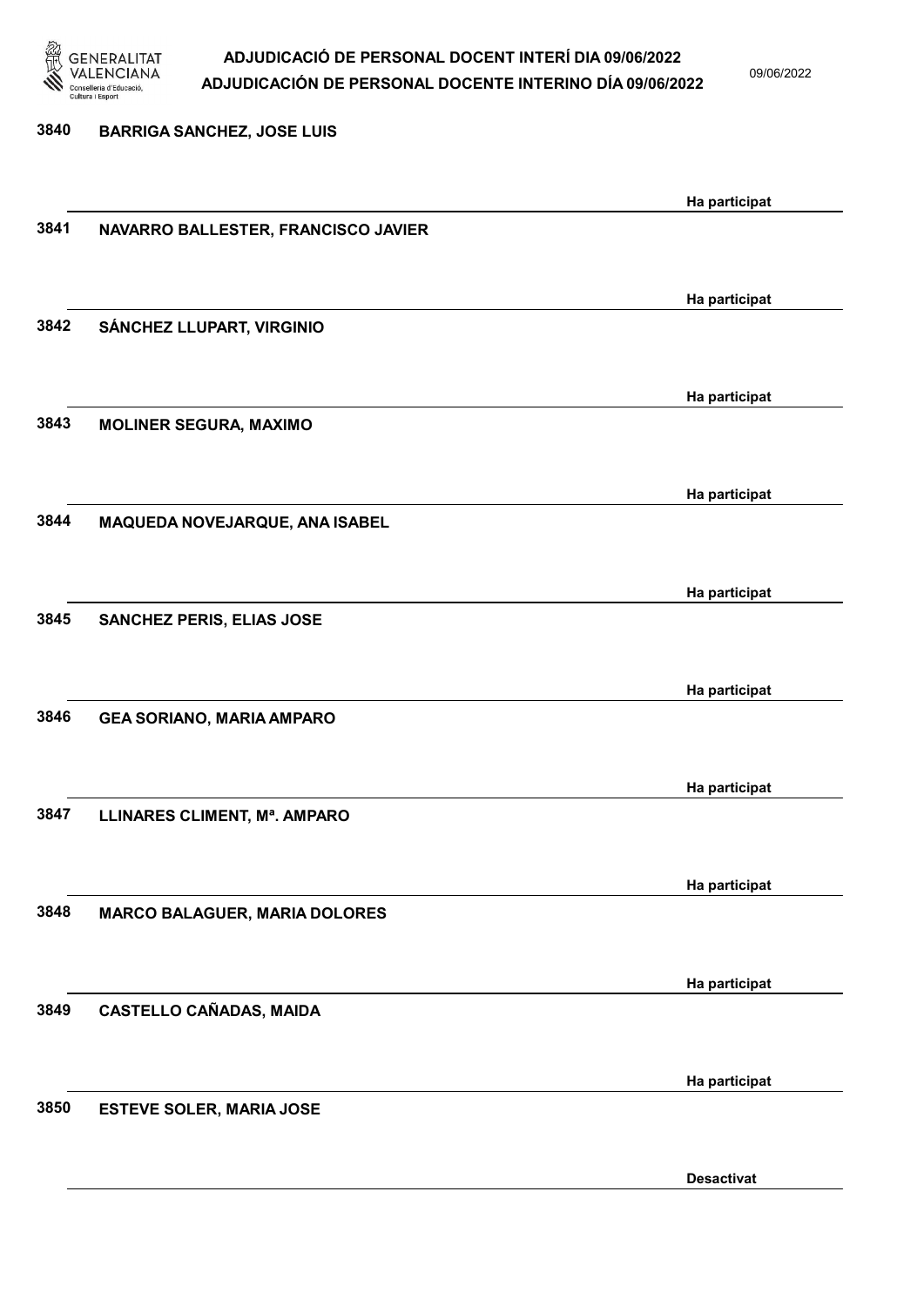| Núm. | Nom | Estat |
|---|---|---|
| 3840 | BARRIGA SANCHEZ, JOSE LUIS | Ha participat |
| 3841 | NAVARRO BALLESTER, FRANCISCO JAVIER | Ha participat |
| 3842 | SÁNCHEZ LLUPART, VIRGINIO | Ha participat |
| 3843 | MOLINER SEGURA, MAXIMO | Ha participat |
| 3844 | MAQUEDA NOVEJARQUE, ANA ISABEL | Ha participat |
| 3845 | SANCHEZ PERIS, ELIAS JOSE | Ha participat |
| 3846 | GEA SORIANO, MARIA AMPARO | Ha participat |
| 3847 | LLINARES CLIMENT, Mª. AMPARO | Ha participat |
| 3848 | MARCO BALAGUER, MARIA DOLORES | Ha participat |
| 3849 | CASTELLO CAÑADAS, MAIDA | Ha participat |
| 3850 | ESTEVE SOLER, MARIA JOSE | Desactivat |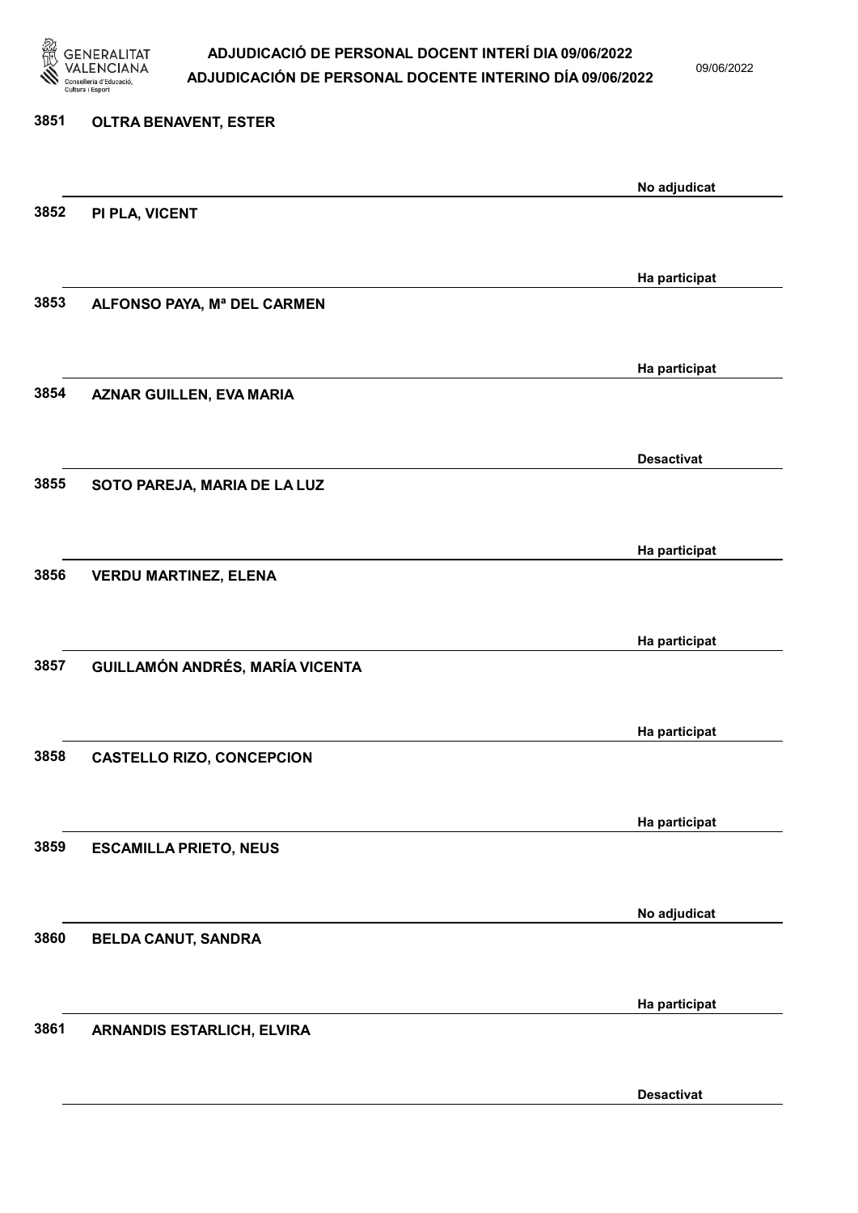| Núm. | Nom | Estat |
|---|---|---|
| 3851 | OLTRA BENAVENT, ESTER | No adjudicat |
| 3852 | PI PLA, VICENT | Ha participat |
| 3853 | ALFONSO PAYA, Mª DEL CARMEN | Ha participat |
| 3854 | AZNAR GUILLEN, EVA MARIA | Desactivat |
| 3855 | SOTO PAREJA, MARIA DE LA LUZ | Ha participat |
| 3856 | VERDU MARTINEZ, ELENA | Ha participat |
| 3857 | GUILLAMÓN ANDRÉS, MARÍA VICENTA | Ha participat |
| 3858 | CASTELLO RIZO, CONCEPCION | Ha participat |
| 3859 | ESCAMILLA PRIETO, NEUS | No adjudicat |
| 3860 | BELDA CANUT, SANDRA | Ha participat |
| 3861 | ARNANDIS ESTARLICH, ELVIRA | Desactivat |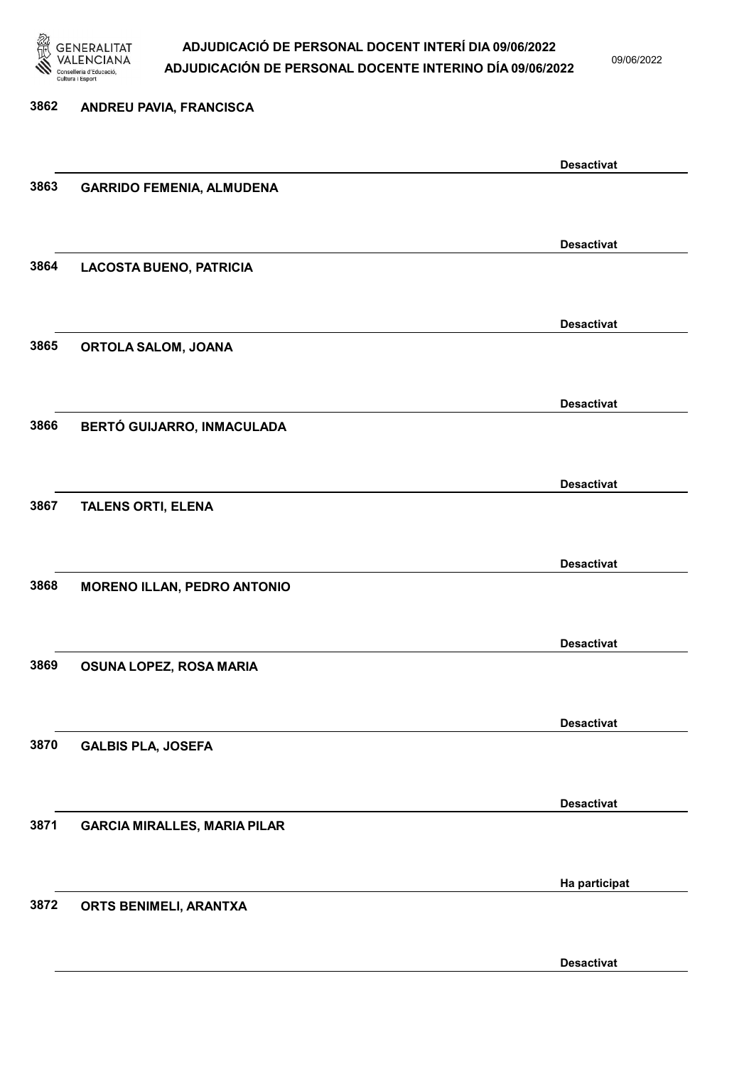3862 **ANDREU PAVIA, FRANCISCA**

**Desactivat**

3863 **GARRIDO FEMENIA, ALMUDENA**

**Desactivat**

3864 **LACOSTA BUENO, PATRICIA**

**Desactivat**

3865 **ORTOLA SALOM, JOANA**

**Desactivat**

3866 **BERTÓ GUIJARRO, INMACULADA**

**Desactivat**

3867 **TALENS ORTI, ELENA**

**Desactivat**

3868 **MORENO ILLAN, PEDRO ANTONIO**

**Desactivat**

3869 **OSUNA LOPEZ, ROSA MARIA**

**Desactivat**

3870 **GALBIS PLA, JOSEFA**

**Desactivat**

3871 **GARCIA MIRALLES, MARIA PILAR**

**Ha participat**

3872 **ORTS BENIMELI, ARANTXA**

**Desactivat**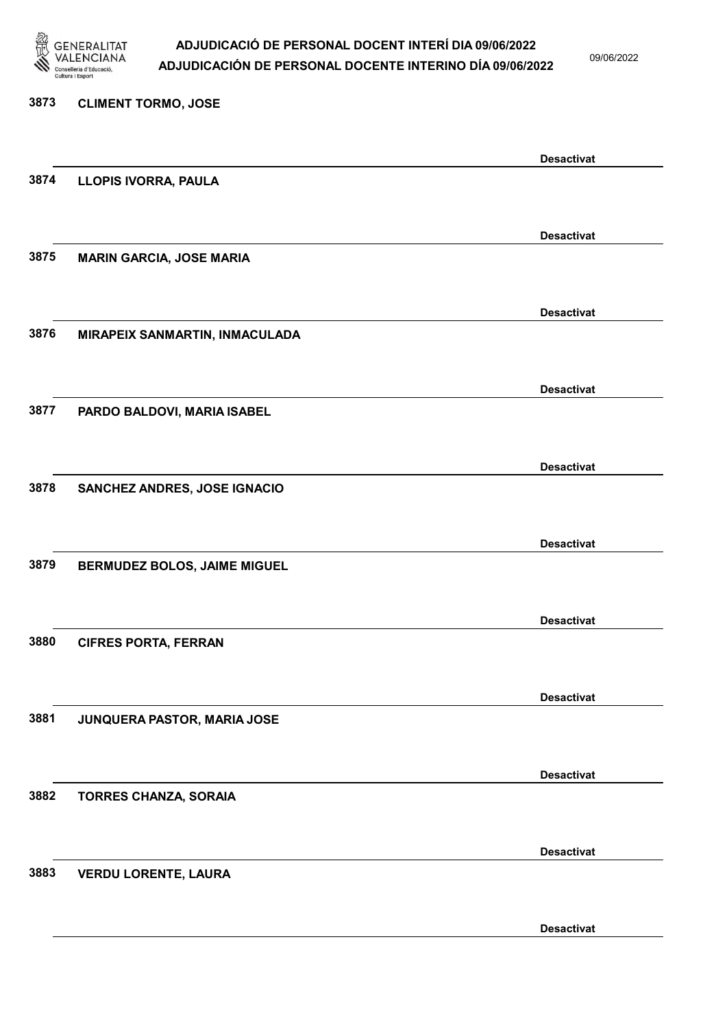3873 **CLIMENT TORMO, JOSE**

**Desactivat**

3874 **LLOPIS IVORRA, PAULA**

**Desactivat**

3875 **MARIN GARCIA, JOSE MARIA**

**Desactivat**

3876 **MIRAPEIX SANMARTIN, INMACULADA**

**Desactivat**

3877 **PARDO BALDOVI, MARIA ISABEL**

**Desactivat**

3878 **SANCHEZ ANDRES, JOSE IGNACIO**

**Desactivat**

3879 **BERMUDEZ BOLOS, JAIME MIGUEL**

**Desactivat**

3880 **CIFRES PORTA, FERRAN**

**Desactivat**

3881 **JUNQUERA PASTOR, MARIA JOSE**

**Desactivat**

3882 **TORRES CHANZA, SORAIA**

**Desactivat**

3883 **VERDU LORENTE, LAURA**

**Desactivat**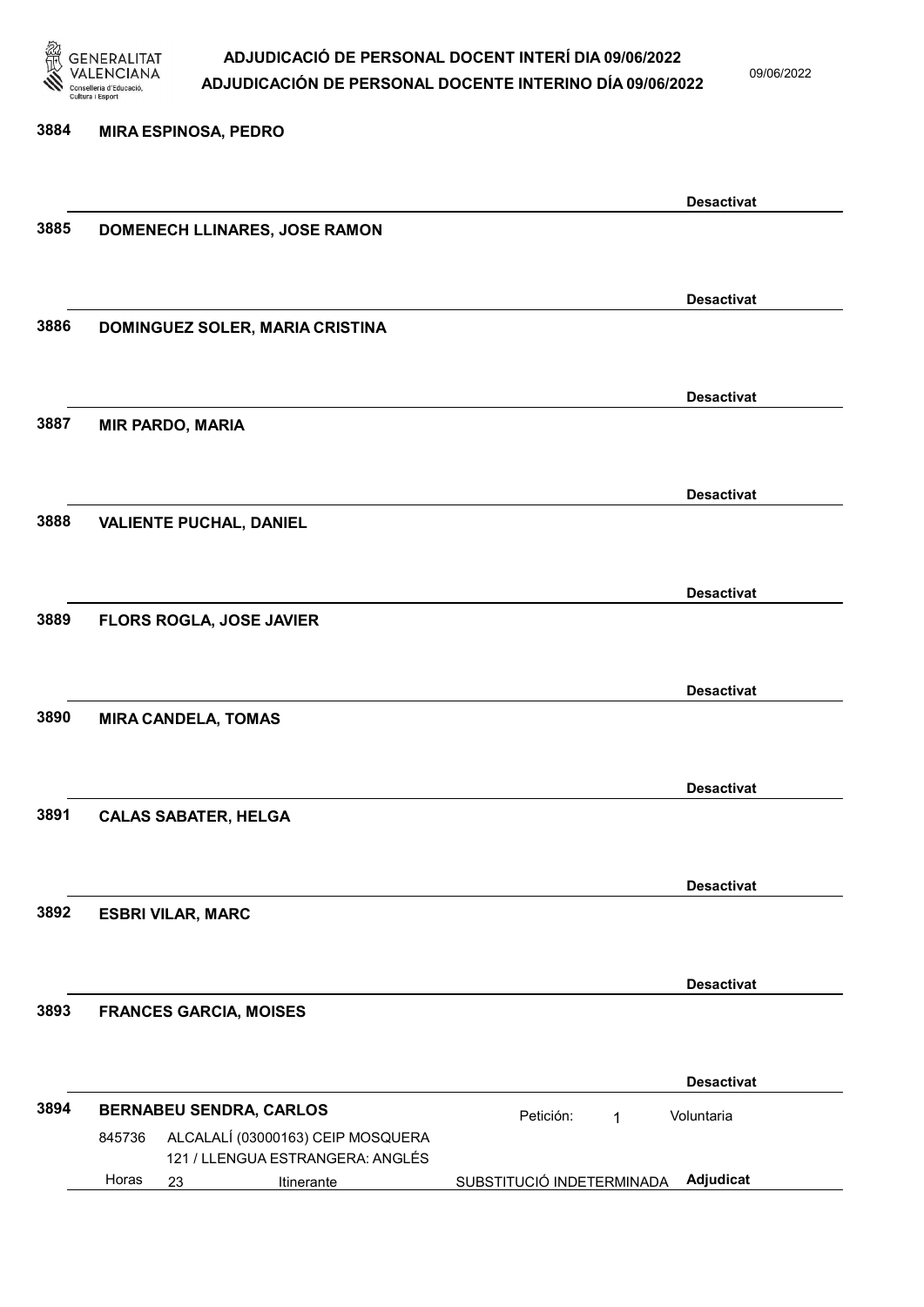3884 **MIRA ESPINOSA, PEDRO**

**Desactivat**

3885 **DOMENECH LLINARES, JOSE RAMON**

**Desactivat**

3886 **DOMINGUEZ SOLER, MARIA CRISTINA**

**Desactivat**

3887 **MIR PARDO, MARIA**

**Desactivat**

3888 **VALIENTE PUCHAL, DANIEL**

**Desactivat**

3889 **FLORS ROGLA, JOSE JAVIER**

**Desactivat**

3890 **MIRA CANDELA, TOMAS**

**Desactivat**

3891 **CALAS SABATER, HELGA**

**Desactivat**

3892 **ESBRI VILAR, MARC**

**Desactivat**

3893 **FRANCES GARCIA, MOISES**

**Desactivat**

3894 **BERNABEU SENDRA, CARLOS** Petición: 1 Voluntaria

845736 ALCALALÍ (03000163) CEIP MOSQUERA
121 / LLENGUA ESTRANGERA: ANGLÉS
Horas 23 Itinerante SUBSTITUCIÓ INDETERMINADA **Adjudicat**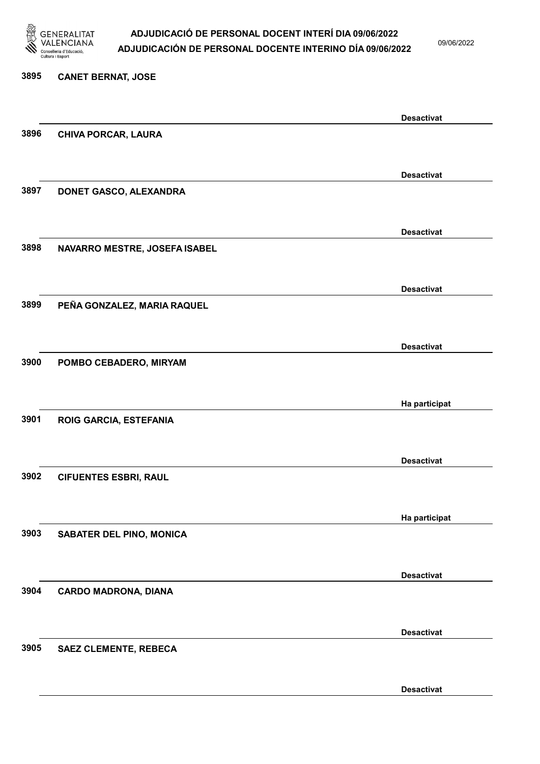3895 **CANET BERNAT, JOSE**

**Desactivat**

3896 **CHIVA PORCAR, LAURA**

**Desactivat**

3897 **DONET GASCO, ALEXANDRA**

**Desactivat**

3898 **NAVARRO MESTRE, JOSEFA ISABEL**

**Desactivat**

3899 **PEÑA GONZALEZ, MARIA RAQUEL**

**Desactivat**

3900 **POMBO CEBADERO, MIRYAM**

**Ha participat**

3901 **ROIG GARCIA, ESTEFANIA**

**Desactivat**

3902 **CIFUENTES ESBRI, RAUL**

**Ha participat**

3903 **SABATER DEL PINO, MONICA**

**Desactivat**

3904 **CARDO MADRONA, DIANA**

**Desactivat**

3905 **SAEZ CLEMENTE, REBECA**

**Desactivat**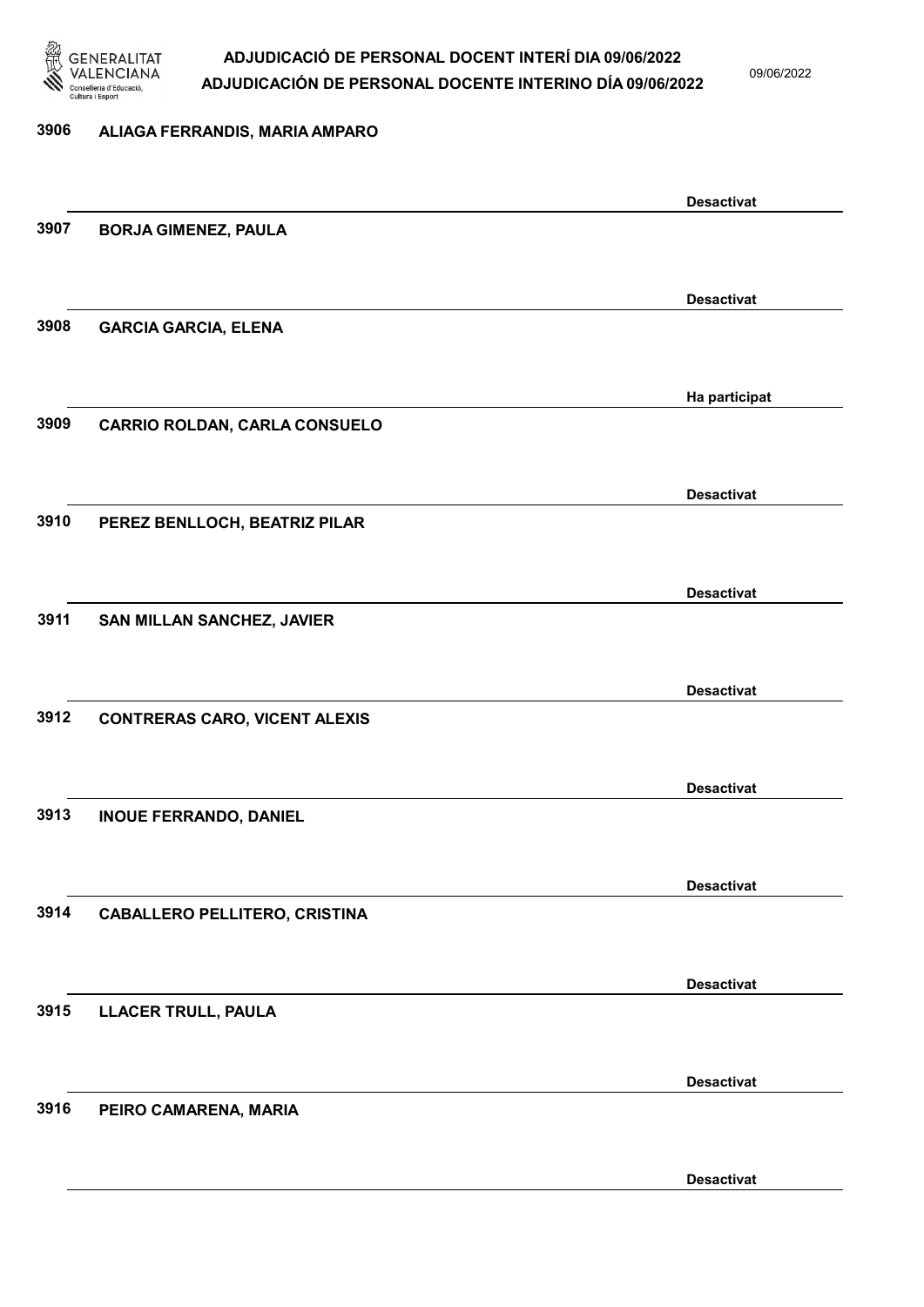| Núm. | Nom | Estat |
|---|---|---|
| 3906 | ALIAGA FERRANDIS, MARIA AMPARO | Desactivat |
| 3907 | BORJA GIMENEZ, PAULA | Desactivat |
| 3908 | GARCIA GARCIA, ELENA | Ha participat |
| 3909 | CARRIO ROLDAN, CARLA CONSUELO | Desactivat |
| 3910 | PEREZ BENLLOCH, BEATRIZ PILAR | Desactivat |
| 3911 | SAN MILLAN SANCHEZ, JAVIER | Desactivat |
| 3912 | CONTRERAS CARO, VICENT ALEXIS | Desactivat |
| 3913 | INOUE FERRANDO, DANIEL | Desactivat |
| 3914 | CABALLERO PELLITERO, CRISTINA | Desactivat |
| 3915 | LLACER TRULL, PAULA | Desactivat |
| 3916 | PEIRO CAMARENA, MARIA | Desactivat |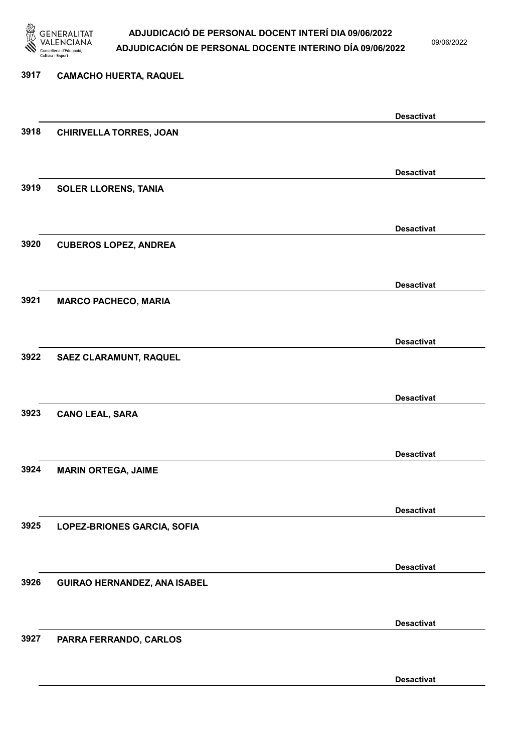3917 CAMACHO HUERTA, RAQUEL

Desactivat

3918 CHIRIVELLA TORRES, JOAN

Desactivat

3919 SOLER LLORENS, TANIA

Desactivat

3920 CUBEROS LOPEZ, ANDREA

Desactivat

3921 MARCO PACHECO, MARIA

Desactivat

3922 SAEZ CLARAMUNT, RAQUEL

Desactivat

3923 CANO LEAL, SARA

Desactivat

3924 MARIN ORTEGA, JAIME

Desactivat

3925 LOPEZ-BRIONES GARCIA, SOFIA

Desactivat

3926 GUIRAO HERNANDEZ, ANA ISABEL

Desactivat

3927 PARRA FERRANDO, CARLOS

Desactivat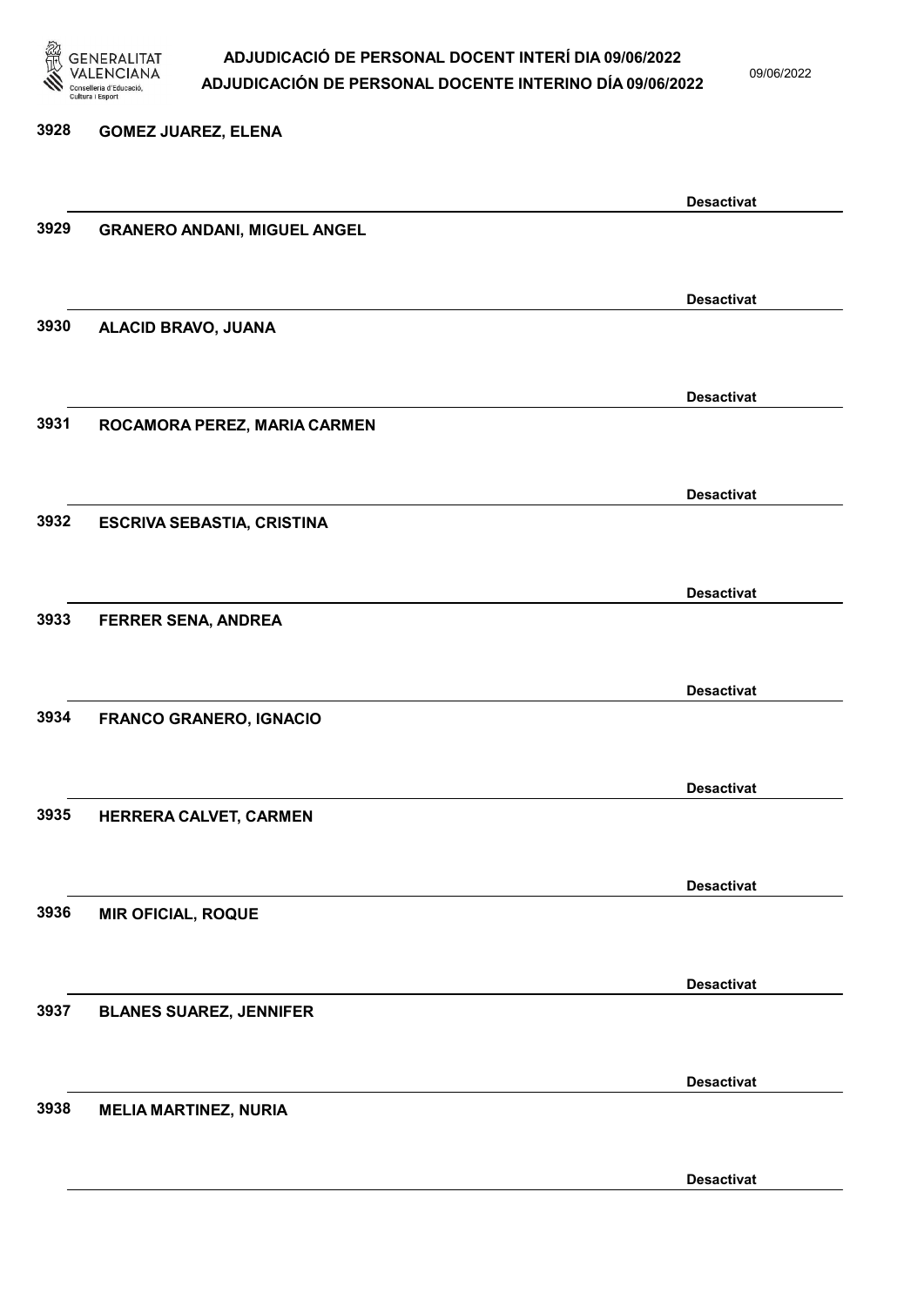3928 **GOMEZ JUAREZ, ELENA**

**Desactivat**

3929 **GRANERO ANDANI, MIGUEL ANGEL**

**Desactivat**

3930 **ALACID BRAVO, JUANA**

**Desactivat**

3931 **ROCAMORA PEREZ, MARIA CARMEN**

**Desactivat**

3932 **ESCRIVA SEBASTIA, CRISTINA**

**Desactivat**

3933 **FERRER SENA, ANDREA**

**Desactivat**

3934 **FRANCO GRANERO, IGNACIO**

**Desactivat**

3935 **HERRERA CALVET, CARMEN**

**Desactivat**

3936 **MIR OFICIAL, ROQUE**

**Desactivat**

3937 **BLANES SUAREZ, JENNIFER**

**Desactivat**

3938 **MELIA MARTINEZ, NURIA**

**Desactivat**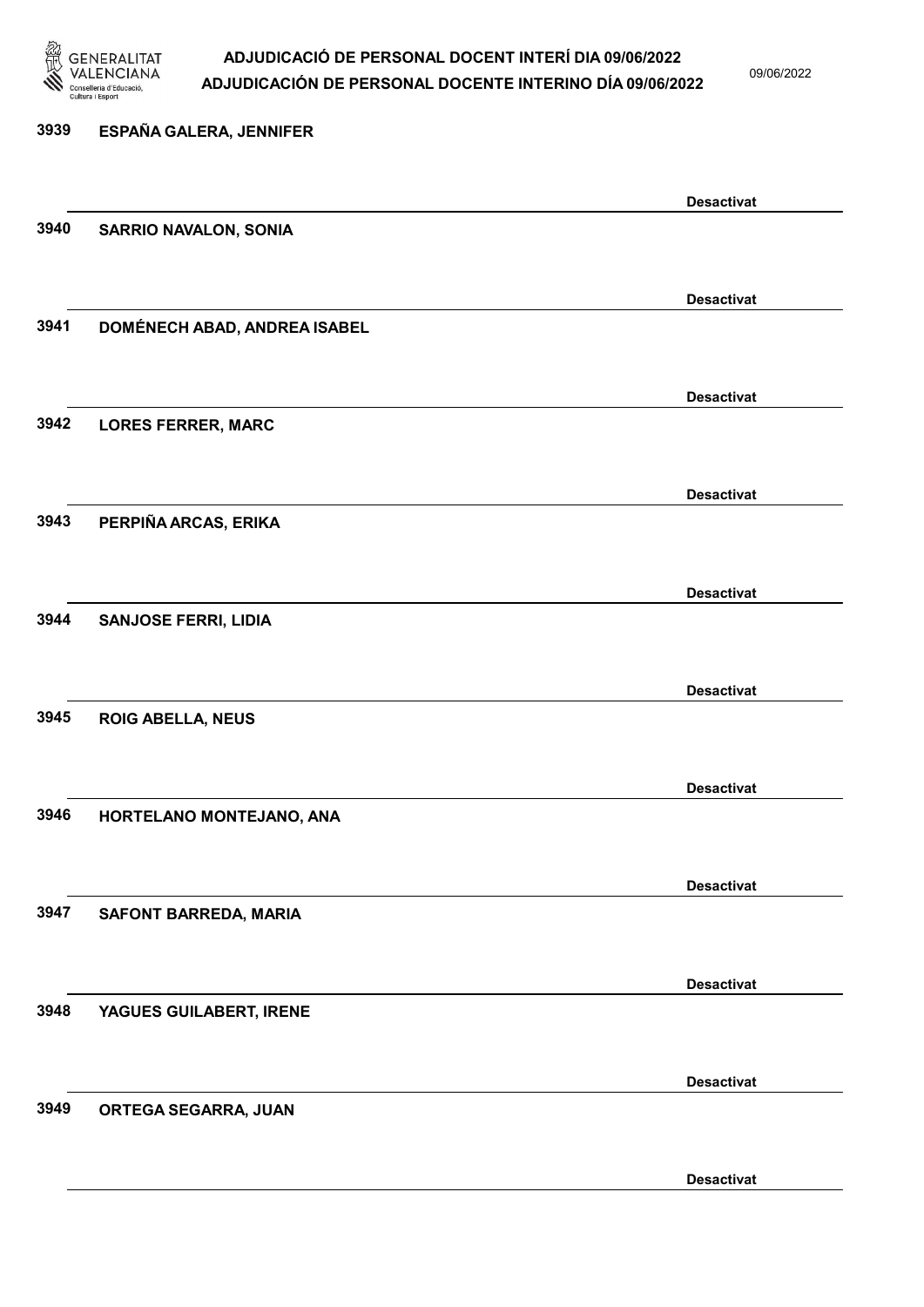3939 ESPAÑA GALERA, JENNIFER

Desactivat

3940 SARRIO NAVALON, SONIA

Desactivat

3941 DOMÉNECH ABAD, ANDREA ISABEL

Desactivat

3942 LORES FERRER, MARC

Desactivat

3943 PERPIÑA ARCAS, ERIKA

Desactivat

3944 SANJOSE FERRI, LIDIA

Desactivat

3945 ROIG ABELLA, NEUS

Desactivat

3946 HORTELANO MONTEJANO, ANA

Desactivat

3947 SAFONT BARREDA, MARIA

Desactivat

3948 YAGUES GUILABERT, IRENE

Desactivat

3949 ORTEGA SEGARRA, JUAN

Desactivat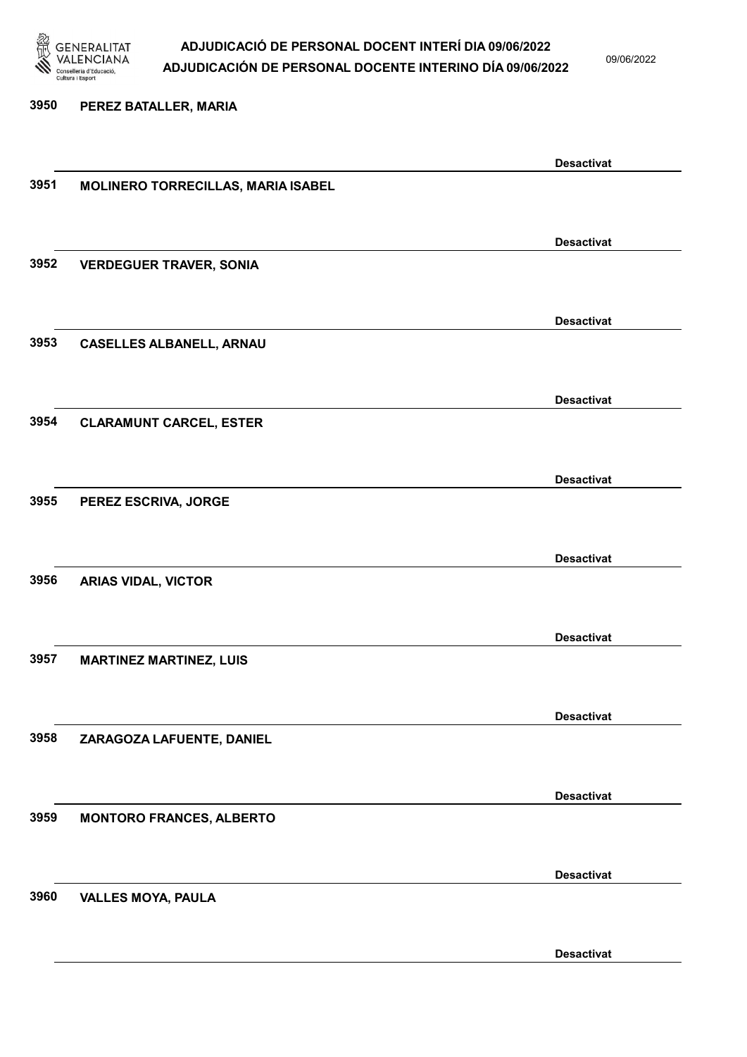3950 PEREZ BATALLER, MARIA

Desactivat

3951 MOLINERO TORRECILLAS, MARIA ISABEL

Desactivat

3952 VERDEGUER TRAVER, SONIA

Desactivat

3953 CASELLES ALBANELL, ARNAU

Desactivat

3954 CLARAMUNT CARCEL, ESTER

Desactivat

3955 PEREZ ESCRIVA, JORGE

Desactivat

3956 ARIAS VIDAL, VICTOR

Desactivat

3957 MARTINEZ MARTINEZ, LUIS

Desactivat

3958 ZARAGOZA LAFUENTE, DANIEL

Desactivat

3959 MONTORO FRANCES, ALBERTO

Desactivat

3960 VALLES MOYA, PAULA

Desactivat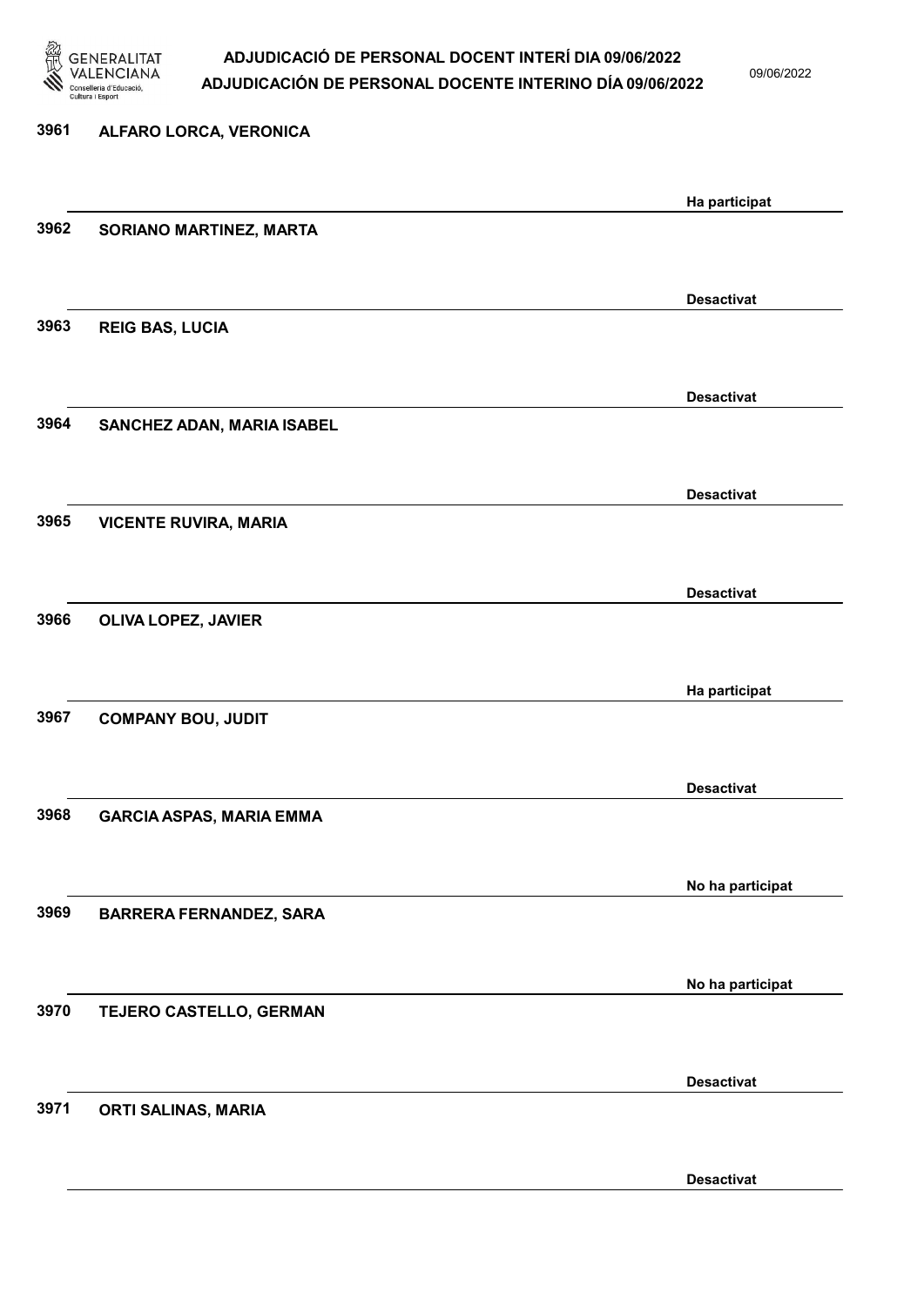3961 ALFARO LORCA, VERONICA

Ha participat

3962 SORIANO MARTINEZ, MARTA

Desactivat

3963 REIG BAS, LUCIA

Desactivat

3964 SANCHEZ ADAN, MARIA ISABEL

Desactivat

3965 VICENTE RUVIRA, MARIA

Desactivat

3966 OLIVA LOPEZ, JAVIER

Ha participat

3967 COMPANY BOU, JUDIT

Desactivat

3968 GARCIA ASPAS, MARIA EMMA

No ha participat

3969 BARRERA FERNANDEZ, SARA

No ha participat

3970 TEJERO CASTELLO, GERMAN

Desactivat

3971 ORTI SALINAS, MARIA

Desactivat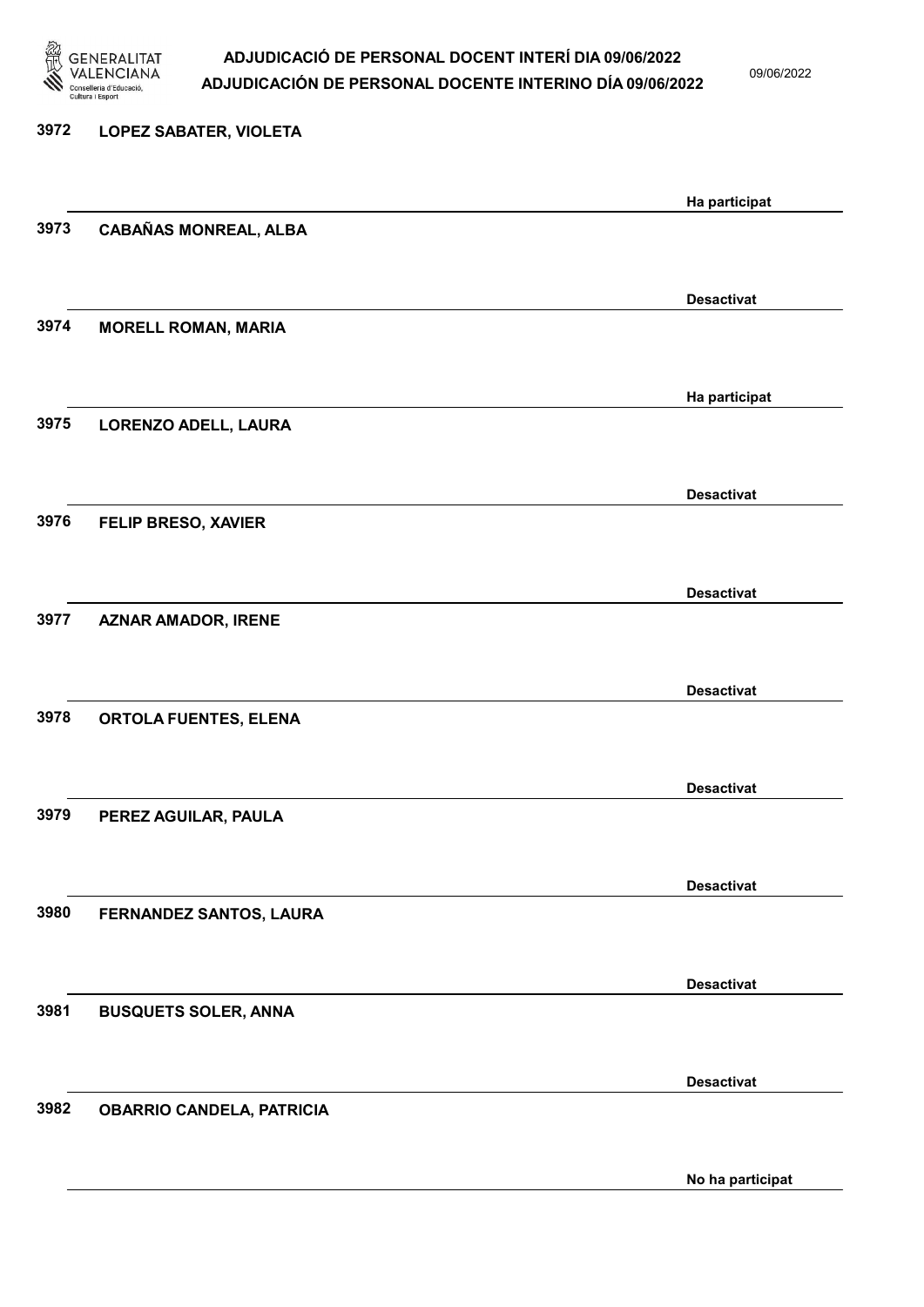| Núm. | Nom | Estat |
|---|---|---|
| 3972 | LOPEZ SABATER, VIOLETA | Ha participat |
| 3973 | CABAÑAS MONREAL, ALBA | Desactivat |
| 3974 | MORELL ROMAN, MARIA | Ha participat |
| 3975 | LORENZO ADELL, LAURA | Desactivat |
| 3976 | FELIP BRESO, XAVIER | Desactivat |
| 3977 | AZNAR AMADOR, IRENE | Desactivat |
| 3978 | ORTOLA FUENTES, ELENA | Desactivat |
| 3979 | PEREZ AGUILAR, PAULA | Desactivat |
| 3980 | FERNANDEZ SANTOS, LAURA | Desactivat |
| 3981 | BUSQUETS SOLER, ANNA | Desactivat |
| 3982 | OBARRIO CANDELA, PATRICIA | No ha participat |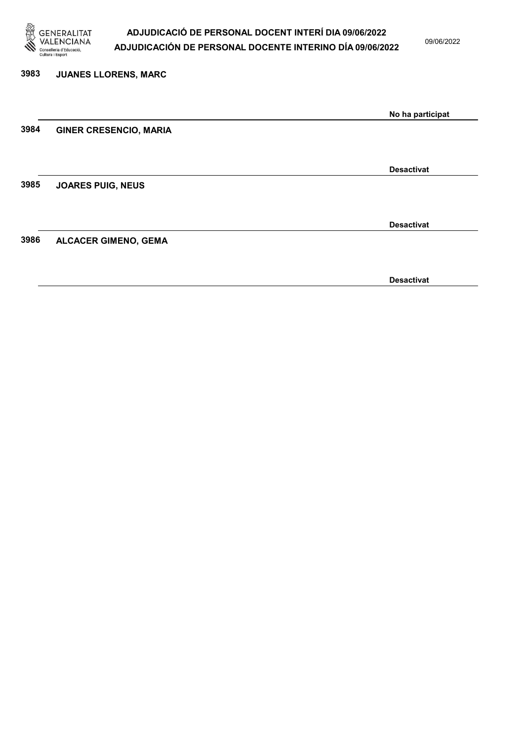**3983 JUANES LLORENS, MARC**

No ha participat

---

**3984 GINER CRESENCIO, MARIA**

Desactivat

---

**3985 JOARES PUIG, NEUS**

Desactivat

---

**3986 ALCACER GIMENO, GEMA**

Desactivat

---